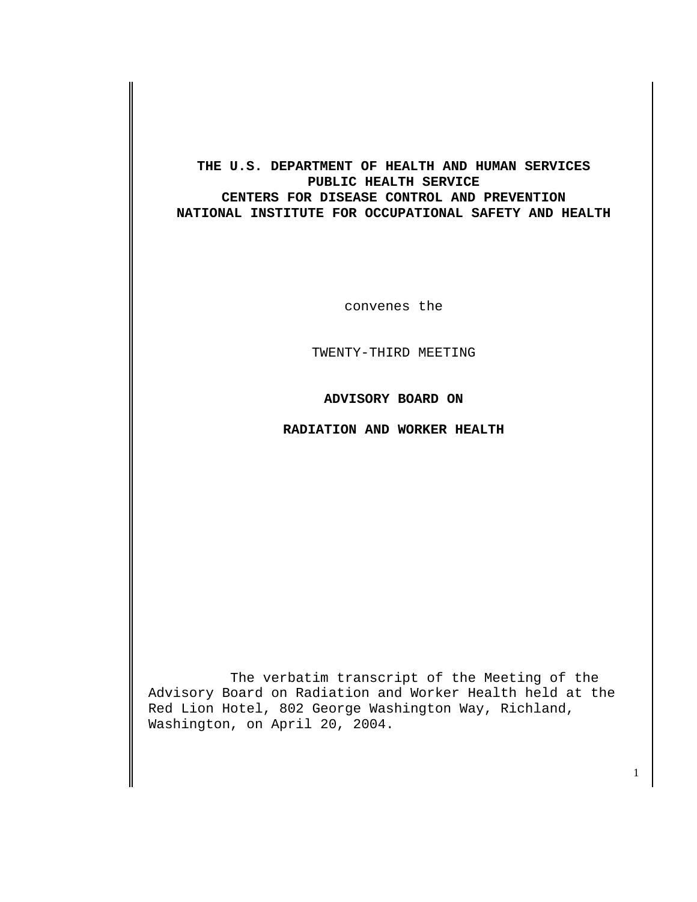**THE U.S. DEPARTMENT OF HEALTH AND HUMAN SERVICES**
**PUBLIC HEALTH SERVICE**
**CENTERS FOR DISEASE CONTROL AND PREVENTION**
**NATIONAL INSTITUTE FOR OCCUPATIONAL SAFETY AND HEALTH**

convenes the

TWENTY-THIRD MEETING

**ADVISORY BOARD ON**

**RADIATION AND WORKER HEALTH**

The verbatim transcript of the Meeting of the Advisory Board on Radiation and Worker Health held at the Red Lion Hotel, 802 George Washington Way, Richland, Washington, on April 20, 2004.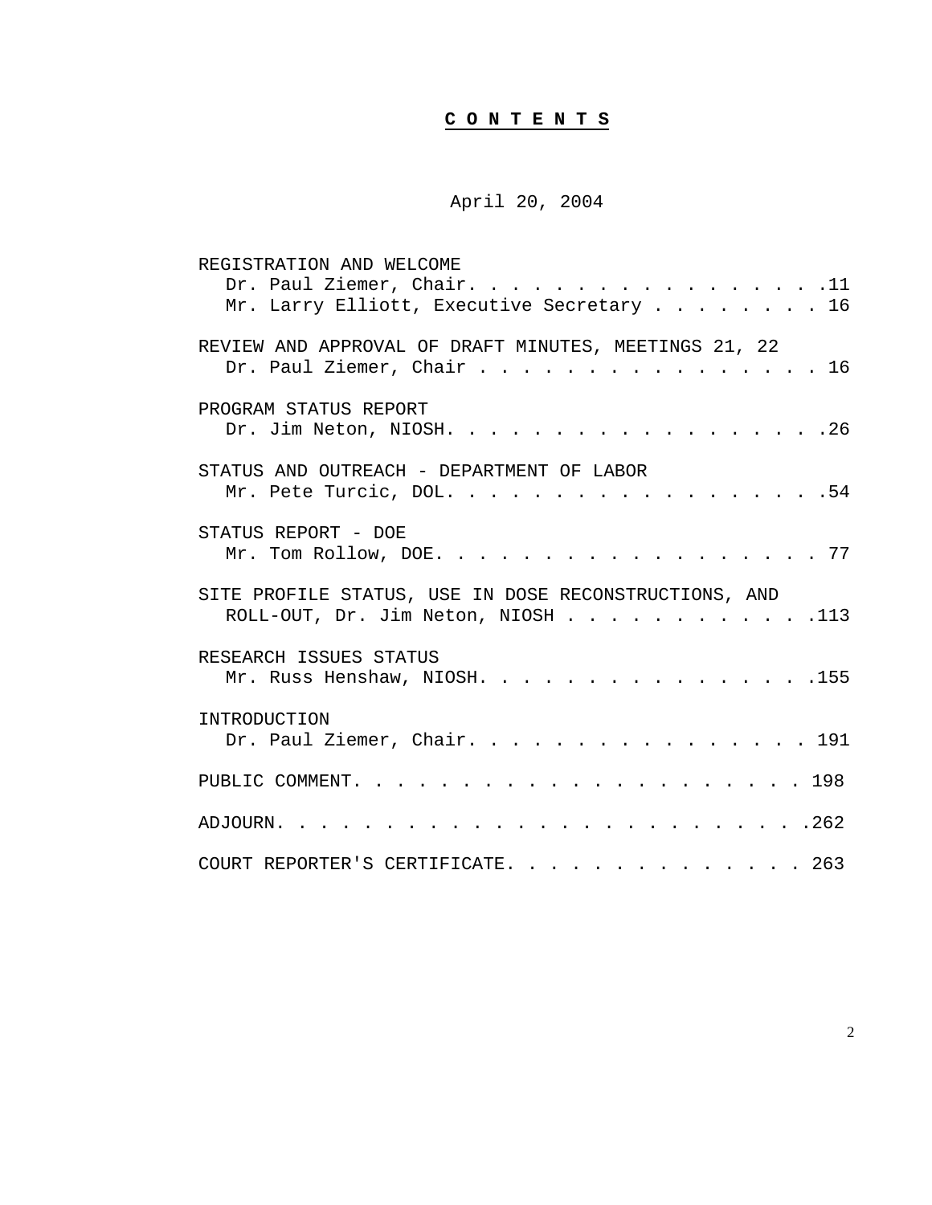# C O N T E N T S

April 20, 2004

REGISTRATION AND WELCOME
Dr. Paul Ziemer, Chair. . . . . . . . . . . . . . . . . . .11
Mr. Larry Elliott, Executive Secretary . . . . . . . . 16

REVIEW AND APPROVAL OF DRAFT MINUTES, MEETINGS 21, 22
Dr. Paul Ziemer, Chair . . . . . . . . . . . . . . . . 16

PROGRAM STATUS REPORT
Dr. Jim Neton, NIOSH. . . . . . . . . . . . . . . . . . .26

STATUS AND OUTREACH - DEPARTMENT OF LABOR
Mr. Pete Turcic, DOL. . . . . . . . . . . . . . . . . . .54

STATUS REPORT - DOE
Mr. Tom Rollow, DOE. . . . . . . . . . . . . . . . . . . 77

SITE PROFILE STATUS, USE IN DOSE RECONSTRUCTIONS, AND
ROLL-OUT, Dr. Jim Neton, NIOSH . . . . . . . . . . . .113

RESEARCH ISSUES STATUS
Mr. Russ Henshaw, NIOSH. . . . . . . . . . . . . . . . .155

INTRODUCTION
Dr. Paul Ziemer, Chair. . . . . . . . . . . . . . . . . 191

PUBLIC COMMENT. . . . . . . . . . . . . . . . . . . . . 198

ADJOURN. . . . . . . . . . . . . . . . . . . . . . . . .262

COURT REPORTER'S CERTIFICATE. . . . . . . . . . . . . . 263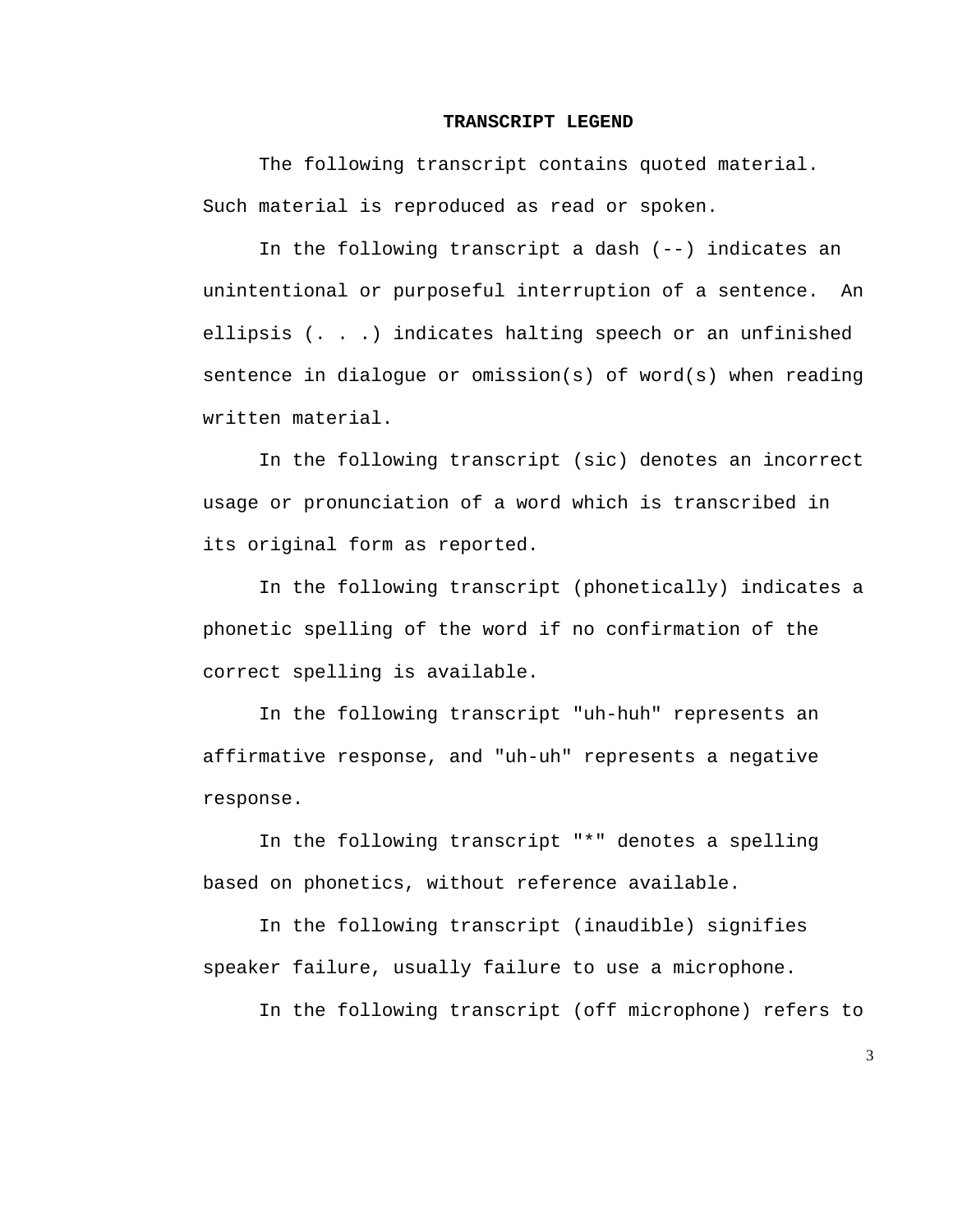# TRANSCRIPT LEGEND

The following transcript contains quoted material. Such material is reproduced as read or spoken.

In the following transcript a dash (--) indicates an unintentional or purposeful interruption of a sentence. An ellipsis (. . .) indicates halting speech or an unfinished sentence in dialogue or omission(s) of word(s) when reading written material.

In the following transcript (sic) denotes an incorrect usage or pronunciation of a word which is transcribed in its original form as reported.

In the following transcript (phonetically) indicates a phonetic spelling of the word if no confirmation of the correct spelling is available.

In the following transcript "uh-huh" represents an affirmative response, and "uh-uh" represents a negative response.

In the following transcript "*" denotes a spelling based on phonetics, without reference available.

In the following transcript (inaudible) signifies speaker failure, usually failure to use a microphone.

In the following transcript (off microphone) refers to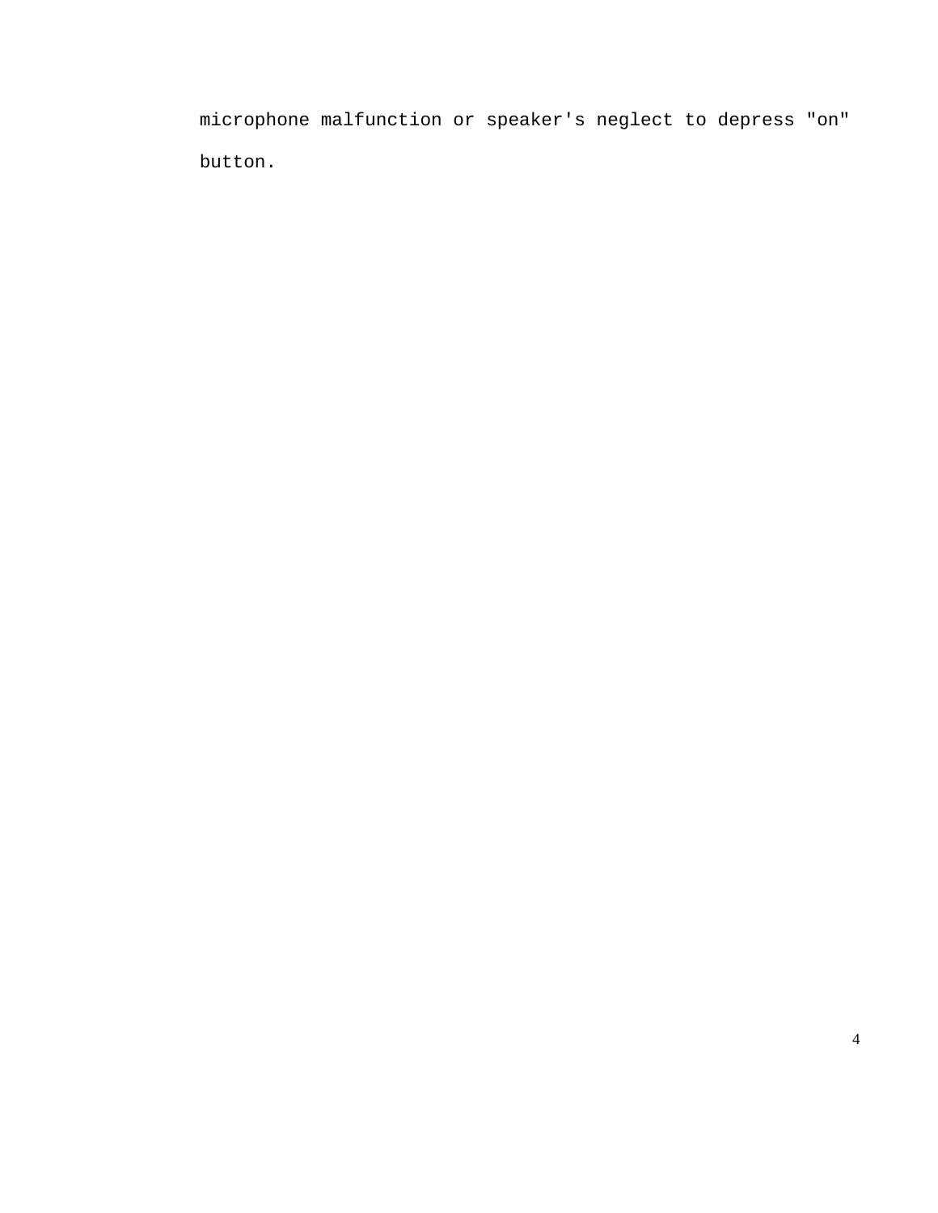microphone malfunction or speaker's neglect to depress "on" button.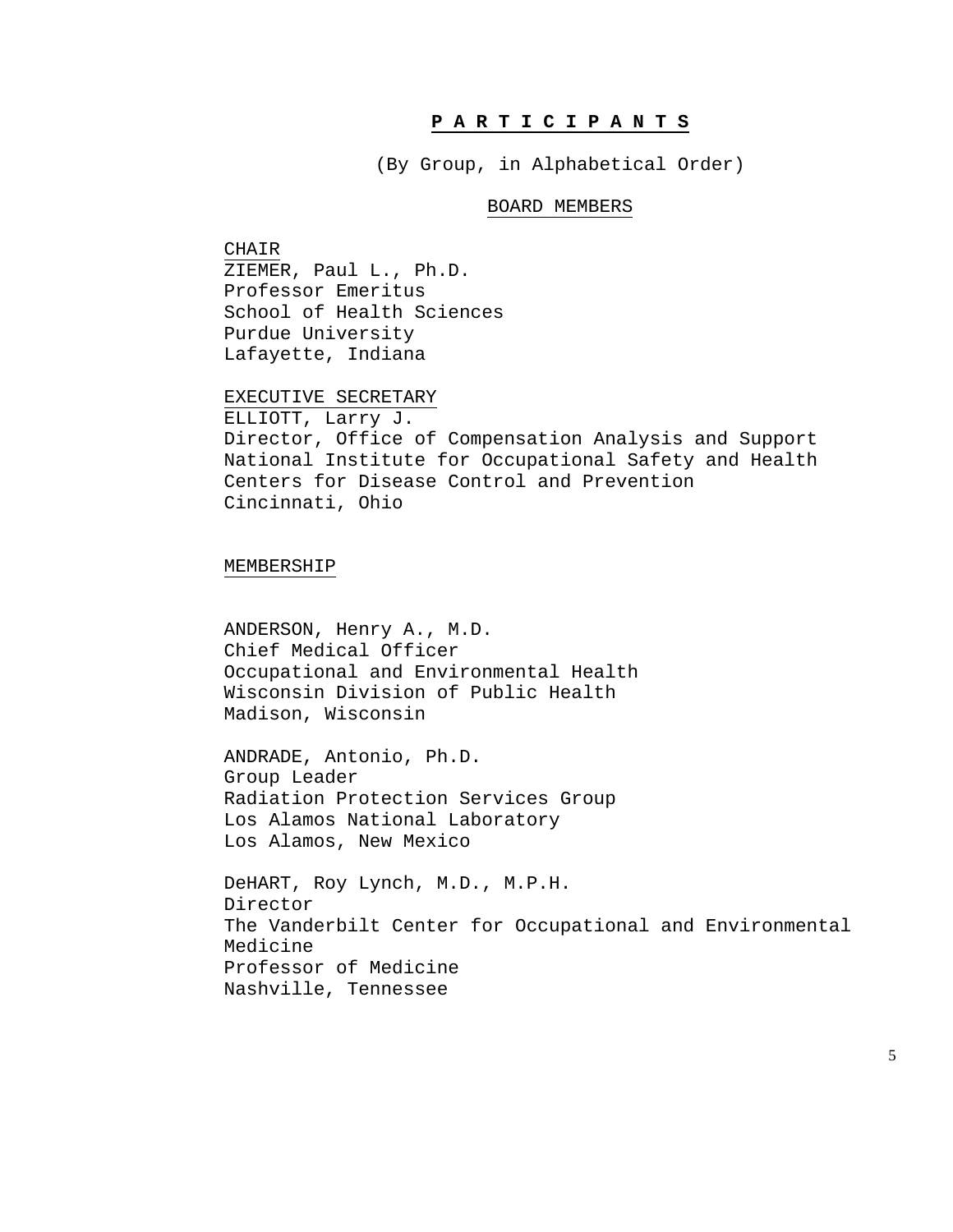# **P A R T I C I P A N T S**

(By Group, in Alphabetical Order)

## BOARD MEMBERS

CHAIR
ZIEMER, Paul L., Ph.D.
Professor Emeritus
School of Health Sciences
Purdue University
Lafayette, Indiana

EXECUTIVE SECRETARY
ELLIOTT, Larry J.
Director, Office of Compensation Analysis and Support
National Institute for Occupational Safety and Health
Centers for Disease Control and Prevention
Cincinnati, Ohio

MEMBERSHIP

ANDERSON, Henry A., M.D.
Chief Medical Officer
Occupational and Environmental Health
Wisconsin Division of Public Health
Madison, Wisconsin

ANDRADE, Antonio, Ph.D.
Group Leader
Radiation Protection Services Group
Los Alamos National Laboratory
Los Alamos, New Mexico

DeHART, Roy Lynch, M.D., M.P.H.
Director
The Vanderbilt Center for Occupational and Environmental Medicine
Professor of Medicine
Nashville, Tennessee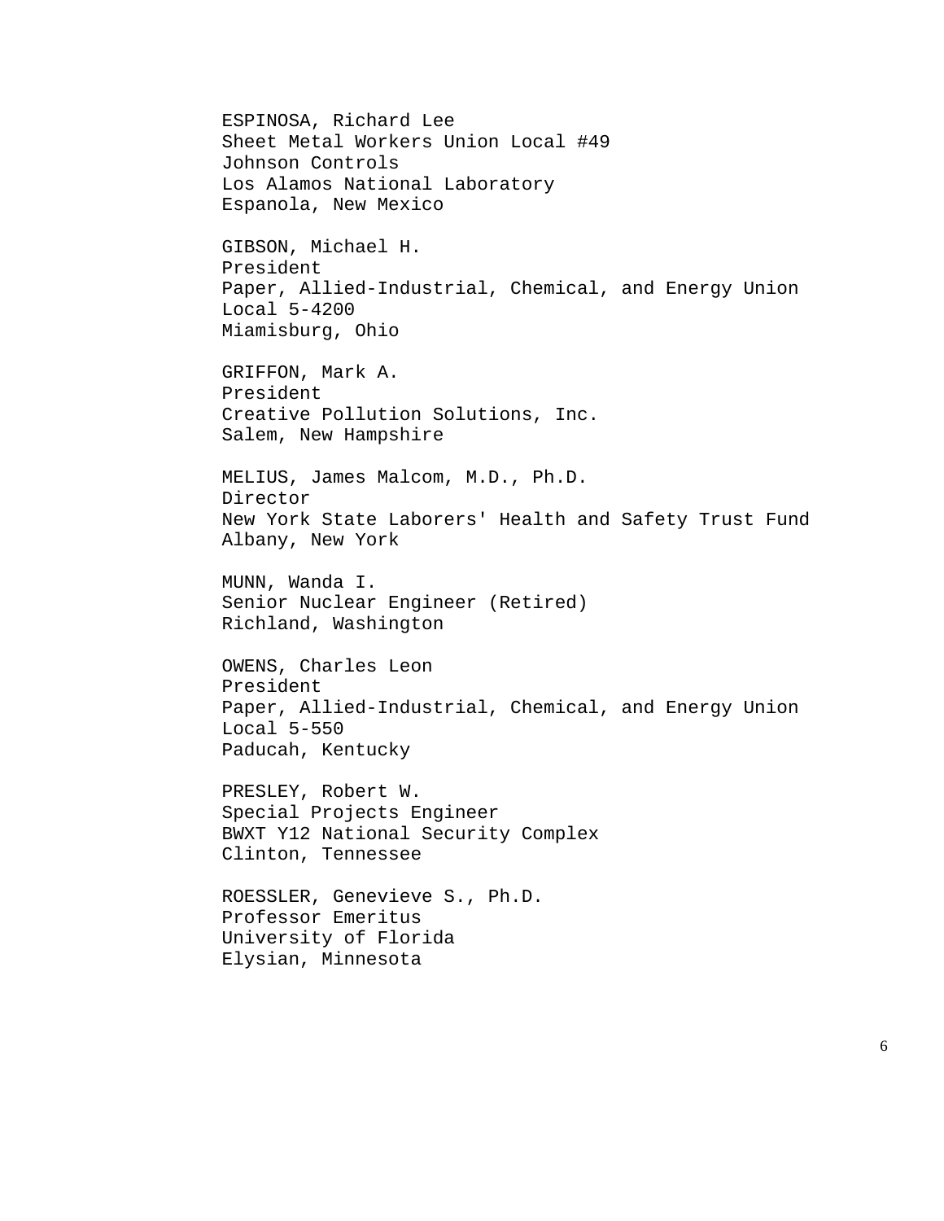ESPINOSA, Richard Lee
Sheet Metal Workers Union Local #49
Johnson Controls
Los Alamos National Laboratory
Espanola, New Mexico

GIBSON, Michael H.
President
Paper, Allied-Industrial, Chemical, and Energy Union
Local 5-4200
Miamisburg, Ohio

GRIFFON, Mark A.
President
Creative Pollution Solutions, Inc.
Salem, New Hampshire

MELIUS, James Malcom, M.D., Ph.D.
Director
New York State Laborers' Health and Safety Trust Fund
Albany, New York

MUNN, Wanda I.
Senior Nuclear Engineer (Retired)
Richland, Washington

OWENS, Charles Leon
President
Paper, Allied-Industrial, Chemical, and Energy Union
Local 5-550
Paducah, Kentucky

PRESLEY, Robert W.
Special Projects Engineer
BWXT Y12 National Security Complex
Clinton, Tennessee

ROESSLER, Genevieve S., Ph.D.
Professor Emeritus
University of Florida
Elysian, Minnesota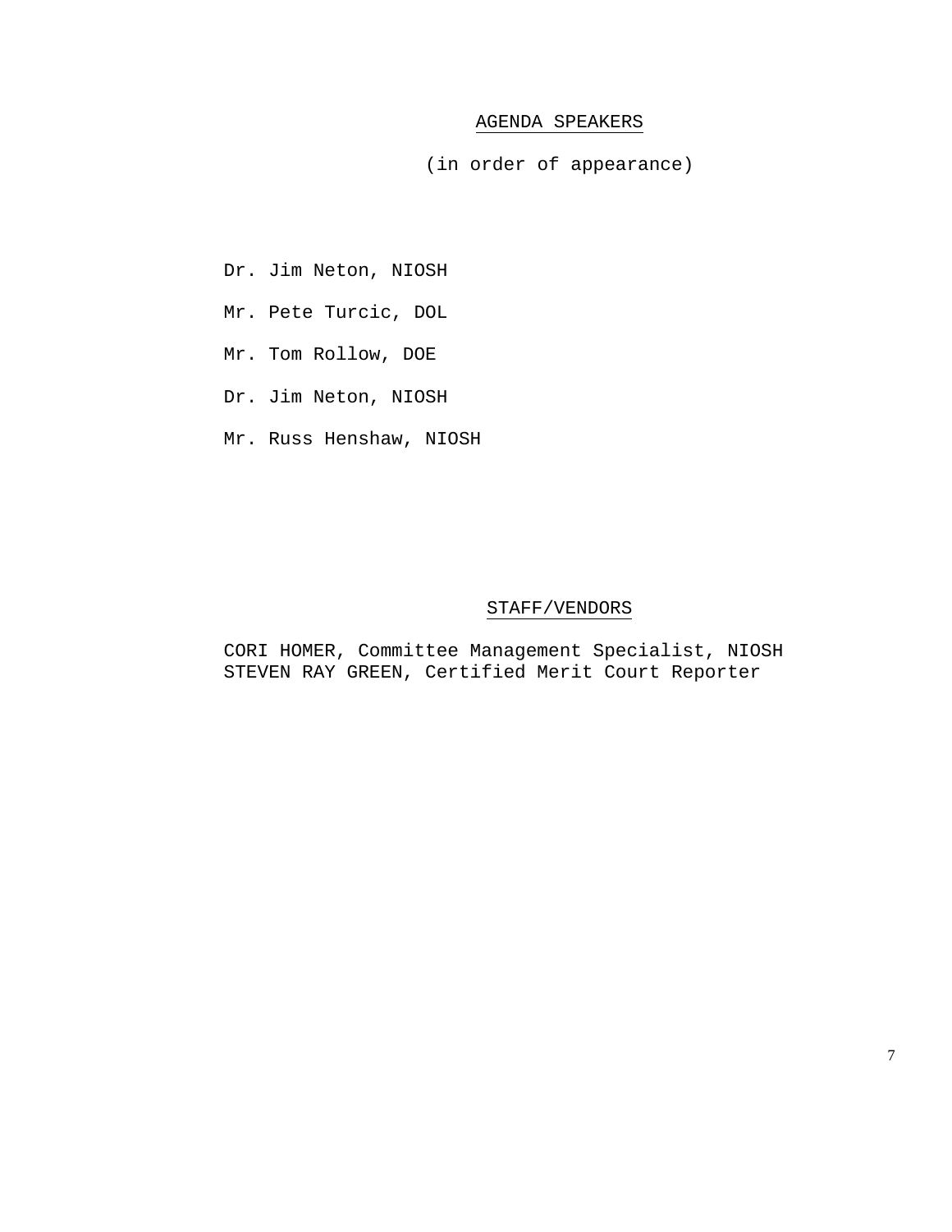## AGENDA SPEAKERS

(in order of appearance)

Dr. Jim Neton, NIOSH

Mr. Pete Turcic, DOL

Mr. Tom Rollow, DOE

Dr. Jim Neton, NIOSH

Mr. Russ Henshaw, NIOSH

## STAFF/VENDORS

CORI HOMER, Committee Management Specialist, NIOSH
STEVEN RAY GREEN, Certified Merit Court Reporter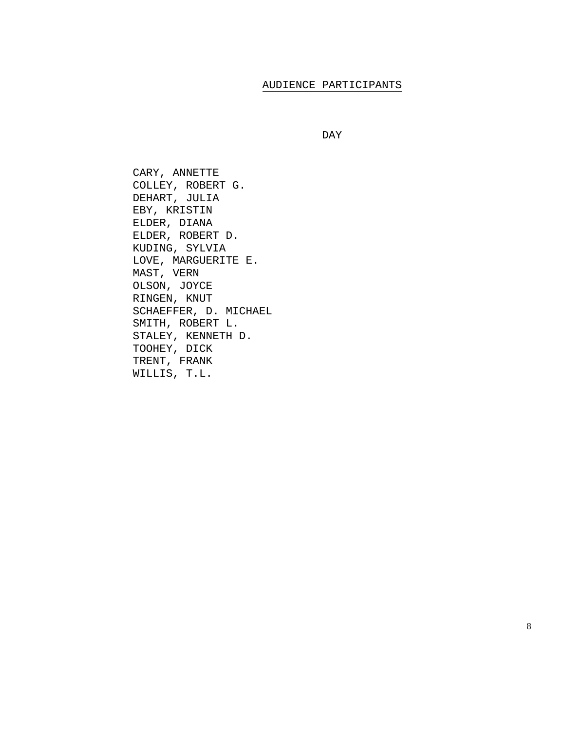## AUDIENCE PARTICIPANTS

DAY

CARY, ANNETTE
COLLEY, ROBERT G.
DEHART, JULIA
EBY, KRISTIN
ELDER, DIANA
ELDER, ROBERT D.
KUDING, SYLVIA
LOVE, MARGUERITE E.
MAST, VERN
OLSON, JOYCE
RINGEN, KNUT
SCHAEFFER, D. MICHAEL
SMITH, ROBERT L.
STALEY, KENNETH D.
TOOHEY, DICK
TRENT, FRANK
WILLIS, T.L.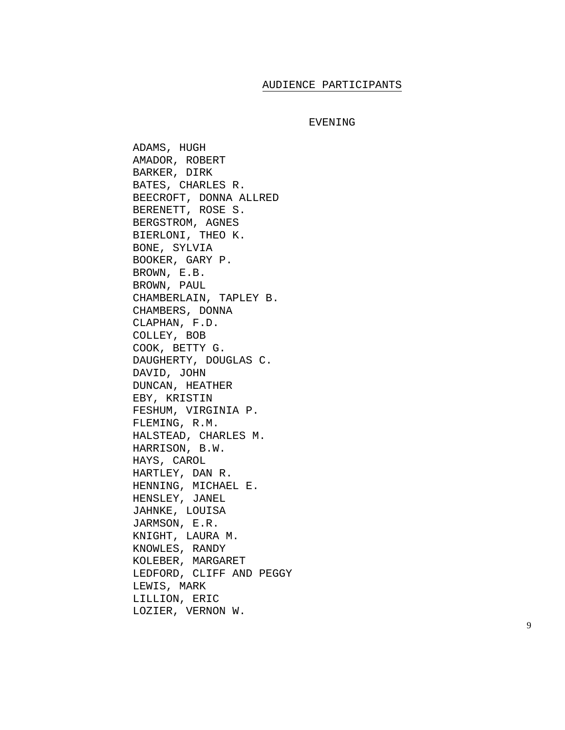## AUDIENCE PARTICIPANTS

### EVENING

ADAMS, HUGH
AMADOR, ROBERT
BARKER, DIRK
BATES, CHARLES R.
BEECROFT, DONNA ALLRED
BERENETT, ROSE S.
BERGSTROM, AGNES
BIERLONI, THEO K.
BONE, SYLVIA
BOOKER, GARY P.
BROWN, E.B.
BROWN, PAUL
CHAMBERLAIN, TAPLEY B.
CHAMBERS, DONNA
CLAPHAN, F.D.
COLLEY, BOB
COOK, BETTY G.
DAUGHERTY, DOUGLAS C.
DAVID, JOHN
DUNCAN, HEATHER
EBY, KRISTIN
FESHUM, VIRGINIA P.
FLEMING, R.M.
HALSTEAD, CHARLES M.
HARRISON, B.W.
HAYS, CAROL
HARTLEY, DAN R.
HENNING, MICHAEL E.
HENSLEY, JANEL
JAHNKE, LOUISA
JARMSON, E.R.
KNIGHT, LAURA M.
KNOWLES, RANDY
KOLEBER, MARGARET
LEDFORD, CLIFF AND PEGGY
LEWIS, MARK
LILLION, ERIC
LOZIER, VERNON W.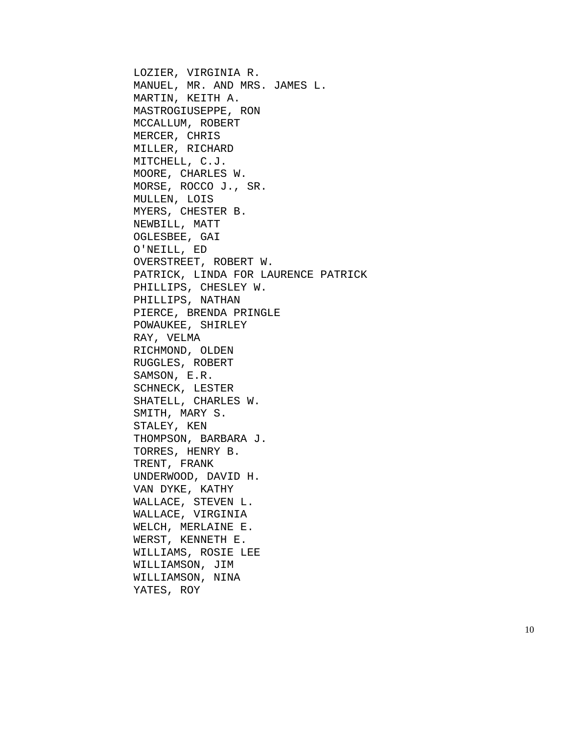LOZIER, VIRGINIA R.
MANUEL, MR. AND MRS. JAMES L.
MARTIN, KEITH A.
MASTROGIUSEPPE, RON
MCCALLUM, ROBERT
MERCER, CHRIS
MILLER, RICHARD
MITCHELL, C.J.
MOORE, CHARLES W.
MORSE, ROCCO J., SR.
MULLEN, LOIS
MYERS, CHESTER B.
NEWBILL, MATT
OGLESBEE, GAI
O'NEILL, ED
OVERSTREET, ROBERT W.
PATRICK, LINDA FOR LAURENCE PATRICK
PHILLIPS, CHESLEY W.
PHILLIPS, NATHAN
PIERCE, BRENDA PRINGLE
POWAUKEE, SHIRLEY
RAY, VELMA
RICHMOND, OLDEN
RUGGLES, ROBERT
SAMSON, E.R.
SCHNECK, LESTER
SHATELL, CHARLES W.
SMITH, MARY S.
STALEY, KEN
THOMPSON, BARBARA J.
TORRES, HENRY B.
TRENT, FRANK
UNDERWOOD, DAVID H.
VAN DYKE, KATHY
WALLACE, STEVEN L.
WALLACE, VIRGINIA
WELCH, MERLAINE E.
WERST, KENNETH E.
WILLIAMS, ROSIE LEE
WILLIAMSON, JIM
WILLIAMSON, NINA
YATES, ROY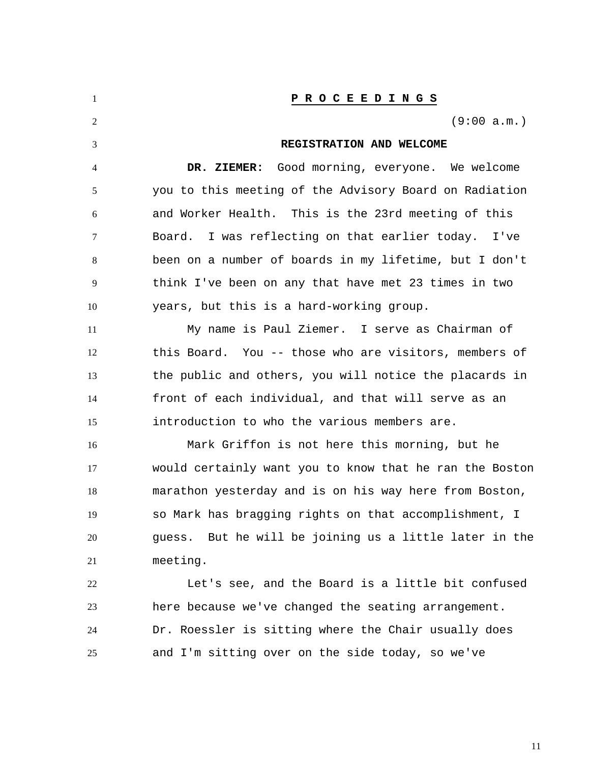**P R O C E E D I N G S**

(9:00 a.m.)

**REGISTRATION AND WELCOME**

**DR. ZIEMER:** Good morning, everyone. We welcome you to this meeting of the Advisory Board on Radiation and Worker Health. This is the 23rd meeting of this Board. I was reflecting on that earlier today. I've been on a number of boards in my lifetime, but I don't think I've been on any that have met 23 times in two years, but this is a hard-working group.

My name is Paul Ziemer. I serve as Chairman of this Board. You -- those who are visitors, members of the public and others, you will notice the placards in front of each individual, and that will serve as an introduction to who the various members are.

Mark Griffon is not here this morning, but he would certainly want you to know that he ran the Boston marathon yesterday and is on his way here from Boston, so Mark has bragging rights on that accomplishment, I guess. But he will be joining us a little later in the meeting.

Let's see, and the Board is a little bit confused here because we've changed the seating arrangement. Dr. Roessler is sitting where the Chair usually does and I'm sitting over on the side today, so we've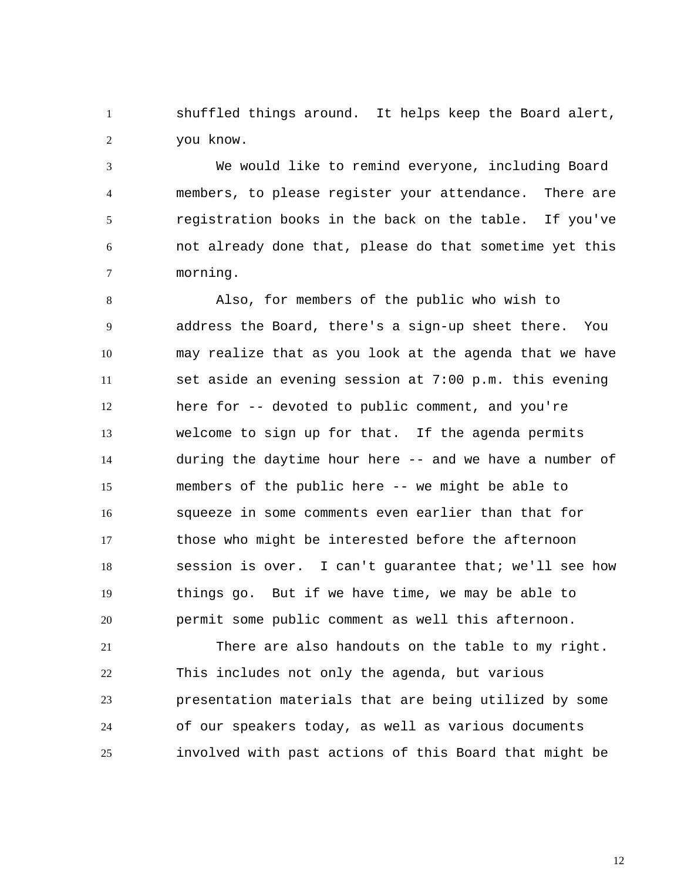shuffled things around. It helps keep the Board alert, you know.

We would like to remind everyone, including Board members, to please register your attendance. There are registration books in the back on the table. If you've not already done that, please do that sometime yet this morning.

Also, for members of the public who wish to address the Board, there's a sign-up sheet there. You may realize that as you look at the agenda that we have set aside an evening session at 7:00 p.m. this evening here for -- devoted to public comment, and you're welcome to sign up for that. If the agenda permits during the daytime hour here -- and we have a number of members of the public here -- we might be able to squeeze in some comments even earlier than that for those who might be interested before the afternoon session is over. I can't guarantee that; we'll see how things go. But if we have time, we may be able to permit some public comment as well this afternoon.

There are also handouts on the table to my right. This includes not only the agenda, but various presentation materials that are being utilized by some of our speakers today, as well as various documents involved with past actions of this Board that might be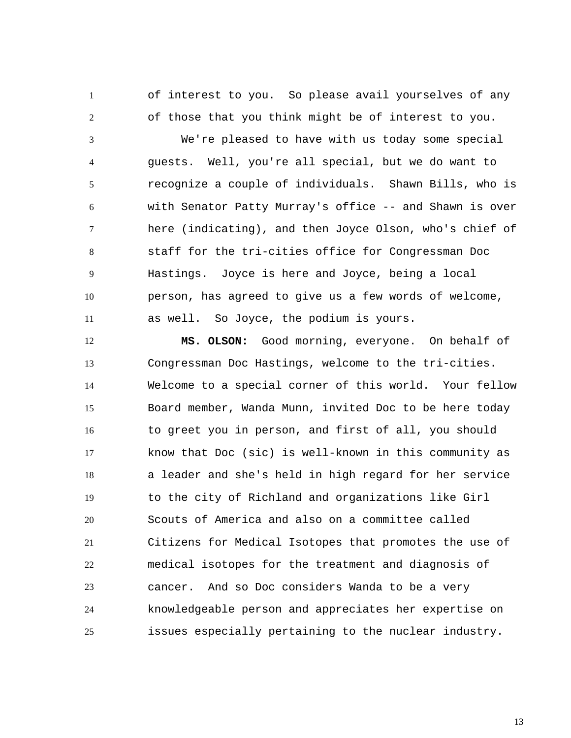of interest to you. So please avail yourselves of any of those that you think might be of interest to you.

We're pleased to have with us today some special guests. Well, you're all special, but we do want to recognize a couple of individuals. Shawn Bills, who is with Senator Patty Murray's office -- and Shawn is over here (indicating), and then Joyce Olson, who's chief of staff for the tri-cities office for Congressman Doc Hastings. Joyce is here and Joyce, being a local person, has agreed to give us a few words of welcome, as well. So Joyce, the podium is yours.

**MS. OLSON:** Good morning, everyone. On behalf of Congressman Doc Hastings, welcome to the tri-cities. Welcome to a special corner of this world. Your fellow Board member, Wanda Munn, invited Doc to be here today to greet you in person, and first of all, you should know that Doc (sic) is well-known in this community as a leader and she's held in high regard for her service to the city of Richland and organizations like Girl Scouts of America and also on a committee called Citizens for Medical Isotopes that promotes the use of medical isotopes for the treatment and diagnosis of cancer. And so Doc considers Wanda to be a very knowledgeable person and appreciates her expertise on issues especially pertaining to the nuclear industry.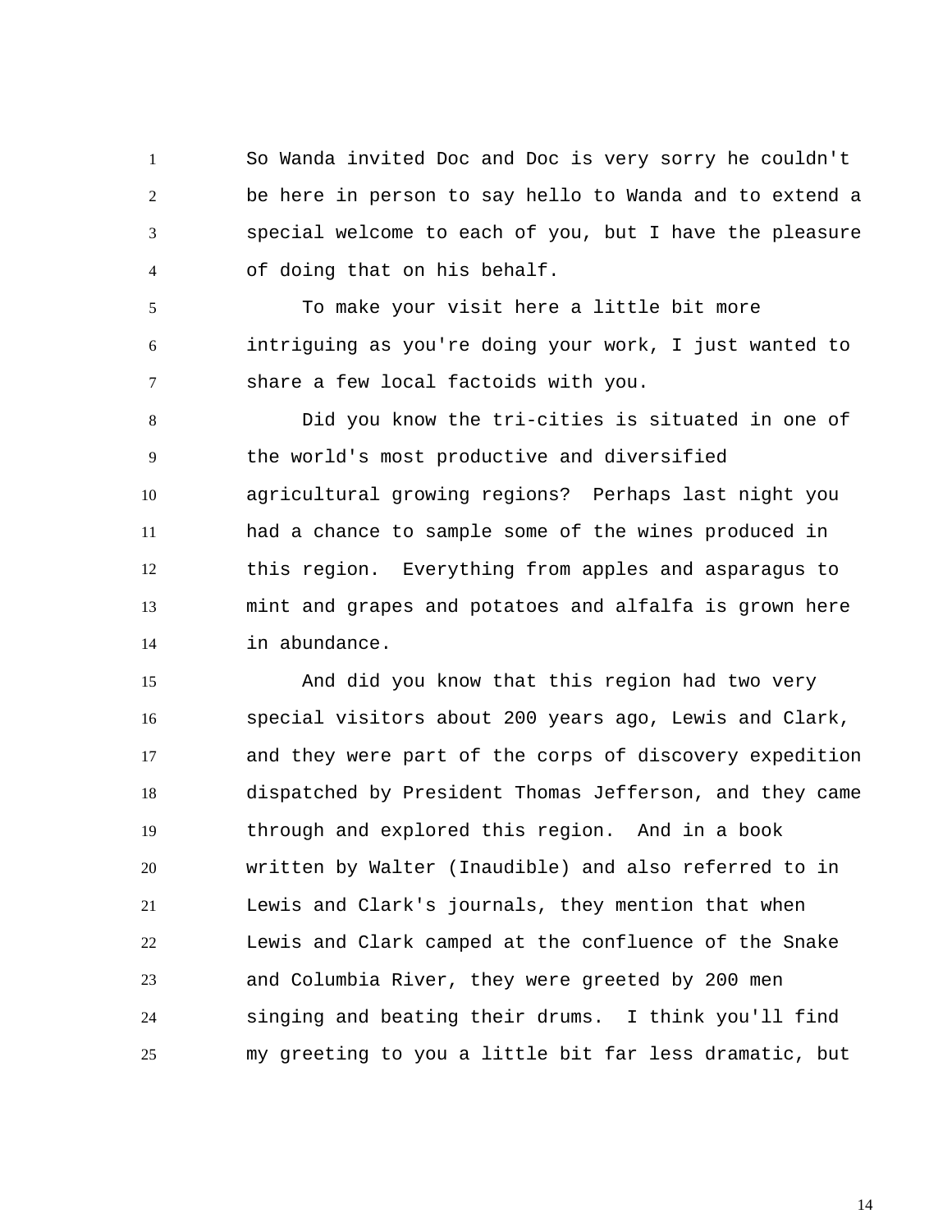So Wanda invited Doc and Doc is very sorry he couldn't be here in person to say hello to Wanda and to extend a special welcome to each of you, but I have the pleasure of doing that on his behalf.

To make your visit here a little bit more intriguing as you're doing your work, I just wanted to share a few local factoids with you.

Did you know the tri-cities is situated in one of the world's most productive and diversified agricultural growing regions? Perhaps last night you had a chance to sample some of the wines produced in this region. Everything from apples and asparagus to mint and grapes and potatoes and alfalfa is grown here in abundance.

And did you know that this region had two very special visitors about 200 years ago, Lewis and Clark, and they were part of the corps of discovery expedition dispatched by President Thomas Jefferson, and they came through and explored this region. And in a book written by Walter (Inaudible) and also referred to in Lewis and Clark's journals, they mention that when Lewis and Clark camped at the confluence of the Snake and Columbia River, they were greeted by 200 men singing and beating their drums. I think you'll find my greeting to you a little bit far less dramatic, but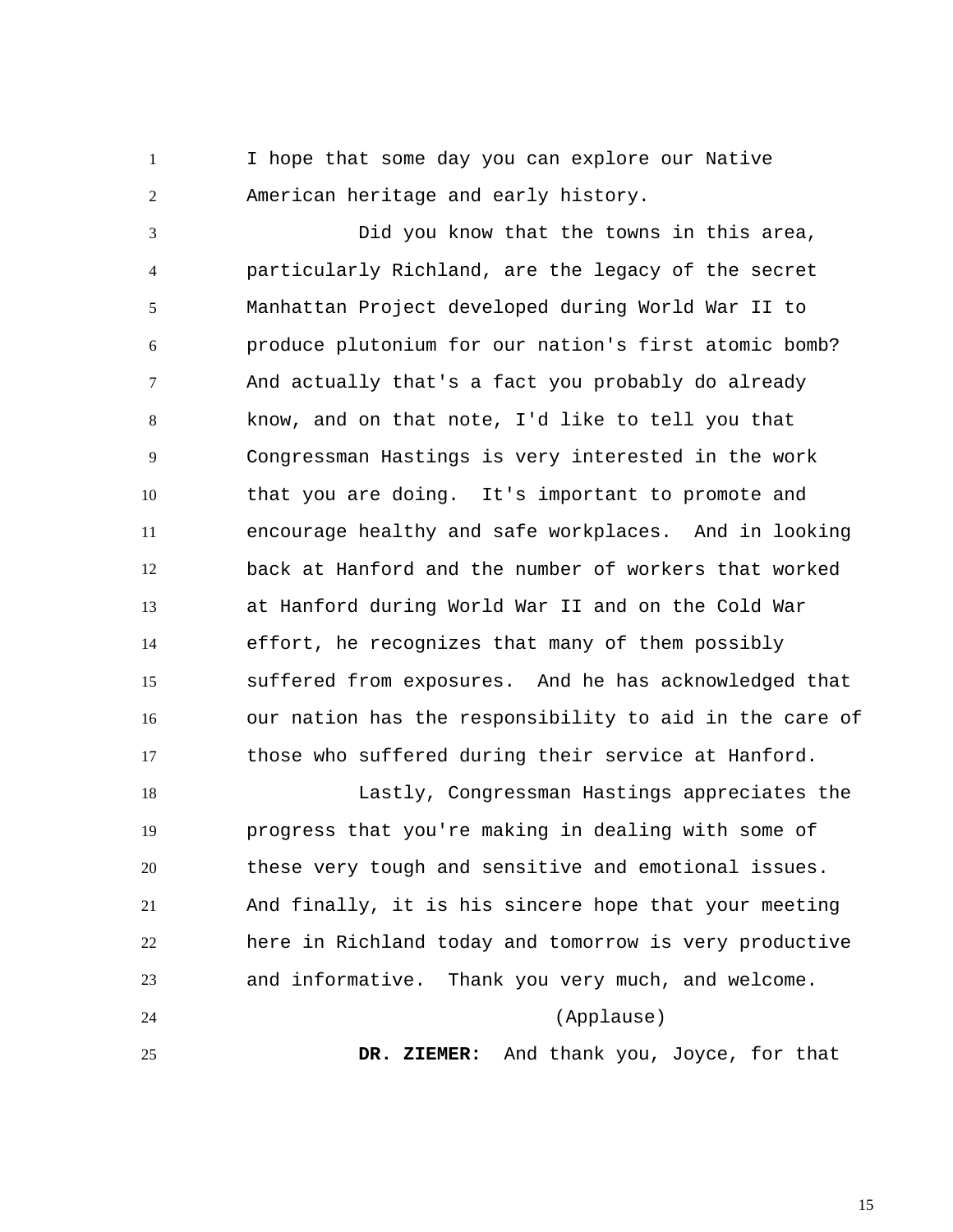I hope that some day you can explore our Native American heritage and early history.

Did you know that the towns in this area, particularly Richland, are the legacy of the secret Manhattan Project developed during World War II to produce plutonium for our nation's first atomic bomb? And actually that's a fact you probably do already know, and on that note, I'd like to tell you that Congressman Hastings is very interested in the work that you are doing. It's important to promote and encourage healthy and safe workplaces. And in looking back at Hanford and the number of workers that worked at Hanford during World War II and on the Cold War effort, he recognizes that many of them possibly suffered from exposures. And he has acknowledged that our nation has the responsibility to aid in the care of those who suffered during their service at Hanford.

Lastly, Congressman Hastings appreciates the progress that you're making in dealing with some of these very tough and sensitive and emotional issues. And finally, it is his sincere hope that your meeting here in Richland today and tomorrow is very productive and informative. Thank you very much, and welcome.

(Applause)

**DR. ZIEMER:** And thank you, Joyce, for that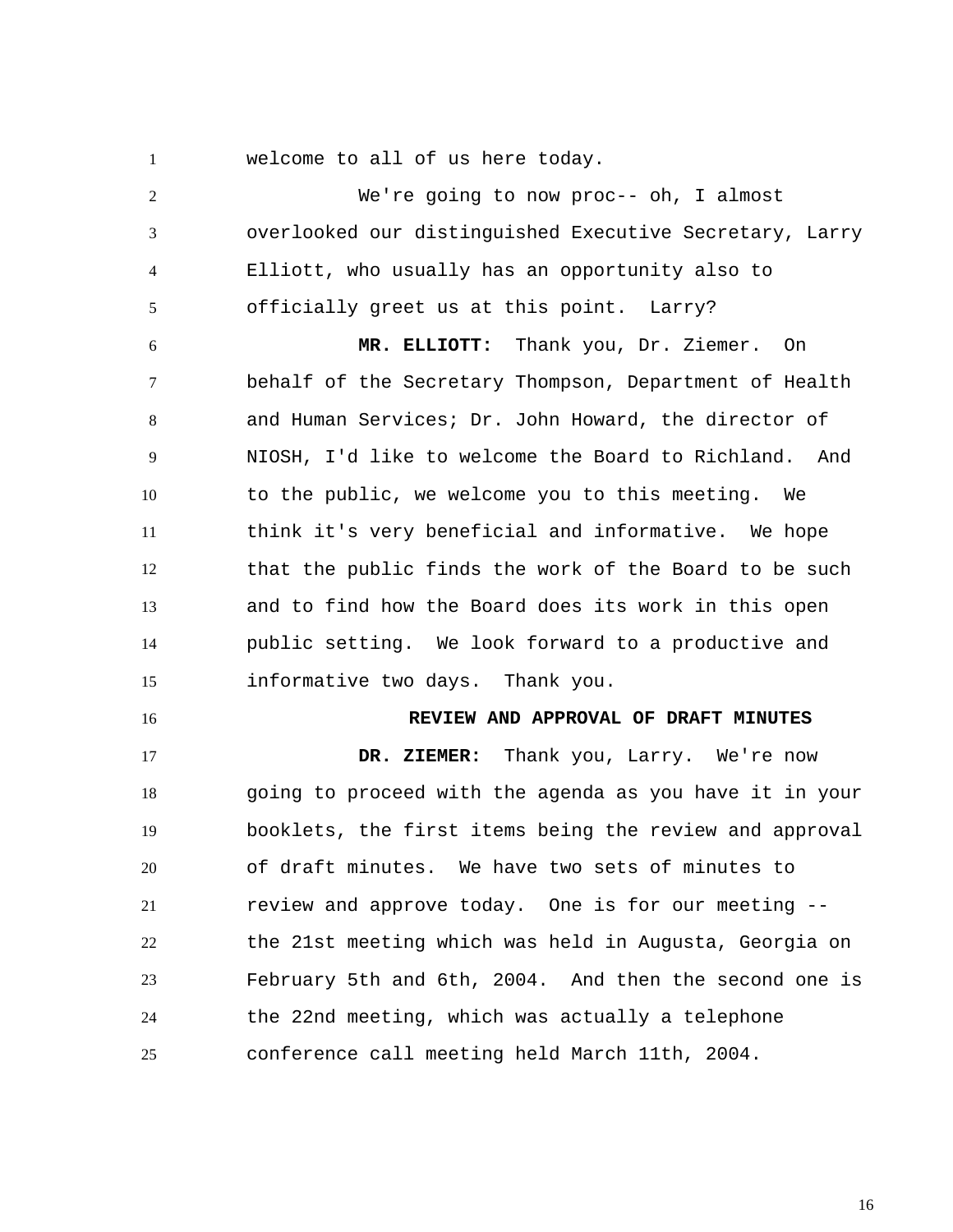welcome to all of us here today.

We're going to now proc-- oh, I almost overlooked our distinguished Executive Secretary, Larry Elliott, who usually has an opportunity also to officially greet us at this point. Larry?

**MR. ELLIOTT:** Thank you, Dr. Ziemer. On behalf of the Secretary Thompson, Department of Health and Human Services; Dr. John Howard, the director of NIOSH, I'd like to welcome the Board to Richland. And to the public, we welcome you to this meeting. We think it's very beneficial and informative. We hope that the public finds the work of the Board to be such and to find how the Board does its work in this open public setting. We look forward to a productive and informative two days. Thank you.

## REVIEW AND APPROVAL OF DRAFT MINUTES

**DR. ZIEMER:** Thank you, Larry. We're now going to proceed with the agenda as you have it in your booklets, the first items being the review and approval of draft minutes. We have two sets of minutes to review and approve today. One is for our meeting -- the 21st meeting which was held in Augusta, Georgia on February 5th and 6th, 2004. And then the second one is the 22nd meeting, which was actually a telephone conference call meeting held March 11th, 2004.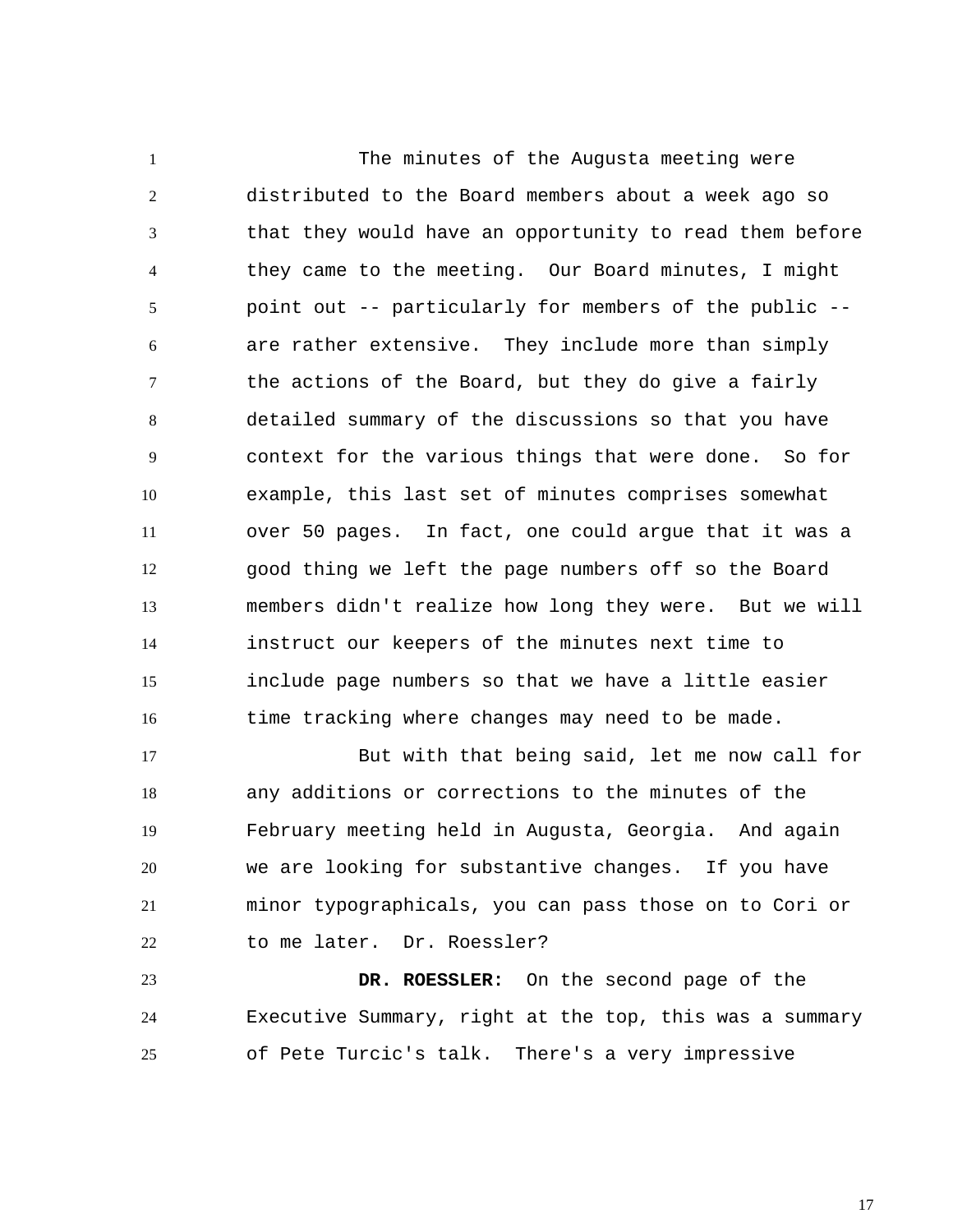The minutes of the Augusta meeting were distributed to the Board members about a week ago so that they would have an opportunity to read them before they came to the meeting. Our Board minutes, I might point out -- particularly for members of the public -- are rather extensive. They include more than simply the actions of the Board, but they do give a fairly detailed summary of the discussions so that you have context for the various things that were done. So for example, this last set of minutes comprises somewhat over 50 pages. In fact, one could argue that it was a good thing we left the page numbers off so the Board members didn't realize how long they were. But we will instruct our keepers of the minutes next time to include page numbers so that we have a little easier time tracking where changes may need to be made.

But with that being said, let me now call for any additions or corrections to the minutes of the February meeting held in Augusta, Georgia. And again we are looking for substantive changes. If you have minor typographicals, you can pass those on to Cori or to me later. Dr. Roessler?

**DR. ROESSLER:** On the second page of the Executive Summary, right at the top, this was a summary of Pete Turcic's talk. There's a very impressive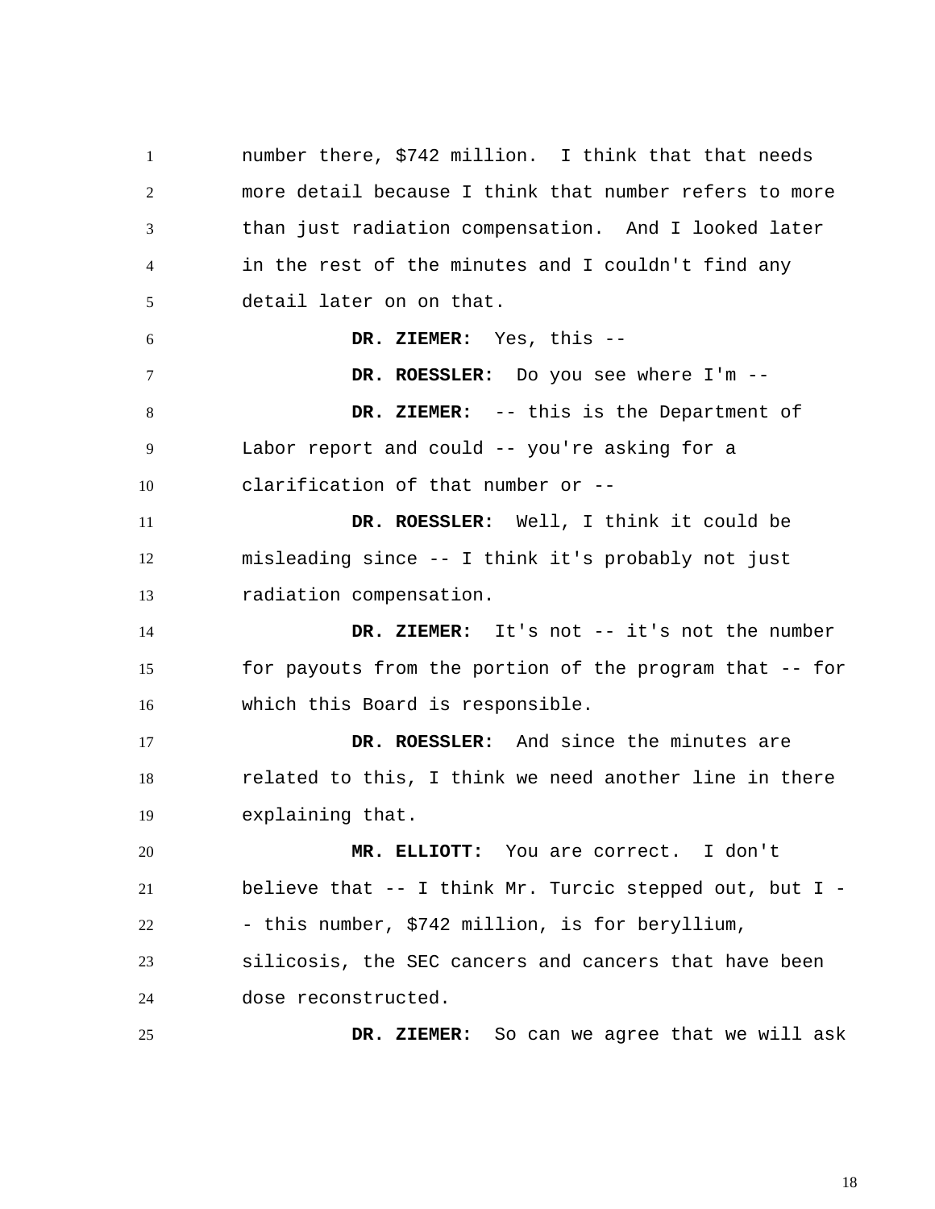number there, $742 million. I think that that needs more detail because I think that number refers to more than just radiation compensation. And I looked later in the rest of the minutes and I couldn't find any detail later on on that.

**DR. ZIEMER:** Yes, this --

**DR. ROESSLER:** Do you see where I'm --

**DR. ZIEMER:** -- this is the Department of Labor report and could -- you're asking for a clarification of that number or --

**DR. ROESSLER:** Well, I think it could be misleading since -- I think it's probably not just radiation compensation.

**DR. ZIEMER:** It's not -- it's not the number for payouts from the portion of the program that -- for which this Board is responsible.

**DR. ROESSLER:** And since the minutes are related to this, I think we need another line in there explaining that.

**MR. ELLIOTT:** You are correct. I don't believe that -- I think Mr. Turcic stepped out, but I -- this number, $742 million, is for beryllium, silicosis, the SEC cancers and cancers that have been dose reconstructed.

**DR. ZIEMER:** So can we agree that we will ask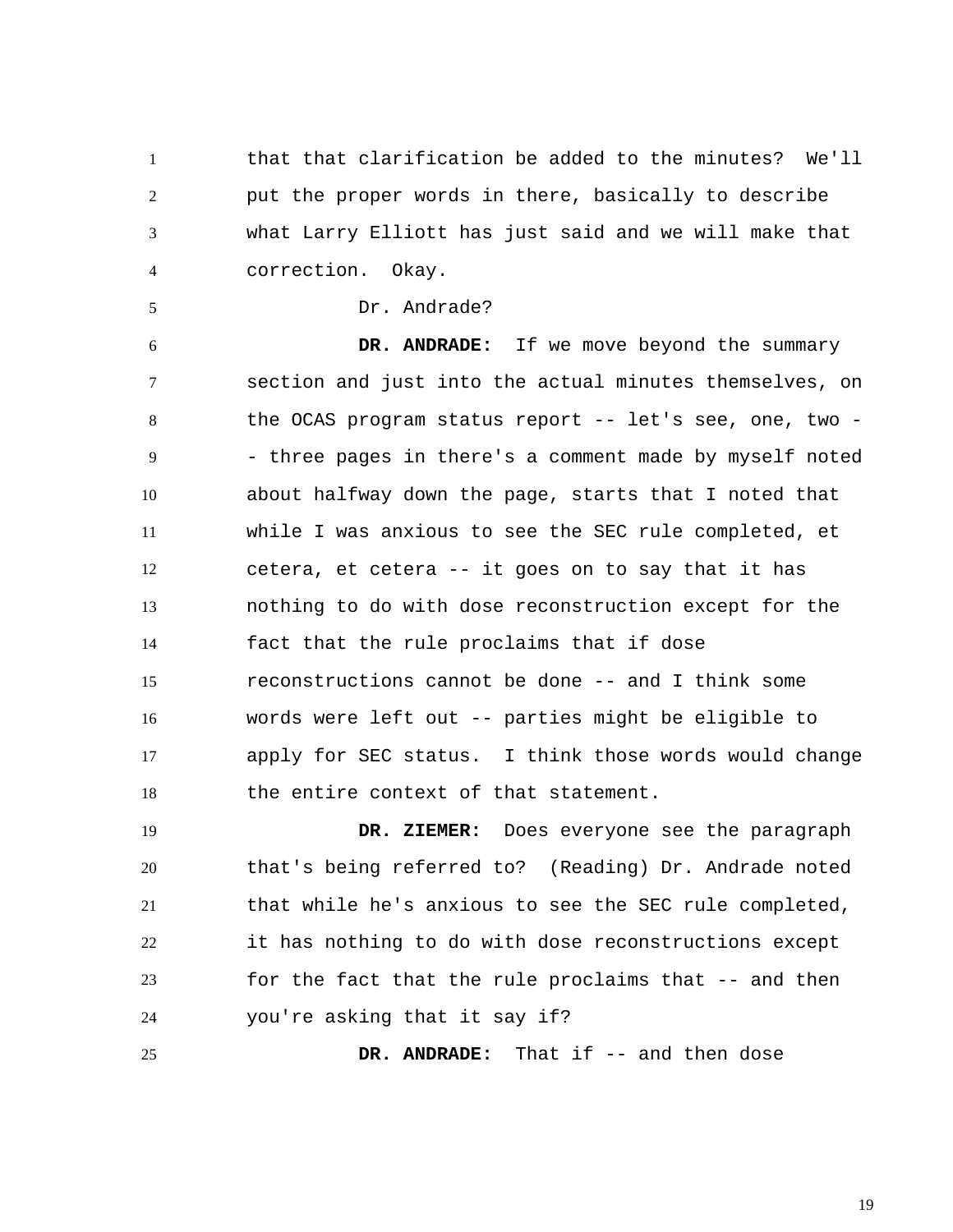that that clarification be added to the minutes? We'll put the proper words in there, basically to describe what Larry Elliott has just said and we will make that correction. Okay.

Dr. Andrade?

**DR. ANDRADE:** If we move beyond the summary section and just into the actual minutes themselves, on the OCAS program status report -- let's see, one, two -- three pages in there's a comment made by myself noted about halfway down the page, starts that I noted that while I was anxious to see the SEC rule completed, et cetera, et cetera -- it goes on to say that it has nothing to do with dose reconstruction except for the fact that the rule proclaims that if dose reconstructions cannot be done -- and I think some words were left out -- parties might be eligible to apply for SEC status. I think those words would change the entire context of that statement.

**DR. ZIEMER:** Does everyone see the paragraph that's being referred to? (Reading) Dr. Andrade noted that while he's anxious to see the SEC rule completed, it has nothing to do with dose reconstructions except for the fact that the rule proclaims that -- and then you're asking that it say if?

**DR. ANDRADE:** That if -- and then dose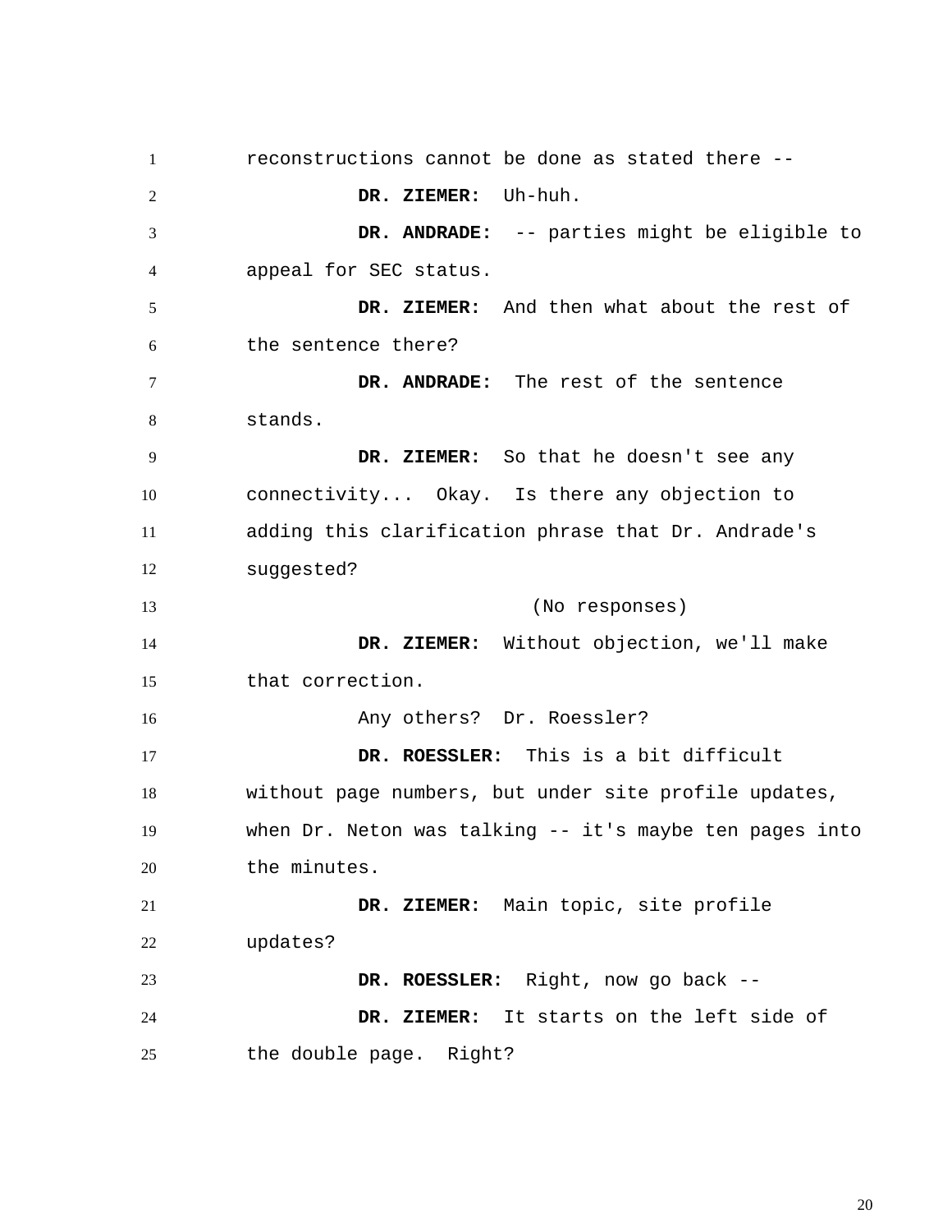reconstructions cannot be done as stated there --

**DR. ZIEMER:** Uh-huh.

**DR. ANDRADE:** -- parties might be eligible to appeal for SEC status.

**DR. ZIEMER:** And then what about the rest of the sentence there?

**DR. ANDRADE:** The rest of the sentence stands.

**DR. ZIEMER:** So that he doesn't see any connectivity... Okay. Is there any objection to adding this clarification phrase that Dr. Andrade's suggested?

(No responses)

**DR. ZIEMER:** Without objection, we'll make that correction.

Any others? Dr. Roessler?

**DR. ROESSLER:** This is a bit difficult without page numbers, but under site profile updates, when Dr. Neton was talking -- it's maybe ten pages into the minutes.

**DR. ZIEMER:** Main topic, site profile updates?

**DR. ROESSLER:** Right, now go back --

**DR. ZIEMER:** It starts on the left side of the double page. Right?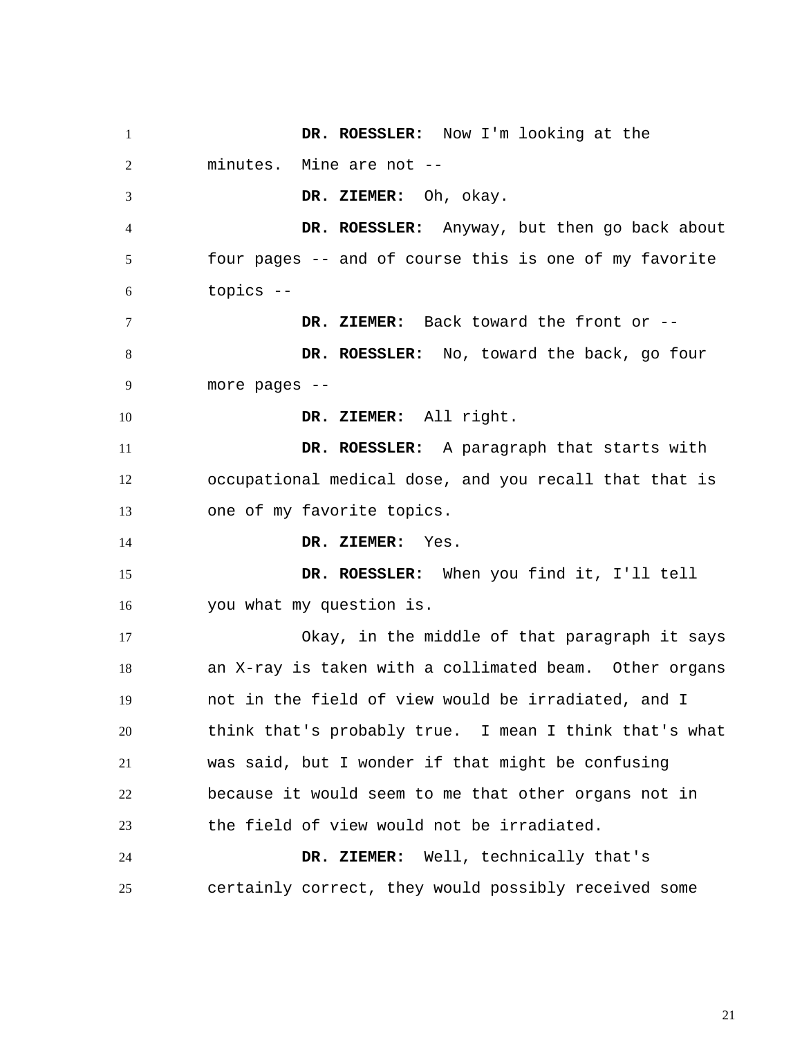**DR. ROESSLER:** Now I'm looking at the minutes. Mine are not --

**DR. ZIEMER:** Oh, okay.

**DR. ROESSLER:** Anyway, but then go back about four pages -- and of course this is one of my favorite topics --

**DR. ZIEMER:** Back toward the front or --

**DR. ROESSLER:** No, toward the back, go four more pages --

**DR. ZIEMER:** All right.

**DR. ROESSLER:** A paragraph that starts with occupational medical dose, and you recall that that is one of my favorite topics.

**DR. ZIEMER:** Yes.

**DR. ROESSLER:** When you find it, I'll tell you what my question is.

Okay, in the middle of that paragraph it says an X-ray is taken with a collimated beam. Other organs not in the field of view would be irradiated, and I think that's probably true. I mean I think that's what was said, but I wonder if that might be confusing because it would seem to me that other organs not in the field of view would not be irradiated.

**DR. ZIEMER:** Well, technically that's certainly correct, they would possibly received some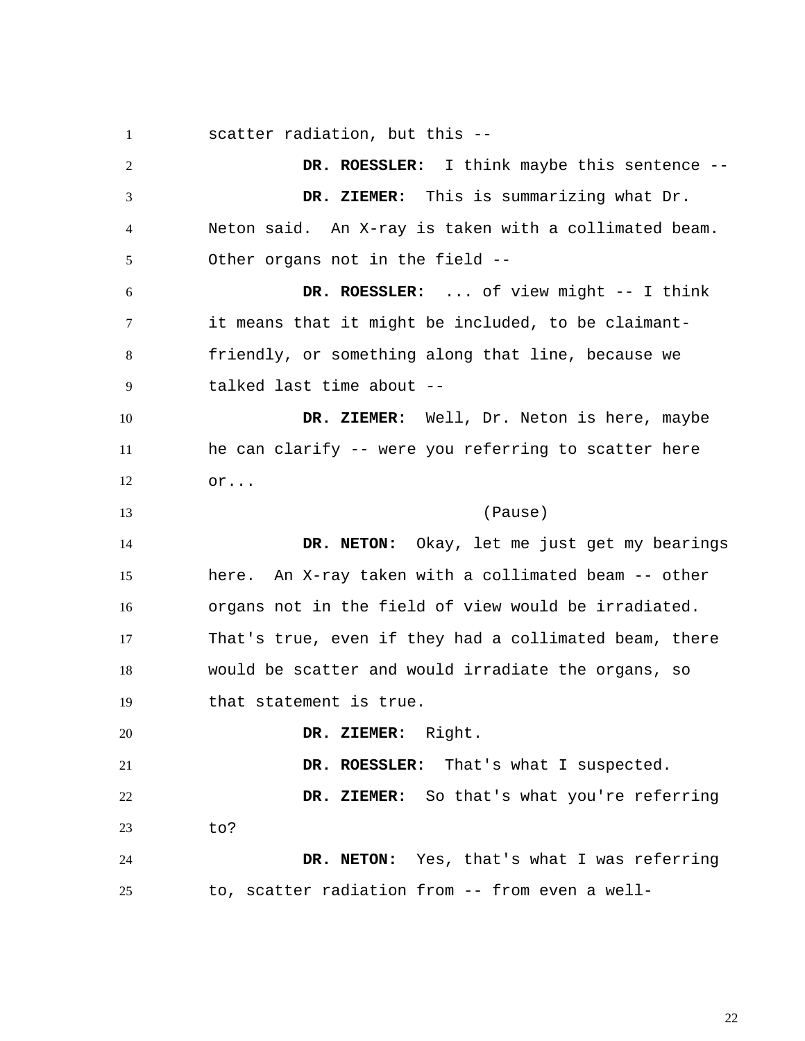scatter radiation, but this --

**DR. ROESSLER:** I think maybe this sentence --

**DR. ZIEMER:** This is summarizing what Dr. Neton said. An X-ray is taken with a collimated beam. Other organs not in the field --

**DR. ROESSLER:** ... of view might -- I think it means that it might be included, to be claimant-friendly, or something along that line, because we talked last time about --

**DR. ZIEMER:** Well, Dr. Neton is here, maybe he can clarify -- were you referring to scatter here or...

(Pause)

**DR. NETON:** Okay, let me just get my bearings here. An X-ray taken with a collimated beam -- other organs not in the field of view would be irradiated. That's true, even if they had a collimated beam, there would be scatter and would irradiate the organs, so that statement is true.

**DR. ZIEMER:** Right.

**DR. ROESSLER:** That's what I suspected.

**DR. ZIEMER:** So that's what you're referring to?

**DR. NETON:** Yes, that's what I was referring to, scatter radiation from -- from even a well-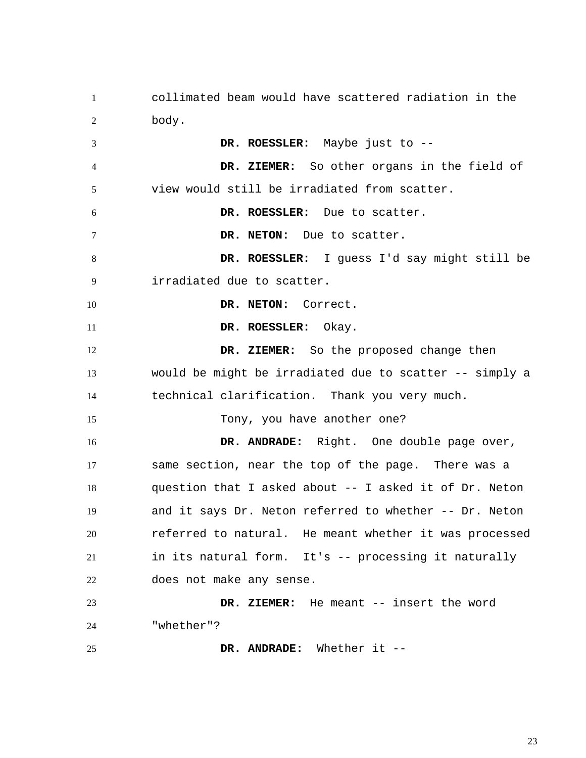collimated beam would have scattered radiation in the body.

**DR. ROESSLER:** Maybe just to --

**DR. ZIEMER:** So other organs in the field of view would still be irradiated from scatter.

**DR. ROESSLER:** Due to scatter.

**DR. NETON:** Due to scatter.

**DR. ROESSLER:** I guess I'd say might still be irradiated due to scatter.

**DR. NETON:** Correct.

**DR. ROESSLER:** Okay.

**DR. ZIEMER:** So the proposed change then would be might be irradiated due to scatter -- simply a technical clarification. Thank you very much.

Tony, you have another one?

**DR. ANDRADE:** Right. One double page over, same section, near the top of the page. There was a question that I asked about -- I asked it of Dr. Neton and it says Dr. Neton referred to whether -- Dr. Neton referred to natural. He meant whether it was processed in its natural form. It's -- processing it naturally does not make any sense.

**DR. ZIEMER:** He meant -- insert the word "whether"?

**DR. ANDRADE:** Whether it --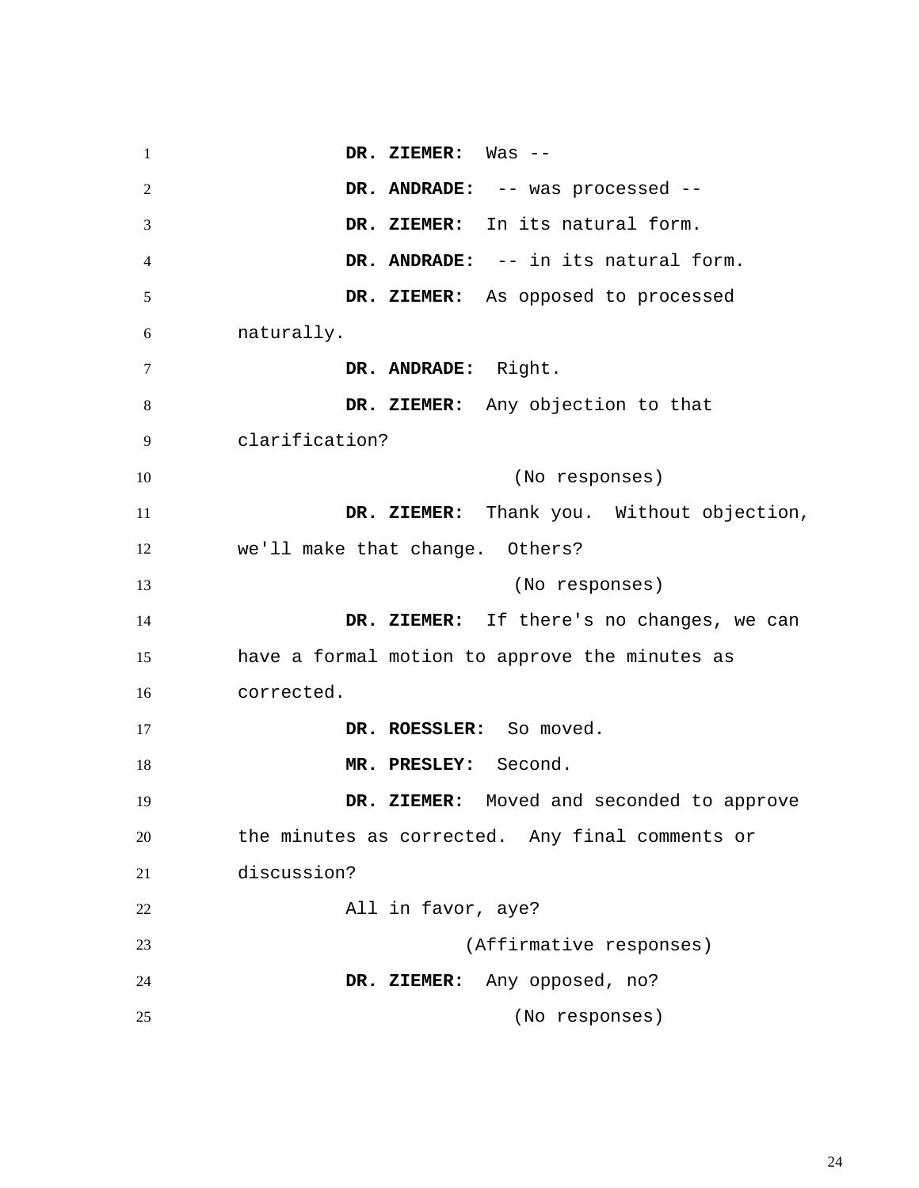**DR. ZIEMER:** Was --

**DR. ANDRADE:** -- was processed --

**DR. ZIEMER:** In its natural form.

**DR. ANDRADE:** -- in its natural form.

**DR. ZIEMER:** As opposed to processed naturally.

**DR. ANDRADE:** Right.

**DR. ZIEMER:** Any objection to that clarification?

(No responses)

**DR. ZIEMER:** Thank you. Without objection, we'll make that change. Others?

(No responses)

**DR. ZIEMER:** If there's no changes, we can have a formal motion to approve the minutes as corrected.

**DR. ROESSLER:** So moved.

**MR. PRESLEY:** Second.

**DR. ZIEMER:** Moved and seconded to approve the minutes as corrected. Any final comments or discussion?

All in favor, aye?

(Affirmative responses)

**DR. ZIEMER:** Any opposed, no?

(No responses)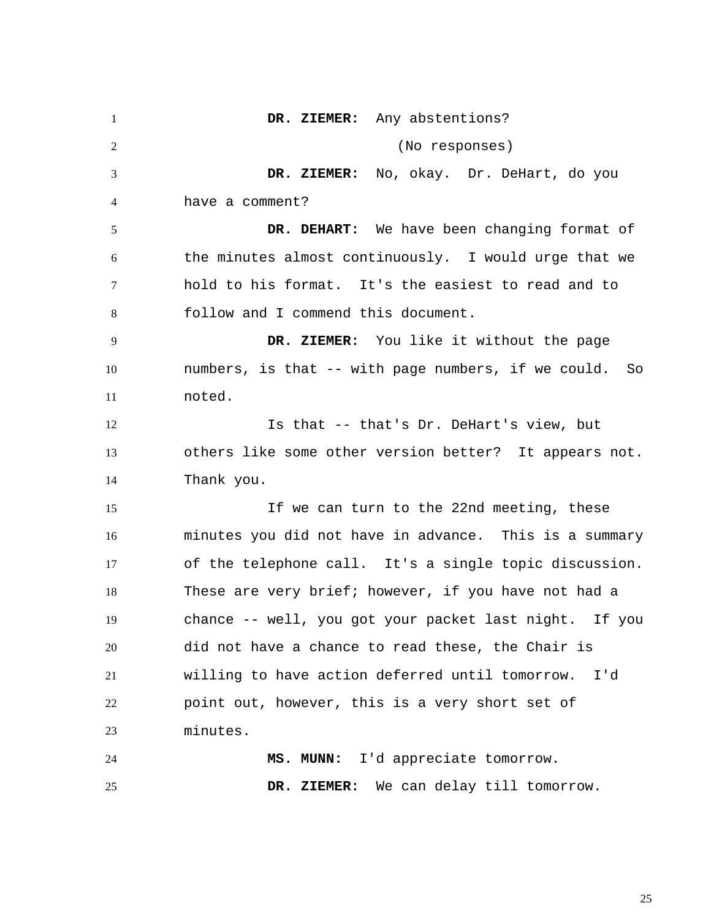**DR. ZIEMER:** Any abstentions?

(No responses)

**DR. ZIEMER:** No, okay. Dr. DeHart, do you have a comment?

**DR. DEHART:** We have been changing format of the minutes almost continuously. I would urge that we hold to his format. It's the easiest to read and to follow and I commend this document.

**DR. ZIEMER:** You like it without the page numbers, is that -- with page numbers, if we could. So noted.

Is that -- that's Dr. DeHart's view, but others like some other version better? It appears not. Thank you.

If we can turn to the 22nd meeting, these minutes you did not have in advance. This is a summary of the telephone call. It's a single topic discussion. These are very brief; however, if you have not had a chance -- well, you got your packet last night. If you did not have a chance to read these, the Chair is willing to have action deferred until tomorrow. I'd point out, however, this is a very short set of minutes.

**MS. MUNN:** I'd appreciate tomorrow.

**DR. ZIEMER:** We can delay till tomorrow.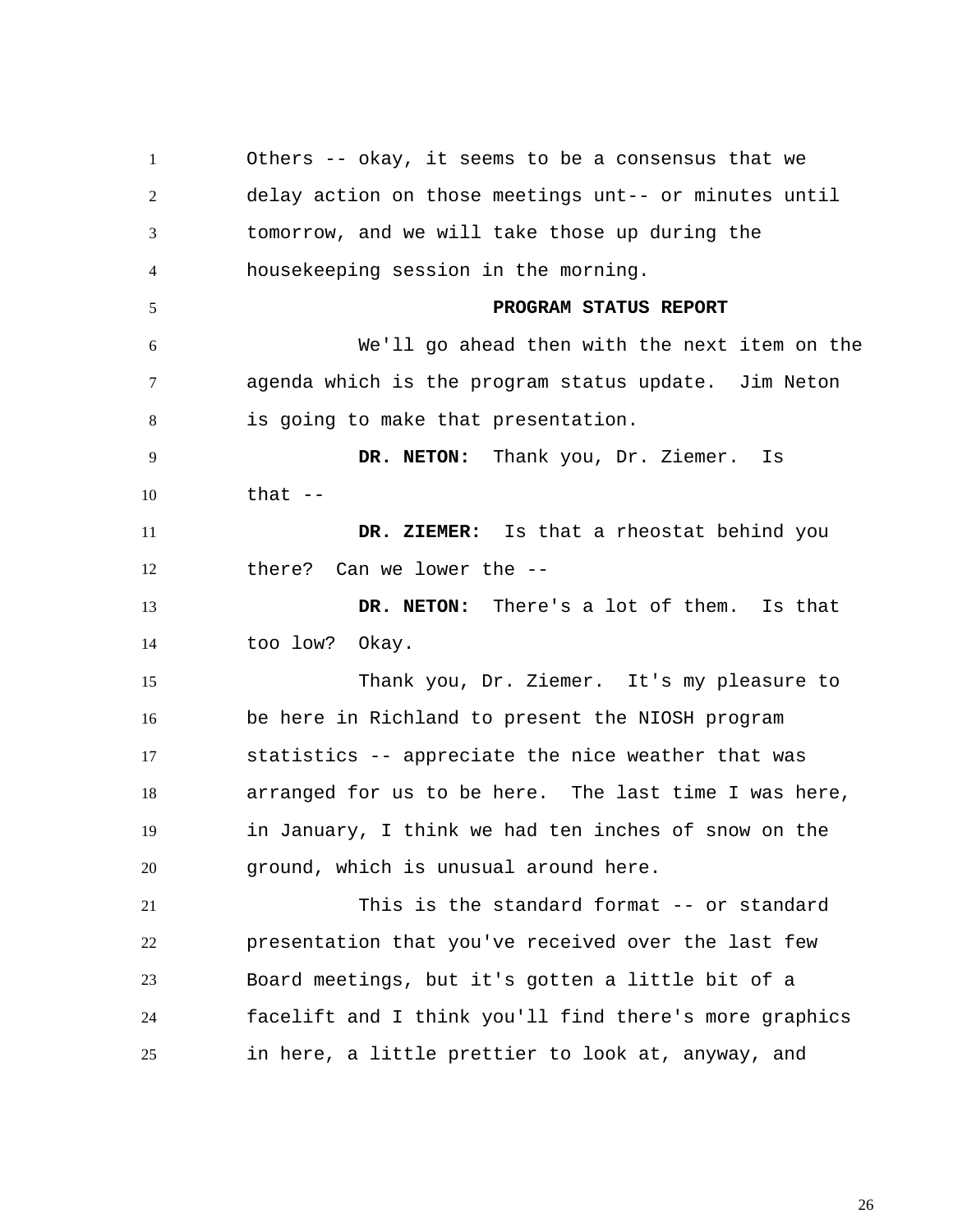Others -- okay, it seems to be a consensus that we delay action on those meetings unt-- or minutes until tomorrow, and we will take those up during the housekeeping session in the morning.

## PROGRAM STATUS REPORT

We'll go ahead then with the next item on the agenda which is the program status update. Jim Neton is going to make that presentation.

**DR. NETON:** Thank you, Dr. Ziemer. Is that --

**DR. ZIEMER:** Is that a rheostat behind you there? Can we lower the --

**DR. NETON:** There's a lot of them. Is that too low? Okay.

Thank you, Dr. Ziemer. It's my pleasure to be here in Richland to present the NIOSH program statistics -- appreciate the nice weather that was arranged for us to be here. The last time I was here, in January, I think we had ten inches of snow on the ground, which is unusual around here.

This is the standard format -- or standard presentation that you've received over the last few Board meetings, but it's gotten a little bit of a facelift and I think you'll find there's more graphics in here, a little prettier to look at, anyway, and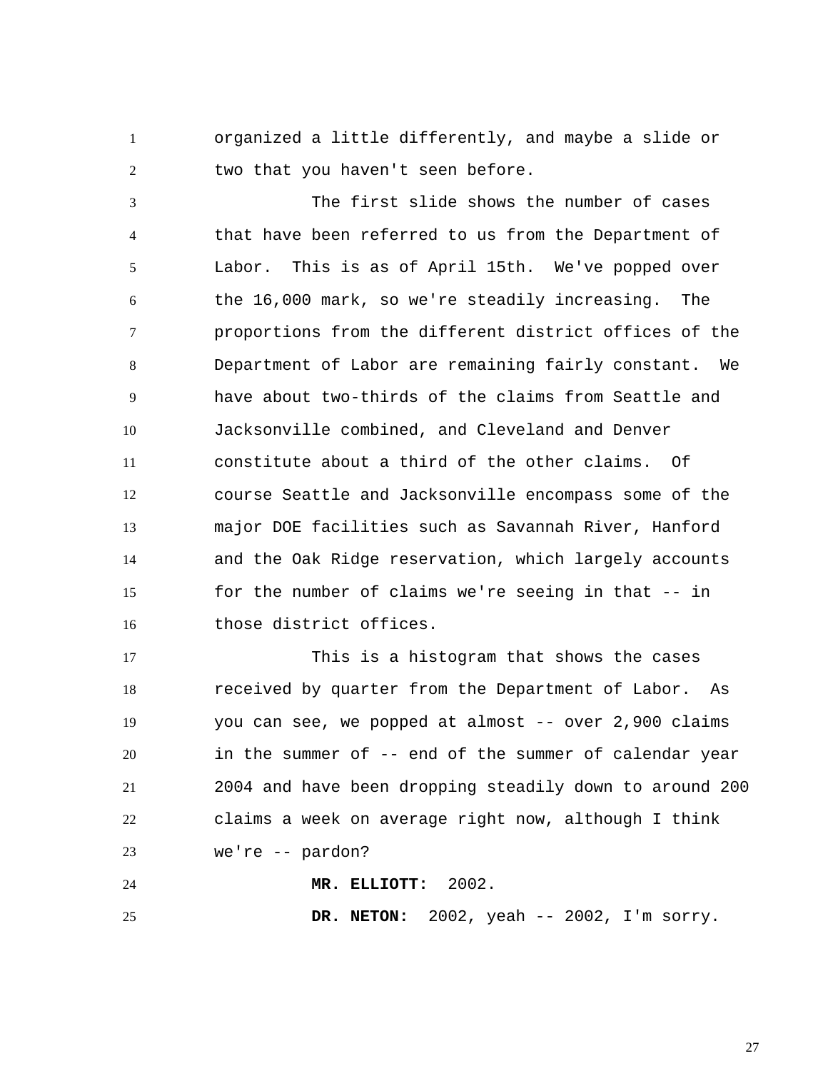organized a little differently, and maybe a slide or two that you haven't seen before.

The first slide shows the number of cases that have been referred to us from the Department of Labor. This is as of April 15th. We've popped over the 16,000 mark, so we're steadily increasing. The proportions from the different district offices of the Department of Labor are remaining fairly constant. We have about two-thirds of the claims from Seattle and Jacksonville combined, and Cleveland and Denver constitute about a third of the other claims. Of course Seattle and Jacksonville encompass some of the major DOE facilities such as Savannah River, Hanford and the Oak Ridge reservation, which largely accounts for the number of claims we're seeing in that -- in those district offices.

This is a histogram that shows the cases received by quarter from the Department of Labor. As you can see, we popped at almost -- over 2,900 claims in the summer of -- end of the summer of calendar year 2004 and have been dropping steadily down to around 200 claims a week on average right now, although I think we're -- pardon?

**MR. ELLIOTT:** 2002.

**DR. NETON:** 2002, yeah -- 2002, I'm sorry.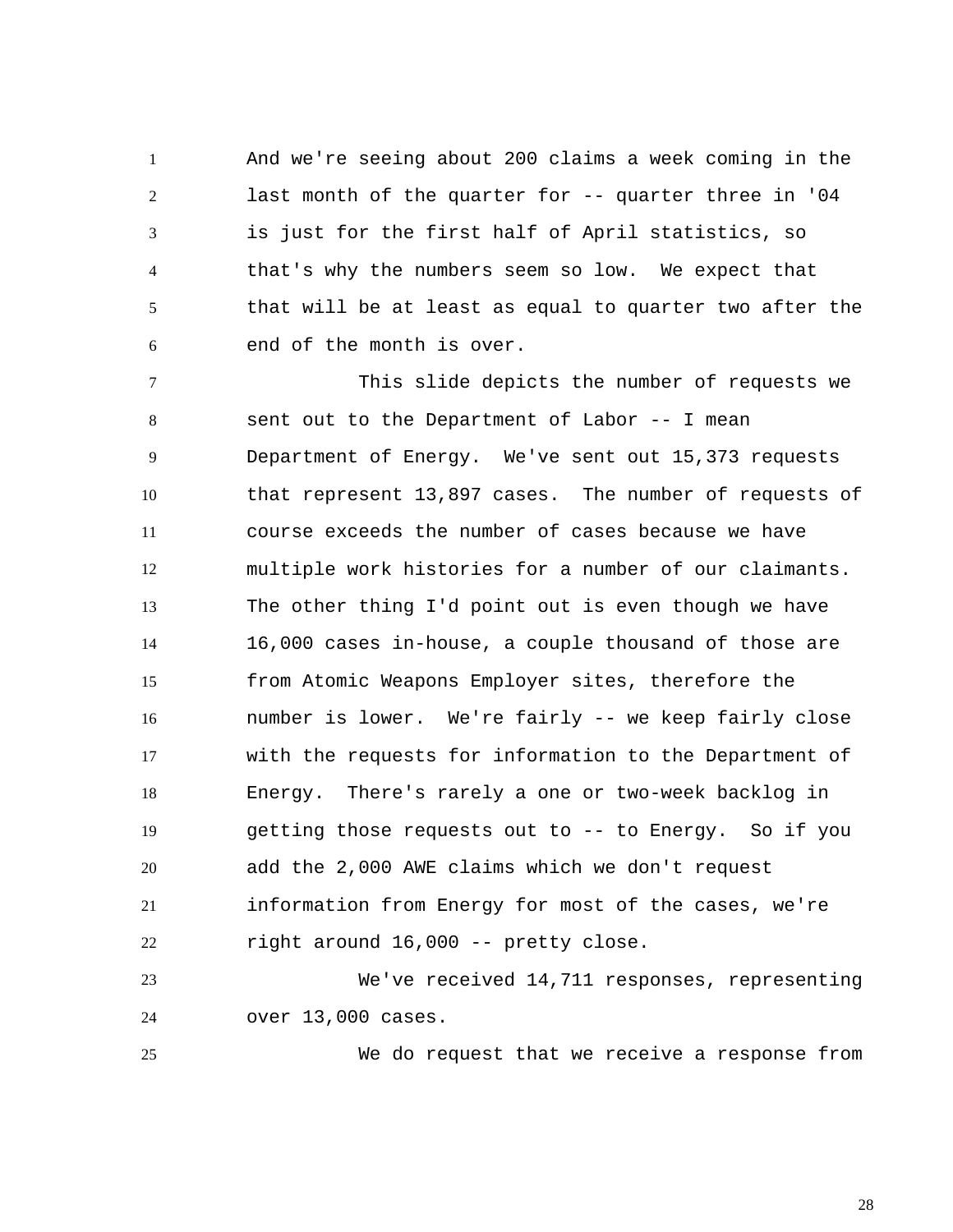And we're seeing about 200 claims a week coming in the last month of the quarter for -- quarter three in '04 is just for the first half of April statistics, so that's why the numbers seem so low. We expect that that will be at least as equal to quarter two after the end of the month is over.

This slide depicts the number of requests we sent out to the Department of Labor -- I mean Department of Energy. We've sent out 15,373 requests that represent 13,897 cases. The number of requests of course exceeds the number of cases because we have multiple work histories for a number of our claimants. The other thing I'd point out is even though we have 16,000 cases in-house, a couple thousand of those are from Atomic Weapons Employer sites, therefore the number is lower. We're fairly -- we keep fairly close with the requests for information to the Department of Energy. There's rarely a one or two-week backlog in getting those requests out to -- to Energy. So if you add the 2,000 AWE claims which we don't request information from Energy for most of the cases, we're right around 16,000 -- pretty close.

We've received 14,711 responses, representing over 13,000 cases.

We do request that we receive a response from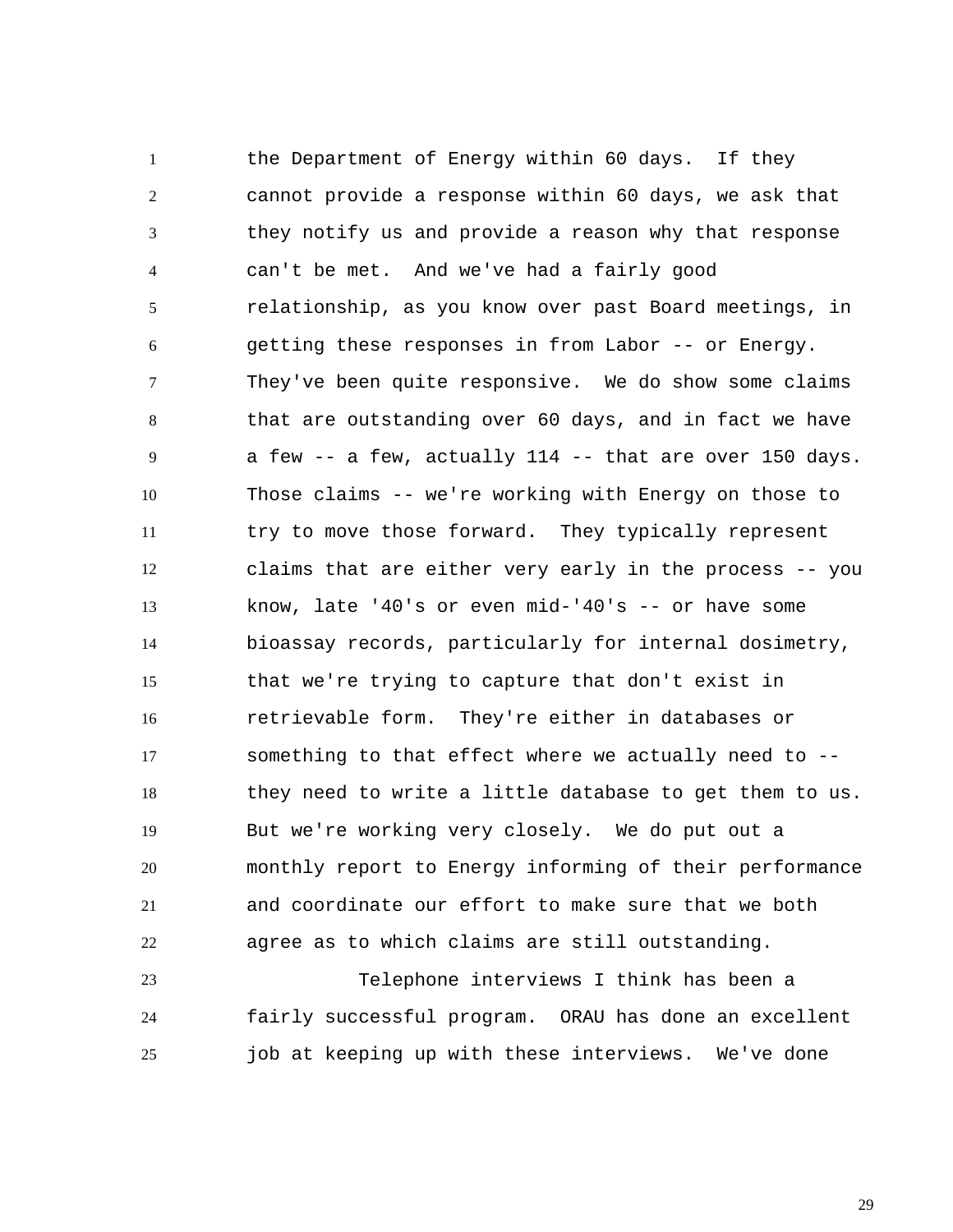the Department of Energy within 60 days. If they cannot provide a response within 60 days, we ask that they notify us and provide a reason why that response can't be met. And we've had a fairly good relationship, as you know over past Board meetings, in getting these responses in from Labor -- or Energy. They've been quite responsive. We do show some claims that are outstanding over 60 days, and in fact we have a few -- a few, actually 114 -- that are over 150 days. Those claims -- we're working with Energy on those to try to move those forward. They typically represent claims that are either very early in the process -- you know, late '40's or even mid-'40's -- or have some bioassay records, particularly for internal dosimetry, that we're trying to capture that don't exist in retrievable form. They're either in databases or something to that effect where we actually need to -- they need to write a little database to get them to us. But we're working very closely. We do put out a monthly report to Energy informing of their performance and coordinate our effort to make sure that we both agree as to which claims are still outstanding.

Telephone interviews I think has been a fairly successful program. ORAU has done an excellent job at keeping up with these interviews. We've done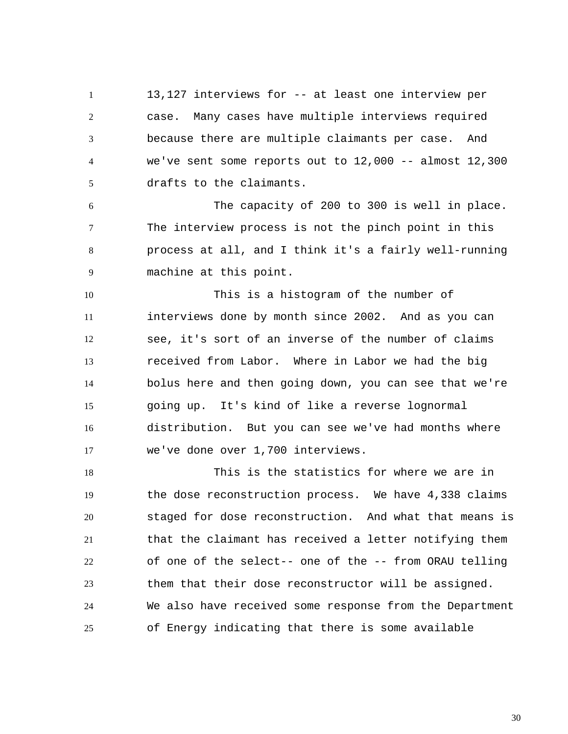13,127 interviews for -- at least one interview per case. Many cases have multiple interviews required because there are multiple claimants per case. And we've sent some reports out to 12,000 -- almost 12,300 drafts to the claimants.

The capacity of 200 to 300 is well in place. The interview process is not the pinch point in this process at all, and I think it's a fairly well-running machine at this point.

This is a histogram of the number of interviews done by month since 2002. And as you can see, it's sort of an inverse of the number of claims received from Labor. Where in Labor we had the big bolus here and then going down, you can see that we're going up. It's kind of like a reverse lognormal distribution. But you can see we've had months where we've done over 1,700 interviews.

This is the statistics for where we are in the dose reconstruction process. We have 4,338 claims staged for dose reconstruction. And what that means is that the claimant has received a letter notifying them of one of the select-- one of the -- from ORAU telling them that their dose reconstructor will be assigned. We also have received some response from the Department of Energy indicating that there is some available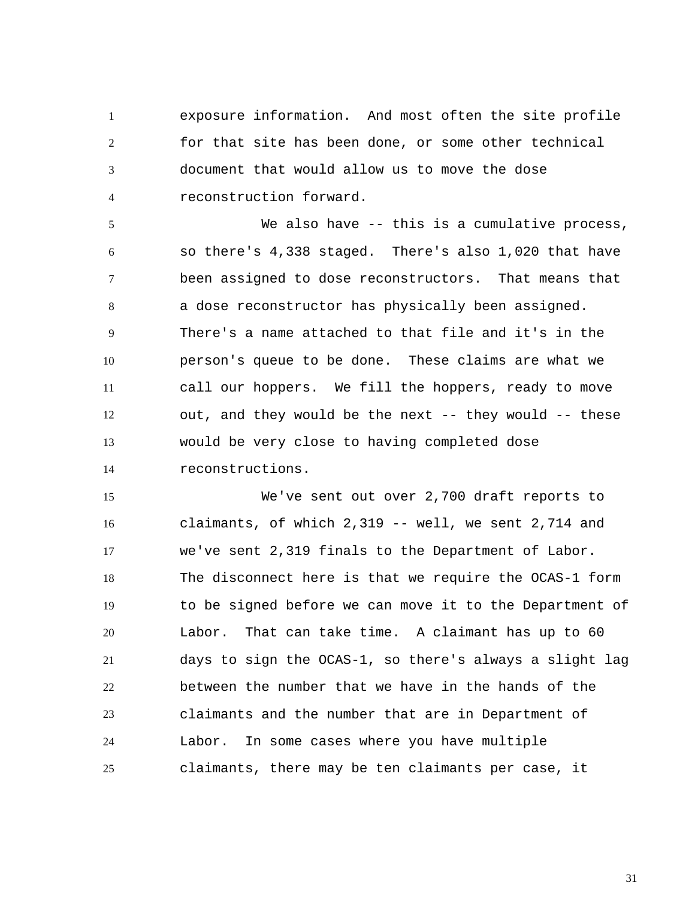exposure information. And most often the site profile for that site has been done, or some other technical document that would allow us to move the dose reconstruction forward.

We also have -- this is a cumulative process, so there's 4,338 staged. There's also 1,020 that have been assigned to dose reconstructors. That means that a dose reconstructor has physically been assigned. There's a name attached to that file and it's in the person's queue to be done. These claims are what we call our hoppers. We fill the hoppers, ready to move out, and they would be the next -- they would -- these would be very close to having completed dose reconstructions.

We've sent out over 2,700 draft reports to claimants, of which 2,319 -- well, we sent 2,714 and we've sent 2,319 finals to the Department of Labor. The disconnect here is that we require the OCAS-1 form to be signed before we can move it to the Department of Labor. That can take time. A claimant has up to 60 days to sign the OCAS-1, so there's always a slight lag between the number that we have in the hands of the claimants and the number that are in Department of Labor. In some cases where you have multiple claimants, there may be ten claimants per case, it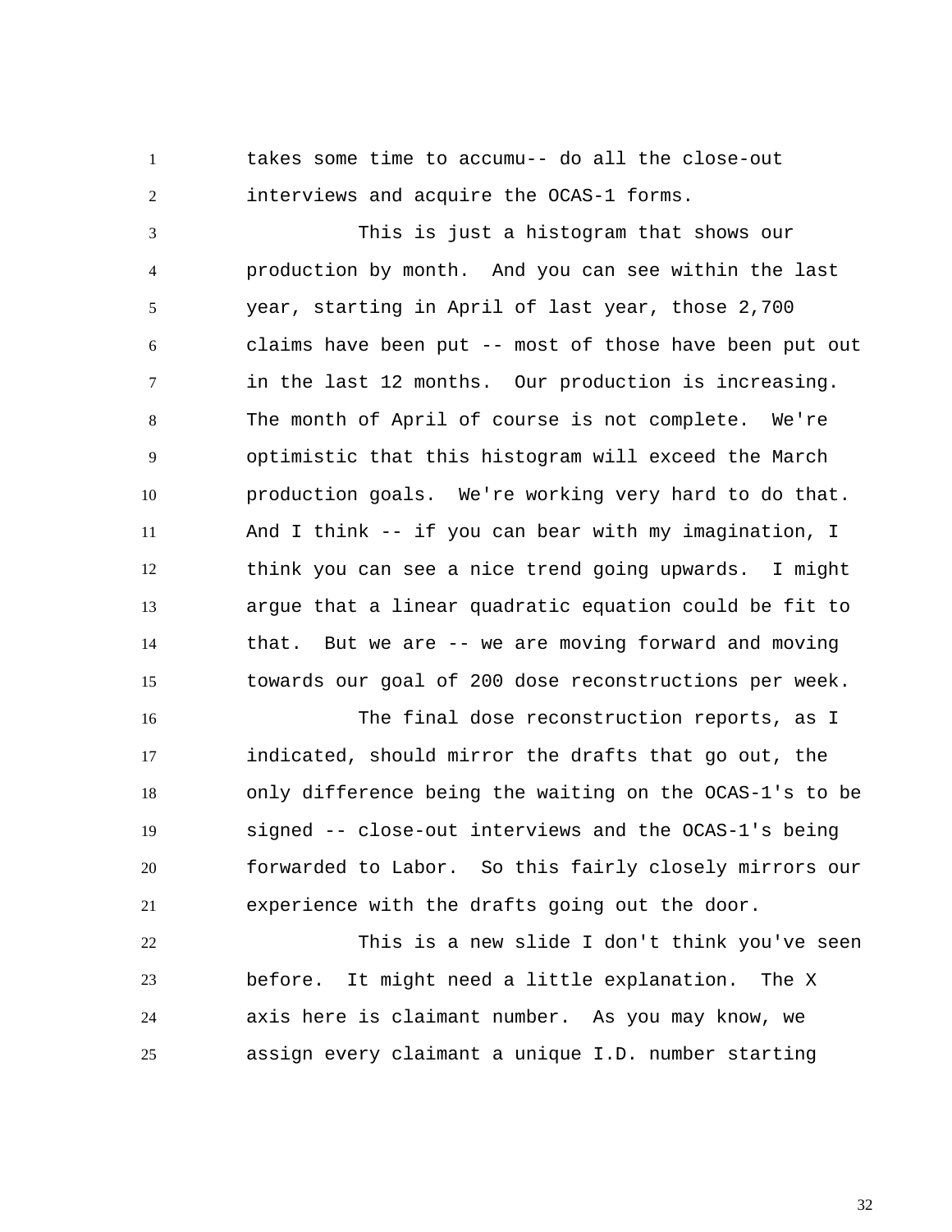takes some time to accumu-- do all the close-out interviews and acquire the OCAS-1 forms.

This is just a histogram that shows our production by month. And you can see within the last year, starting in April of last year, those 2,700 claims have been put -- most of those have been put out in the last 12 months. Our production is increasing. The month of April of course is not complete. We're optimistic that this histogram will exceed the March production goals. We're working very hard to do that. And I think -- if you can bear with my imagination, I think you can see a nice trend going upwards. I might argue that a linear quadratic equation could be fit to that. But we are -- we are moving forward and moving towards our goal of 200 dose reconstructions per week.

The final dose reconstruction reports, as I indicated, should mirror the drafts that go out, the only difference being the waiting on the OCAS-1's to be signed -- close-out interviews and the OCAS-1's being forwarded to Labor. So this fairly closely mirrors our experience with the drafts going out the door.

This is a new slide I don't think you've seen before. It might need a little explanation. The X axis here is claimant number. As you may know, we assign every claimant a unique I.D. number starting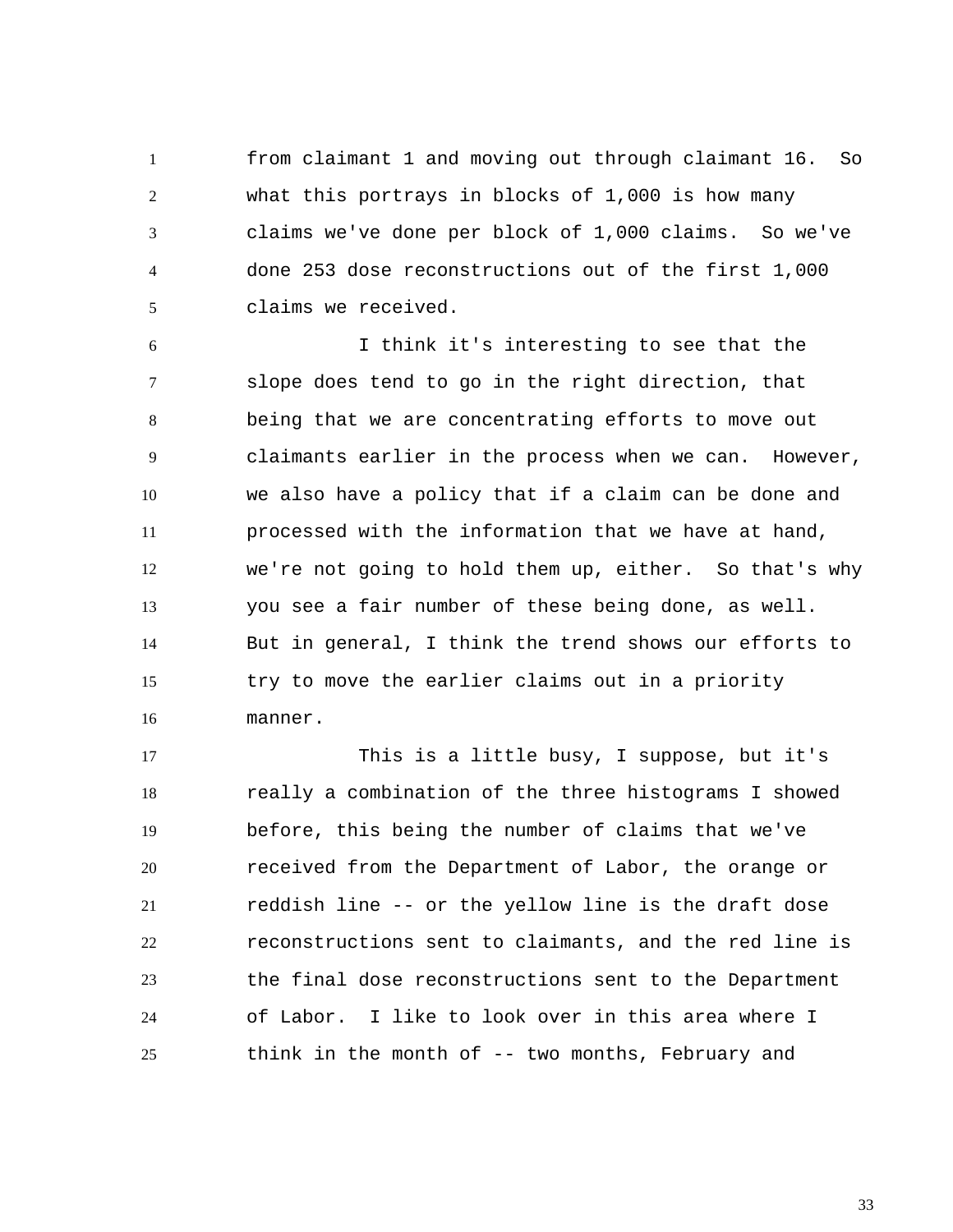from claimant 1 and moving out through claimant 16. So what this portrays in blocks of 1,000 is how many claims we've done per block of 1,000 claims. So we've done 253 dose reconstructions out of the first 1,000 claims we received.

I think it's interesting to see that the slope does tend to go in the right direction, that being that we are concentrating efforts to move out claimants earlier in the process when we can. However, we also have a policy that if a claim can be done and processed with the information that we have at hand, we're not going to hold them up, either. So that's why you see a fair number of these being done, as well. But in general, I think the trend shows our efforts to try to move the earlier claims out in a priority manner.

This is a little busy, I suppose, but it's really a combination of the three histograms I showed before, this being the number of claims that we've received from the Department of Labor, the orange or reddish line -- or the yellow line is the draft dose reconstructions sent to claimants, and the red line is the final dose reconstructions sent to the Department of Labor. I like to look over in this area where I think in the month of -- two months, February and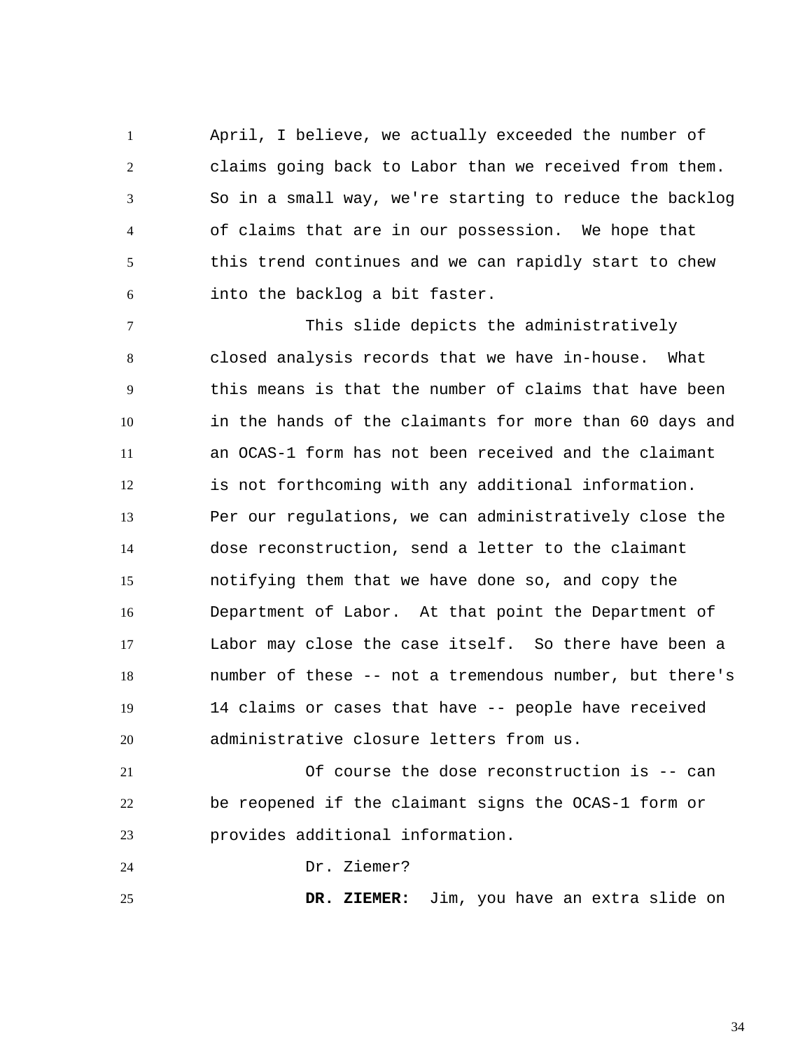April, I believe, we actually exceeded the number of claims going back to Labor than we received from them. So in a small way, we're starting to reduce the backlog of claims that are in our possession. We hope that this trend continues and we can rapidly start to chew into the backlog a bit faster.

This slide depicts the administratively closed analysis records that we have in-house. What this means is that the number of claims that have been in the hands of the claimants for more than 60 days and an OCAS-1 form has not been received and the claimant is not forthcoming with any additional information. Per our regulations, we can administratively close the dose reconstruction, send a letter to the claimant notifying them that we have done so, and copy the Department of Labor. At that point the Department of Labor may close the case itself. So there have been a number of these -- not a tremendous number, but there's 14 claims or cases that have -- people have received administrative closure letters from us.

Of course the dose reconstruction is -- can be reopened if the claimant signs the OCAS-1 form or provides additional information.

Dr. Ziemer?

**DR. ZIEMER:** Jim, you have an extra slide on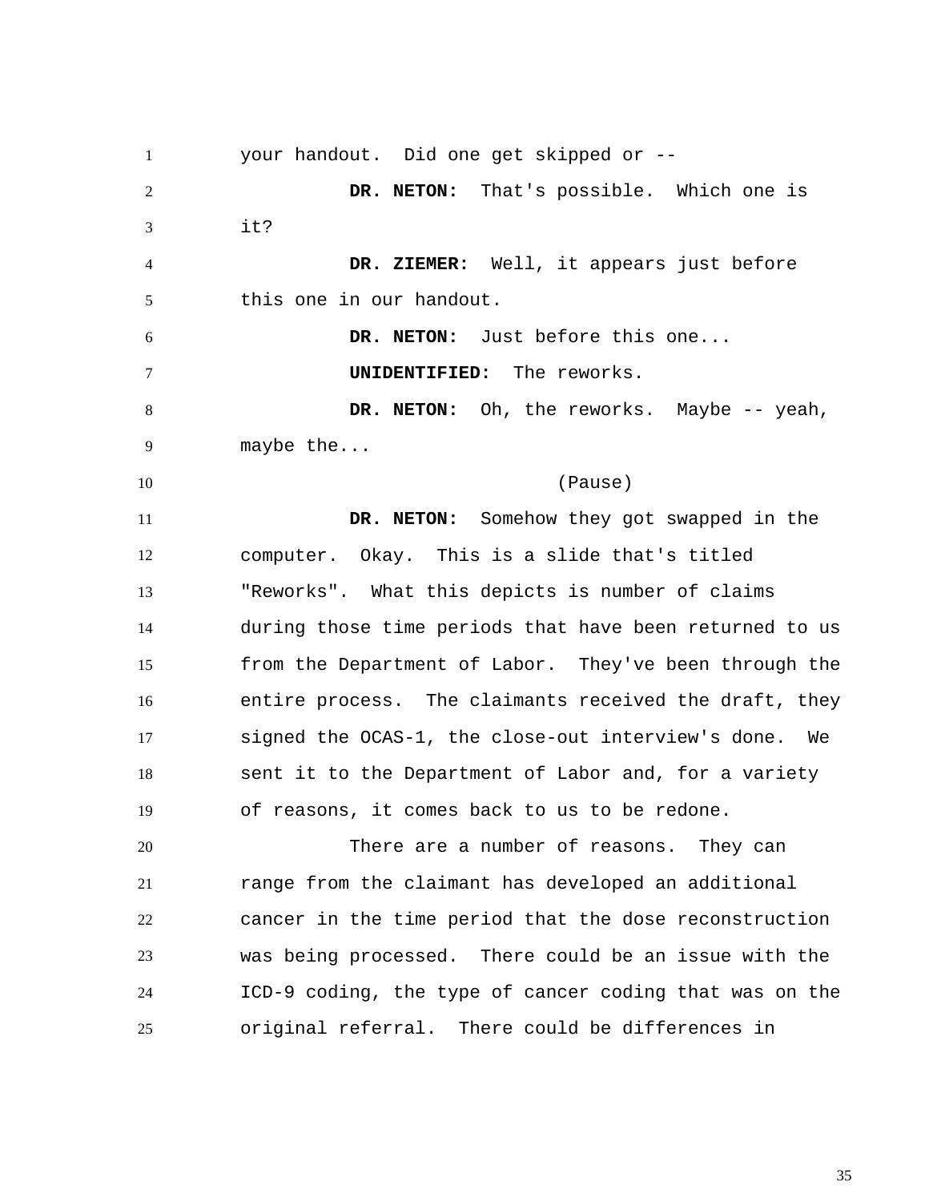your handout. Did one get skipped or --

**DR. NETON:** That's possible. Which one is it?

**DR. ZIEMER:** Well, it appears just before this one in our handout.

**DR. NETON:** Just before this one...

**UNIDENTIFIED:** The reworks.

**DR. NETON:** Oh, the reworks. Maybe -- yeah, maybe the...

(Pause)

**DR. NETON:** Somehow they got swapped in the computer. Okay. This is a slide that's titled "Reworks". What this depicts is number of claims during those time periods that have been returned to us from the Department of Labor. They've been through the entire process. The claimants received the draft, they signed the OCAS-1, the close-out interview's done. We sent it to the Department of Labor and, for a variety of reasons, it comes back to us to be redone.

There are a number of reasons. They can range from the claimant has developed an additional cancer in the time period that the dose reconstruction was being processed. There could be an issue with the ICD-9 coding, the type of cancer coding that was on the original referral. There could be differences in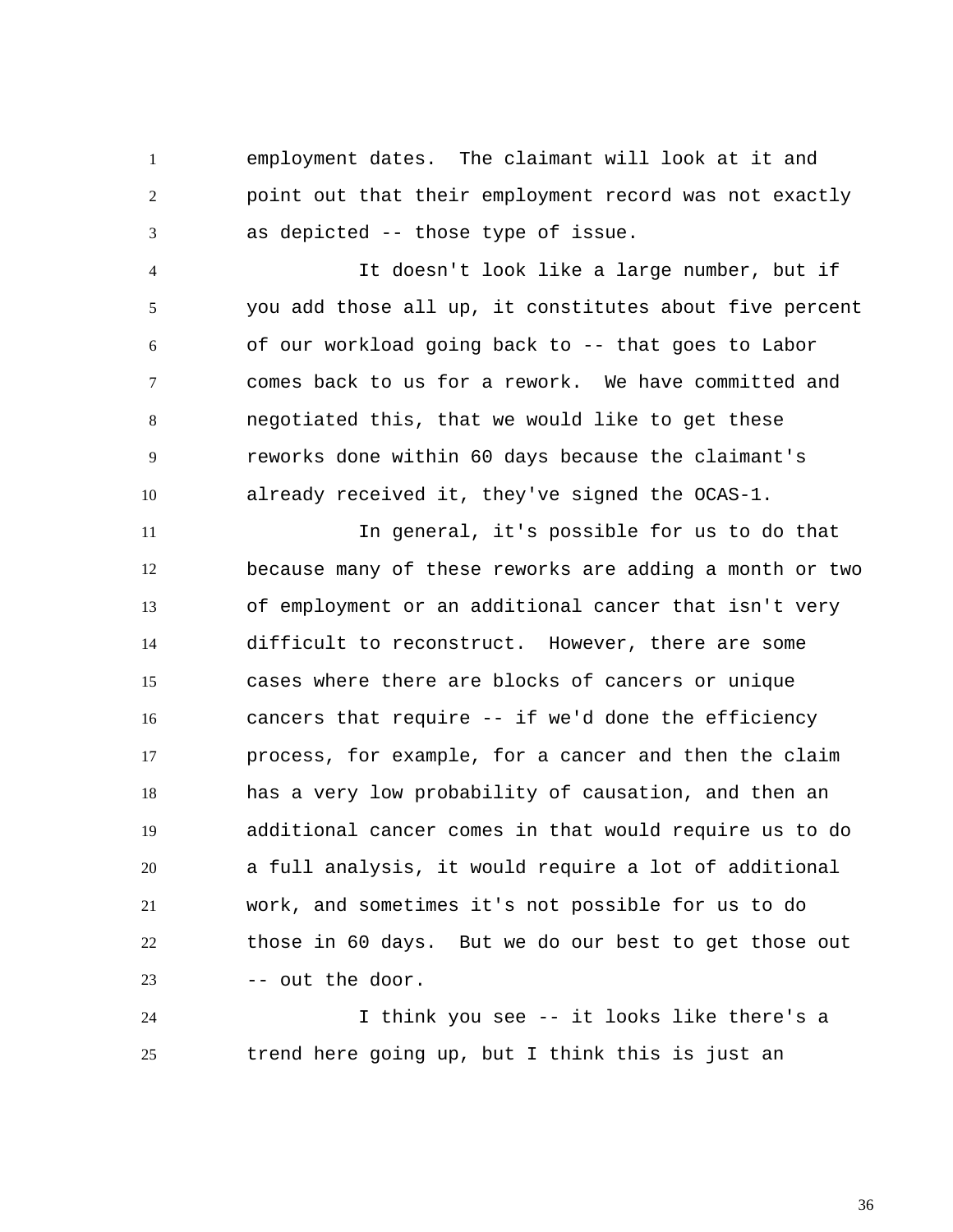employment dates. The claimant will look at it and point out that their employment record was not exactly as depicted -- those type of issue.

It doesn't look like a large number, but if you add those all up, it constitutes about five percent of our workload going back to -- that goes to Labor comes back to us for a rework. We have committed and negotiated this, that we would like to get these reworks done within 60 days because the claimant's already received it, they've signed the OCAS-1.

In general, it's possible for us to do that because many of these reworks are adding a month or two of employment or an additional cancer that isn't very difficult to reconstruct. However, there are some cases where there are blocks of cancers or unique cancers that require -- if we'd done the efficiency process, for example, for a cancer and then the claim has a very low probability of causation, and then an additional cancer comes in that would require us to do a full analysis, it would require a lot of additional work, and sometimes it's not possible for us to do those in 60 days. But we do our best to get those out -- out the door.

I think you see -- it looks like there's a trend here going up, but I think this is just an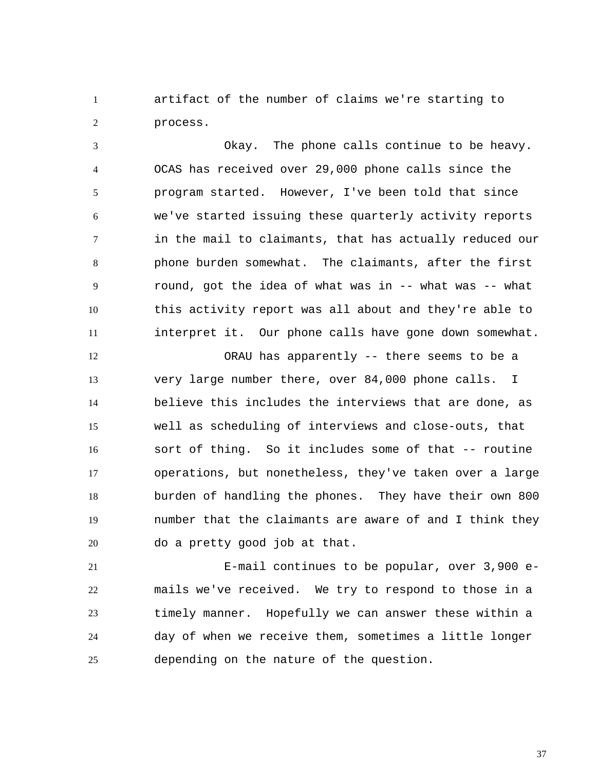artifact of the number of claims we're starting to process.

Okay. The phone calls continue to be heavy. OCAS has received over 29,000 phone calls since the program started. However, I've been told that since we've started issuing these quarterly activity reports in the mail to claimants, that has actually reduced our phone burden somewhat. The claimants, after the first round, got the idea of what was in -- what was -- what this activity report was all about and they're able to interpret it. Our phone calls have gone down somewhat.

ORAU has apparently -- there seems to be a very large number there, over 84,000 phone calls. I believe this includes the interviews that are done, as well as scheduling of interviews and close-outs, that sort of thing. So it includes some of that -- routine operations, but nonetheless, they've taken over a large burden of handling the phones. They have their own 800 number that the claimants are aware of and I think they do a pretty good job at that.

E-mail continues to be popular, over 3,900 e-mails we've received. We try to respond to those in a timely manner. Hopefully we can answer these within a day of when we receive them, sometimes a little longer depending on the nature of the question.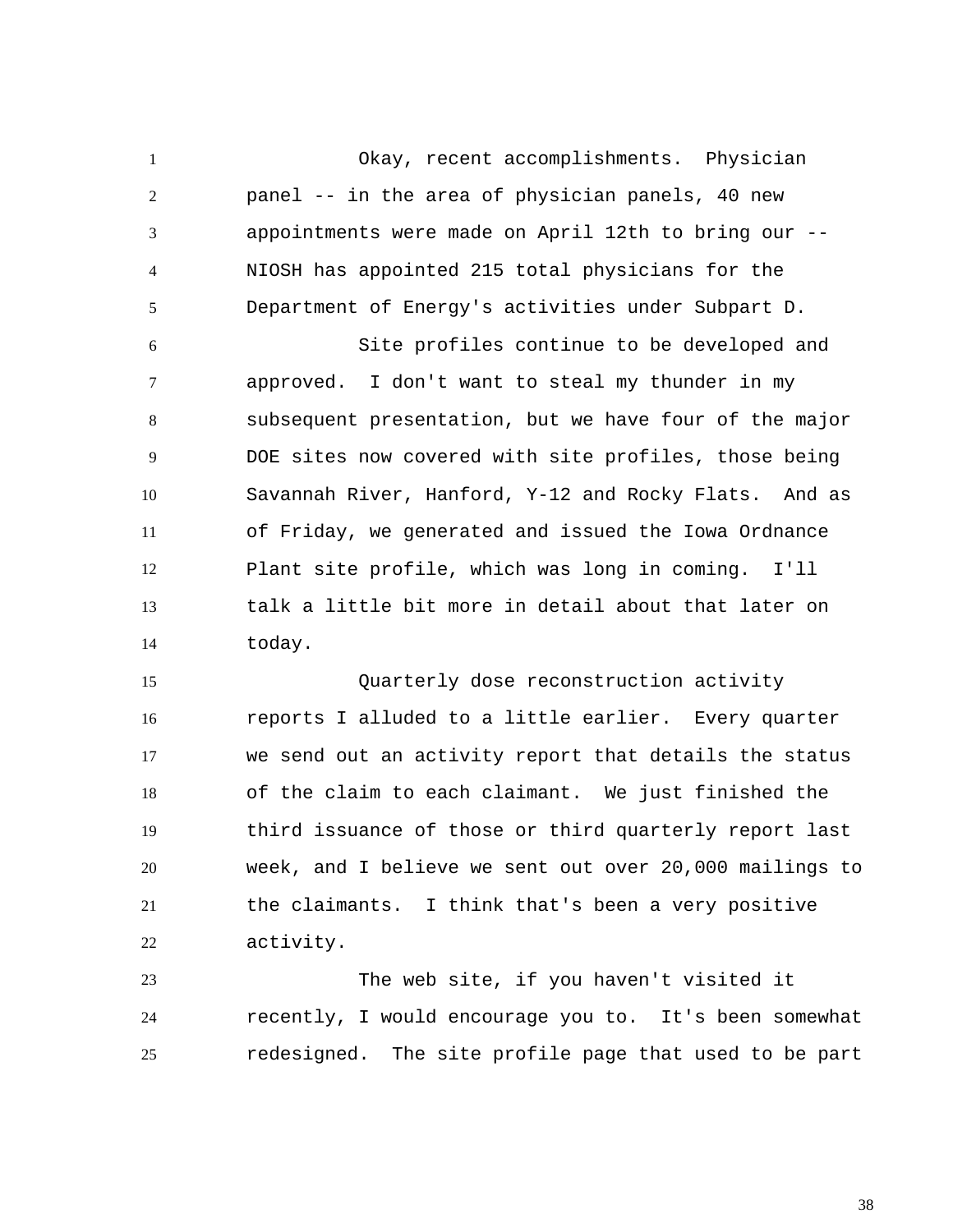Okay, recent accomplishments. Physician panel -- in the area of physician panels, 40 new appointments were made on April 12th to bring our -- NIOSH has appointed 215 total physicians for the Department of Energy's activities under Subpart D.

Site profiles continue to be developed and approved. I don't want to steal my thunder in my subsequent presentation, but we have four of the major DOE sites now covered with site profiles, those being Savannah River, Hanford, Y-12 and Rocky Flats. And as of Friday, we generated and issued the Iowa Ordnance Plant site profile, which was long in coming. I'll talk a little bit more in detail about that later on today.

Quarterly dose reconstruction activity reports I alluded to a little earlier. Every quarter we send out an activity report that details the status of the claim to each claimant. We just finished the third issuance of those or third quarterly report last week, and I believe we sent out over 20,000 mailings to the claimants. I think that's been a very positive activity.

The web site, if you haven't visited it recently, I would encourage you to. It's been somewhat redesigned. The site profile page that used to be part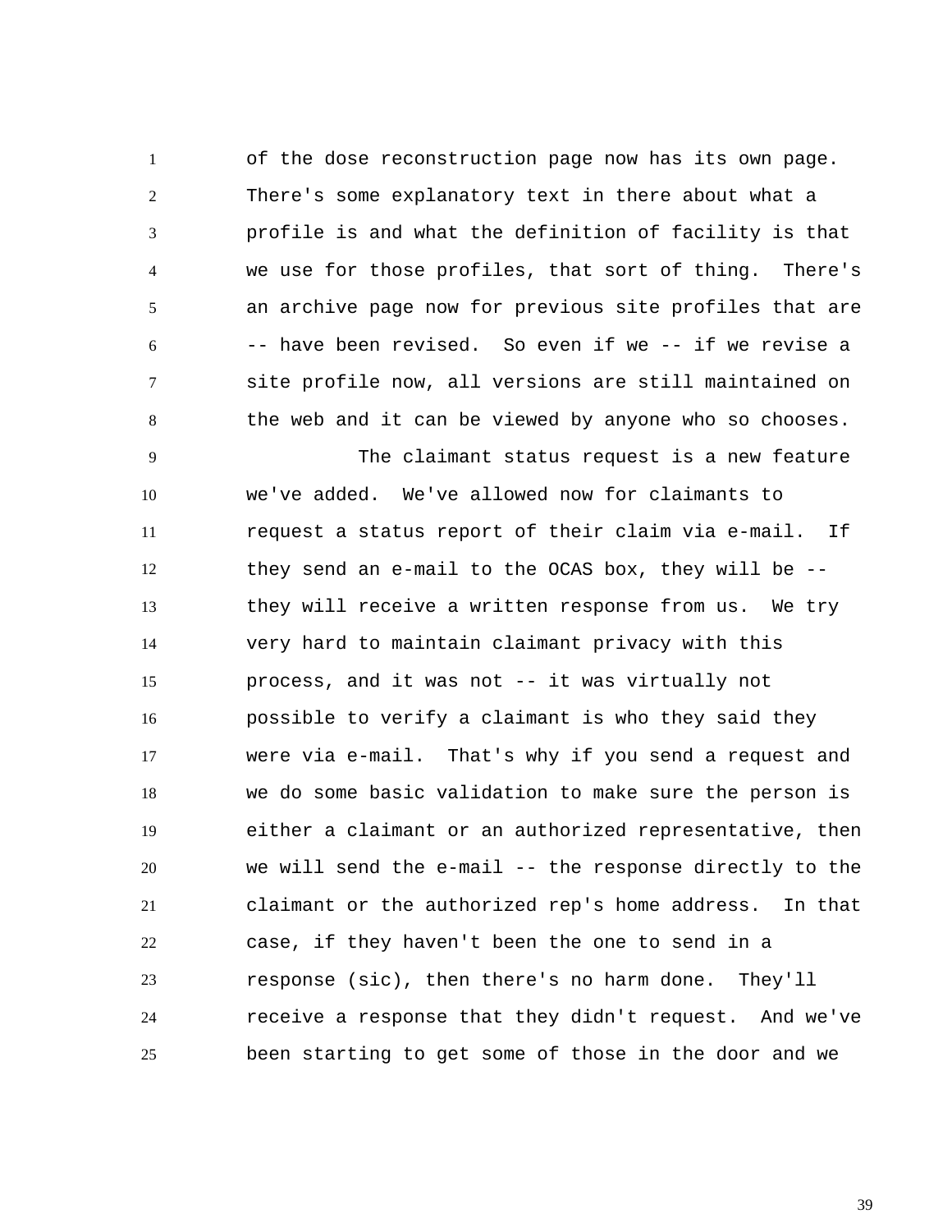of the dose reconstruction page now has its own page. There's some explanatory text in there about what a profile is and what the definition of facility is that we use for those profiles, that sort of thing. There's an archive page now for previous site profiles that are -- have been revised. So even if we -- if we revise a site profile now, all versions are still maintained on the web and it can be viewed by anyone who so chooses.

The claimant status request is a new feature we've added. We've allowed now for claimants to request a status report of their claim via e-mail. If they send an e-mail to the OCAS box, they will be -- they will receive a written response from us. We try very hard to maintain claimant privacy with this process, and it was not -- it was virtually not possible to verify a claimant is who they said they were via e-mail. That's why if you send a request and we do some basic validation to make sure the person is either a claimant or an authorized representative, then we will send the e-mail -- the response directly to the claimant or the authorized rep's home address. In that case, if they haven't been the one to send in a response (sic), then there's no harm done. They'll receive a response that they didn't request. And we've been starting to get some of those in the door and we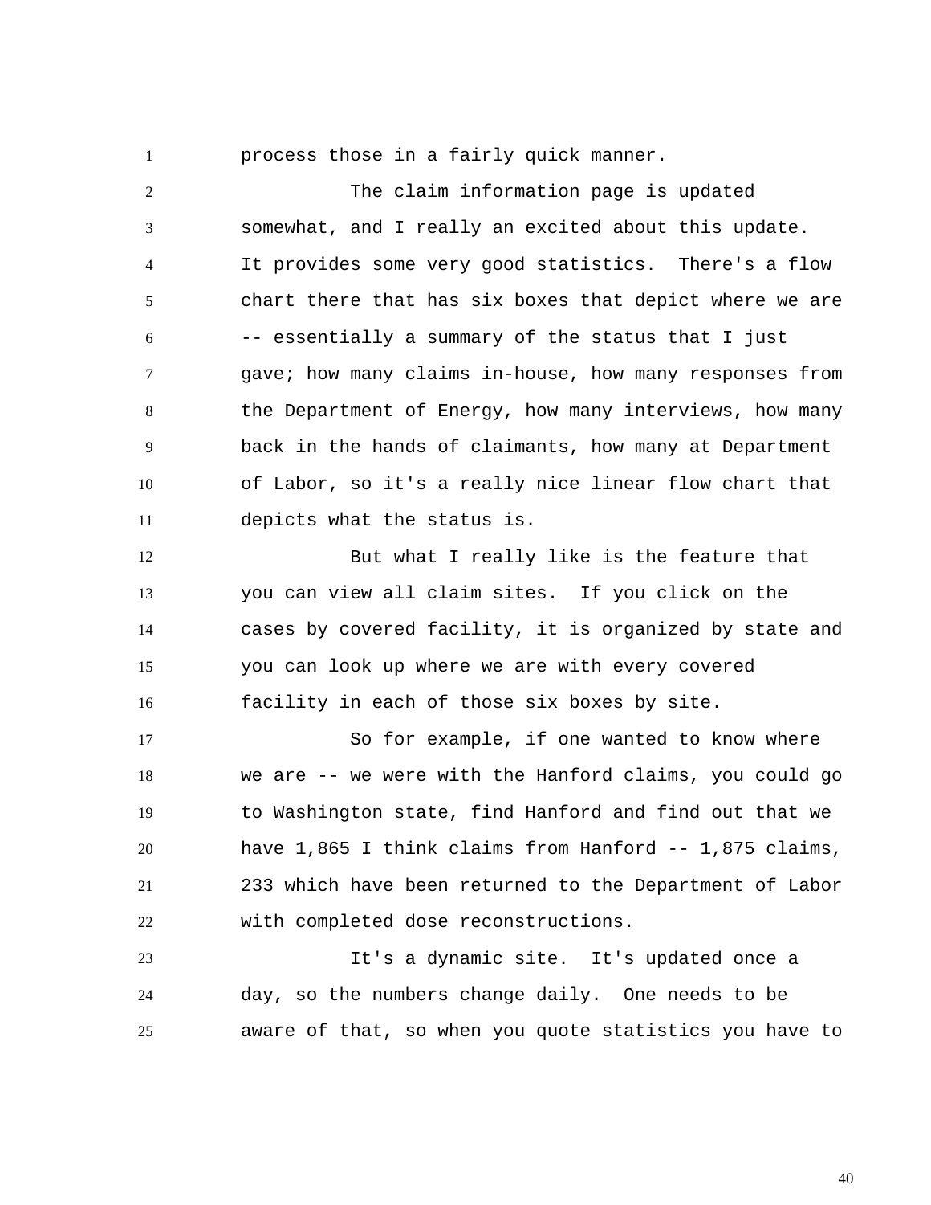process those in a fairly quick manner.

The claim information page is updated somewhat, and I really an excited about this update. It provides some very good statistics. There's a flow chart there that has six boxes that depict where we are -- essentially a summary of the status that I just gave; how many claims in-house, how many responses from the Department of Energy, how many interviews, how many back in the hands of claimants, how many at Department of Labor, so it's a really nice linear flow chart that depicts what the status is.

But what I really like is the feature that you can view all claim sites. If you click on the cases by covered facility, it is organized by state and you can look up where we are with every covered facility in each of those six boxes by site.

So for example, if one wanted to know where we are -- we were with the Hanford claims, you could go to Washington state, find Hanford and find out that we have 1,865 I think claims from Hanford -- 1,875 claims, 233 which have been returned to the Department of Labor with completed dose reconstructions.

It's a dynamic site. It's updated once a day, so the numbers change daily. One needs to be aware of that, so when you quote statistics you have to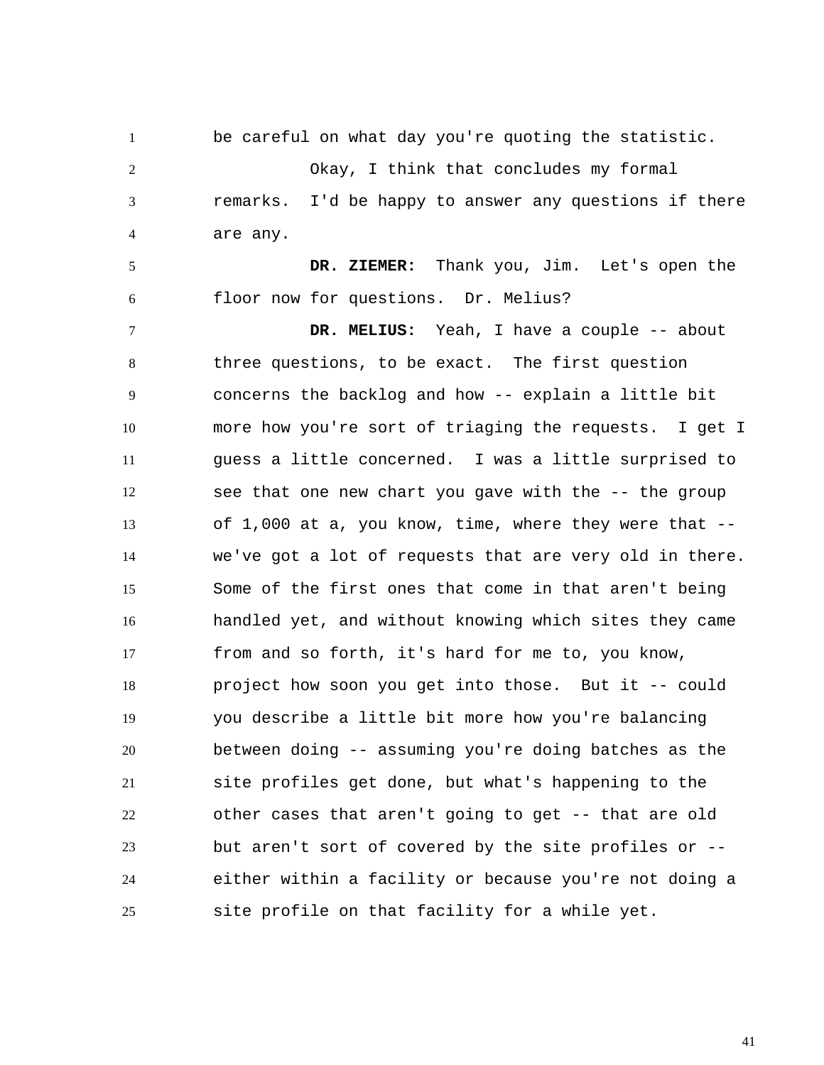be careful on what day you're quoting the statistic.

Okay, I think that concludes my formal remarks. I'd be happy to answer any questions if there are any.

**DR. ZIEMER:** Thank you, Jim. Let's open the floor now for questions. Dr. Melius?

**DR. MELIUS:** Yeah, I have a couple -- about three questions, to be exact. The first question concerns the backlog and how -- explain a little bit more how you're sort of triaging the requests. I get I guess a little concerned. I was a little surprised to see that one new chart you gave with the -- the group of 1,000 at a, you know, time, where they were that -- we've got a lot of requests that are very old in there. Some of the first ones that come in that aren't being handled yet, and without knowing which sites they came from and so forth, it's hard for me to, you know, project how soon you get into those. But it -- could you describe a little bit more how you're balancing between doing -- assuming you're doing batches as the site profiles get done, but what's happening to the other cases that aren't going to get -- that are old but aren't sort of covered by the site profiles or -- either within a facility or because you're not doing a site profile on that facility for a while yet.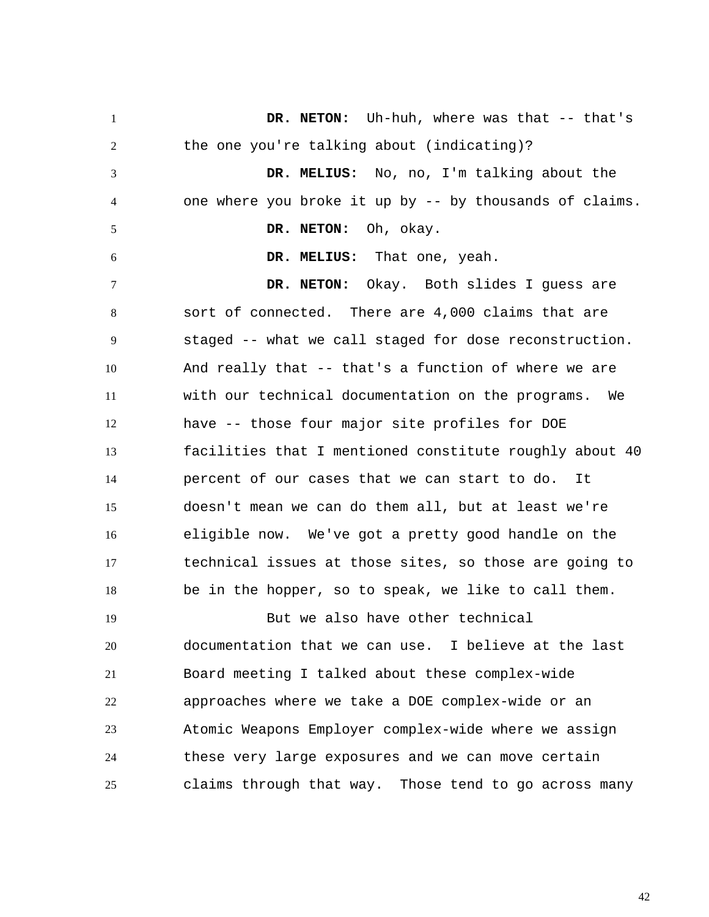**DR. NETON:** Uh-huh, where was that -- that's the one you're talking about (indicating)?

**DR. MELIUS:** No, no, I'm talking about the one where you broke it up by -- by thousands of claims.

**DR. NETON:** Oh, okay.

**DR. MELIUS:** That one, yeah.

**DR. NETON:** Okay. Both slides I guess are sort of connected. There are 4,000 claims that are staged -- what we call staged for dose reconstruction. And really that -- that's a function of where we are with our technical documentation on the programs. We have -- those four major site profiles for DOE facilities that I mentioned constitute roughly about 40 percent of our cases that we can start to do. It doesn't mean we can do them all, but at least we're eligible now. We've got a pretty good handle on the technical issues at those sites, so those are going to be in the hopper, so to speak, we like to call them.

But we also have other technical documentation that we can use. I believe at the last Board meeting I talked about these complex-wide approaches where we take a DOE complex-wide or an Atomic Weapons Employer complex-wide where we assign these very large exposures and we can move certain claims through that way. Those tend to go across many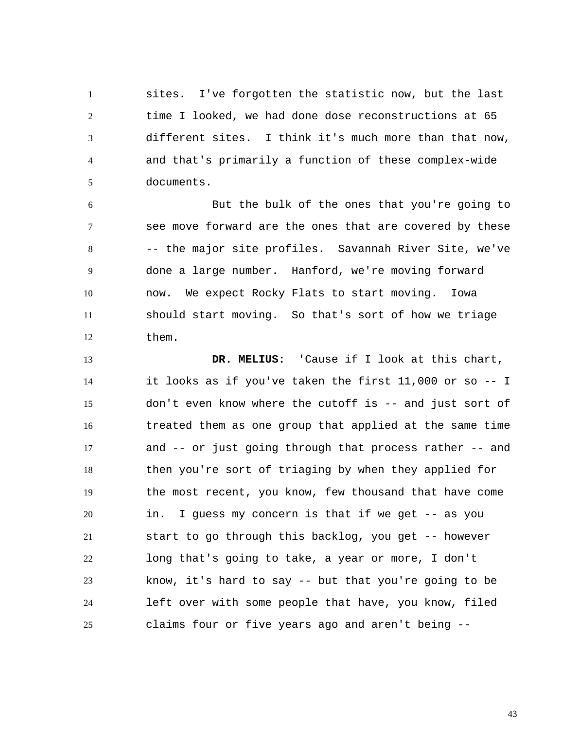sites. I've forgotten the statistic now, but the last time I looked, we had done dose reconstructions at 65 different sites. I think it's much more than that now, and that's primarily a function of these complex-wide documents.

But the bulk of the ones that you're going to see move forward are the ones that are covered by these -- the major site profiles. Savannah River Site, we've done a large number. Hanford, we're moving forward now. We expect Rocky Flats to start moving. Iowa should start moving. So that's sort of how we triage them.

**DR. MELIUS:** 'Cause if I look at this chart, it looks as if you've taken the first 11,000 or so -- I don't even know where the cutoff is -- and just sort of treated them as one group that applied at the same time and -- or just going through that process rather -- and then you're sort of triaging by when they applied for the most recent, you know, few thousand that have come in. I guess my concern is that if we get -- as you start to go through this backlog, you get -- however long that's going to take, a year or more, I don't know, it's hard to say -- but that you're going to be left over with some people that have, you know, filed claims four or five years ago and aren't being --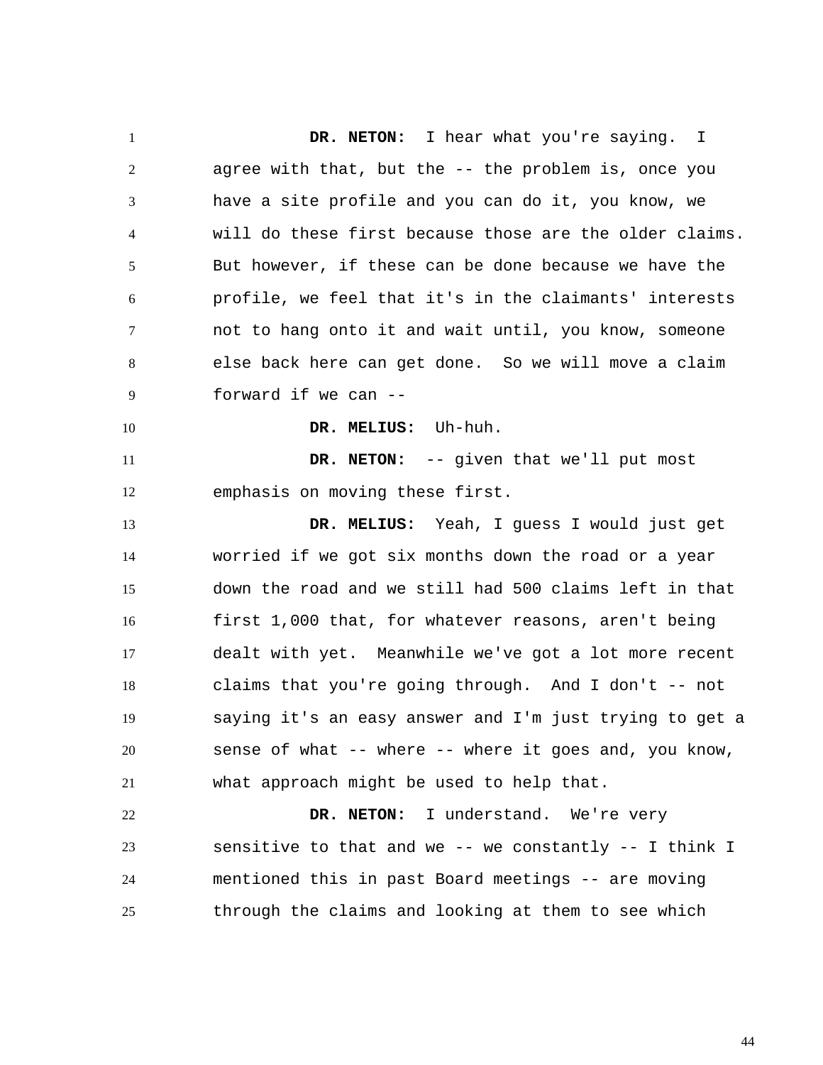**DR. NETON:** I hear what you're saying. I agree with that, but the -- the problem is, once you have a site profile and you can do it, you know, we will do these first because those are the older claims. But however, if these can be done because we have the profile, we feel that it's in the claimants' interests not to hang onto it and wait until, you know, someone else back here can get done. So we will move a claim forward if we can --

**DR. MELIUS:** Uh-huh.

**DR. NETON:** -- given that we'll put most emphasis on moving these first.

**DR. MELIUS:** Yeah, I guess I would just get worried if we got six months down the road or a year down the road and we still had 500 claims left in that first 1,000 that, for whatever reasons, aren't being dealt with yet. Meanwhile we've got a lot more recent claims that you're going through. And I don't -- not saying it's an easy answer and I'm just trying to get a sense of what -- where -- where it goes and, you know, what approach might be used to help that.

**DR. NETON:** I understand. We're very sensitive to that and we -- we constantly -- I think I mentioned this in past Board meetings -- are moving through the claims and looking at them to see which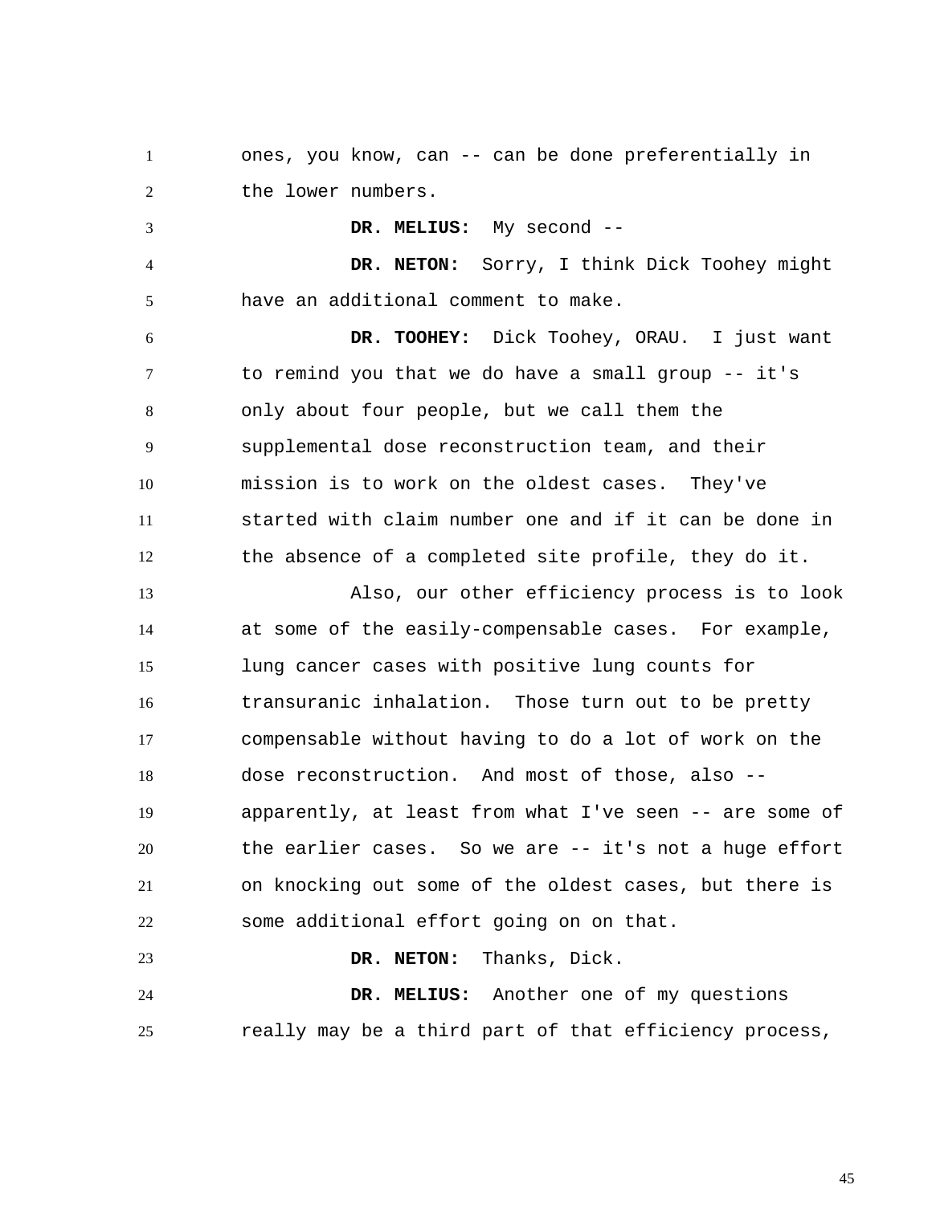ones, you know, can -- can be done preferentially in the lower numbers.

**DR. MELIUS:** My second --

**DR. NETON:** Sorry, I think Dick Toohey might have an additional comment to make.

**DR. TOOHEY:** Dick Toohey, ORAU. I just want to remind you that we do have a small group -- it's only about four people, but we call them the supplemental dose reconstruction team, and their mission is to work on the oldest cases. They've started with claim number one and if it can be done in the absence of a completed site profile, they do it.

Also, our other efficiency process is to look at some of the easily-compensable cases. For example, lung cancer cases with positive lung counts for transuranic inhalation. Those turn out to be pretty compensable without having to do a lot of work on the dose reconstruction. And most of those, also -- apparently, at least from what I've seen -- are some of the earlier cases. So we are -- it's not a huge effort on knocking out some of the oldest cases, but there is some additional effort going on on that.

**DR. NETON:** Thanks, Dick.

**DR. MELIUS:** Another one of my questions really may be a third part of that efficiency process,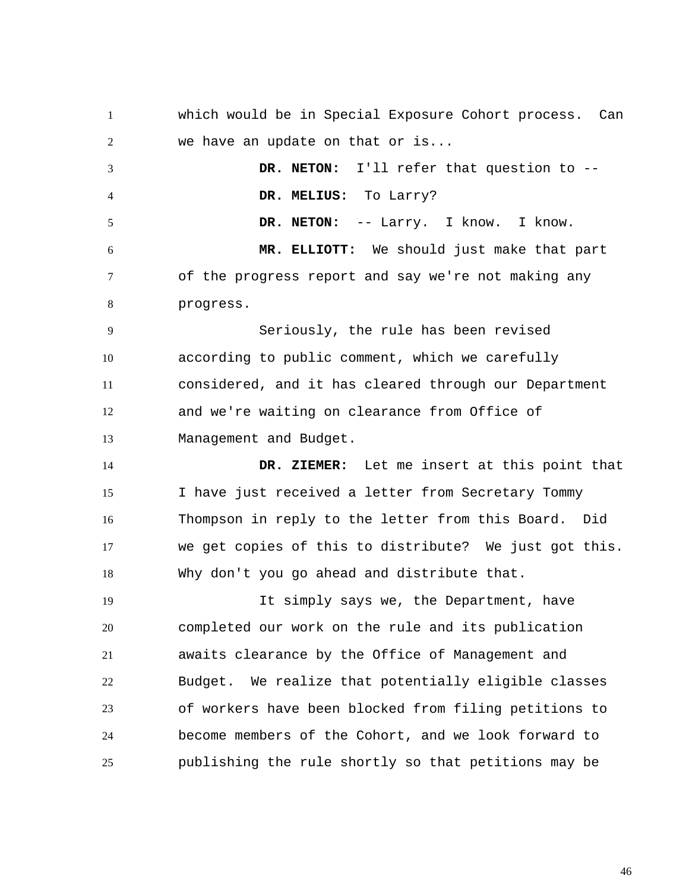which would be in Special Exposure Cohort process. Can we have an update on that or is...

**DR. NETON:** I'll refer that question to --

**DR. MELIUS:** To Larry?

**DR. NETON:** -- Larry. I know. I know.

**MR. ELLIOTT:** We should just make that part of the progress report and say we're not making any progress.

Seriously, the rule has been revised according to public comment, which we carefully considered, and it has cleared through our Department and we're waiting on clearance from Office of Management and Budget.

**DR. ZIEMER:** Let me insert at this point that I have just received a letter from Secretary Tommy Thompson in reply to the letter from this Board. Did we get copies of this to distribute? We just got this. Why don't you go ahead and distribute that.

It simply says we, the Department, have completed our work on the rule and its publication awaits clearance by the Office of Management and Budget. We realize that potentially eligible classes of workers have been blocked from filing petitions to become members of the Cohort, and we look forward to publishing the rule shortly so that petitions may be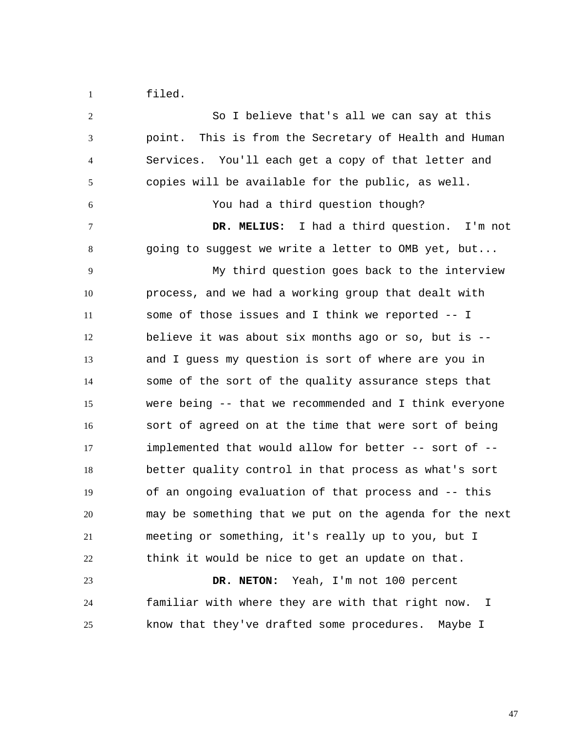filed.

So I believe that's all we can say at this point. This is from the Secretary of Health and Human Services. You'll each get a copy of that letter and copies will be available for the public, as well.

You had a third question though?

**DR. MELIUS:** I had a third question. I'm not going to suggest we write a letter to OMB yet, but...

My third question goes back to the interview process, and we had a working group that dealt with some of those issues and I think we reported -- I believe it was about six months ago or so, but is -- and I guess my question is sort of where are you in some of the sort of the quality assurance steps that were being -- that we recommended and I think everyone sort of agreed on at the time that were sort of being implemented that would allow for better -- sort of -- better quality control in that process as what's sort of an ongoing evaluation of that process and -- this may be something that we put on the agenda for the next meeting or something, it's really up to you, but I think it would be nice to get an update on that.

**DR. NETON:** Yeah, I'm not 100 percent familiar with where they are with that right now. I know that they've drafted some procedures. Maybe I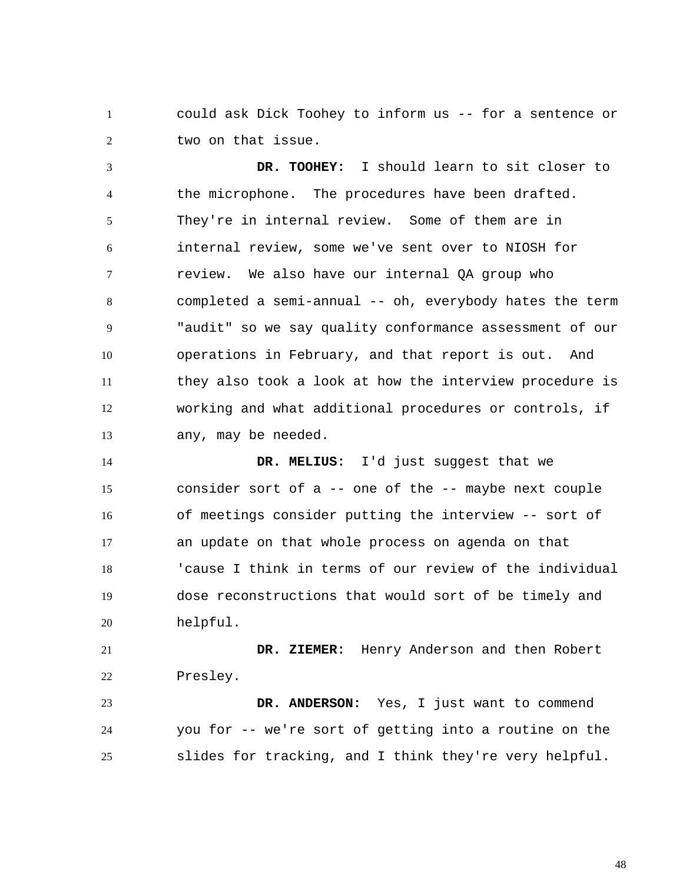could ask Dick Toohey to inform us -- for a sentence or two on that issue.

**DR. TOOHEY:** I should learn to sit closer to the microphone. The procedures have been drafted. They're in internal review. Some of them are in internal review, some we've sent over to NIOSH for review. We also have our internal QA group who completed a semi-annual -- oh, everybody hates the term "audit" so we say quality conformance assessment of our operations in February, and that report is out. And they also took a look at how the interview procedure is working and what additional procedures or controls, if any, may be needed.

**DR. MELIUS:** I'd just suggest that we consider sort of a -- one of the -- maybe next couple of meetings consider putting the interview -- sort of an update on that whole process on agenda on that 'cause I think in terms of our review of the individual dose reconstructions that would sort of be timely and helpful.

**DR. ZIEMER:** Henry Anderson and then Robert Presley.

**DR. ANDERSON:** Yes, I just want to commend you for -- we're sort of getting into a routine on the slides for tracking, and I think they're very helpful.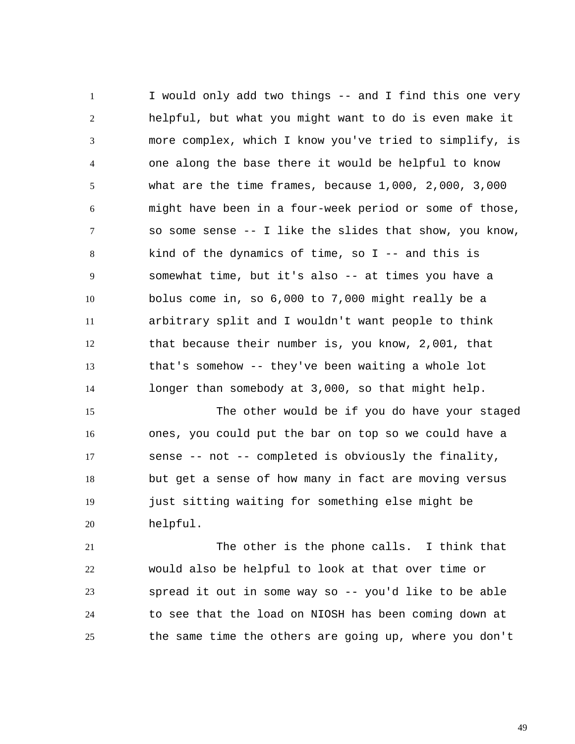I would only add two things -- and I find this one very helpful, but what you might want to do is even make it more complex, which I know you've tried to simplify, is one along the base there it would be helpful to know what are the time frames, because 1,000, 2,000, 3,000 might have been in a four-week period or some of those, so some sense -- I like the slides that show, you know, kind of the dynamics of time, so I -- and this is somewhat time, but it's also -- at times you have a bolus come in, so 6,000 to 7,000 might really be a arbitrary split and I wouldn't want people to think that because their number is, you know, 2,001, that that's somehow -- they've been waiting a whole lot longer than somebody at 3,000, so that might help.

The other would be if you do have your staged ones, you could put the bar on top so we could have a sense -- not -- completed is obviously the finality, but get a sense of how many in fact are moving versus just sitting waiting for something else might be helpful.

The other is the phone calls. I think that would also be helpful to look at that over time or spread it out in some way so -- you'd like to be able to see that the load on NIOSH has been coming down at the same time the others are going up, where you don't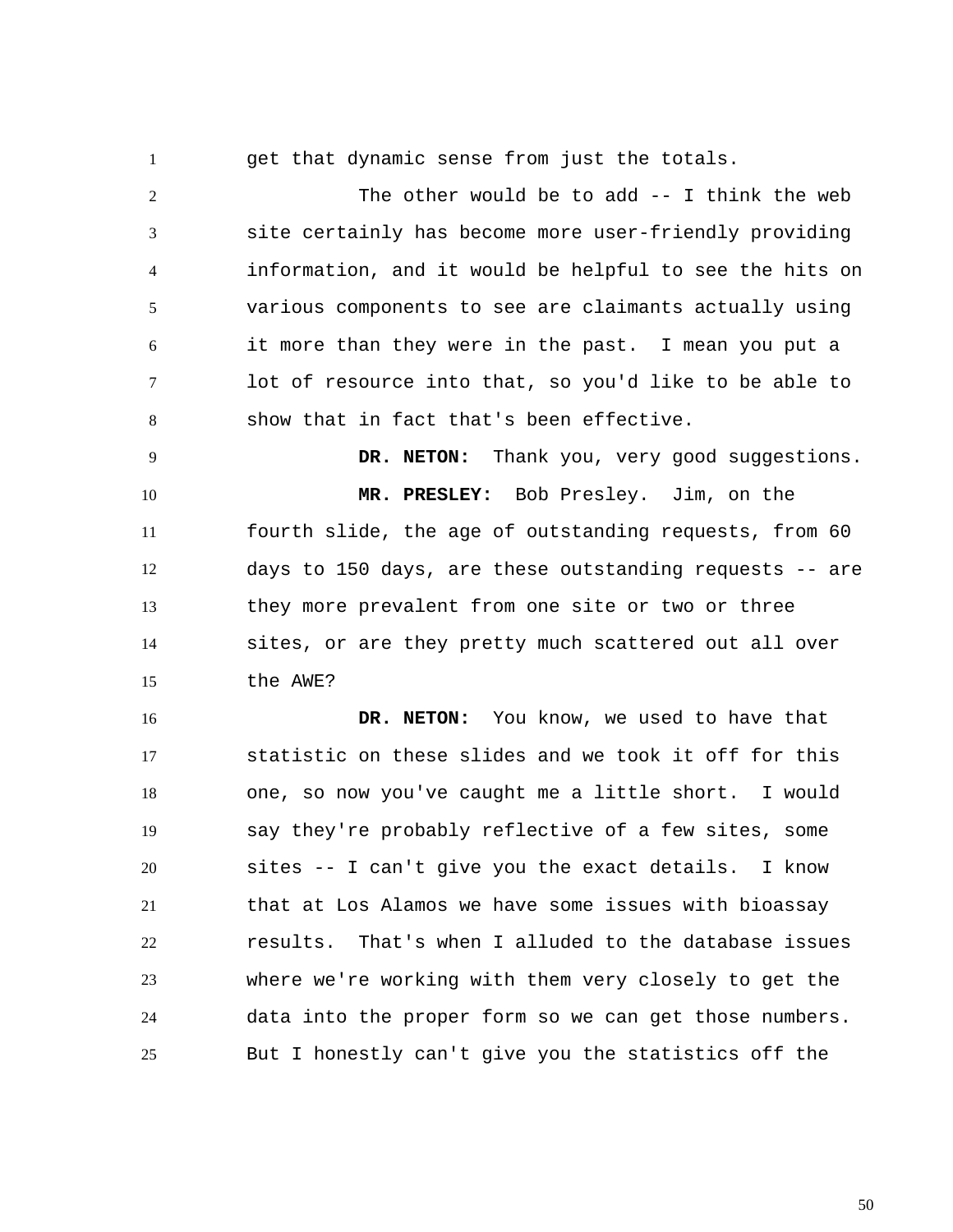get that dynamic sense from just the totals.

The other would be to add -- I think the web site certainly has become more user-friendly providing information, and it would be helpful to see the hits on various components to see are claimants actually using it more than they were in the past. I mean you put a lot of resource into that, so you'd like to be able to show that in fact that's been effective.

**DR. NETON:** Thank you, very good suggestions.

**MR. PRESLEY:** Bob Presley. Jim, on the fourth slide, the age of outstanding requests, from 60 days to 150 days, are these outstanding requests -- are they more prevalent from one site or two or three sites, or are they pretty much scattered out all over the AWE?

**DR. NETON:** You know, we used to have that statistic on these slides and we took it off for this one, so now you've caught me a little short. I would say they're probably reflective of a few sites, some sites -- I can't give you the exact details. I know that at Los Alamos we have some issues with bioassay results. That's when I alluded to the database issues where we're working with them very closely to get the data into the proper form so we can get those numbers. But I honestly can't give you the statistics off the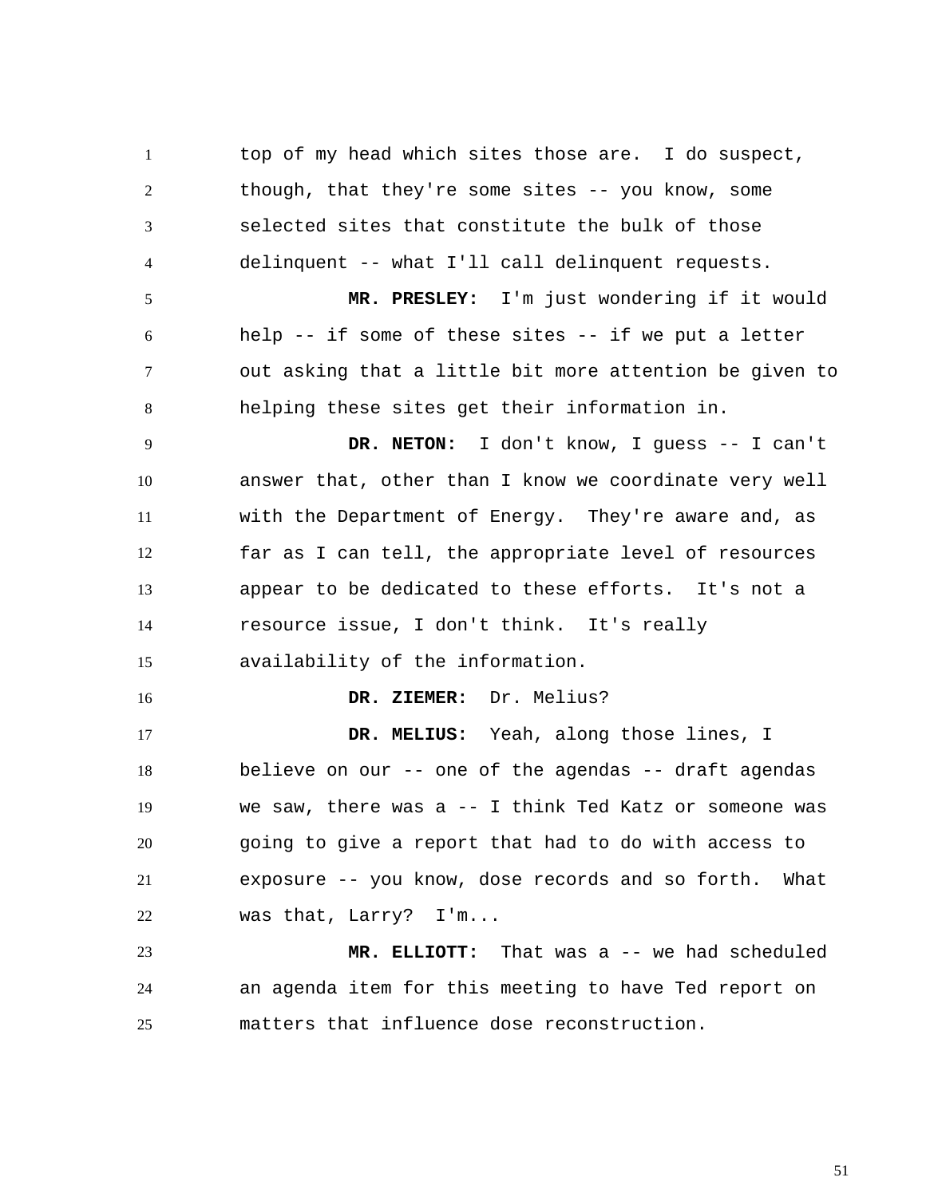top of my head which sites those are. I do suspect, though, that they're some sites -- you know, some selected sites that constitute the bulk of those delinquent -- what I'll call delinquent requests.

**MR. PRESLEY:** I'm just wondering if it would help -- if some of these sites -- if we put a letter out asking that a little bit more attention be given to helping these sites get their information in.

**DR. NETON:** I don't know, I guess -- I can't answer that, other than I know we coordinate very well with the Department of Energy. They're aware and, as far as I can tell, the appropriate level of resources appear to be dedicated to these efforts. It's not a resource issue, I don't think. It's really availability of the information.

**DR. ZIEMER:** Dr. Melius?

**DR. MELIUS:** Yeah, along those lines, I believe on our -- one of the agendas -- draft agendas we saw, there was a -- I think Ted Katz or someone was going to give a report that had to do with access to exposure -- you know, dose records and so forth. What was that, Larry? I'm...

**MR. ELLIOTT:** That was a -- we had scheduled an agenda item for this meeting to have Ted report on matters that influence dose reconstruction.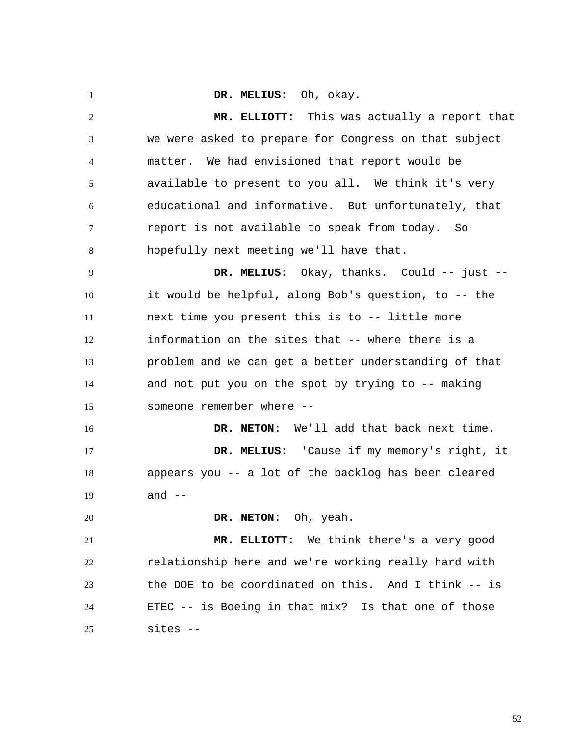**DR. MELIUS:** Oh, okay.

**MR. ELLIOTT:** This was actually a report that we were asked to prepare for Congress on that subject matter. We had envisioned that report would be available to present to you all. We think it's very educational and informative. But unfortunately, that report is not available to speak from today. So hopefully next meeting we'll have that.

**DR. MELIUS:** Okay, thanks. Could -- just -- it would be helpful, along Bob's question, to -- the next time you present this is to -- little more information on the sites that -- where there is a problem and we can get a better understanding of that and not put you on the spot by trying to -- making someone remember where --

**DR. NETON:** We'll add that back next time.

**DR. MELIUS:** 'Cause if my memory's right, it appears you -- a lot of the backlog has been cleared and --

**DR. NETON:** Oh, yeah.

**MR. ELLIOTT:** We think there's a very good relationship here and we're working really hard with the DOE to be coordinated on this. And I think -- is ETEC -- is Boeing in that mix? Is that one of those sites --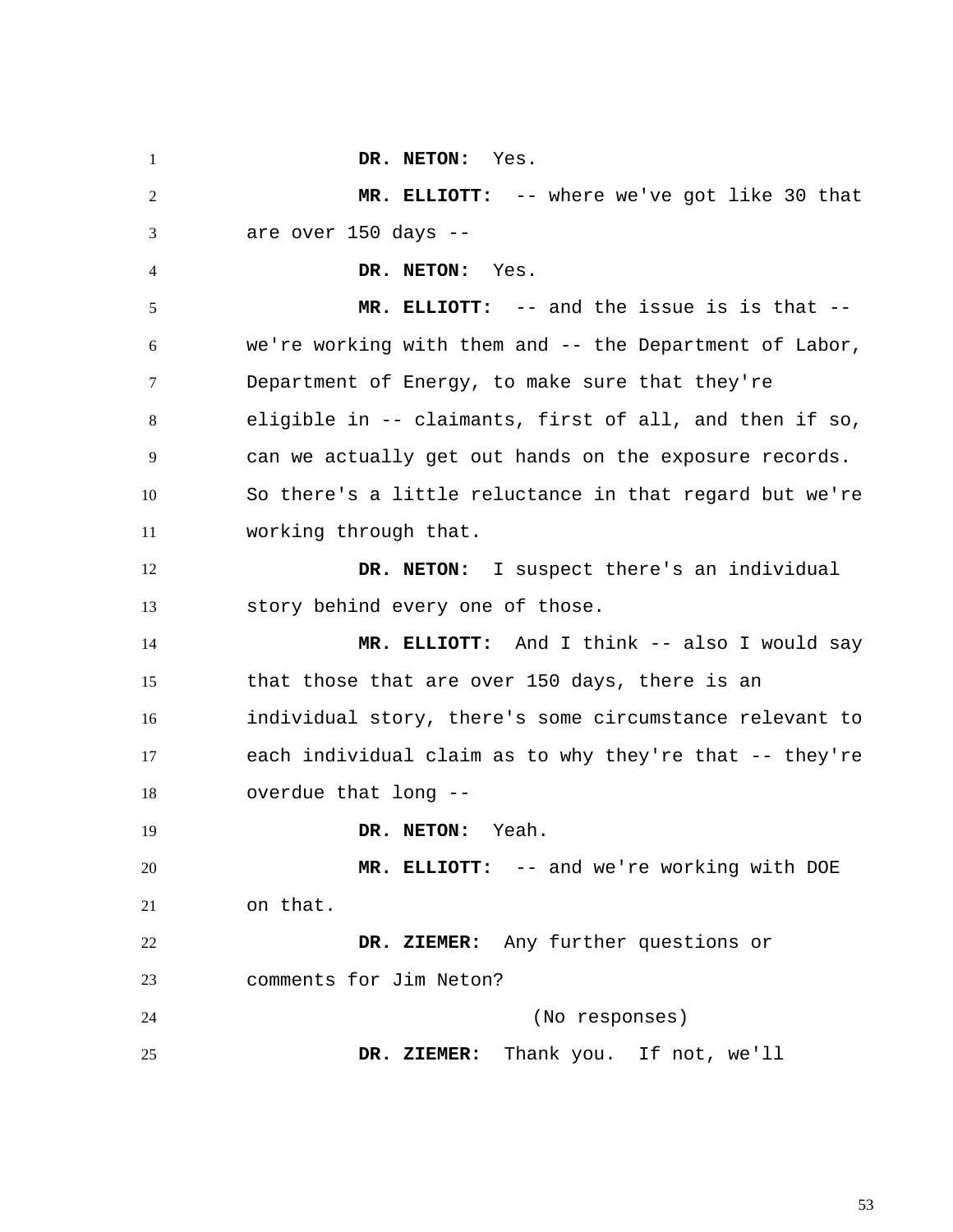**DR. NETON:** Yes.

**MR. ELLIOTT:** -- where we've got like 30 that are over 150 days --

**DR. NETON:** Yes.

**MR. ELLIOTT:** -- and the issue is is that -- we're working with them and -- the Department of Labor, Department of Energy, to make sure that they're eligible in -- claimants, first of all, and then if so, can we actually get out hands on the exposure records. So there's a little reluctance in that regard but we're working through that.

**DR. NETON:** I suspect there's an individual story behind every one of those.

**MR. ELLIOTT:** And I think -- also I would say that those that are over 150 days, there is an individual story, there's some circumstance relevant to each individual claim as to why they're that -- they're overdue that long --

**DR. NETON:** Yeah.

**MR. ELLIOTT:** -- and we're working with DOE on that.

**DR. ZIEMER:** Any further questions or comments for Jim Neton?

(No responses)

**DR. ZIEMER:** Thank you. If not, we'll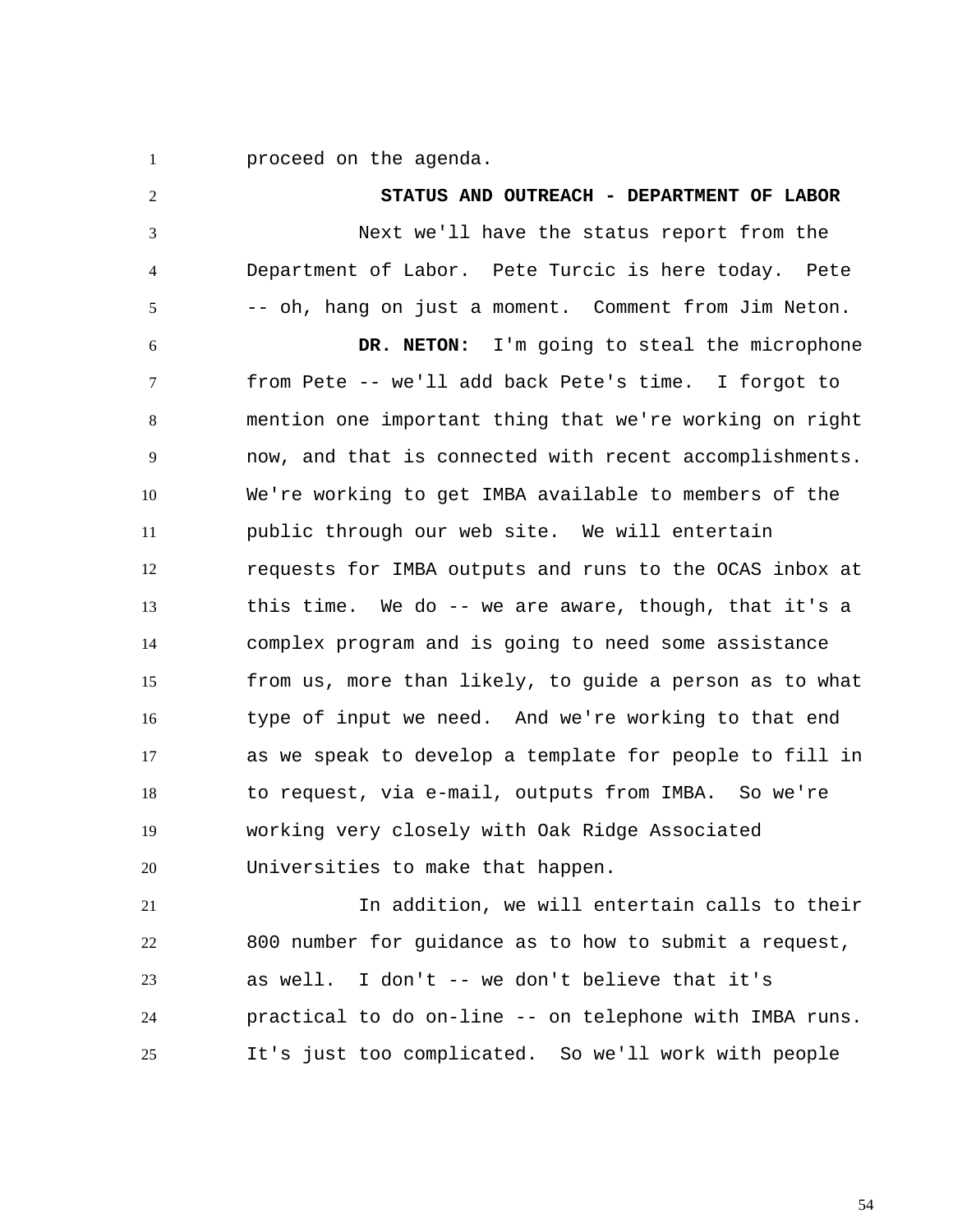proceed on the agenda.

**STATUS AND OUTREACH - DEPARTMENT OF LABOR**

Next we'll have the status report from the Department of Labor. Pete Turcic is here today. Pete -- oh, hang on just a moment. Comment from Jim Neton.

**DR. NETON:** I'm going to steal the microphone from Pete -- we'll add back Pete's time. I forgot to mention one important thing that we're working on right now, and that is connected with recent accomplishments. We're working to get IMBA available to members of the public through our web site. We will entertain requests for IMBA outputs and runs to the OCAS inbox at this time. We do -- we are aware, though, that it's a complex program and is going to need some assistance from us, more than likely, to guide a person as to what type of input we need. And we're working to that end as we speak to develop a template for people to fill in to request, via e-mail, outputs from IMBA. So we're working very closely with Oak Ridge Associated Universities to make that happen.

In addition, we will entertain calls to their 800 number for guidance as to how to submit a request, as well. I don't -- we don't believe that it's practical to do on-line -- on telephone with IMBA runs. It's just too complicated. So we'll work with people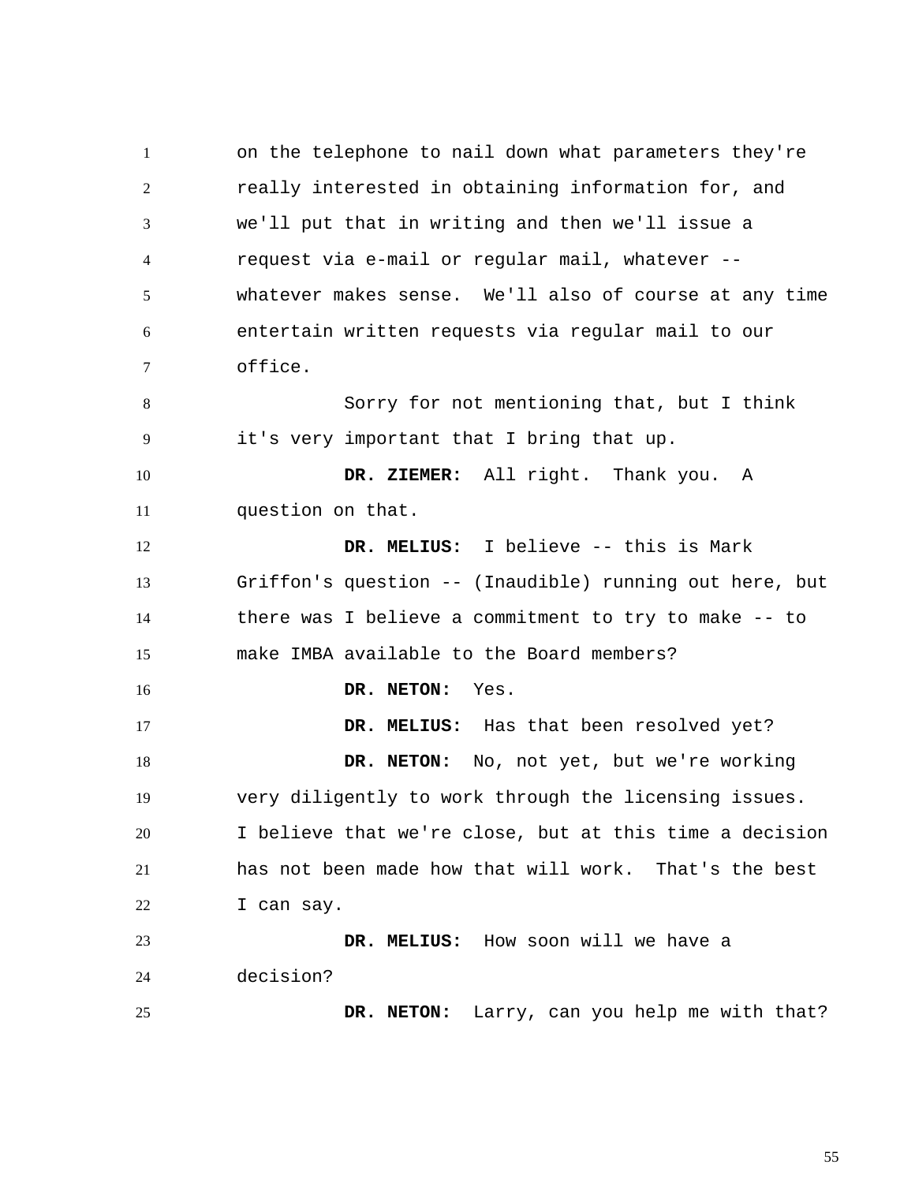on the telephone to nail down what parameters they're really interested in obtaining information for, and we'll put that in writing and then we'll issue a request via e-mail or regular mail, whatever -- whatever makes sense. We'll also of course at any time entertain written requests via regular mail to our office.

Sorry for not mentioning that, but I think it's very important that I bring that up.

**DR. ZIEMER:** All right. Thank you. A question on that.

**DR. MELIUS:** I believe -- this is Mark Griffon's question -- (Inaudible) running out here, but there was I believe a commitment to try to make -- to make IMBA available to the Board members?

**DR. NETON:** Yes.

**DR. MELIUS:** Has that been resolved yet?

**DR. NETON:** No, not yet, but we're working very diligently to work through the licensing issues. I believe that we're close, but at this time a decision has not been made how that will work. That's the best I can say.

**DR. MELIUS:** How soon will we have a decision?

**DR. NETON:** Larry, can you help me with that?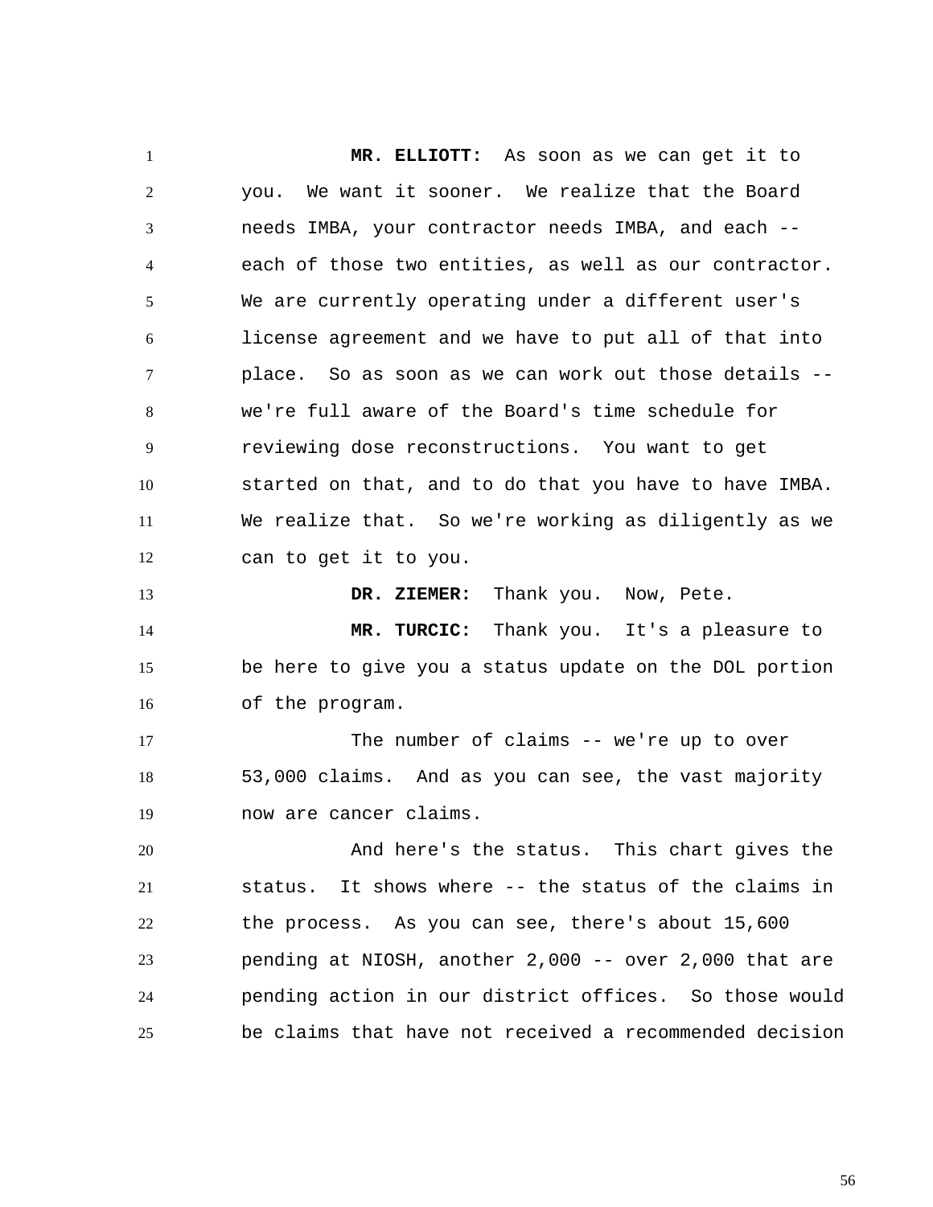**MR. ELLIOTT:** As soon as we can get it to you. We want it sooner. We realize that the Board needs IMBA, your contractor needs IMBA, and each -- each of those two entities, as well as our contractor. We are currently operating under a different user's license agreement and we have to put all of that into place. So as soon as we can work out those details -- we're full aware of the Board's time schedule for reviewing dose reconstructions. You want to get started on that, and to do that you have to have IMBA. We realize that. So we're working as diligently as we can to get it to you.

**DR. ZIEMER:** Thank you. Now, Pete.

**MR. TURCIC:** Thank you. It's a pleasure to be here to give you a status update on the DOL portion of the program.

The number of claims -- we're up to over 53,000 claims. And as you can see, the vast majority now are cancer claims.

And here's the status. This chart gives the status. It shows where -- the status of the claims in the process. As you can see, there's about 15,600 pending at NIOSH, another 2,000 -- over 2,000 that are pending action in our district offices. So those would be claims that have not received a recommended decision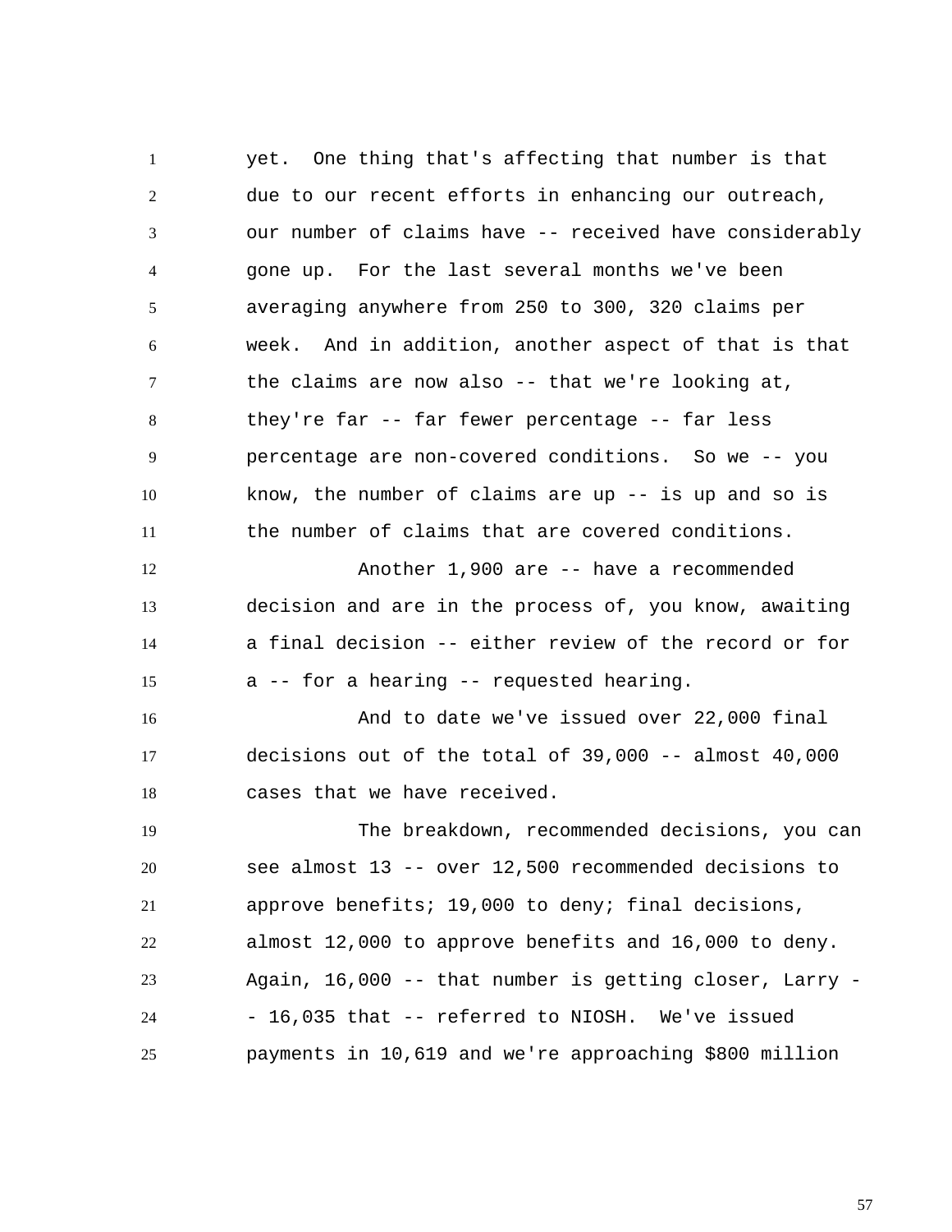yet. One thing that's affecting that number is that due to our recent efforts in enhancing our outreach, our number of claims have -- received have considerably gone up. For the last several months we've been averaging anywhere from 250 to 300, 320 claims per week. And in addition, another aspect of that is that the claims are now also -- that we're looking at, they're far -- far fewer percentage -- far less percentage are non-covered conditions. So we -- you know, the number of claims are up -- is up and so is the number of claims that are covered conditions.

Another 1,900 are -- have a recommended decision and are in the process of, you know, awaiting a final decision -- either review of the record or for a -- for a hearing -- requested hearing.

And to date we've issued over 22,000 final decisions out of the total of 39,000 -- almost 40,000 cases that we have received.

The breakdown, recommended decisions, you can see almost 13 -- over 12,500 recommended decisions to approve benefits; 19,000 to deny; final decisions, almost 12,000 to approve benefits and 16,000 to deny. Again, 16,000 -- that number is getting closer, Larry -- 16,035 that -- referred to NIOSH. We've issued payments in 10,619 and we're approaching $800 million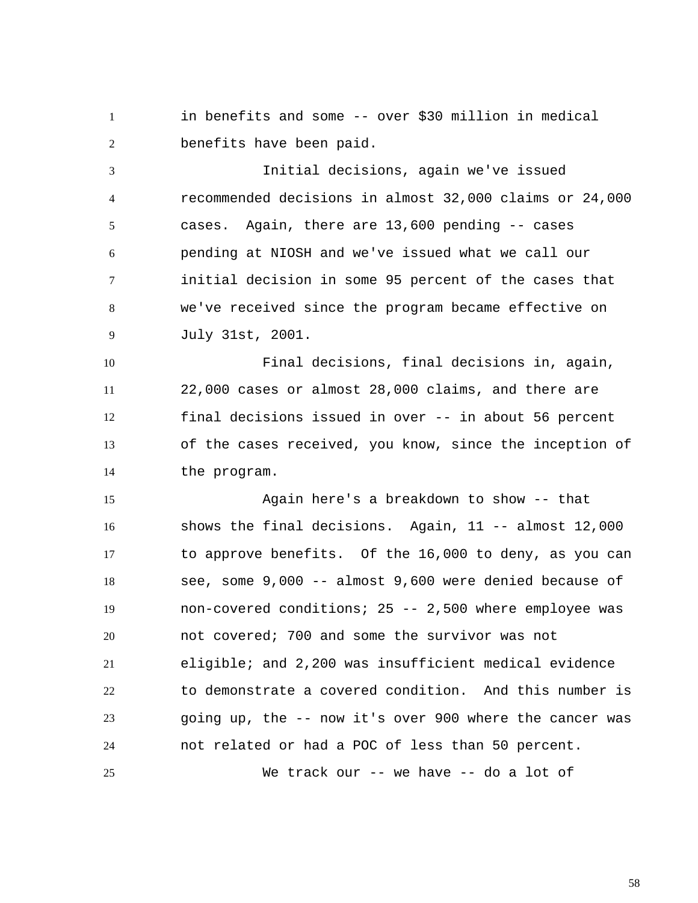in benefits and some -- over $30 million in medical benefits have been paid.

Initial decisions, again we've issued recommended decisions in almost 32,000 claims or 24,000 cases. Again, there are 13,600 pending -- cases pending at NIOSH and we've issued what we call our initial decision in some 95 percent of the cases that we've received since the program became effective on July 31st, 2001.

Final decisions, final decisions in, again, 22,000 cases or almost 28,000 claims, and there are final decisions issued in over -- in about 56 percent of the cases received, you know, since the inception of the program.

Again here's a breakdown to show -- that shows the final decisions. Again, 11 -- almost 12,000 to approve benefits. Of the 16,000 to deny, as you can see, some 9,000 -- almost 9,600 were denied because of non-covered conditions; 25 -- 2,500 where employee was not covered; 700 and some the survivor was not eligible; and 2,200 was insufficient medical evidence to demonstrate a covered condition. And this number is going up, the -- now it's over 900 where the cancer was not related or had a POC of less than 50 percent.

We track our -- we have -- do a lot of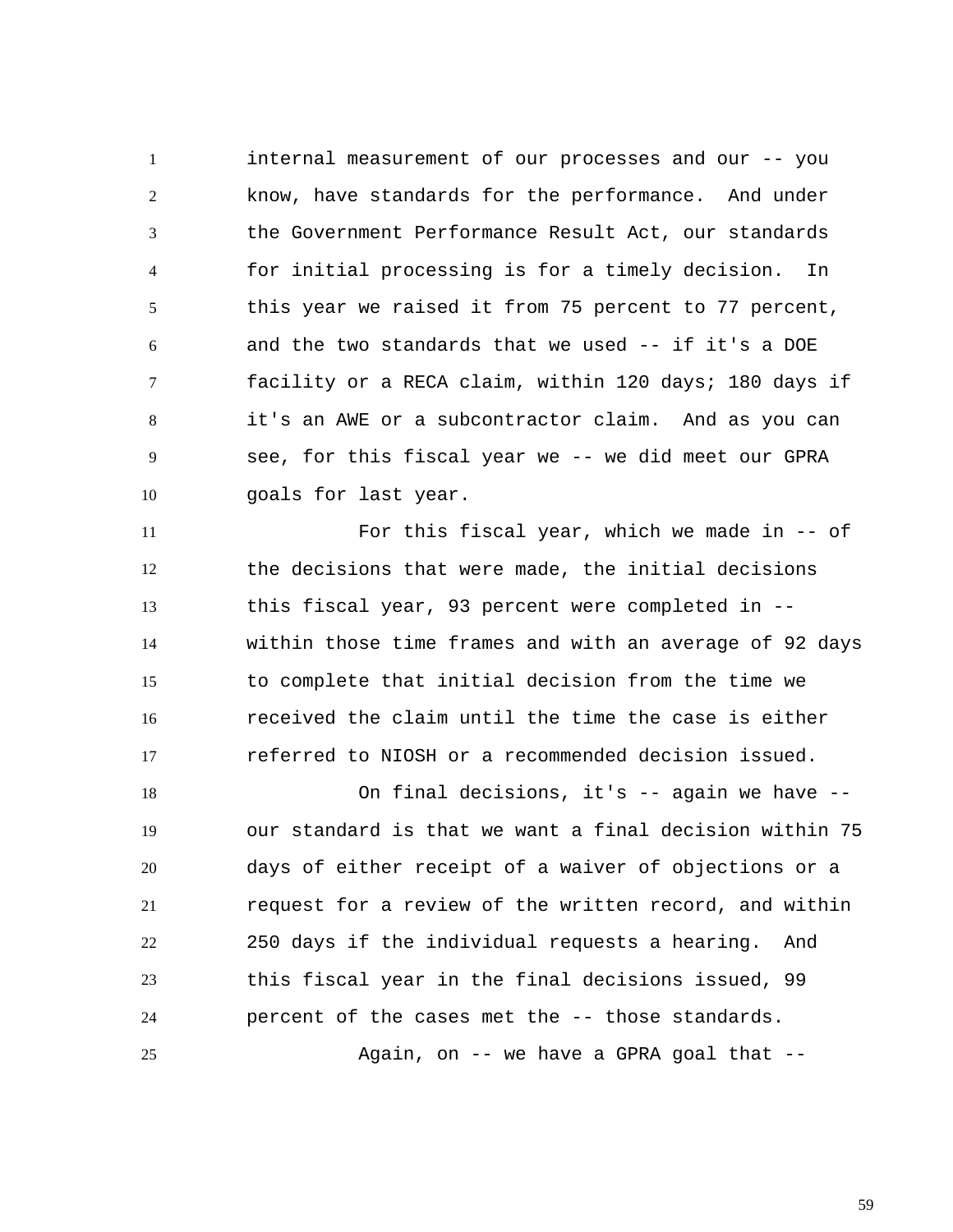internal measurement of our processes and our -- you know, have standards for the performance. And under the Government Performance Result Act, our standards for initial processing is for a timely decision. In this year we raised it from 75 percent to 77 percent, and the two standards that we used -- if it's a DOE facility or a RECA claim, within 120 days; 180 days if it's an AWE or a subcontractor claim. And as you can see, for this fiscal year we -- we did meet our GPRA goals for last year.

For this fiscal year, which we made in -- of the decisions that were made, the initial decisions this fiscal year, 93 percent were completed in -- within those time frames and with an average of 92 days to complete that initial decision from the time we received the claim until the time the case is either referred to NIOSH or a recommended decision issued.

On final decisions, it's -- again we have -- our standard is that we want a final decision within 75 days of either receipt of a waiver of objections or a request for a review of the written record, and within 250 days if the individual requests a hearing. And this fiscal year in the final decisions issued, 99 percent of the cases met the -- those standards.

Again, on -- we have a GPRA goal that --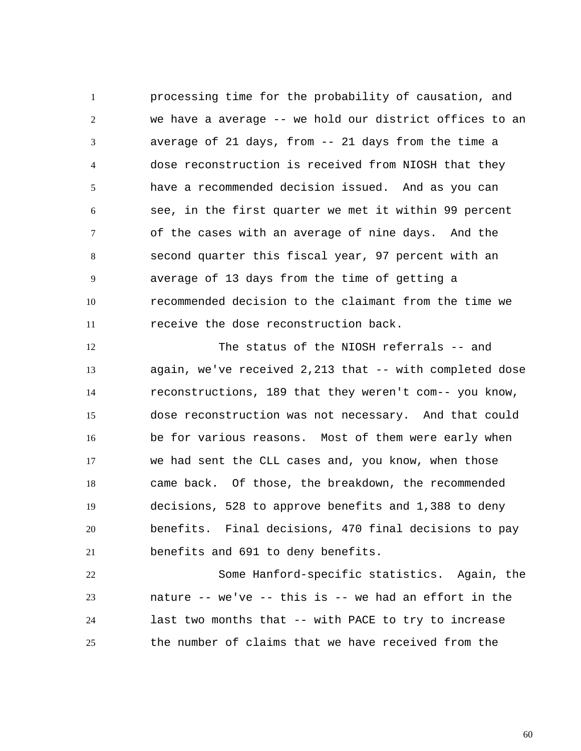processing time for the probability of causation, and we have a average -- we hold our district offices to an average of 21 days, from -- 21 days from the time a dose reconstruction is received from NIOSH that they have a recommended decision issued. And as you can see, in the first quarter we met it within 99 percent of the cases with an average of nine days. And the second quarter this fiscal year, 97 percent with an average of 13 days from the time of getting a recommended decision to the claimant from the time we receive the dose reconstruction back.

The status of the NIOSH referrals -- and again, we've received 2,213 that -- with completed dose reconstructions, 189 that they weren't com-- you know, dose reconstruction was not necessary. And that could be for various reasons. Most of them were early when we had sent the CLL cases and, you know, when those came back. Of those, the breakdown, the recommended decisions, 528 to approve benefits and 1,388 to deny benefits. Final decisions, 470 final decisions to pay benefits and 691 to deny benefits.

Some Hanford-specific statistics. Again, the nature -- we've -- this is -- we had an effort in the last two months that -- with PACE to try to increase the number of claims that we have received from the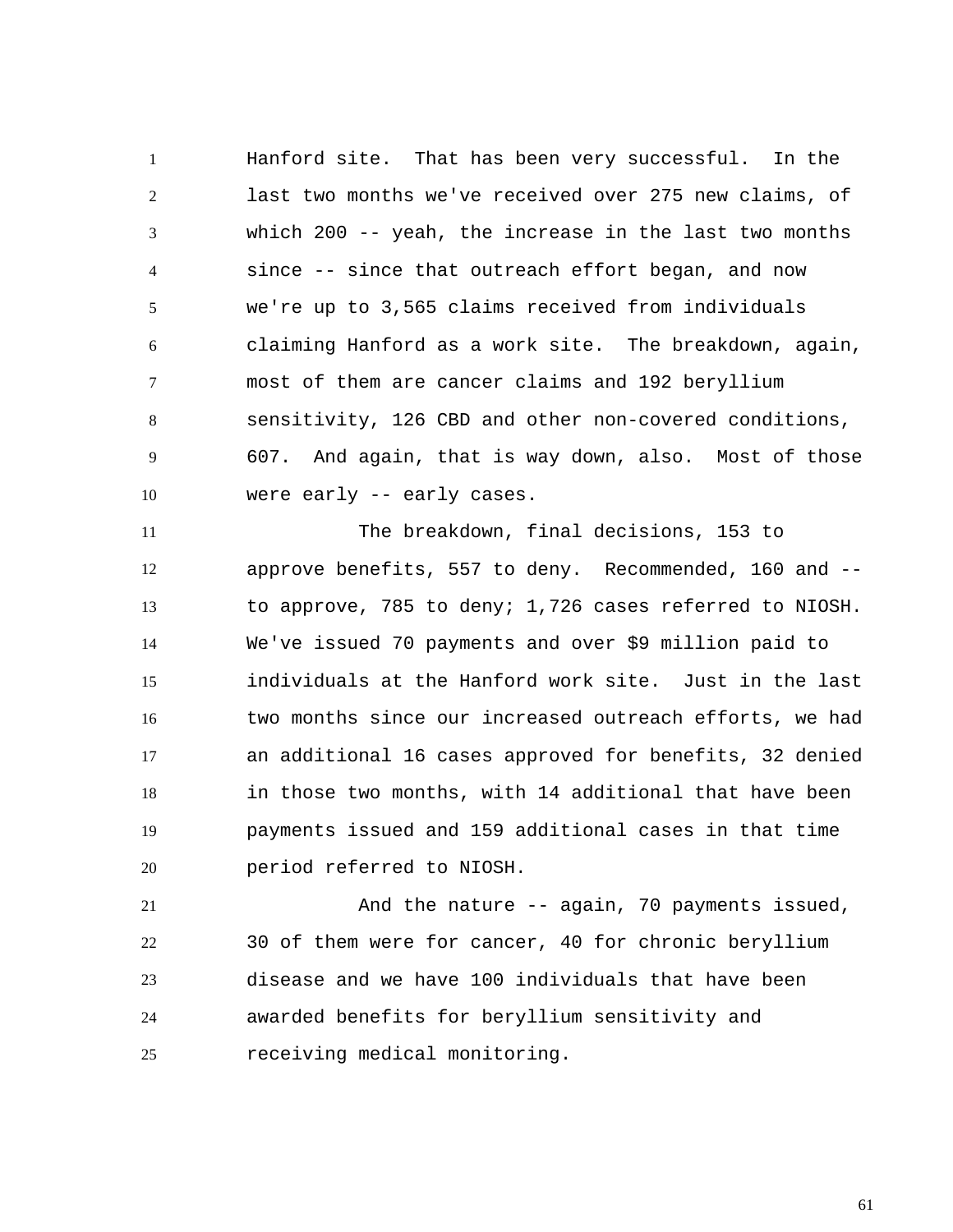Hanford site. That has been very successful. In the last two months we've received over 275 new claims, of which 200 -- yeah, the increase in the last two months since -- since that outreach effort began, and now we're up to 3,565 claims received from individuals claiming Hanford as a work site. The breakdown, again, most of them are cancer claims and 192 beryllium sensitivity, 126 CBD and other non-covered conditions, 607. And again, that is way down, also. Most of those were early -- early cases.

The breakdown, final decisions, 153 to approve benefits, 557 to deny. Recommended, 160 and -- to approve, 785 to deny; 1,726 cases referred to NIOSH. We've issued 70 payments and over $9 million paid to individuals at the Hanford work site. Just in the last two months since our increased outreach efforts, we had an additional 16 cases approved for benefits, 32 denied in those two months, with 14 additional that have been payments issued and 159 additional cases in that time period referred to NIOSH.

And the nature -- again, 70 payments issued, 30 of them were for cancer, 40 for chronic beryllium disease and we have 100 individuals that have been awarded benefits for beryllium sensitivity and receiving medical monitoring.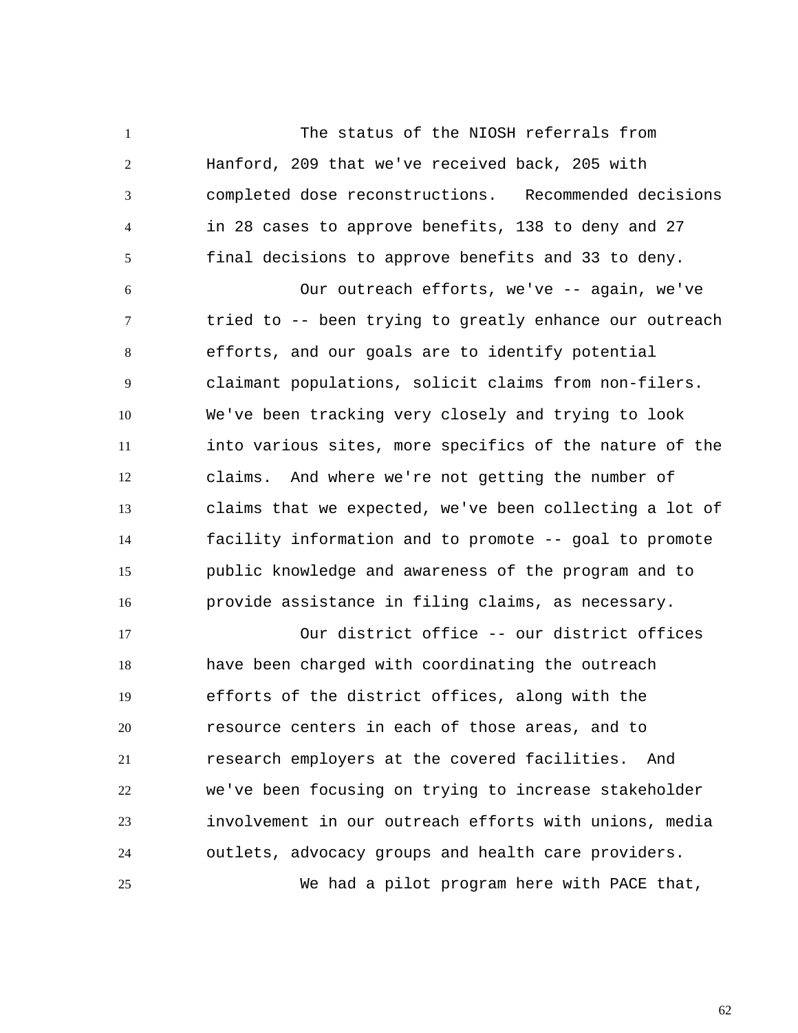The status of the NIOSH referrals from Hanford, 209 that we've received back, 205 with completed dose reconstructions. Recommended decisions in 28 cases to approve benefits, 138 to deny and 27 final decisions to approve benefits and 33 to deny.

Our outreach efforts, we've -- again, we've tried to -- been trying to greatly enhance our outreach efforts, and our goals are to identify potential claimant populations, solicit claims from non-filers. We've been tracking very closely and trying to look into various sites, more specifics of the nature of the claims. And where we're not getting the number of claims that we expected, we've been collecting a lot of facility information and to promote -- goal to promote public knowledge and awareness of the program and to provide assistance in filing claims, as necessary.

Our district office -- our district offices have been charged with coordinating the outreach efforts of the district offices, along with the resource centers in each of those areas, and to research employers at the covered facilities. And we've been focusing on trying to increase stakeholder involvement in our outreach efforts with unions, media outlets, advocacy groups and health care providers.

We had a pilot program here with PACE that,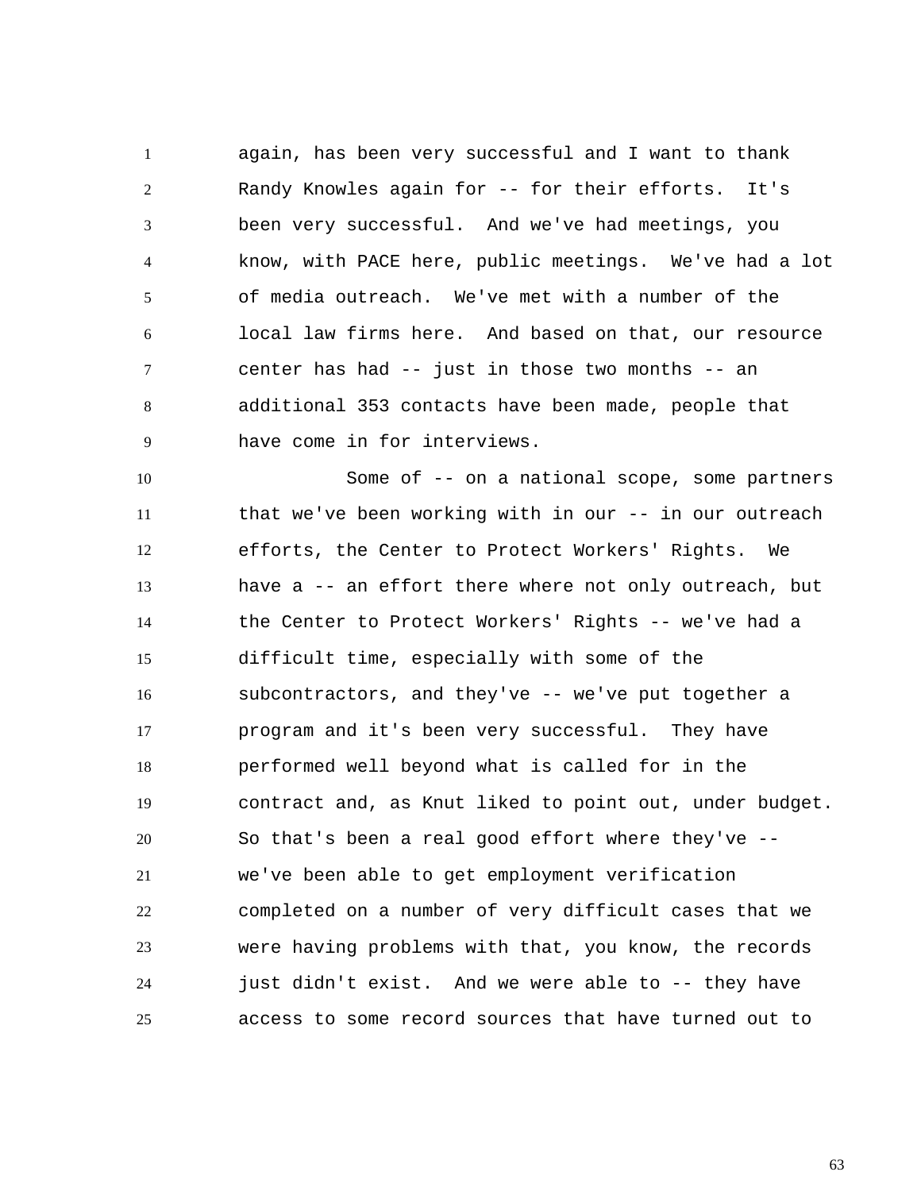again, has been very successful and I want to thank Randy Knowles again for -- for their efforts. It's been very successful. And we've had meetings, you know, with PACE here, public meetings. We've had a lot of media outreach. We've met with a number of the local law firms here. And based on that, our resource center has had -- just in those two months -- an additional 353 contacts have been made, people that have come in for interviews.

Some of -- on a national scope, some partners that we've been working with in our -- in our outreach efforts, the Center to Protect Workers' Rights. We have a -- an effort there where not only outreach, but the Center to Protect Workers' Rights -- we've had a difficult time, especially with some of the subcontractors, and they've -- we've put together a program and it's been very successful. They have performed well beyond what is called for in the contract and, as Knut liked to point out, under budget. So that's been a real good effort where they've -- we've been able to get employment verification completed on a number of very difficult cases that we were having problems with that, you know, the records just didn't exist. And we were able to -- they have access to some record sources that have turned out to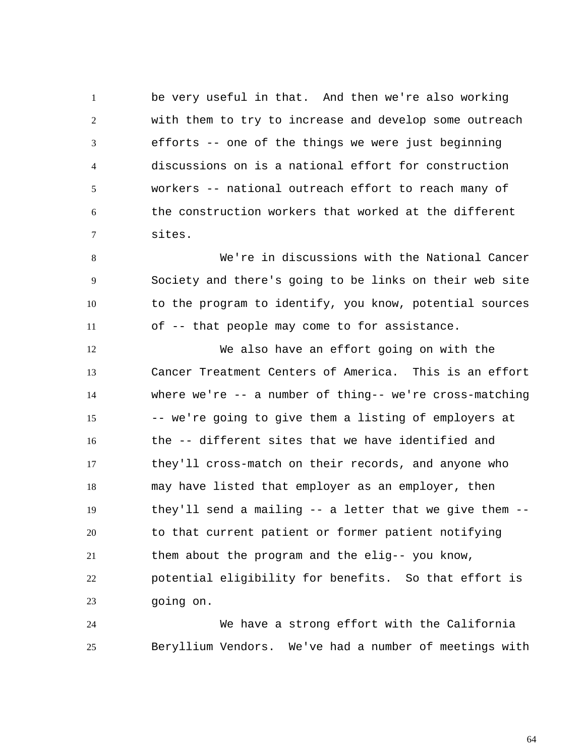be very useful in that. And then we're also working with them to try to increase and develop some outreach efforts -- one of the things we were just beginning discussions on is a national effort for construction workers -- national outreach effort to reach many of the construction workers that worked at the different sites.

We're in discussions with the National Cancer Society and there's going to be links on their web site to the program to identify, you know, potential sources of -- that people may come to for assistance.

We also have an effort going on with the Cancer Treatment Centers of America. This is an effort where we're -- a number of thing-- we're cross-matching -- we're going to give them a listing of employers at the -- different sites that we have identified and they'll cross-match on their records, and anyone who may have listed that employer as an employer, then they'll send a mailing -- a letter that we give them -- to that current patient or former patient notifying them about the program and the elig-- you know, potential eligibility for benefits. So that effort is going on.

We have a strong effort with the California Beryllium Vendors. We've had a number of meetings with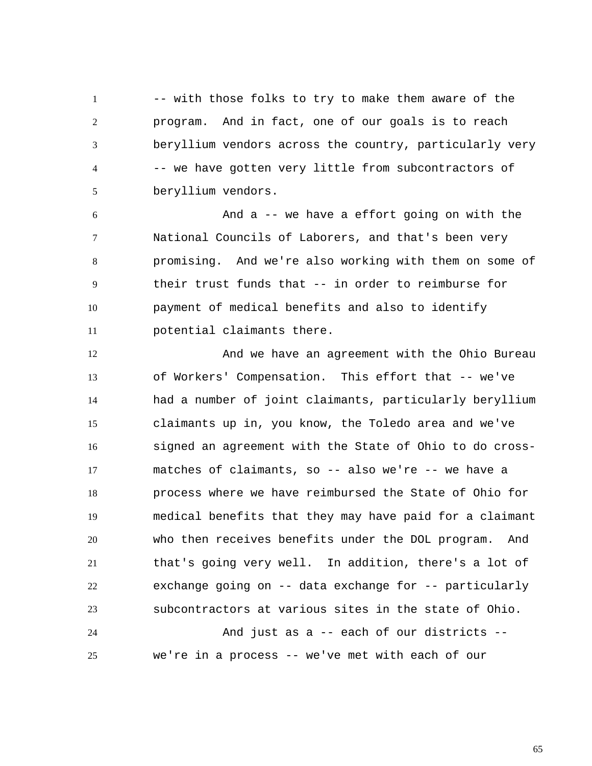-- with those folks to try to make them aware of the program. And in fact, one of our goals is to reach beryllium vendors across the country, particularly very -- we have gotten very little from subcontractors of beryllium vendors.

And a -- we have a effort going on with the National Councils of Laborers, and that's been very promising. And we're also working with them on some of their trust funds that -- in order to reimburse for payment of medical benefits and also to identify potential claimants there.

And we have an agreement with the Ohio Bureau of Workers' Compensation. This effort that -- we've had a number of joint claimants, particularly beryllium claimants up in, you know, the Toledo area and we've signed an agreement with the State of Ohio to do cross-matches of claimants, so -- also we're -- we have a process where we have reimbursed the State of Ohio for medical benefits that they may have paid for a claimant who then receives benefits under the DOL program. And that's going very well. In addition, there's a lot of exchange going on -- data exchange for -- particularly subcontractors at various sites in the state of Ohio.

And just as a -- each of our districts -- we're in a process -- we've met with each of our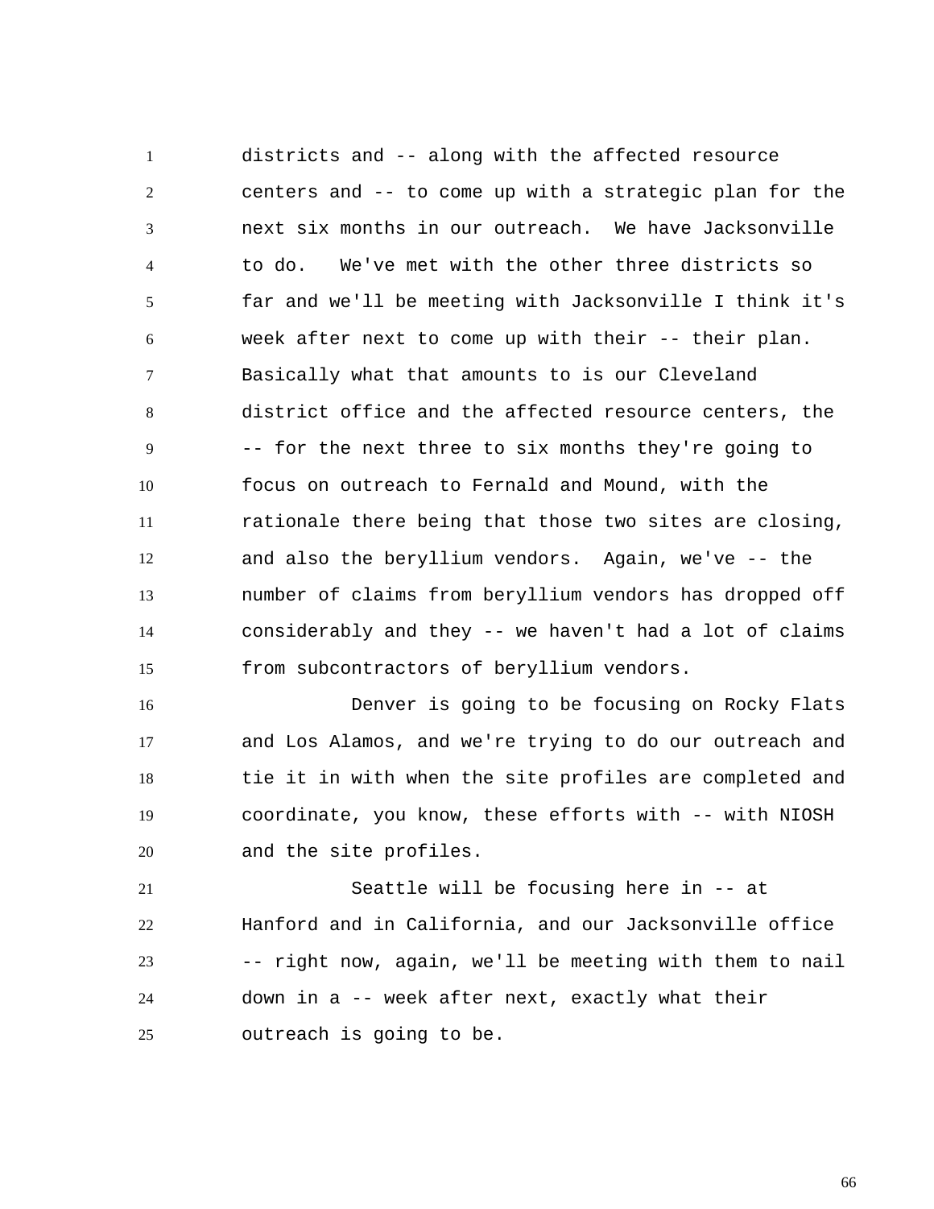districts and -- along with the affected resource centers and -- to come up with a strategic plan for the next six months in our outreach. We have Jacksonville to do. We've met with the other three districts so far and we'll be meeting with Jacksonville I think it's week after next to come up with their -- their plan. Basically what that amounts to is our Cleveland district office and the affected resource centers, the -- for the next three to six months they're going to focus on outreach to Fernald and Mound, with the rationale there being that those two sites are closing, and also the beryllium vendors. Again, we've -- the number of claims from beryllium vendors has dropped off considerably and they -- we haven't had a lot of claims from subcontractors of beryllium vendors.

Denver is going to be focusing on Rocky Flats and Los Alamos, and we're trying to do our outreach and tie it in with when the site profiles are completed and coordinate, you know, these efforts with -- with NIOSH and the site profiles.

Seattle will be focusing here in -- at Hanford and in California, and our Jacksonville office -- right now, again, we'll be meeting with them to nail down in a -- week after next, exactly what their outreach is going to be.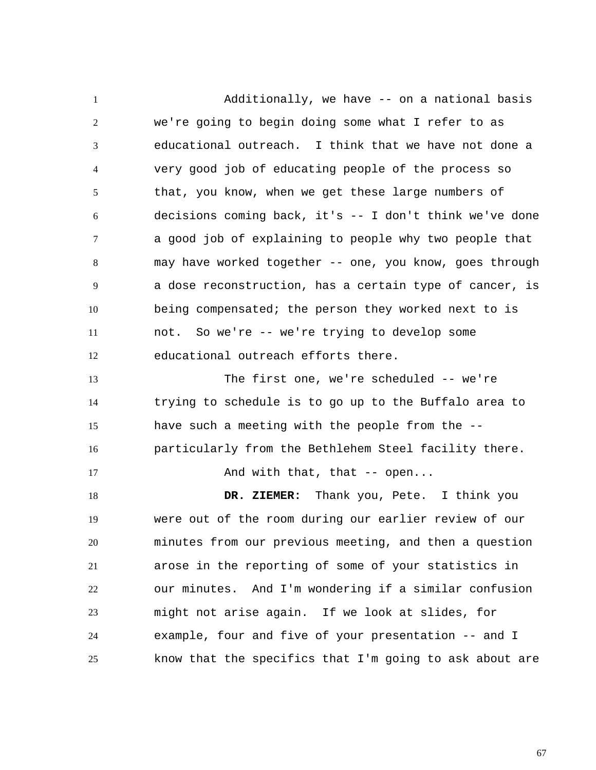Additionally, we have -- on a national basis we're going to begin doing some what I refer to as educational outreach. I think that we have not done a very good job of educating people of the process so that, you know, when we get these large numbers of decisions coming back, it's -- I don't think we've done a good job of explaining to people why two people that may have worked together -- one, you know, goes through a dose reconstruction, has a certain type of cancer, is being compensated; the person they worked next to is not. So we're -- we're trying to develop some educational outreach efforts there.

The first one, we're scheduled -- we're trying to schedule is to go up to the Buffalo area to have such a meeting with the people from the -- particularly from the Bethlehem Steel facility there.

And with that, that -- open...

**DR. ZIEMER:** Thank you, Pete. I think you were out of the room during our earlier review of our minutes from our previous meeting, and then a question arose in the reporting of some of your statistics in our minutes. And I'm wondering if a similar confusion might not arise again. If we look at slides, for example, four and five of your presentation -- and I know that the specifics that I'm going to ask about are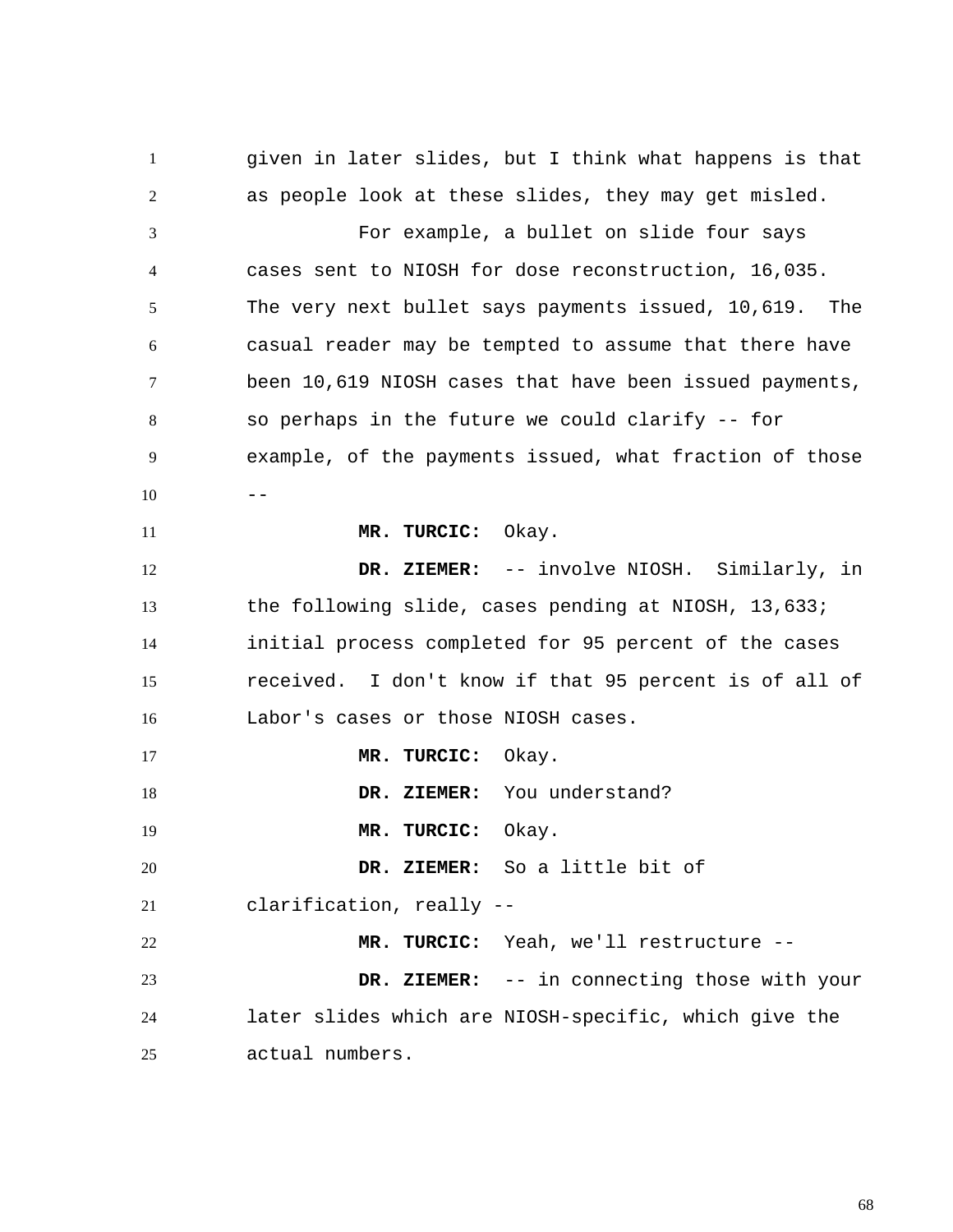given in later slides, but I think what happens is that as people look at these slides, they may get misled.

For example, a bullet on slide four says cases sent to NIOSH for dose reconstruction, 16,035. The very next bullet says payments issued, 10,619. The casual reader may be tempted to assume that there have been 10,619 NIOSH cases that have been issued payments, so perhaps in the future we could clarify -- for example, of the payments issued, what fraction of those --

**MR. TURCIC:** Okay.

**DR. ZIEMER:** -- involve NIOSH. Similarly, in the following slide, cases pending at NIOSH, 13,633; initial process completed for 95 percent of the cases received. I don't know if that 95 percent is of all of Labor's cases or those NIOSH cases.

**MR. TURCIC:** Okay.

**DR. ZIEMER:** You understand?

**MR. TURCIC:** Okay.

**DR. ZIEMER:** So a little bit of clarification, really --

**MR. TURCIC:** Yeah, we'll restructure --

**DR. ZIEMER:** -- in connecting those with your later slides which are NIOSH-specific, which give the actual numbers.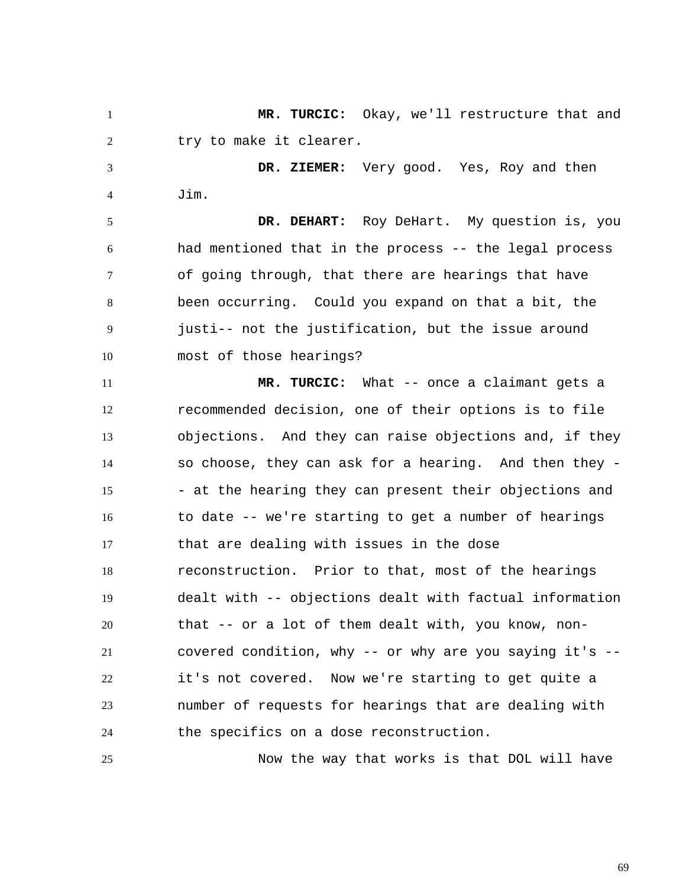**MR. TURCIC:** Okay, we'll restructure that and try to make it clearer.

**DR. ZIEMER:** Very good. Yes, Roy and then Jim.

**DR. DEHART:** Roy DeHart. My question is, you had mentioned that in the process -- the legal process of going through, that there are hearings that have been occurring. Could you expand on that a bit, the justi-- not the justification, but the issue around most of those hearings?

**MR. TURCIC:** What -- once a claimant gets a recommended decision, one of their options is to file objections. And they can raise objections and, if they so choose, they can ask for a hearing. And then they -- at the hearing they can present their objections and to date -- we're starting to get a number of hearings that are dealing with issues in the dose reconstruction. Prior to that, most of the hearings dealt with -- objections dealt with factual information that -- or a lot of them dealt with, you know, non-covered condition, why -- or why are you saying it's -- it's not covered. Now we're starting to get quite a number of requests for hearings that are dealing with the specifics on a dose reconstruction.

Now the way that works is that DOL will have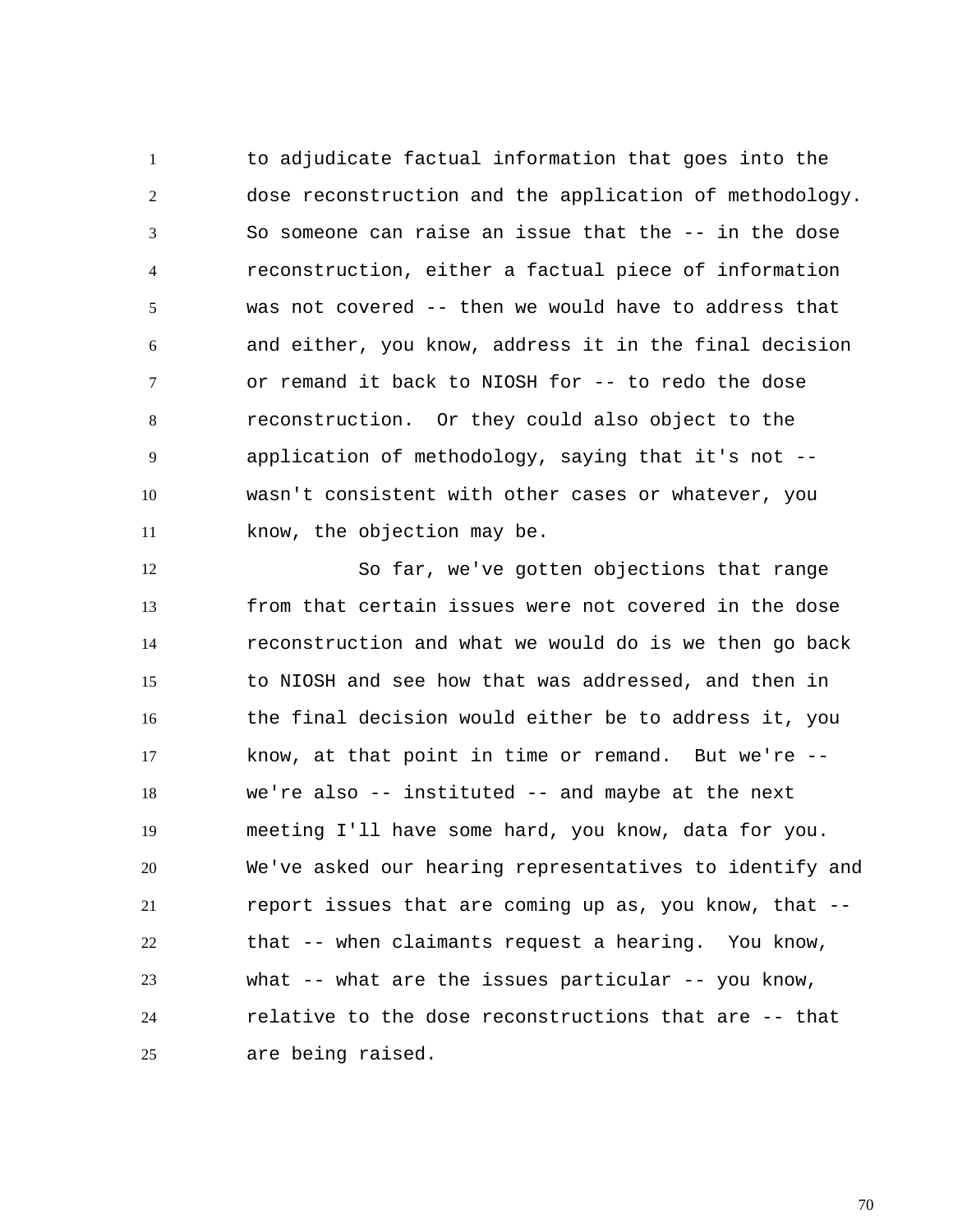to adjudicate factual information that goes into the dose reconstruction and the application of methodology. So someone can raise an issue that the -- in the dose reconstruction, either a factual piece of information was not covered -- then we would have to address that and either, you know, address it in the final decision or remand it back to NIOSH for -- to redo the dose reconstruction. Or they could also object to the application of methodology, saying that it's not -- wasn't consistent with other cases or whatever, you know, the objection may be.

So far, we've gotten objections that range from that certain issues were not covered in the dose reconstruction and what we would do is we then go back to NIOSH and see how that was addressed, and then in the final decision would either be to address it, you know, at that point in time or remand. But we're -- we're also -- instituted -- and maybe at the next meeting I'll have some hard, you know, data for you. We've asked our hearing representatives to identify and report issues that are coming up as, you know, that -- that -- when claimants request a hearing. You know, what -- what are the issues particular -- you know, relative to the dose reconstructions that are -- that are being raised.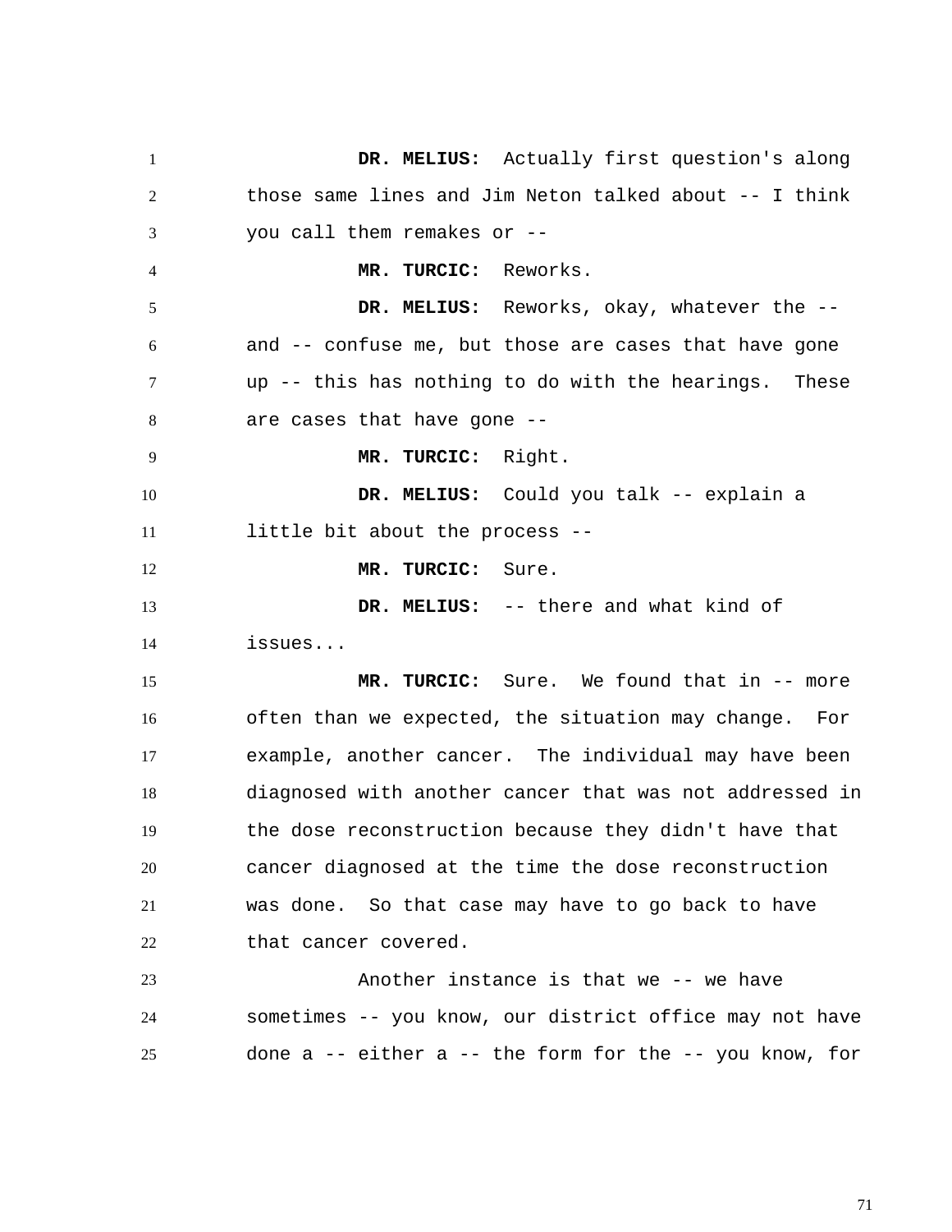**DR. MELIUS:** Actually first question's along those same lines and Jim Neton talked about -- I think you call them remakes or --

**MR. TURCIC:** Reworks.

**DR. MELIUS:** Reworks, okay, whatever the -- and -- confuse me, but those are cases that have gone up -- this has nothing to do with the hearings. These are cases that have gone --

**MR. TURCIC:** Right.

**DR. MELIUS:** Could you talk -- explain a little bit about the process --

**MR. TURCIC:** Sure.

**DR. MELIUS:** -- there and what kind of issues...

**MR. TURCIC:** Sure. We found that in -- more often than we expected, the situation may change. For example, another cancer. The individual may have been diagnosed with another cancer that was not addressed in the dose reconstruction because they didn't have that cancer diagnosed at the time the dose reconstruction was done. So that case may have to go back to have that cancer covered.

Another instance is that we -- we have sometimes -- you know, our district office may not have done a -- either a -- the form for the -- you know, for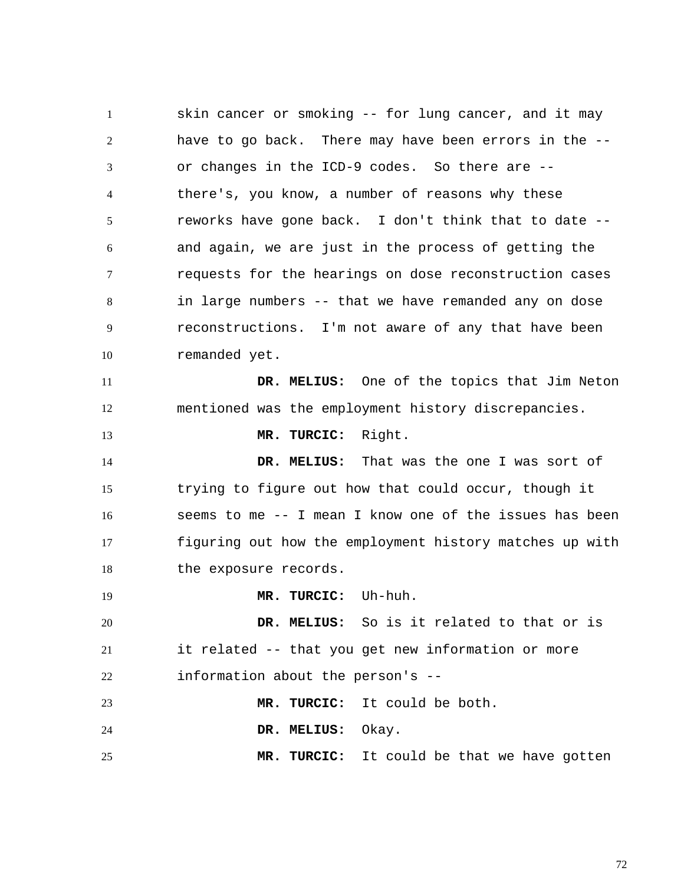skin cancer or smoking -- for lung cancer, and it may have to go back. There may have been errors in the -- or changes in the ICD-9 codes. So there are -- there's, you know, a number of reasons why these reworks have gone back. I don't think that to date -- and again, we are just in the process of getting the requests for the hearings on dose reconstruction cases in large numbers -- that we have remanded any on dose reconstructions. I'm not aware of any that have been remanded yet.

**DR. MELIUS:** One of the topics that Jim Neton mentioned was the employment history discrepancies.

**MR. TURCIC:** Right.

**DR. MELIUS:** That was the one I was sort of trying to figure out how that could occur, though it seems to me -- I mean I know one of the issues has been figuring out how the employment history matches up with the exposure records.

**MR. TURCIC:** Uh-huh.

**DR. MELIUS:** So is it related to that or is it related -- that you get new information or more information about the person's --

**MR. TURCIC:** It could be both.

**DR. MELIUS:** Okay.

**MR. TURCIC:** It could be that we have gotten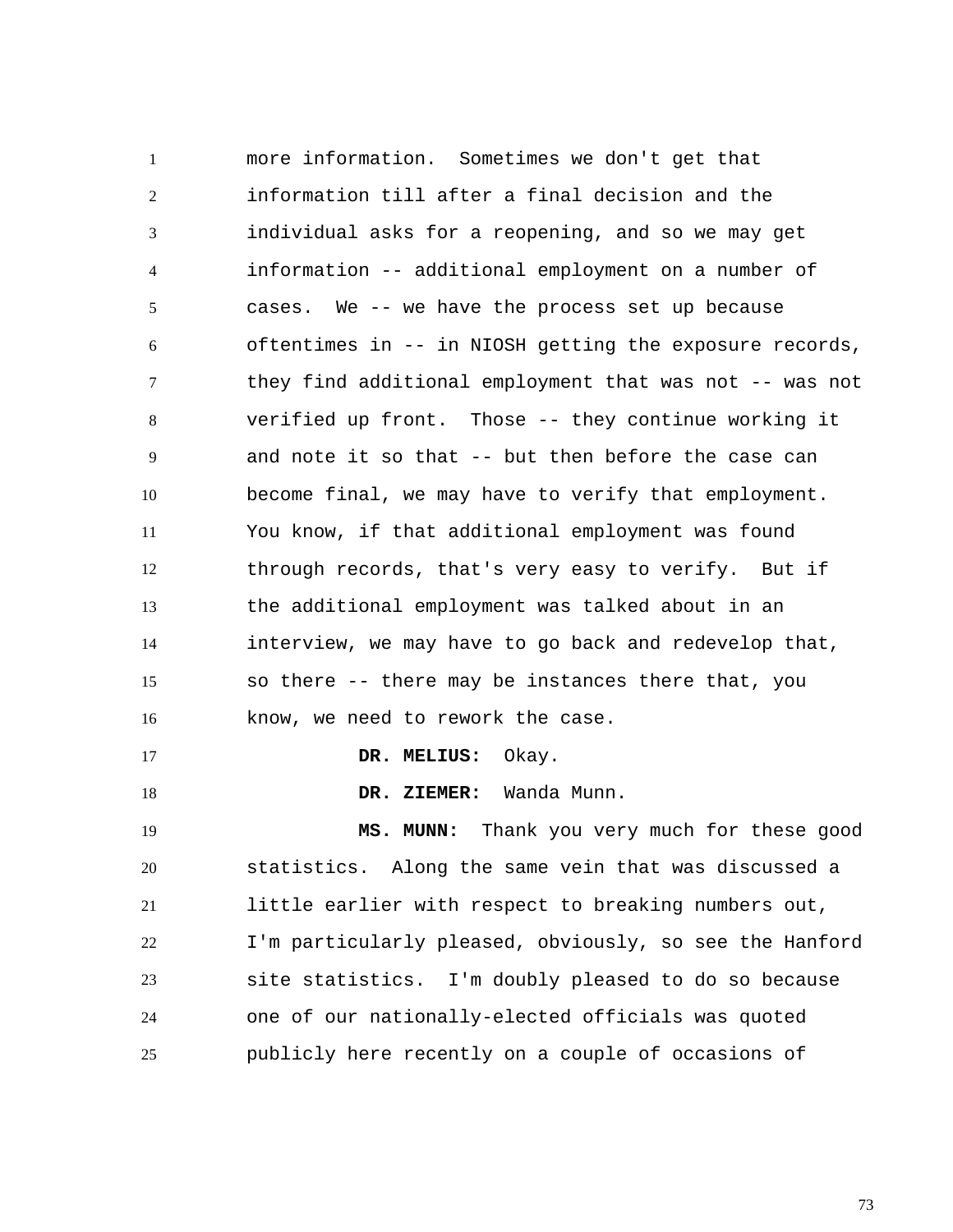more information. Sometimes we don't get that information till after a final decision and the individual asks for a reopening, and so we may get information -- additional employment on a number of cases. We -- we have the process set up because oftentimes in -- in NIOSH getting the exposure records, they find additional employment that was not -- was not verified up front. Those -- they continue working it and note it so that -- but then before the case can become final, we may have to verify that employment. You know, if that additional employment was found through records, that's very easy to verify. But if the additional employment was talked about in an interview, we may have to go back and redevelop that, so there -- there may be instances there that, you know, we need to rework the case.

**DR. MELIUS:** Okay.

**DR. ZIEMER:** Wanda Munn.

**MS. MUNN:** Thank you very much for these good statistics. Along the same vein that was discussed a little earlier with respect to breaking numbers out, I'm particularly pleased, obviously, so see the Hanford site statistics. I'm doubly pleased to do so because one of our nationally-elected officials was quoted publicly here recently on a couple of occasions of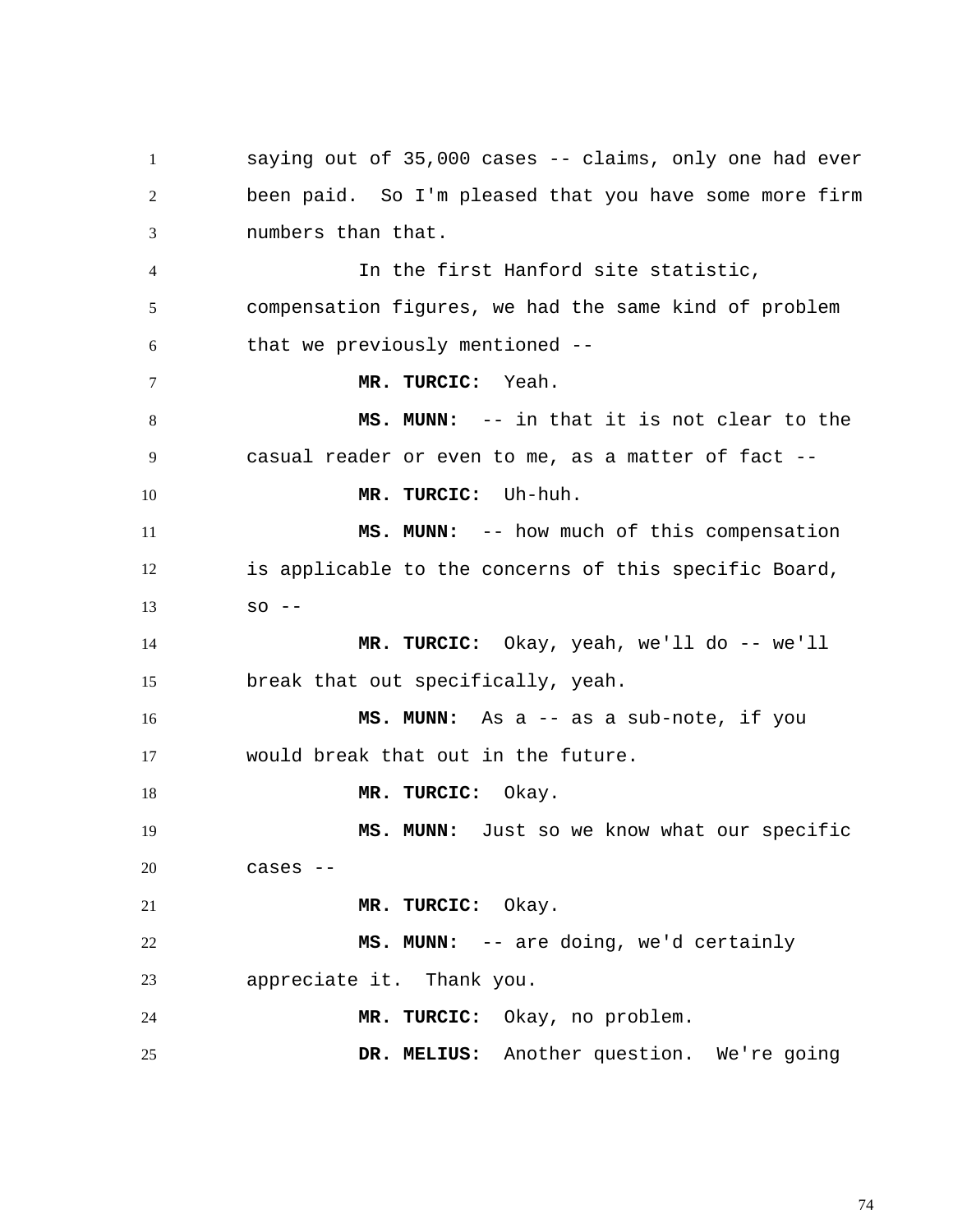saying out of 35,000 cases -- claims, only one had ever been paid. So I'm pleased that you have some more firm numbers than that.

In the first Hanford site statistic, compensation figures, we had the same kind of problem that we previously mentioned --

**MR. TURCIC:** Yeah.

**MS. MUNN:** -- in that it is not clear to the casual reader or even to me, as a matter of fact --

**MR. TURCIC:** Uh-huh.

**MS. MUNN:** -- how much of this compensation is applicable to the concerns of this specific Board, so --

**MR. TURCIC:** Okay, yeah, we'll do -- we'll break that out specifically, yeah.

**MS. MUNN:** As a -- as a sub-note, if you would break that out in the future.

**MR. TURCIC:** Okay.

**MS. MUNN:** Just so we know what our specific cases --

**MR. TURCIC:** Okay.

**MS. MUNN:** -- are doing, we'd certainly appreciate it. Thank you.

**MR. TURCIC:** Okay, no problem.

**DR. MELIUS:** Another question. We're going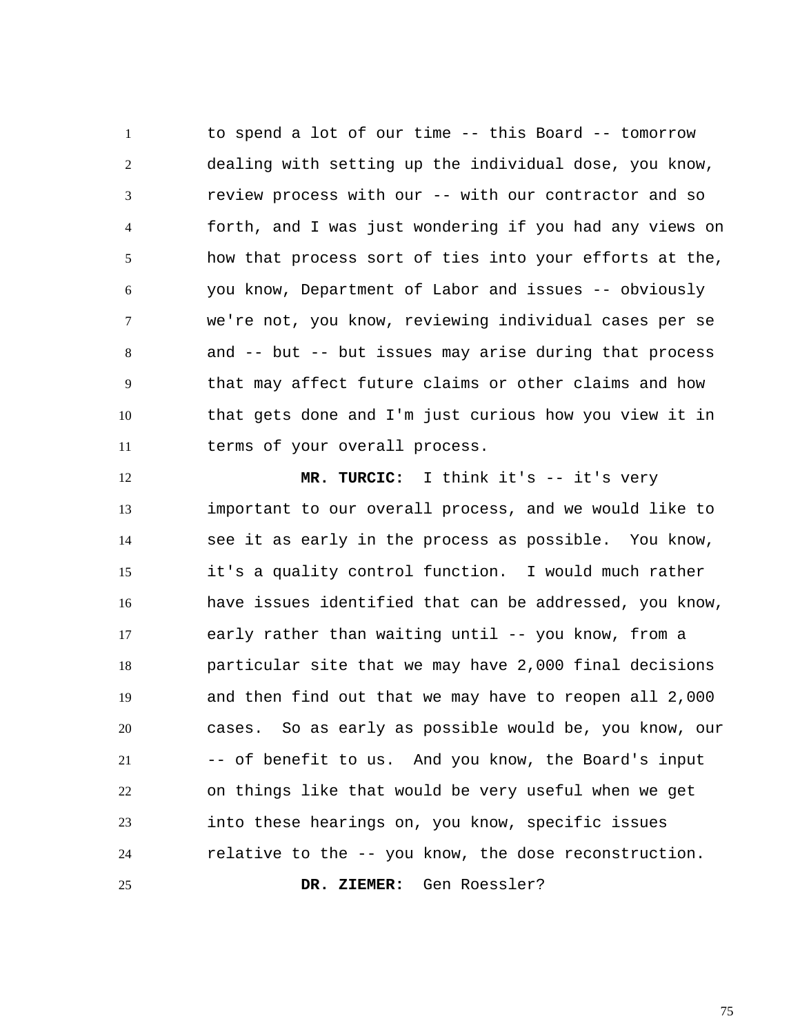to spend a lot of our time -- this Board -- tomorrow dealing with setting up the individual dose, you know, review process with our -- with our contractor and so forth, and I was just wondering if you had any views on how that process sort of ties into your efforts at the, you know, Department of Labor and issues -- obviously we're not, you know, reviewing individual cases per se and -- but -- but issues may arise during that process that may affect future claims or other claims and how that gets done and I'm just curious how you view it in terms of your overall process.

**MR. TURCIC:** I think it's -- it's very important to our overall process, and we would like to see it as early in the process as possible. You know, it's a quality control function. I would much rather have issues identified that can be addressed, you know, early rather than waiting until -- you know, from a particular site that we may have 2,000 final decisions and then find out that we may have to reopen all 2,000 cases. So as early as possible would be, you know, our -- of benefit to us. And you know, the Board's input on things like that would be very useful when we get into these hearings on, you know, specific issues relative to the -- you know, the dose reconstruction.

**DR. ZIEMER:** Gen Roessler?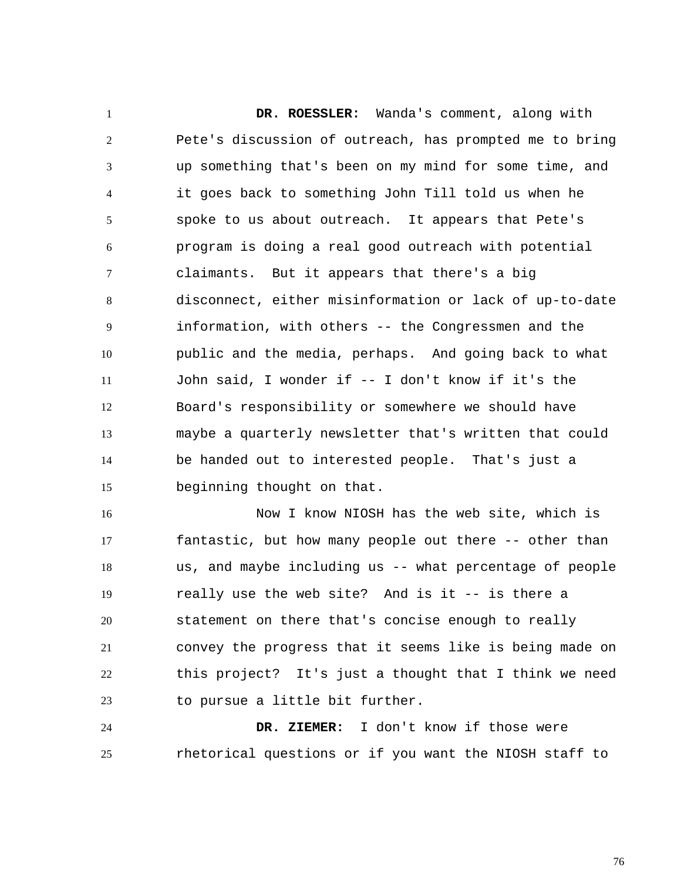**DR. ROESSLER:** Wanda's comment, along with Pete's discussion of outreach, has prompted me to bring up something that's been on my mind for some time, and it goes back to something John Till told us when he spoke to us about outreach. It appears that Pete's program is doing a real good outreach with potential claimants. But it appears that there's a big disconnect, either misinformation or lack of up-to-date information, with others -- the Congressmen and the public and the media, perhaps. And going back to what John said, I wonder if -- I don't know if it's the Board's responsibility or somewhere we should have maybe a quarterly newsletter that's written that could be handed out to interested people. That's just a beginning thought on that.

Now I know NIOSH has the web site, which is fantastic, but how many people out there -- other than us, and maybe including us -- what percentage of people really use the web site? And is it -- is there a statement on there that's concise enough to really convey the progress that it seems like is being made on this project? It's just a thought that I think we need to pursue a little bit further.

**DR. ZIEMER:** I don't know if those were rhetorical questions or if you want the NIOSH staff to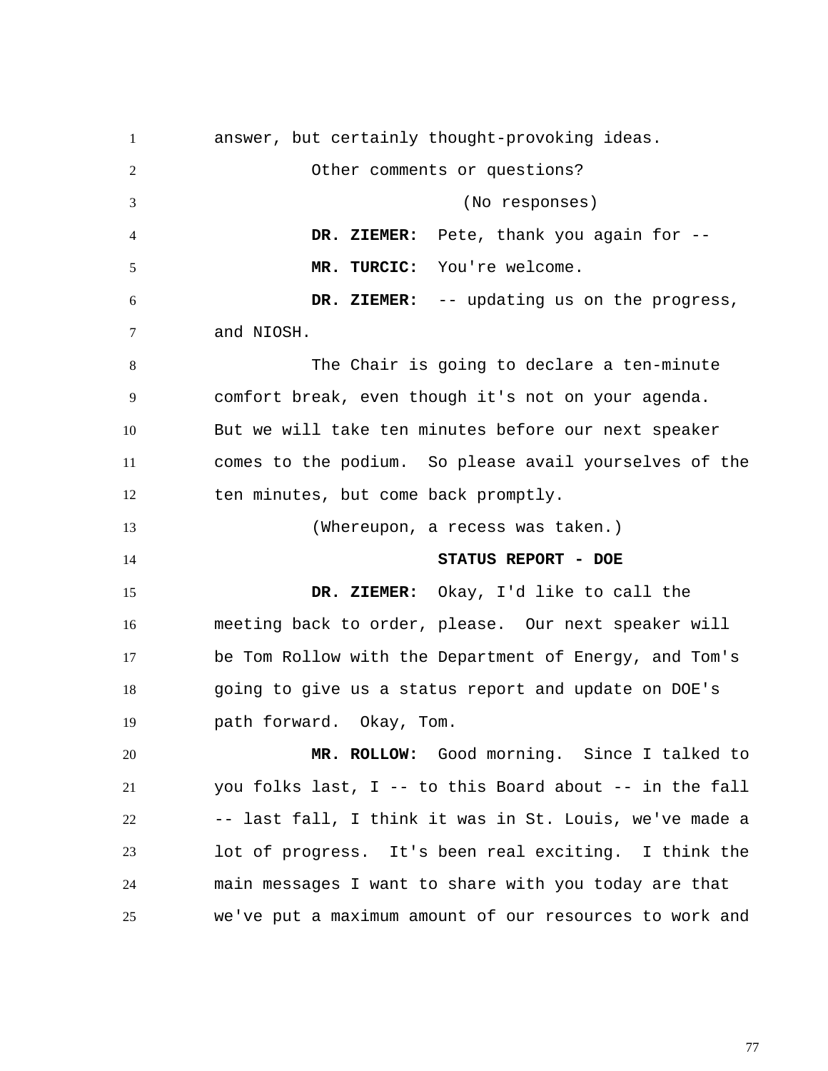answer, but certainly thought-provoking ideas.

Other comments or questions?

(No responses)

**DR. ZIEMER:** Pete, thank you again for --

**MR. TURCIC:** You're welcome.

**DR. ZIEMER:** -- updating us on the progress, and NIOSH.

The Chair is going to declare a ten-minute comfort break, even though it's not on your agenda. But we will take ten minutes before our next speaker comes to the podium. So please avail yourselves of the ten minutes, but come back promptly.

(Whereupon, a recess was taken.)

**STATUS REPORT - DOE**

**DR. ZIEMER:** Okay, I'd like to call the meeting back to order, please. Our next speaker will be Tom Rollow with the Department of Energy, and Tom's going to give us a status report and update on DOE's path forward. Okay, Tom.

**MR. ROLLOW:** Good morning. Since I talked to you folks last, I -- to this Board about -- in the fall -- last fall, I think it was in St. Louis, we've made a lot of progress. It's been real exciting. I think the main messages I want to share with you today are that we've put a maximum amount of our resources to work and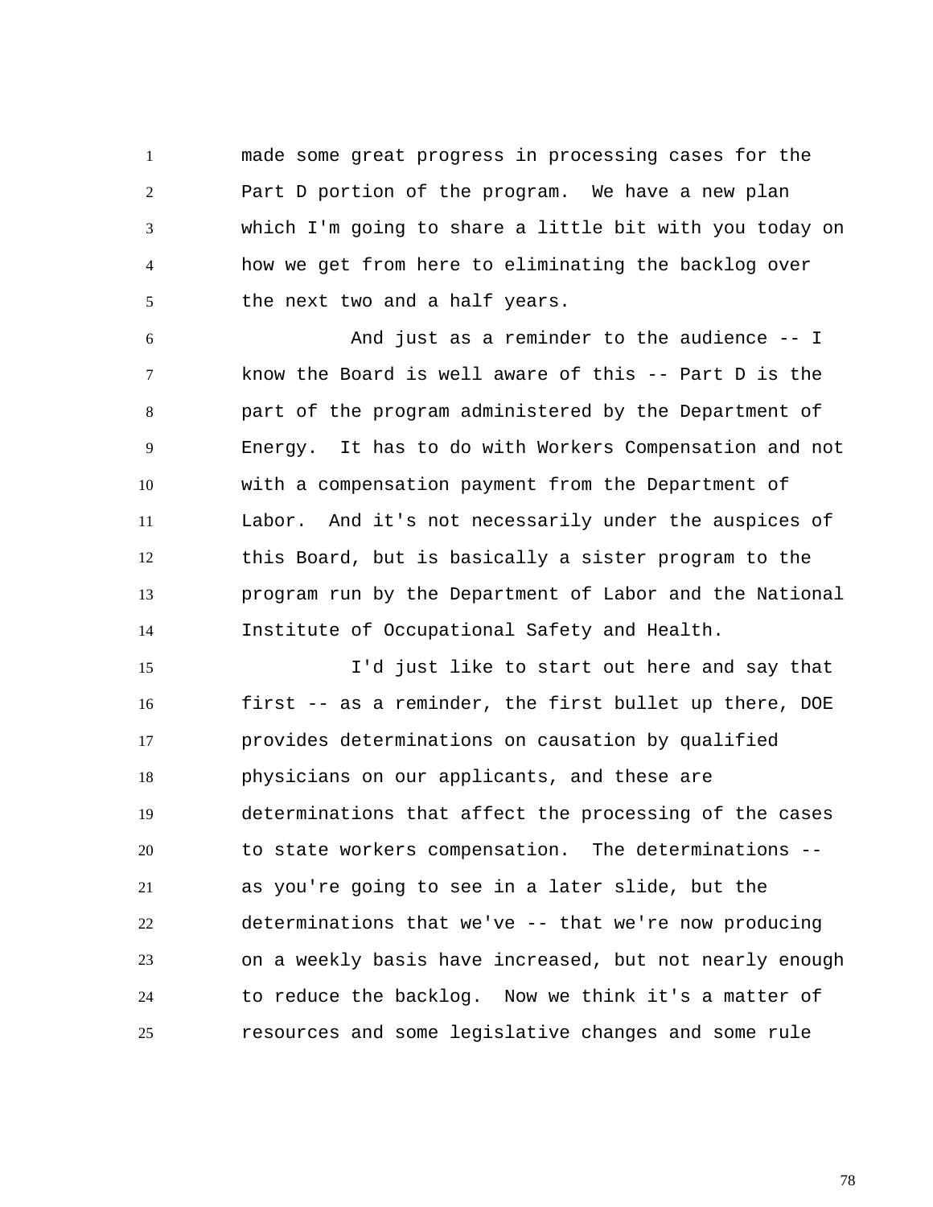made some great progress in processing cases for the Part D portion of the program. We have a new plan which I'm going to share a little bit with you today on how we get from here to eliminating the backlog over the next two and a half years.

And just as a reminder to the audience -- I know the Board is well aware of this -- Part D is the part of the program administered by the Department of Energy. It has to do with Workers Compensation and not with a compensation payment from the Department of Labor. And it's not necessarily under the auspices of this Board, but is basically a sister program to the program run by the Department of Labor and the National Institute of Occupational Safety and Health.

I'd just like to start out here and say that first -- as a reminder, the first bullet up there, DOE provides determinations on causation by qualified physicians on our applicants, and these are determinations that affect the processing of the cases to state workers compensation. The determinations -- as you're going to see in a later slide, but the determinations that we've -- that we're now producing on a weekly basis have increased, but not nearly enough to reduce the backlog. Now we think it's a matter of resources and some legislative changes and some rule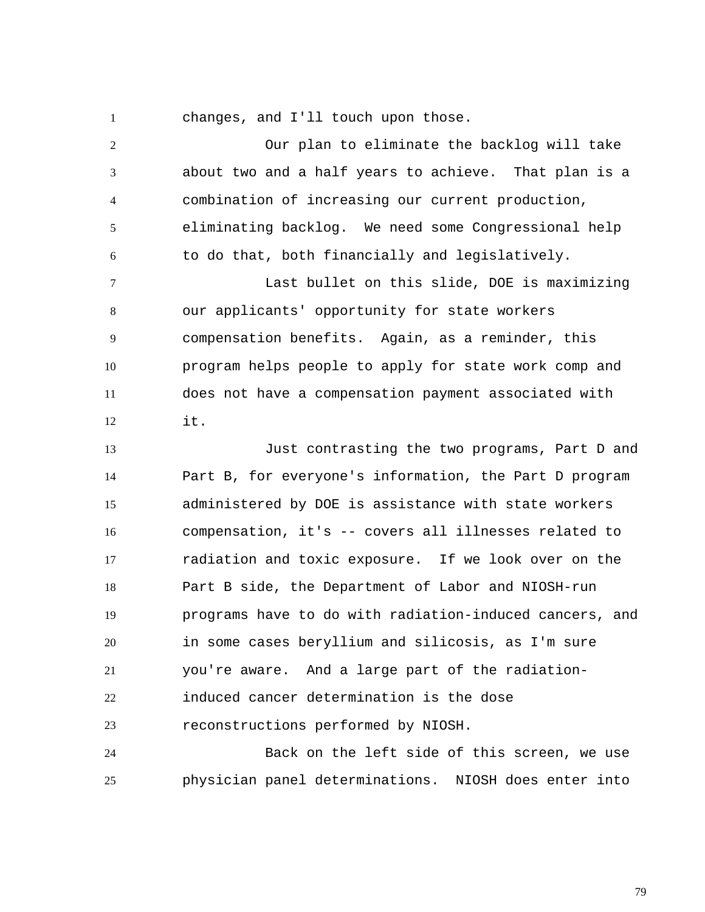changes, and I'll touch upon those.

Our plan to eliminate the backlog will take about two and a half years to achieve. That plan is a combination of increasing our current production, eliminating backlog. We need some Congressional help to do that, both financially and legislatively.

Last bullet on this slide, DOE is maximizing our applicants' opportunity for state workers compensation benefits. Again, as a reminder, this program helps people to apply for state work comp and does not have a compensation payment associated with it.

Just contrasting the two programs, Part D and Part B, for everyone's information, the Part D program administered by DOE is assistance with state workers compensation, it's -- covers all illnesses related to radiation and toxic exposure. If we look over on the Part B side, the Department of Labor and NIOSH-run programs have to do with radiation-induced cancers, and in some cases beryllium and silicosis, as I'm sure you're aware. And a large part of the radiation-induced cancer determination is the dose reconstructions performed by NIOSH.

Back on the left side of this screen, we use physician panel determinations. NIOSH does enter into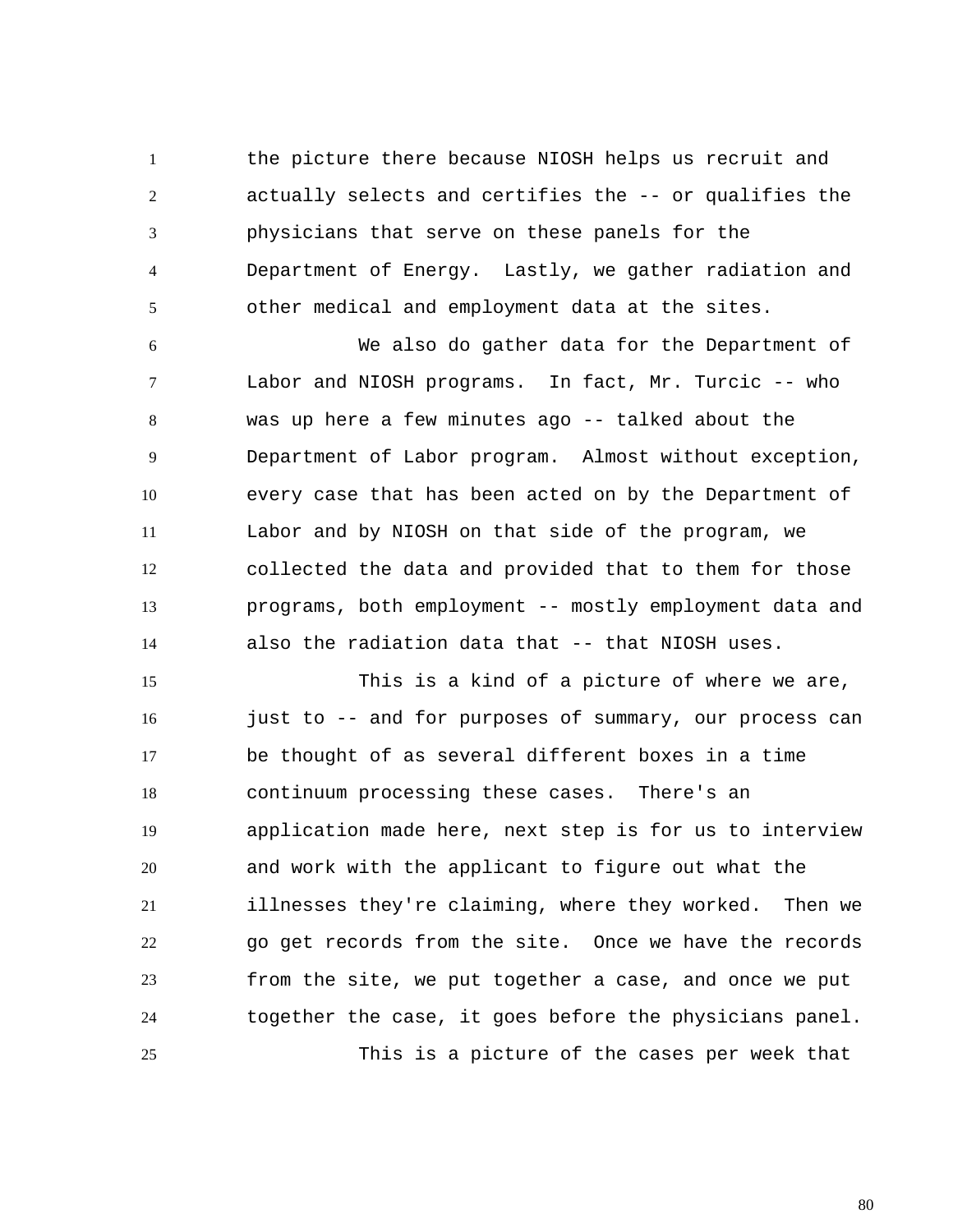the picture there because NIOSH helps us recruit and actually selects and certifies the -- or qualifies the physicians that serve on these panels for the Department of Energy. Lastly, we gather radiation and other medical and employment data at the sites.

We also do gather data for the Department of Labor and NIOSH programs. In fact, Mr. Turcic -- who was up here a few minutes ago -- talked about the Department of Labor program. Almost without exception, every case that has been acted on by the Department of Labor and by NIOSH on that side of the program, we collected the data and provided that to them for those programs, both employment -- mostly employment data and also the radiation data that -- that NIOSH uses.

This is a kind of a picture of where we are, just to -- and for purposes of summary, our process can be thought of as several different boxes in a time continuum processing these cases. There's an application made here, next step is for us to interview and work with the applicant to figure out what the illnesses they're claiming, where they worked. Then we go get records from the site. Once we have the records from the site, we put together a case, and once we put together the case, it goes before the physicians panel.

This is a picture of the cases per week that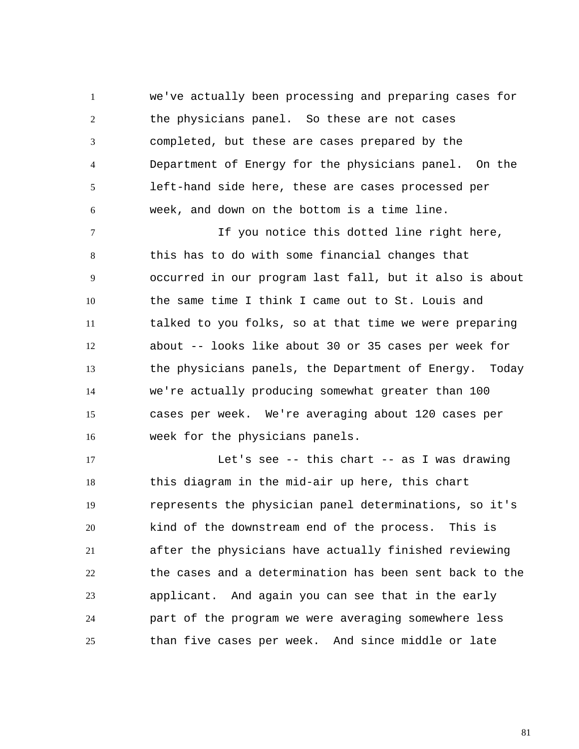we've actually been processing and preparing cases for the physicians panel. So these are not cases completed, but these are cases prepared by the Department of Energy for the physicians panel. On the left-hand side here, these are cases processed per week, and down on the bottom is a time line.

If you notice this dotted line right here, this has to do with some financial changes that occurred in our program last fall, but it also is about the same time I think I came out to St. Louis and talked to you folks, so at that time we were preparing about -- looks like about 30 or 35 cases per week for the physicians panels, the Department of Energy. Today we're actually producing somewhat greater than 100 cases per week. We're averaging about 120 cases per week for the physicians panels.

Let's see -- this chart -- as I was drawing this diagram in the mid-air up here, this chart represents the physician panel determinations, so it's kind of the downstream end of the process. This is after the physicians have actually finished reviewing the cases and a determination has been sent back to the applicant. And again you can see that in the early part of the program we were averaging somewhere less than five cases per week. And since middle or late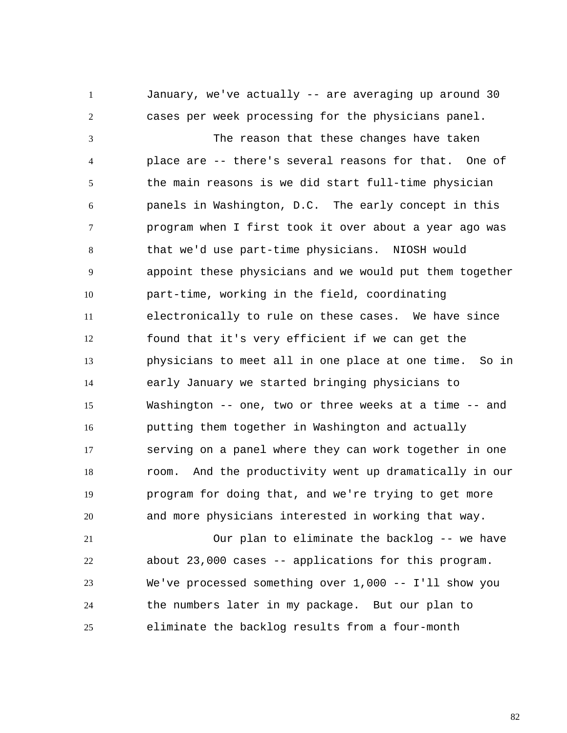January, we've actually -- are averaging up around 30 cases per week processing for the physicians panel.

The reason that these changes have taken place are -- there's several reasons for that. One of the main reasons is we did start full-time physician panels in Washington, D.C. The early concept in this program when I first took it over about a year ago was that we'd use part-time physicians. NIOSH would appoint these physicians and we would put them together part-time, working in the field, coordinating electronically to rule on these cases. We have since found that it's very efficient if we can get the physicians to meet all in one place at one time. So in early January we started bringing physicians to Washington -- one, two or three weeks at a time -- and putting them together in Washington and actually serving on a panel where they can work together in one room. And the productivity went up dramatically in our program for doing that, and we're trying to get more and more physicians interested in working that way.

Our plan to eliminate the backlog -- we have about 23,000 cases -- applications for this program. We've processed something over 1,000 -- I'll show you the numbers later in my package. But our plan to eliminate the backlog results from a four-month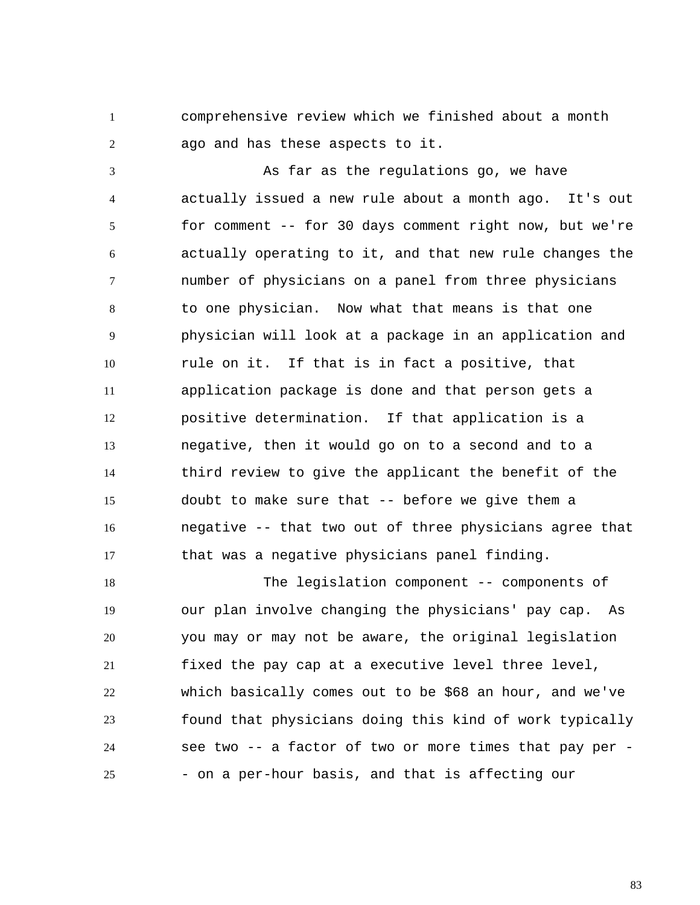comprehensive review which we finished about a month ago and has these aspects to it.

As far as the regulations go, we have actually issued a new rule about a month ago. It's out for comment -- for 30 days comment right now, but we're actually operating to it, and that new rule changes the number of physicians on a panel from three physicians to one physician. Now what that means is that one physician will look at a package in an application and rule on it. If that is in fact a positive, that application package is done and that person gets a positive determination. If that application is a negative, then it would go on to a second and to a third review to give the applicant the benefit of the doubt to make sure that -- before we give them a negative -- that two out of three physicians agree that that was a negative physicians panel finding.

The legislation component -- components of our plan involve changing the physicians' pay cap. As you may or may not be aware, the original legislation fixed the pay cap at a executive level three level, which basically comes out to be $68 an hour, and we've found that physicians doing this kind of work typically see two -- a factor of two or more times that pay per -- on a per-hour basis, and that is affecting our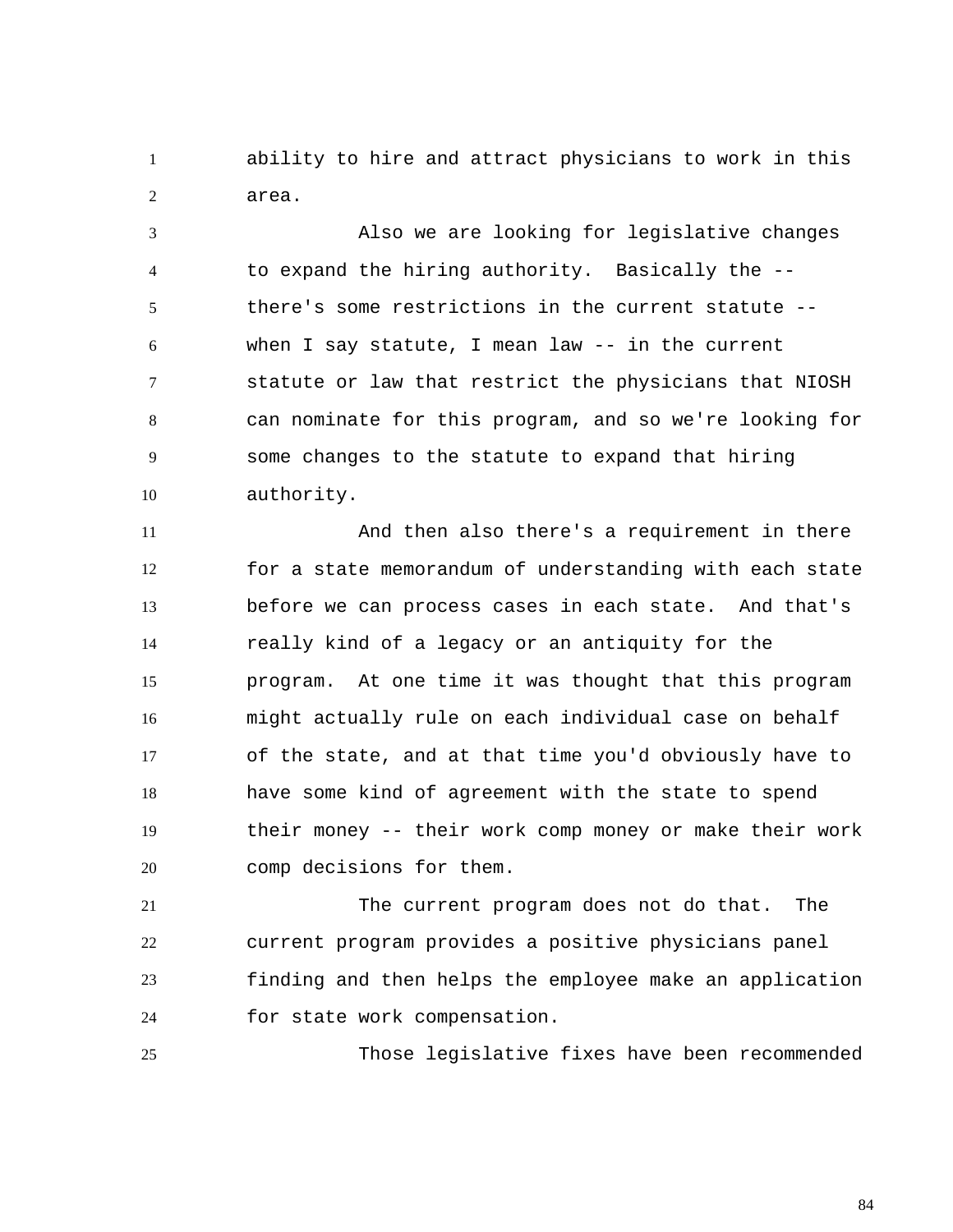ability to hire and attract physicians to work in this area.

Also we are looking for legislative changes to expand the hiring authority. Basically the -- there's some restrictions in the current statute -- when I say statute, I mean law -- in the current statute or law that restrict the physicians that NIOSH can nominate for this program, and so we're looking for some changes to the statute to expand that hiring authority.

And then also there's a requirement in there for a state memorandum of understanding with each state before we can process cases in each state. And that's really kind of a legacy or an antiquity for the program. At one time it was thought that this program might actually rule on each individual case on behalf of the state, and at that time you'd obviously have to have some kind of agreement with the state to spend their money -- their work comp money or make their work comp decisions for them.

The current program does not do that. The current program provides a positive physicians panel finding and then helps the employee make an application for state work compensation.

Those legislative fixes have been recommended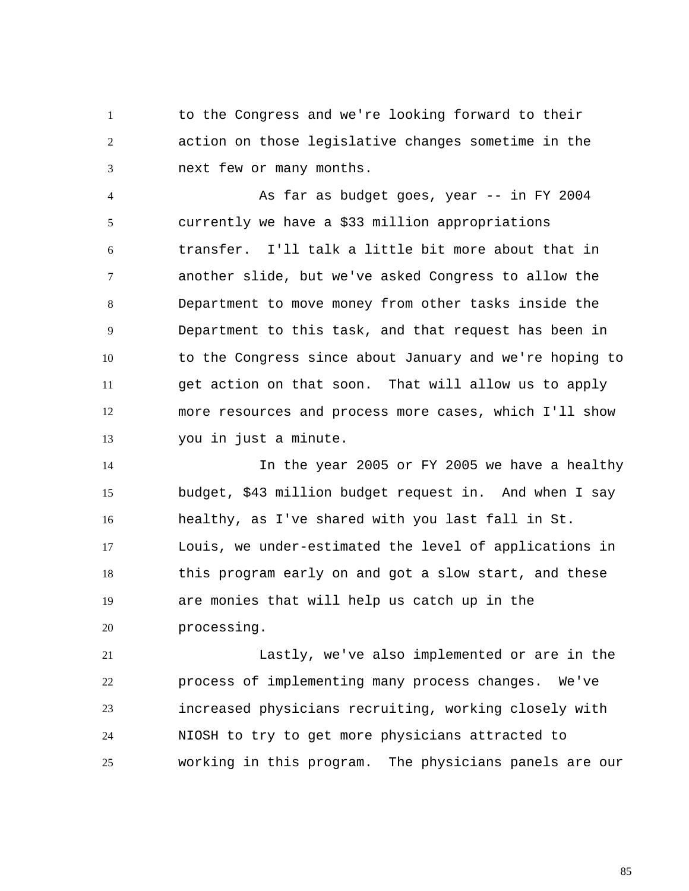to the Congress and we're looking forward to their action on those legislative changes sometime in the next few or many months.

As far as budget goes, year -- in FY 2004 currently we have a $33 million appropriations transfer. I'll talk a little bit more about that in another slide, but we've asked Congress to allow the Department to move money from other tasks inside the Department to this task, and that request has been in to the Congress since about January and we're hoping to get action on that soon. That will allow us to apply more resources and process more cases, which I'll show you in just a minute.

In the year 2005 or FY 2005 we have a healthy budget, $43 million budget request in. And when I say healthy, as I've shared with you last fall in St. Louis, we under-estimated the level of applications in this program early on and got a slow start, and these are monies that will help us catch up in the processing.

Lastly, we've also implemented or are in the process of implementing many process changes. We've increased physicians recruiting, working closely with NIOSH to try to get more physicians attracted to working in this program. The physicians panels are our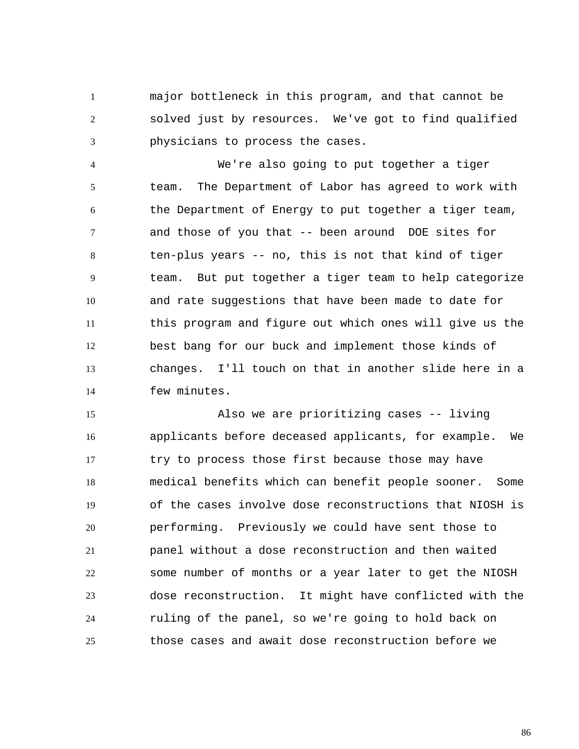major bottleneck in this program, and that cannot be solved just by resources. We've got to find qualified physicians to process the cases.

We're also going to put together a tiger team. The Department of Labor has agreed to work with the Department of Energy to put together a tiger team, and those of you that -- been around DOE sites for ten-plus years -- no, this is not that kind of tiger team. But put together a tiger team to help categorize and rate suggestions that have been made to date for this program and figure out which ones will give us the best bang for our buck and implement those kinds of changes. I'll touch on that in another slide here in a few minutes.

Also we are prioritizing cases -- living applicants before deceased applicants, for example. We try to process those first because those may have medical benefits which can benefit people sooner. Some of the cases involve dose reconstructions that NIOSH is performing. Previously we could have sent those to panel without a dose reconstruction and then waited some number of months or a year later to get the NIOSH dose reconstruction. It might have conflicted with the ruling of the panel, so we're going to hold back on those cases and await dose reconstruction before we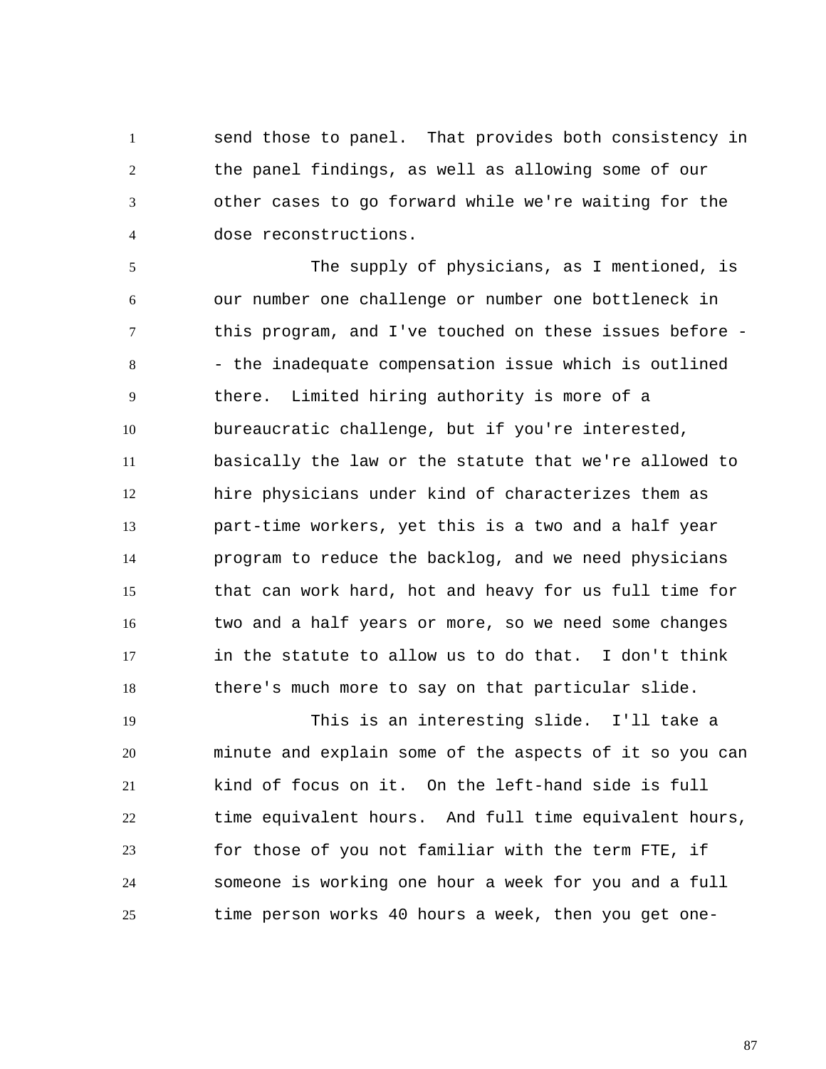send those to panel. That provides both consistency in the panel findings, as well as allowing some of our other cases to go forward while we're waiting for the dose reconstructions.

The supply of physicians, as I mentioned, is our number one challenge or number one bottleneck in this program, and I've touched on these issues before -- the inadequate compensation issue which is outlined there. Limited hiring authority is more of a bureaucratic challenge, but if you're interested, basically the law or the statute that we're allowed to hire physicians under kind of characterizes them as part-time workers, yet this is a two and a half year program to reduce the backlog, and we need physicians that can work hard, hot and heavy for us full time for two and a half years or more, so we need some changes in the statute to allow us to do that. I don't think there's much more to say on that particular slide.

This is an interesting slide. I'll take a minute and explain some of the aspects of it so you can kind of focus on it. On the left-hand side is full time equivalent hours. And full time equivalent hours, for those of you not familiar with the term FTE, if someone is working one hour a week for you and a full time person works 40 hours a week, then you get one-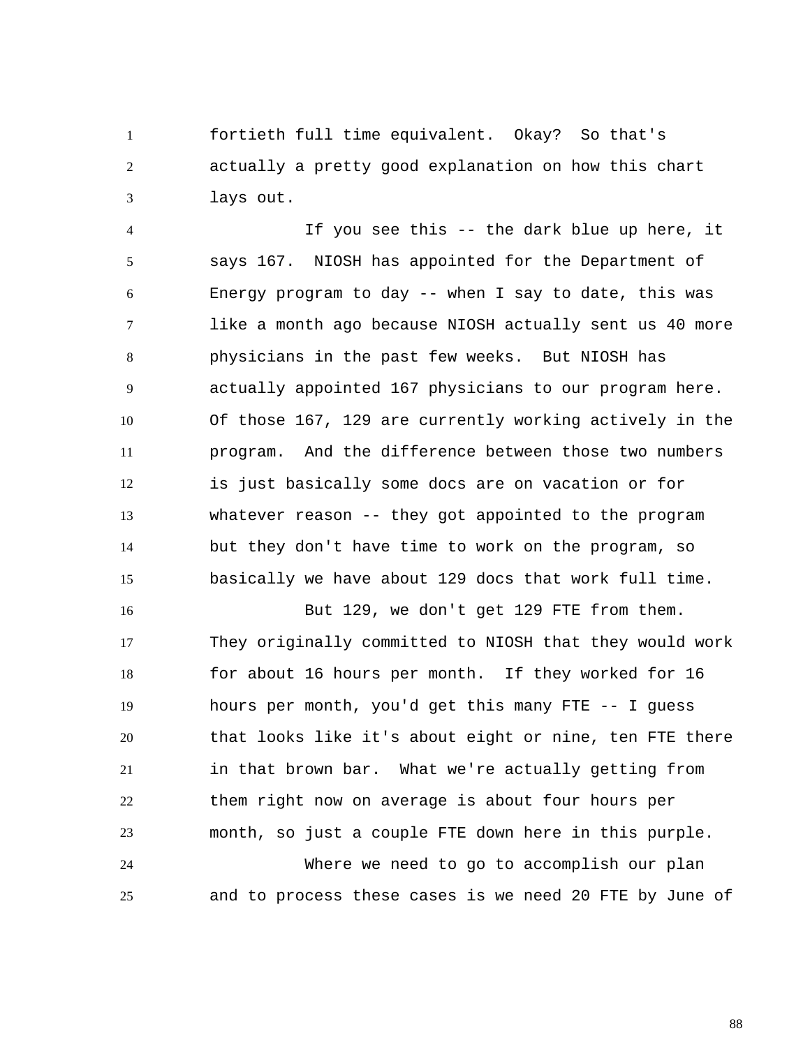fortieth full time equivalent. Okay? So that's actually a pretty good explanation on how this chart lays out.

If you see this -- the dark blue up here, it says 167. NIOSH has appointed for the Department of Energy program to day -- when I say to date, this was like a month ago because NIOSH actually sent us 40 more physicians in the past few weeks. But NIOSH has actually appointed 167 physicians to our program here. Of those 167, 129 are currently working actively in the program. And the difference between those two numbers is just basically some docs are on vacation or for whatever reason -- they got appointed to the program but they don't have time to work on the program, so basically we have about 129 docs that work full time.

But 129, we don't get 129 FTE from them. They originally committed to NIOSH that they would work for about 16 hours per month. If they worked for 16 hours per month, you'd get this many FTE -- I guess that looks like it's about eight or nine, ten FTE there in that brown bar. What we're actually getting from them right now on average is about four hours per month, so just a couple FTE down here in this purple.

Where we need to go to accomplish our plan and to process these cases is we need 20 FTE by June of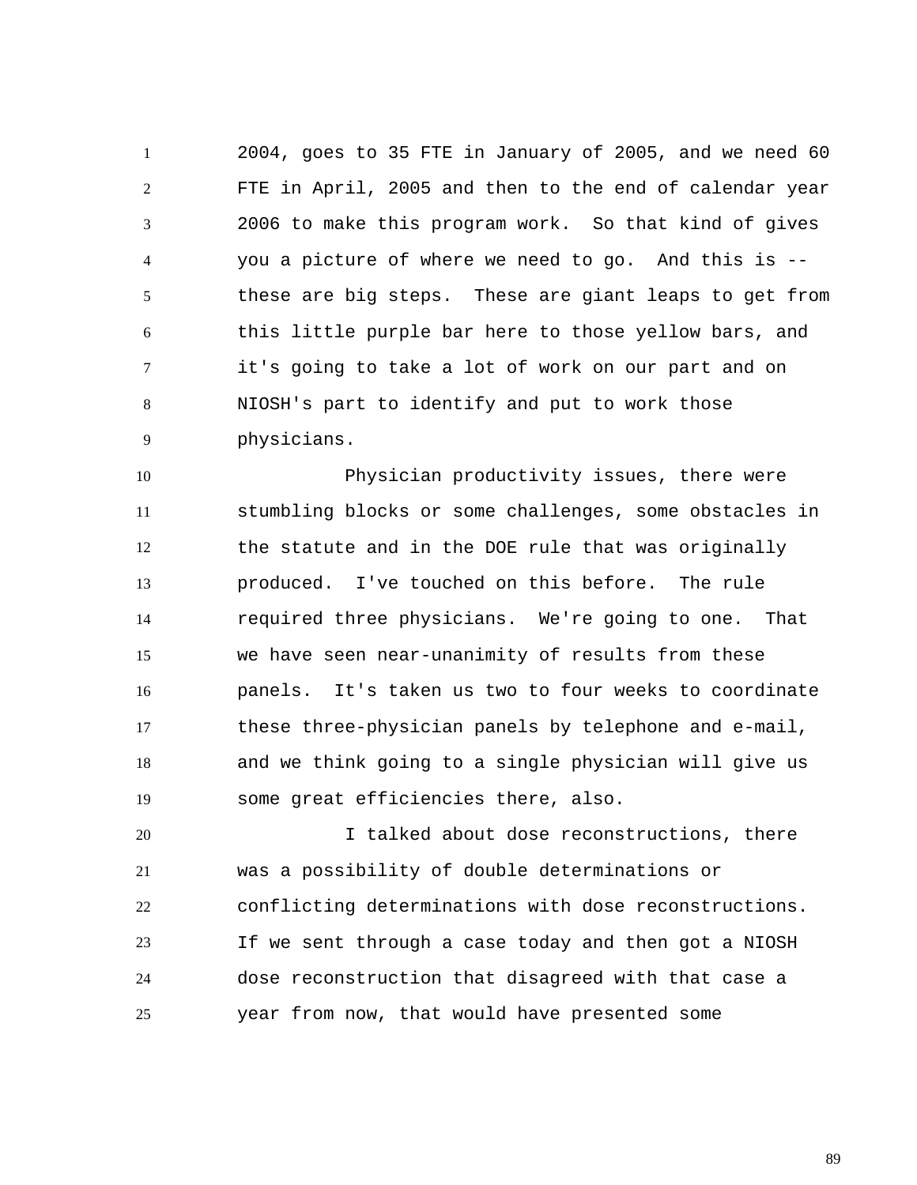2004, goes to 35 FTE in January of 2005, and we need 60 FTE in April, 2005 and then to the end of calendar year 2006 to make this program work. So that kind of gives you a picture of where we need to go. And this is -- these are big steps. These are giant leaps to get from this little purple bar here to those yellow bars, and it's going to take a lot of work on our part and on NIOSH's part to identify and put to work those physicians.

Physician productivity issues, there were stumbling blocks or some challenges, some obstacles in the statute and in the DOE rule that was originally produced. I've touched on this before. The rule required three physicians. We're going to one. That we have seen near-unanimity of results from these panels. It's taken us two to four weeks to coordinate these three-physician panels by telephone and e-mail, and we think going to a single physician will give us some great efficiencies there, also.

I talked about dose reconstructions, there was a possibility of double determinations or conflicting determinations with dose reconstructions. If we sent through a case today and then got a NIOSH dose reconstruction that disagreed with that case a year from now, that would have presented some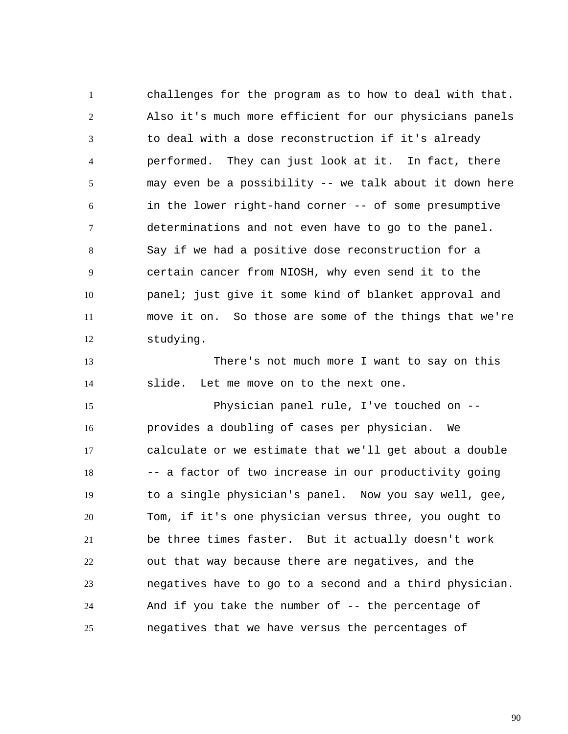challenges for the program as to how to deal with that. Also it's much more efficient for our physicians panels to deal with a dose reconstruction if it's already performed. They can just look at it. In fact, there may even be a possibility -- we talk about it down here in the lower right-hand corner -- of some presumptive determinations and not even have to go to the panel. Say if we had a positive dose reconstruction for a certain cancer from NIOSH, why even send it to the panel; just give it some kind of blanket approval and move it on. So those are some of the things that we're studying.

There's not much more I want to say on this slide. Let me move on to the next one.

Physician panel rule, I've touched on -- provides a doubling of cases per physician. We calculate or we estimate that we'll get about a double -- a factor of two increase in our productivity going to a single physician's panel. Now you say well, gee, Tom, if it's one physician versus three, you ought to be three times faster. But it actually doesn't work out that way because there are negatives, and the negatives have to go to a second and a third physician. And if you take the number of -- the percentage of negatives that we have versus the percentages of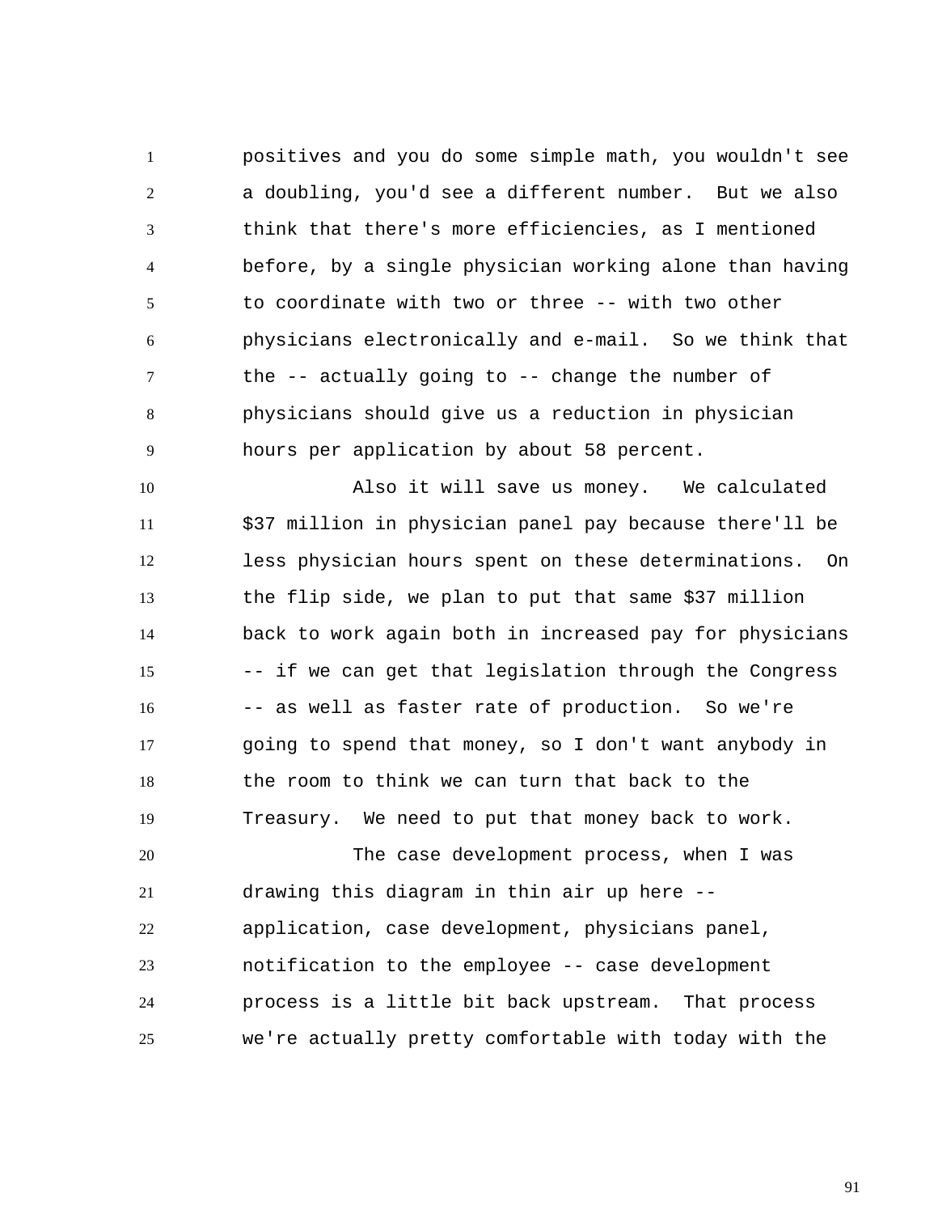positives and you do some simple math, you wouldn't see a doubling, you'd see a different number. But we also think that there's more efficiencies, as I mentioned before, by a single physician working alone than having to coordinate with two or three -- with two other physicians electronically and e-mail. So we think that the -- actually going to -- change the number of physicians should give us a reduction in physician hours per application by about 58 percent.

Also it will save us money. We calculated $37 million in physician panel pay because there'll be less physician hours spent on these determinations. On the flip side, we plan to put that same $37 million back to work again both in increased pay for physicians -- if we can get that legislation through the Congress -- as well as faster rate of production. So we're going to spend that money, so I don't want anybody in the room to think we can turn that back to the Treasury. We need to put that money back to work.

The case development process, when I was drawing this diagram in thin air up here -- application, case development, physicians panel, notification to the employee -- case development process is a little bit back upstream. That process we're actually pretty comfortable with today with the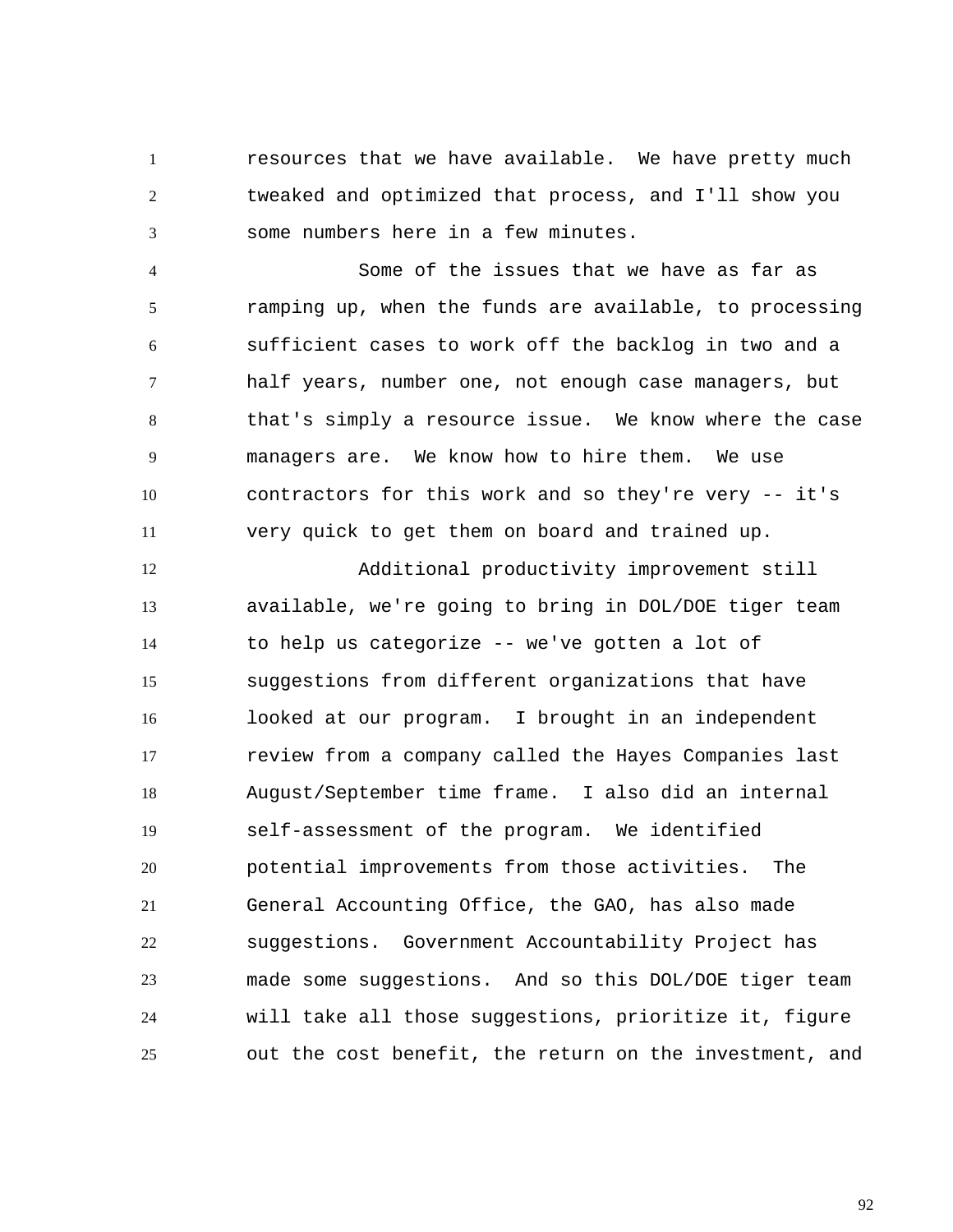resources that we have available. We have pretty much tweaked and optimized that process, and I'll show you some numbers here in a few minutes.

Some of the issues that we have as far as ramping up, when the funds are available, to processing sufficient cases to work off the backlog in two and a half years, number one, not enough case managers, but that's simply a resource issue. We know where the case managers are. We know how to hire them. We use contractors for this work and so they're very -- it's very quick to get them on board and trained up.

Additional productivity improvement still available, we're going to bring in DOL/DOE tiger team to help us categorize -- we've gotten a lot of suggestions from different organizations that have looked at our program. I brought in an independent review from a company called the Hayes Companies last August/September time frame. I also did an internal self-assessment of the program. We identified potential improvements from those activities. The General Accounting Office, the GAO, has also made suggestions. Government Accountability Project has made some suggestions. And so this DOL/DOE tiger team will take all those suggestions, prioritize it, figure out the cost benefit, the return on the investment, and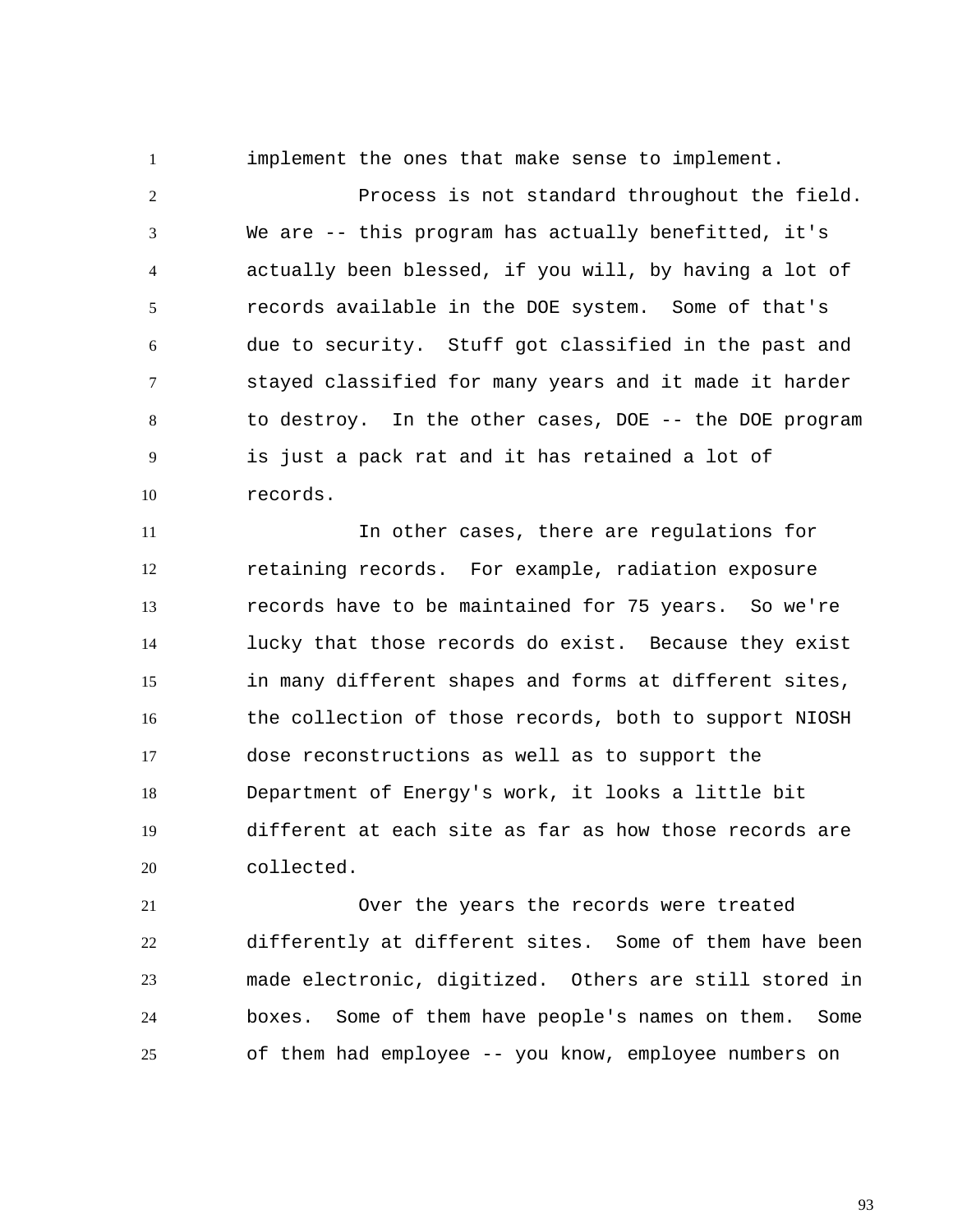implement the ones that make sense to implement.

Process is not standard throughout the field. We are -- this program has actually benefitted, it's actually been blessed, if you will, by having a lot of records available in the DOE system. Some of that's due to security. Stuff got classified in the past and stayed classified for many years and it made it harder to destroy. In the other cases, DOE -- the DOE program is just a pack rat and it has retained a lot of records.

In other cases, there are regulations for retaining records. For example, radiation exposure records have to be maintained for 75 years. So we're lucky that those records do exist. Because they exist in many different shapes and forms at different sites, the collection of those records, both to support NIOSH dose reconstructions as well as to support the Department of Energy's work, it looks a little bit different at each site as far as how those records are collected.

Over the years the records were treated differently at different sites. Some of them have been made electronic, digitized. Others are still stored in boxes. Some of them have people's names on them. Some of them had employee -- you know, employee numbers on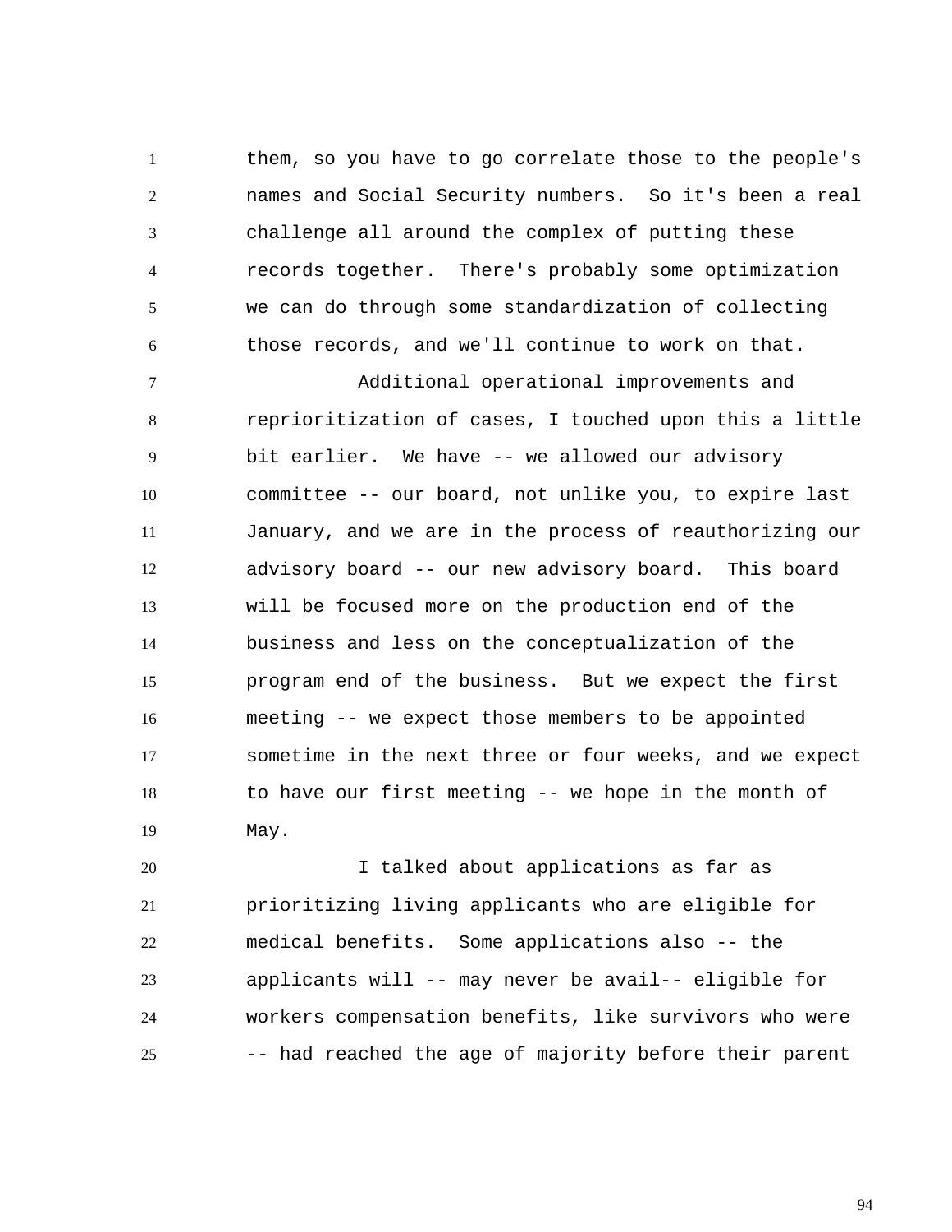them, so you have to go correlate those to the people's names and Social Security numbers. So it's been a real challenge all around the complex of putting these records together. There's probably some optimization we can do through some standardization of collecting those records, and we'll continue to work on that.

Additional operational improvements and reprioritization of cases, I touched upon this a little bit earlier. We have -- we allowed our advisory committee -- our board, not unlike you, to expire last January, and we are in the process of reauthorizing our advisory board -- our new advisory board. This board will be focused more on the production end of the business and less on the conceptualization of the program end of the business. But we expect the first meeting -- we expect those members to be appointed sometime in the next three or four weeks, and we expect to have our first meeting -- we hope in the month of May.

I talked about applications as far as prioritizing living applicants who are eligible for medical benefits. Some applications also -- the applicants will -- may never be avail-- eligible for workers compensation benefits, like survivors who were -- had reached the age of majority before their parent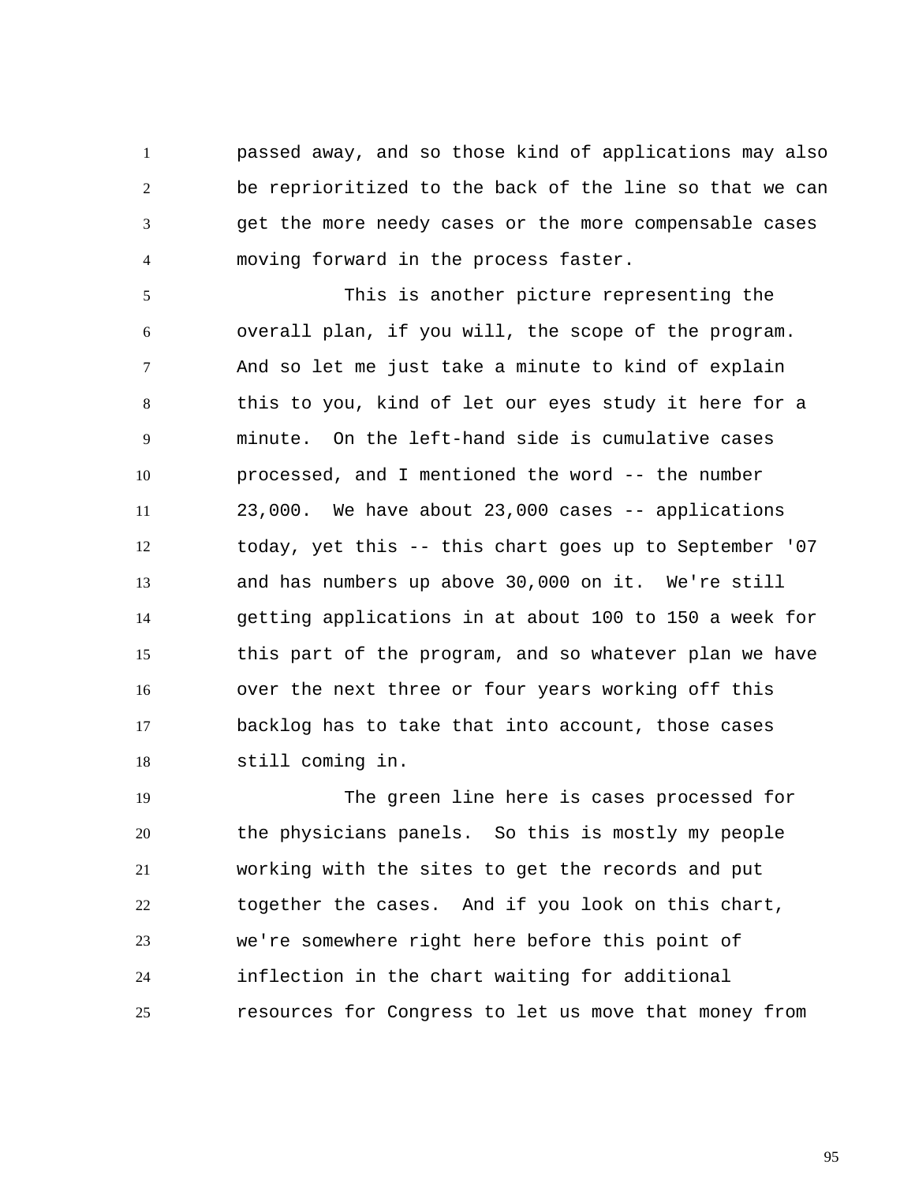passed away, and so those kind of applications may also be reprioritized to the back of the line so that we can get the more needy cases or the more compensable cases moving forward in the process faster.

This is another picture representing the overall plan, if you will, the scope of the program. And so let me just take a minute to kind of explain this to you, kind of let our eyes study it here for a minute. On the left-hand side is cumulative cases processed, and I mentioned the word -- the number 23,000. We have about 23,000 cases -- applications today, yet this -- this chart goes up to September '07 and has numbers up above 30,000 on it. We're still getting applications in at about 100 to 150 a week for this part of the program, and so whatever plan we have over the next three or four years working off this backlog has to take that into account, those cases still coming in.

The green line here is cases processed for the physicians panels. So this is mostly my people working with the sites to get the records and put together the cases. And if you look on this chart, we're somewhere right here before this point of inflection in the chart waiting for additional resources for Congress to let us move that money from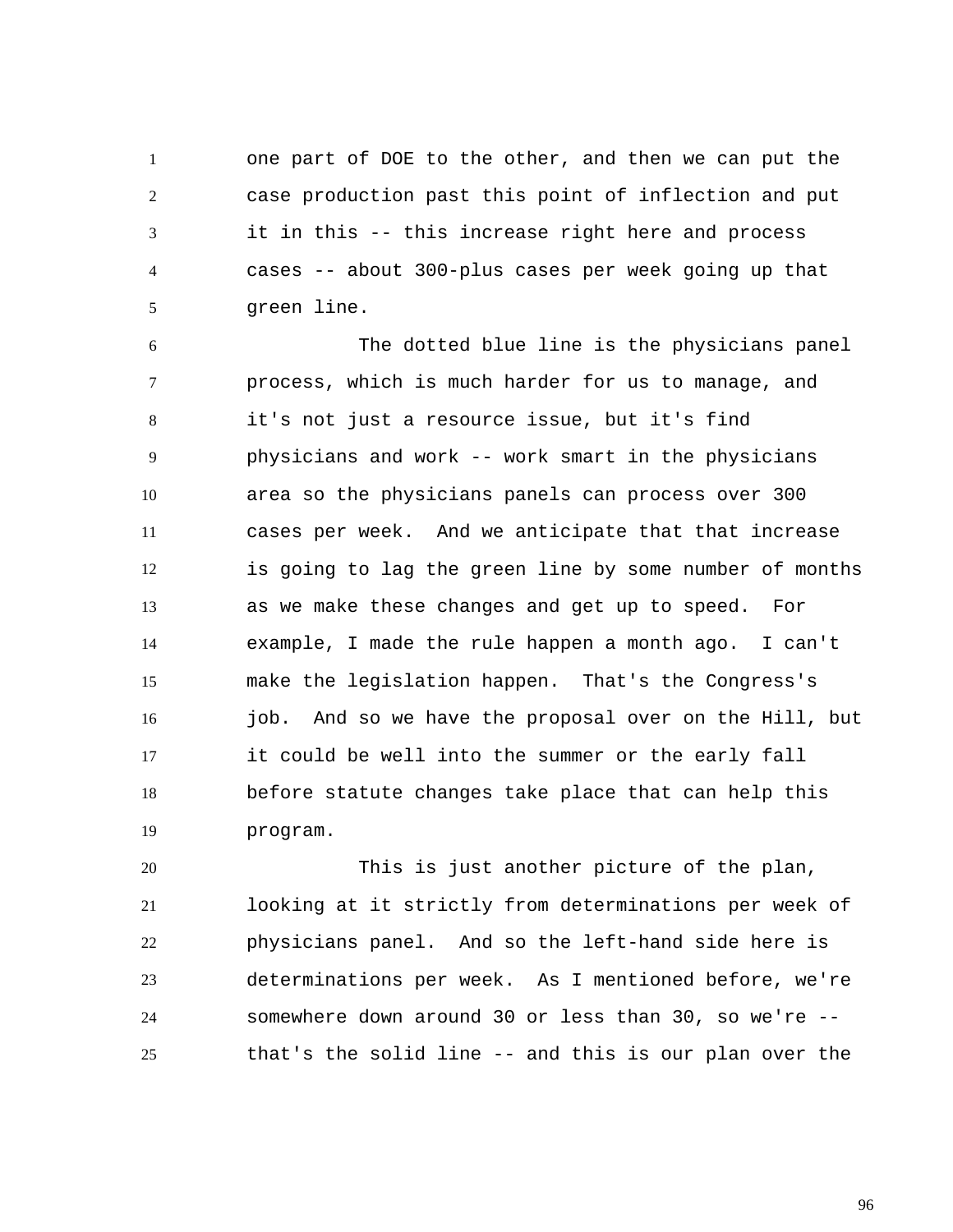one part of DOE to the other, and then we can put the case production past this point of inflection and put it in this -- this increase right here and process cases -- about 300-plus cases per week going up that green line.

The dotted blue line is the physicians panel process, which is much harder for us to manage, and it's not just a resource issue, but it's find physicians and work -- work smart in the physicians area so the physicians panels can process over 300 cases per week. And we anticipate that that increase is going to lag the green line by some number of months as we make these changes and get up to speed. For example, I made the rule happen a month ago. I can't make the legislation happen. That's the Congress's job. And so we have the proposal over on the Hill, but it could be well into the summer or the early fall before statute changes take place that can help this program.

This is just another picture of the plan, looking at it strictly from determinations per week of physicians panel. And so the left-hand side here is determinations per week. As I mentioned before, we're somewhere down around 30 or less than 30, so we're -- that's the solid line -- and this is our plan over the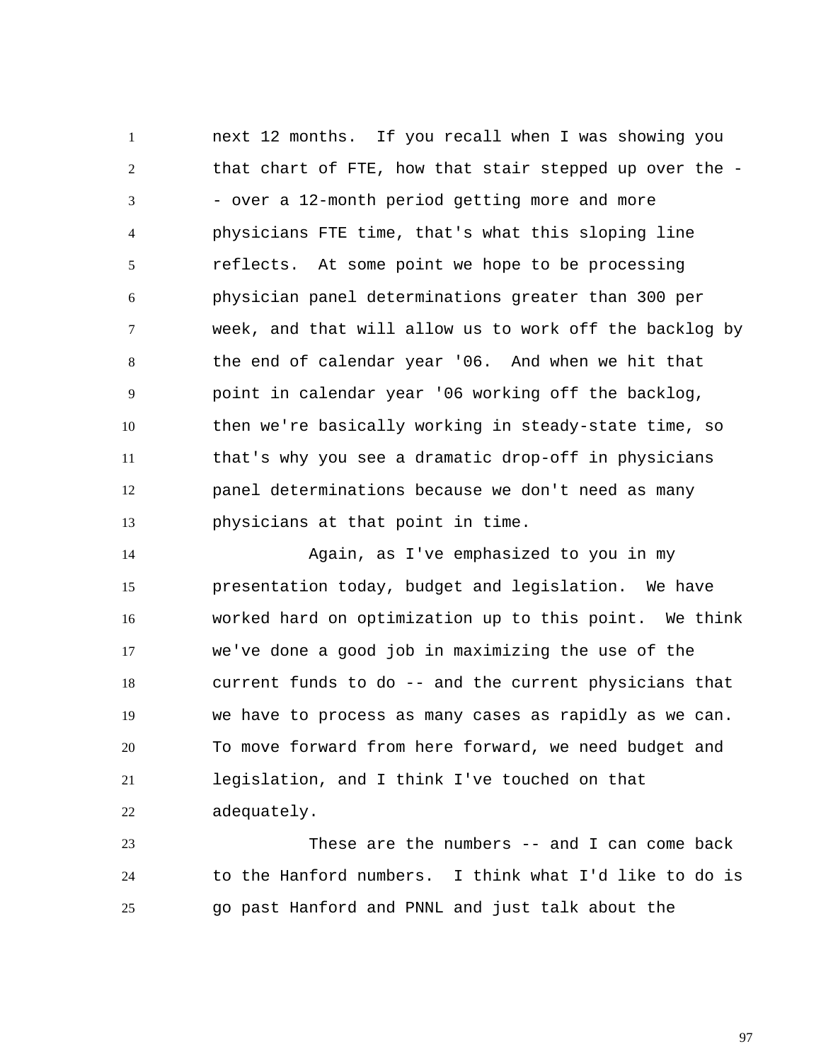next 12 months. If you recall when I was showing you that chart of FTE, how that stair stepped up over the -- over a 12-month period getting more and more physicians FTE time, that's what this sloping line reflects. At some point we hope to be processing physician panel determinations greater than 300 per week, and that will allow us to work off the backlog by the end of calendar year '06. And when we hit that point in calendar year '06 working off the backlog, then we're basically working in steady-state time, so that's why you see a dramatic drop-off in physicians panel determinations because we don't need as many physicians at that point in time.

Again, as I've emphasized to you in my presentation today, budget and legislation. We have worked hard on optimization up to this point. We think we've done a good job in maximizing the use of the current funds to do -- and the current physicians that we have to process as many cases as rapidly as we can. To move forward from here forward, we need budget and legislation, and I think I've touched on that adequately.

These are the numbers -- and I can come back to the Hanford numbers. I think what I'd like to do is go past Hanford and PNNL and just talk about the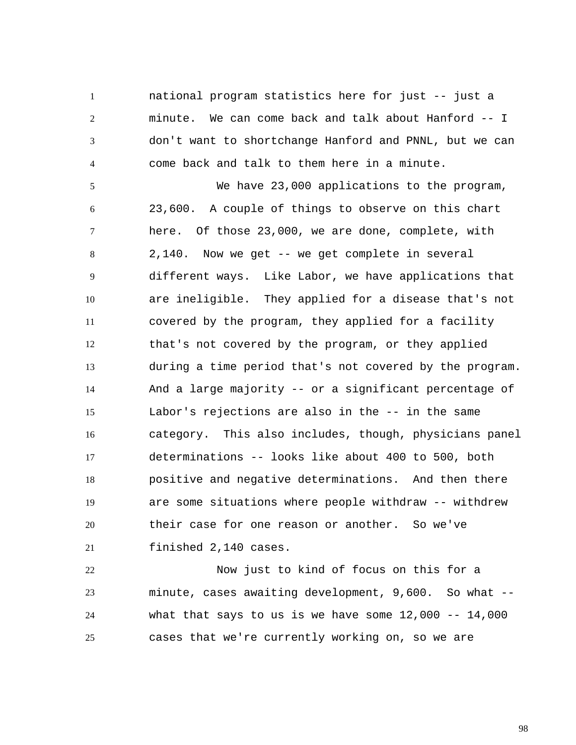national program statistics here for just -- just a minute. We can come back and talk about Hanford -- I don't want to shortchange Hanford and PNNL, but we can come back and talk to them here in a minute.

We have 23,000 applications to the program, 23,600. A couple of things to observe on this chart here. Of those 23,000, we are done, complete, with 2,140. Now we get -- we get complete in several different ways. Like Labor, we have applications that are ineligible. They applied for a disease that's not covered by the program, they applied for a facility that's not covered by the program, or they applied during a time period that's not covered by the program. And a large majority -- or a significant percentage of Labor's rejections are also in the -- in the same category. This also includes, though, physicians panel determinations -- looks like about 400 to 500, both positive and negative determinations. And then there are some situations where people withdraw -- withdrew their case for one reason or another. So we've finished 2,140 cases.

Now just to kind of focus on this for a minute, cases awaiting development, 9,600. So what -- what that says to us is we have some 12,000 -- 14,000 cases that we're currently working on, so we are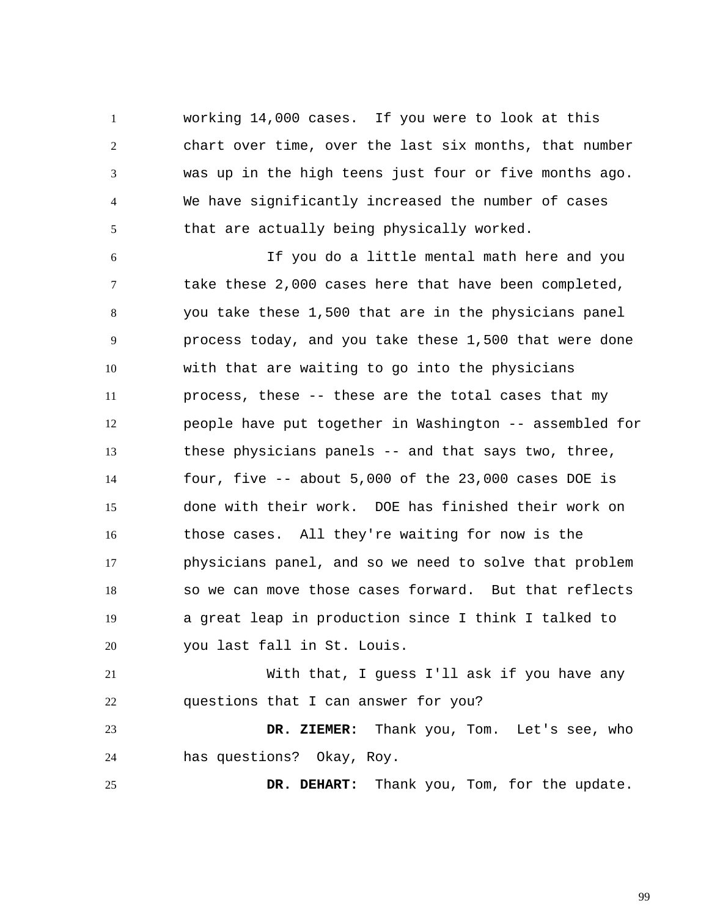working 14,000 cases. If you were to look at this chart over time, over the last six months, that number was up in the high teens just four or five months ago. We have significantly increased the number of cases that are actually being physically worked.

If you do a little mental math here and you take these 2,000 cases here that have been completed, you take these 1,500 that are in the physicians panel process today, and you take these 1,500 that were done with that are waiting to go into the physicians process, these -- these are the total cases that my people have put together in Washington -- assembled for these physicians panels -- and that says two, three, four, five -- about 5,000 of the 23,000 cases DOE is done with their work. DOE has finished their work on those cases. All they're waiting for now is the physicians panel, and so we need to solve that problem so we can move those cases forward. But that reflects a great leap in production since I think I talked to you last fall in St. Louis.

With that, I guess I'll ask if you have any questions that I can answer for you?

**DR. ZIEMER:** Thank you, Tom. Let's see, who has questions? Okay, Roy.

**DR. DEHART:** Thank you, Tom, for the update.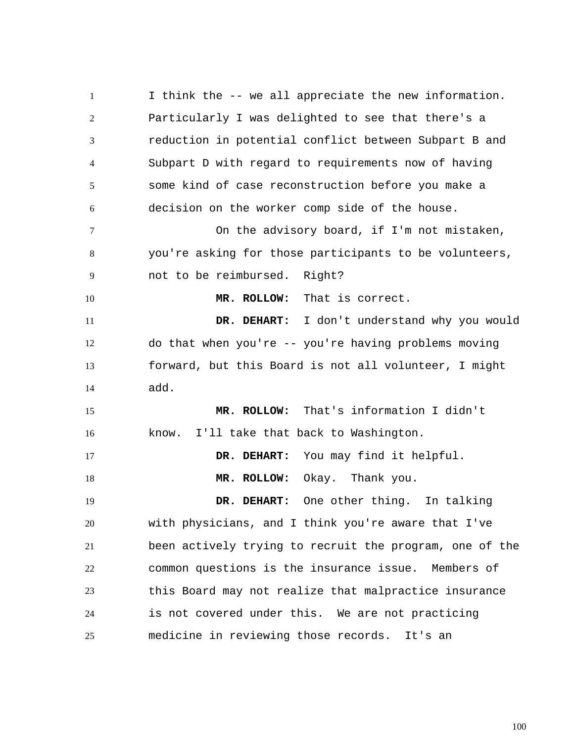I think the -- we all appreciate the new information. Particularly I was delighted to see that there's a reduction in potential conflict between Subpart B and Subpart D with regard to requirements now of having some kind of case reconstruction before you make a decision on the worker comp side of the house.

On the advisory board, if I'm not mistaken, you're asking for those participants to be volunteers, not to be reimbursed. Right?

**MR. ROLLOW:** That is correct.

**DR. DEHART:** I don't understand why you would do that when you're -- you're having problems moving forward, but this Board is not all volunteer, I might add.

**MR. ROLLOW:** That's information I didn't know. I'll take that back to Washington.

**DR. DEHART:** You may find it helpful.

**MR. ROLLOW:** Okay. Thank you.

**DR. DEHART:** One other thing. In talking with physicians, and I think you're aware that I've been actively trying to recruit the program, one of the common questions is the insurance issue. Members of this Board may not realize that malpractice insurance is not covered under this. We are not practicing medicine in reviewing those records. It's an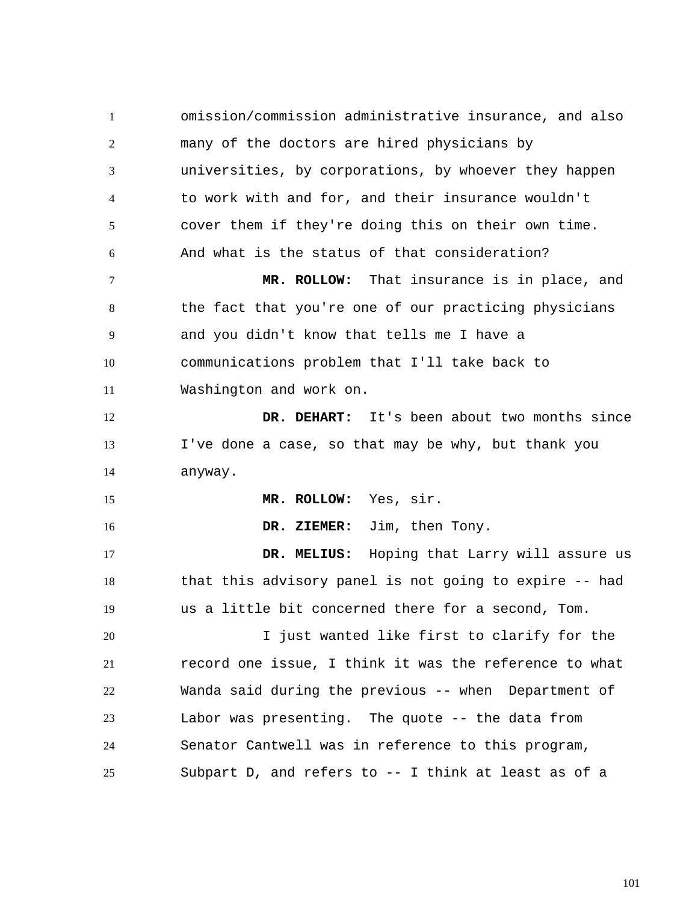omission/commission administrative insurance, and also many of the doctors are hired physicians by universities, by corporations, by whoever they happen to work with and for, and their insurance wouldn't cover them if they're doing this on their own time. And what is the status of that consideration?

**MR. ROLLOW:** That insurance is in place, and the fact that you're one of our practicing physicians and you didn't know that tells me I have a communications problem that I'll take back to Washington and work on.

**DR. DEHART:** It's been about two months since I've done a case, so that may be why, but thank you anyway.

**MR. ROLLOW:** Yes, sir.

**DR. ZIEMER:** Jim, then Tony.

**DR. MELIUS:** Hoping that Larry will assure us that this advisory panel is not going to expire -- had us a little bit concerned there for a second, Tom.

I just wanted like first to clarify for the record one issue, I think it was the reference to what Wanda said during the previous -- when Department of Labor was presenting. The quote -- the data from Senator Cantwell was in reference to this program, Subpart D, and refers to -- I think at least as of a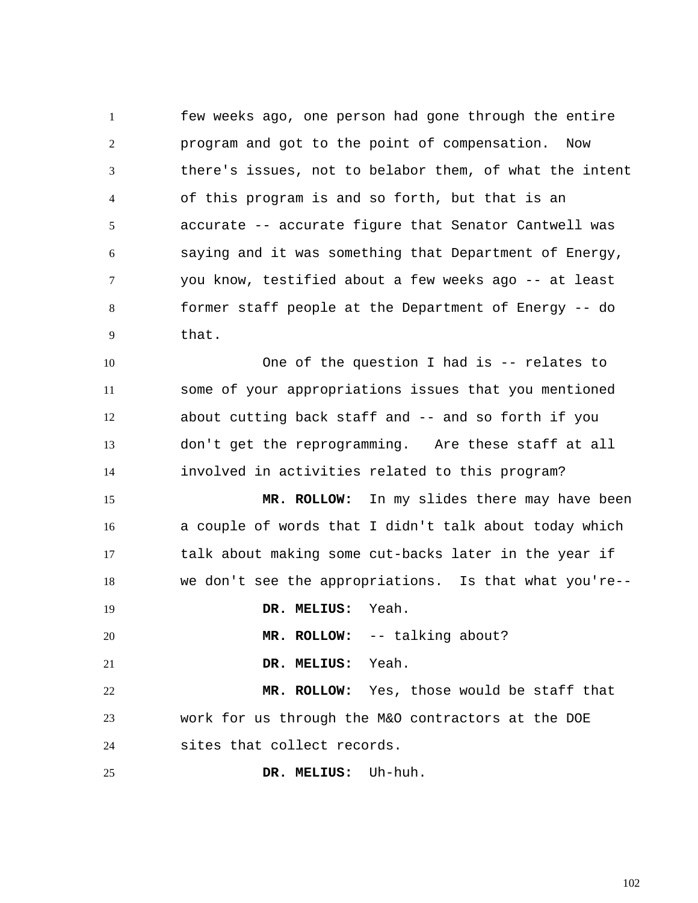few weeks ago, one person had gone through the entire program and got to the point of compensation. Now there's issues, not to belabor them, of what the intent of this program is and so forth, but that is an accurate -- accurate figure that Senator Cantwell was saying and it was something that Department of Energy, you know, testified about a few weeks ago -- at least former staff people at the Department of Energy -- do that.

One of the question I had is -- relates to some of your appropriations issues that you mentioned about cutting back staff and -- and so forth if you don't get the reprogramming. Are these staff at all involved in activities related to this program?

**MR. ROLLOW:** In my slides there may have been a couple of words that I didn't talk about today which talk about making some cut-backs later in the year if we don't see the appropriations. Is that what you're--

**DR. MELIUS:** Yeah.

**MR. ROLLOW:** -- talking about?

**DR. MELIUS:** Yeah.

**MR. ROLLOW:** Yes, those would be staff that work for us through the M&O contractors at the DOE sites that collect records.

**DR. MELIUS:** Uh-huh.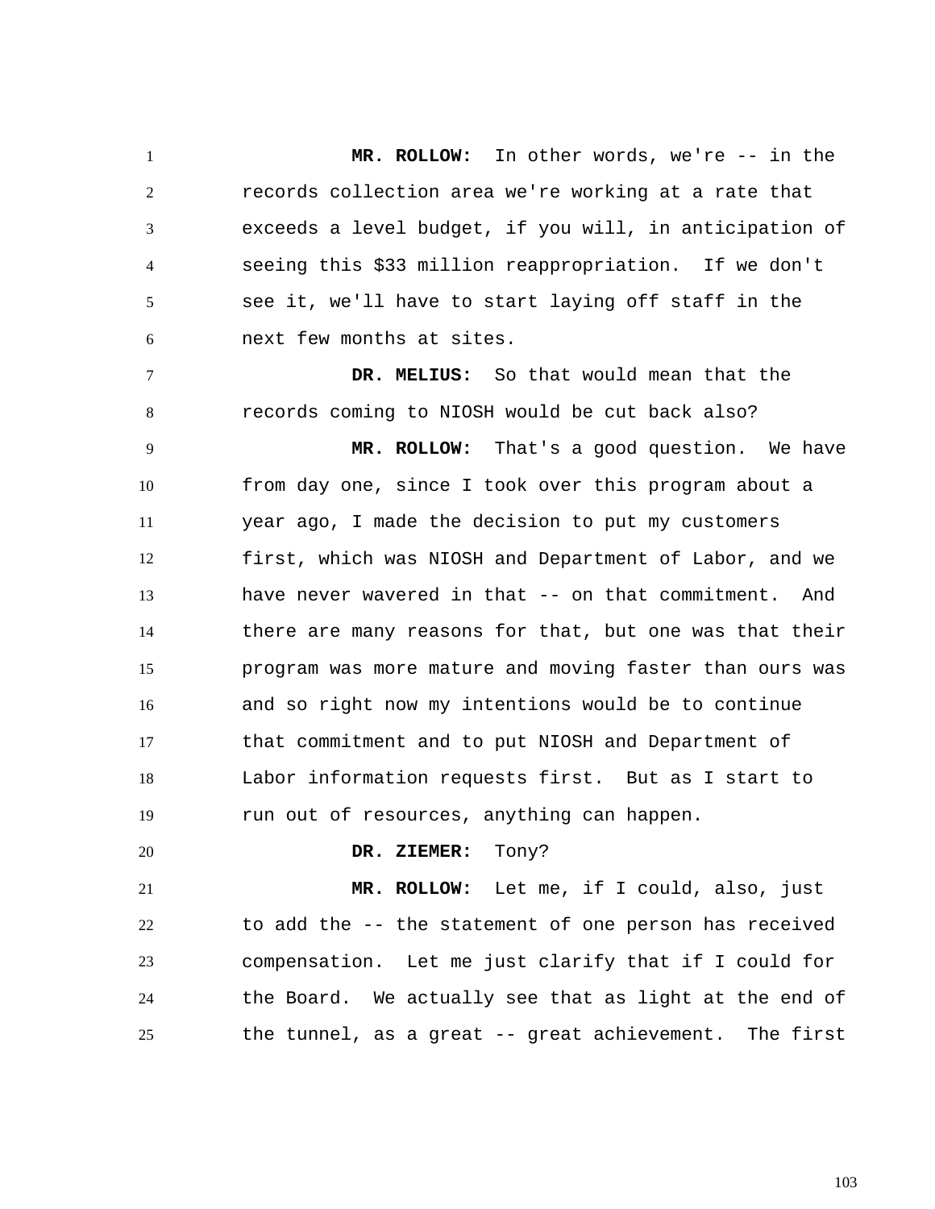**MR. ROLLOW:** In other words, we're -- in the records collection area we're working at a rate that exceeds a level budget, if you will, in anticipation of seeing this $33 million reappropriation. If we don't see it, we'll have to start laying off staff in the next few months at sites.

**DR. MELIUS:** So that would mean that the records coming to NIOSH would be cut back also?

**MR. ROLLOW:** That's a good question. We have from day one, since I took over this program about a year ago, I made the decision to put my customers first, which was NIOSH and Department of Labor, and we have never wavered in that -- on that commitment. And there are many reasons for that, but one was that their program was more mature and moving faster than ours was and so right now my intentions would be to continue that commitment and to put NIOSH and Department of Labor information requests first. But as I start to run out of resources, anything can happen.

**DR. ZIEMER:** Tony?

**MR. ROLLOW:** Let me, if I could, also, just to add the -- the statement of one person has received compensation. Let me just clarify that if I could for the Board. We actually see that as light at the end of the tunnel, as a great -- great achievement. The first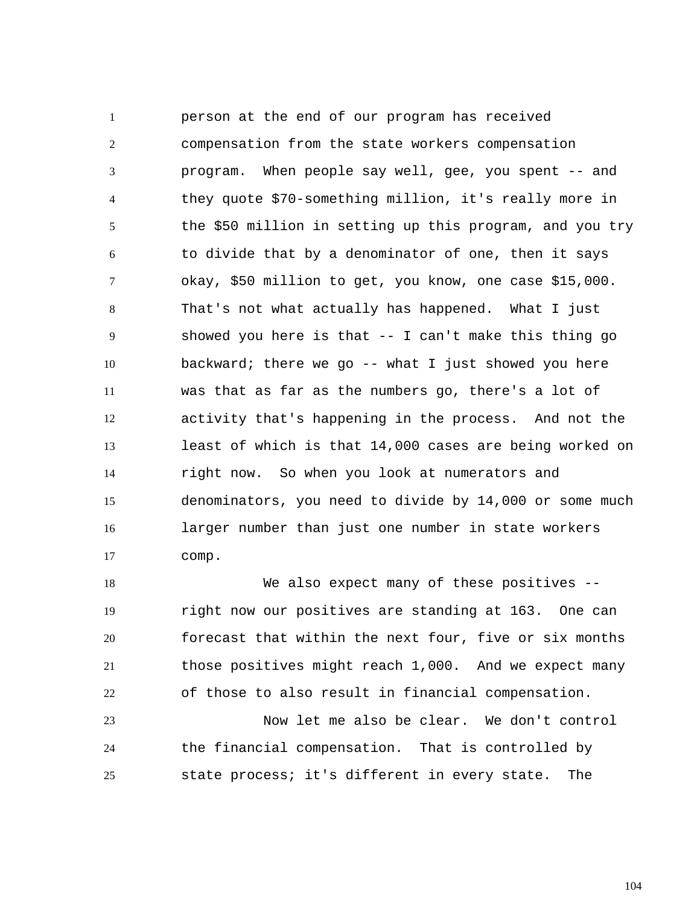person at the end of our program has received compensation from the state workers compensation program. When people say well, gee, you spent -- and they quote $70-something million, it's really more in the $50 million in setting up this program, and you try to divide that by a denominator of one, then it says okay, $50 million to get, you know, one case $15,000. That's not what actually has happened. What I just showed you here is that -- I can't make this thing go backward; there we go -- what I just showed you here was that as far as the numbers go, there's a lot of activity that's happening in the process. And not the least of which is that 14,000 cases are being worked on right now. So when you look at numerators and denominators, you need to divide by 14,000 or some much larger number than just one number in state workers comp.

We also expect many of these positives -- right now our positives are standing at 163. One can forecast that within the next four, five or six months those positives might reach 1,000. And we expect many of those to also result in financial compensation.

Now let me also be clear. We don't control the financial compensation. That is controlled by state process; it's different in every state. The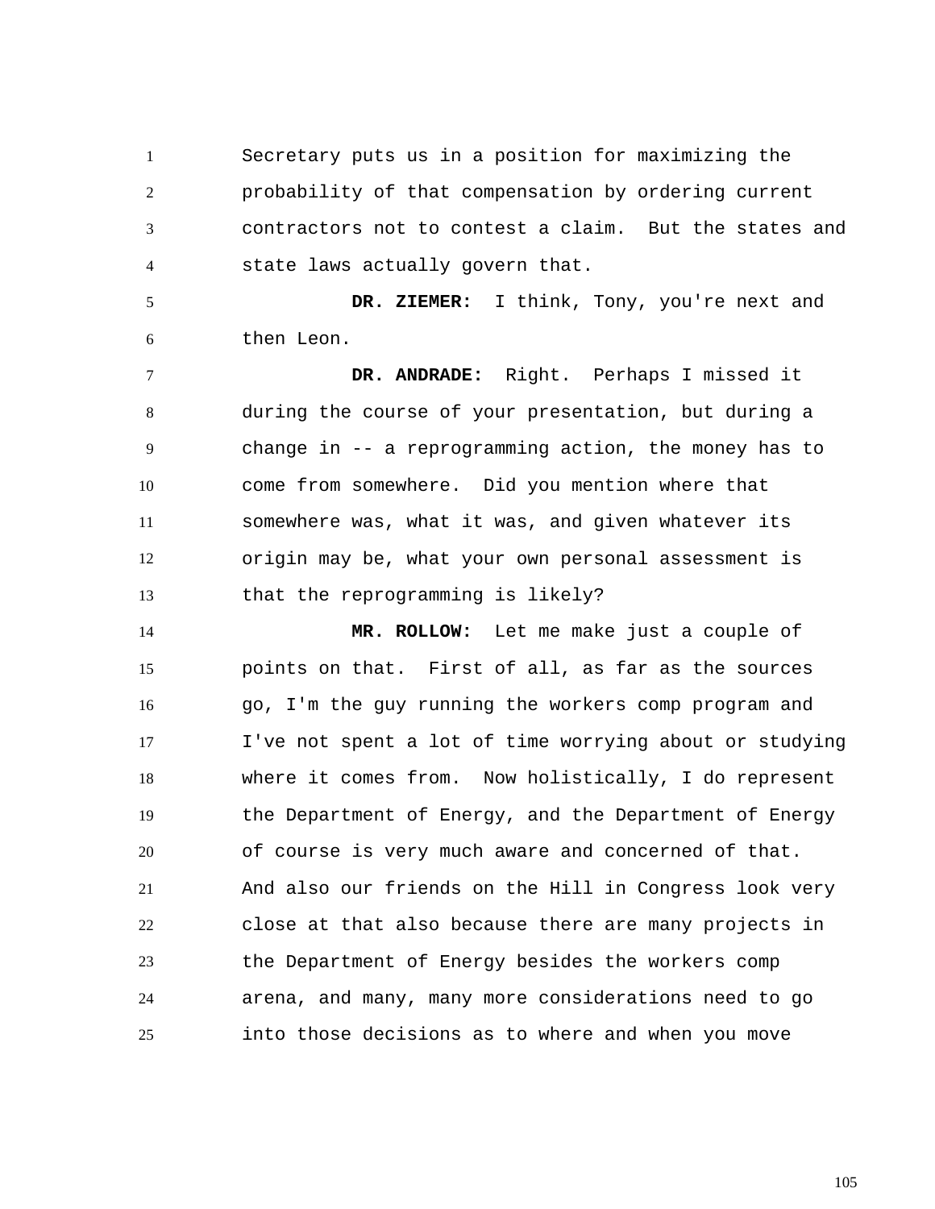Secretary puts us in a position for maximizing the probability of that compensation by ordering current contractors not to contest a claim. But the states and state laws actually govern that.

**DR. ZIEMER:** I think, Tony, you're next and then Leon.

**DR. ANDRADE:** Right. Perhaps I missed it during the course of your presentation, but during a change in -- a reprogramming action, the money has to come from somewhere. Did you mention where that somewhere was, what it was, and given whatever its origin may be, what your own personal assessment is that the reprogramming is likely?

**MR. ROLLOW:** Let me make just a couple of points on that. First of all, as far as the sources go, I'm the guy running the workers comp program and I've not spent a lot of time worrying about or studying where it comes from. Now holistically, I do represent the Department of Energy, and the Department of Energy of course is very much aware and concerned of that. And also our friends on the Hill in Congress look very close at that also because there are many projects in the Department of Energy besides the workers comp arena, and many, many more considerations need to go into those decisions as to where and when you move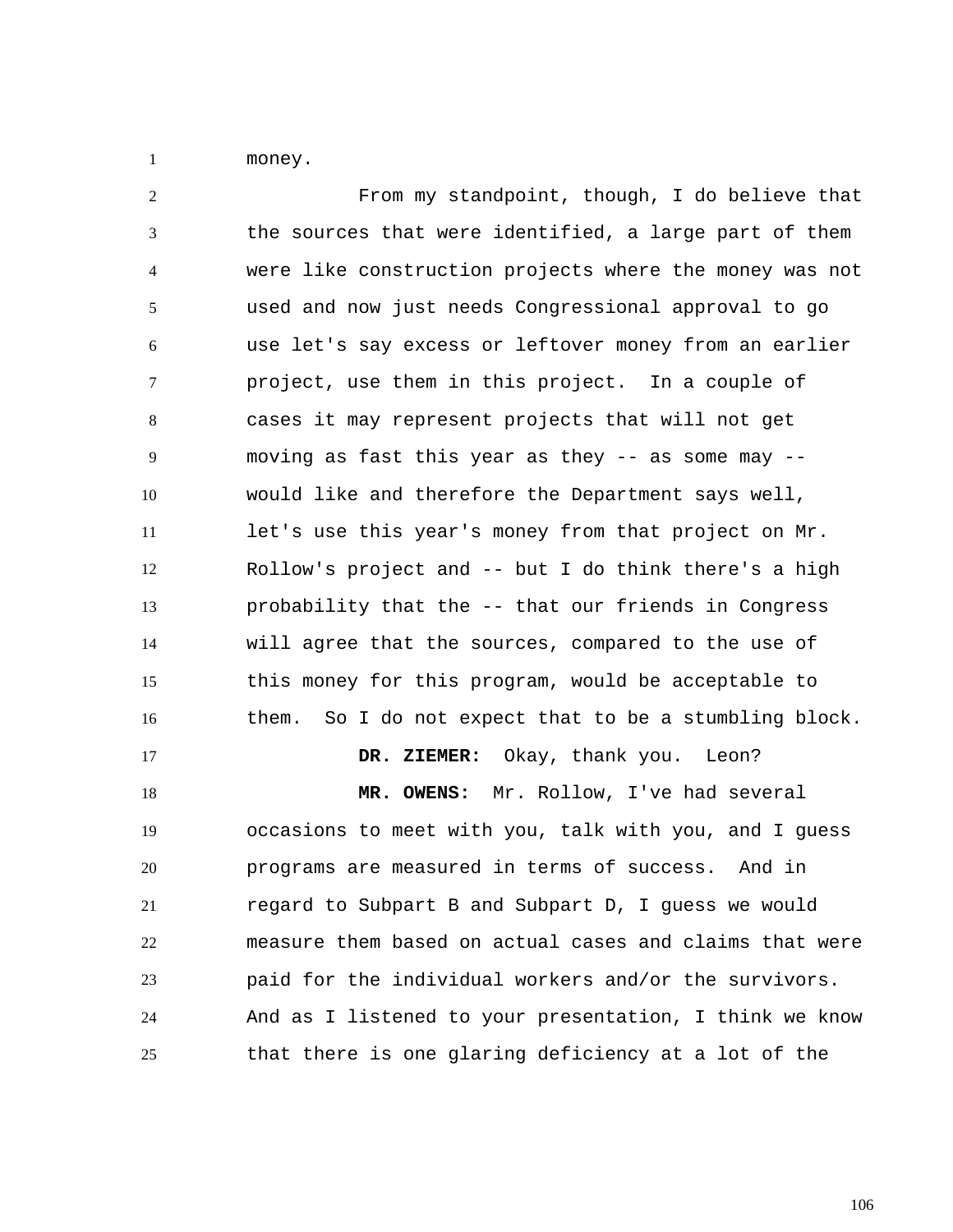money.

From my standpoint, though, I do believe that the sources that were identified, a large part of them were like construction projects where the money was not used and now just needs Congressional approval to go use let's say excess or leftover money from an earlier project, use them in this project. In a couple of cases it may represent projects that will not get moving as fast this year as they -- as some may -- would like and therefore the Department says well, let's use this year's money from that project on Mr. Rollow's project and -- but I do think there's a high probability that the -- that our friends in Congress will agree that the sources, compared to the use of this money for this program, would be acceptable to them. So I do not expect that to be a stumbling block.

**DR. ZIEMER:** Okay, thank you. Leon?

**MR. OWENS:** Mr. Rollow, I've had several occasions to meet with you, talk with you, and I guess programs are measured in terms of success. And in regard to Subpart B and Subpart D, I guess we would measure them based on actual cases and claims that were paid for the individual workers and/or the survivors. And as I listened to your presentation, I think we know that there is one glaring deficiency at a lot of the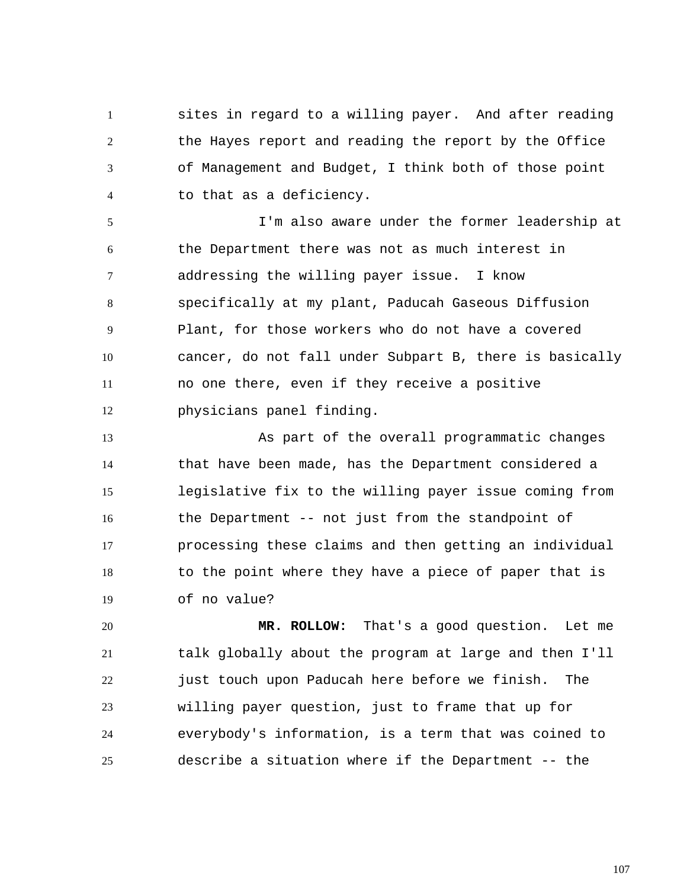sites in regard to a willing payer. And after reading the Hayes report and reading the report by the Office of Management and Budget, I think both of those point to that as a deficiency.

I'm also aware under the former leadership at the Department there was not as much interest in addressing the willing payer issue. I know specifically at my plant, Paducah Gaseous Diffusion Plant, for those workers who do not have a covered cancer, do not fall under Subpart B, there is basically no one there, even if they receive a positive physicians panel finding.

As part of the overall programmatic changes that have been made, has the Department considered a legislative fix to the willing payer issue coming from the Department -- not just from the standpoint of processing these claims and then getting an individual to the point where they have a piece of paper that is of no value?

**MR. ROLLOW:** That's a good question. Let me talk globally about the program at large and then I'll just touch upon Paducah here before we finish. The willing payer question, just to frame that up for everybody's information, is a term that was coined to describe a situation where if the Department -- the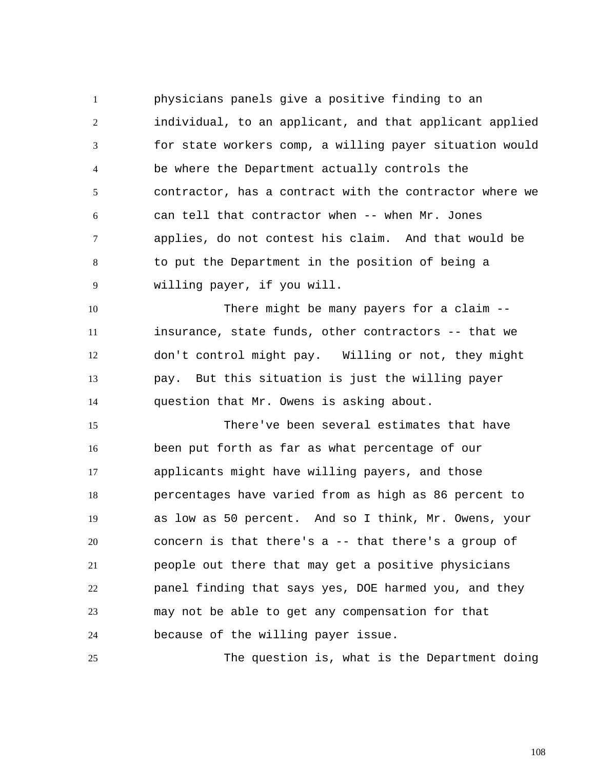physicians panels give a positive finding to an individual, to an applicant, and that applicant applied for state workers comp, a willing payer situation would be where the Department actually controls the contractor, has a contract with the contractor where we can tell that contractor when -- when Mr. Jones applies, do not contest his claim. And that would be to put the Department in the position of being a willing payer, if you will.

There might be many payers for a claim -- insurance, state funds, other contractors -- that we don't control might pay. Willing or not, they might pay. But this situation is just the willing payer question that Mr. Owens is asking about.

There've been several estimates that have been put forth as far as what percentage of our applicants might have willing payers, and those percentages have varied from as high as 86 percent to as low as 50 percent. And so I think, Mr. Owens, your concern is that there's a -- that there's a group of people out there that may get a positive physicians panel finding that says yes, DOE harmed you, and they may not be able to get any compensation for that because of the willing payer issue.

The question is, what is the Department doing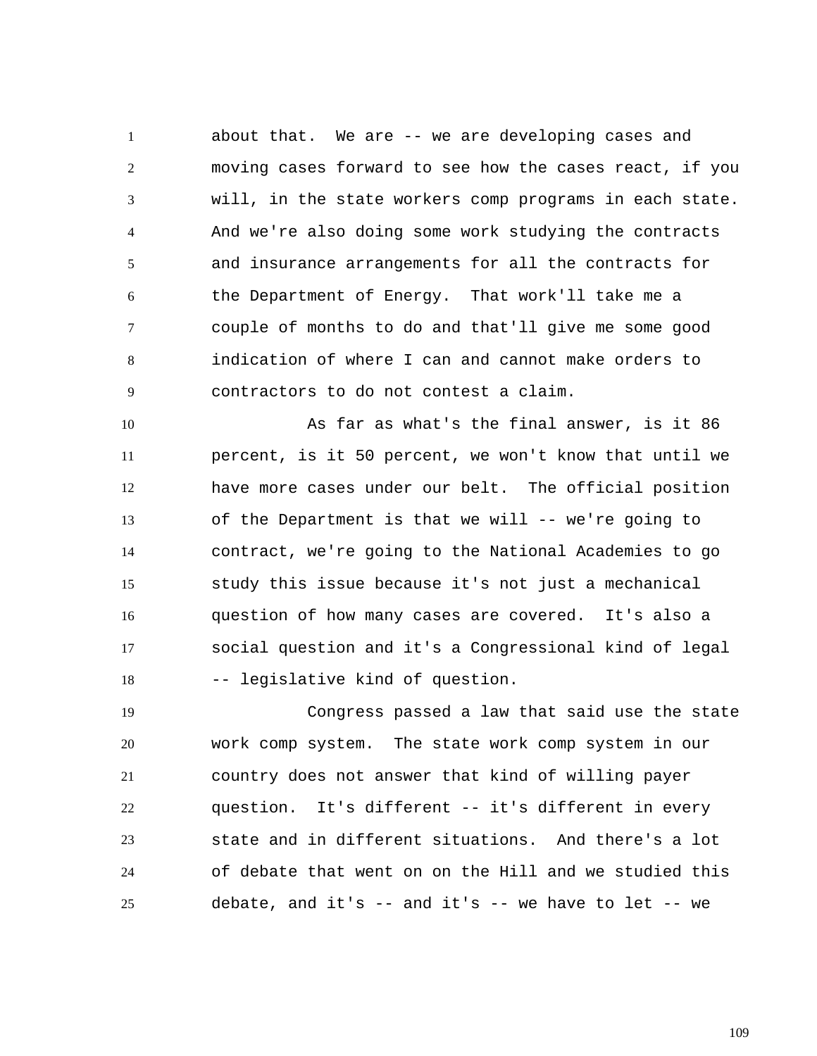about that. We are -- we are developing cases and moving cases forward to see how the cases react, if you will, in the state workers comp programs in each state. And we're also doing some work studying the contracts and insurance arrangements for all the contracts for the Department of Energy. That work'll take me a couple of months to do and that'll give me some good indication of where I can and cannot make orders to contractors to do not contest a claim.

As far as what's the final answer, is it 86 percent, is it 50 percent, we won't know that until we have more cases under our belt. The official position of the Department is that we will -- we're going to contract, we're going to the National Academies to go study this issue because it's not just a mechanical question of how many cases are covered. It's also a social question and it's a Congressional kind of legal -- legislative kind of question.

Congress passed a law that said use the state work comp system. The state work comp system in our country does not answer that kind of willing payer question. It's different -- it's different in every state and in different situations. And there's a lot of debate that went on on the Hill and we studied this debate, and it's -- and it's -- we have to let -- we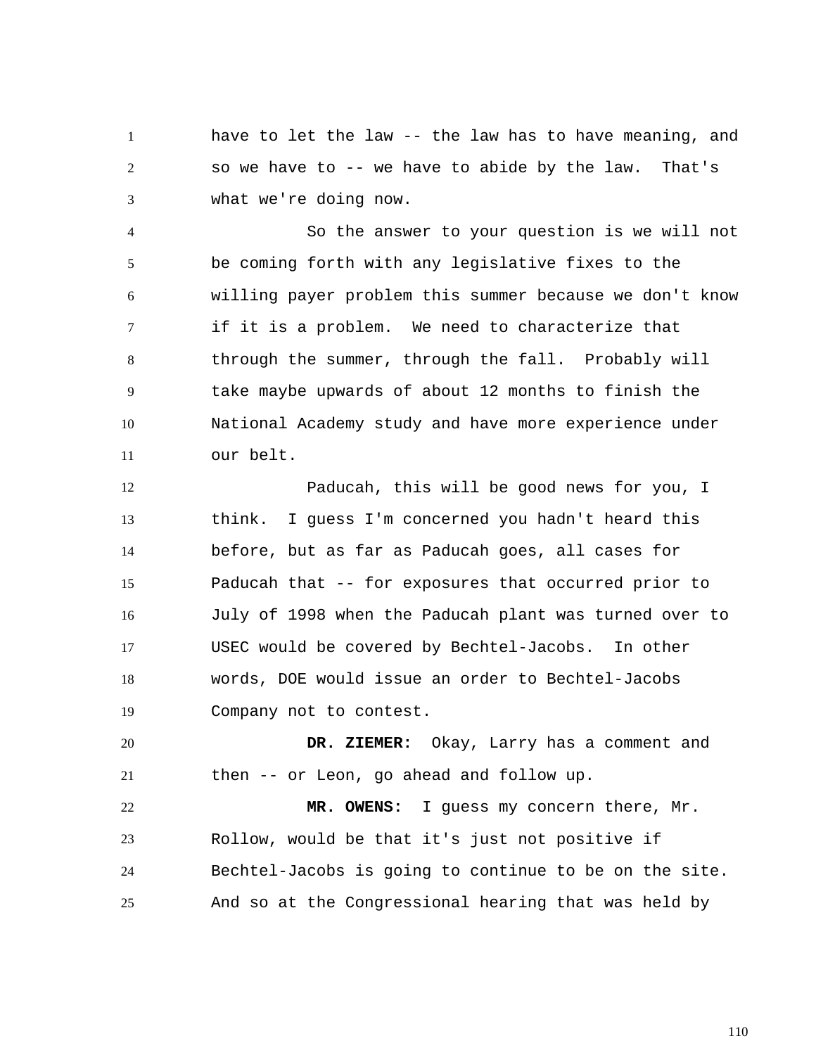have to let the law -- the law has to have meaning, and so we have to -- we have to abide by the law. That's what we're doing now.

So the answer to your question is we will not be coming forth with any legislative fixes to the willing payer problem this summer because we don't know if it is a problem. We need to characterize that through the summer, through the fall. Probably will take maybe upwards of about 12 months to finish the National Academy study and have more experience under our belt.

Paducah, this will be good news for you, I think. I guess I'm concerned you hadn't heard this before, but as far as Paducah goes, all cases for Paducah that -- for exposures that occurred prior to July of 1998 when the Paducah plant was turned over to USEC would be covered by Bechtel-Jacobs. In other words, DOE would issue an order to Bechtel-Jacobs Company not to contest.

**DR. ZIEMER:** Okay, Larry has a comment and then -- or Leon, go ahead and follow up.

**MR. OWENS:** I guess my concern there, Mr. Rollow, would be that it's just not positive if Bechtel-Jacobs is going to continue to be on the site. And so at the Congressional hearing that was held by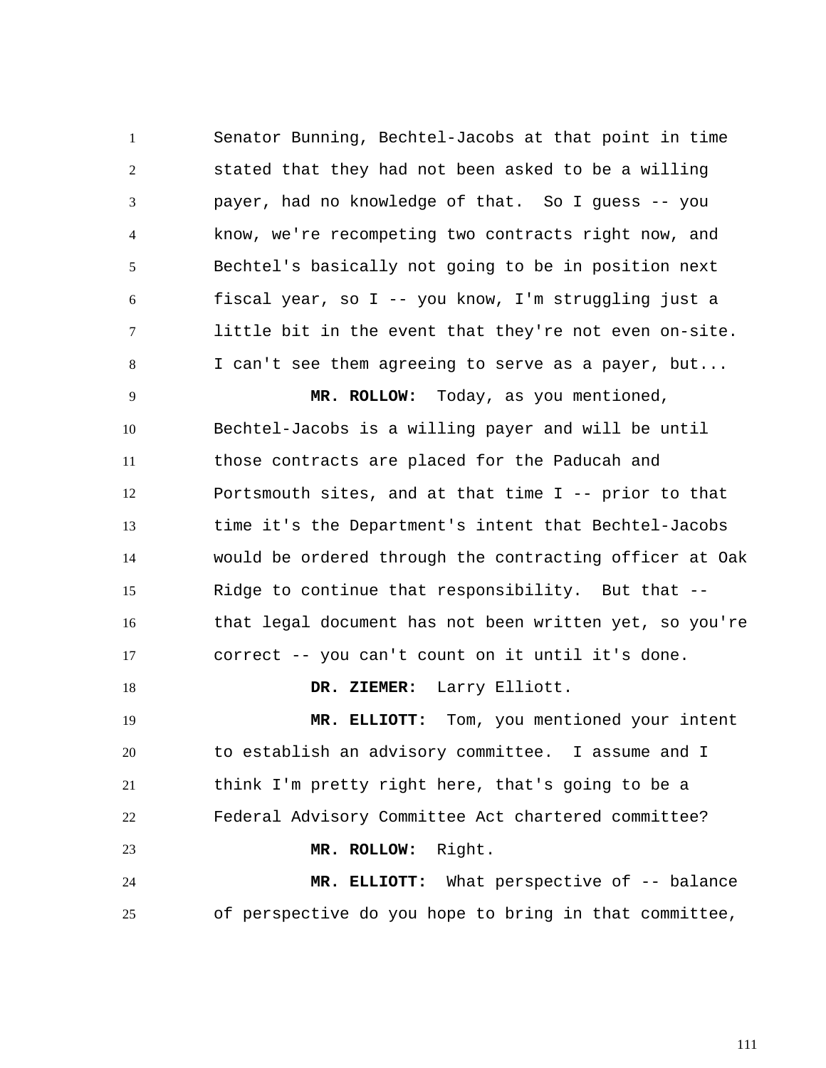Senator Bunning, Bechtel-Jacobs at that point in time stated that they had not been asked to be a willing payer, had no knowledge of that. So I guess -- you know, we're recompeting two contracts right now, and Bechtel's basically not going to be in position next fiscal year, so I -- you know, I'm struggling just a little bit in the event that they're not even on-site. I can't see them agreeing to serve as a payer, but...

**MR. ROLLOW:** Today, as you mentioned, Bechtel-Jacobs is a willing payer and will be until those contracts are placed for the Paducah and Portsmouth sites, and at that time I -- prior to that time it's the Department's intent that Bechtel-Jacobs would be ordered through the contracting officer at Oak Ridge to continue that responsibility. But that -- that legal document has not been written yet, so you're correct -- you can't count on it until it's done.

**DR. ZIEMER:** Larry Elliott.

**MR. ELLIOTT:** Tom, you mentioned your intent to establish an advisory committee. I assume and I think I'm pretty right here, that's going to be a Federal Advisory Committee Act chartered committee?

**MR. ROLLOW:** Right.

**MR. ELLIOTT:** What perspective of -- balance of perspective do you hope to bring in that committee,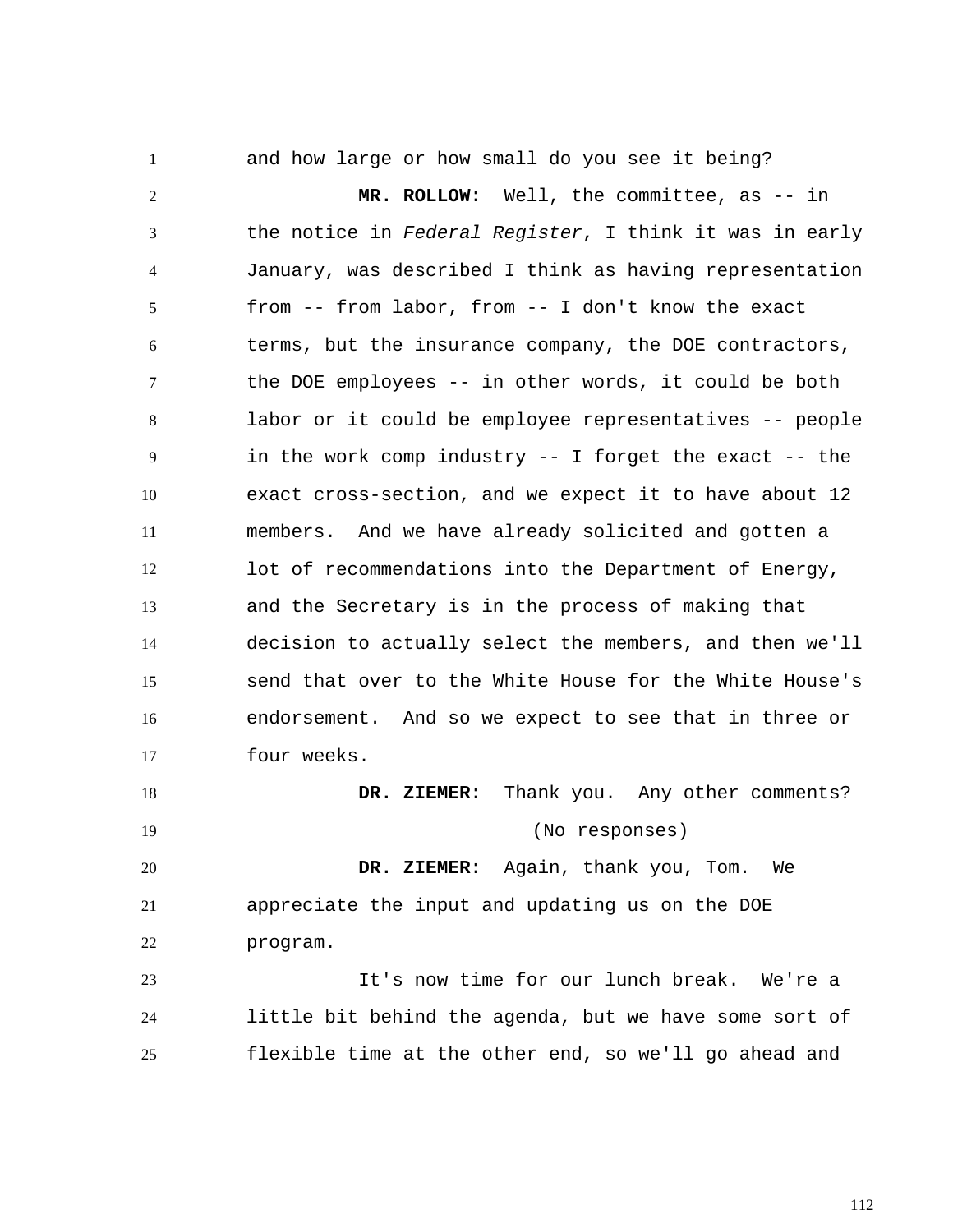and how large or how small do you see it being?

**MR. ROLLOW:** Well, the committee, as -- in the notice in *Federal Register*, I think it was in early January, was described I think as having representation from -- from labor, from -- I don't know the exact terms, but the insurance company, the DOE contractors, the DOE employees -- in other words, it could be both labor or it could be employee representatives -- people in the work comp industry -- I forget the exact -- the exact cross-section, and we expect it to have about 12 members. And we have already solicited and gotten a lot of recommendations into the Department of Energy, and the Secretary is in the process of making that decision to actually select the members, and then we'll send that over to the White House for the White House's endorsement. And so we expect to see that in three or four weeks.

**DR. ZIEMER:** Thank you. Any other comments?

(No responses)

**DR. ZIEMER:** Again, thank you, Tom. We appreciate the input and updating us on the DOE program.

It's now time for our lunch break. We're a little bit behind the agenda, but we have some sort of flexible time at the other end, so we'll go ahead and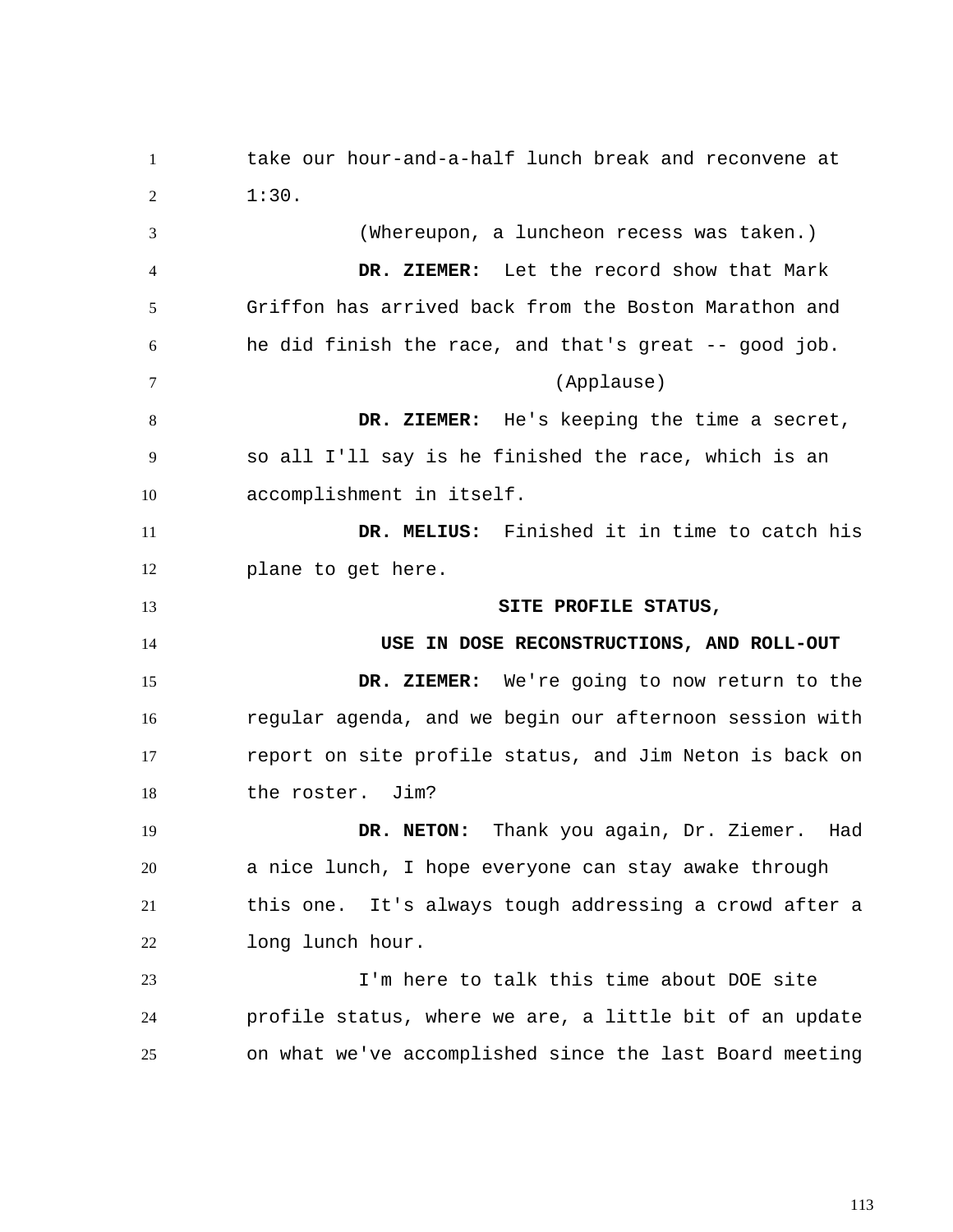take our hour-and-a-half lunch break and reconvene at 1:30.

(Whereupon, a luncheon recess was taken.)

**DR. ZIEMER:** Let the record show that Mark Griffon has arrived back from the Boston Marathon and he did finish the race, and that's great -- good job.

(Applause)

**DR. ZIEMER:** He's keeping the time a secret, so all I'll say is he finished the race, which is an accomplishment in itself.

**DR. MELIUS:** Finished it in time to catch his plane to get here.

**SITE PROFILE STATUS,**
**USE IN DOSE RECONSTRUCTIONS, AND ROLL-OUT**

**DR. ZIEMER:** We're going to now return to the regular agenda, and we begin our afternoon session with report on site profile status, and Jim Neton is back on the roster. Jim?

**DR. NETON:** Thank you again, Dr. Ziemer. Had a nice lunch, I hope everyone can stay awake through this one. It's always tough addressing a crowd after a long lunch hour.

I'm here to talk this time about DOE site profile status, where we are, a little bit of an update on what we've accomplished since the last Board meeting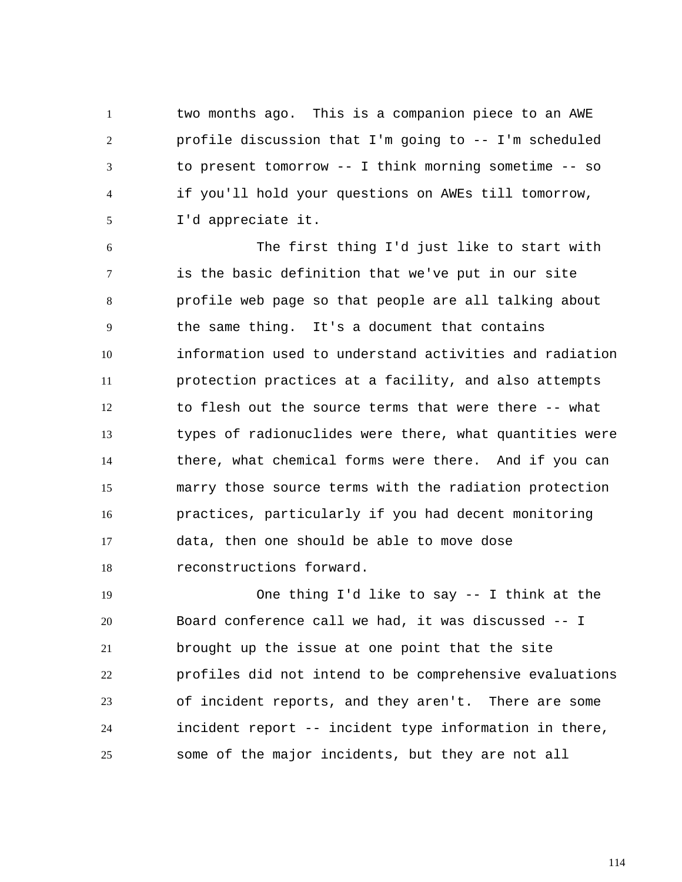two months ago. This is a companion piece to an AWE profile discussion that I'm going to -- I'm scheduled to present tomorrow -- I think morning sometime -- so if you'll hold your questions on AWEs till tomorrow, I'd appreciate it.

The first thing I'd just like to start with is the basic definition that we've put in our site profile web page so that people are all talking about the same thing. It's a document that contains information used to understand activities and radiation protection practices at a facility, and also attempts to flesh out the source terms that were there -- what types of radionuclides were there, what quantities were there, what chemical forms were there. And if you can marry those source terms with the radiation protection practices, particularly if you had decent monitoring data, then one should be able to move dose reconstructions forward.

One thing I'd like to say -- I think at the Board conference call we had, it was discussed -- I brought up the issue at one point that the site profiles did not intend to be comprehensive evaluations of incident reports, and they aren't. There are some incident report -- incident type information in there, some of the major incidents, but they are not all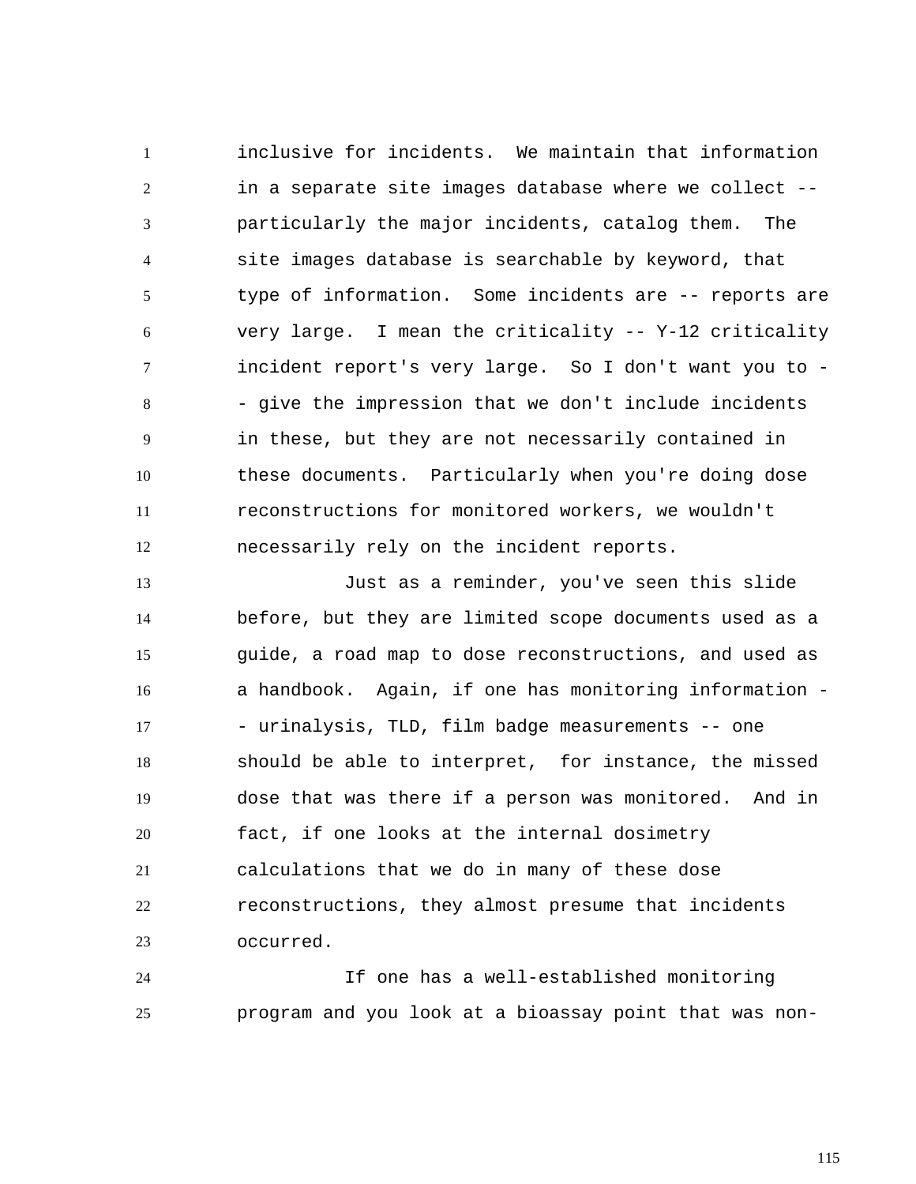inclusive for incidents. We maintain that information in a separate site images database where we collect -- particularly the major incidents, catalog them. The site images database is searchable by keyword, that type of information. Some incidents are -- reports are very large. I mean the criticality -- Y-12 criticality incident report's very large. So I don't want you to -- give the impression that we don't include incidents in these, but they are not necessarily contained in these documents. Particularly when you're doing dose reconstructions for monitored workers, we wouldn't necessarily rely on the incident reports.

Just as a reminder, you've seen this slide before, but they are limited scope documents used as a guide, a road map to dose reconstructions, and used as a handbook. Again, if one has monitoring information -- urinalysis, TLD, film badge measurements -- one should be able to interpret, for instance, the missed dose that was there if a person was monitored. And in fact, if one looks at the internal dosimetry calculations that we do in many of these dose reconstructions, they almost presume that incidents occurred.

If one has a well-established monitoring program and you look at a bioassay point that was non-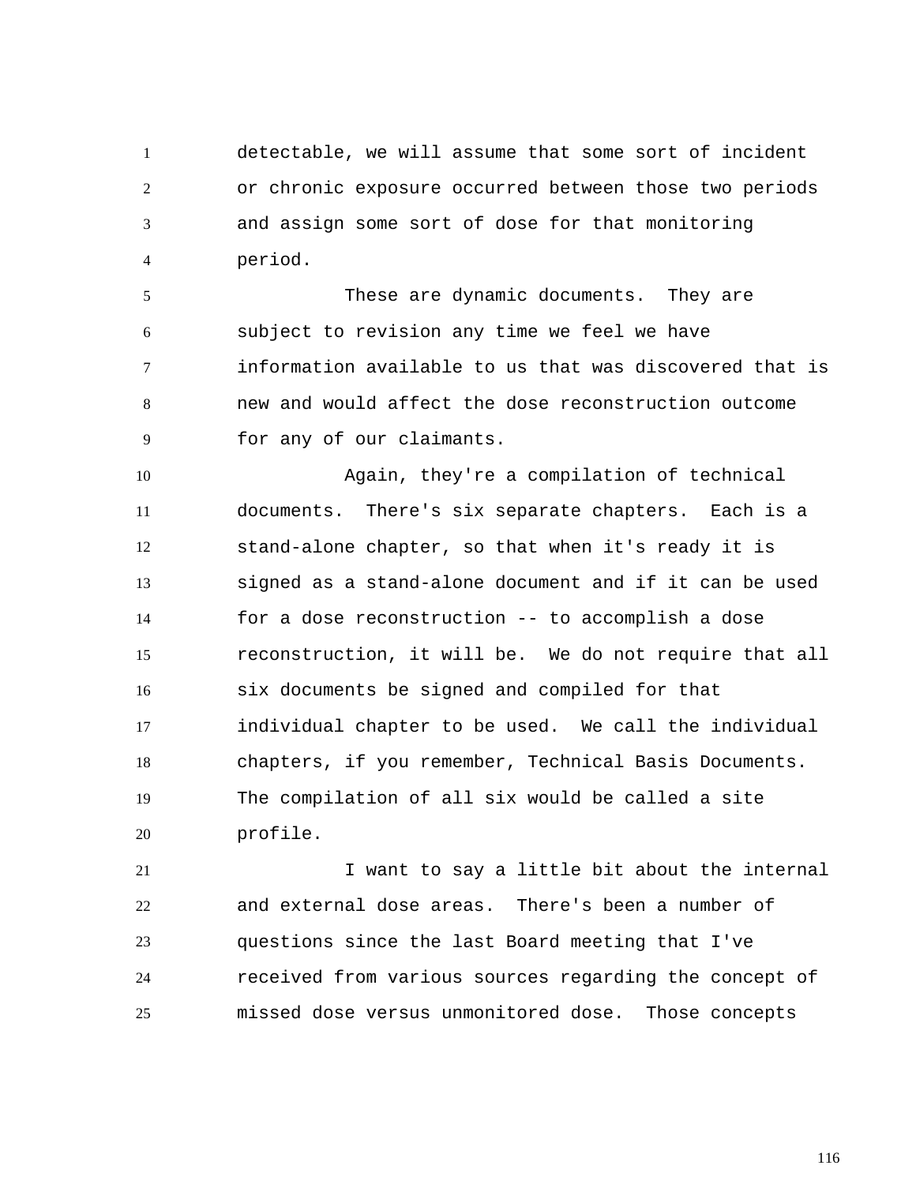detectable, we will assume that some sort of incident or chronic exposure occurred between those two periods and assign some sort of dose for that monitoring period.

These are dynamic documents. They are subject to revision any time we feel we have information available to us that was discovered that is new and would affect the dose reconstruction outcome for any of our claimants.

Again, they're a compilation of technical documents. There's six separate chapters. Each is a stand-alone chapter, so that when it's ready it is signed as a stand-alone document and if it can be used for a dose reconstruction -- to accomplish a dose reconstruction, it will be. We do not require that all six documents be signed and compiled for that individual chapter to be used. We call the individual chapters, if you remember, Technical Basis Documents. The compilation of all six would be called a site profile.

I want to say a little bit about the internal and external dose areas. There's been a number of questions since the last Board meeting that I've received from various sources regarding the concept of missed dose versus unmonitored dose. Those concepts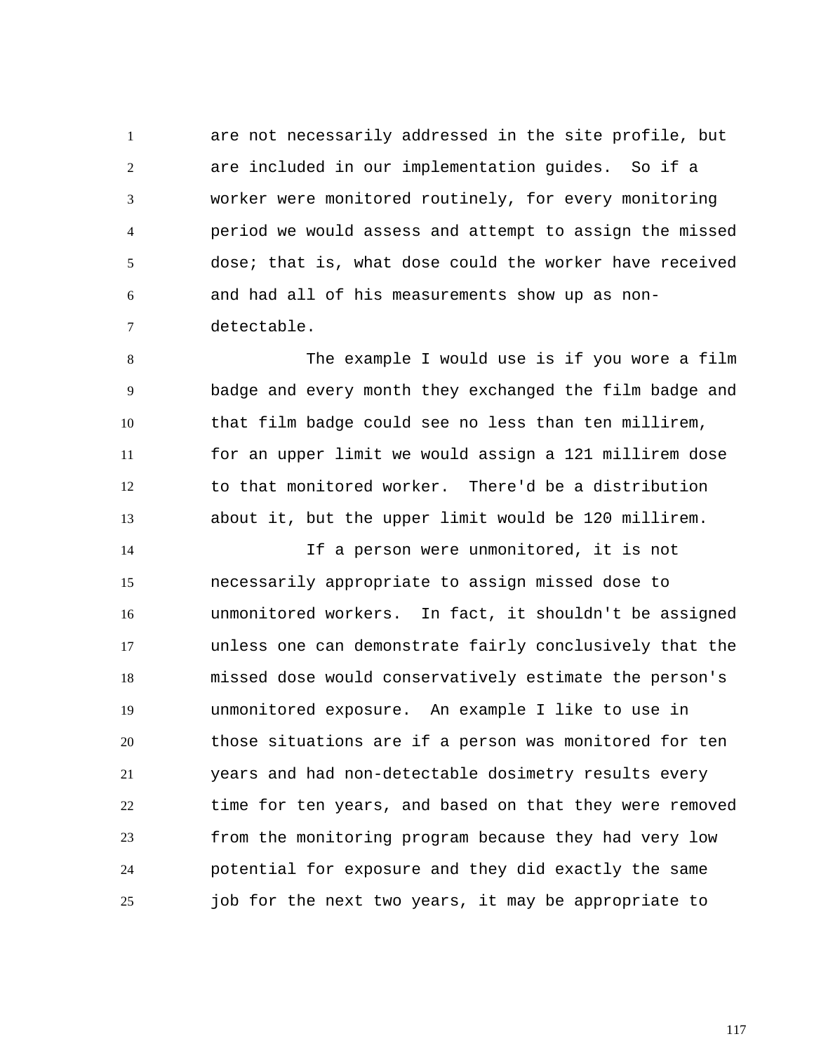are not necessarily addressed in the site profile, but are included in our implementation guides. So if a worker were monitored routinely, for every monitoring period we would assess and attempt to assign the missed dose; that is, what dose could the worker have received and had all of his measurements show up as non-detectable.

The example I would use is if you wore a film badge and every month they exchanged the film badge and that film badge could see no less than ten millirem, for an upper limit we would assign a 121 millirem dose to that monitored worker. There'd be a distribution about it, but the upper limit would be 120 millirem.

If a person were unmonitored, it is not necessarily appropriate to assign missed dose to unmonitored workers. In fact, it shouldn't be assigned unless one can demonstrate fairly conclusively that the missed dose would conservatively estimate the person's unmonitored exposure. An example I like to use in those situations are if a person was monitored for ten years and had non-detectable dosimetry results every time for ten years, and based on that they were removed from the monitoring program because they had very low potential for exposure and they did exactly the same job for the next two years, it may be appropriate to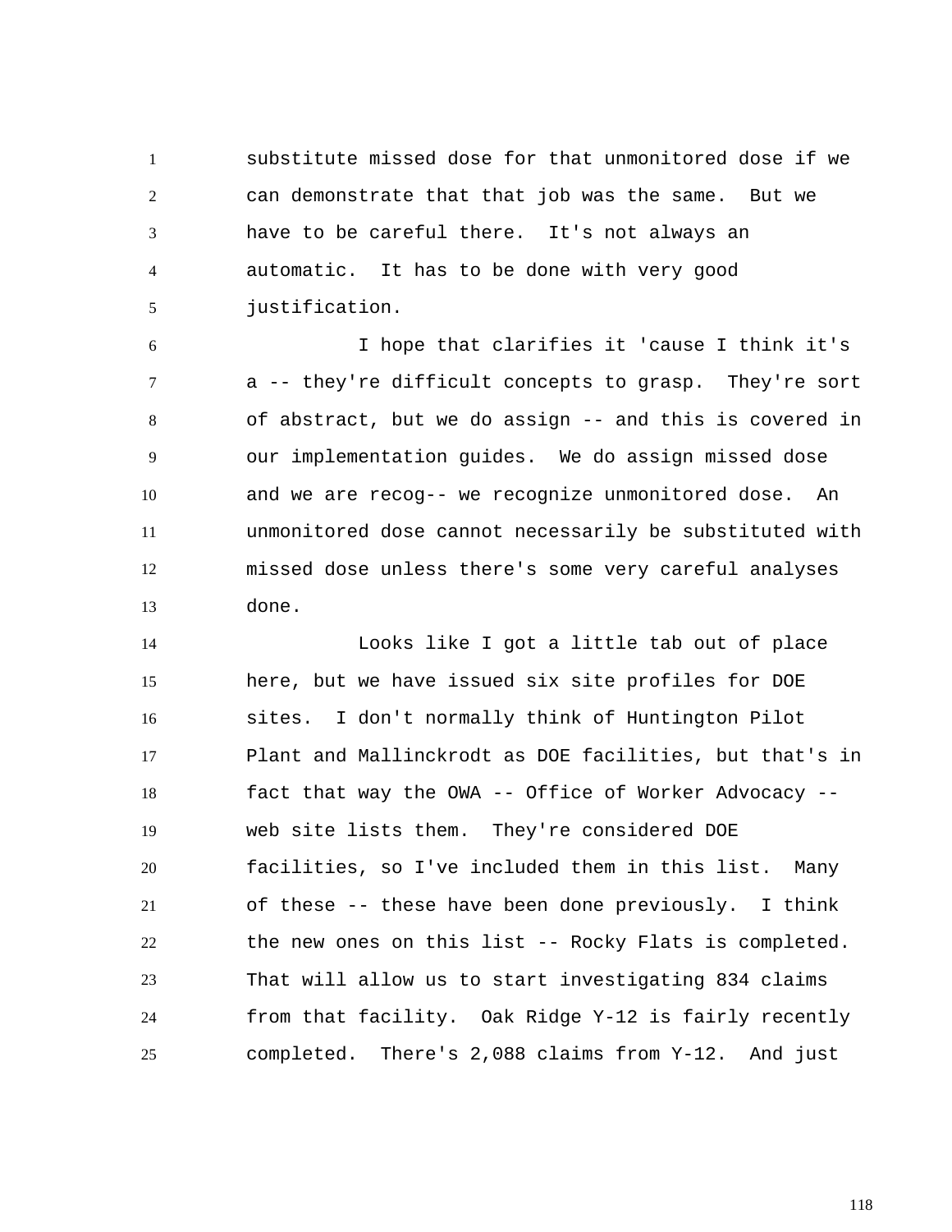substitute missed dose for that unmonitored dose if we can demonstrate that that job was the same. But we have to be careful there. It's not always an automatic. It has to be done with very good justification.

I hope that clarifies it 'cause I think it's a -- they're difficult concepts to grasp. They're sort of abstract, but we do assign -- and this is covered in our implementation guides. We do assign missed dose and we are recog-- we recognize unmonitored dose. An unmonitored dose cannot necessarily be substituted with missed dose unless there's some very careful analyses done.

Looks like I got a little tab out of place here, but we have issued six site profiles for DOE sites. I don't normally think of Huntington Pilot Plant and Mallinckrodt as DOE facilities, but that's in fact that way the OWA -- Office of Worker Advocacy -- web site lists them. They're considered DOE facilities, so I've included them in this list. Many of these -- these have been done previously. I think the new ones on this list -- Rocky Flats is completed. That will allow us to start investigating 834 claims from that facility. Oak Ridge Y-12 is fairly recently completed. There's 2,088 claims from Y-12. And just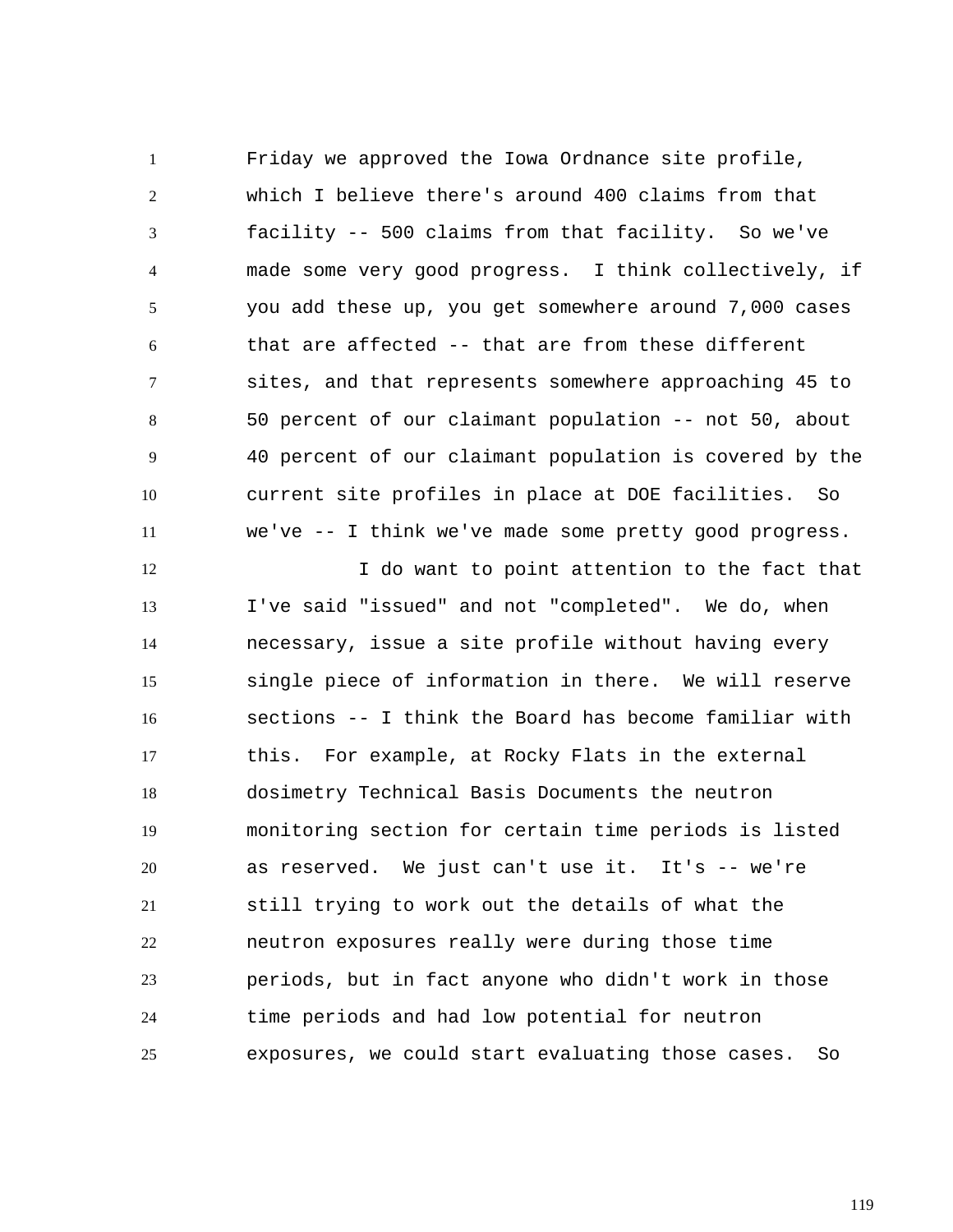Friday we approved the Iowa Ordnance site profile, which I believe there's around 400 claims from that facility -- 500 claims from that facility. So we've made some very good progress. I think collectively, if you add these up, you get somewhere around 7,000 cases that are affected -- that are from these different sites, and that represents somewhere approaching 45 to 50 percent of our claimant population -- not 50, about 40 percent of our claimant population is covered by the current site profiles in place at DOE facilities. So we've -- I think we've made some pretty good progress.

I do want to point attention to the fact that I've said "issued" and not "completed". We do, when necessary, issue a site profile without having every single piece of information in there. We will reserve sections -- I think the Board has become familiar with this. For example, at Rocky Flats in the external dosimetry Technical Basis Documents the neutron monitoring section for certain time periods is listed as reserved. We just can't use it. It's -- we're still trying to work out the details of what the neutron exposures really were during those time periods, but in fact anyone who didn't work in those time periods and had low potential for neutron exposures, we could start evaluating those cases. So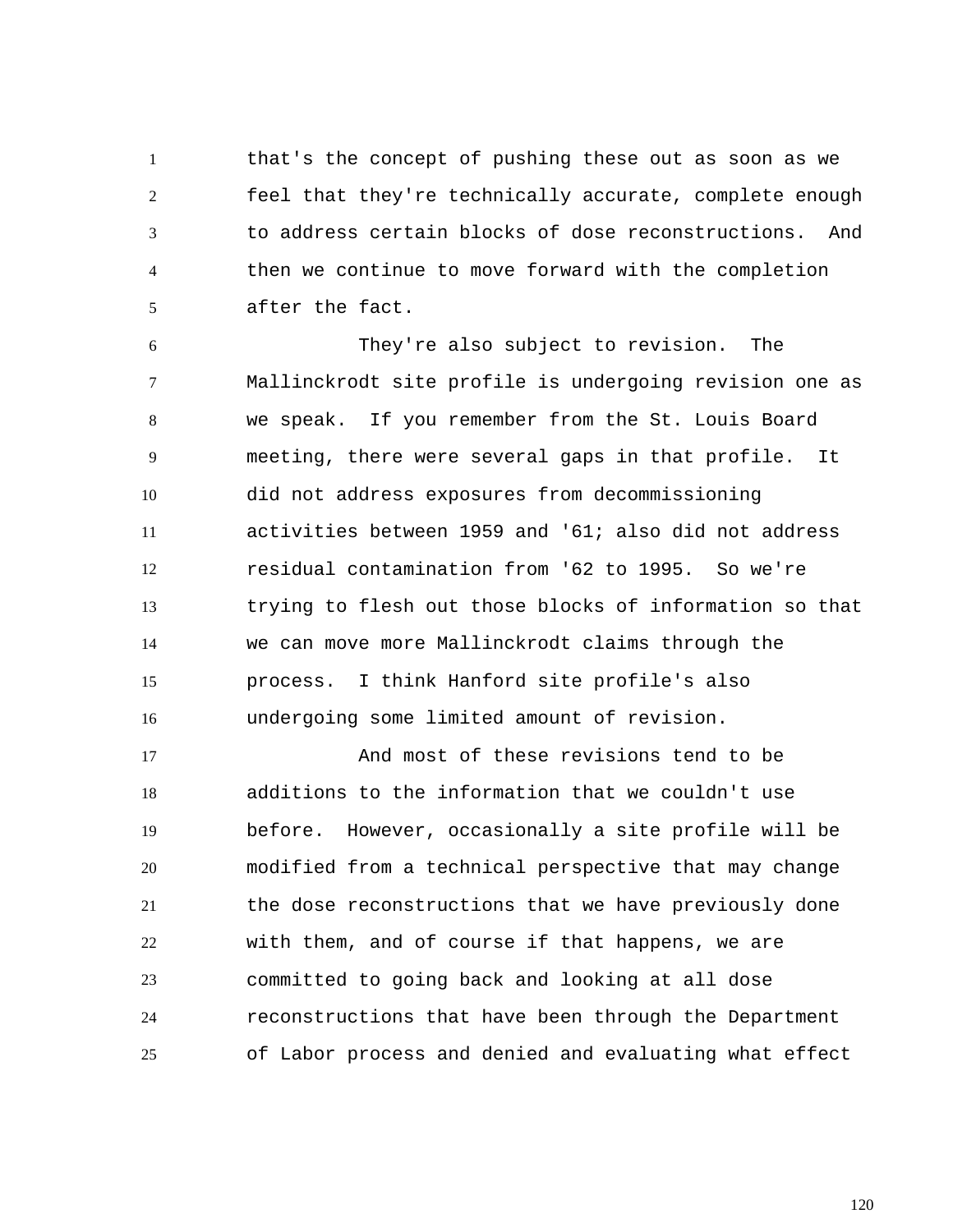that's the concept of pushing these out as soon as we feel that they're technically accurate, complete enough to address certain blocks of dose reconstructions. And then we continue to move forward with the completion after the fact.

They're also subject to revision. The Mallinckrodt site profile is undergoing revision one as we speak. If you remember from the St. Louis Board meeting, there were several gaps in that profile. It did not address exposures from decommissioning activities between 1959 and '61; also did not address residual contamination from '62 to 1995. So we're trying to flesh out those blocks of information so that we can move more Mallinckrodt claims through the process. I think Hanford site profile's also undergoing some limited amount of revision.

And most of these revisions tend to be additions to the information that we couldn't use before. However, occasionally a site profile will be modified from a technical perspective that may change the dose reconstructions that we have previously done with them, and of course if that happens, we are committed to going back and looking at all dose reconstructions that have been through the Department of Labor process and denied and evaluating what effect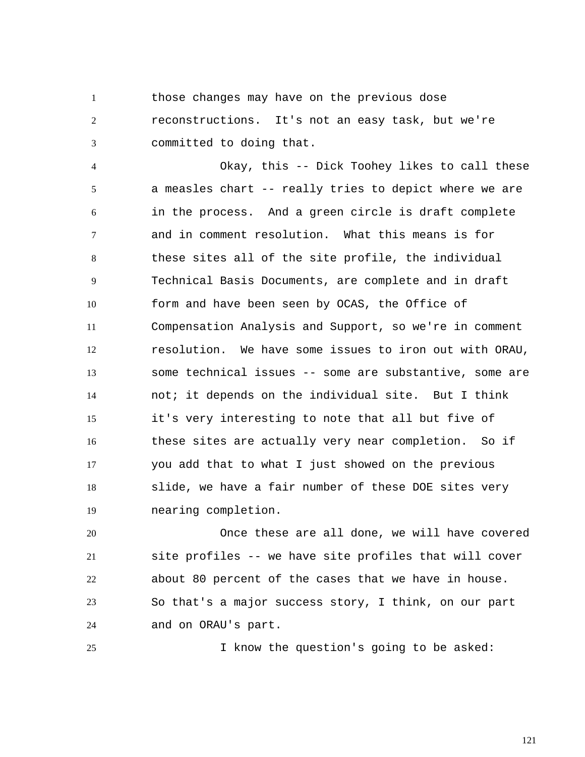those changes may have on the previous dose reconstructions. It's not an easy task, but we're committed to doing that.

Okay, this -- Dick Toohey likes to call these a measles chart -- really tries to depict where we are in the process. And a green circle is draft complete and in comment resolution. What this means is for these sites all of the site profile, the individual Technical Basis Documents, are complete and in draft form and have been seen by OCAS, the Office of Compensation Analysis and Support, so we're in comment resolution. We have some issues to iron out with ORAU, some technical issues -- some are substantive, some are not; it depends on the individual site. But I think it's very interesting to note that all but five of these sites are actually very near completion. So if you add that to what I just showed on the previous slide, we have a fair number of these DOE sites very nearing completion.

Once these are all done, we will have covered site profiles -- we have site profiles that will cover about 80 percent of the cases that we have in house. So that's a major success story, I think, on our part and on ORAU's part.

I know the question's going to be asked: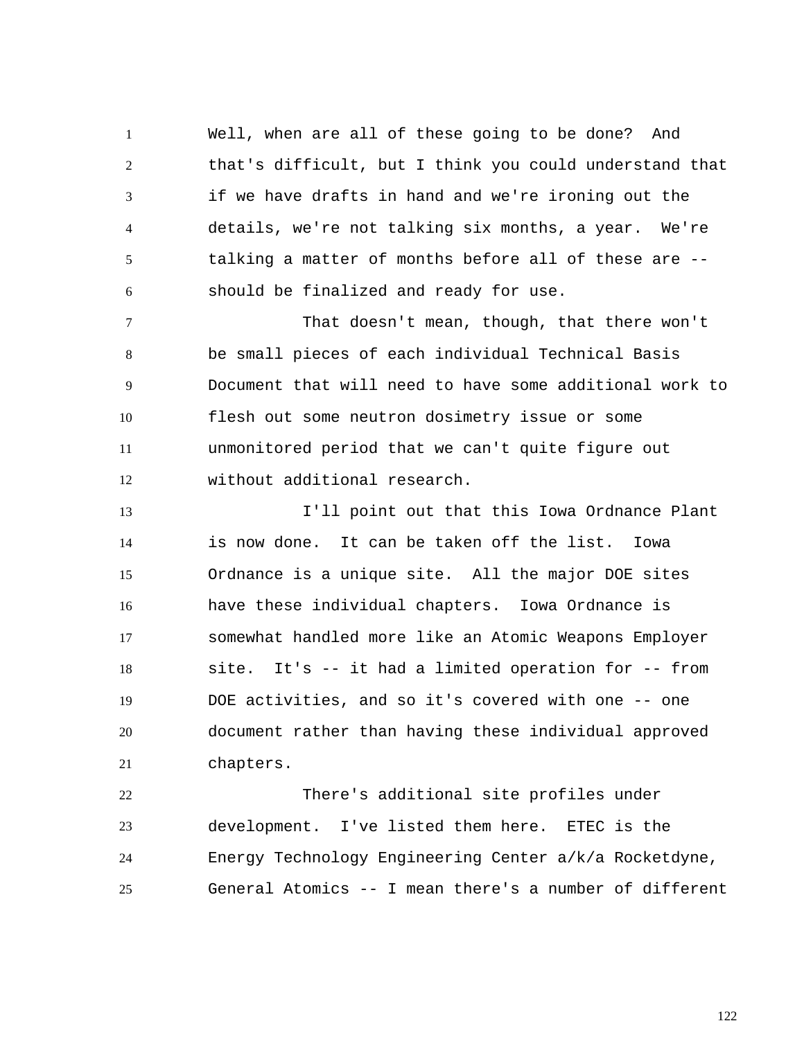Well, when are all of these going to be done? And that's difficult, but I think you could understand that if we have drafts in hand and we're ironing out the details, we're not talking six months, a year. We're talking a matter of months before all of these are -- should be finalized and ready for use.

That doesn't mean, though, that there won't be small pieces of each individual Technical Basis Document that will need to have some additional work to flesh out some neutron dosimetry issue or some unmonitored period that we can't quite figure out without additional research.

I'll point out that this Iowa Ordnance Plant is now done. It can be taken off the list. Iowa Ordnance is a unique site. All the major DOE sites have these individual chapters. Iowa Ordnance is somewhat handled more like an Atomic Weapons Employer site. It's -- it had a limited operation for -- from DOE activities, and so it's covered with one -- one document rather than having these individual approved chapters.

There's additional site profiles under development. I've listed them here. ETEC is the Energy Technology Engineering Center a/k/a Rocketdyne, General Atomics -- I mean there's a number of different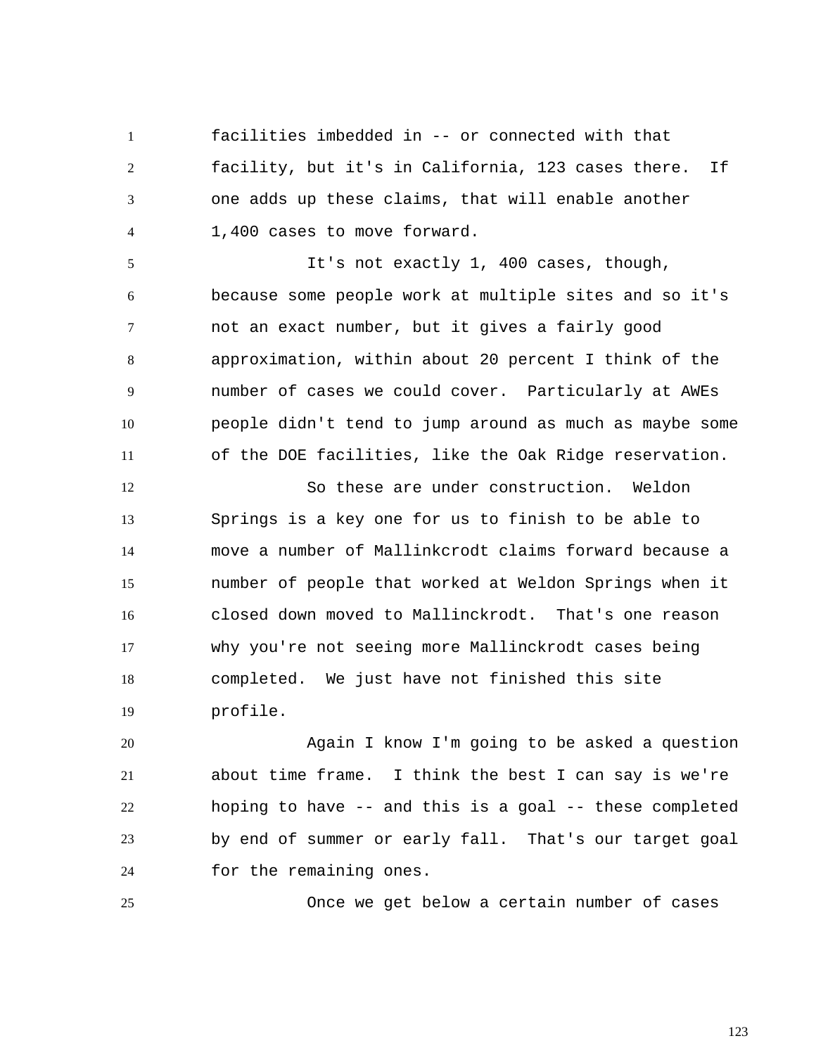facilities imbedded in -- or connected with that facility, but it's in California, 123 cases there. If one adds up these claims, that will enable another 1,400 cases to move forward.

It's not exactly 1, 400 cases, though, because some people work at multiple sites and so it's not an exact number, but it gives a fairly good approximation, within about 20 percent I think of the number of cases we could cover. Particularly at AWEs people didn't tend to jump around as much as maybe some of the DOE facilities, like the Oak Ridge reservation.

So these are under construction. Weldon Springs is a key one for us to finish to be able to move a number of Mallinkcrodt claims forward because a number of people that worked at Weldon Springs when it closed down moved to Mallinckrodt. That's one reason why you're not seeing more Mallinckrodt cases being completed. We just have not finished this site profile.

Again I know I'm going to be asked a question about time frame. I think the best I can say is we're hoping to have -- and this is a goal -- these completed by end of summer or early fall. That's our target goal for the remaining ones.

Once we get below a certain number of cases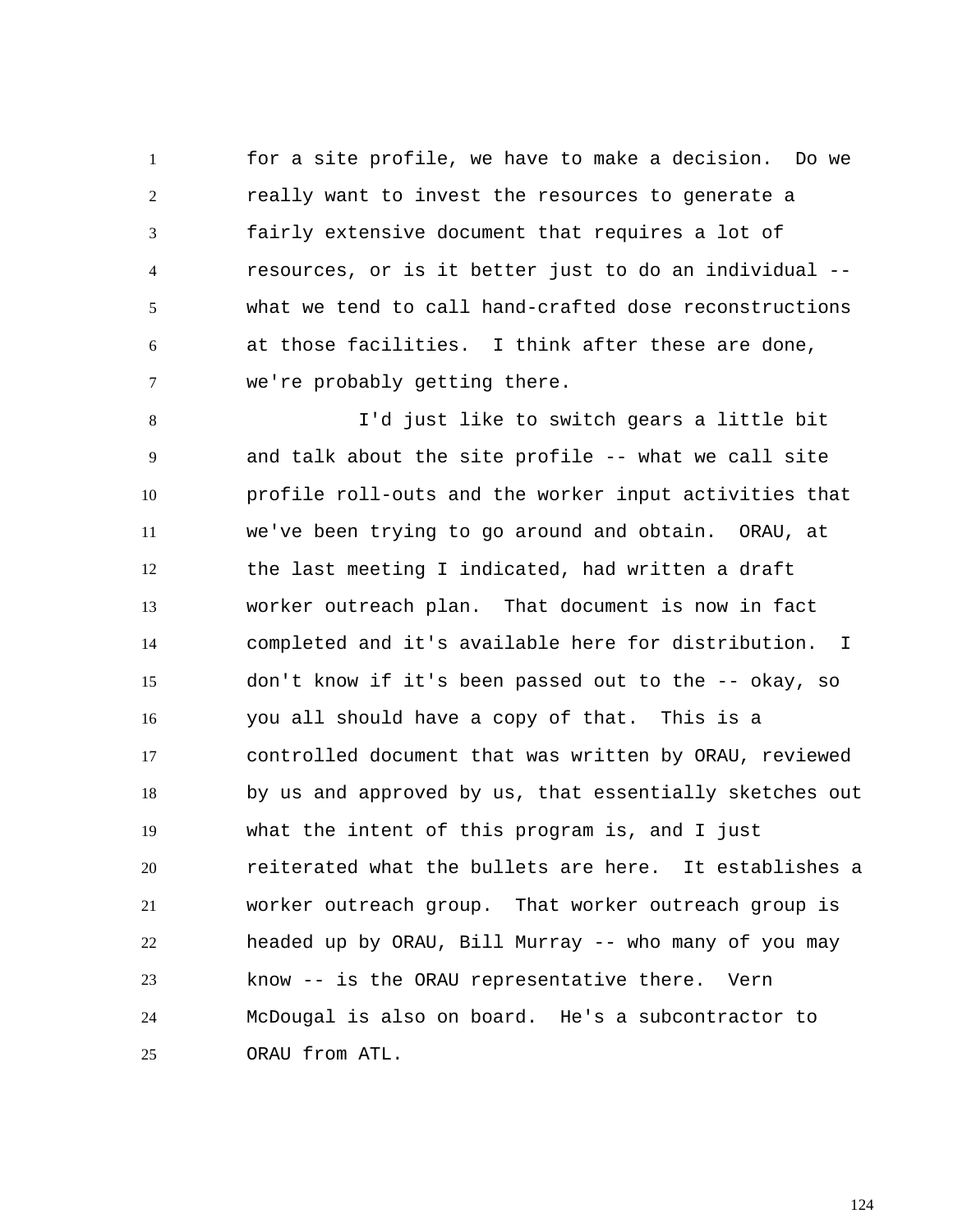for a site profile, we have to make a decision. Do we really want to invest the resources to generate a fairly extensive document that requires a lot of resources, or is it better just to do an individual -- what we tend to call hand-crafted dose reconstructions at those facilities. I think after these are done, we're probably getting there.

I'd just like to switch gears a little bit and talk about the site profile -- what we call site profile roll-outs and the worker input activities that we've been trying to go around and obtain. ORAU, at the last meeting I indicated, had written a draft worker outreach plan. That document is now in fact completed and it's available here for distribution. I don't know if it's been passed out to the -- okay, so you all should have a copy of that. This is a controlled document that was written by ORAU, reviewed by us and approved by us, that essentially sketches out what the intent of this program is, and I just reiterated what the bullets are here. It establishes a worker outreach group. That worker outreach group is headed up by ORAU, Bill Murray -- who many of you may know -- is the ORAU representative there. Vern McDougal is also on board. He's a subcontractor to ORAU from ATL.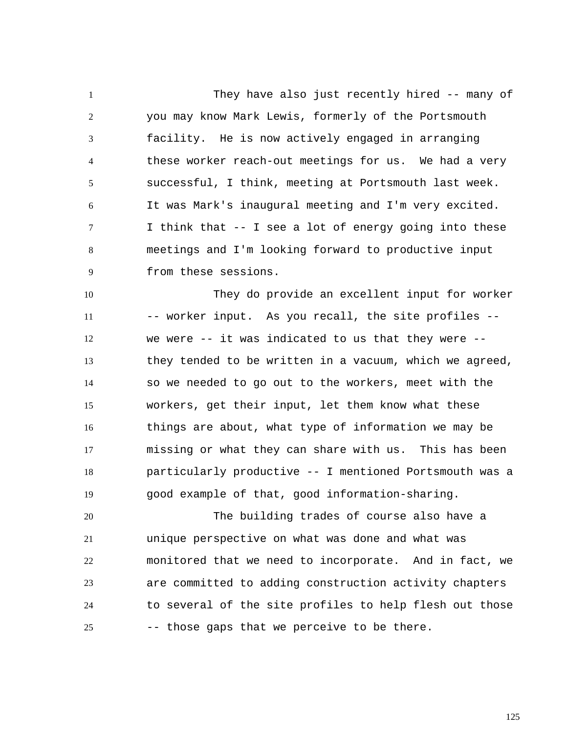They have also just recently hired -- many of you may know Mark Lewis, formerly of the Portsmouth facility. He is now actively engaged in arranging these worker reach-out meetings for us. We had a very successful, I think, meeting at Portsmouth last week. It was Mark's inaugural meeting and I'm very excited. I think that -- I see a lot of energy going into these meetings and I'm looking forward to productive input from these sessions.

They do provide an excellent input for worker -- worker input. As you recall, the site profiles -- we were -- it was indicated to us that they were -- they tended to be written in a vacuum, which we agreed, so we needed to go out to the workers, meet with the workers, get their input, let them know what these things are about, what type of information we may be missing or what they can share with us. This has been particularly productive -- I mentioned Portsmouth was a good example of that, good information-sharing.

The building trades of course also have a unique perspective on what was done and what was monitored that we need to incorporate. And in fact, we are committed to adding construction activity chapters to several of the site profiles to help flesh out those -- those gaps that we perceive to be there.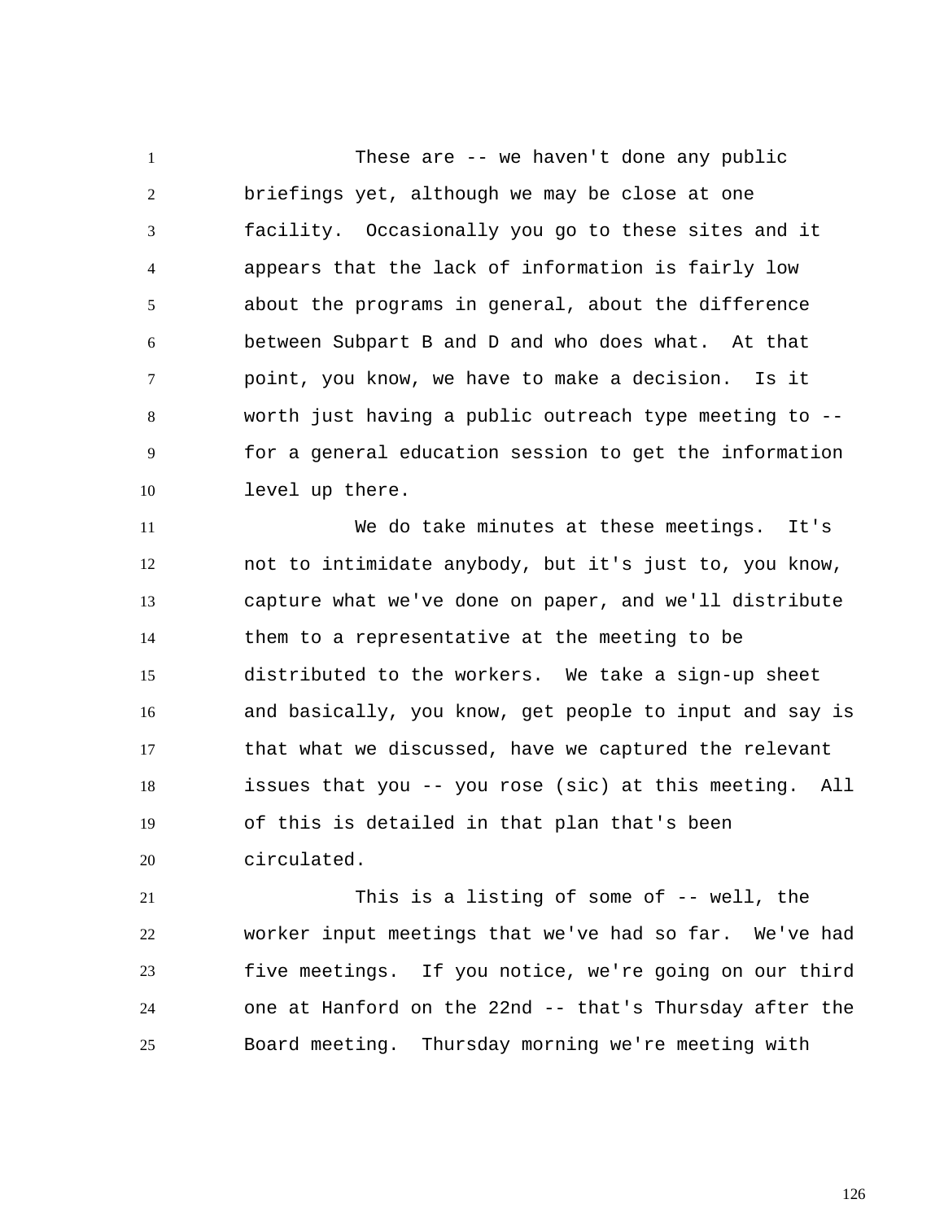These are -- we haven't done any public briefings yet, although we may be close at one facility. Occasionally you go to these sites and it appears that the lack of information is fairly low about the programs in general, about the difference between Subpart B and D and who does what. At that point, you know, we have to make a decision. Is it worth just having a public outreach type meeting to -- for a general education session to get the information level up there.

We do take minutes at these meetings. It's not to intimidate anybody, but it's just to, you know, capture what we've done on paper, and we'll distribute them to a representative at the meeting to be distributed to the workers. We take a sign-up sheet and basically, you know, get people to input and say is that what we discussed, have we captured the relevant issues that you -- you rose (sic) at this meeting. All of this is detailed in that plan that's been circulated.

This is a listing of some of -- well, the worker input meetings that we've had so far. We've had five meetings. If you notice, we're going on our third one at Hanford on the 22nd -- that's Thursday after the Board meeting. Thursday morning we're meeting with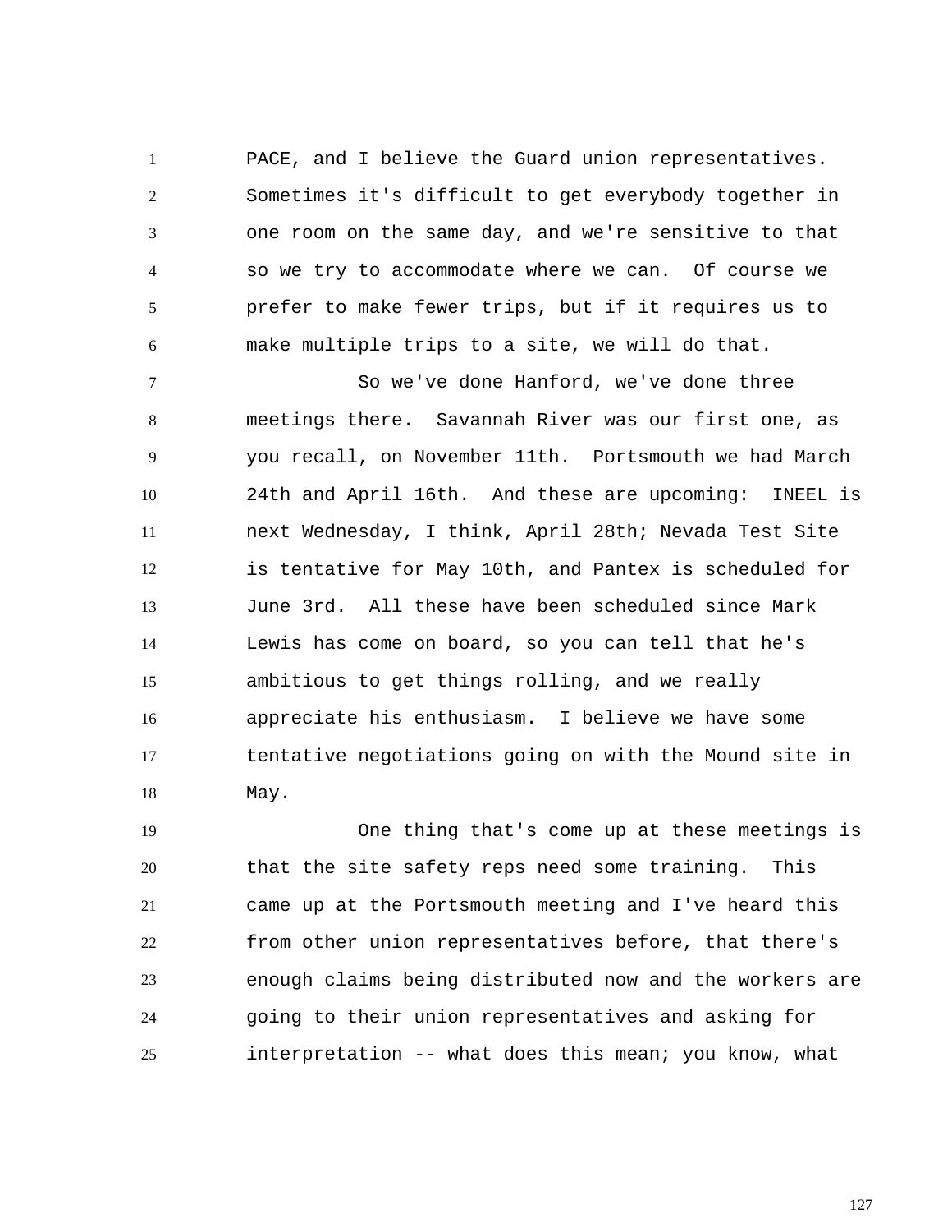PACE, and I believe the Guard union representatives. Sometimes it's difficult to get everybody together in one room on the same day, and we're sensitive to that so we try to accommodate where we can. Of course we prefer to make fewer trips, but if it requires us to make multiple trips to a site, we will do that.

So we've done Hanford, we've done three meetings there. Savannah River was our first one, as you recall, on November 11th. Portsmouth we had March 24th and April 16th. And these are upcoming: INEEL is next Wednesday, I think, April 28th; Nevada Test Site is tentative for May 10th, and Pantex is scheduled for June 3rd. All these have been scheduled since Mark Lewis has come on board, so you can tell that he's ambitious to get things rolling, and we really appreciate his enthusiasm. I believe we have some tentative negotiations going on with the Mound site in May.

One thing that's come up at these meetings is that the site safety reps need some training. This came up at the Portsmouth meeting and I've heard this from other union representatives before, that there's enough claims being distributed now and the workers are going to their union representatives and asking for interpretation -- what does this mean; you know, what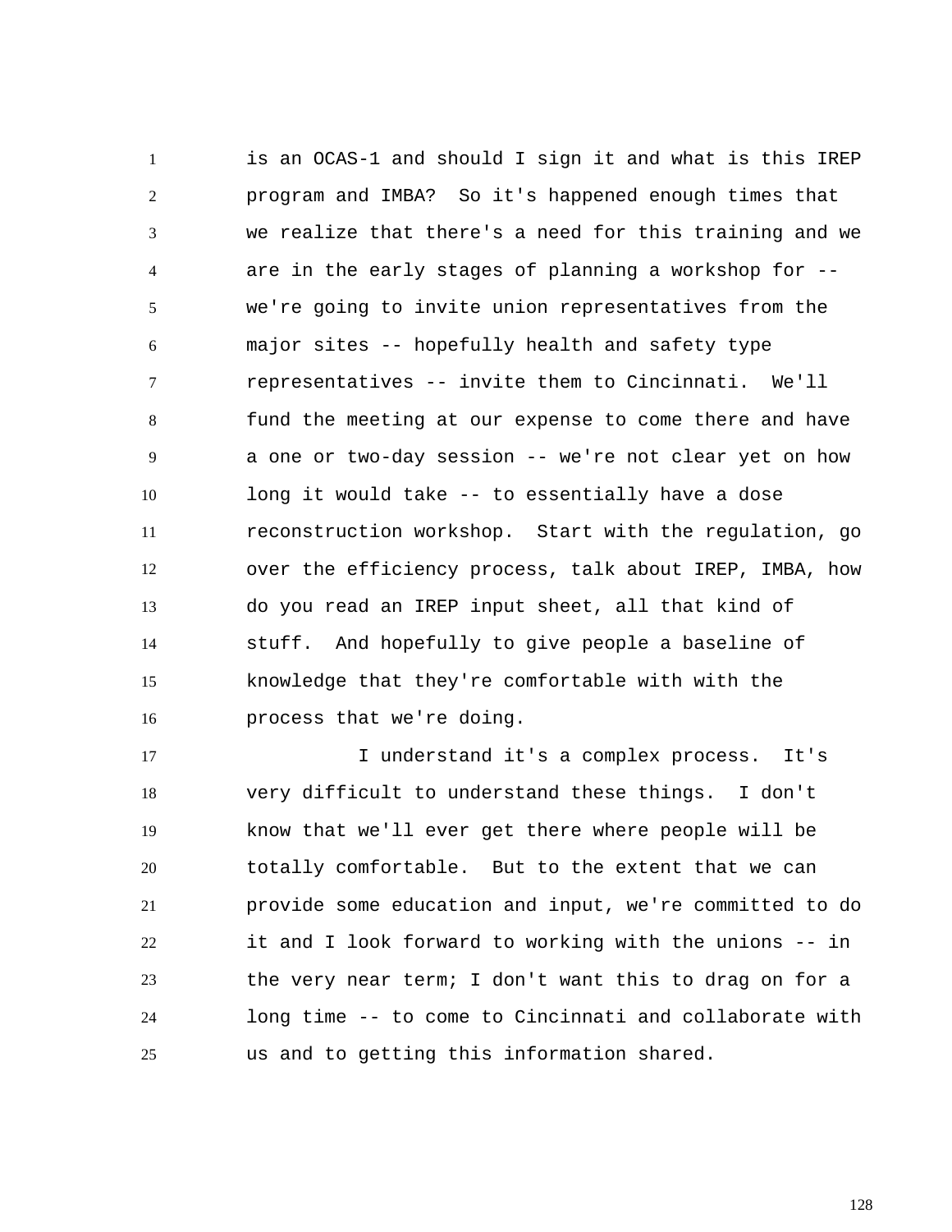is an OCAS-1 and should I sign it and what is this IREP program and IMBA? So it's happened enough times that we realize that there's a need for this training and we are in the early stages of planning a workshop for -- we're going to invite union representatives from the major sites -- hopefully health and safety type representatives -- invite them to Cincinnati. We'll fund the meeting at our expense to come there and have a one or two-day session -- we're not clear yet on how long it would take -- to essentially have a dose reconstruction workshop. Start with the regulation, go over the efficiency process, talk about IREP, IMBA, how do you read an IREP input sheet, all that kind of stuff. And hopefully to give people a baseline of knowledge that they're comfortable with with the process that we're doing.

I understand it's a complex process. It's very difficult to understand these things. I don't know that we'll ever get there where people will be totally comfortable. But to the extent that we can provide some education and input, we're committed to do it and I look forward to working with the unions -- in the very near term; I don't want this to drag on for a long time -- to come to Cincinnati and collaborate with us and to getting this information shared.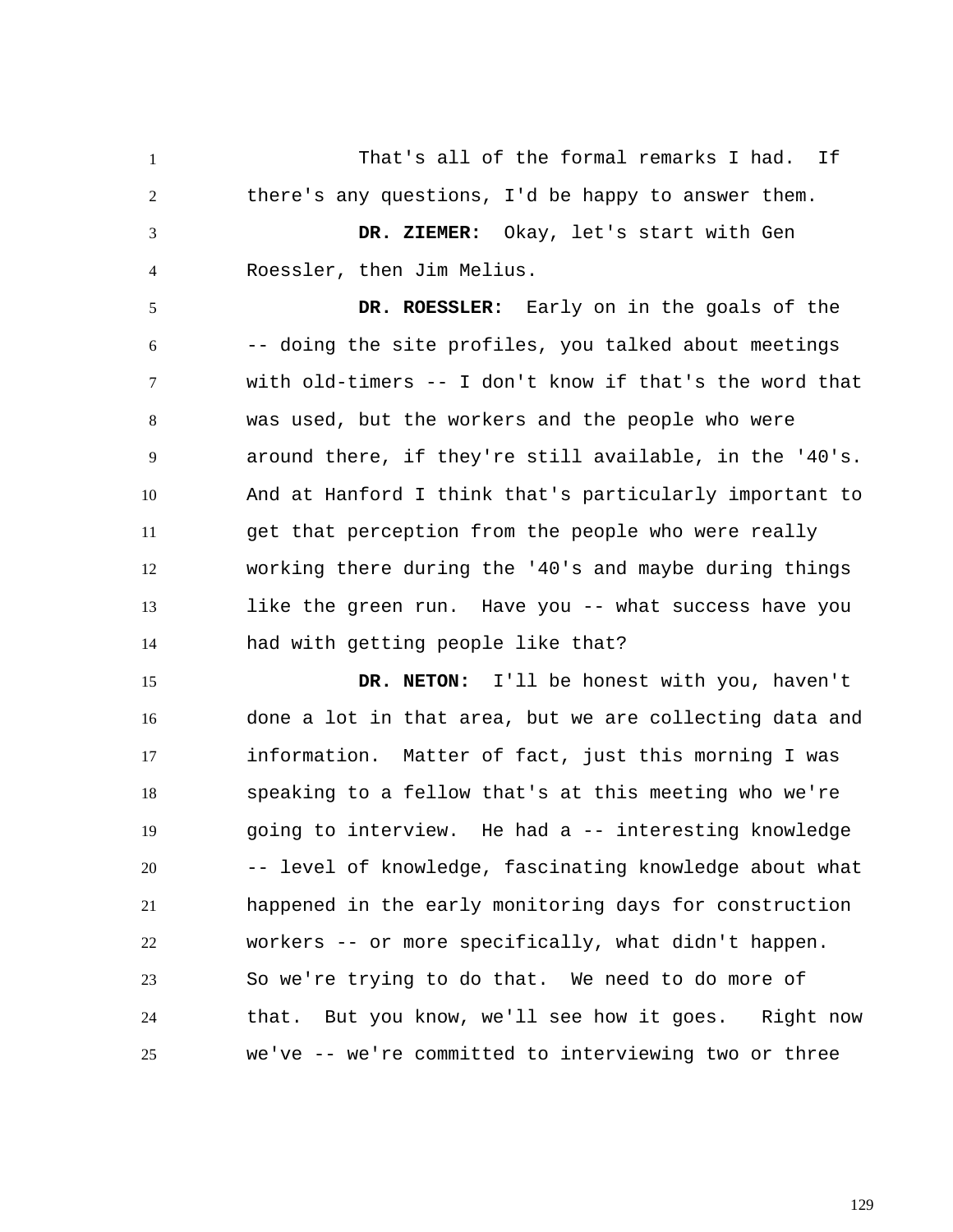That's all of the formal remarks I had. If there's any questions, I'd be happy to answer them.

**DR. ZIEMER:** Okay, let's start with Gen Roessler, then Jim Melius.

**DR. ROESSLER:** Early on in the goals of the -- doing the site profiles, you talked about meetings with old-timers -- I don't know if that's the word that was used, but the workers and the people who were around there, if they're still available, in the '40's. And at Hanford I think that's particularly important to get that perception from the people who were really working there during the '40's and maybe during things like the green run. Have you -- what success have you had with getting people like that?

**DR. NETON:** I'll be honest with you, haven't done a lot in that area, but we are collecting data and information. Matter of fact, just this morning I was speaking to a fellow that's at this meeting who we're going to interview. He had a -- interesting knowledge -- level of knowledge, fascinating knowledge about what happened in the early monitoring days for construction workers -- or more specifically, what didn't happen. So we're trying to do that. We need to do more of that. But you know, we'll see how it goes. Right now we've -- we're committed to interviewing two or three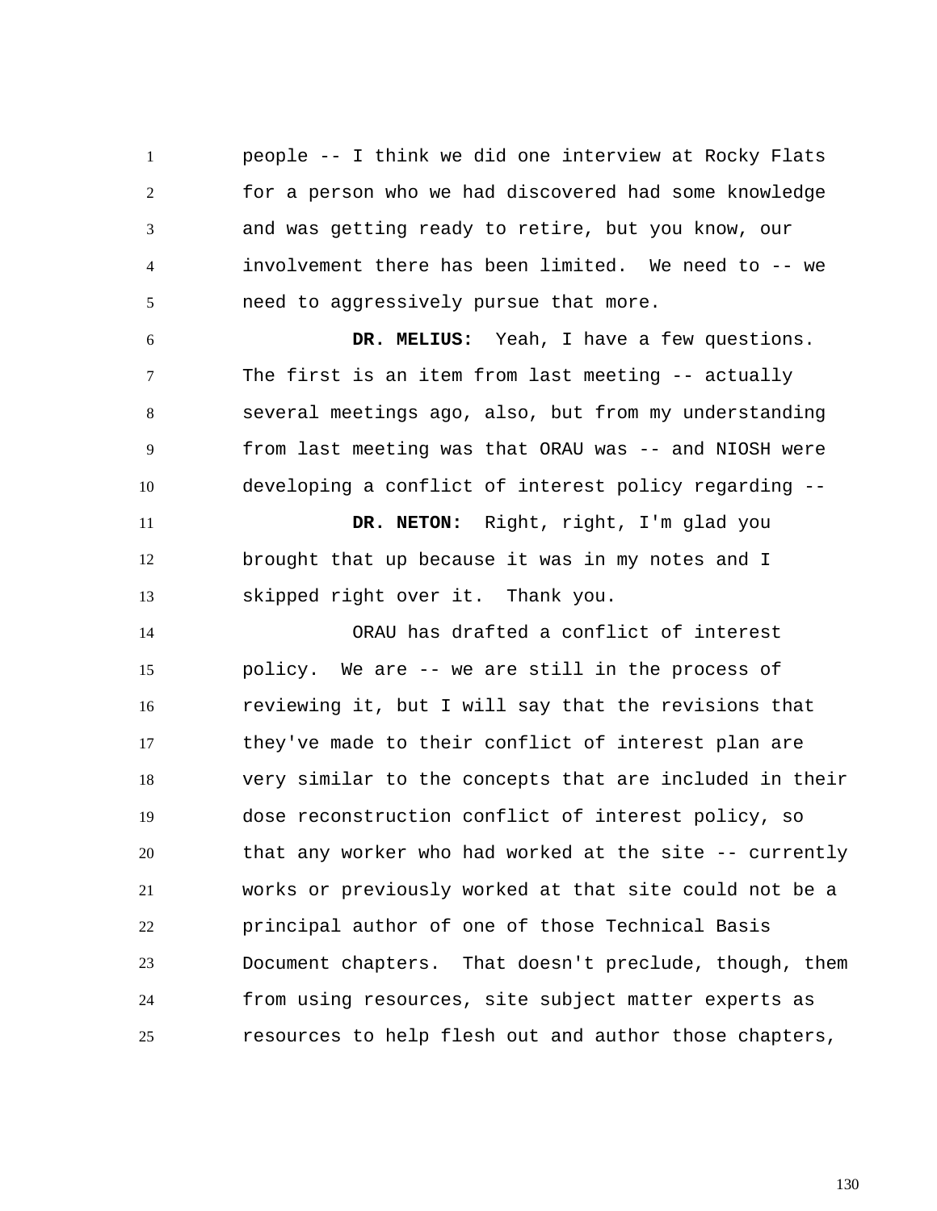people -- I think we did one interview at Rocky Flats for a person who we had discovered had some knowledge and was getting ready to retire, but you know, our involvement there has been limited. We need to -- we need to aggressively pursue that more.

**DR. MELIUS:** Yeah, I have a few questions. The first is an item from last meeting -- actually several meetings ago, also, but from my understanding from last meeting was that ORAU was -- and NIOSH were developing a conflict of interest policy regarding --

**DR. NETON:** Right, right, I'm glad you brought that up because it was in my notes and I skipped right over it. Thank you.

ORAU has drafted a conflict of interest policy. We are -- we are still in the process of reviewing it, but I will say that the revisions that they've made to their conflict of interest plan are very similar to the concepts that are included in their dose reconstruction conflict of interest policy, so that any worker who had worked at the site -- currently works or previously worked at that site could not be a principal author of one of those Technical Basis Document chapters. That doesn't preclude, though, them from using resources, site subject matter experts as resources to help flesh out and author those chapters,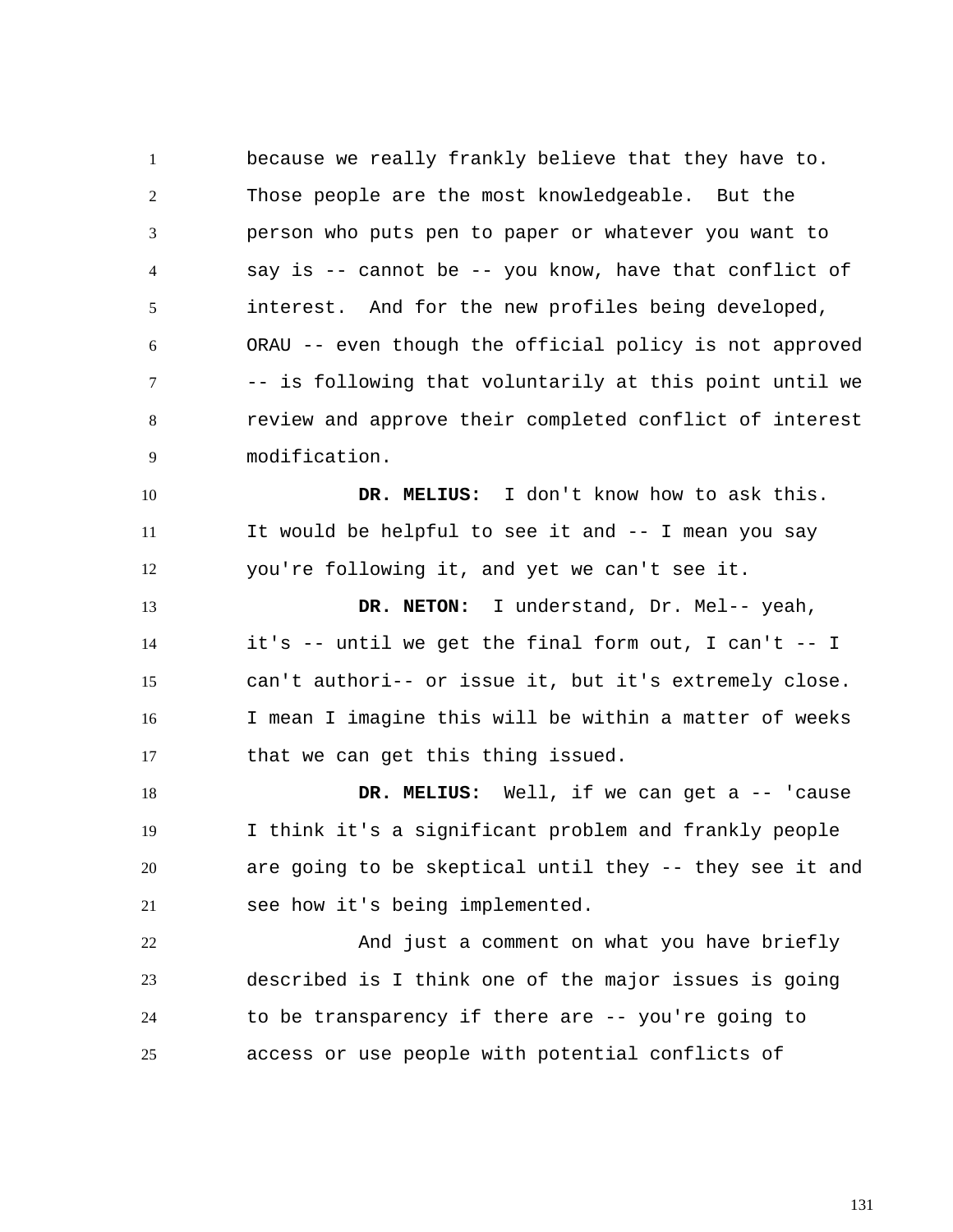because we really frankly believe that they have to. Those people are the most knowledgeable. But the person who puts pen to paper or whatever you want to say is -- cannot be -- you know, have that conflict of interest. And for the new profiles being developed, ORAU -- even though the official policy is not approved -- is following that voluntarily at this point until we review and approve their completed conflict of interest modification.

**DR. MELIUS:** I don't know how to ask this. It would be helpful to see it and -- I mean you say you're following it, and yet we can't see it.

**DR. NETON:** I understand, Dr. Mel-- yeah, it's -- until we get the final form out, I can't -- I can't authori-- or issue it, but it's extremely close. I mean I imagine this will be within a matter of weeks that we can get this thing issued.

**DR. MELIUS:** Well, if we can get a -- 'cause I think it's a significant problem and frankly people are going to be skeptical until they -- they see it and see how it's being implemented.

And just a comment on what you have briefly described is I think one of the major issues is going to be transparency if there are -- you're going to access or use people with potential conflicts of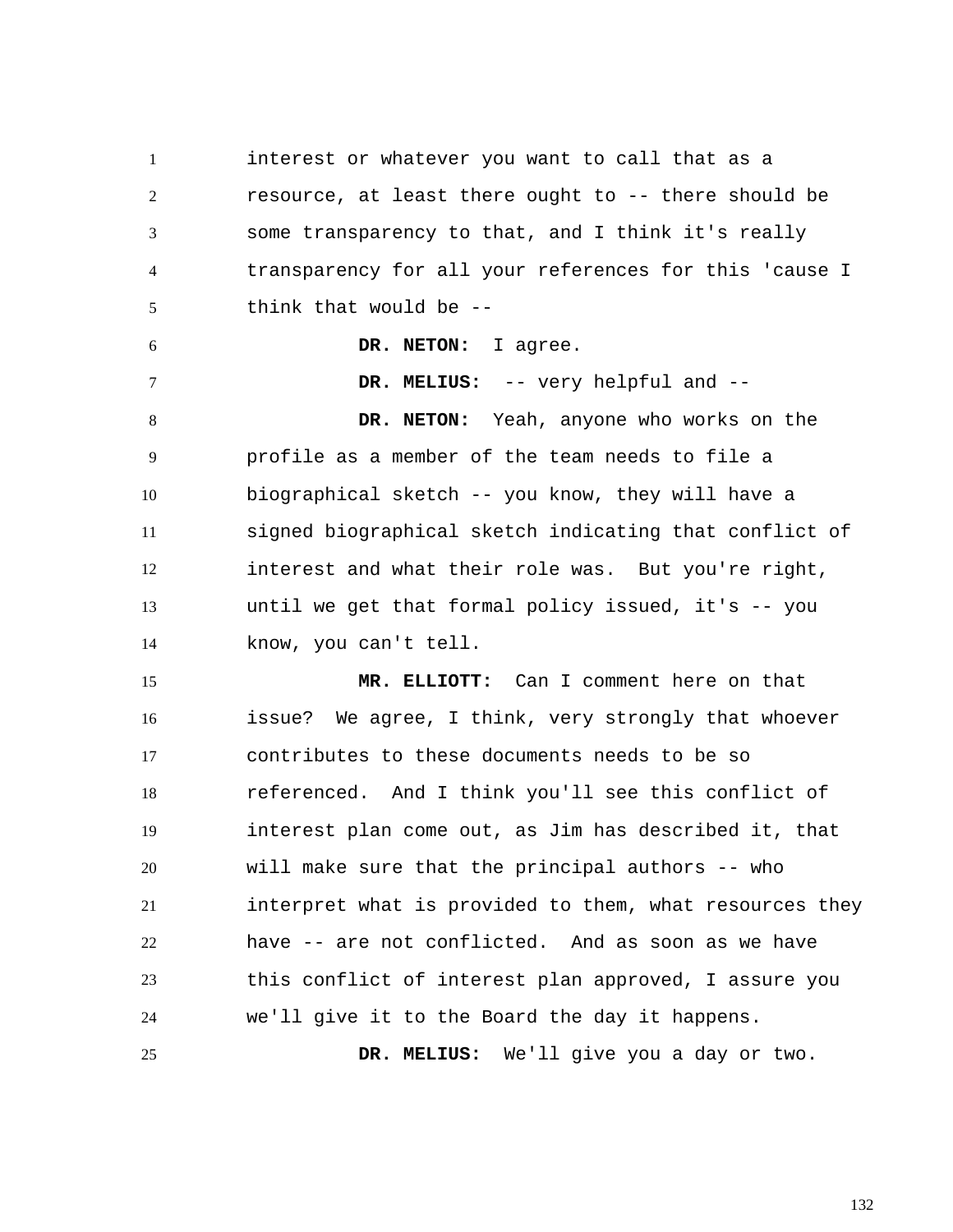interest or whatever you want to call that as a resource, at least there ought to -- there should be some transparency to that, and I think it's really transparency for all your references for this 'cause I think that would be --

**DR. NETON:** I agree.

**DR. MELIUS:** -- very helpful and --

**DR. NETON:** Yeah, anyone who works on the profile as a member of the team needs to file a biographical sketch -- you know, they will have a signed biographical sketch indicating that conflict of interest and what their role was. But you're right, until we get that formal policy issued, it's -- you know, you can't tell.

**MR. ELLIOTT:** Can I comment here on that issue? We agree, I think, very strongly that whoever contributes to these documents needs to be so referenced. And I think you'll see this conflict of interest plan come out, as Jim has described it, that will make sure that the principal authors -- who interpret what is provided to them, what resources they have -- are not conflicted. And as soon as we have this conflict of interest plan approved, I assure you we'll give it to the Board the day it happens.

**DR. MELIUS:** We'll give you a day or two.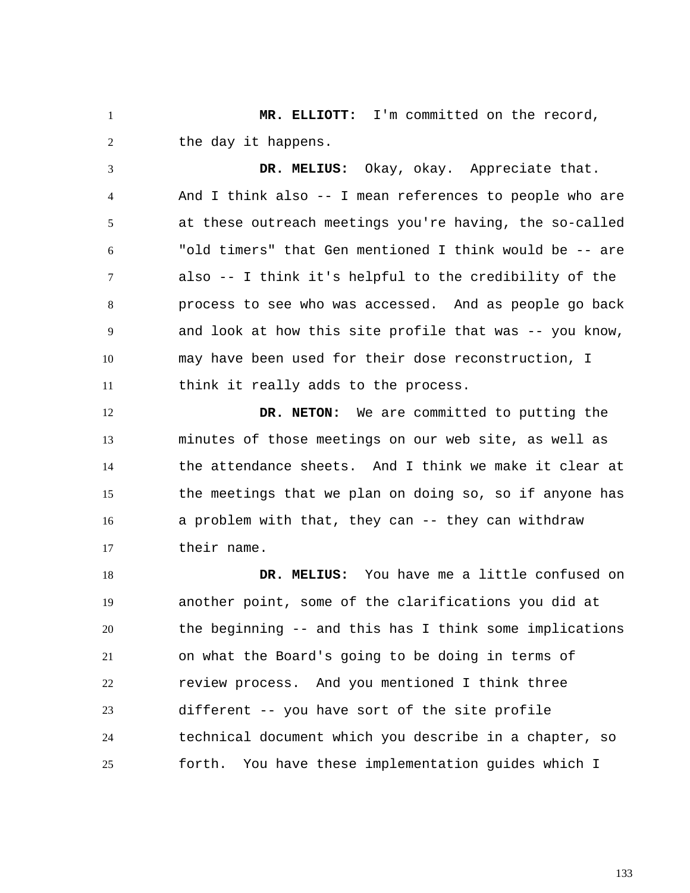**MR. ELLIOTT:** I'm committed on the record, the day it happens.

**DR. MELIUS:** Okay, okay. Appreciate that. And I think also -- I mean references to people who are at these outreach meetings you're having, the so-called "old timers" that Gen mentioned I think would be -- are also -- I think it's helpful to the credibility of the process to see who was accessed. And as people go back and look at how this site profile that was -- you know, may have been used for their dose reconstruction, I think it really adds to the process.

**DR. NETON:** We are committed to putting the minutes of those meetings on our web site, as well as the attendance sheets. And I think we make it clear at the meetings that we plan on doing so, so if anyone has a problem with that, they can -- they can withdraw their name.

**DR. MELIUS:** You have me a little confused on another point, some of the clarifications you did at the beginning -- and this has I think some implications on what the Board's going to be doing in terms of review process. And you mentioned I think three different -- you have sort of the site profile technical document which you describe in a chapter, so forth. You have these implementation guides which I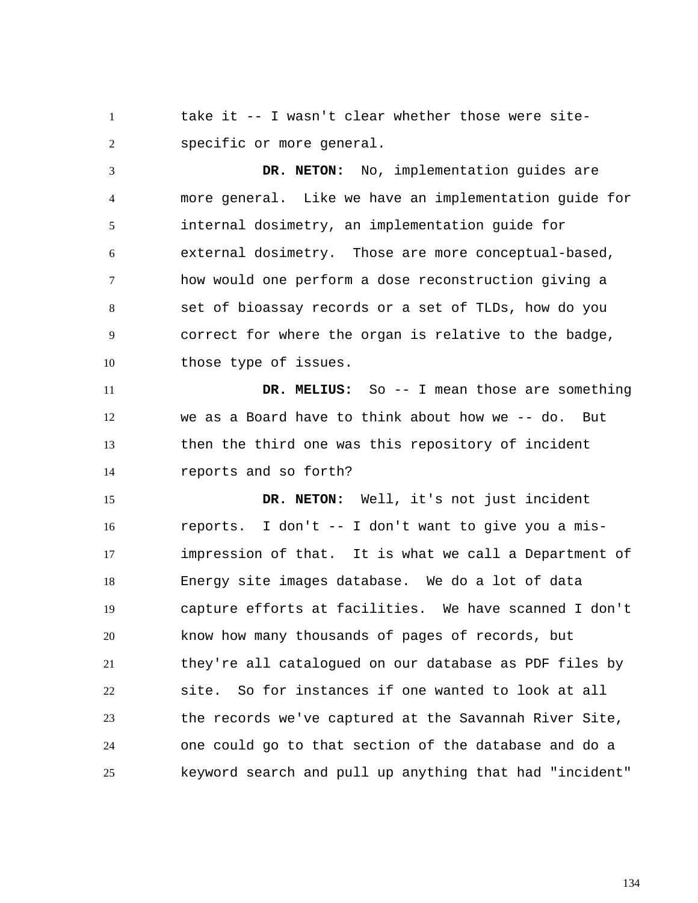take it -- I wasn't clear whether those were site-specific or more general.

**DR. NETON:** No, implementation guides are more general. Like we have an implementation guide for internal dosimetry, an implementation guide for external dosimetry. Those are more conceptual-based, how would one perform a dose reconstruction giving a set of bioassay records or a set of TLDs, how do you correct for where the organ is relative to the badge, those type of issues.

**DR. MELIUS:** So -- I mean those are something we as a Board have to think about how we -- do. But then the third one was this repository of incident reports and so forth?

**DR. NETON:** Well, it's not just incident reports. I don't -- I don't want to give you a mis-impression of that. It is what we call a Department of Energy site images database. We do a lot of data capture efforts at facilities. We have scanned I don't know how many thousands of pages of records, but they're all catalogued on our database as PDF files by site. So for instances if one wanted to look at all the records we've captured at the Savannah River Site, one could go to that section of the database and do a keyword search and pull up anything that had "incident"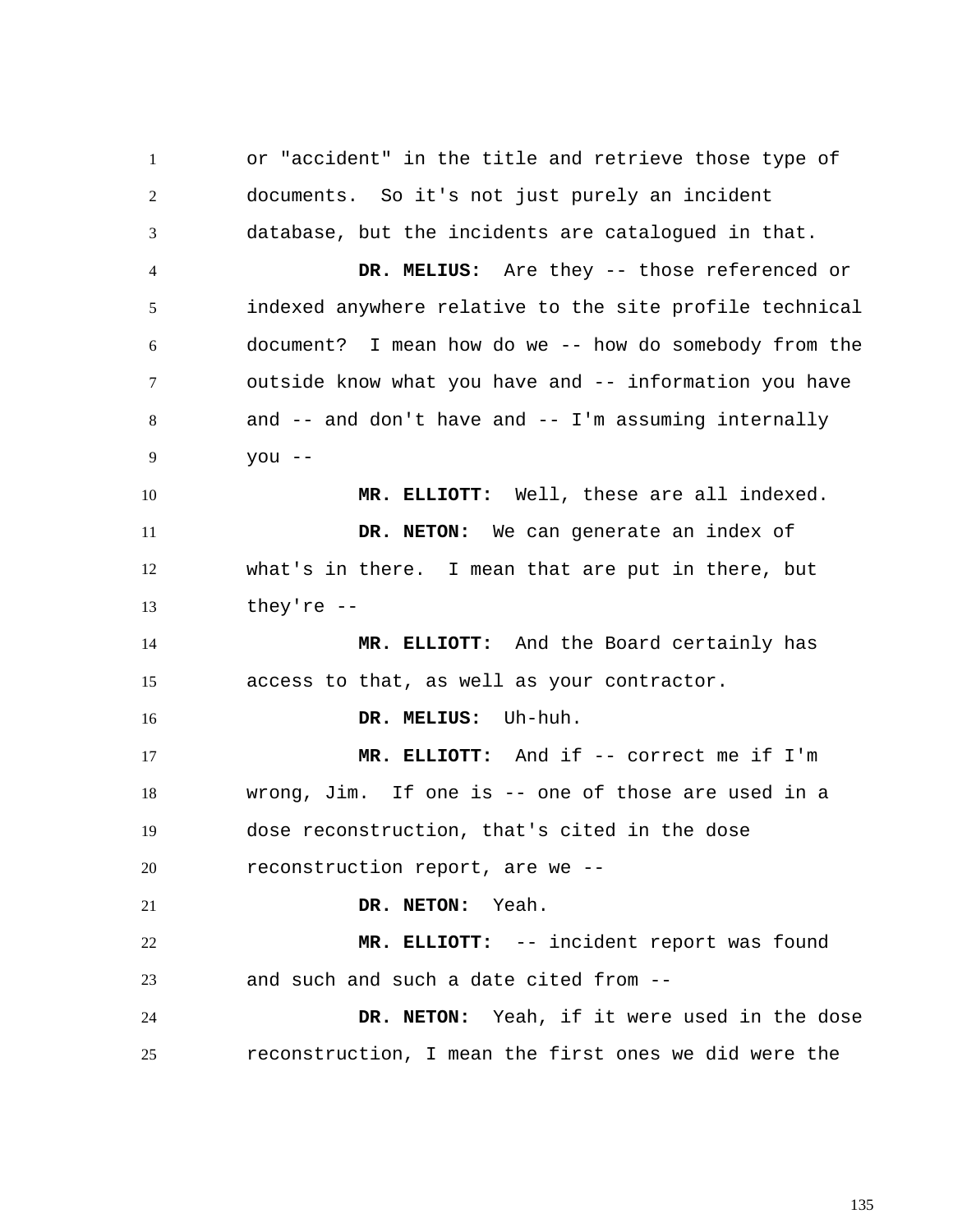or "accident" in the title and retrieve those type of documents. So it's not just purely an incident database, but the incidents are catalogued in that.

**DR. MELIUS:** Are they -- those referenced or indexed anywhere relative to the site profile technical document? I mean how do we -- how do somebody from the outside know what you have and -- information you have and -- and don't have and -- I'm assuming internally you --

**MR. ELLIOTT:** Well, these are all indexed.

**DR. NETON:** We can generate an index of what's in there. I mean that are put in there, but they're --

**MR. ELLIOTT:** And the Board certainly has access to that, as well as your contractor.

**DR. MELIUS:** Uh-huh.

**MR. ELLIOTT:** And if -- correct me if I'm wrong, Jim. If one is -- one of those are used in a dose reconstruction, that's cited in the dose reconstruction report, are we --

**DR. NETON:** Yeah.

**MR. ELLIOTT:** -- incident report was found and such and such a date cited from --

**DR. NETON:** Yeah, if it were used in the dose reconstruction, I mean the first ones we did were the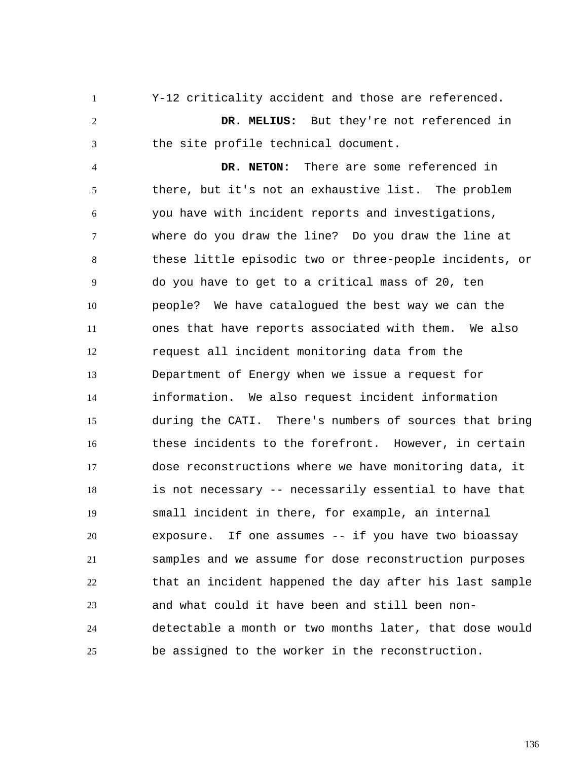Y-12 criticality accident and those are referenced.

**DR. MELIUS:** But they're not referenced in the site profile technical document.

**DR. NETON:** There are some referenced in there, but it's not an exhaustive list. The problem you have with incident reports and investigations, where do you draw the line? Do you draw the line at these little episodic two or three-people incidents, or do you have to get to a critical mass of 20, ten people? We have catalogued the best way we can the ones that have reports associated with them. We also request all incident monitoring data from the Department of Energy when we issue a request for information. We also request incident information during the CATI. There's numbers of sources that bring these incidents to the forefront. However, in certain dose reconstructions where we have monitoring data, it is not necessary -- necessarily essential to have that small incident in there, for example, an internal exposure. If one assumes -- if you have two bioassay samples and we assume for dose reconstruction purposes that an incident happened the day after his last sample and what could it have been and still been non-detectable a month or two months later, that dose would be assigned to the worker in the reconstruction.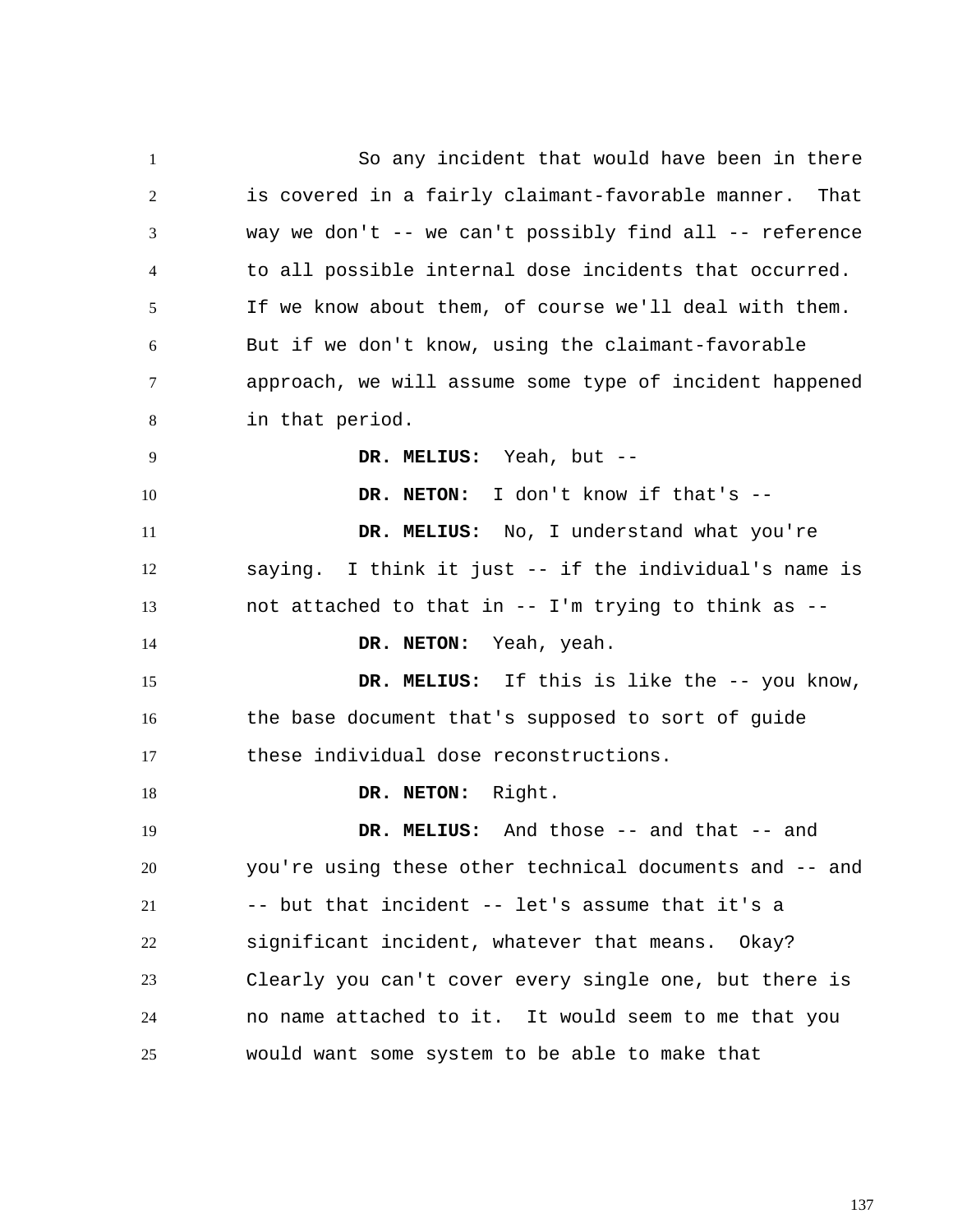So any incident that would have been in there is covered in a fairly claimant-favorable manner. That way we don't -- we can't possibly find all -- reference to all possible internal dose incidents that occurred. If we know about them, of course we'll deal with them. But if we don't know, using the claimant-favorable approach, we will assume some type of incident happened in that period.

**DR. MELIUS:** Yeah, but --

**DR. NETON:** I don't know if that's --

**DR. MELIUS:** No, I understand what you're saying. I think it just -- if the individual's name is not attached to that in -- I'm trying to think as --

**DR. NETON:** Yeah, yeah.

**DR. MELIUS:** If this is like the -- you know, the base document that's supposed to sort of guide these individual dose reconstructions.

**DR. NETON:** Right.

**DR. MELIUS:** And those -- and that -- and you're using these other technical documents and -- and -- but that incident -- let's assume that it's a significant incident, whatever that means. Okay? Clearly you can't cover every single one, but there is no name attached to it. It would seem to me that you would want some system to be able to make that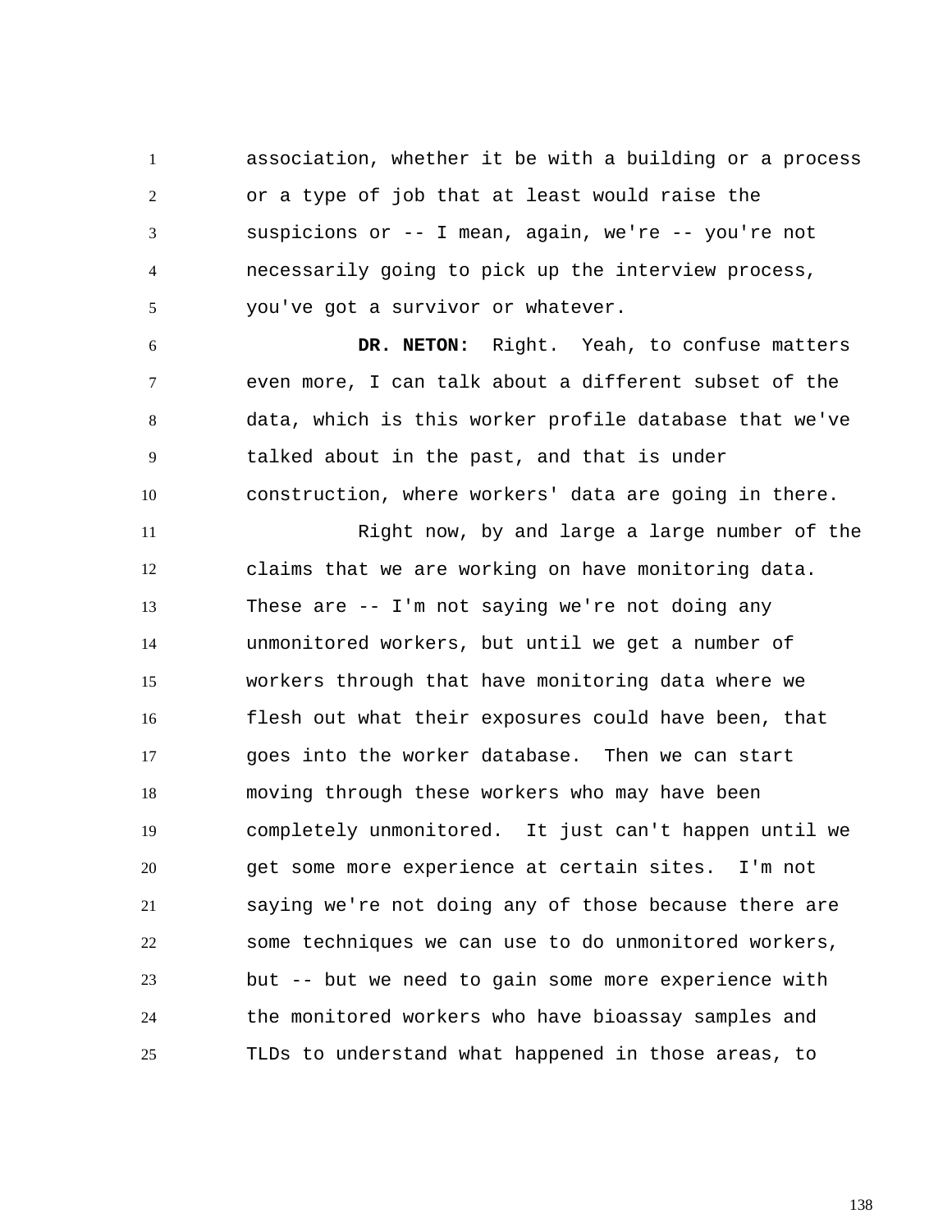association, whether it be with a building or a process or a type of job that at least would raise the suspicions or -- I mean, again, we're -- you're not necessarily going to pick up the interview process, you've got a survivor or whatever.

**DR. NETON:** Right. Yeah, to confuse matters even more, I can talk about a different subset of the data, which is this worker profile database that we've talked about in the past, and that is under construction, where workers' data are going in there.

Right now, by and large a large number of the claims that we are working on have monitoring data. These are -- I'm not saying we're not doing any unmonitored workers, but until we get a number of workers through that have monitoring data where we flesh out what their exposures could have been, that goes into the worker database. Then we can start moving through these workers who may have been completely unmonitored. It just can't happen until we get some more experience at certain sites. I'm not saying we're not doing any of those because there are some techniques we can use to do unmonitored workers, but -- but we need to gain some more experience with the monitored workers who have bioassay samples and TLDs to understand what happened in those areas, to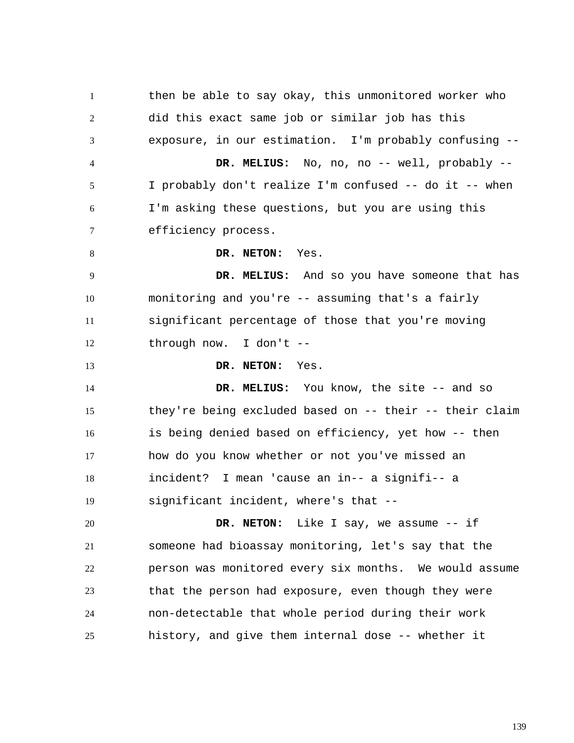then be able to say okay, this unmonitored worker who did this exact same job or similar job has this exposure, in our estimation. I'm probably confusing --

**DR. MELIUS:** No, no, no -- well, probably -- I probably don't realize I'm confused -- do it -- when I'm asking these questions, but you are using this efficiency process.

**DR. NETON:** Yes.

**DR. MELIUS:** And so you have someone that has monitoring and you're -- assuming that's a fairly significant percentage of those that you're moving through now. I don't --

**DR. NETON:** Yes.

**DR. MELIUS:** You know, the site -- and so they're being excluded based on -- their -- their claim is being denied based on efficiency, yet how -- then how do you know whether or not you've missed an incident? I mean 'cause an in-- a signifi-- a significant incident, where's that --

**DR. NETON:** Like I say, we assume -- if someone had bioassay monitoring, let's say that the person was monitored every six months. We would assume that the person had exposure, even though they were non-detectable that whole period during their work history, and give them internal dose -- whether it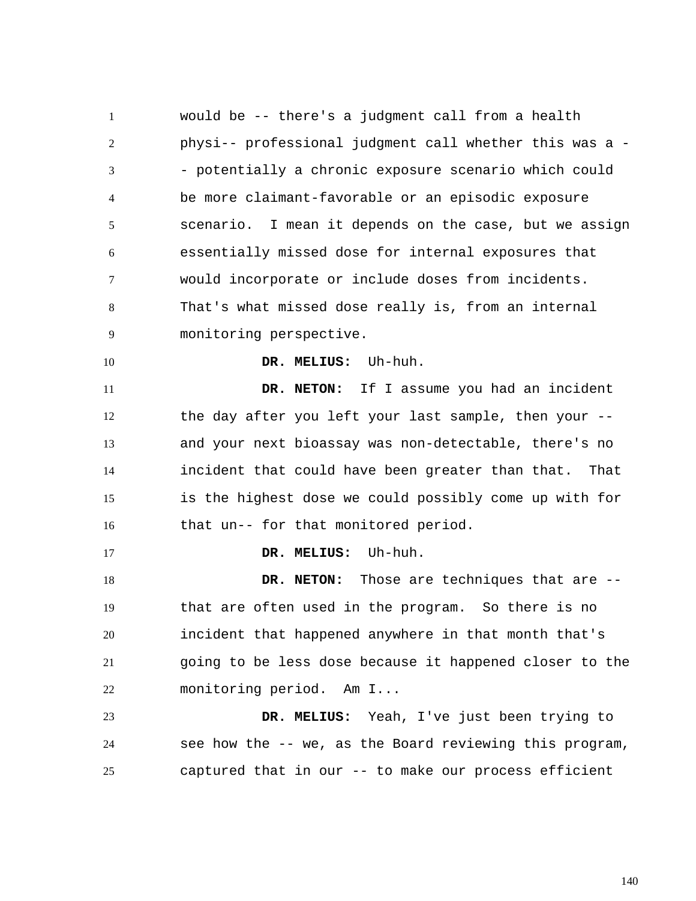would be -- there's a judgment call from a health physi-- professional judgment call whether this was a -- potentially a chronic exposure scenario which could be more claimant-favorable or an episodic exposure scenario. I mean it depends on the case, but we assign essentially missed dose for internal exposures that would incorporate or include doses from incidents. That's what missed dose really is, from an internal monitoring perspective.

**DR. MELIUS:** Uh-huh.

**DR. NETON:** If I assume you had an incident the day after you left your last sample, then your -- and your next bioassay was non-detectable, there's no incident that could have been greater than that. That is the highest dose we could possibly come up with for that un-- for that monitored period.

**DR. MELIUS:** Uh-huh.

**DR. NETON:** Those are techniques that are -- that are often used in the program. So there is no incident that happened anywhere in that month that's going to be less dose because it happened closer to the monitoring period. Am I...

**DR. MELIUS:** Yeah, I've just been trying to see how the -- we, as the Board reviewing this program, captured that in our -- to make our process efficient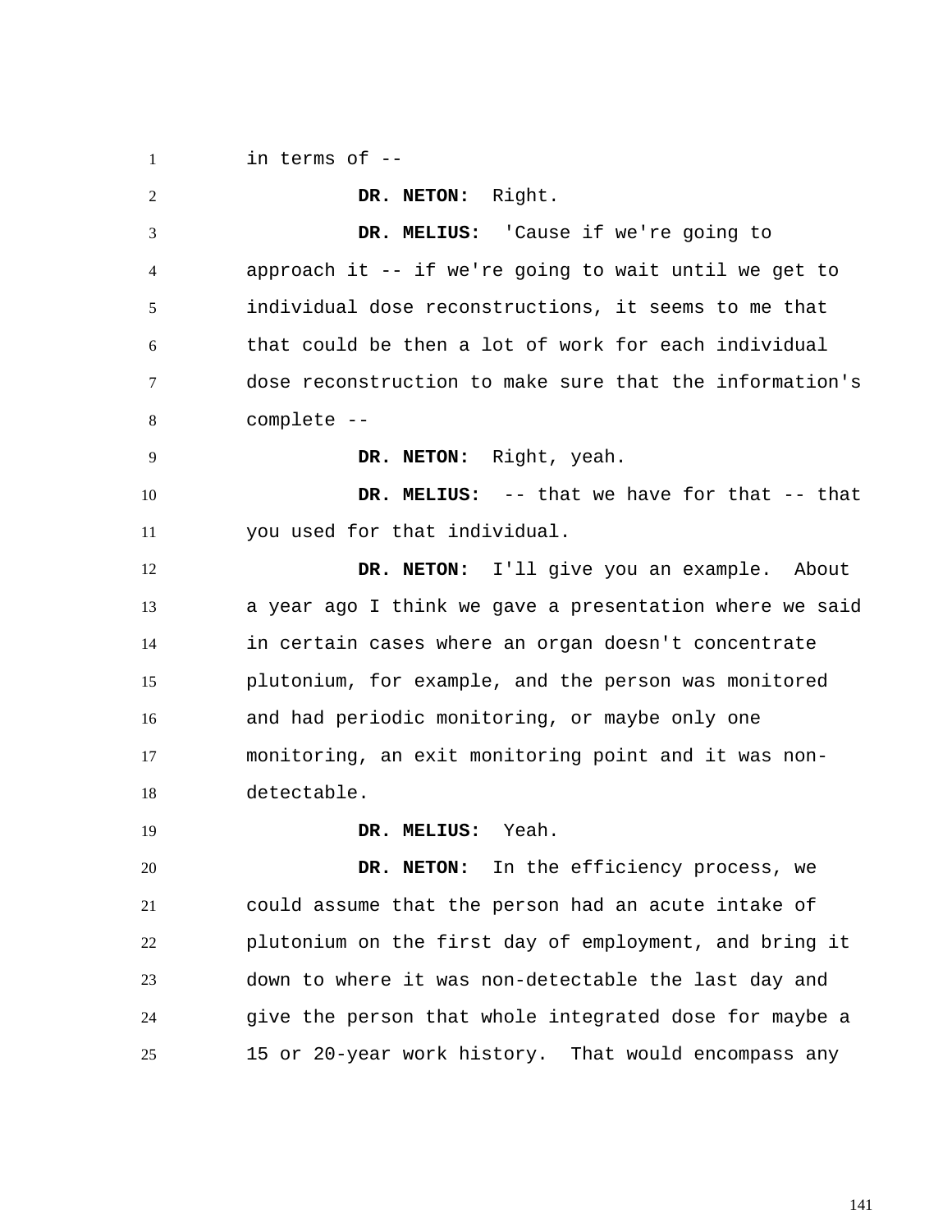in terms of --

**DR. NETON:** Right.

**DR. MELIUS:** 'Cause if we're going to approach it -- if we're going to wait until we get to individual dose reconstructions, it seems to me that that could be then a lot of work for each individual dose reconstruction to make sure that the information's complete --

**DR. NETON:** Right, yeah.

**DR. MELIUS:** -- that we have for that -- that you used for that individual.

**DR. NETON:** I'll give you an example. About a year ago I think we gave a presentation where we said in certain cases where an organ doesn't concentrate plutonium, for example, and the person was monitored and had periodic monitoring, or maybe only one monitoring, an exit monitoring point and it was non-detectable.

**DR. MELIUS:** Yeah.

**DR. NETON:** In the efficiency process, we could assume that the person had an acute intake of plutonium on the first day of employment, and bring it down to where it was non-detectable the last day and give the person that whole integrated dose for maybe a 15 or 20-year work history. That would encompass any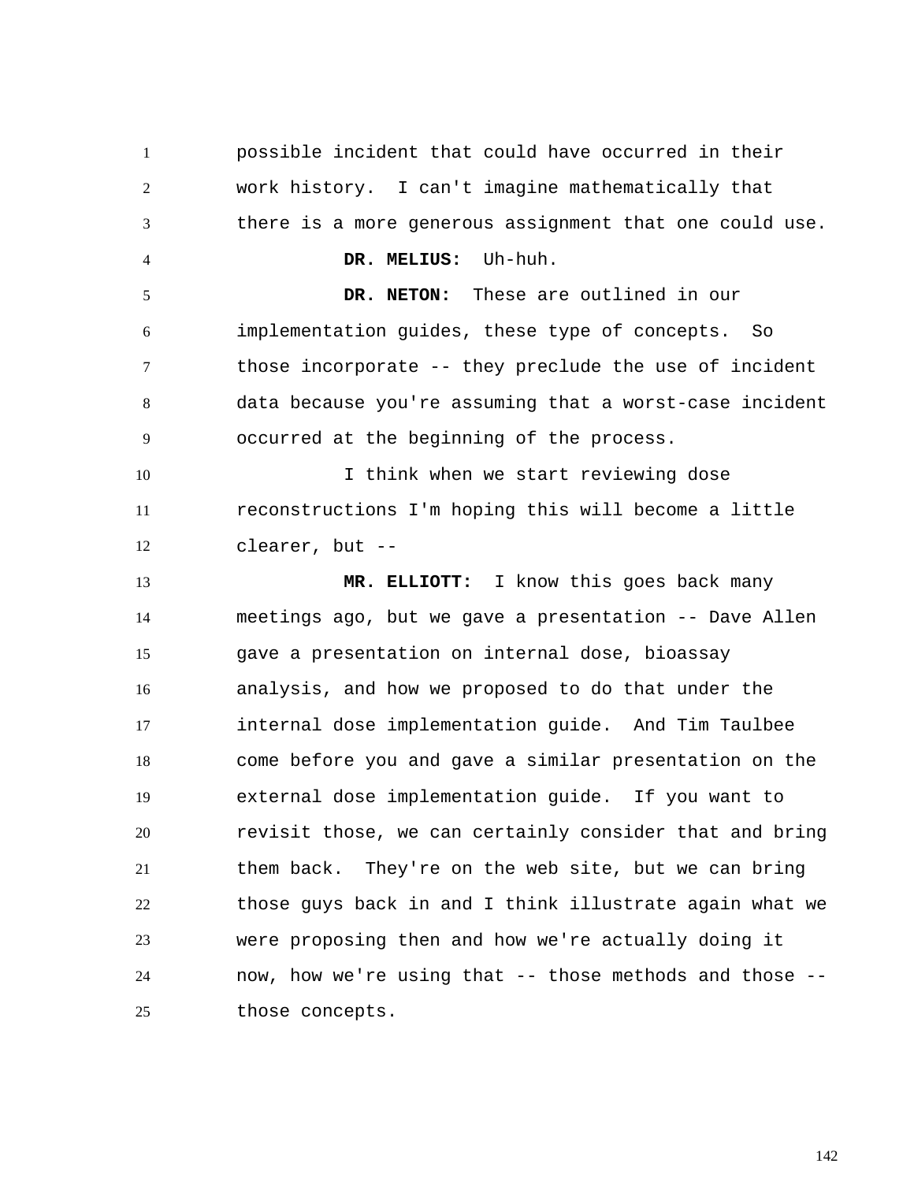possible incident that could have occurred in their work history. I can't imagine mathematically that there is a more generous assignment that one could use.

**DR. MELIUS:** Uh-huh.

**DR. NETON:** These are outlined in our implementation guides, these type of concepts. So those incorporate -- they preclude the use of incident data because you're assuming that a worst-case incident occurred at the beginning of the process.

I think when we start reviewing dose reconstructions I'm hoping this will become a little clearer, but --

**MR. ELLIOTT:** I know this goes back many meetings ago, but we gave a presentation -- Dave Allen gave a presentation on internal dose, bioassay analysis, and how we proposed to do that under the internal dose implementation guide. And Tim Taulbee come before you and gave a similar presentation on the external dose implementation guide. If you want to revisit those, we can certainly consider that and bring them back. They're on the web site, but we can bring those guys back in and I think illustrate again what we were proposing then and how we're actually doing it now, how we're using that -- those methods and those -- those concepts.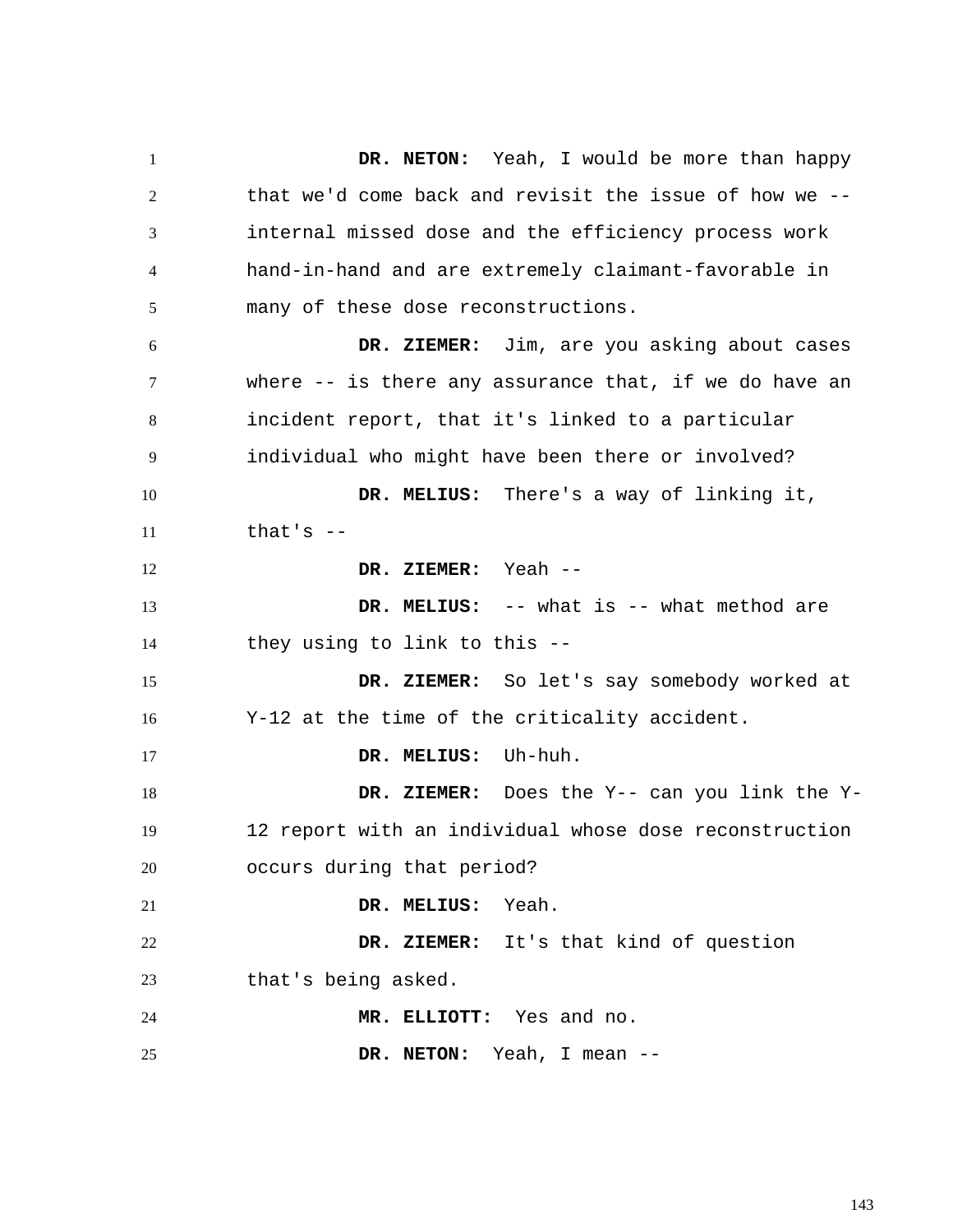**DR. NETON:** Yeah, I would be more than happy that we'd come back and revisit the issue of how we -- internal missed dose and the efficiency process work hand-in-hand and are extremely claimant-favorable in many of these dose reconstructions.

**DR. ZIEMER:** Jim, are you asking about cases where -- is there any assurance that, if we do have an incident report, that it's linked to a particular individual who might have been there or involved?

**DR. MELIUS:** There's a way of linking it, that's --

**DR. ZIEMER:** Yeah --

**DR. MELIUS:** -- what is -- what method are they using to link to this --

**DR. ZIEMER:** So let's say somebody worked at Y-12 at the time of the criticality accident.

**DR. MELIUS:** Uh-huh.

**DR. ZIEMER:** Does the Y-- can you link the Y-12 report with an individual whose dose reconstruction occurs during that period?

**DR. MELIUS:** Yeah.

**DR. ZIEMER:** It's that kind of question that's being asked.

**MR. ELLIOTT:** Yes and no.

**DR. NETON:** Yeah, I mean --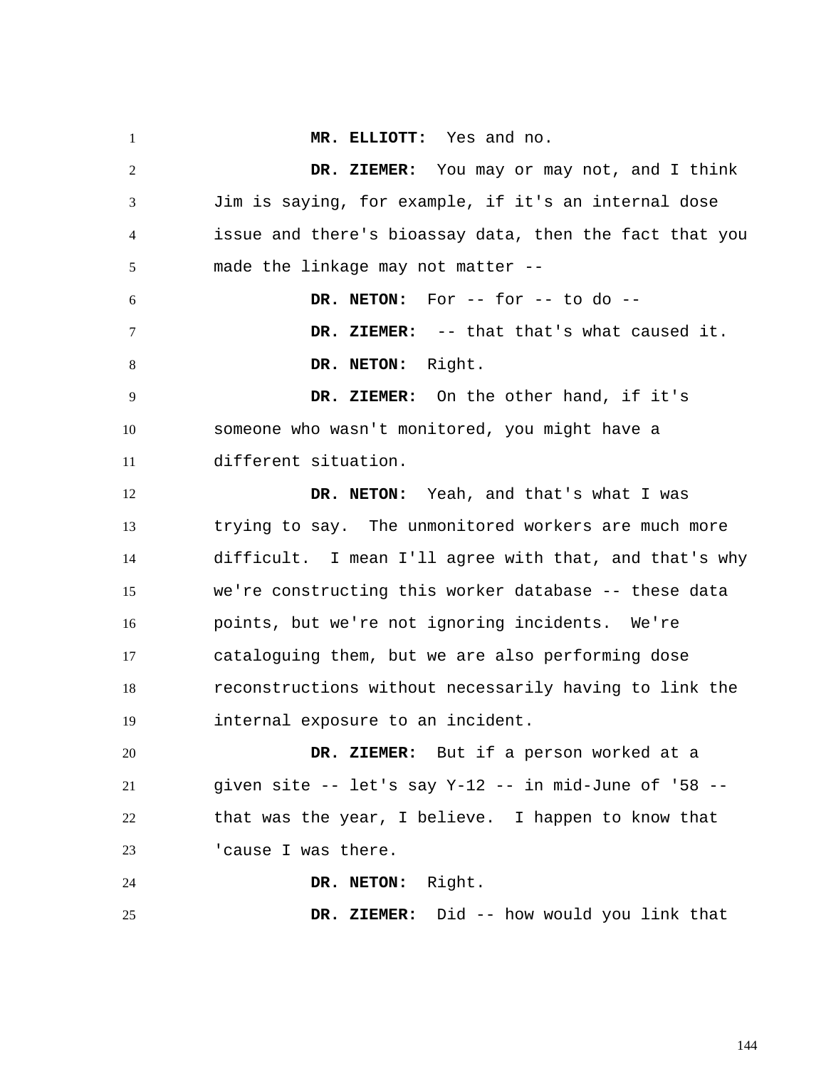**MR. ELLIOTT:** Yes and no.

**DR. ZIEMER:** You may or may not, and I think Jim is saying, for example, if it's an internal dose issue and there's bioassay data, then the fact that you made the linkage may not matter --

**DR. NETON:** For -- for -- to do --

**DR. ZIEMER:** -- that that's what caused it.

**DR. NETON:** Right.

**DR. ZIEMER:** On the other hand, if it's someone who wasn't monitored, you might have a different situation.

**DR. NETON:** Yeah, and that's what I was trying to say. The unmonitored workers are much more difficult. I mean I'll agree with that, and that's why we're constructing this worker database -- these data points, but we're not ignoring incidents. We're cataloguing them, but we are also performing dose reconstructions without necessarily having to link the internal exposure to an incident.

**DR. ZIEMER:** But if a person worked at a given site -- let's say Y-12 -- in mid-June of '58 -- that was the year, I believe. I happen to know that 'cause I was there.

**DR. NETON:** Right.

**DR. ZIEMER:** Did -- how would you link that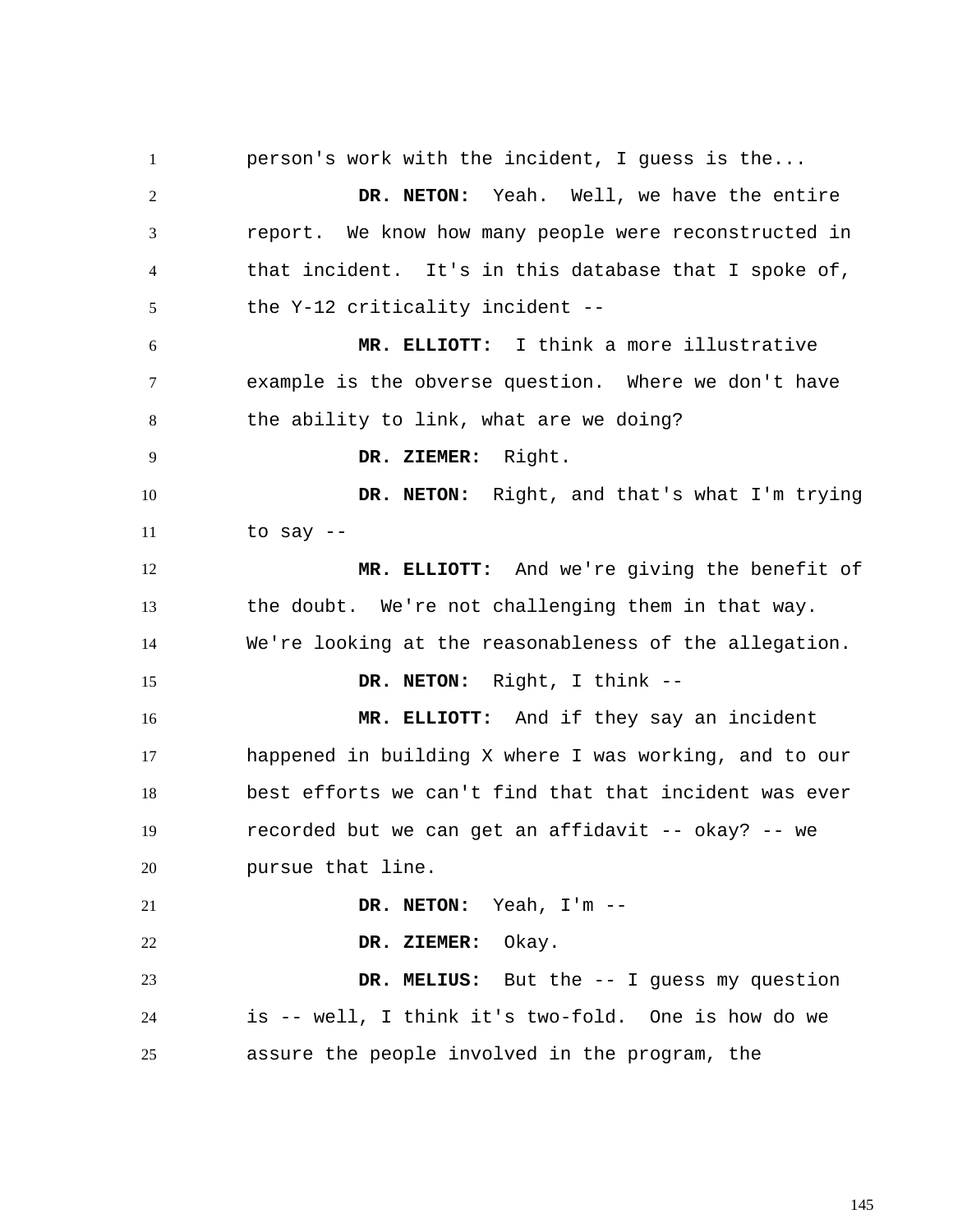person's work with the incident, I guess is the...

**DR. NETON:** Yeah. Well, we have the entire report. We know how many people were reconstructed in that incident. It's in this database that I spoke of, the Y-12 criticality incident --

**MR. ELLIOTT:** I think a more illustrative example is the obverse question. Where we don't have the ability to link, what are we doing?

**DR. ZIEMER:** Right.

**DR. NETON:** Right, and that's what I'm trying to say --

**MR. ELLIOTT:** And we're giving the benefit of the doubt. We're not challenging them in that way. We're looking at the reasonableness of the allegation.

**DR. NETON:** Right, I think --

**MR. ELLIOTT:** And if they say an incident happened in building X where I was working, and to our best efforts we can't find that that incident was ever recorded but we can get an affidavit -- okay? -- we pursue that line.

**DR. NETON:** Yeah, I'm --

**DR. ZIEMER:** Okay.

**DR. MELIUS:** But the -- I guess my question is -- well, I think it's two-fold. One is how do we assure the people involved in the program, the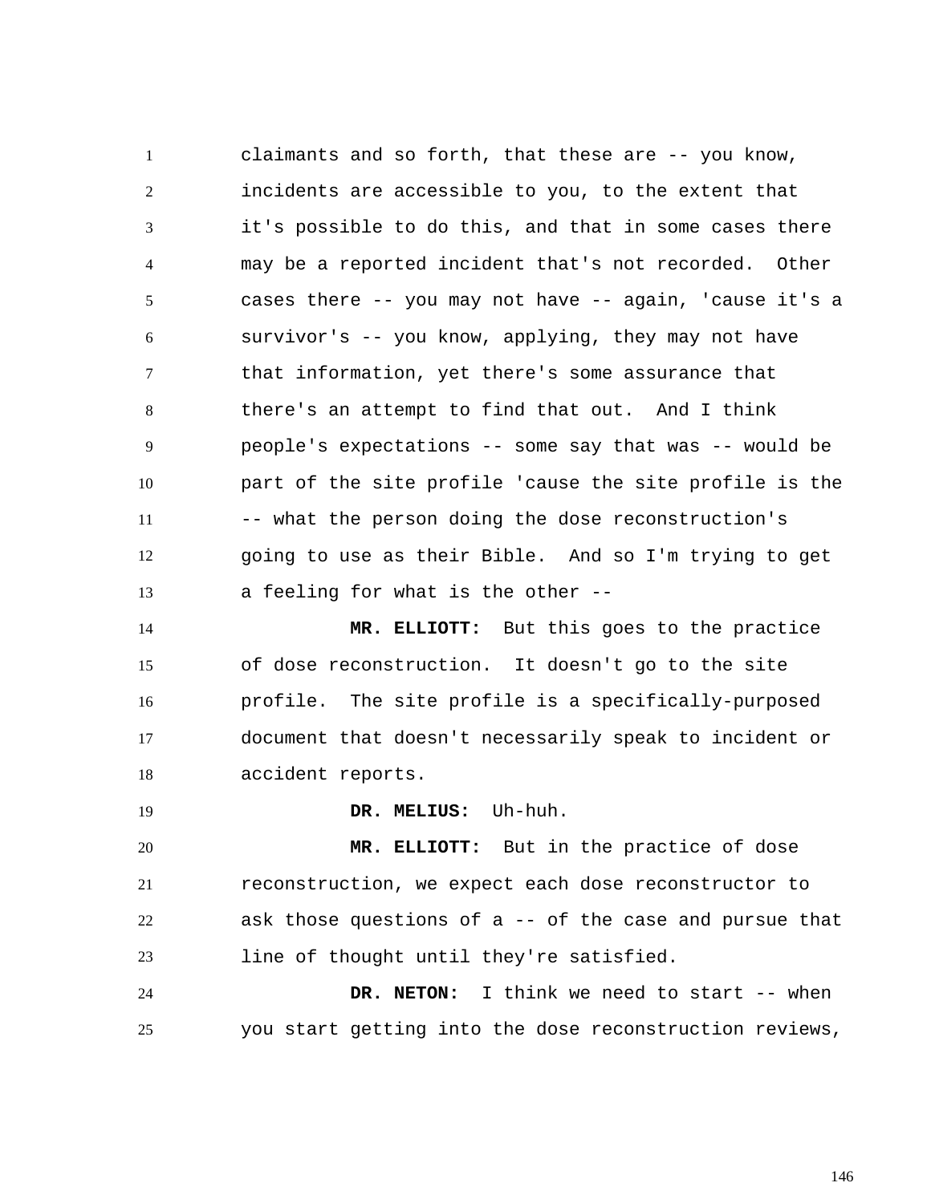claimants and so forth, that these are -- you know, incidents are accessible to you, to the extent that it's possible to do this, and that in some cases there may be a reported incident that's not recorded. Other cases there -- you may not have -- again, 'cause it's a survivor's -- you know, applying, they may not have that information, yet there's some assurance that there's an attempt to find that out. And I think people's expectations -- some say that was -- would be part of the site profile 'cause the site profile is the -- what the person doing the dose reconstruction's going to use as their Bible. And so I'm trying to get a feeling for what is the other --

**MR. ELLIOTT:** But this goes to the practice of dose reconstruction. It doesn't go to the site profile. The site profile is a specifically-purposed document that doesn't necessarily speak to incident or accident reports.

**DR. MELIUS:** Uh-huh.

**MR. ELLIOTT:** But in the practice of dose reconstruction, we expect each dose reconstructor to ask those questions of a -- of the case and pursue that line of thought until they're satisfied.

**DR. NETON:** I think we need to start -- when you start getting into the dose reconstruction reviews,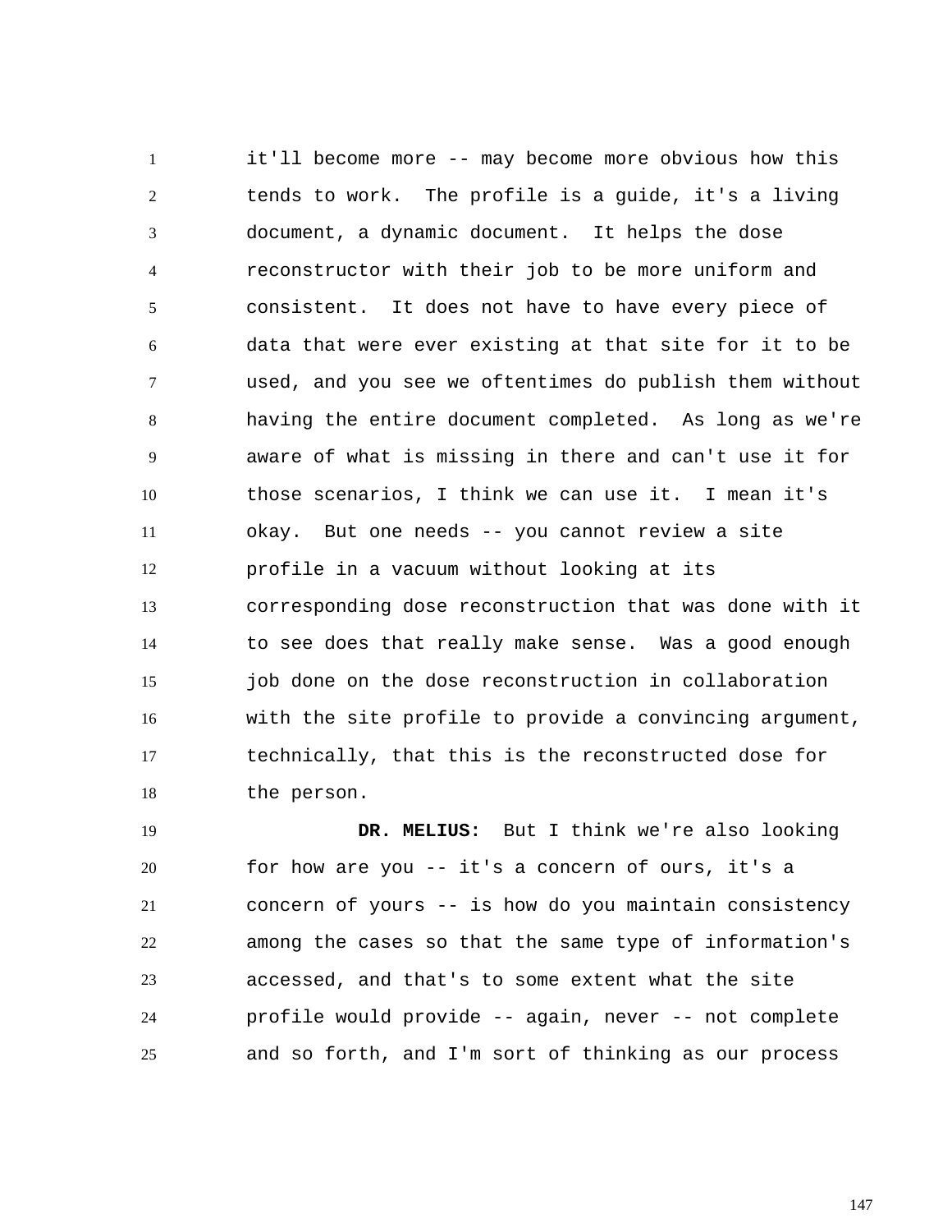it'll become more -- may become more obvious how this tends to work. The profile is a guide, it's a living document, a dynamic document. It helps the dose reconstructor with their job to be more uniform and consistent. It does not have to have every piece of data that were ever existing at that site for it to be used, and you see we oftentimes do publish them without having the entire document completed. As long as we're aware of what is missing in there and can't use it for those scenarios, I think we can use it. I mean it's okay. But one needs -- you cannot review a site profile in a vacuum without looking at its corresponding dose reconstruction that was done with it to see does that really make sense. Was a good enough job done on the dose reconstruction in collaboration with the site profile to provide a convincing argument, technically, that this is the reconstructed dose for the person.

**DR. MELIUS:** But I think we're also looking for how are you -- it's a concern of ours, it's a concern of yours -- is how do you maintain consistency among the cases so that the same type of information's accessed, and that's to some extent what the site profile would provide -- again, never -- not complete and so forth, and I'm sort of thinking as our process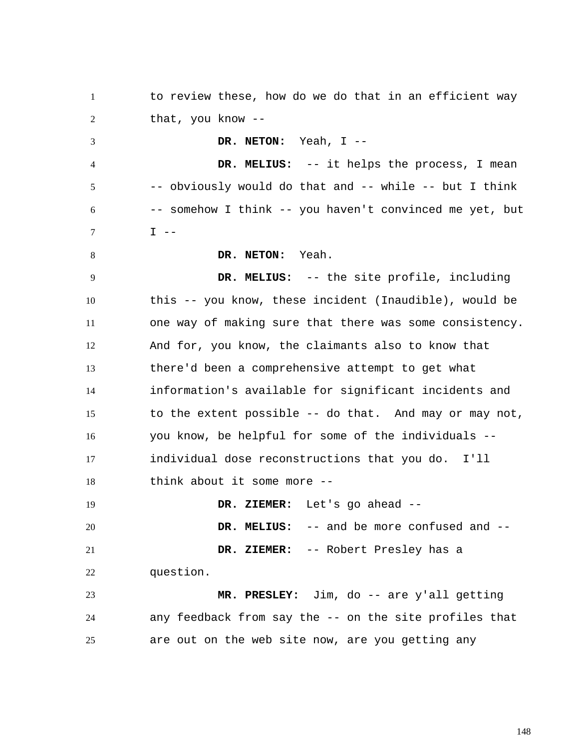to review these, how do we do that in an efficient way that, you know --

**DR. NETON:** Yeah, I --

**DR. MELIUS:** -- it helps the process, I mean -- obviously would do that and -- while -- but I think -- somehow I think -- you haven't convinced me yet, but I --

**DR. NETON:** Yeah.

**DR. MELIUS:** -- the site profile, including this -- you know, these incident (Inaudible), would be one way of making sure that there was some consistency. And for, you know, the claimants also to know that there'd been a comprehensive attempt to get what information's available for significant incidents and to the extent possible -- do that. And may or may not, you know, be helpful for some of the individuals -- individual dose reconstructions that you do. I'll think about it some more --

**DR. ZIEMER:** Let's go ahead --

**DR. MELIUS:** -- and be more confused and --

**DR. ZIEMER:** -- Robert Presley has a question.

**MR. PRESLEY:** Jim, do -- are y'all getting any feedback from say the -- on the site profiles that are out on the web site now, are you getting any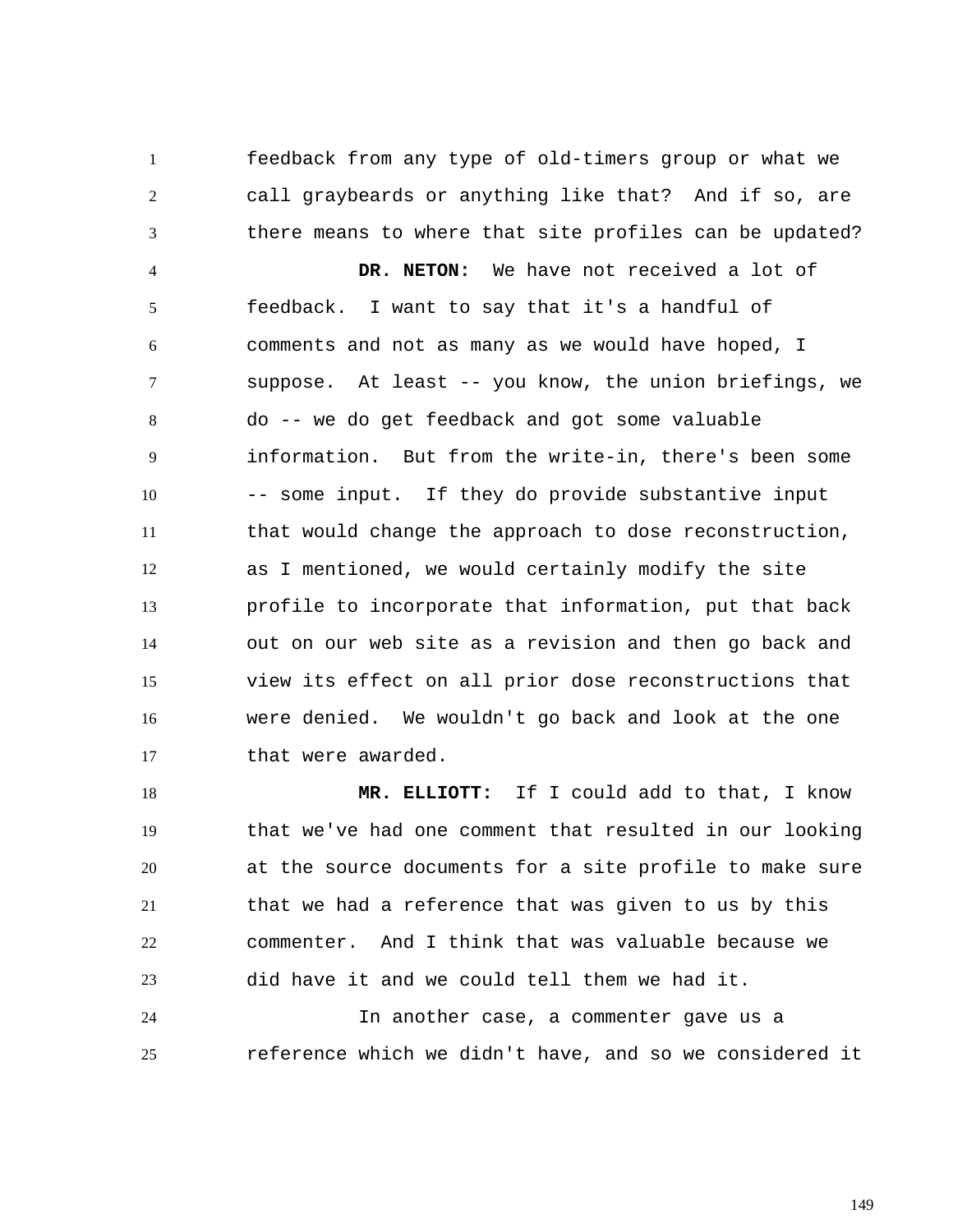feedback from any type of old-timers group or what we call graybeards or anything like that? And if so, are there means to where that site profiles can be updated?

**DR. NETON:** We have not received a lot of feedback. I want to say that it's a handful of comments and not as many as we would have hoped, I suppose. At least -- you know, the union briefings, we do -- we do get feedback and got some valuable information. But from the write-in, there's been some -- some input. If they do provide substantive input that would change the approach to dose reconstruction, as I mentioned, we would certainly modify the site profile to incorporate that information, put that back out on our web site as a revision and then go back and view its effect on all prior dose reconstructions that were denied. We wouldn't go back and look at the one that were awarded.

**MR. ELLIOTT:** If I could add to that, I know that we've had one comment that resulted in our looking at the source documents for a site profile to make sure that we had a reference that was given to us by this commenter. And I think that was valuable because we did have it and we could tell them we had it.

In another case, a commenter gave us a reference which we didn't have, and so we considered it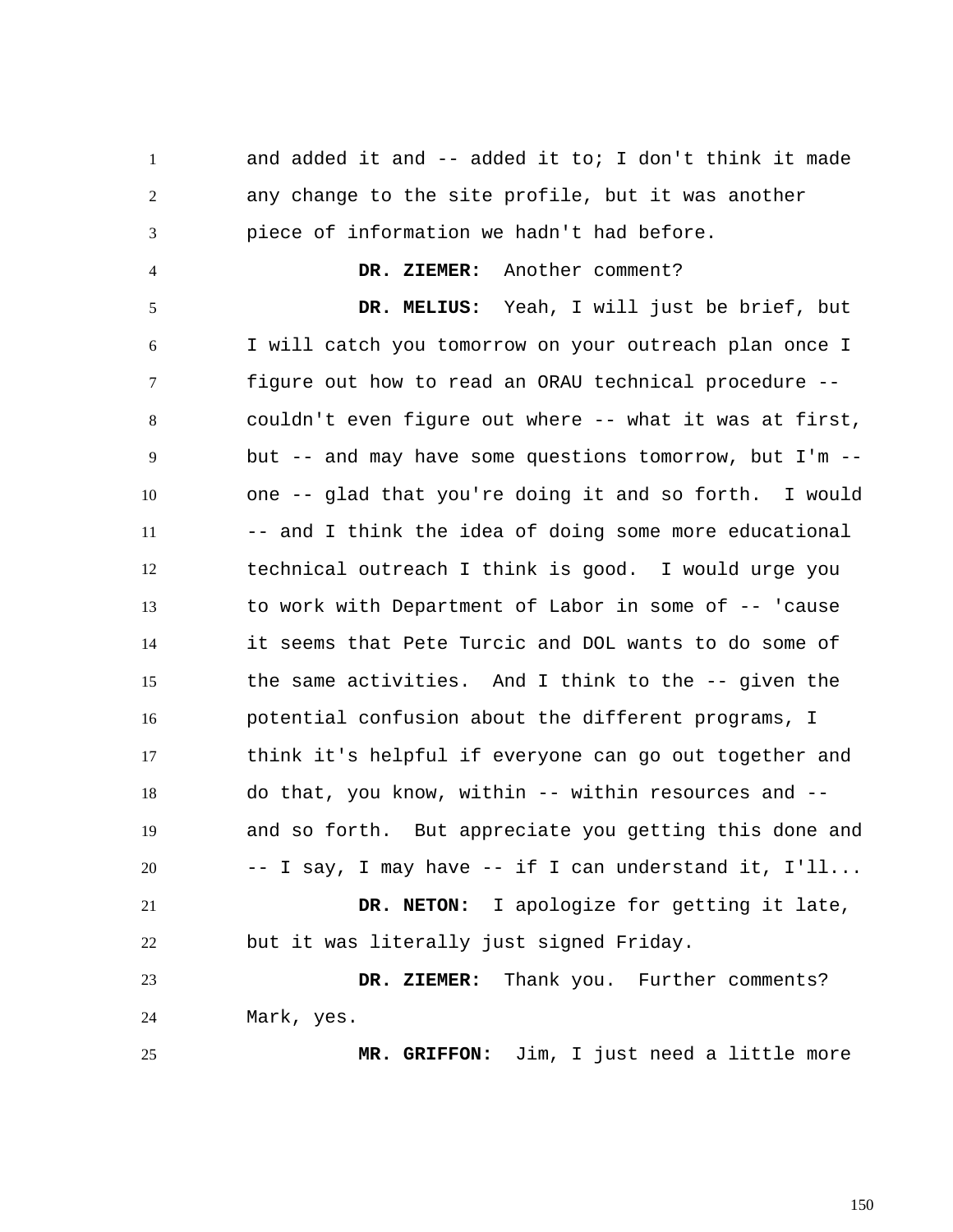and added it and -- added it to; I don't think it made any change to the site profile, but it was another piece of information we hadn't had before.

**DR. ZIEMER:** Another comment?

**DR. MELIUS:** Yeah, I will just be brief, but I will catch you tomorrow on your outreach plan once I figure out how to read an ORAU technical procedure -- couldn't even figure out where -- what it was at first, but -- and may have some questions tomorrow, but I'm -- one -- glad that you're doing it and so forth. I would -- and I think the idea of doing some more educational technical outreach I think is good. I would urge you to work with Department of Labor in some of -- 'cause it seems that Pete Turcic and DOL wants to do some of the same activities. And I think to the -- given the potential confusion about the different programs, I think it's helpful if everyone can go out together and do that, you know, within -- within resources and -- and so forth. But appreciate you getting this done and -- I say, I may have -- if I can understand it, I'll...

**DR. NETON:** I apologize for getting it late, but it was literally just signed Friday.

**DR. ZIEMER:** Thank you. Further comments? Mark, yes.

**MR. GRIFFON:** Jim, I just need a little more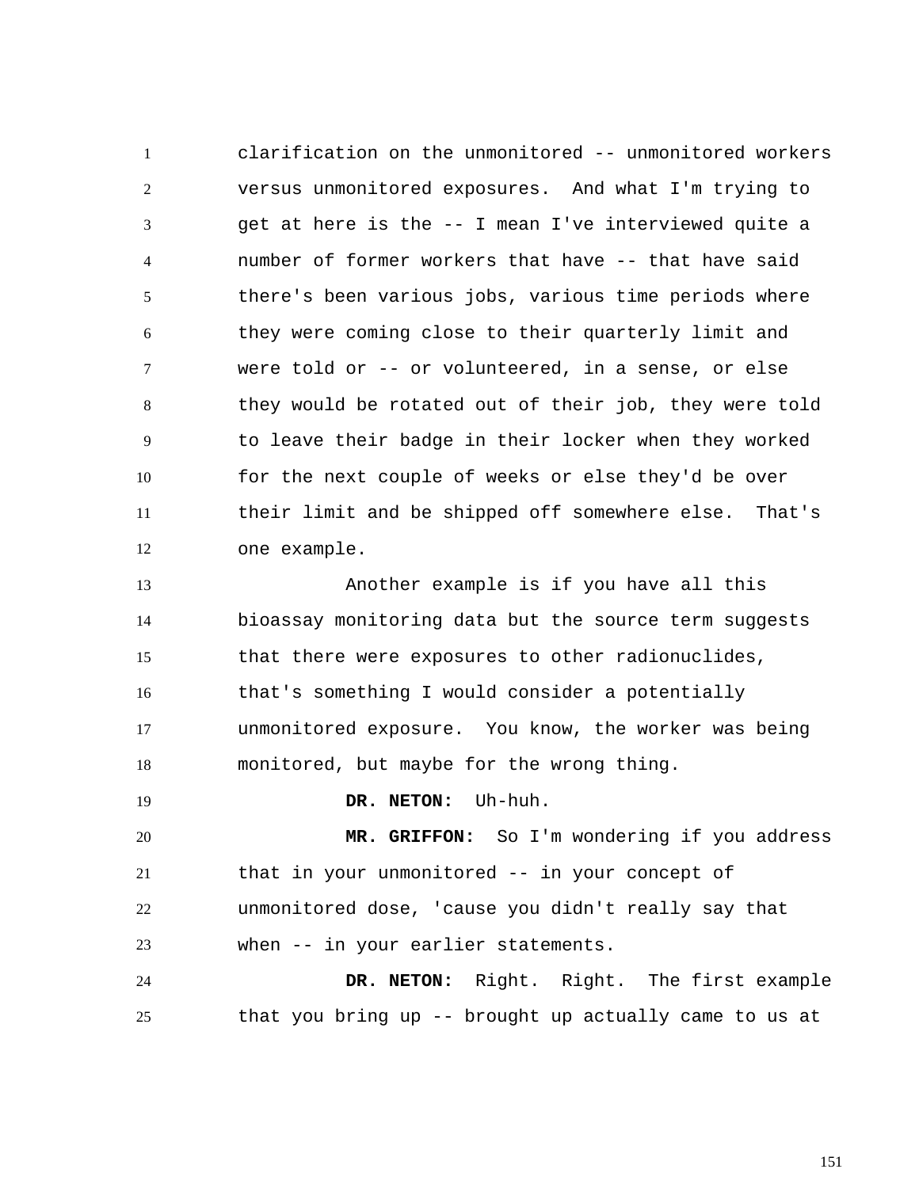clarification on the unmonitored -- unmonitored workers versus unmonitored exposures. And what I'm trying to get at here is the -- I mean I've interviewed quite a number of former workers that have -- that have said there's been various jobs, various time periods where they were coming close to their quarterly limit and were told or -- or volunteered, in a sense, or else they would be rotated out of their job, they were told to leave their badge in their locker when they worked for the next couple of weeks or else they'd be over their limit and be shipped off somewhere else. That's one example.

Another example is if you have all this bioassay monitoring data but the source term suggests that there were exposures to other radionuclides, that's something I would consider a potentially unmonitored exposure. You know, the worker was being monitored, but maybe for the wrong thing.

**DR. NETON:** Uh-huh.

**MR. GRIFFON:** So I'm wondering if you address that in your unmonitored -- in your concept of unmonitored dose, 'cause you didn't really say that when -- in your earlier statements.

**DR. NETON:** Right. Right. The first example that you bring up -- brought up actually came to us at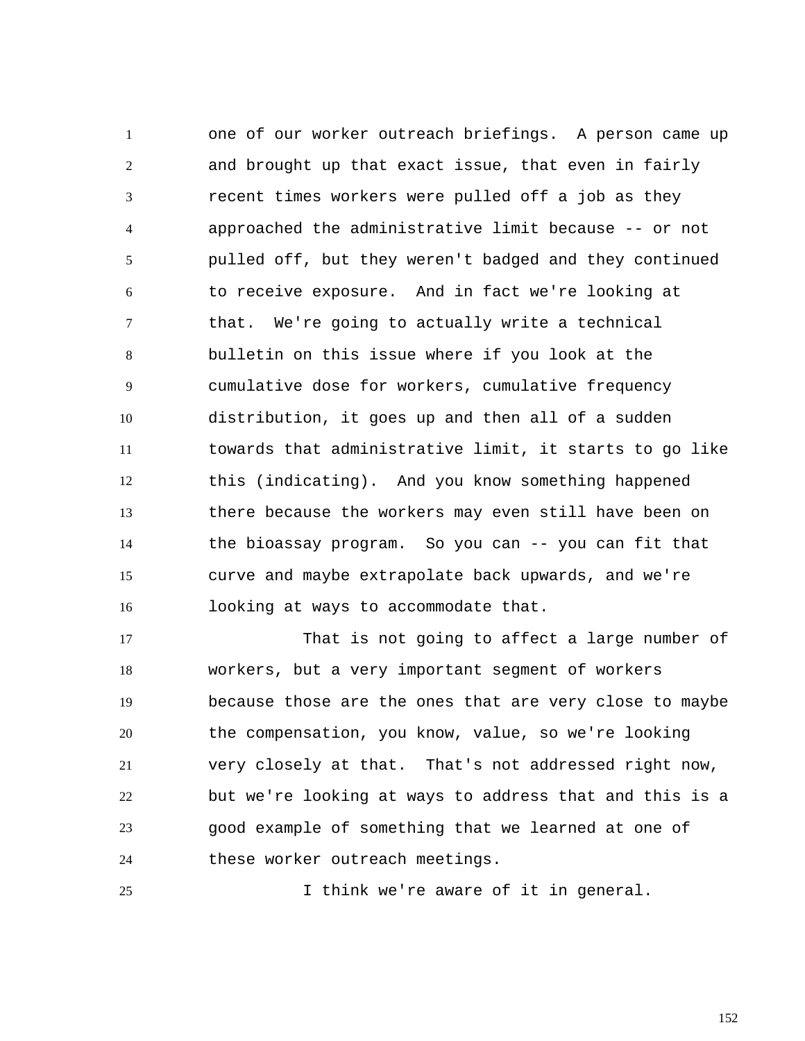one of our worker outreach briefings. A person came up and brought up that exact issue, that even in fairly recent times workers were pulled off a job as they approached the administrative limit because -- or not pulled off, but they weren't badged and they continued to receive exposure. And in fact we're looking at that. We're going to actually write a technical bulletin on this issue where if you look at the cumulative dose for workers, cumulative frequency distribution, it goes up and then all of a sudden towards that administrative limit, it starts to go like this (indicating). And you know something happened there because the workers may even still have been on the bioassay program. So you can -- you can fit that curve and maybe extrapolate back upwards, and we're looking at ways to accommodate that.

That is not going to affect a large number of workers, but a very important segment of workers because those are the ones that are very close to maybe the compensation, you know, value, so we're looking very closely at that. That's not addressed right now, but we're looking at ways to address that and this is a good example of something that we learned at one of these worker outreach meetings.

I think we're aware of it in general.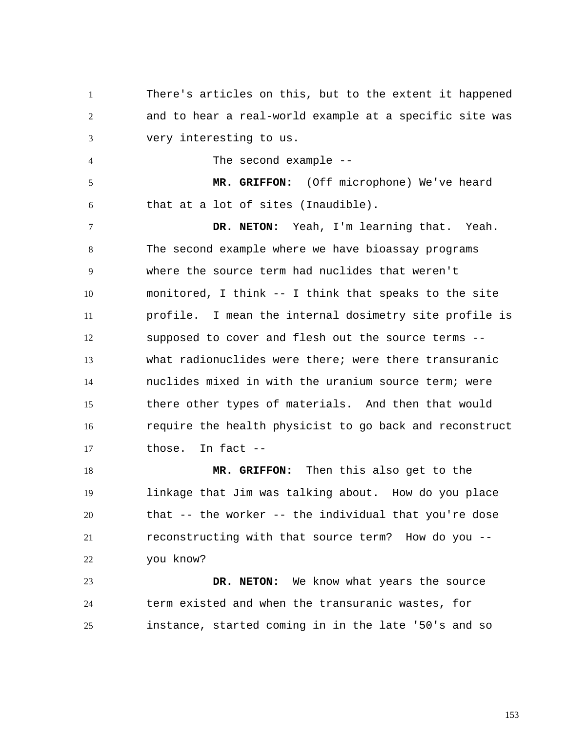There's articles on this, but to the extent it happened and to hear a real-world example at a specific site was very interesting to us.

The second example --

**MR. GRIFFON:** (Off microphone) We've heard that at a lot of sites (Inaudible).

**DR. NETON:** Yeah, I'm learning that. Yeah. The second example where we have bioassay programs where the source term had nuclides that weren't monitored, I think -- I think that speaks to the site profile. I mean the internal dosimetry site profile is supposed to cover and flesh out the source terms -- what radionuclides were there; were there transuranic nuclides mixed in with the uranium source term; were there other types of materials. And then that would require the health physicist to go back and reconstruct those. In fact --

**MR. GRIFFON:** Then this also get to the linkage that Jim was talking about. How do you place that -- the worker -- the individual that you're dose reconstructing with that source term? How do you -- you know?

**DR. NETON:** We know what years the source term existed and when the transuranic wastes, for instance, started coming in in the late '50's and so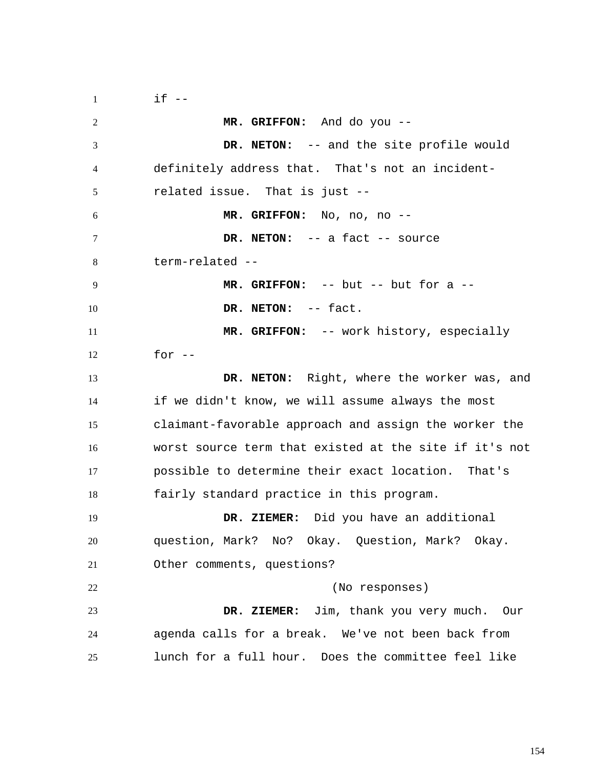if --

**MR. GRIFFON:** And do you --

**DR. NETON:** -- and the site profile would definitely address that. That's not an incident-related issue. That is just --

**MR. GRIFFON:** No, no, no --

**DR. NETON:** -- a fact -- source term-related --

**MR. GRIFFON:** -- but -- but for a --

**DR. NETON:** -- fact.

**MR. GRIFFON:** -- work history, especially for --

**DR. NETON:** Right, where the worker was, and if we didn't know, we will assume always the most claimant-favorable approach and assign the worker the worst source term that existed at the site if it's not possible to determine their exact location. That's fairly standard practice in this program.

**DR. ZIEMER:** Did you have an additional question, Mark? No? Okay. Question, Mark? Okay. Other comments, questions?

(No responses)

**DR. ZIEMER:** Jim, thank you very much. Our agenda calls for a break. We've not been back from lunch for a full hour. Does the committee feel like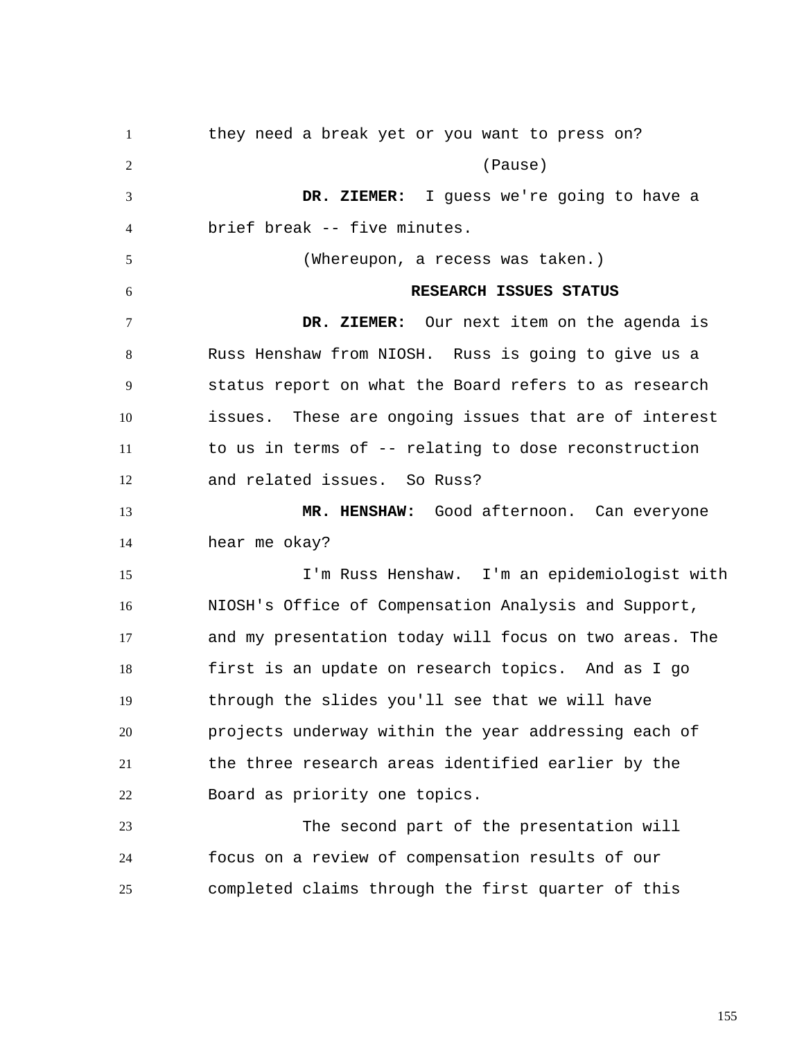they need a break yet or you want to press on?

(Pause)

**DR. ZIEMER:** I guess we're going to have a brief break -- five minutes.

(Whereupon, a recess was taken.)

## RESEARCH ISSUES STATUS

**DR. ZIEMER:** Our next item on the agenda is Russ Henshaw from NIOSH. Russ is going to give us a status report on what the Board refers to as research issues. These are ongoing issues that are of interest to us in terms of -- relating to dose reconstruction and related issues. So Russ?

**MR. HENSHAW:** Good afternoon. Can everyone hear me okay?

I'm Russ Henshaw. I'm an epidemiologist with NIOSH's Office of Compensation Analysis and Support, and my presentation today will focus on two areas. The first is an update on research topics. And as I go through the slides you'll see that we will have projects underway within the year addressing each of the three research areas identified earlier by the Board as priority one topics.

The second part of the presentation will focus on a review of compensation results of our completed claims through the first quarter of this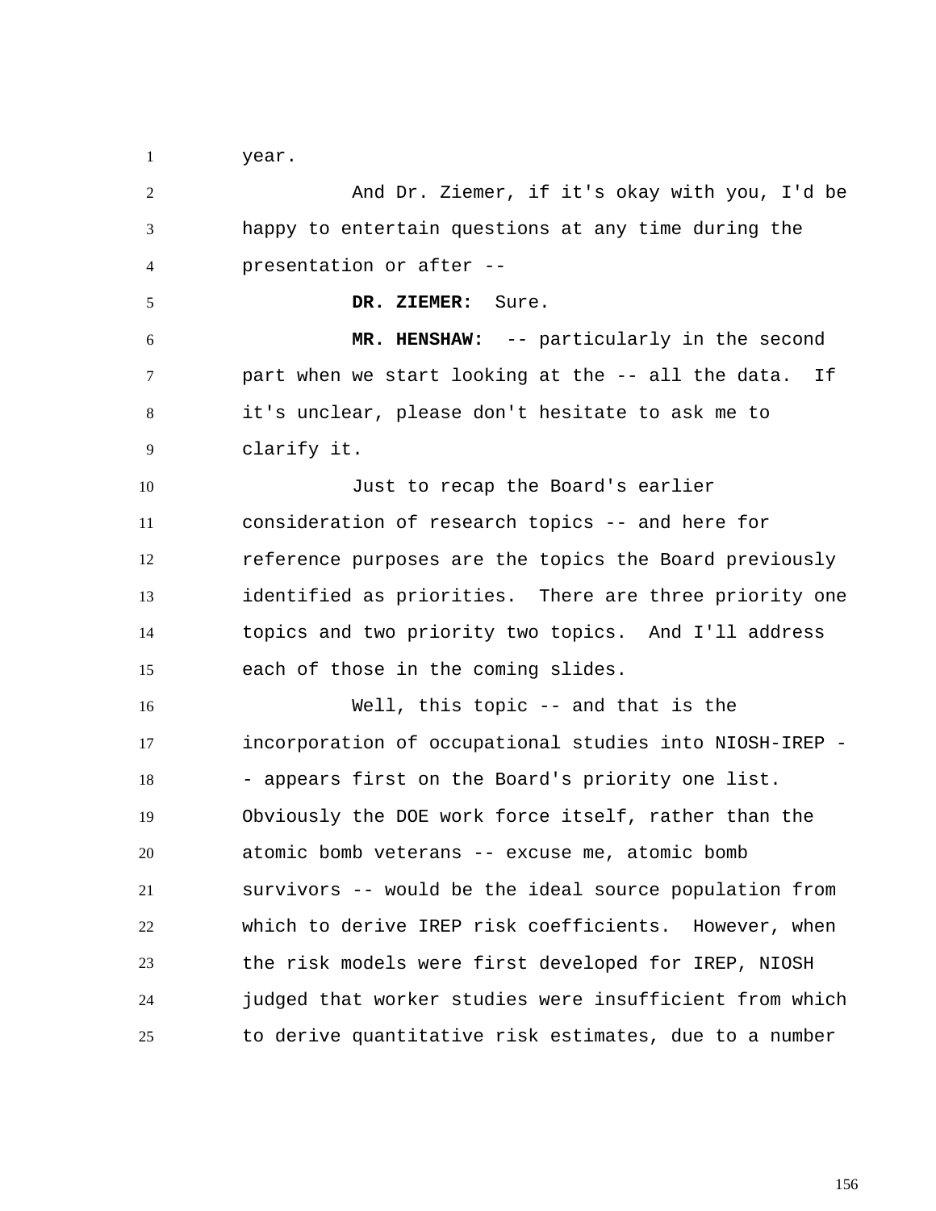year.

And Dr. Ziemer, if it's okay with you, I'd be happy to entertain questions at any time during the presentation or after --

**DR. ZIEMER:** Sure.

**MR. HENSHAW:** -- particularly in the second part when we start looking at the -- all the data. If it's unclear, please don't hesitate to ask me to clarify it.

Just to recap the Board's earlier consideration of research topics -- and here for reference purposes are the topics the Board previously identified as priorities. There are three priority one topics and two priority two topics. And I'll address each of those in the coming slides.

Well, this topic -- and that is the incorporation of occupational studies into NIOSH-IREP -- appears first on the Board's priority one list. Obviously the DOE work force itself, rather than the atomic bomb veterans -- excuse me, atomic bomb survivors -- would be the ideal source population from which to derive IREP risk coefficients. However, when the risk models were first developed for IREP, NIOSH judged that worker studies were insufficient from which to derive quantitative risk estimates, due to a number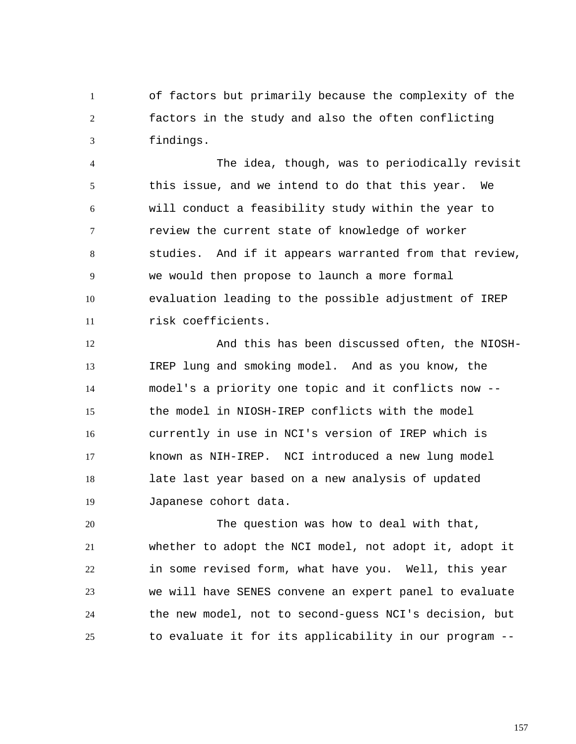of factors but primarily because the complexity of the factors in the study and also the often conflicting findings.

The idea, though, was to periodically revisit this issue, and we intend to do that this year. We will conduct a feasibility study within the year to review the current state of knowledge of worker studies. And if it appears warranted from that review, we would then propose to launch a more formal evaluation leading to the possible adjustment of IREP risk coefficients.

And this has been discussed often, the NIOSH-IREP lung and smoking model. And as you know, the model's a priority one topic and it conflicts now -- the model in NIOSH-IREP conflicts with the model currently in use in NCI's version of IREP which is known as NIH-IREP. NCI introduced a new lung model late last year based on a new analysis of updated Japanese cohort data.

The question was how to deal with that, whether to adopt the NCI model, not adopt it, adopt it in some revised form, what have you. Well, this year we will have SENES convene an expert panel to evaluate the new model, not to second-guess NCI's decision, but to evaluate it for its applicability in our program --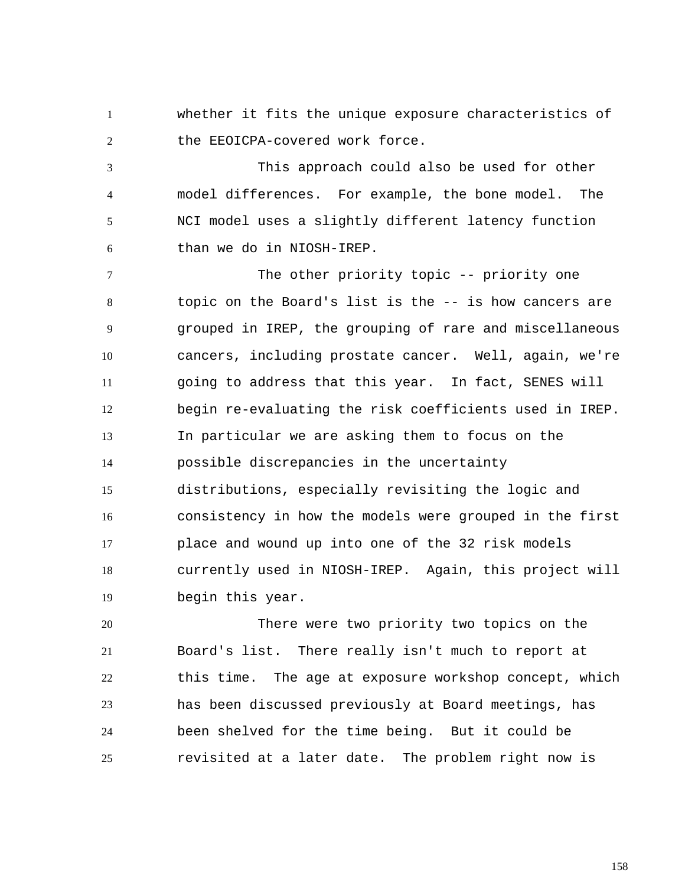whether it fits the unique exposure characteristics of the EEOICPA-covered work force.

This approach could also be used for other model differences. For example, the bone model. The NCI model uses a slightly different latency function than we do in NIOSH-IREP.

The other priority topic -- priority one topic on the Board's list is the -- is how cancers are grouped in IREP, the grouping of rare and miscellaneous cancers, including prostate cancer. Well, again, we're going to address that this year. In fact, SENES will begin re-evaluating the risk coefficients used in IREP. In particular we are asking them to focus on the possible discrepancies in the uncertainty distributions, especially revisiting the logic and consistency in how the models were grouped in the first place and wound up into one of the 32 risk models currently used in NIOSH-IREP. Again, this project will begin this year.

There were two priority two topics on the Board's list. There really isn't much to report at this time. The age at exposure workshop concept, which has been discussed previously at Board meetings, has been shelved for the time being. But it could be revisited at a later date. The problem right now is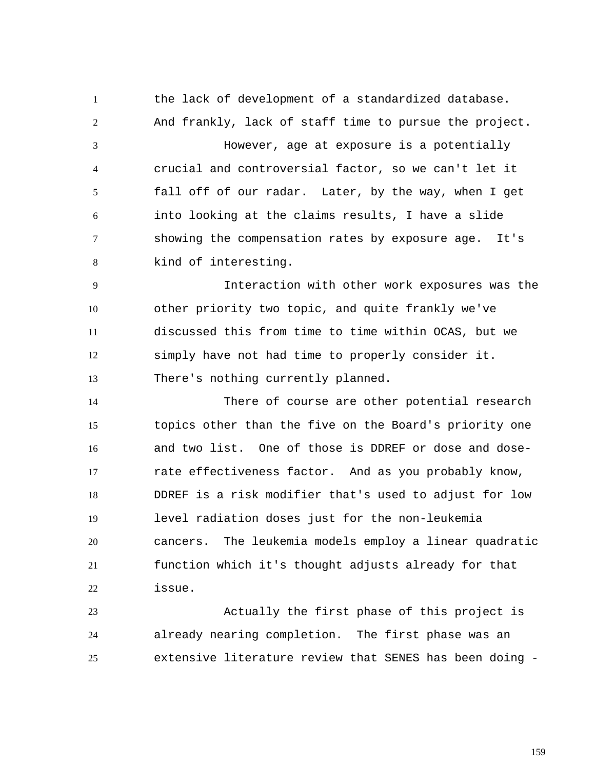the lack of development of a standardized database. And frankly, lack of staff time to pursue the project.

However, age at exposure is a potentially crucial and controversial factor, so we can't let it fall off of our radar. Later, by the way, when I get into looking at the claims results, I have a slide showing the compensation rates by exposure age. It's kind of interesting.

Interaction with other work exposures was the other priority two topic, and quite frankly we've discussed this from time to time within OCAS, but we simply have not had time to properly consider it. There's nothing currently planned.

There of course are other potential research topics other than the five on the Board's priority one and two list. One of those is DDREF or dose and dose-rate effectiveness factor. And as you probably know, DDREF is a risk modifier that's used to adjust for low level radiation doses just for the non-leukemia cancers. The leukemia models employ a linear quadratic function which it's thought adjusts already for that issue.

Actually the first phase of this project is already nearing completion. The first phase was an extensive literature review that SENES has been doing -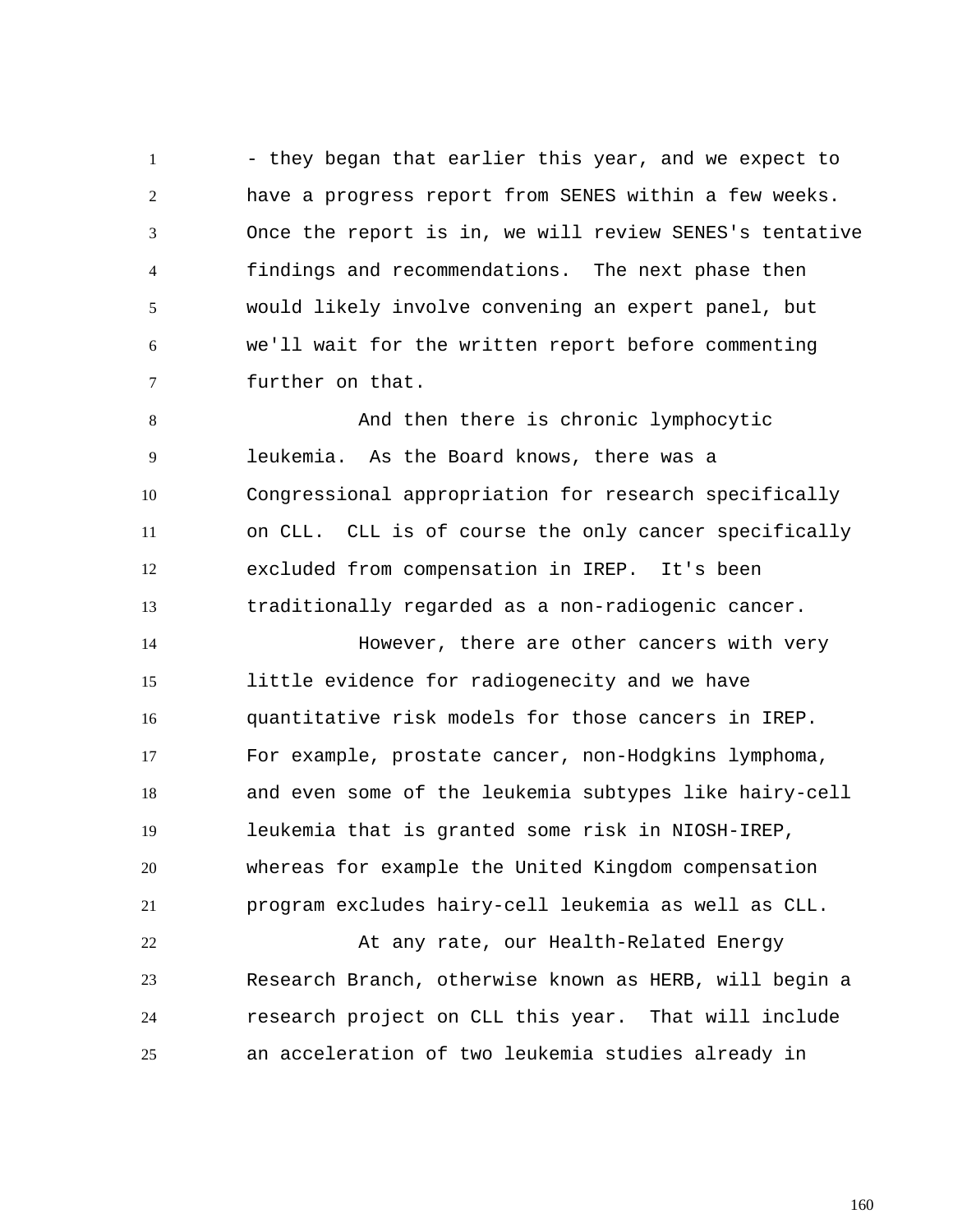- they began that earlier this year, and we expect to have a progress report from SENES within a few weeks. Once the report is in, we will review SENES's tentative findings and recommendations. The next phase then would likely involve convening an expert panel, but we'll wait for the written report before commenting further on that.

And then there is chronic lymphocytic leukemia. As the Board knows, there was a Congressional appropriation for research specifically on CLL. CLL is of course the only cancer specifically excluded from compensation in IREP. It's been traditionally regarded as a non-radiogenic cancer.

However, there are other cancers with very little evidence for radiogenecity and we have quantitative risk models for those cancers in IREP. For example, prostate cancer, non-Hodgkins lymphoma, and even some of the leukemia subtypes like hairy-cell leukemia that is granted some risk in NIOSH-IREP, whereas for example the United Kingdom compensation program excludes hairy-cell leukemia as well as CLL.

At any rate, our Health-Related Energy Research Branch, otherwise known as HERB, will begin a research project on CLL this year. That will include an acceleration of two leukemia studies already in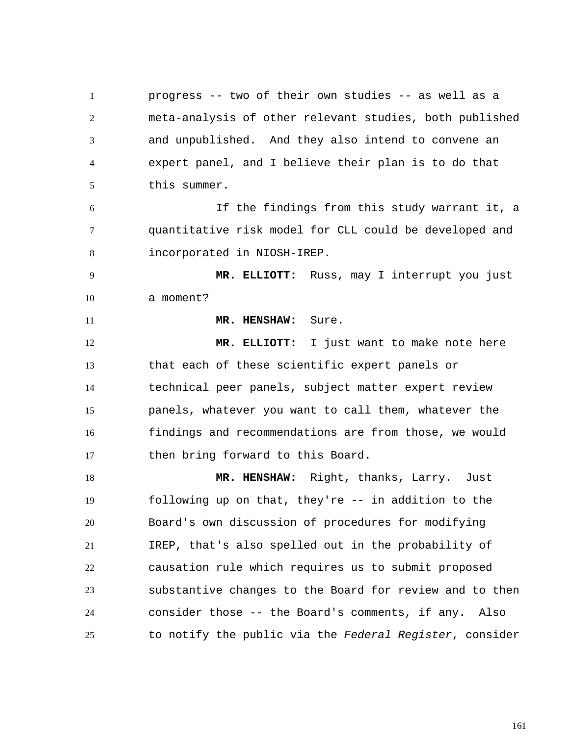progress -- two of their own studies -- as well as a meta-analysis of other relevant studies, both published and unpublished. And they also intend to convene an expert panel, and I believe their plan is to do that this summer.

If the findings from this study warrant it, a quantitative risk model for CLL could be developed and incorporated in NIOSH-IREP.

**MR. ELLIOTT:** Russ, may I interrupt you just a moment?

**MR. HENSHAW:** Sure.

**MR. ELLIOTT:** I just want to make note here that each of these scientific expert panels or technical peer panels, subject matter expert review panels, whatever you want to call them, whatever the findings and recommendations are from those, we would then bring forward to this Board.

**MR. HENSHAW:** Right, thanks, Larry. Just following up on that, they're -- in addition to the Board's own discussion of procedures for modifying IREP, that's also spelled out in the probability of causation rule which requires us to submit proposed substantive changes to the Board for review and to then consider those -- the Board's comments, if any. Also to notify the public via the *Federal Register*, consider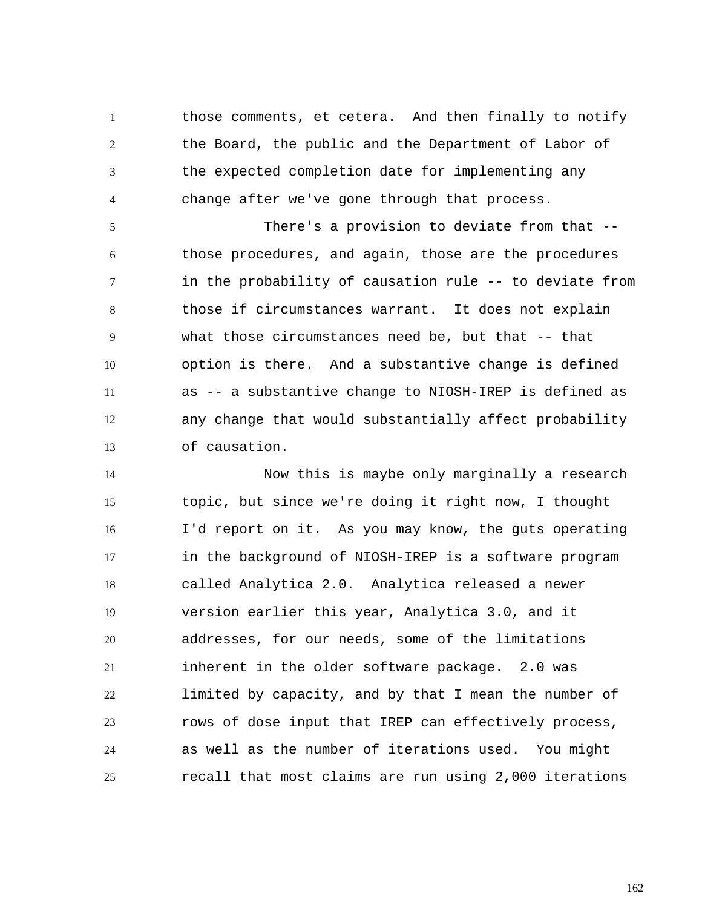those comments, et cetera. And then finally to notify the Board, the public and the Department of Labor of the expected completion date for implementing any change after we've gone through that process.

There's a provision to deviate from that -- those procedures, and again, those are the procedures in the probability of causation rule -- to deviate from those if circumstances warrant. It does not explain what those circumstances need be, but that -- that option is there. And a substantive change is defined as -- a substantive change to NIOSH-IREP is defined as any change that would substantially affect probability of causation.

Now this is maybe only marginally a research topic, but since we're doing it right now, I thought I'd report on it. As you may know, the guts operating in the background of NIOSH-IREP is a software program called Analytica 2.0. Analytica released a newer version earlier this year, Analytica 3.0, and it addresses, for our needs, some of the limitations inherent in the older software package. 2.0 was limited by capacity, and by that I mean the number of rows of dose input that IREP can effectively process, as well as the number of iterations used. You might recall that most claims are run using 2,000 iterations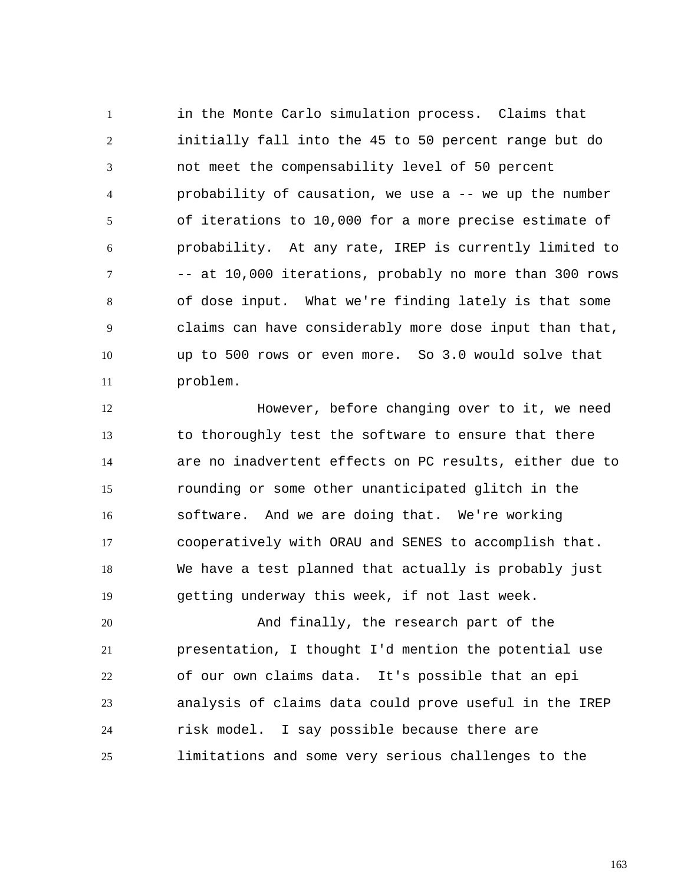in the Monte Carlo simulation process. Claims that initially fall into the 45 to 50 percent range but do not meet the compensability level of 50 percent probability of causation, we use a -- we up the number of iterations to 10,000 for a more precise estimate of probability. At any rate, IREP is currently limited to -- at 10,000 iterations, probably no more than 300 rows of dose input. What we're finding lately is that some claims can have considerably more dose input than that, up to 500 rows or even more. So 3.0 would solve that problem.

However, before changing over to it, we need to thoroughly test the software to ensure that there are no inadvertent effects on PC results, either due to rounding or some other unanticipated glitch in the software. And we are doing that. We're working cooperatively with ORAU and SENES to accomplish that. We have a test planned that actually is probably just getting underway this week, if not last week.

And finally, the research part of the presentation, I thought I'd mention the potential use of our own claims data. It's possible that an epi analysis of claims data could prove useful in the IREP risk model. I say possible because there are limitations and some very serious challenges to the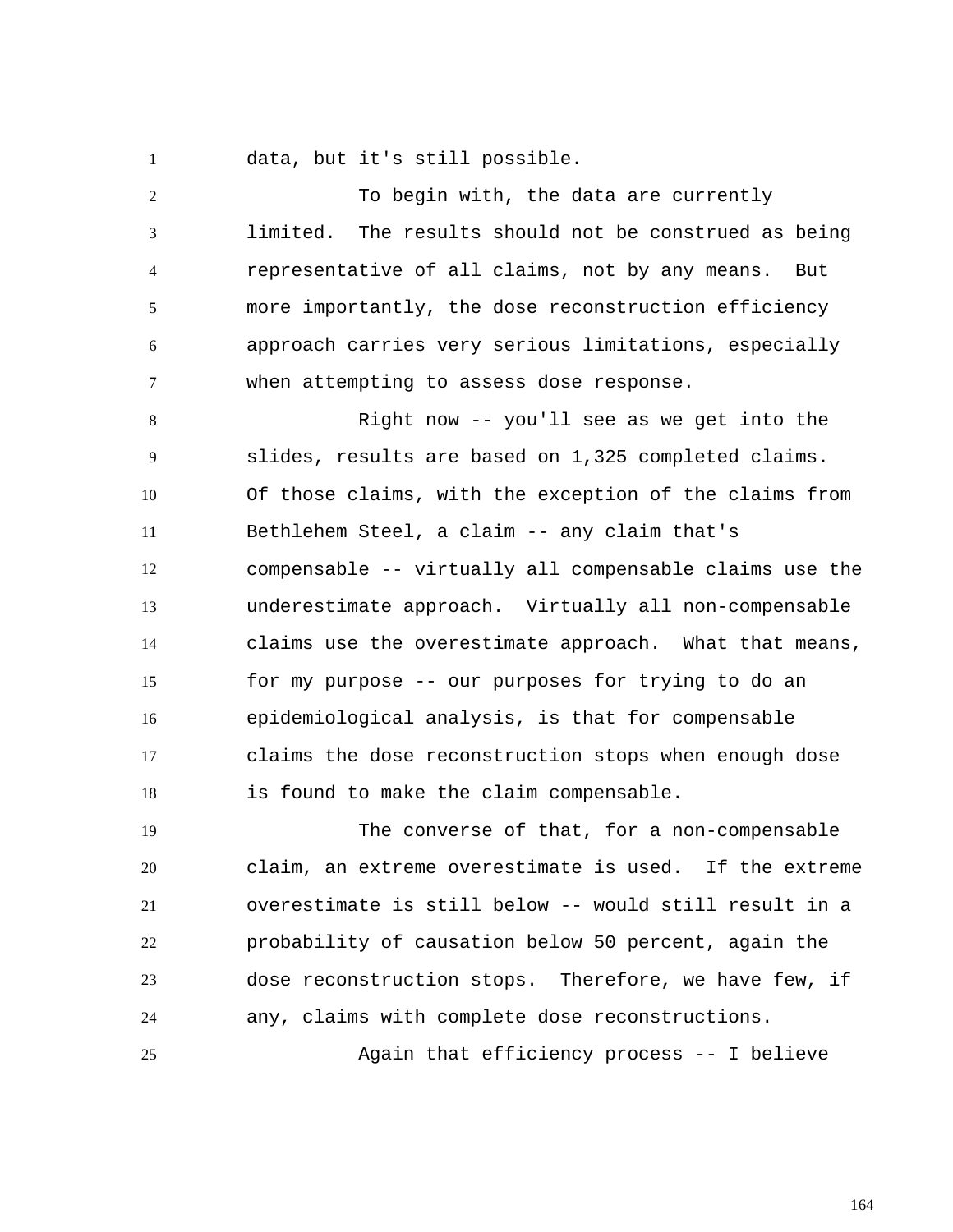data, but it's still possible.

To begin with, the data are currently limited. The results should not be construed as being representative of all claims, not by any means. But more importantly, the dose reconstruction efficiency approach carries very serious limitations, especially when attempting to assess dose response.

Right now -- you'll see as we get into the slides, results are based on 1,325 completed claims. Of those claims, with the exception of the claims from Bethlehem Steel, a claim -- any claim that's compensable -- virtually all compensable claims use the underestimate approach. Virtually all non-compensable claims use the overestimate approach. What that means, for my purpose -- our purposes for trying to do an epidemiological analysis, is that for compensable claims the dose reconstruction stops when enough dose is found to make the claim compensable.

The converse of that, for a non-compensable claim, an extreme overestimate is used. If the extreme overestimate is still below -- would still result in a probability of causation below 50 percent, again the dose reconstruction stops. Therefore, we have few, if any, claims with complete dose reconstructions.

Again that efficiency process -- I believe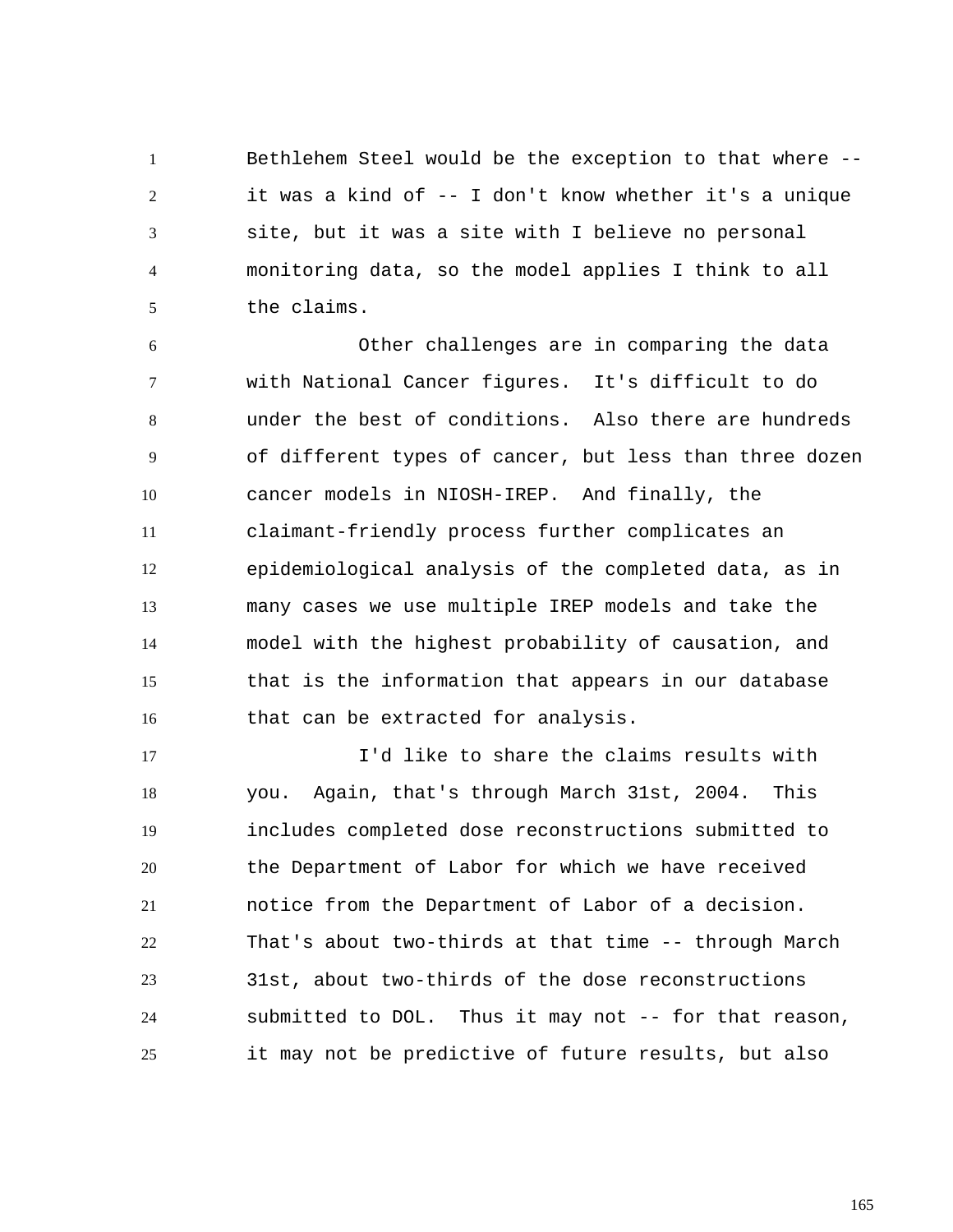Bethlehem Steel would be the exception to that where -- it was a kind of -- I don't know whether it's a unique site, but it was a site with I believe no personal monitoring data, so the model applies I think to all the claims.

Other challenges are in comparing the data with National Cancer figures. It's difficult to do under the best of conditions. Also there are hundreds of different types of cancer, but less than three dozen cancer models in NIOSH-IREP. And finally, the claimant-friendly process further complicates an epidemiological analysis of the completed data, as in many cases we use multiple IREP models and take the model with the highest probability of causation, and that is the information that appears in our database that can be extracted for analysis.

I'd like to share the claims results with you. Again, that's through March 31st, 2004. This includes completed dose reconstructions submitted to the Department of Labor for which we have received notice from the Department of Labor of a decision. That's about two-thirds at that time -- through March 31st, about two-thirds of the dose reconstructions submitted to DOL. Thus it may not -- for that reason, it may not be predictive of future results, but also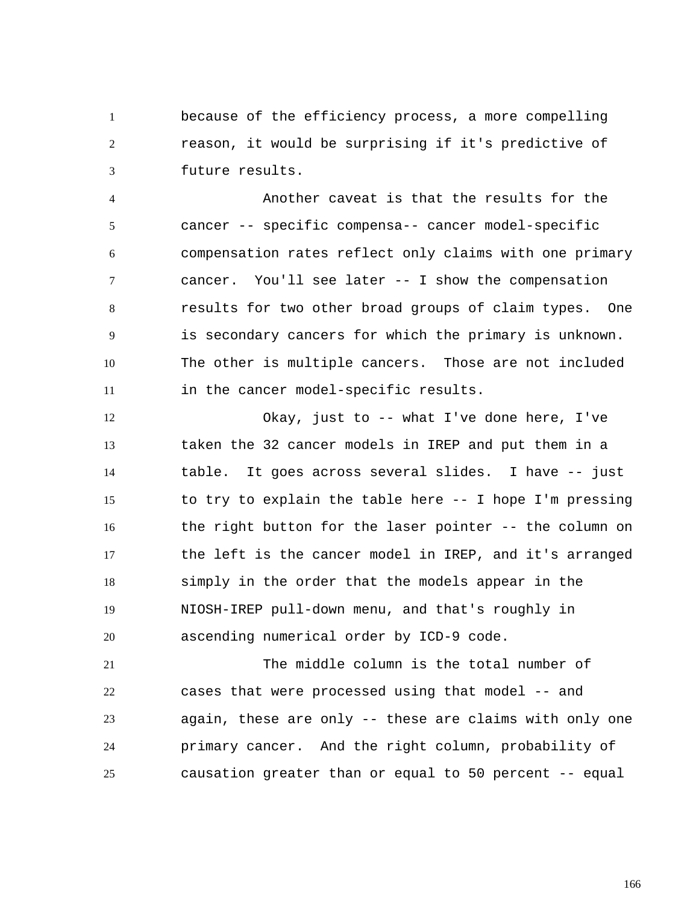because of the efficiency process, a more compelling reason, it would be surprising if it's predictive of future results.

Another caveat is that the results for the cancer -- specific compensa-- cancer model-specific compensation rates reflect only claims with one primary cancer. You'll see later -- I show the compensation results for two other broad groups of claim types. One is secondary cancers for which the primary is unknown. The other is multiple cancers. Those are not included in the cancer model-specific results.

Okay, just to -- what I've done here, I've taken the 32 cancer models in IREP and put them in a table. It goes across several slides. I have -- just to try to explain the table here -- I hope I'm pressing the right button for the laser pointer -- the column on the left is the cancer model in IREP, and it's arranged simply in the order that the models appear in the NIOSH-IREP pull-down menu, and that's roughly in ascending numerical order by ICD-9 code.

The middle column is the total number of cases that were processed using that model -- and again, these are only -- these are claims with only one primary cancer. And the right column, probability of causation greater than or equal to 50 percent -- equal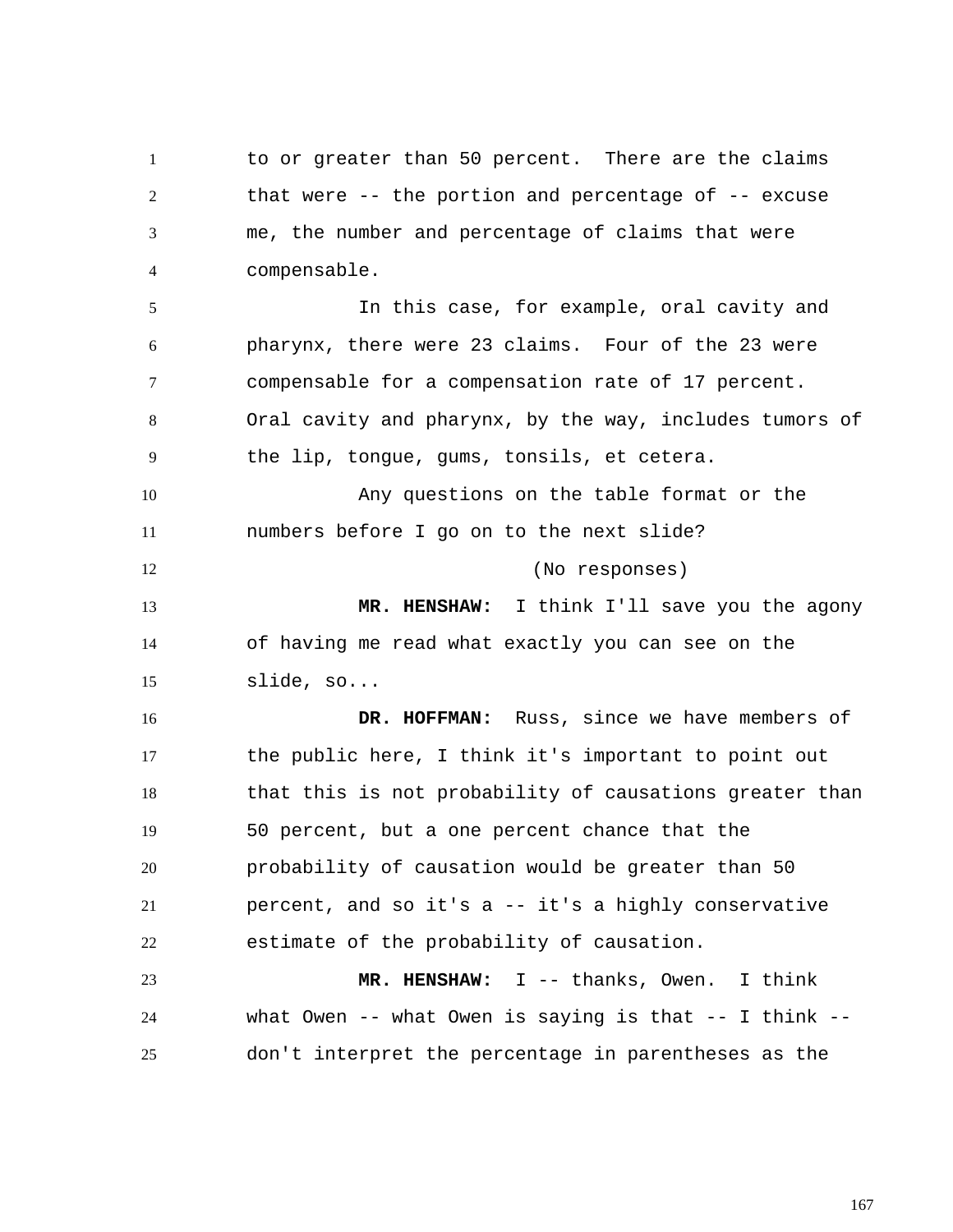to or greater than 50 percent. There are the claims that were -- the portion and percentage of -- excuse me, the number and percentage of claims that were compensable.

In this case, for example, oral cavity and pharynx, there were 23 claims. Four of the 23 were compensable for a compensation rate of 17 percent. Oral cavity and pharynx, by the way, includes tumors of the lip, tongue, gums, tonsils, et cetera.

Any questions on the table format or the numbers before I go on to the next slide?

(No responses)

**MR. HENSHAW:** I think I'll save you the agony of having me read what exactly you can see on the slide, so...

**DR. HOFFMAN:** Russ, since we have members of the public here, I think it's important to point out that this is not probability of causations greater than 50 percent, but a one percent chance that the probability of causation would be greater than 50 percent, and so it's a -- it's a highly conservative estimate of the probability of causation.

**MR. HENSHAW:** I -- thanks, Owen. I think what Owen -- what Owen is saying is that -- I think -- don't interpret the percentage in parentheses as the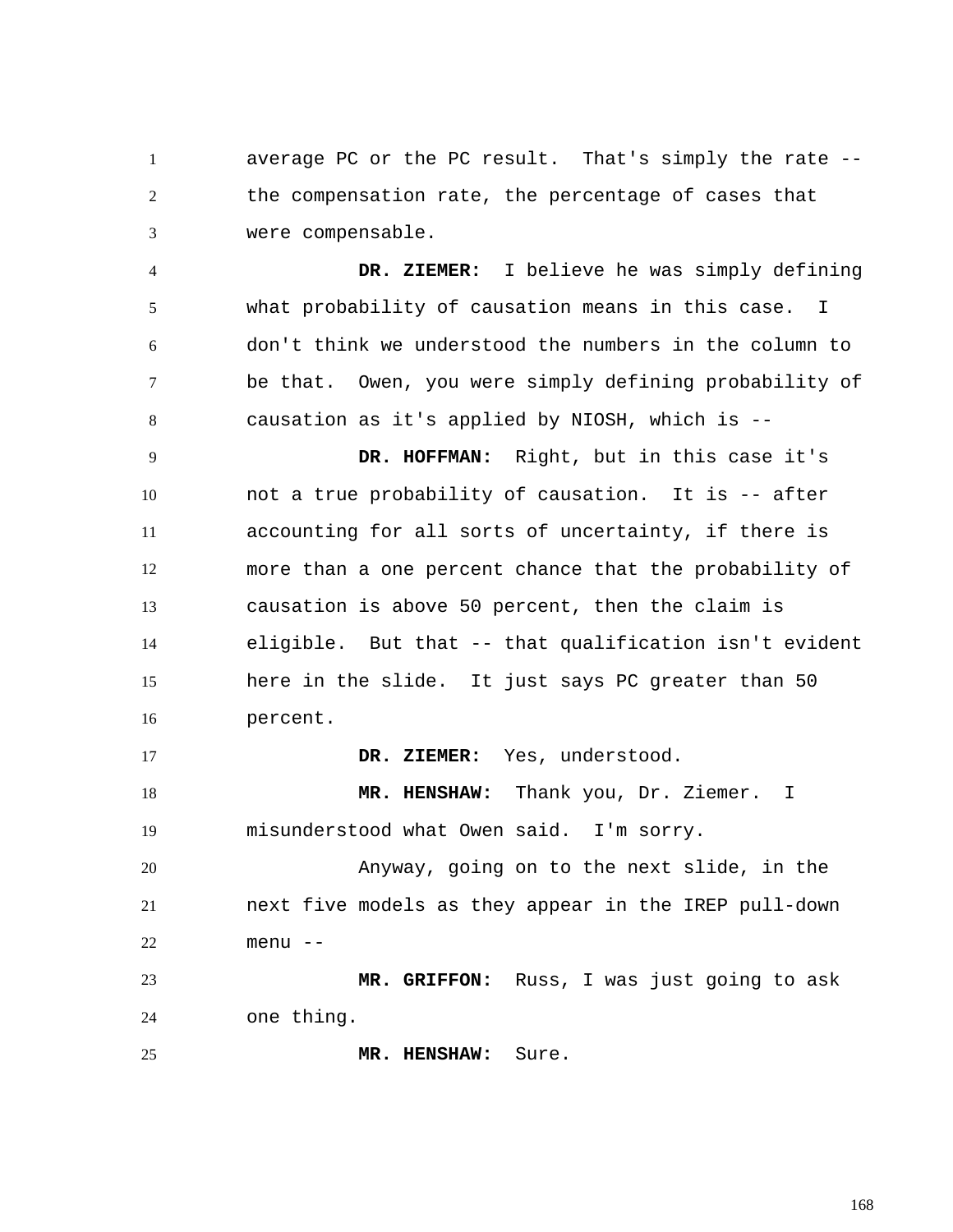average PC or the PC result. That's simply the rate -- the compensation rate, the percentage of cases that were compensable.

**DR. ZIEMER:** I believe he was simply defining what probability of causation means in this case. I don't think we understood the numbers in the column to be that. Owen, you were simply defining probability of causation as it's applied by NIOSH, which is --

**DR. HOFFMAN:** Right, but in this case it's not a true probability of causation. It is -- after accounting for all sorts of uncertainty, if there is more than a one percent chance that the probability of causation is above 50 percent, then the claim is eligible. But that -- that qualification isn't evident here in the slide. It just says PC greater than 50 percent.

**DR. ZIEMER:** Yes, understood.

**MR. HENSHAW:** Thank you, Dr. Ziemer. I misunderstood what Owen said. I'm sorry.

Anyway, going on to the next slide, in the next five models as they appear in the IREP pull-down menu --

**MR. GRIFFON:** Russ, I was just going to ask one thing.

**MR. HENSHAW:** Sure.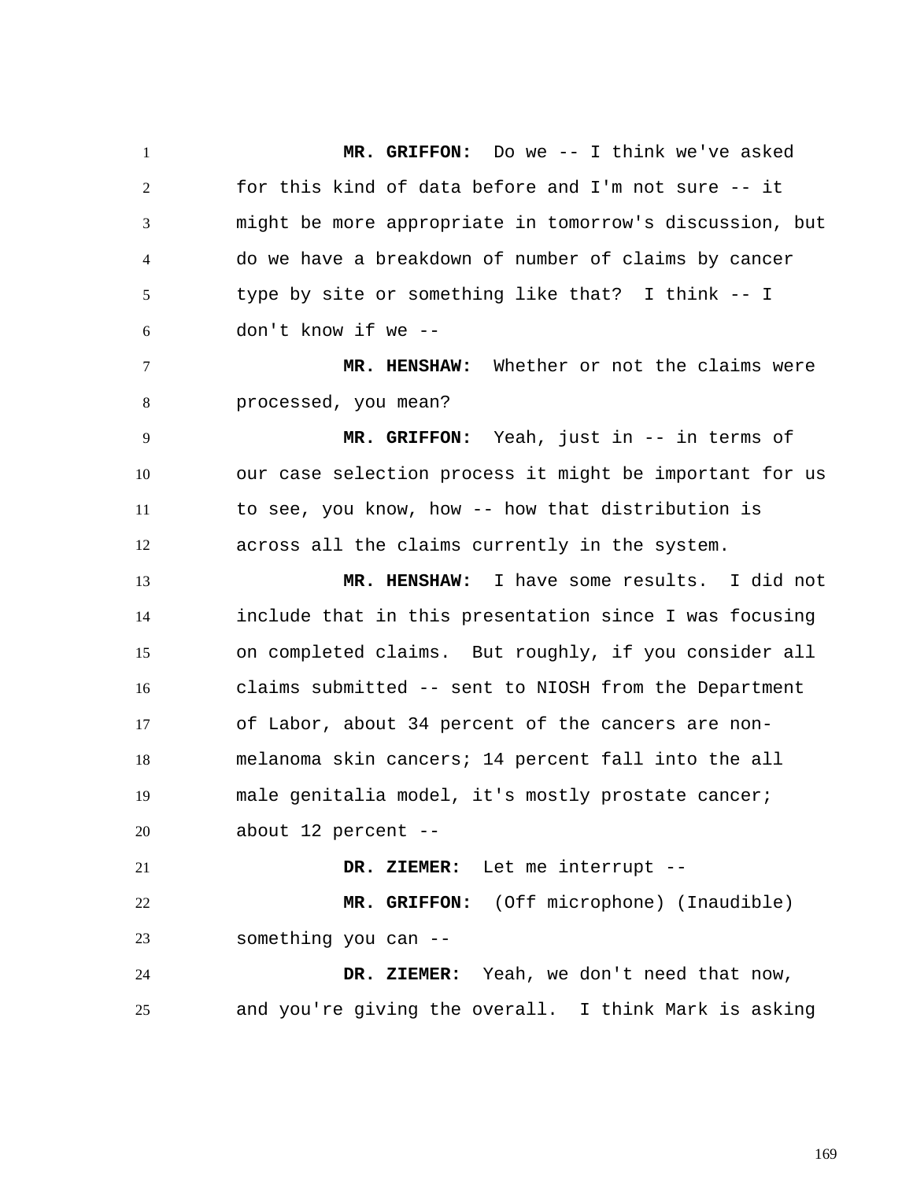**MR. GRIFFON:** Do we -- I think we've asked for this kind of data before and I'm not sure -- it might be more appropriate in tomorrow's discussion, but do we have a breakdown of number of claims by cancer type by site or something like that? I think -- I don't know if we --

**MR. HENSHAW:** Whether or not the claims were processed, you mean?

**MR. GRIFFON:** Yeah, just in -- in terms of our case selection process it might be important for us to see, you know, how -- how that distribution is across all the claims currently in the system.

**MR. HENSHAW:** I have some results. I did not include that in this presentation since I was focusing on completed claims. But roughly, if you consider all claims submitted -- sent to NIOSH from the Department of Labor, about 34 percent of the cancers are non-melanoma skin cancers; 14 percent fall into the all male genitalia model, it's mostly prostate cancer; about 12 percent --

**DR. ZIEMER:** Let me interrupt --

**MR. GRIFFON:** (Off microphone) (Inaudible) something you can --

**DR. ZIEMER:** Yeah, we don't need that now, and you're giving the overall. I think Mark is asking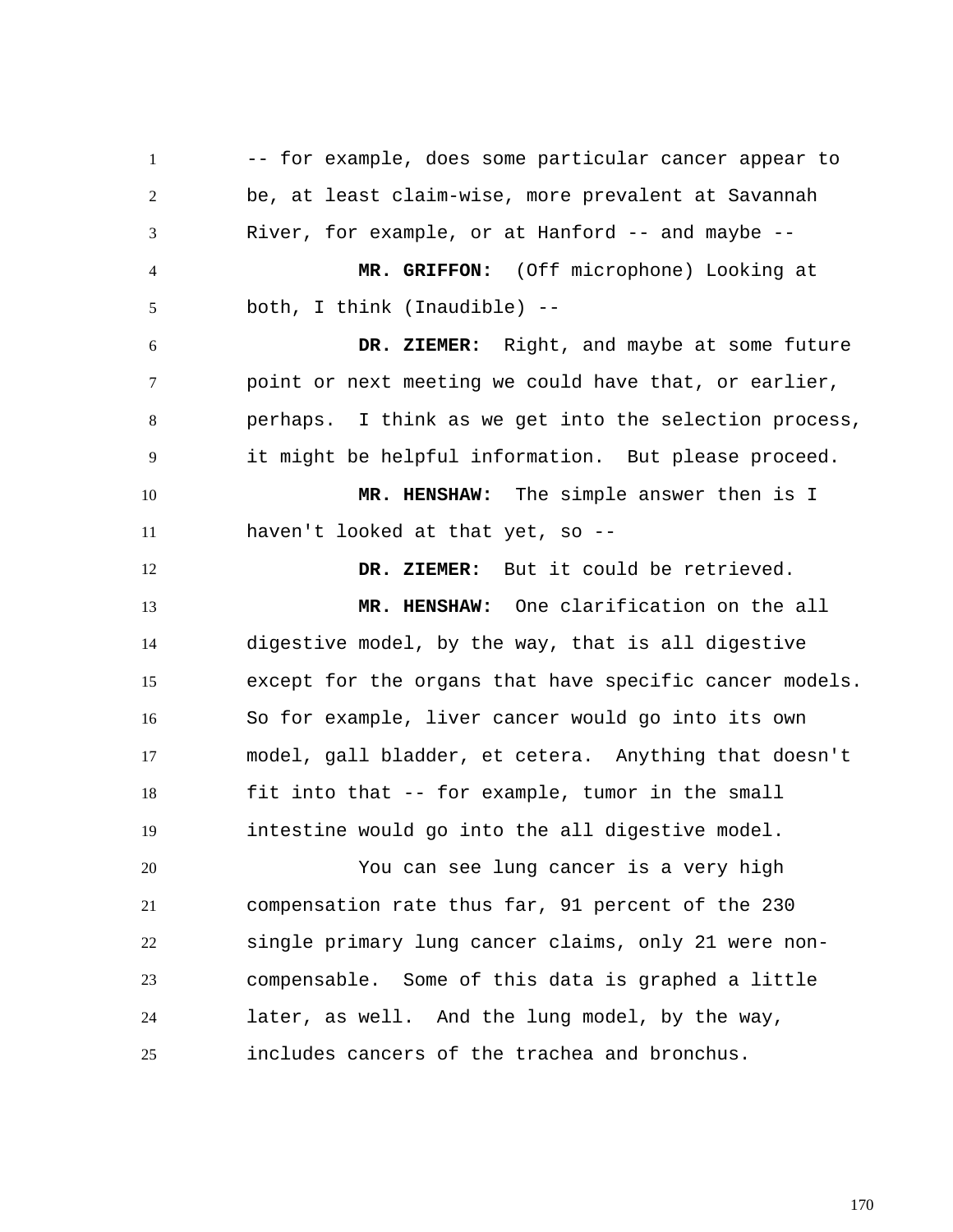-- for example, does some particular cancer appear to be, at least claim-wise, more prevalent at Savannah River, for example, or at Hanford -- and maybe --

**MR. GRIFFON:** (Off microphone) Looking at both, I think (Inaudible) --

**DR. ZIEMER:** Right, and maybe at some future point or next meeting we could have that, or earlier, perhaps. I think as we get into the selection process, it might be helpful information. But please proceed.

**MR. HENSHAW:** The simple answer then is I haven't looked at that yet, so --

**DR. ZIEMER:** But it could be retrieved.

**MR. HENSHAW:** One clarification on the all digestive model, by the way, that is all digestive except for the organs that have specific cancer models. So for example, liver cancer would go into its own model, gall bladder, et cetera. Anything that doesn't fit into that -- for example, tumor in the small intestine would go into the all digestive model.

You can see lung cancer is a very high compensation rate thus far, 91 percent of the 230 single primary lung cancer claims, only 21 were non-compensable. Some of this data is graphed a little later, as well. And the lung model, by the way, includes cancers of the trachea and bronchus.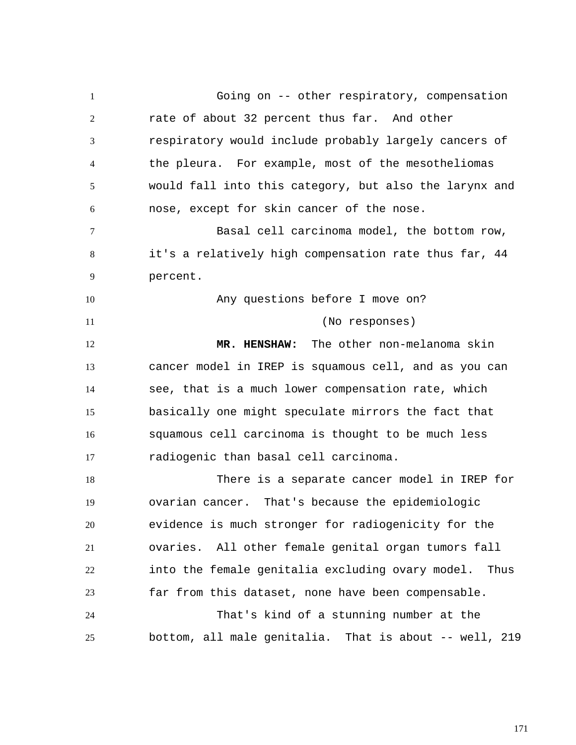Going on -- other respiratory, compensation rate of about 32 percent thus far. And other respiratory would include probably largely cancers of the pleura. For example, most of the mesotheliomas would fall into this category, but also the larynx and nose, except for skin cancer of the nose.

Basal cell carcinoma model, the bottom row, it's a relatively high compensation rate thus far, 44 percent.

Any questions before I move on?

(No responses)

**MR. HENSHAW:** The other non-melanoma skin cancer model in IREP is squamous cell, and as you can see, that is a much lower compensation rate, which basically one might speculate mirrors the fact that squamous cell carcinoma is thought to be much less radiogenic than basal cell carcinoma.

There is a separate cancer model in IREP for ovarian cancer. That's because the epidemiologic evidence is much stronger for radiogenicity for the ovaries. All other female genital organ tumors fall into the female genitalia excluding ovary model. Thus far from this dataset, none have been compensable.

That's kind of a stunning number at the bottom, all male genitalia. That is about -- well, 219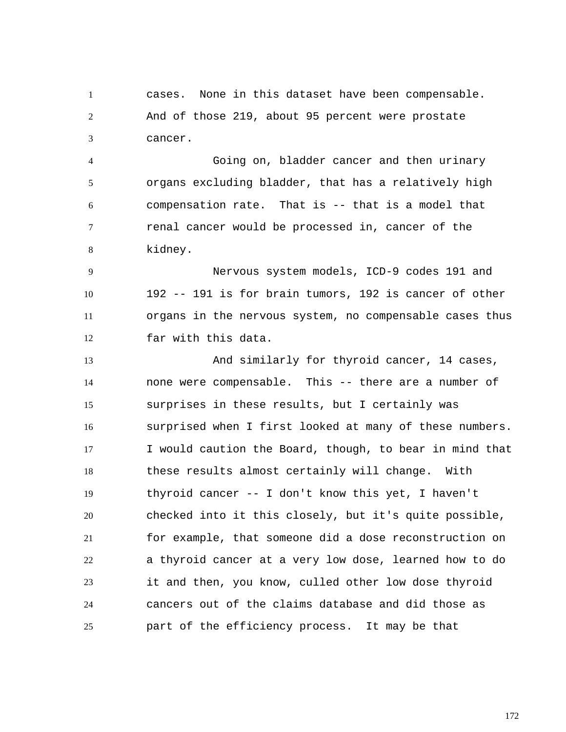cases. None in this dataset have been compensable. And of those 219, about 95 percent were prostate cancer.

Going on, bladder cancer and then urinary organs excluding bladder, that has a relatively high compensation rate. That is -- that is a model that renal cancer would be processed in, cancer of the kidney.

Nervous system models, ICD-9 codes 191 and 192 -- 191 is for brain tumors, 192 is cancer of other organs in the nervous system, no compensable cases thus far with this data.

And similarly for thyroid cancer, 14 cases, none were compensable. This -- there are a number of surprises in these results, but I certainly was surprised when I first looked at many of these numbers. I would caution the Board, though, to bear in mind that these results almost certainly will change. With thyroid cancer -- I don't know this yet, I haven't checked into it this closely, but it's quite possible, for example, that someone did a dose reconstruction on a thyroid cancer at a very low dose, learned how to do it and then, you know, culled other low dose thyroid cancers out of the claims database and did those as part of the efficiency process. It may be that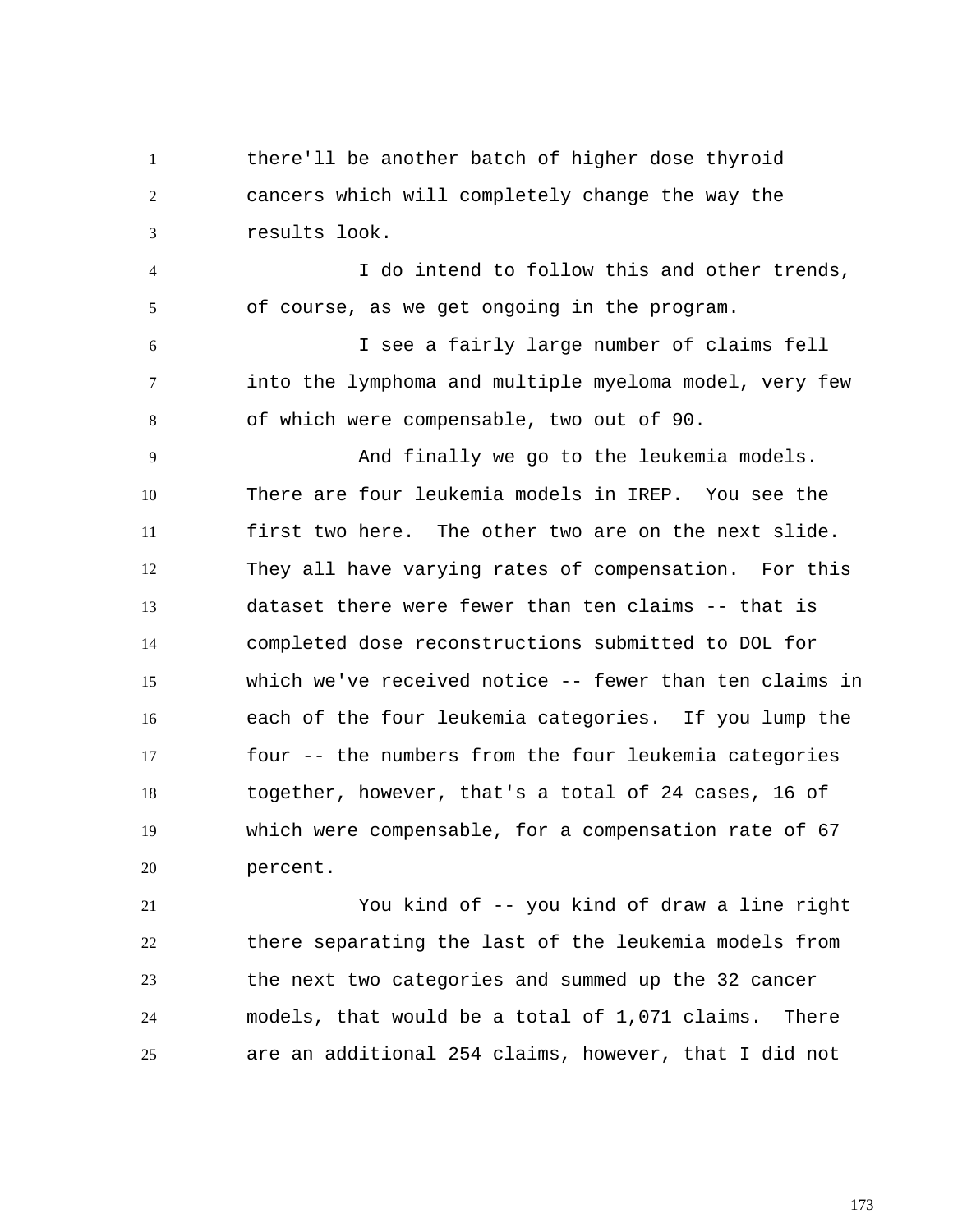there'll be another batch of higher dose thyroid cancers which will completely change the way the results look.

I do intend to follow this and other trends, of course, as we get ongoing in the program.

I see a fairly large number of claims fell into the lymphoma and multiple myeloma model, very few of which were compensable, two out of 90.

And finally we go to the leukemia models. There are four leukemia models in IREP. You see the first two here. The other two are on the next slide. They all have varying rates of compensation. For this dataset there were fewer than ten claims -- that is completed dose reconstructions submitted to DOL for which we've received notice -- fewer than ten claims in each of the four leukemia categories. If you lump the four -- the numbers from the four leukemia categories together, however, that's a total of 24 cases, 16 of which were compensable, for a compensation rate of 67 percent.

You kind of -- you kind of draw a line right there separating the last of the leukemia models from the next two categories and summed up the 32 cancer models, that would be a total of 1,071 claims. There are an additional 254 claims, however, that I did not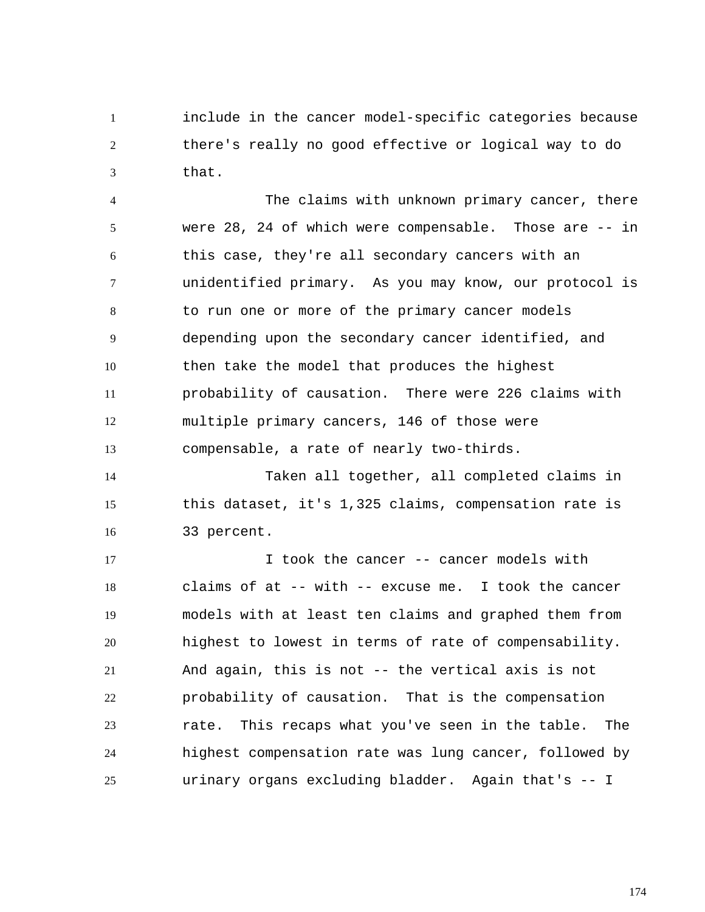include in the cancer model-specific categories because there's really no good effective or logical way to do that.

The claims with unknown primary cancer, there were 28, 24 of which were compensable. Those are -- in this case, they're all secondary cancers with an unidentified primary. As you may know, our protocol is to run one or more of the primary cancer models depending upon the secondary cancer identified, and then take the model that produces the highest probability of causation. There were 226 claims with multiple primary cancers, 146 of those were compensable, a rate of nearly two-thirds.

Taken all together, all completed claims in this dataset, it's 1,325 claims, compensation rate is 33 percent.

I took the cancer -- cancer models with claims of at -- with -- excuse me. I took the cancer models with at least ten claims and graphed them from highest to lowest in terms of rate of compensability. And again, this is not -- the vertical axis is not probability of causation. That is the compensation rate. This recaps what you've seen in the table. The highest compensation rate was lung cancer, followed by urinary organs excluding bladder. Again that's -- I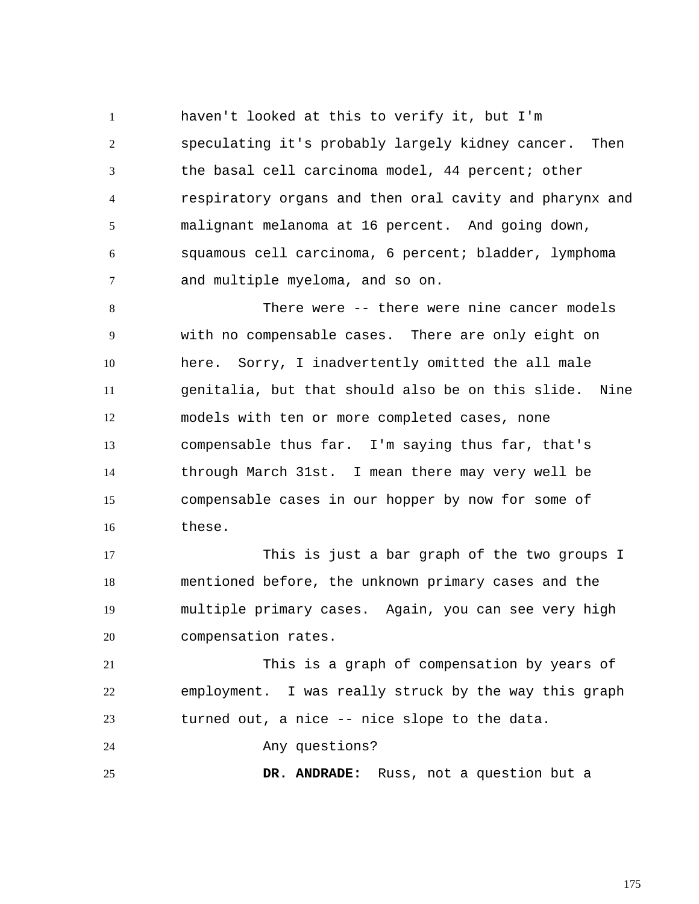haven't looked at this to verify it, but I'm speculating it's probably largely kidney cancer. Then the basal cell carcinoma model, 44 percent; other respiratory organs and then oral cavity and pharynx and malignant melanoma at 16 percent. And going down, squamous cell carcinoma, 6 percent; bladder, lymphoma and multiple myeloma, and so on.

There were -- there were nine cancer models with no compensable cases. There are only eight on here. Sorry, I inadvertently omitted the all male genitalia, but that should also be on this slide. Nine models with ten or more completed cases, none compensable thus far. I'm saying thus far, that's through March 31st. I mean there may very well be compensable cases in our hopper by now for some of these.

This is just a bar graph of the two groups I mentioned before, the unknown primary cases and the multiple primary cases. Again, you can see very high compensation rates.

This is a graph of compensation by years of employment. I was really struck by the way this graph turned out, a nice -- nice slope to the data.

Any questions?

**DR. ANDRADE:** Russ, not a question but a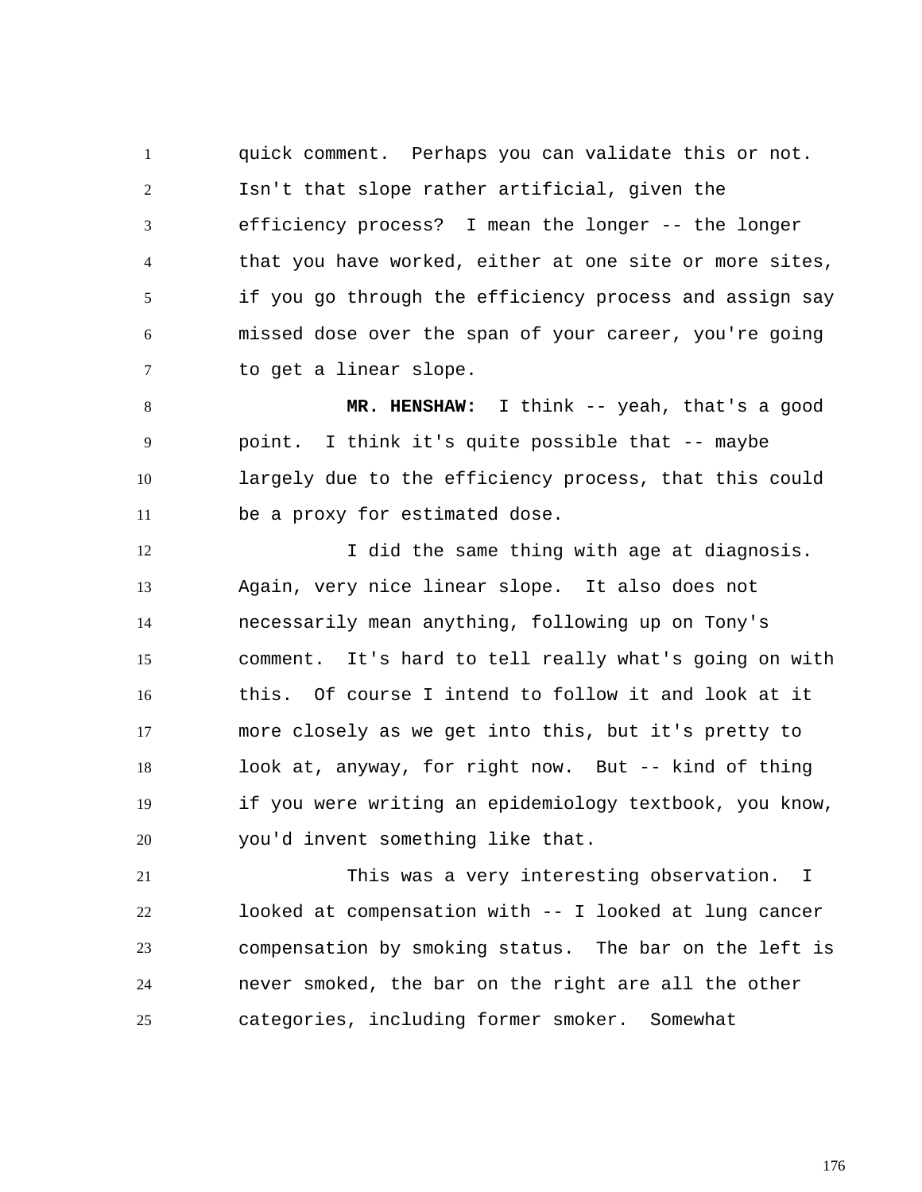quick comment. Perhaps you can validate this or not. Isn't that slope rather artificial, given the efficiency process? I mean the longer -- the longer that you have worked, either at one site or more sites, if you go through the efficiency process and assign say missed dose over the span of your career, you're going to get a linear slope.

**MR. HENSHAW:** I think -- yeah, that's a good point. I think it's quite possible that -- maybe largely due to the efficiency process, that this could be a proxy for estimated dose.

I did the same thing with age at diagnosis. Again, very nice linear slope. It also does not necessarily mean anything, following up on Tony's comment. It's hard to tell really what's going on with this. Of course I intend to follow it and look at it more closely as we get into this, but it's pretty to look at, anyway, for right now. But -- kind of thing if you were writing an epidemiology textbook, you know, you'd invent something like that.

This was a very interesting observation. I looked at compensation with -- I looked at lung cancer compensation by smoking status. The bar on the left is never smoked, the bar on the right are all the other categories, including former smoker. Somewhat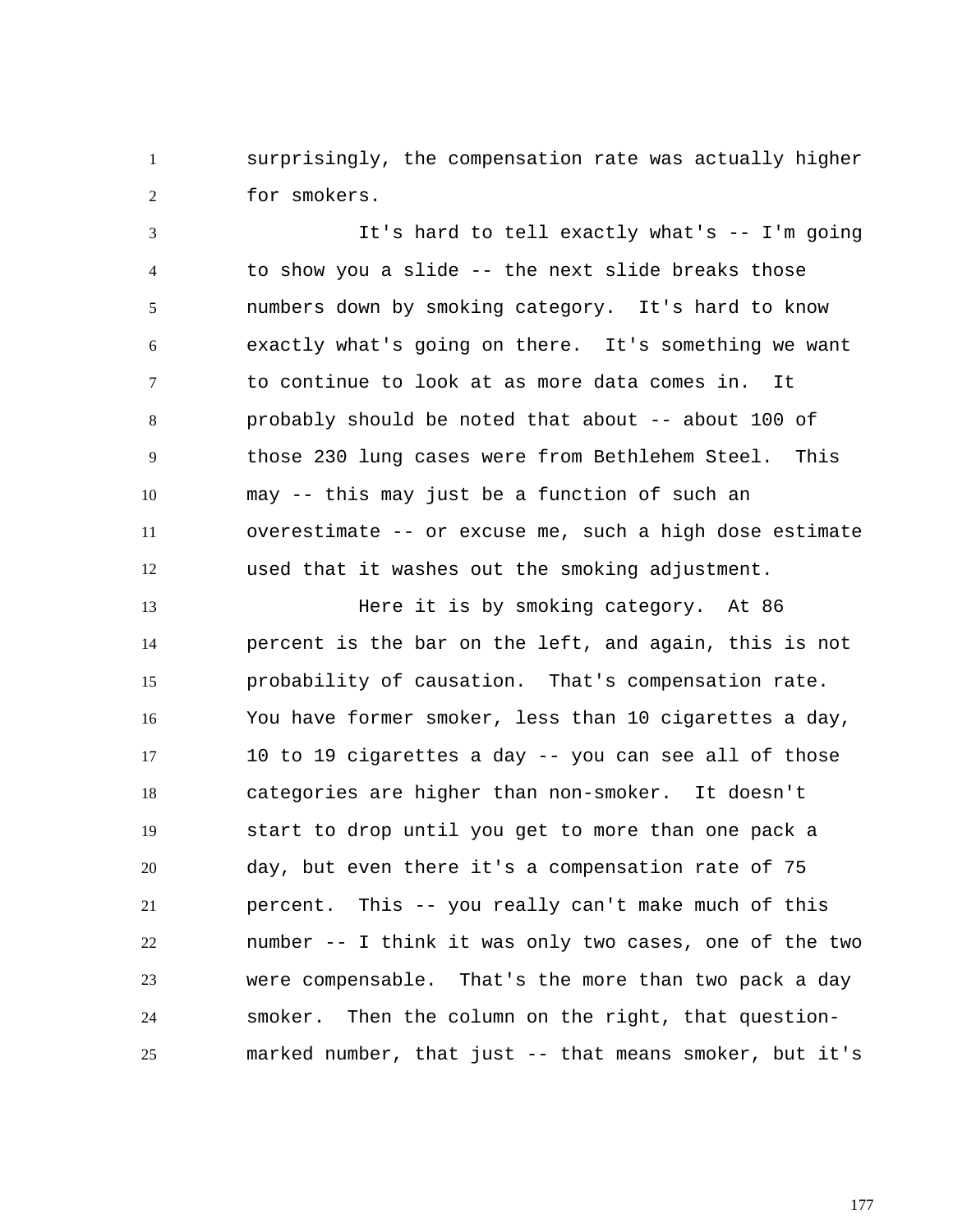surprisingly, the compensation rate was actually higher for smokers.

It's hard to tell exactly what's -- I'm going to show you a slide -- the next slide breaks those numbers down by smoking category. It's hard to know exactly what's going on there. It's something we want to continue to look at as more data comes in. It probably should be noted that about -- about 100 of those 230 lung cases were from Bethlehem Steel. This may -- this may just be a function of such an overestimate -- or excuse me, such a high dose estimate used that it washes out the smoking adjustment.

Here it is by smoking category. At 86 percent is the bar on the left, and again, this is not probability of causation. That's compensation rate. You have former smoker, less than 10 cigarettes a day, 10 to 19 cigarettes a day -- you can see all of those categories are higher than non-smoker. It doesn't start to drop until you get to more than one pack a day, but even there it's a compensation rate of 75 percent. This -- you really can't make much of this number -- I think it was only two cases, one of the two were compensable. That's the more than two pack a day smoker. Then the column on the right, that question-marked number, that just -- that means smoker, but it's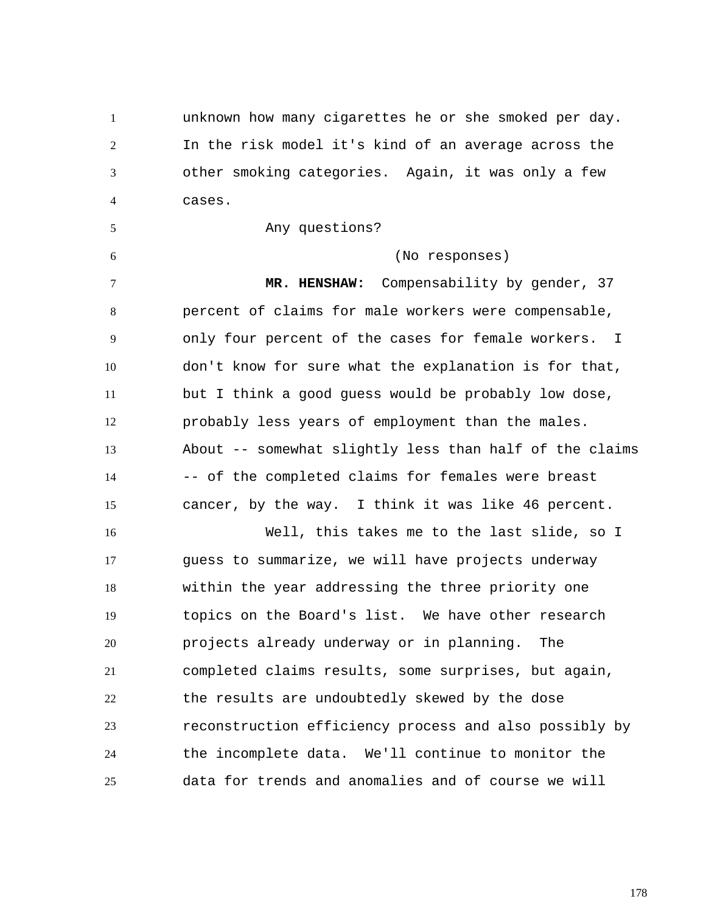unknown how many cigarettes he or she smoked per day. In the risk model it's kind of an average across the other smoking categories. Again, it was only a few cases.

Any questions?

(No responses)

**MR. HENSHAW:** Compensability by gender, 37 percent of claims for male workers were compensable, only four percent of the cases for female workers. I don't know for sure what the explanation is for that, but I think a good guess would be probably low dose, probably less years of employment than the males. About -- somewhat slightly less than half of the claims -- of the completed claims for females were breast cancer, by the way. I think it was like 46 percent.

Well, this takes me to the last slide, so I guess to summarize, we will have projects underway within the year addressing the three priority one topics on the Board's list. We have other research projects already underway or in planning. The completed claims results, some surprises, but again, the results are undoubtedly skewed by the dose reconstruction efficiency process and also possibly by the incomplete data. We'll continue to monitor the data for trends and anomalies and of course we will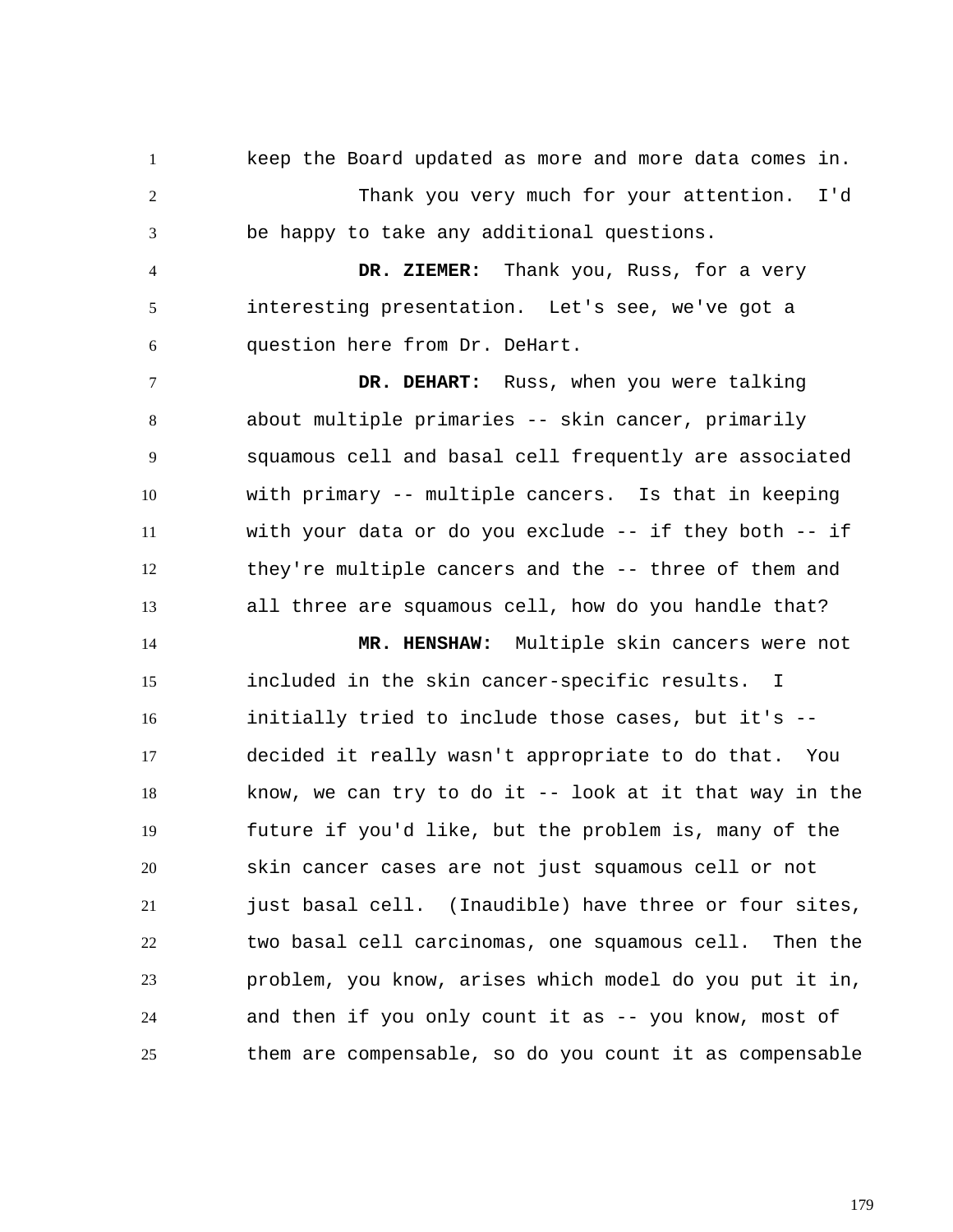keep the Board updated as more and more data comes in.

Thank you very much for your attention. I'd be happy to take any additional questions.

**DR. ZIEMER:** Thank you, Russ, for a very interesting presentation. Let's see, we've got a question here from Dr. DeHart.

**DR. DEHART:** Russ, when you were talking about multiple primaries -- skin cancer, primarily squamous cell and basal cell frequently are associated with primary -- multiple cancers. Is that in keeping with your data or do you exclude -- if they both -- if they're multiple cancers and the -- three of them and all three are squamous cell, how do you handle that?

**MR. HENSHAW:** Multiple skin cancers were not included in the skin cancer-specific results. I initially tried to include those cases, but it's -- decided it really wasn't appropriate to do that. You know, we can try to do it -- look at it that way in the future if you'd like, but the problem is, many of the skin cancer cases are not just squamous cell or not just basal cell. (Inaudible) have three or four sites, two basal cell carcinomas, one squamous cell. Then the problem, you know, arises which model do you put it in, and then if you only count it as -- you know, most of them are compensable, so do you count it as compensable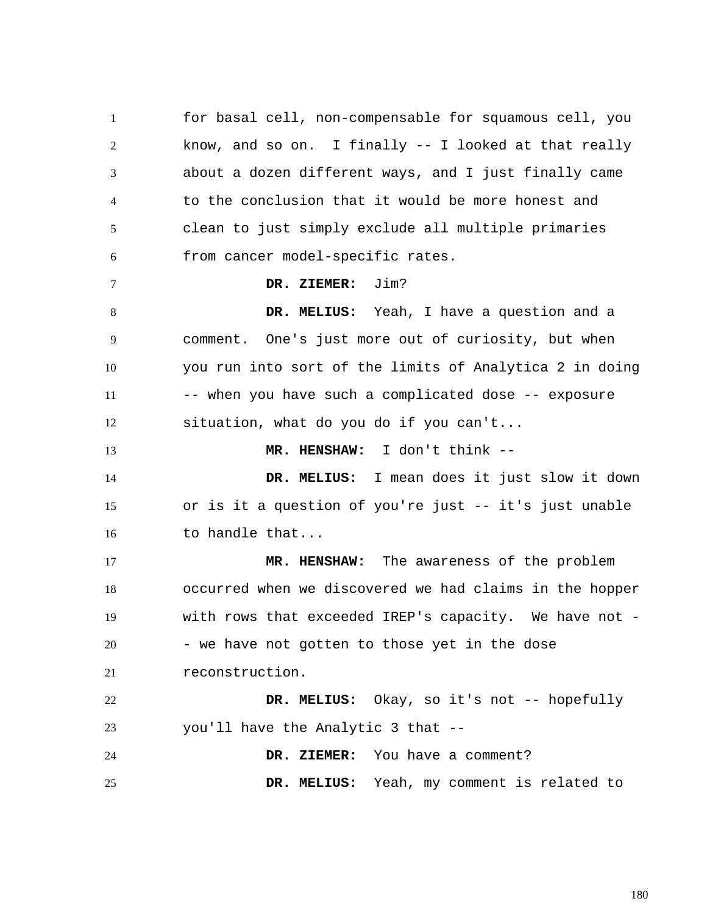for basal cell, non-compensable for squamous cell, you know, and so on. I finally -- I looked at that really about a dozen different ways, and I just finally came to the conclusion that it would be more honest and clean to just simply exclude all multiple primaries from cancer model-specific rates.

**DR. ZIEMER:** Jim?

**DR. MELIUS:** Yeah, I have a question and a comment. One's just more out of curiosity, but when you run into sort of the limits of Analytica 2 in doing -- when you have such a complicated dose -- exposure situation, what do you do if you can't...

**MR. HENSHAW:** I don't think --

**DR. MELIUS:** I mean does it just slow it down or is it a question of you're just -- it's just unable to handle that...

**MR. HENSHAW:** The awareness of the problem occurred when we discovered we had claims in the hopper with rows that exceeded IREP's capacity. We have not -- we have not gotten to those yet in the dose reconstruction.

**DR. MELIUS:** Okay, so it's not -- hopefully you'll have the Analytic 3 that --

**DR. ZIEMER:** You have a comment?

**DR. MELIUS:** Yeah, my comment is related to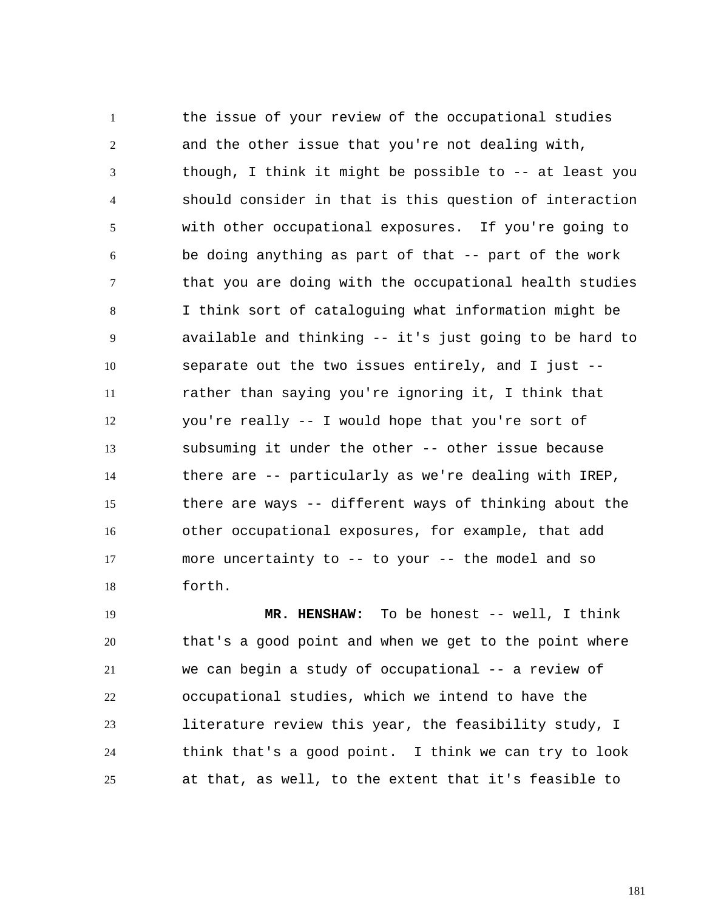the issue of your review of the occupational studies and the other issue that you're not dealing with, though, I think it might be possible to -- at least you should consider in that is this question of interaction with other occupational exposures. If you're going to be doing anything as part of that -- part of the work that you are doing with the occupational health studies I think sort of cataloguing what information might be available and thinking -- it's just going to be hard to separate out the two issues entirely, and I just -- rather than saying you're ignoring it, I think that you're really -- I would hope that you're sort of subsuming it under the other -- other issue because there are -- particularly as we're dealing with IREP, there are ways -- different ways of thinking about the other occupational exposures, for example, that add more uncertainty to -- to your -- the model and so forth.

**MR. HENSHAW:** To be honest -- well, I think that's a good point and when we get to the point where we can begin a study of occupational -- a review of occupational studies, which we intend to have the literature review this year, the feasibility study, I think that's a good point. I think we can try to look at that, as well, to the extent that it's feasible to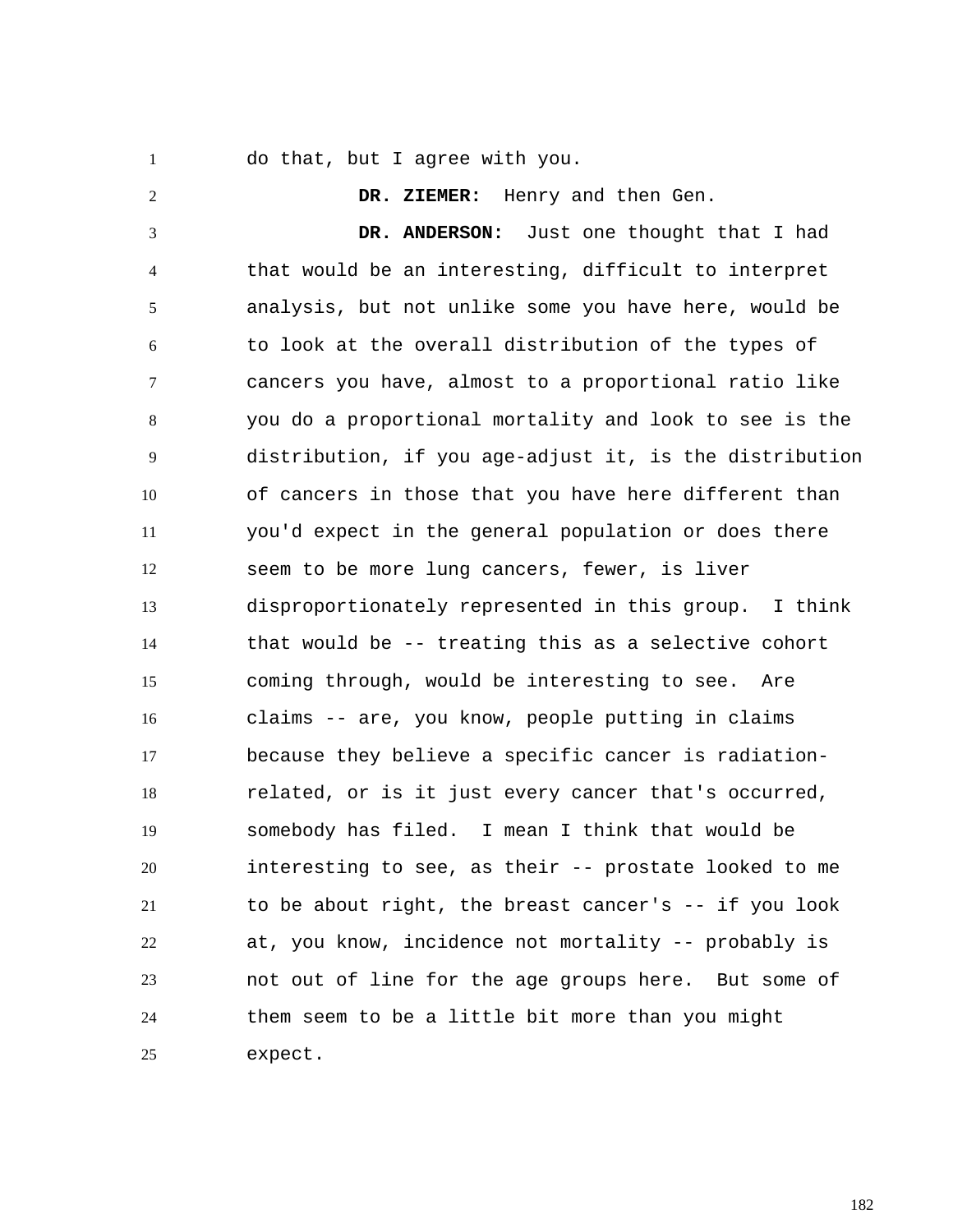do that, but I agree with you.

**DR. ZIEMER:** Henry and then Gen.

**DR. ANDERSON:** Just one thought that I had that would be an interesting, difficult to interpret analysis, but not unlike some you have here, would be to look at the overall distribution of the types of cancers you have, almost to a proportional ratio like you do a proportional mortality and look to see is the distribution, if you age-adjust it, is the distribution of cancers in those that you have here different than you'd expect in the general population or does there seem to be more lung cancers, fewer, is liver disproportionately represented in this group. I think that would be -- treating this as a selective cohort coming through, would be interesting to see. Are claims -- are, you know, people putting in claims because they believe a specific cancer is radiation-related, or is it just every cancer that's occurred, somebody has filed. I mean I think that would be interesting to see, as their -- prostate looked to me to be about right, the breast cancer's -- if you look at, you know, incidence not mortality -- probably is not out of line for the age groups here. But some of them seem to be a little bit more than you might expect.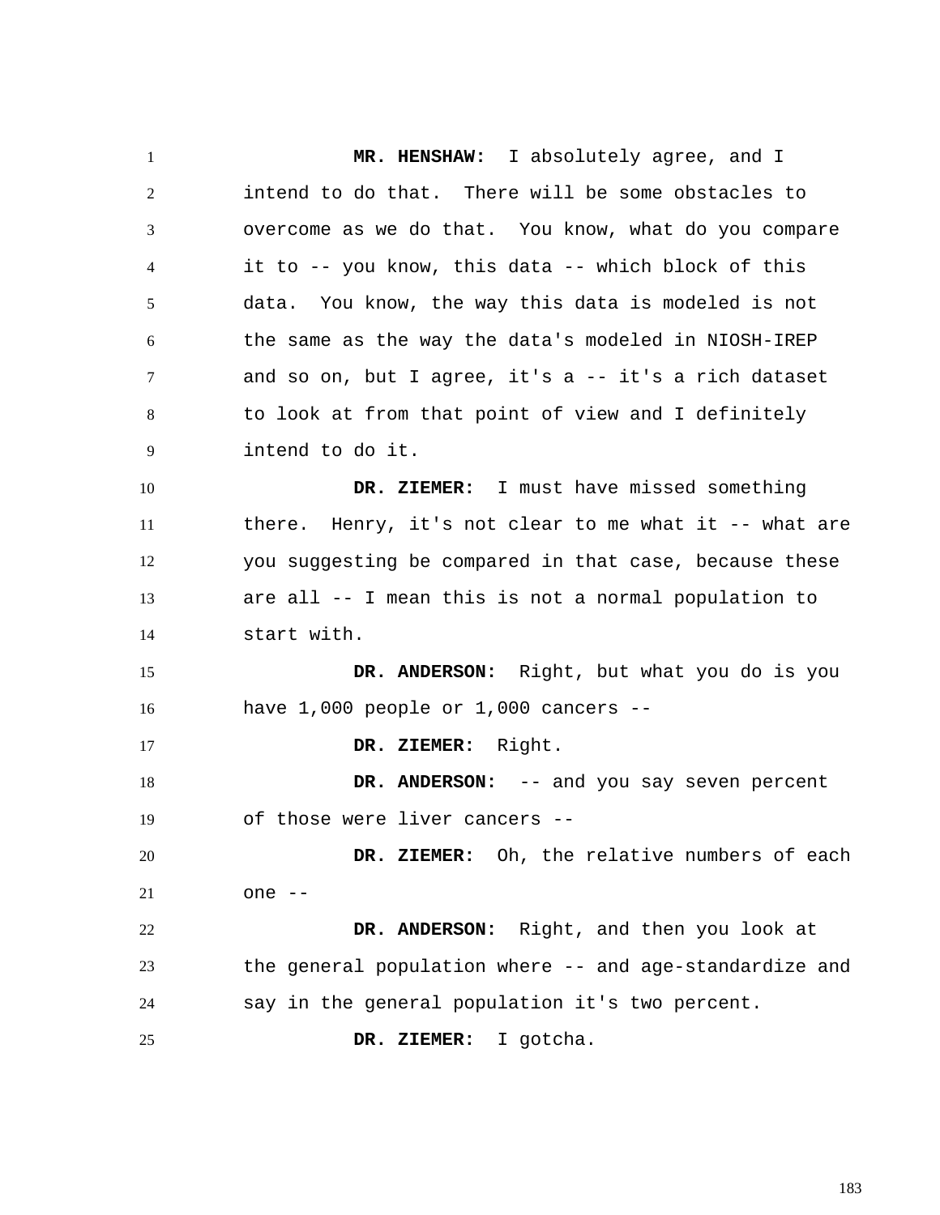**MR. HENSHAW:** I absolutely agree, and I intend to do that. There will be some obstacles to overcome as we do that. You know, what do you compare it to -- you know, this data -- which block of this data. You know, the way this data is modeled is not the same as the way the data's modeled in NIOSH-IREP and so on, but I agree, it's a -- it's a rich dataset to look at from that point of view and I definitely intend to do it.

**DR. ZIEMER:** I must have missed something there. Henry, it's not clear to me what it -- what are you suggesting be compared in that case, because these are all -- I mean this is not a normal population to start with.

**DR. ANDERSON:** Right, but what you do is you have 1,000 people or 1,000 cancers --

**DR. ZIEMER:** Right.

**DR. ANDERSON:** -- and you say seven percent of those were liver cancers --

**DR. ZIEMER:** Oh, the relative numbers of each one --

**DR. ANDERSON:** Right, and then you look at the general population where -- and age-standardize and say in the general population it's two percent.

**DR. ZIEMER:** I gotcha.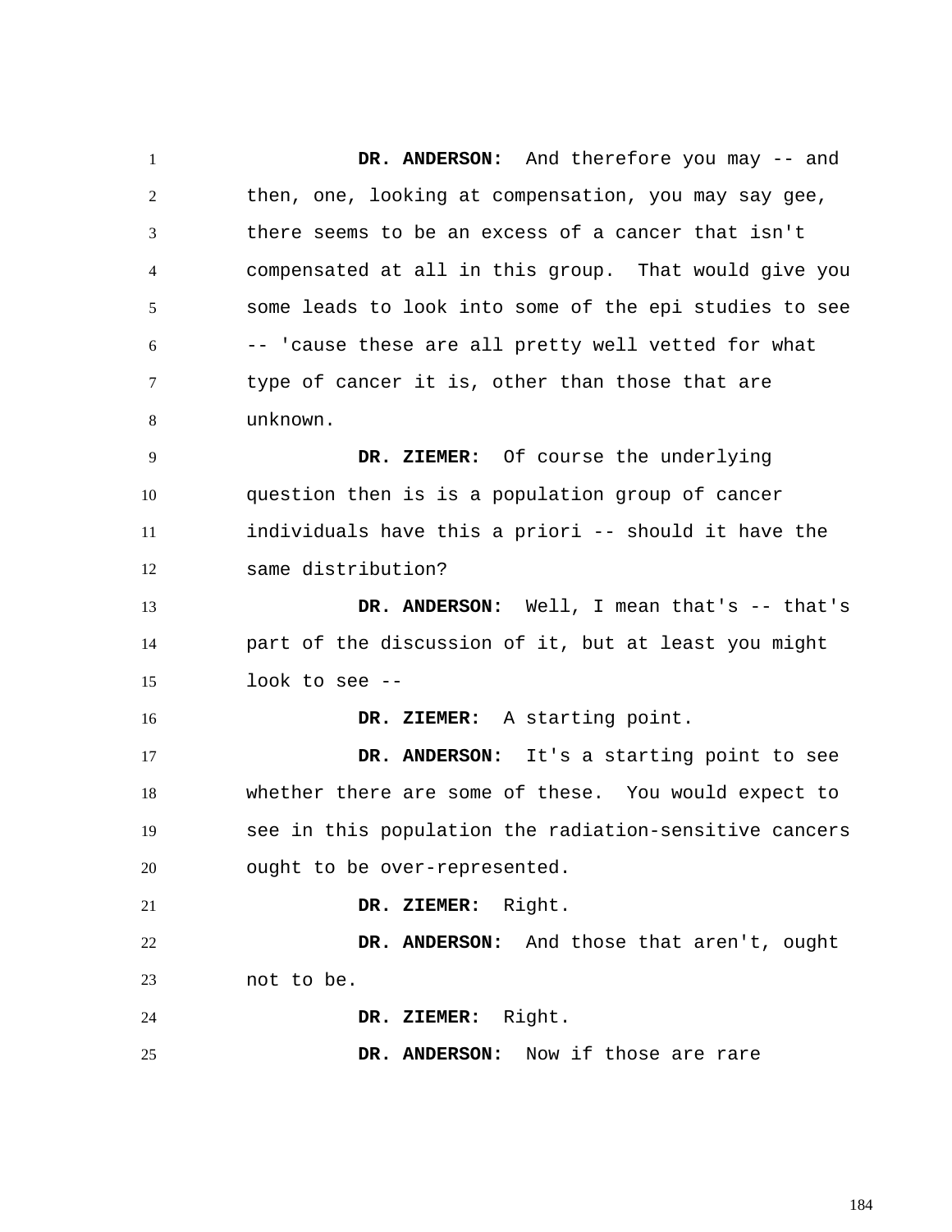**DR. ANDERSON:** And therefore you may -- and then, one, looking at compensation, you may say gee, there seems to be an excess of a cancer that isn't compensated at all in this group. That would give you some leads to look into some of the epi studies to see -- 'cause these are all pretty well vetted for what type of cancer it is, other than those that are unknown.

**DR. ZIEMER:** Of course the underlying question then is is a population group of cancer individuals have this a priori -- should it have the same distribution?

**DR. ANDERSON:** Well, I mean that's -- that's part of the discussion of it, but at least you might look to see --

**DR. ZIEMER:** A starting point.

**DR. ANDERSON:** It's a starting point to see whether there are some of these. You would expect to see in this population the radiation-sensitive cancers ought to be over-represented.

**DR. ZIEMER:** Right.

**DR. ANDERSON:** And those that aren't, ought not to be.

**DR. ZIEMER:** Right.

**DR. ANDERSON:** Now if those are rare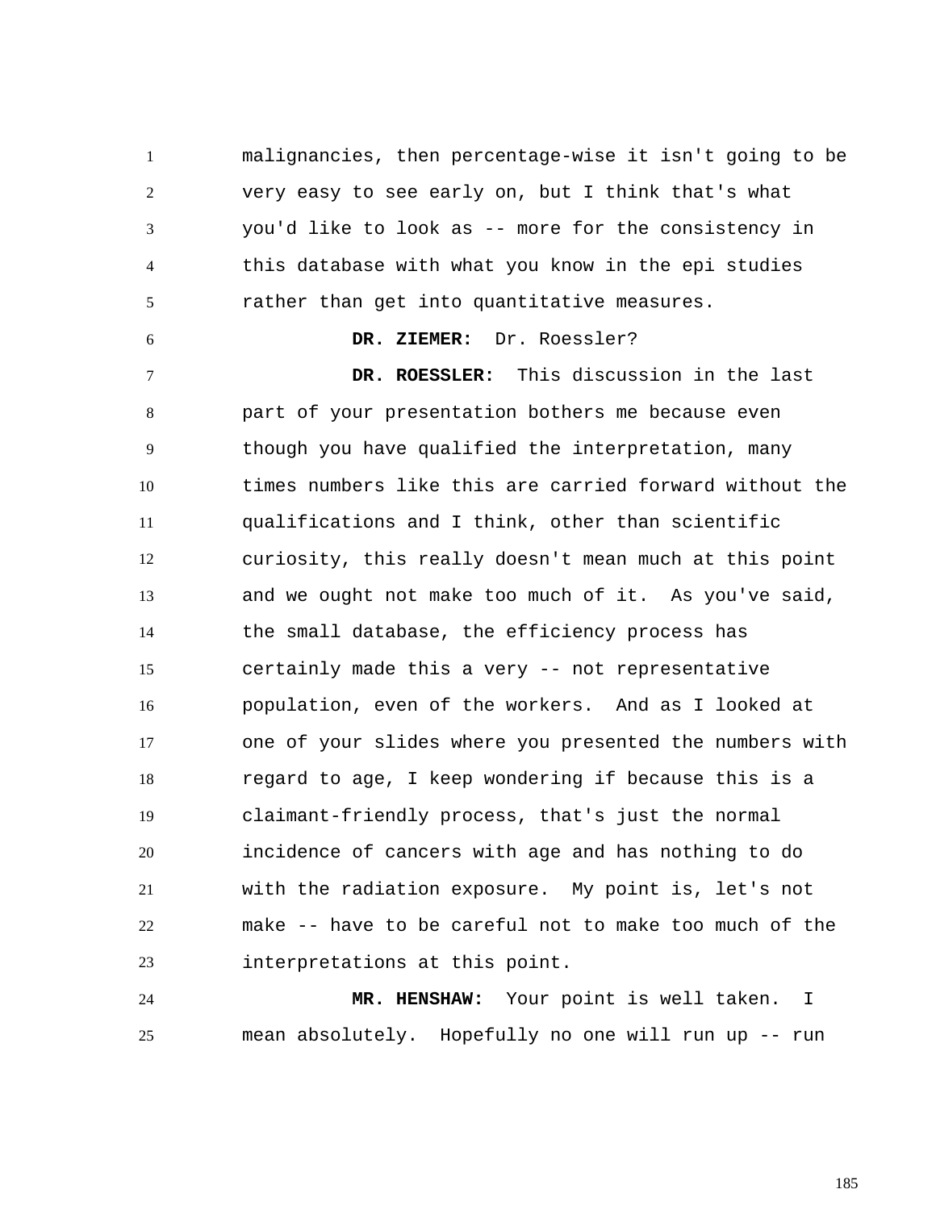malignancies, then percentage-wise it isn't going to be very easy to see early on, but I think that's what you'd like to look as -- more for the consistency in this database with what you know in the epi studies rather than get into quantitative measures.

**DR. ZIEMER:** Dr. Roessler?

**DR. ROESSLER:** This discussion in the last part of your presentation bothers me because even though you have qualified the interpretation, many times numbers like this are carried forward without the qualifications and I think, other than scientific curiosity, this really doesn't mean much at this point and we ought not make too much of it. As you've said, the small database, the efficiency process has certainly made this a very -- not representative population, even of the workers. And as I looked at one of your slides where you presented the numbers with regard to age, I keep wondering if because this is a claimant-friendly process, that's just the normal incidence of cancers with age and has nothing to do with the radiation exposure. My point is, let's not make -- have to be careful not to make too much of the interpretations at this point.

**MR. HENSHAW:** Your point is well taken. I mean absolutely. Hopefully no one will run up -- run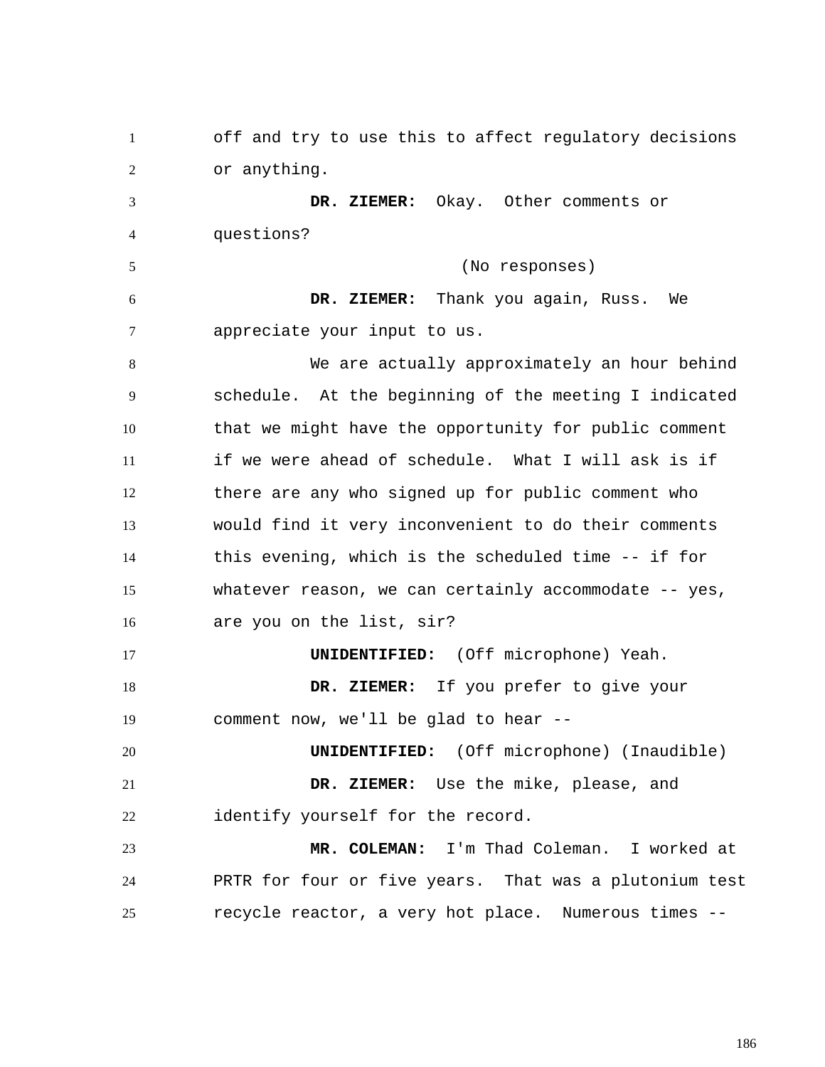off and try to use this to affect regulatory decisions or anything.

**DR. ZIEMER:** Okay. Other comments or questions?

(No responses)

**DR. ZIEMER:** Thank you again, Russ. We appreciate your input to us.

We are actually approximately an hour behind schedule. At the beginning of the meeting I indicated that we might have the opportunity for public comment if we were ahead of schedule. What I will ask is if there are any who signed up for public comment who would find it very inconvenient to do their comments this evening, which is the scheduled time -- if for whatever reason, we can certainly accommodate -- yes, are you on the list, sir?

**UNIDENTIFIED:** (Off microphone) Yeah.

**DR. ZIEMER:** If you prefer to give your comment now, we'll be glad to hear --

**UNIDENTIFIED:** (Off microphone) (Inaudible)

**DR. ZIEMER:** Use the mike, please, and identify yourself for the record.

**MR. COLEMAN:** I'm Thad Coleman. I worked at PRTR for four or five years. That was a plutonium test recycle reactor, a very hot place. Numerous times --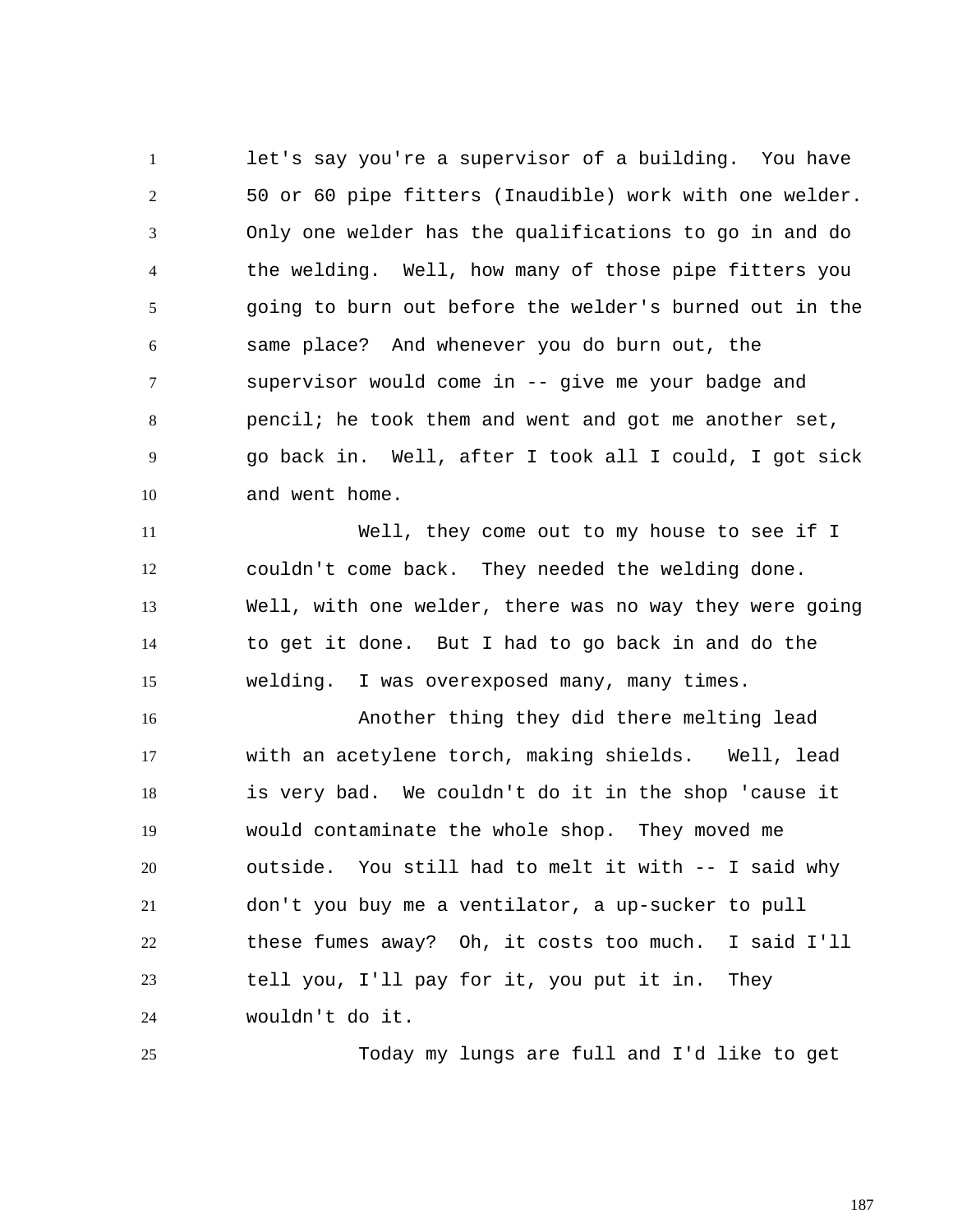let's say you're a supervisor of a building. You have 50 or 60 pipe fitters (Inaudible) work with one welder. Only one welder has the qualifications to go in and do the welding. Well, how many of those pipe fitters you going to burn out before the welder's burned out in the same place? And whenever you do burn out, the supervisor would come in -- give me your badge and pencil; he took them and went and got me another set, go back in. Well, after I took all I could, I got sick and went home.

Well, they come out to my house to see if I couldn't come back. They needed the welding done. Well, with one welder, there was no way they were going to get it done. But I had to go back in and do the welding. I was overexposed many, many times.

Another thing they did there melting lead with an acetylene torch, making shields. Well, lead is very bad. We couldn't do it in the shop 'cause it would contaminate the whole shop. They moved me outside. You still had to melt it with -- I said why don't you buy me a ventilator, a up-sucker to pull these fumes away? Oh, it costs too much. I said I'll tell you, I'll pay for it, you put it in. They wouldn't do it.

Today my lungs are full and I'd like to get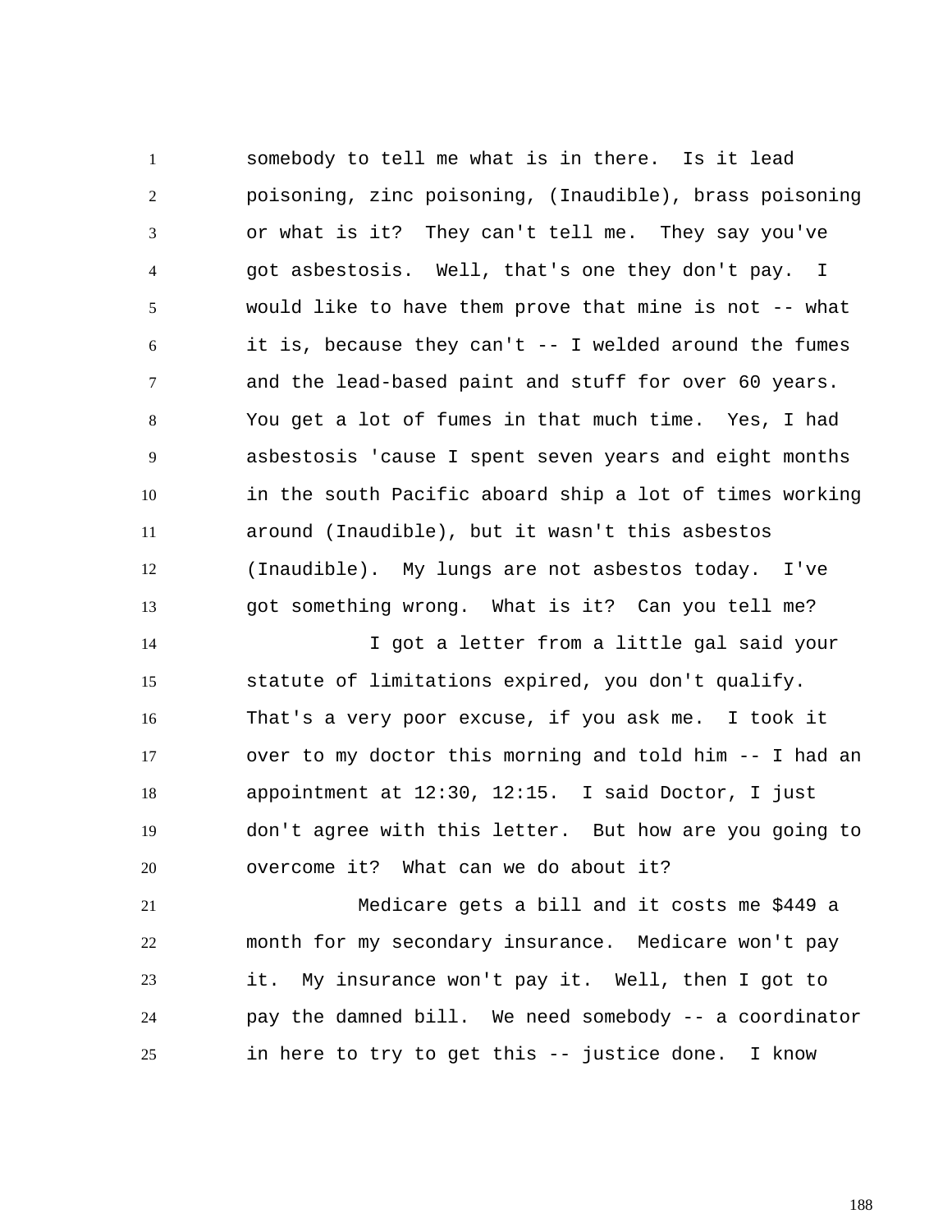somebody to tell me what is in there. Is it lead poisoning, zinc poisoning, (Inaudible), brass poisoning or what is it? They can't tell me. They say you've got asbestosis. Well, that's one they don't pay. I would like to have them prove that mine is not -- what it is, because they can't -- I welded around the fumes and the lead-based paint and stuff for over 60 years. You get a lot of fumes in that much time. Yes, I had asbestosis 'cause I spent seven years and eight months in the south Pacific aboard ship a lot of times working around (Inaudible), but it wasn't this asbestos (Inaudible). My lungs are not asbestos today. I've got something wrong. What is it? Can you tell me?

I got a letter from a little gal said your statute of limitations expired, you don't qualify. That's a very poor excuse, if you ask me. I took it over to my doctor this morning and told him -- I had an appointment at 12:30, 12:15. I said Doctor, I just don't agree with this letter. But how are you going to overcome it? What can we do about it?

Medicare gets a bill and it costs me $449 a month for my secondary insurance. Medicare won't pay it. My insurance won't pay it. Well, then I got to pay the damned bill. We need somebody -- a coordinator in here to try to get this -- justice done. I know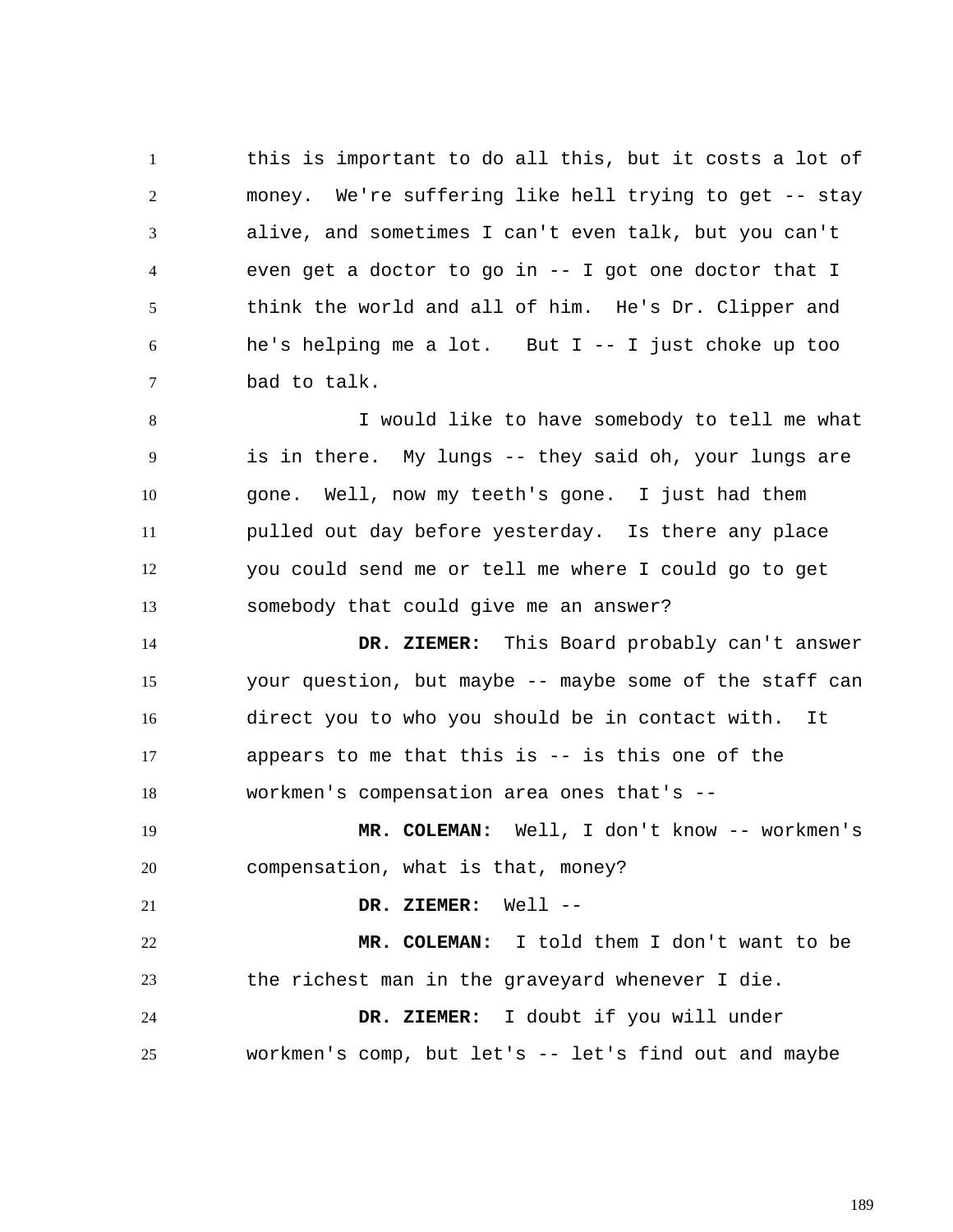this is important to do all this, but it costs a lot of money. We're suffering like hell trying to get -- stay alive, and sometimes I can't even talk, but you can't even get a doctor to go in -- I got one doctor that I think the world and all of him. He's Dr. Clipper and he's helping me a lot. But I -- I just choke up too bad to talk.

I would like to have somebody to tell me what is in there. My lungs -- they said oh, your lungs are gone. Well, now my teeth's gone. I just had them pulled out day before yesterday. Is there any place you could send me or tell me where I could go to get somebody that could give me an answer?

**DR. ZIEMER:** This Board probably can't answer your question, but maybe -- maybe some of the staff can direct you to who you should be in contact with. It appears to me that this is -- is this one of the workmen's compensation area ones that's --

**MR. COLEMAN:** Well, I don't know -- workmen's compensation, what is that, money?

**DR. ZIEMER:** Well --

**MR. COLEMAN:** I told them I don't want to be the richest man in the graveyard whenever I die.

**DR. ZIEMER:** I doubt if you will under workmen's comp, but let's -- let's find out and maybe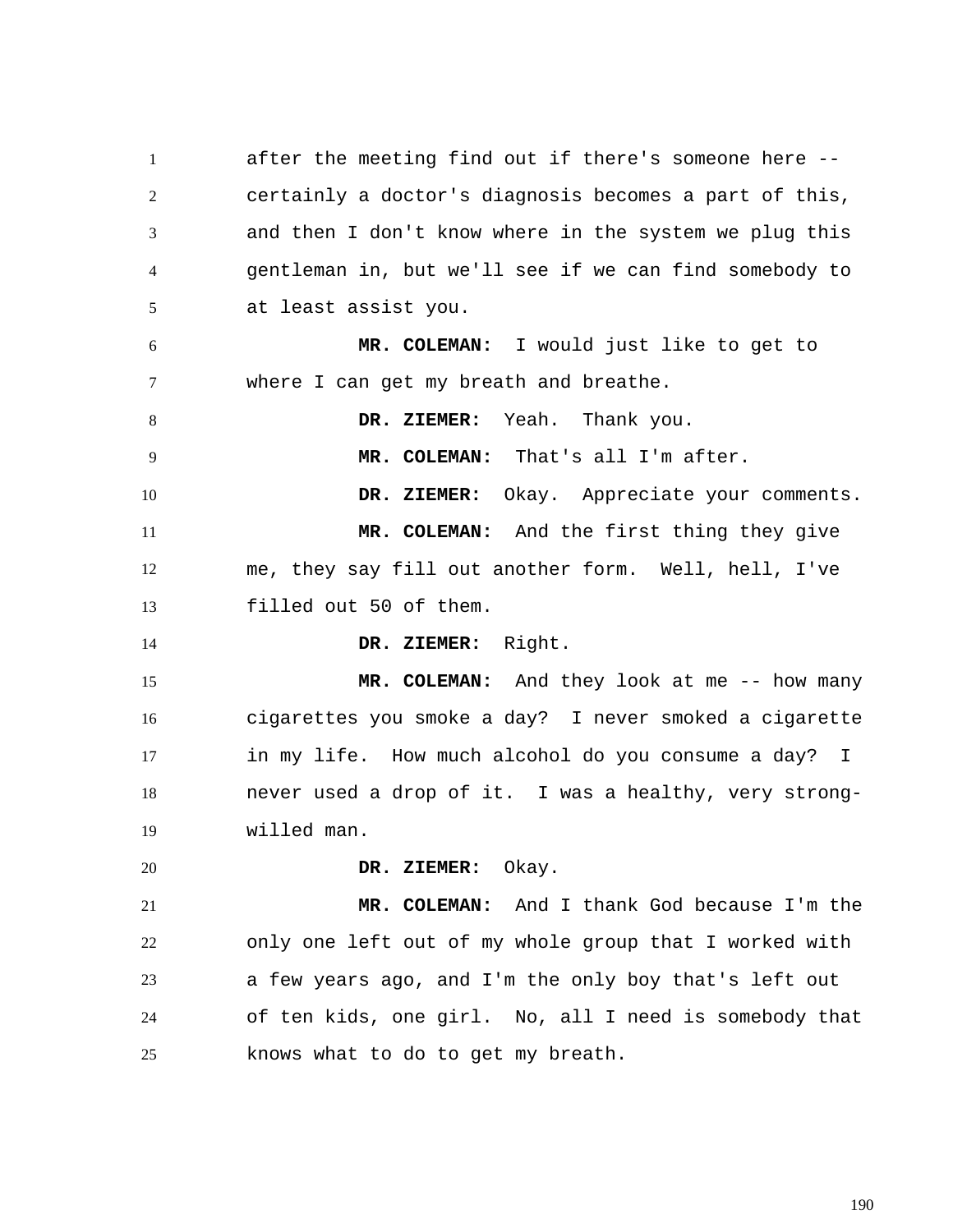after the meeting find out if there's someone here -- certainly a doctor's diagnosis becomes a part of this, and then I don't know where in the system we plug this gentleman in, but we'll see if we can find somebody to at least assist you.

**MR. COLEMAN:** I would just like to get to where I can get my breath and breathe.

**DR. ZIEMER:** Yeah. Thank you.

**MR. COLEMAN:** That's all I'm after.

**DR. ZIEMER:** Okay. Appreciate your comments.

**MR. COLEMAN:** And the first thing they give me, they say fill out another form. Well, hell, I've filled out 50 of them.

**DR. ZIEMER:** Right.

**MR. COLEMAN:** And they look at me -- how many cigarettes you smoke a day? I never smoked a cigarette in my life. How much alcohol do you consume a day? I never used a drop of it. I was a healthy, very strong-willed man.

**DR. ZIEMER:** Okay.

**MR. COLEMAN:** And I thank God because I'm the only one left out of my whole group that I worked with a few years ago, and I'm the only boy that's left out of ten kids, one girl. No, all I need is somebody that knows what to do to get my breath.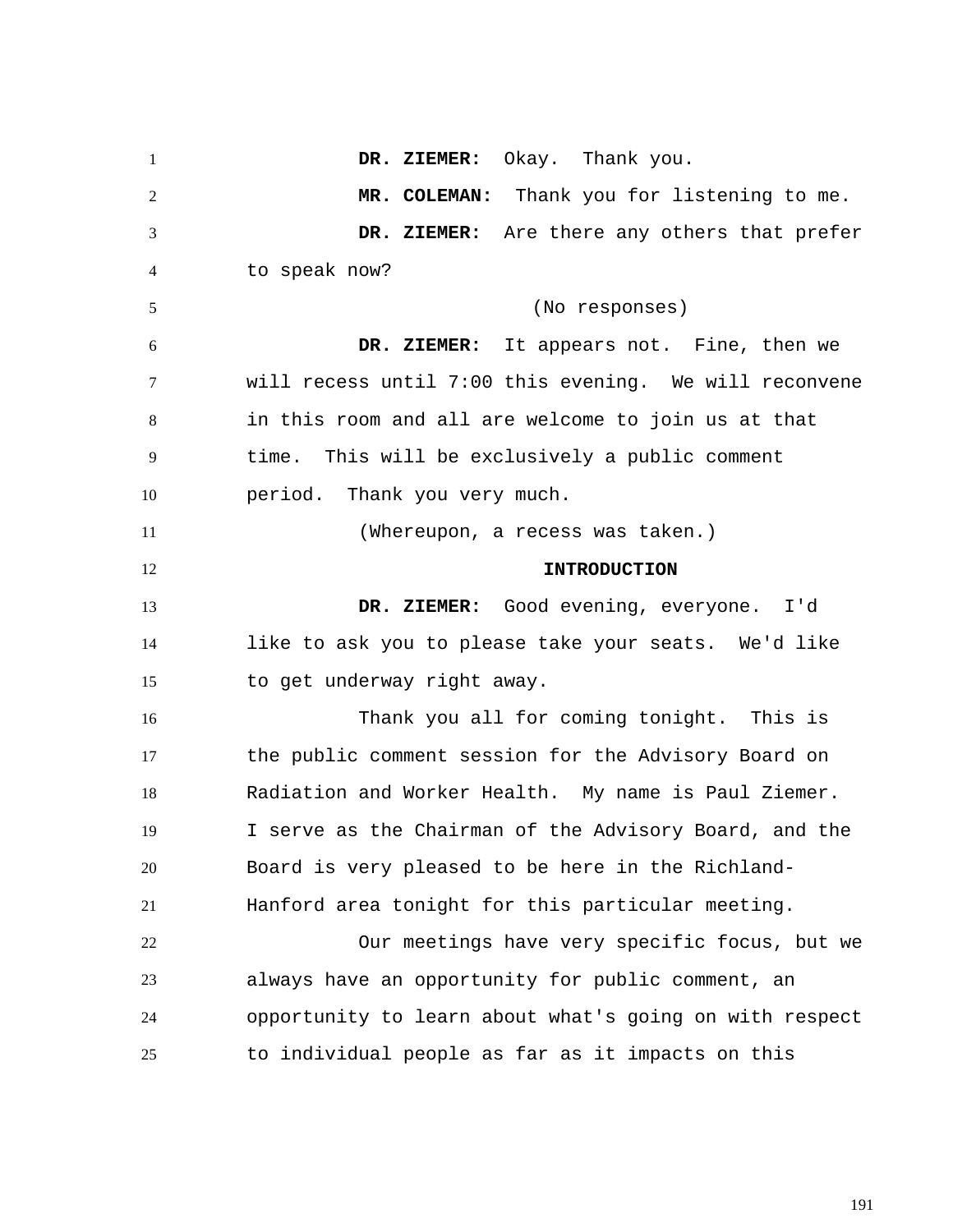**DR. ZIEMER:** Okay. Thank you.

**MR. COLEMAN:** Thank you for listening to me.

**DR. ZIEMER:** Are there any others that prefer to speak now?

(No responses)

**DR. ZIEMER:** It appears not. Fine, then we will recess until 7:00 this evening. We will reconvene in this room and all are welcome to join us at that time. This will be exclusively a public comment period. Thank you very much.

(Whereupon, a recess was taken.)

## INTRODUCTION

**DR. ZIEMER:** Good evening, everyone. I'd like to ask you to please take your seats. We'd like to get underway right away.

Thank you all for coming tonight. This is the public comment session for the Advisory Board on Radiation and Worker Health. My name is Paul Ziemer. I serve as the Chairman of the Advisory Board, and the Board is very pleased to be here in the Richland-Hanford area tonight for this particular meeting.

Our meetings have very specific focus, but we always have an opportunity for public comment, an opportunity to learn about what's going on with respect to individual people as far as it impacts on this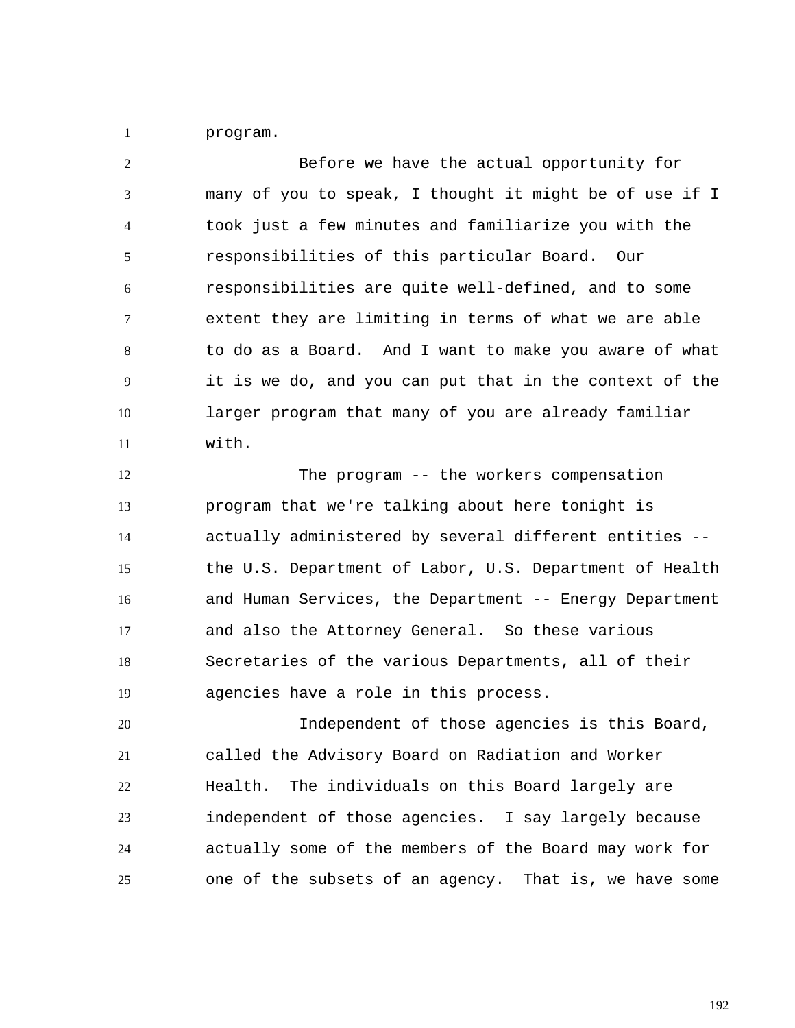program.

Before we have the actual opportunity for many of you to speak, I thought it might be of use if I took just a few minutes and familiarize you with the responsibilities of this particular Board. Our responsibilities are quite well-defined, and to some extent they are limiting in terms of what we are able to do as a Board. And I want to make you aware of what it is we do, and you can put that in the context of the larger program that many of you are already familiar with.

The program -- the workers compensation program that we're talking about here tonight is actually administered by several different entities -- the U.S. Department of Labor, U.S. Department of Health and Human Services, the Department -- Energy Department and also the Attorney General. So these various Secretaries of the various Departments, all of their agencies have a role in this process.

Independent of those agencies is this Board, called the Advisory Board on Radiation and Worker Health. The individuals on this Board largely are independent of those agencies. I say largely because actually some of the members of the Board may work for one of the subsets of an agency. That is, we have some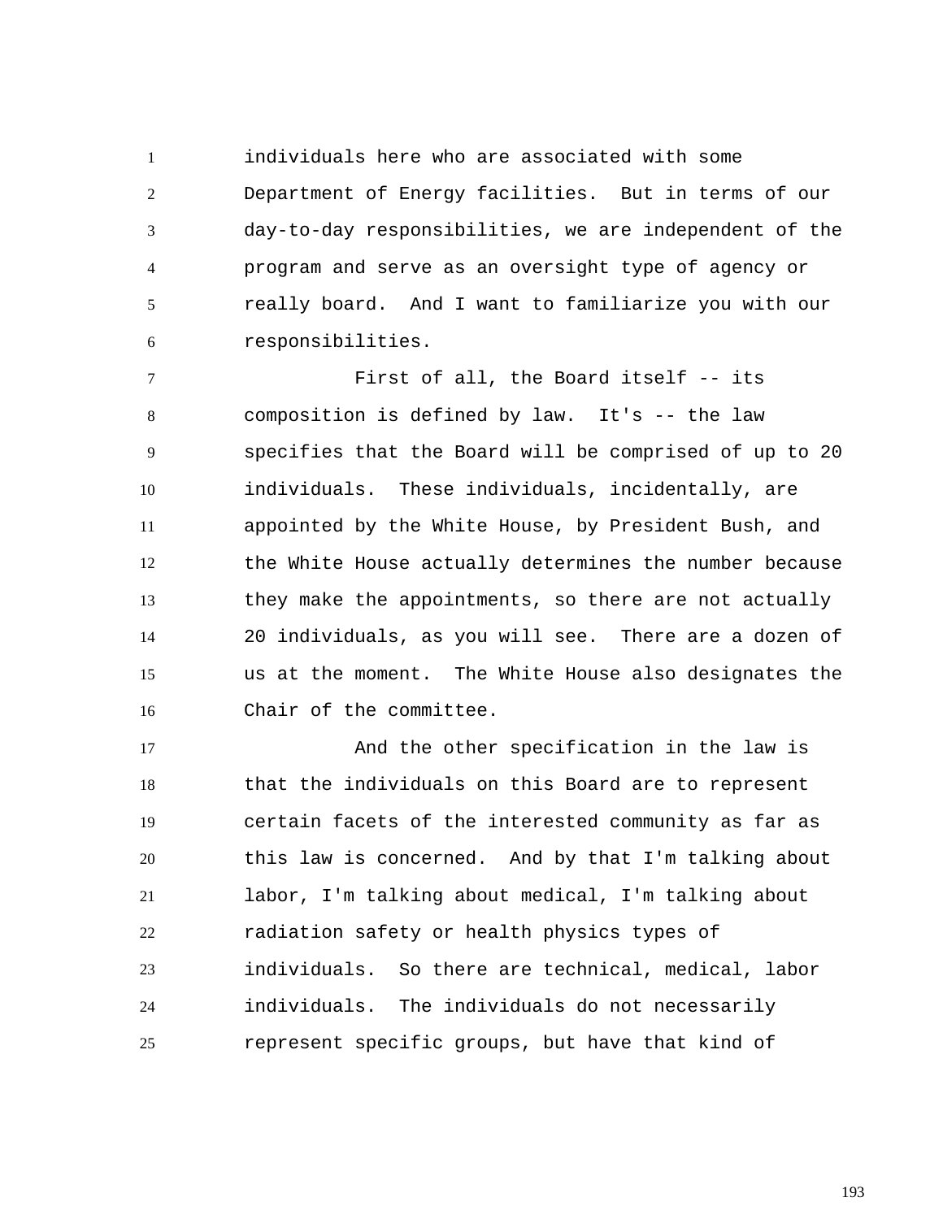individuals here who are associated with some Department of Energy facilities. But in terms of our day-to-day responsibilities, we are independent of the program and serve as an oversight type of agency or really board. And I want to familiarize you with our responsibilities.

First of all, the Board itself -- its composition is defined by law. It's -- the law specifies that the Board will be comprised of up to 20 individuals. These individuals, incidentally, are appointed by the White House, by President Bush, and the White House actually determines the number because they make the appointments, so there are not actually 20 individuals, as you will see. There are a dozen of us at the moment. The White House also designates the Chair of the committee.

And the other specification in the law is that the individuals on this Board are to represent certain facets of the interested community as far as this law is concerned. And by that I'm talking about labor, I'm talking about medical, I'm talking about radiation safety or health physics types of individuals. So there are technical, medical, labor individuals. The individuals do not necessarily represent specific groups, but have that kind of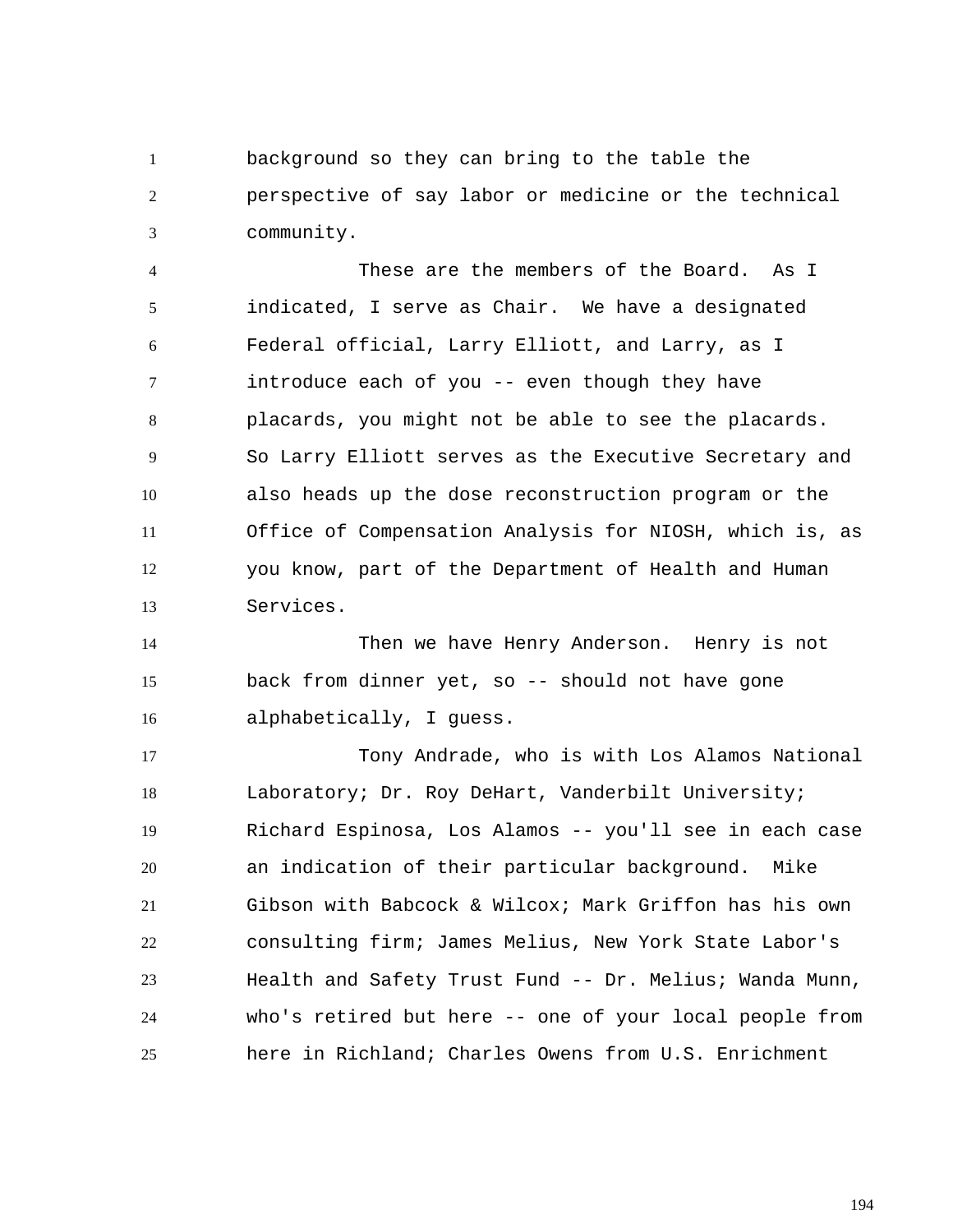background so they can bring to the table the perspective of say labor or medicine or the technical community.

These are the members of the Board. As I indicated, I serve as Chair. We have a designated Federal official, Larry Elliott, and Larry, as I introduce each of you -- even though they have placards, you might not be able to see the placards. So Larry Elliott serves as the Executive Secretary and also heads up the dose reconstruction program or the Office of Compensation Analysis for NIOSH, which is, as you know, part of the Department of Health and Human Services.

Then we have Henry Anderson. Henry is not back from dinner yet, so -- should not have gone alphabetically, I guess.

Tony Andrade, who is with Los Alamos National Laboratory; Dr. Roy DeHart, Vanderbilt University; Richard Espinosa, Los Alamos -- you'll see in each case an indication of their particular background. Mike Gibson with Babcock & Wilcox; Mark Griffon has his own consulting firm; James Melius, New York State Labor's Health and Safety Trust Fund -- Dr. Melius; Wanda Munn, who's retired but here -- one of your local people from here in Richland; Charles Owens from U.S. Enrichment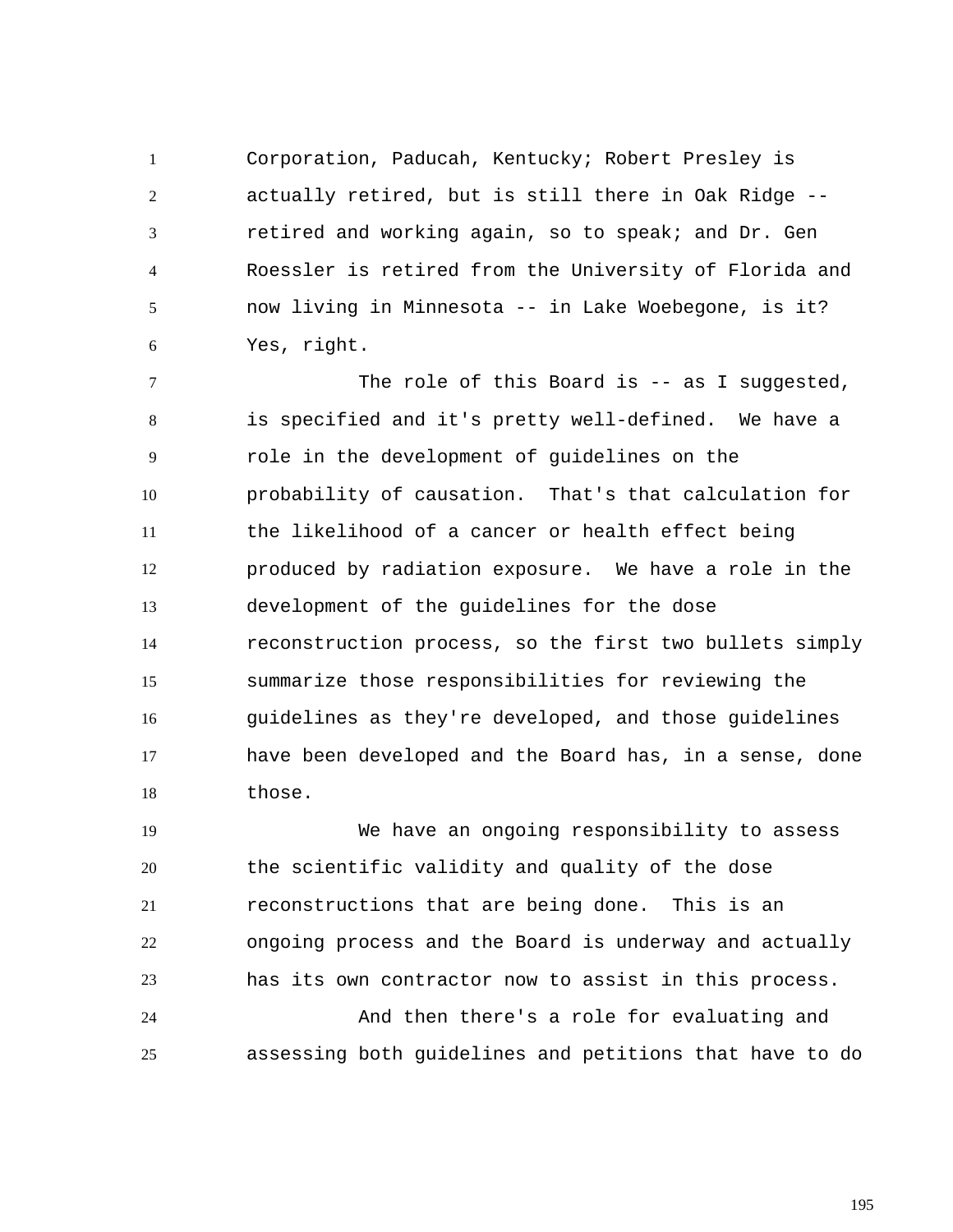Corporation, Paducah, Kentucky; Robert Presley is actually retired, but is still there in Oak Ridge -- retired and working again, so to speak; and Dr. Gen Roessler is retired from the University of Florida and now living in Minnesota -- in Lake Woebegone, is it? Yes, right.

The role of this Board is -- as I suggested, is specified and it's pretty well-defined. We have a role in the development of guidelines on the probability of causation. That's that calculation for the likelihood of a cancer or health effect being produced by radiation exposure. We have a role in the development of the guidelines for the dose reconstruction process, so the first two bullets simply summarize those responsibilities for reviewing the guidelines as they're developed, and those guidelines have been developed and the Board has, in a sense, done those.

We have an ongoing responsibility to assess the scientific validity and quality of the dose reconstructions that are being done. This is an ongoing process and the Board is underway and actually has its own contractor now to assist in this process.

And then there's a role for evaluating and assessing both guidelines and petitions that have to do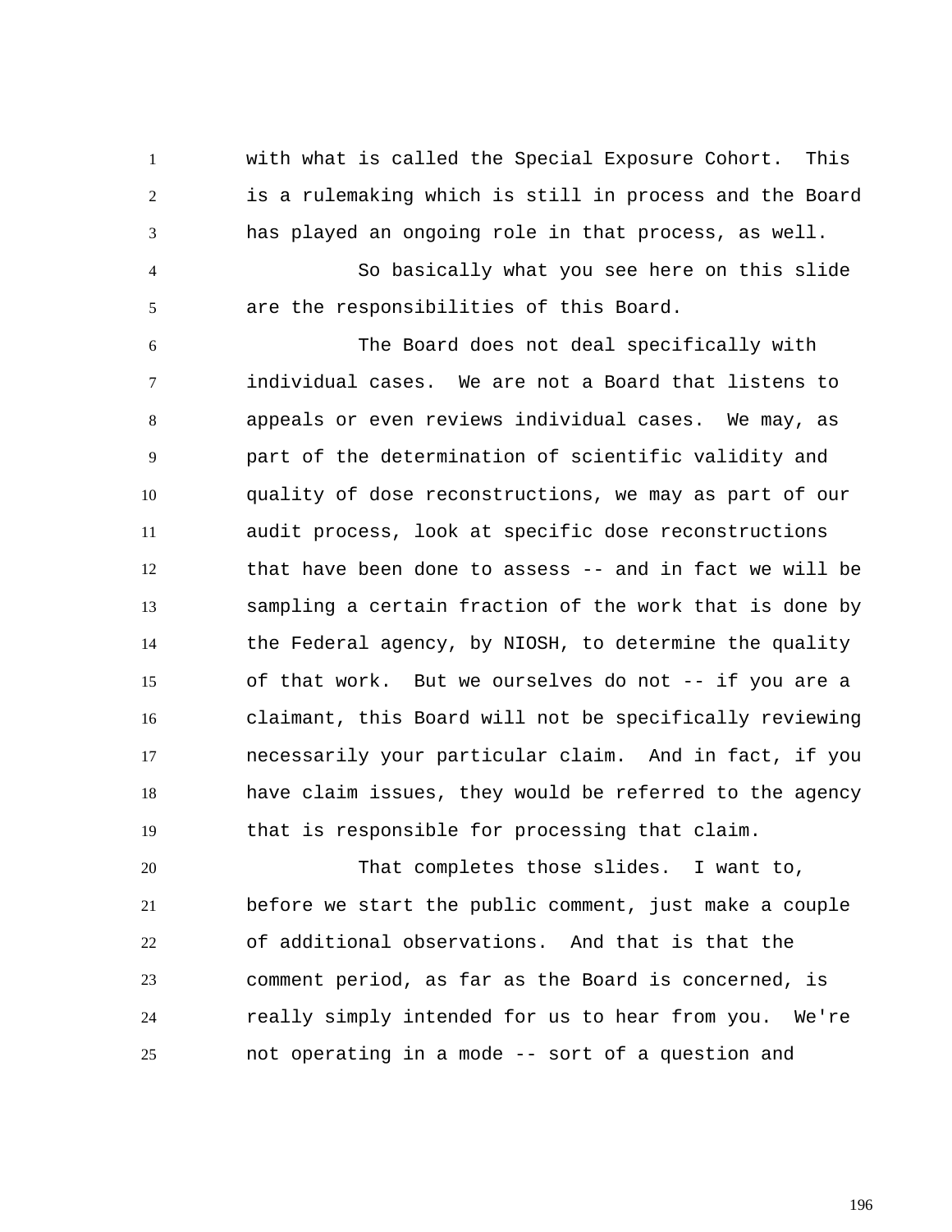with what is called the Special Exposure Cohort. This is a rulemaking which is still in process and the Board has played an ongoing role in that process, as well.

So basically what you see here on this slide are the responsibilities of this Board.

The Board does not deal specifically with individual cases. We are not a Board that listens to appeals or even reviews individual cases. We may, as part of the determination of scientific validity and quality of dose reconstructions, we may as part of our audit process, look at specific dose reconstructions that have been done to assess -- and in fact we will be sampling a certain fraction of the work that is done by the Federal agency, by NIOSH, to determine the quality of that work. But we ourselves do not -- if you are a claimant, this Board will not be specifically reviewing necessarily your particular claim. And in fact, if you have claim issues, they would be referred to the agency that is responsible for processing that claim.

That completes those slides. I want to, before we start the public comment, just make a couple of additional observations. And that is that the comment period, as far as the Board is concerned, is really simply intended for us to hear from you. We're not operating in a mode -- sort of a question and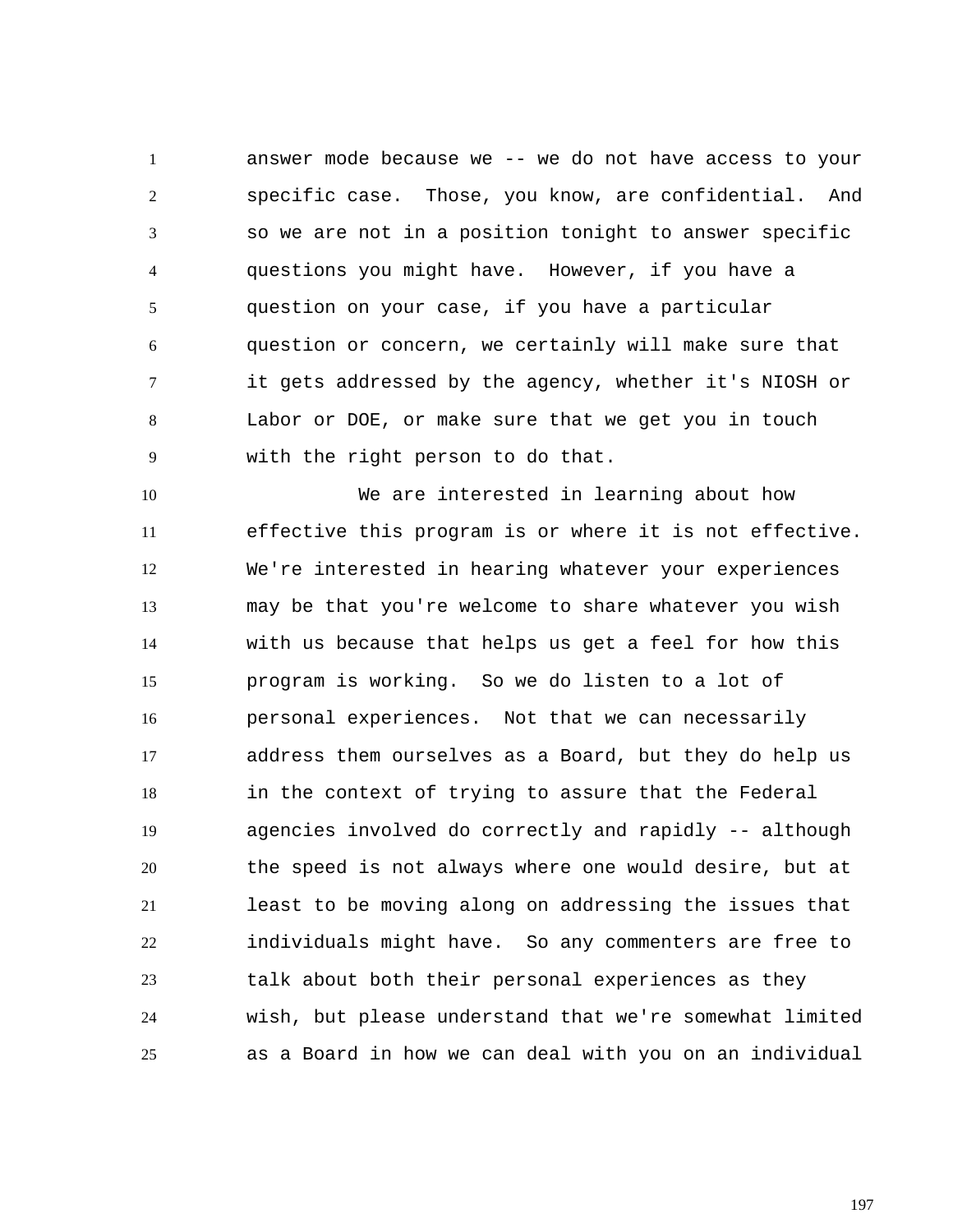answer mode because we -- we do not have access to your specific case. Those, you know, are confidential. And so we are not in a position tonight to answer specific questions you might have. However, if you have a question on your case, if you have a particular question or concern, we certainly will make sure that it gets addressed by the agency, whether it's NIOSH or Labor or DOE, or make sure that we get you in touch with the right person to do that.

We are interested in learning about how effective this program is or where it is not effective. We're interested in hearing whatever your experiences may be that you're welcome to share whatever you wish with us because that helps us get a feel for how this program is working. So we do listen to a lot of personal experiences. Not that we can necessarily address them ourselves as a Board, but they do help us in the context of trying to assure that the Federal agencies involved do correctly and rapidly -- although the speed is not always where one would desire, but at least to be moving along on addressing the issues that individuals might have. So any commenters are free to talk about both their personal experiences as they wish, but please understand that we're somewhat limited as a Board in how we can deal with you on an individual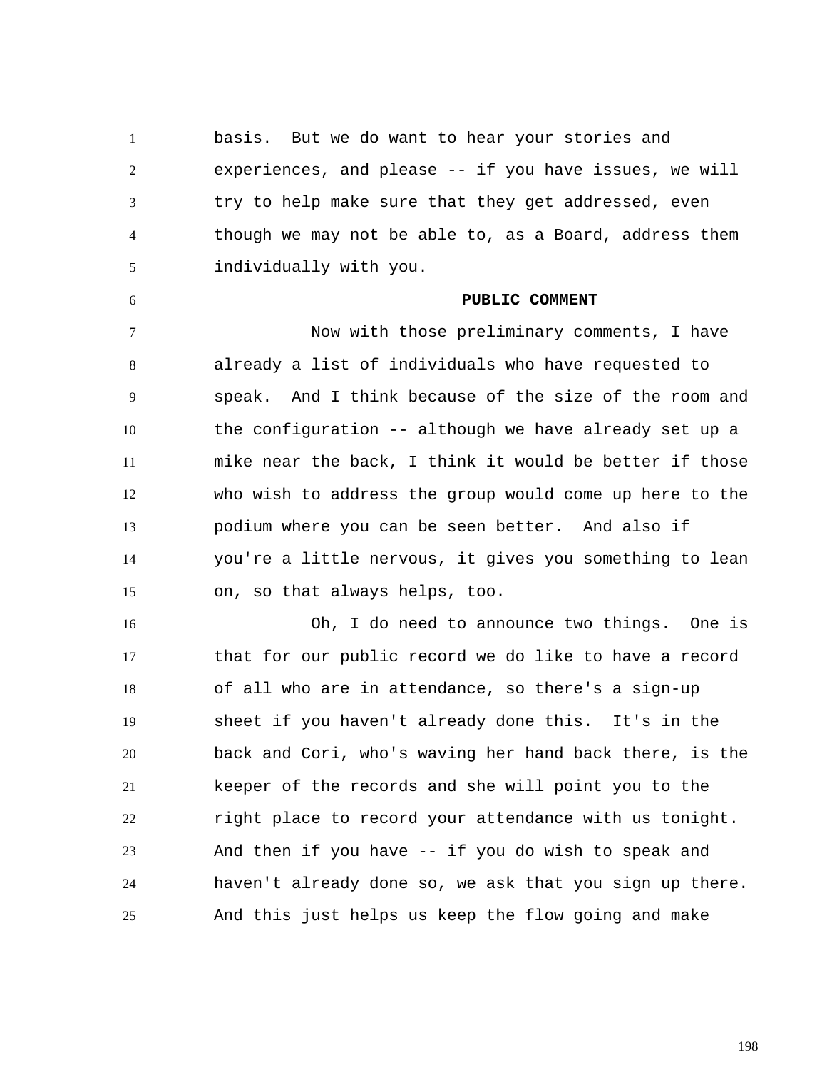basis. But we do want to hear your stories and experiences, and please -- if you have issues, we will try to help make sure that they get addressed, even though we may not be able to, as a Board, address them individually with you.

## PUBLIC COMMENT

Now with those preliminary comments, I have already a list of individuals who have requested to speak. And I think because of the size of the room and the configuration -- although we have already set up a mike near the back, I think it would be better if those who wish to address the group would come up here to the podium where you can be seen better. And also if you're a little nervous, it gives you something to lean on, so that always helps, too.

Oh, I do need to announce two things. One is that for our public record we do like to have a record of all who are in attendance, so there's a sign-up sheet if you haven't already done this. It's in the back and Cori, who's waving her hand back there, is the keeper of the records and she will point you to the right place to record your attendance with us tonight. And then if you have -- if you do wish to speak and haven't already done so, we ask that you sign up there. And this just helps us keep the flow going and make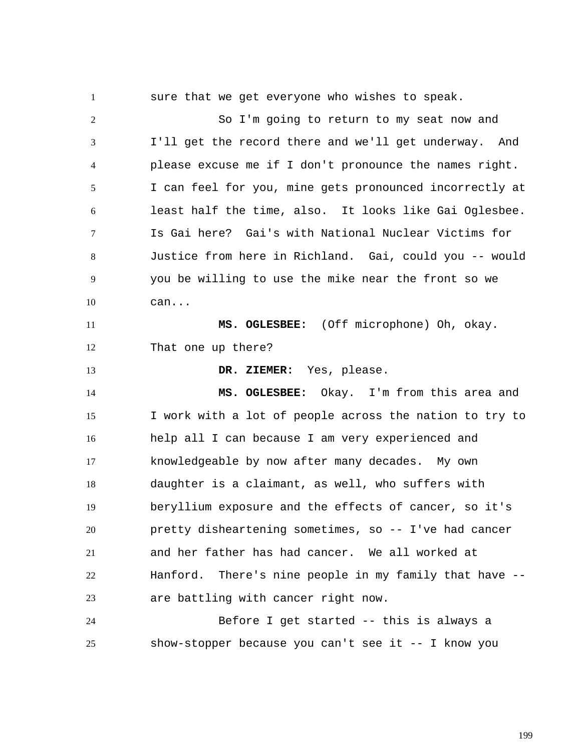sure that we get everyone who wishes to speak.

So I'm going to return to my seat now and I'll get the record there and we'll get underway. And please excuse me if I don't pronounce the names right. I can feel for you, mine gets pronounced incorrectly at least half the time, also. It looks like Gai Oglesbee. Is Gai here? Gai's with National Nuclear Victims for Justice from here in Richland. Gai, could you -- would you be willing to use the mike near the front so we can...

**MS. OGLESBEE:** (Off microphone) Oh, okay. That one up there?

**DR. ZIEMER:** Yes, please.

**MS. OGLESBEE:** Okay. I'm from this area and I work with a lot of people across the nation to try to help all I can because I am very experienced and knowledgeable by now after many decades. My own daughter is a claimant, as well, who suffers with beryllium exposure and the effects of cancer, so it's pretty disheartening sometimes, so -- I've had cancer and her father has had cancer. We all worked at Hanford. There's nine people in my family that have -- are battling with cancer right now.

Before I get started -- this is always a show-stopper because you can't see it -- I know you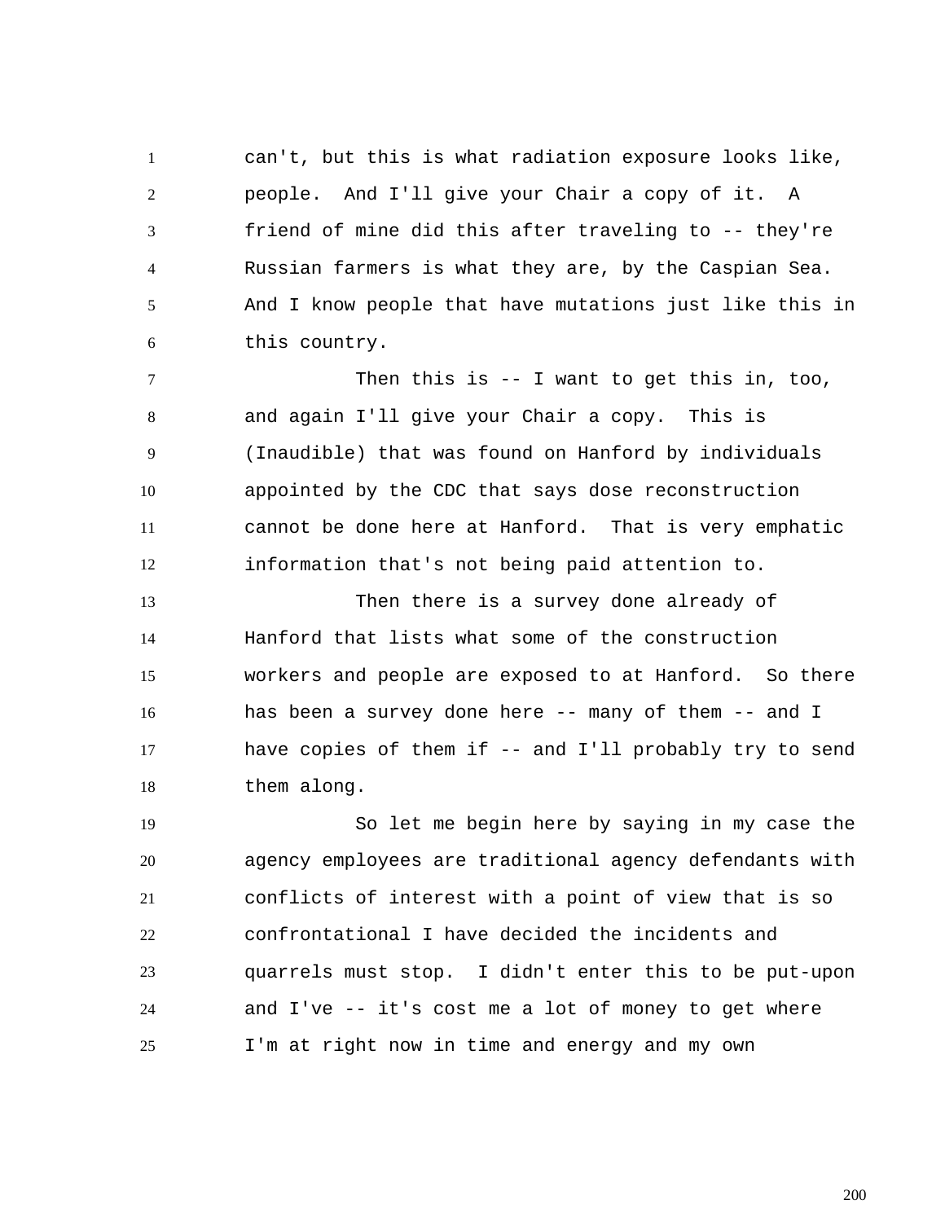can't, but this is what radiation exposure looks like, people. And I'll give your Chair a copy of it. A friend of mine did this after traveling to -- they're Russian farmers is what they are, by the Caspian Sea. And I know people that have mutations just like this in this country.

Then this is -- I want to get this in, too, and again I'll give your Chair a copy. This is (Inaudible) that was found on Hanford by individuals appointed by the CDC that says dose reconstruction cannot be done here at Hanford. That is very emphatic information that's not being paid attention to.

Then there is a survey done already of Hanford that lists what some of the construction workers and people are exposed to at Hanford. So there has been a survey done here -- many of them -- and I have copies of them if -- and I'll probably try to send them along.

So let me begin here by saying in my case the agency employees are traditional agency defendants with conflicts of interest with a point of view that is so confrontational I have decided the incidents and quarrels must stop. I didn't enter this to be put-upon and I've -- it's cost me a lot of money to get where I'm at right now in time and energy and my own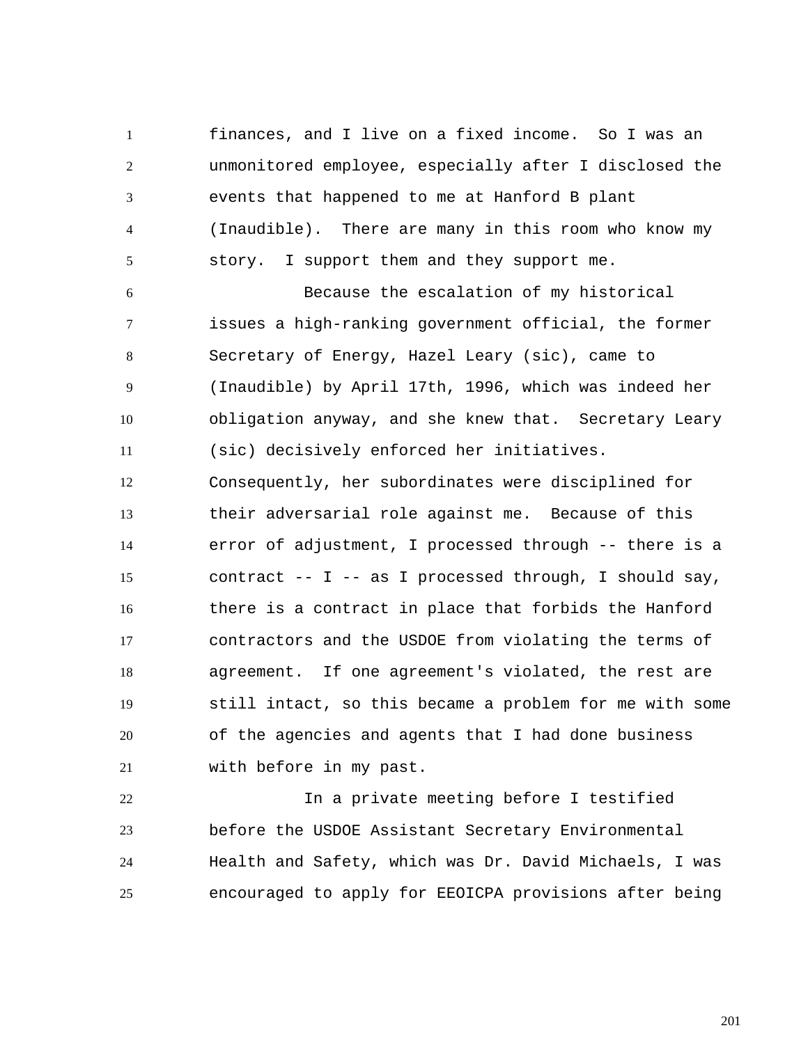finances, and I live on a fixed income. So I was an unmonitored employee, especially after I disclosed the events that happened to me at Hanford B plant (Inaudible). There are many in this room who know my story. I support them and they support me.

Because the escalation of my historical issues a high-ranking government official, the former Secretary of Energy, Hazel Leary (sic), came to (Inaudible) by April 17th, 1996, which was indeed her obligation anyway, and she knew that. Secretary Leary (sic) decisively enforced her initiatives. Consequently, her subordinates were disciplined for their adversarial role against me. Because of this error of adjustment, I processed through -- there is a contract -- I -- as I processed through, I should say, there is a contract in place that forbids the Hanford contractors and the USDOE from violating the terms of agreement. If one agreement's violated, the rest are still intact, so this became a problem for me with some of the agencies and agents that I had done business with before in my past.

In a private meeting before I testified before the USDOE Assistant Secretary Environmental Health and Safety, which was Dr. David Michaels, I was encouraged to apply for EEOICPA provisions after being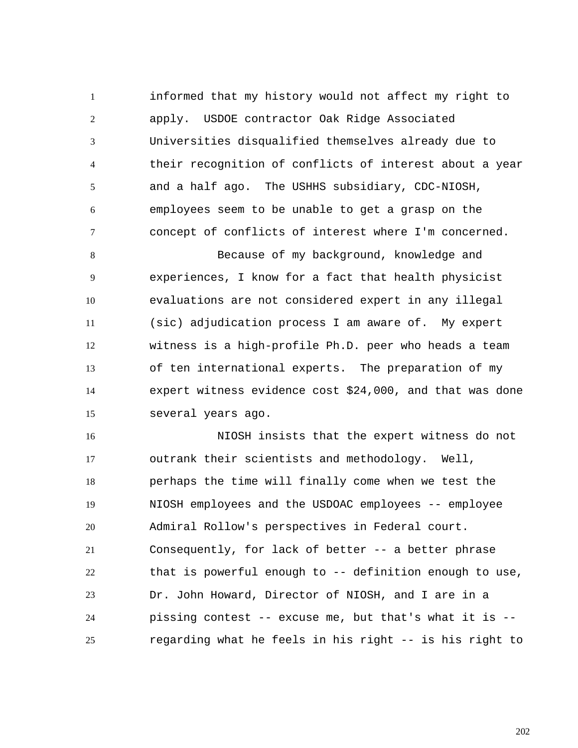informed that my history would not affect my right to apply. USDOE contractor Oak Ridge Associated Universities disqualified themselves already due to their recognition of conflicts of interest about a year and a half ago. The USHHS subsidiary, CDC-NIOSH, employees seem to be unable to get a grasp on the concept of conflicts of interest where I'm concerned.

Because of my background, knowledge and experiences, I know for a fact that health physicist evaluations are not considered expert in any illegal (sic) adjudication process I am aware of. My expert witness is a high-profile Ph.D. peer who heads a team of ten international experts. The preparation of my expert witness evidence cost $24,000, and that was done several years ago.

NIOSH insists that the expert witness do not outrank their scientists and methodology. Well, perhaps the time will finally come when we test the NIOSH employees and the USDOAC employees -- employee Admiral Rollow's perspectives in Federal court. Consequently, for lack of better -- a better phrase that is powerful enough to -- definition enough to use, Dr. John Howard, Director of NIOSH, and I are in a pissing contest -- excuse me, but that's what it is -- regarding what he feels in his right -- is his right to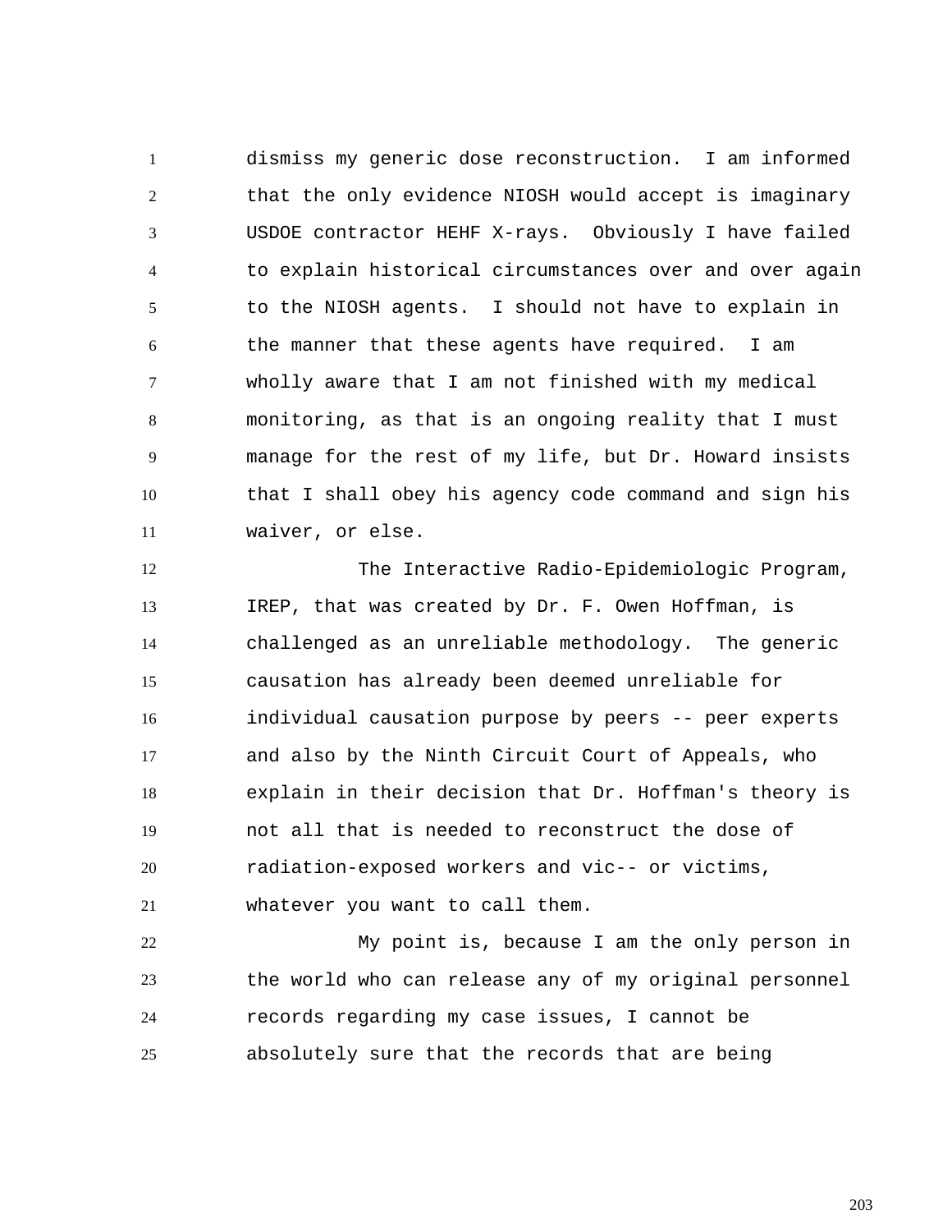dismiss my generic dose reconstruction. I am informed that the only evidence NIOSH would accept is imaginary USDOE contractor HEHF X-rays. Obviously I have failed to explain historical circumstances over and over again to the NIOSH agents. I should not have to explain in the manner that these agents have required. I am wholly aware that I am not finished with my medical monitoring, as that is an ongoing reality that I must manage for the rest of my life, but Dr. Howard insists that I shall obey his agency code command and sign his waiver, or else.

The Interactive Radio-Epidemiologic Program, IREP, that was created by Dr. F. Owen Hoffman, is challenged as an unreliable methodology. The generic causation has already been deemed unreliable for individual causation purpose by peers -- peer experts and also by the Ninth Circuit Court of Appeals, who explain in their decision that Dr. Hoffman's theory is not all that is needed to reconstruct the dose of radiation-exposed workers and vic-- or victims, whatever you want to call them.

My point is, because I am the only person in the world who can release any of my original personnel records regarding my case issues, I cannot be absolutely sure that the records that are being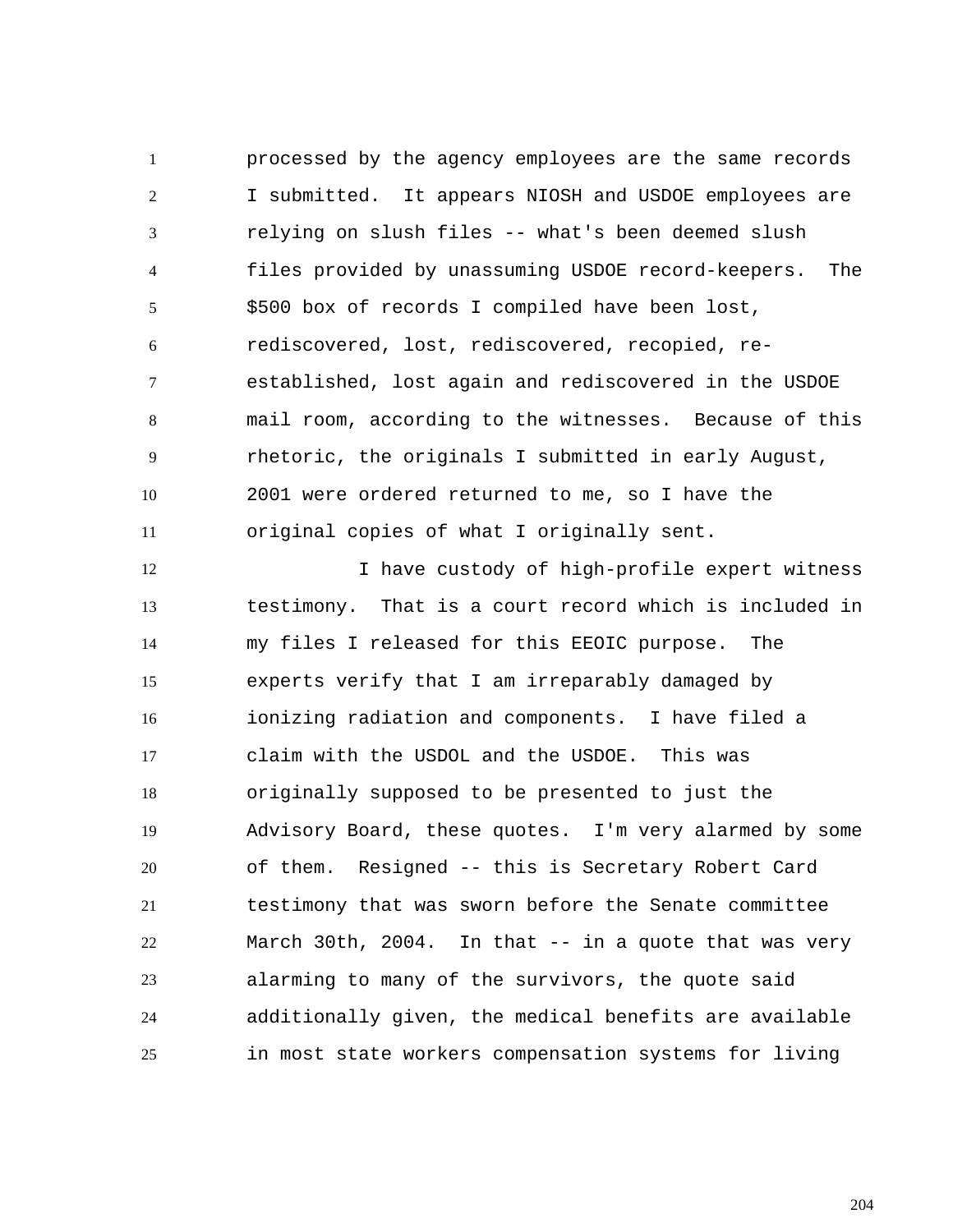processed by the agency employees are the same records I submitted. It appears NIOSH and USDOE employees are relying on slush files -- what's been deemed slush files provided by unassuming USDOE record-keepers. The $500 box of records I compiled have been lost, rediscovered, lost, rediscovered, recopied, re-established, lost again and rediscovered in the USDOE mail room, according to the witnesses. Because of this rhetoric, the originals I submitted in early August, 2001 were ordered returned to me, so I have the original copies of what I originally sent.

I have custody of high-profile expert witness testimony. That is a court record which is included in my files I released for this EEOIC purpose. The experts verify that I am irreparably damaged by ionizing radiation and components. I have filed a claim with the USDOL and the USDOE. This was originally supposed to be presented to just the Advisory Board, these quotes. I'm very alarmed by some of them. Resigned -- this is Secretary Robert Card testimony that was sworn before the Senate committee March 30th, 2004. In that -- in a quote that was very alarming to many of the survivors, the quote said additionally given, the medical benefits are available in most state workers compensation systems for living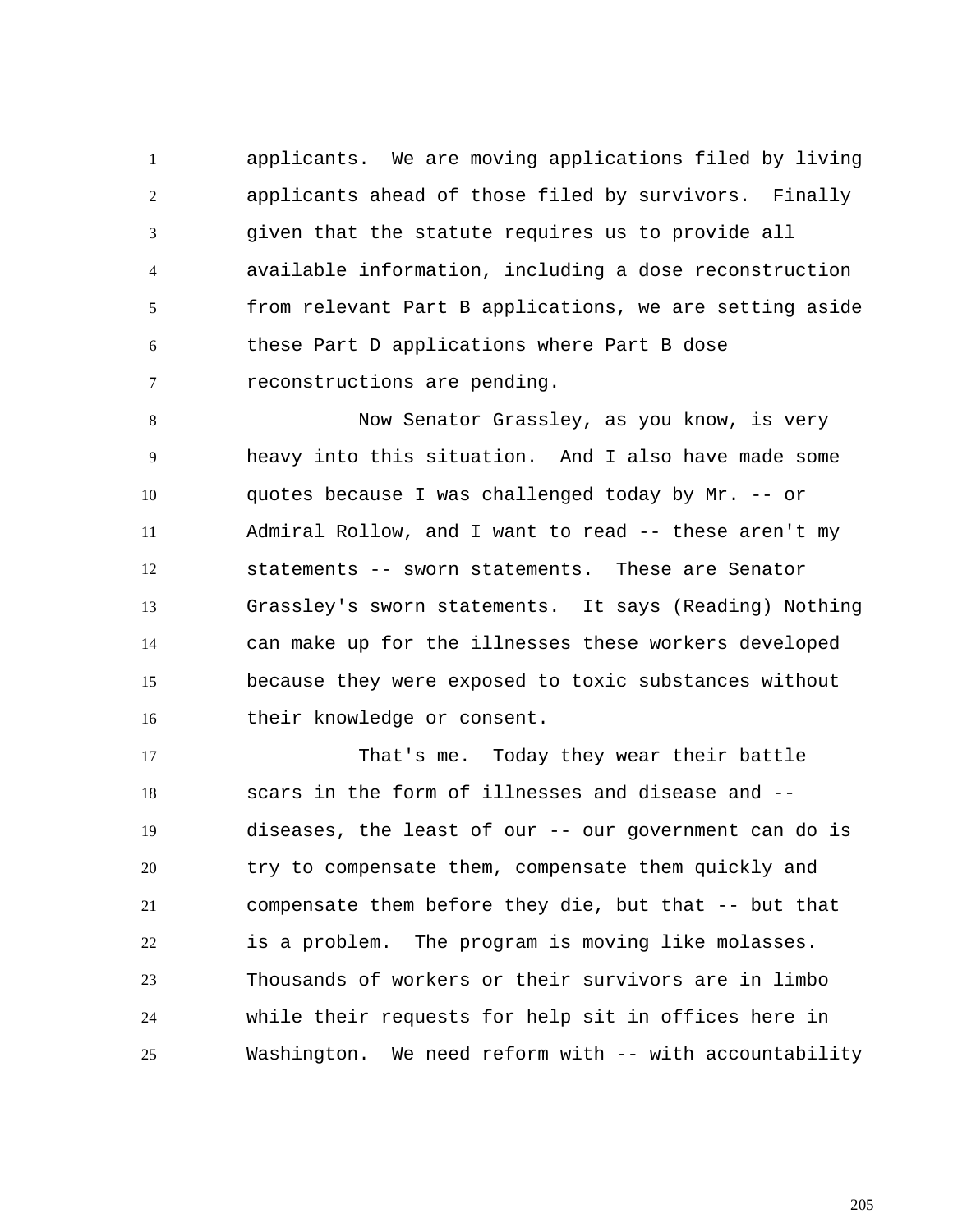applicants. We are moving applications filed by living applicants ahead of those filed by survivors. Finally given that the statute requires us to provide all available information, including a dose reconstruction from relevant Part B applications, we are setting aside these Part D applications where Part B dose reconstructions are pending.

Now Senator Grassley, as you know, is very heavy into this situation. And I also have made some quotes because I was challenged today by Mr. -- or Admiral Rollow, and I want to read -- these aren't my statements -- sworn statements. These are Senator Grassley's sworn statements. It says (Reading) Nothing can make up for the illnesses these workers developed because they were exposed to toxic substances without their knowledge or consent.

That's me. Today they wear their battle scars in the form of illnesses and disease and -- diseases, the least of our -- our government can do is try to compensate them, compensate them quickly and compensate them before they die, but that -- but that is a problem. The program is moving like molasses. Thousands of workers or their survivors are in limbo while their requests for help sit in offices here in Washington. We need reform with -- with accountability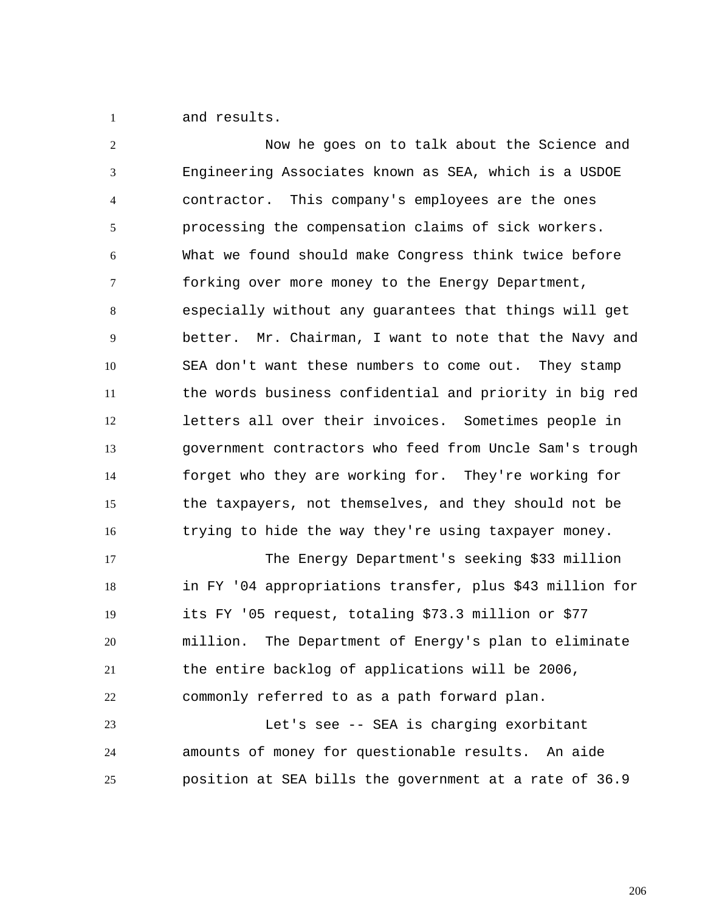and results.

Now he goes on to talk about the Science and Engineering Associates known as SEA, which is a USDOE contractor. This company's employees are the ones processing the compensation claims of sick workers. What we found should make Congress think twice before forking over more money to the Energy Department, especially without any guarantees that things will get better. Mr. Chairman, I want to note that the Navy and SEA don't want these numbers to come out. They stamp the words business confidential and priority in big red letters all over their invoices. Sometimes people in government contractors who feed from Uncle Sam's trough forget who they are working for. They're working for the taxpayers, not themselves, and they should not be trying to hide the way they're using taxpayer money.

The Energy Department's seeking $33 million in FY '04 appropriations transfer, plus $43 million for its FY '05 request, totaling $73.3 million or $77 million. The Department of Energy's plan to eliminate the entire backlog of applications will be 2006, commonly referred to as a path forward plan.

Let's see -- SEA is charging exorbitant amounts of money for questionable results. An aide position at SEA bills the government at a rate of 36.9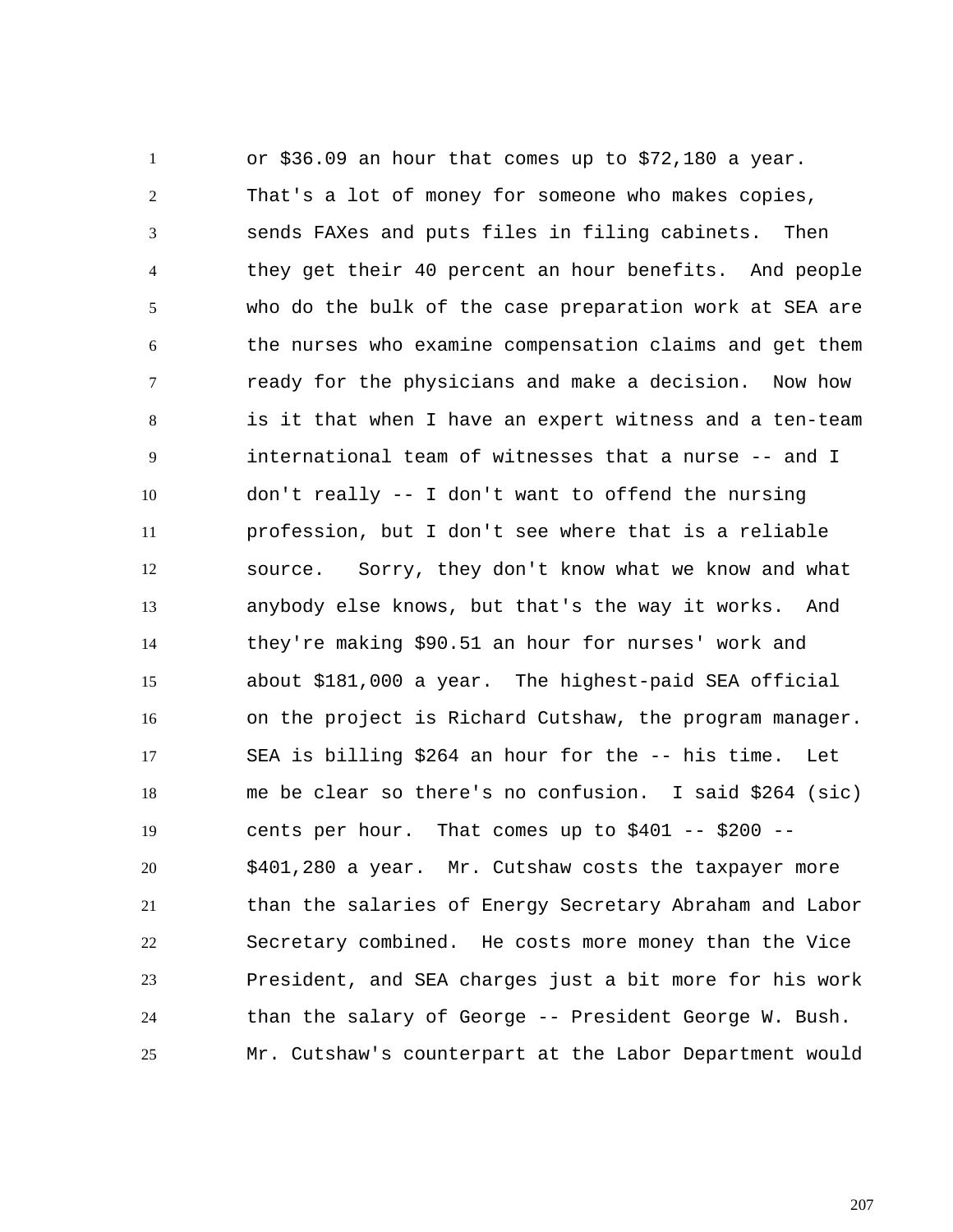or $36.09 an hour that comes up to $72,180 a year. That's a lot of money for someone who makes copies, sends FAXes and puts files in filing cabinets. Then they get their 40 percent an hour benefits. And people who do the bulk of the case preparation work at SEA are the nurses who examine compensation claims and get them ready for the physicians and make a decision. Now how is it that when I have an expert witness and a ten-team international team of witnesses that a nurse -- and I don't really -- I don't want to offend the nursing profession, but I don't see where that is a reliable source. Sorry, they don't know what we know and what anybody else knows, but that's the way it works. And they're making $90.51 an hour for nurses' work and about $181,000 a year. The highest-paid SEA official on the project is Richard Cutshaw, the program manager. SEA is billing $264 an hour for the -- his time. Let me be clear so there's no confusion. I said $264 (sic) cents per hour. That comes up to $401 -- $200 -- $401,280 a year. Mr. Cutshaw costs the taxpayer more than the salaries of Energy Secretary Abraham and Labor Secretary combined. He costs more money than the Vice President, and SEA charges just a bit more for his work than the salary of George -- President George W. Bush. Mr. Cutshaw's counterpart at the Labor Department would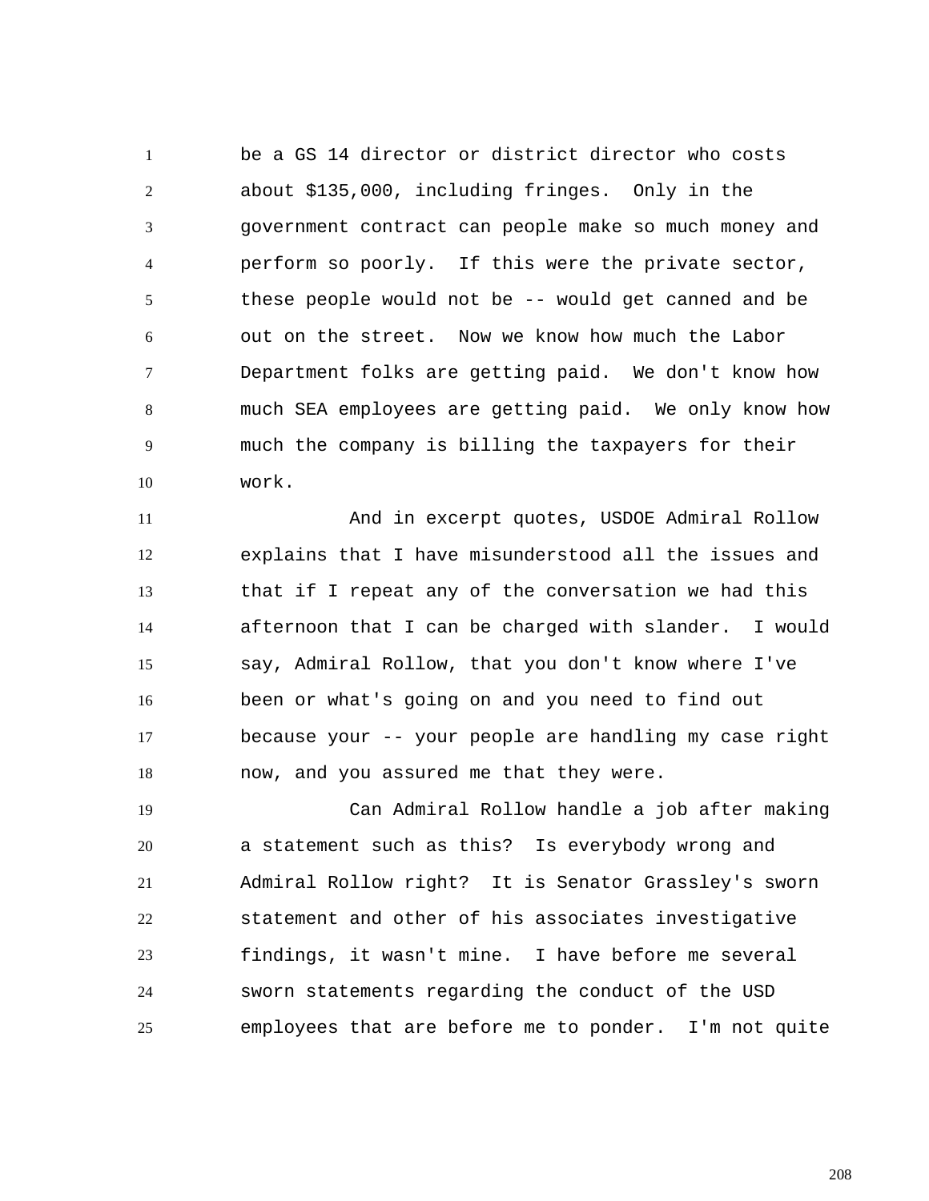be a GS 14 director or district director who costs about $135,000, including fringes. Only in the government contract can people make so much money and perform so poorly. If this were the private sector, these people would not be -- would get canned and be out on the street. Now we know how much the Labor Department folks are getting paid. We don't know how much SEA employees are getting paid. We only know how much the company is billing the taxpayers for their work.

And in excerpt quotes, USDOE Admiral Rollow explains that I have misunderstood all the issues and that if I repeat any of the conversation we had this afternoon that I can be charged with slander. I would say, Admiral Rollow, that you don't know where I've been or what's going on and you need to find out because your -- your people are handling my case right now, and you assured me that they were.

Can Admiral Rollow handle a job after making a statement such as this? Is everybody wrong and Admiral Rollow right? It is Senator Grassley's sworn statement and other of his associates investigative findings, it wasn't mine. I have before me several sworn statements regarding the conduct of the USD employees that are before me to ponder. I'm not quite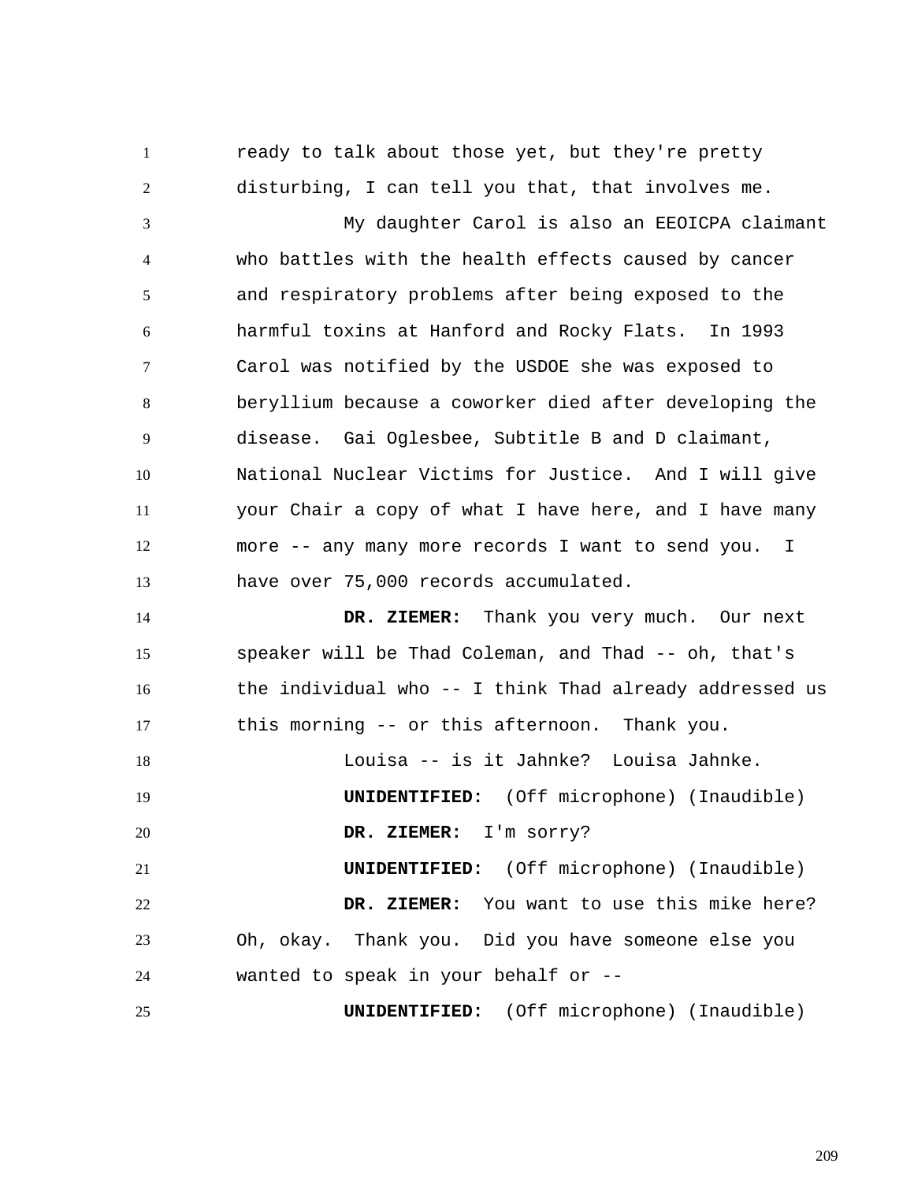ready to talk about those yet, but they're pretty disturbing, I can tell you that, that involves me.

My daughter Carol is also an EEOICPA claimant who battles with the health effects caused by cancer and respiratory problems after being exposed to the harmful toxins at Hanford and Rocky Flats. In 1993 Carol was notified by the USDOE she was exposed to beryllium because a coworker died after developing the disease. Gai Oglesbee, Subtitle B and D claimant, National Nuclear Victims for Justice. And I will give your Chair a copy of what I have here, and I have many more -- any many more records I want to send you. I have over 75,000 records accumulated.

**DR. ZIEMER:** Thank you very much. Our next speaker will be Thad Coleman, and Thad -- oh, that's the individual who -- I think Thad already addressed us this morning -- or this afternoon. Thank you.

Louisa -- is it Jahnke? Louisa Jahnke.

**UNIDENTIFIED:** (Off microphone) (Inaudible)

**DR. ZIEMER:** I'm sorry?

**UNIDENTIFIED:** (Off microphone) (Inaudible)

**DR. ZIEMER:** You want to use this mike here? Oh, okay. Thank you. Did you have someone else you wanted to speak in your behalf or --

**UNIDENTIFIED:** (Off microphone) (Inaudible)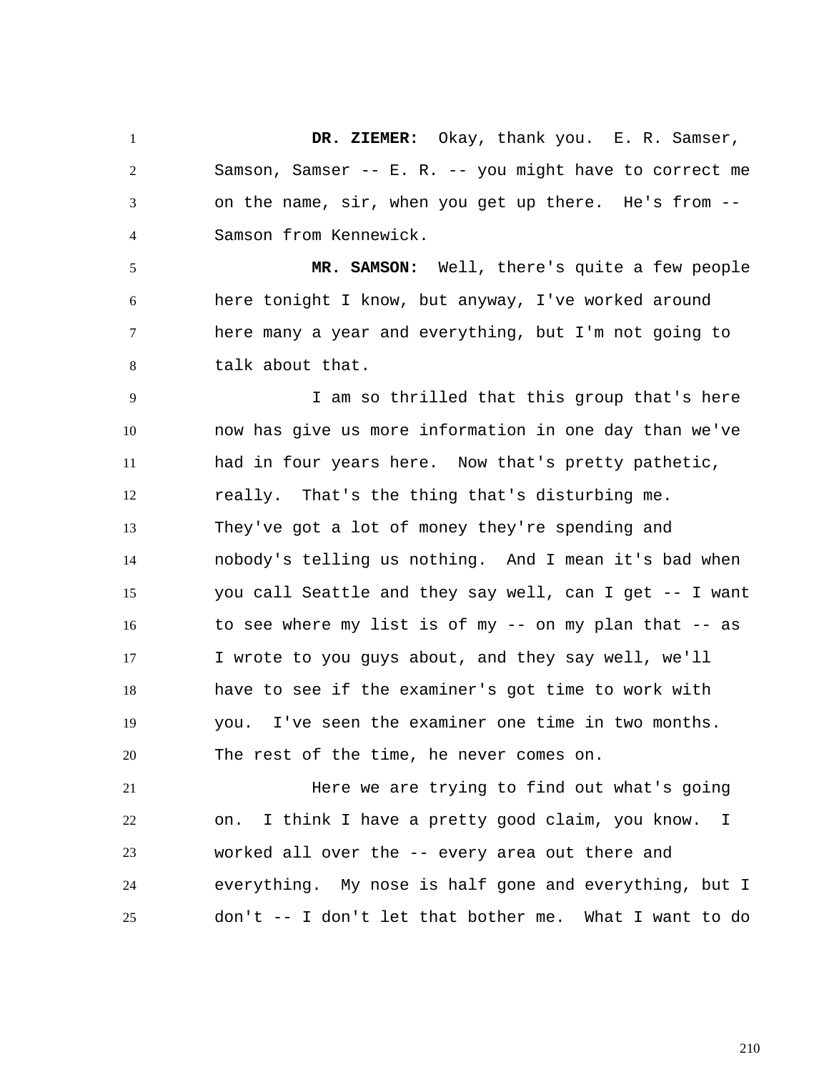**DR. ZIEMER:** Okay, thank you. E. R. Samser, Samson, Samser -- E. R. -- you might have to correct me on the name, sir, when you get up there. He's from -- Samson from Kennewick.

**MR. SAMSON:** Well, there's quite a few people here tonight I know, but anyway, I've worked around here many a year and everything, but I'm not going to talk about that.

I am so thrilled that this group that's here now has give us more information in one day than we've had in four years here. Now that's pretty pathetic, really. That's the thing that's disturbing me. They've got a lot of money they're spending and nobody's telling us nothing. And I mean it's bad when you call Seattle and they say well, can I get -- I want to see where my list is of my -- on my plan that -- as I wrote to you guys about, and they say well, we'll have to see if the examiner's got time to work with you. I've seen the examiner one time in two months. The rest of the time, he never comes on.

Here we are trying to find out what's going on. I think I have a pretty good claim, you know. I worked all over the -- every area out there and everything. My nose is half gone and everything, but I don't -- I don't let that bother me. What I want to do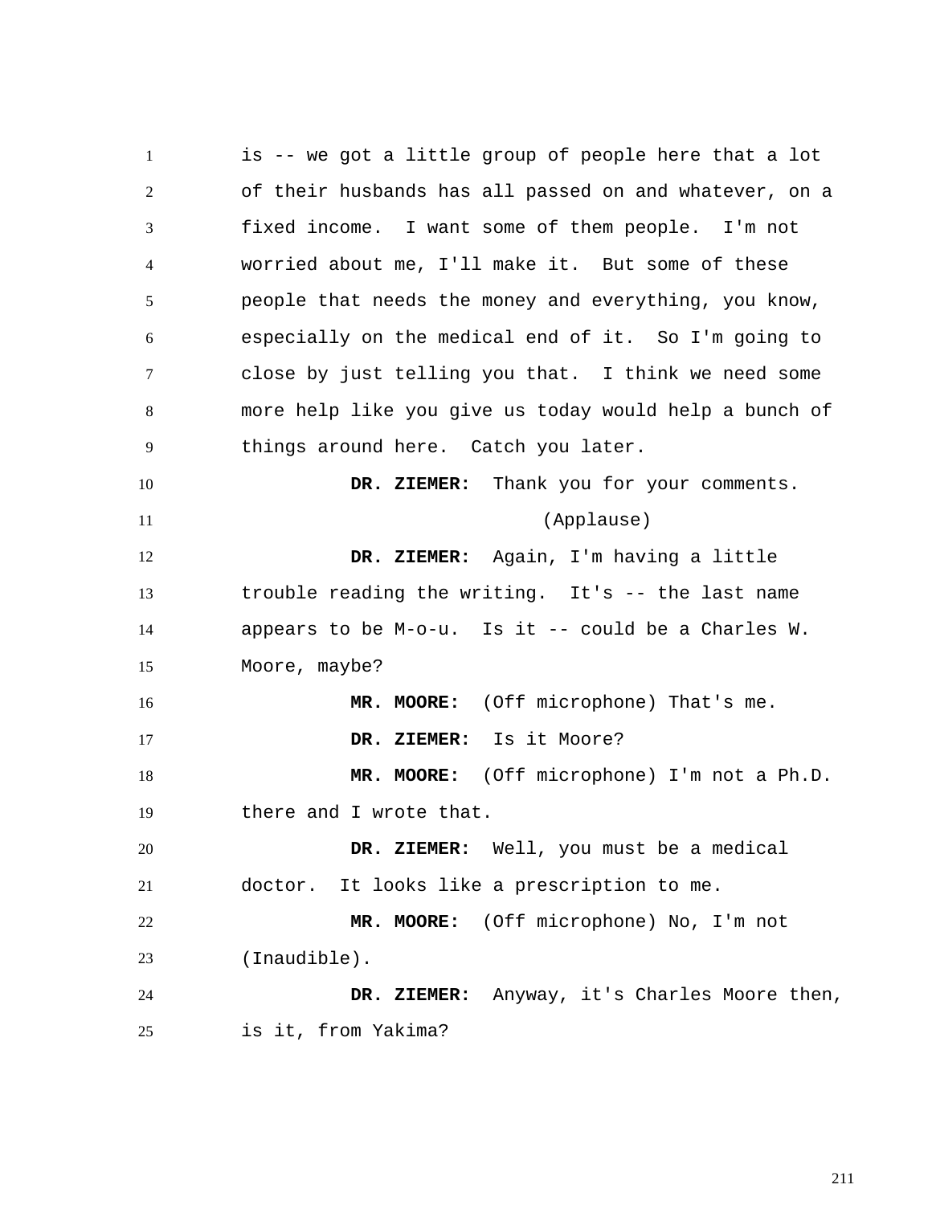is -- we got a little group of people here that a lot of their husbands has all passed on and whatever, on a fixed income. I want some of them people. I'm not worried about me, I'll make it. But some of these people that needs the money and everything, you know, especially on the medical end of it. So I'm going to close by just telling you that. I think we need some more help like you give us today would help a bunch of things around here. Catch you later.

**DR. ZIEMER:** Thank you for your comments.

(Applause)

**DR. ZIEMER:** Again, I'm having a little trouble reading the writing. It's -- the last name appears to be M-o-u. Is it -- could be a Charles W. Moore, maybe?

**MR. MOORE:** (Off microphone) That's me.

**DR. ZIEMER:** Is it Moore?

**MR. MOORE:** (Off microphone) I'm not a Ph.D. there and I wrote that.

**DR. ZIEMER:** Well, you must be a medical doctor. It looks like a prescription to me.

**MR. MOORE:** (Off microphone) No, I'm not (Inaudible).

**DR. ZIEMER:** Anyway, it's Charles Moore then, is it, from Yakima?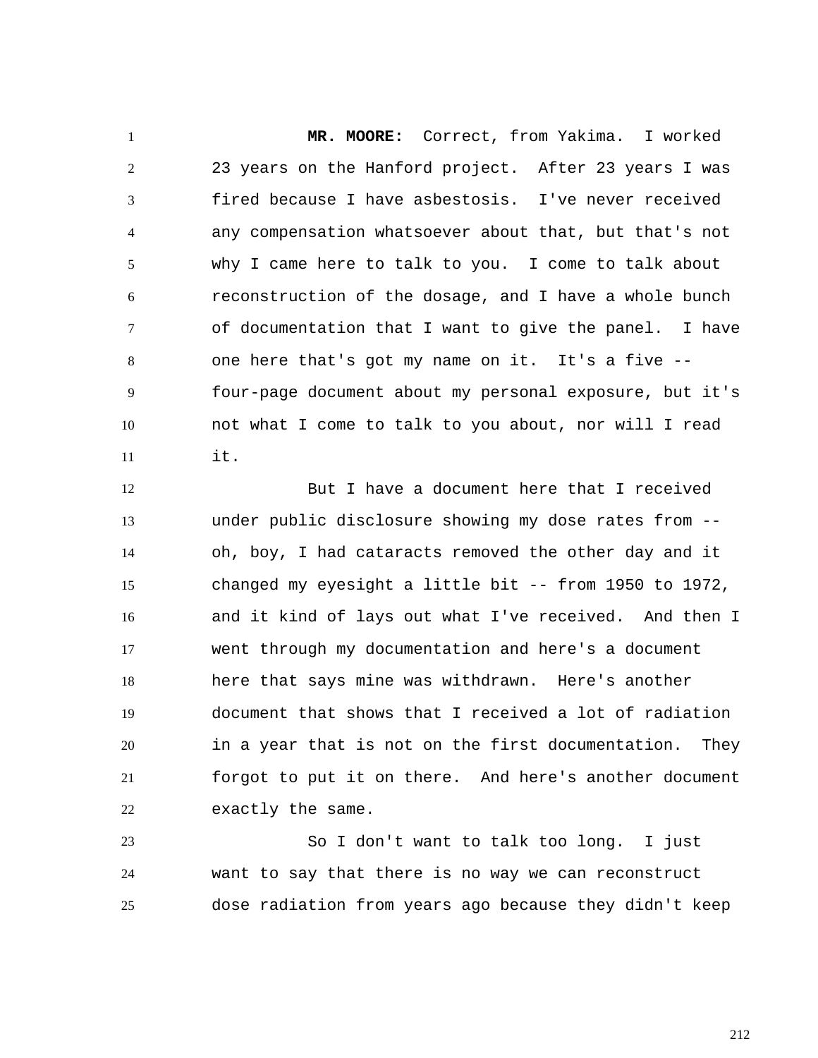**MR. MOORE:** Correct, from Yakima. I worked 23 years on the Hanford project. After 23 years I was fired because I have asbestosis. I've never received any compensation whatsoever about that, but that's not why I came here to talk to you. I come to talk about reconstruction of the dosage, and I have a whole bunch of documentation that I want to give the panel. I have one here that's got my name on it. It's a five -- four-page document about my personal exposure, but it's not what I come to talk to you about, nor will I read it.

But I have a document here that I received under public disclosure showing my dose rates from -- oh, boy, I had cataracts removed the other day and it changed my eyesight a little bit -- from 1950 to 1972, and it kind of lays out what I've received. And then I went through my documentation and here's a document here that says mine was withdrawn. Here's another document that shows that I received a lot of radiation in a year that is not on the first documentation. They forgot to put it on there. And here's another document exactly the same.

So I don't want to talk too long. I just want to say that there is no way we can reconstruct dose radiation from years ago because they didn't keep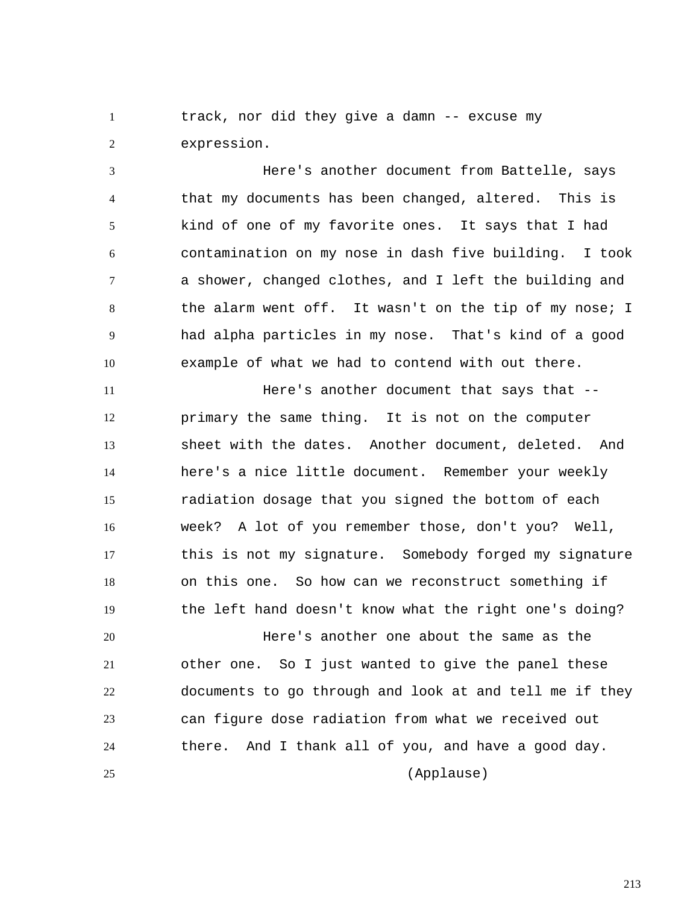track, nor did they give a damn -- excuse my expression.

Here's another document from Battelle, says that my documents has been changed, altered. This is kind of one of my favorite ones. It says that I had contamination on my nose in dash five building. I took a shower, changed clothes, and I left the building and the alarm went off. It wasn't on the tip of my nose; I had alpha particles in my nose. That's kind of a good example of what we had to contend with out there.

Here's another document that says that -- primary the same thing. It is not on the computer sheet with the dates. Another document, deleted. And here's a nice little document. Remember your weekly radiation dosage that you signed the bottom of each week? A lot of you remember those, don't you? Well, this is not my signature. Somebody forged my signature on this one. So how can we reconstruct something if the left hand doesn't know what the right one's doing?

Here's another one about the same as the other one. So I just wanted to give the panel these documents to go through and look at and tell me if they can figure dose radiation from what we received out there. And I thank all of you, and have a good day.

(Applause)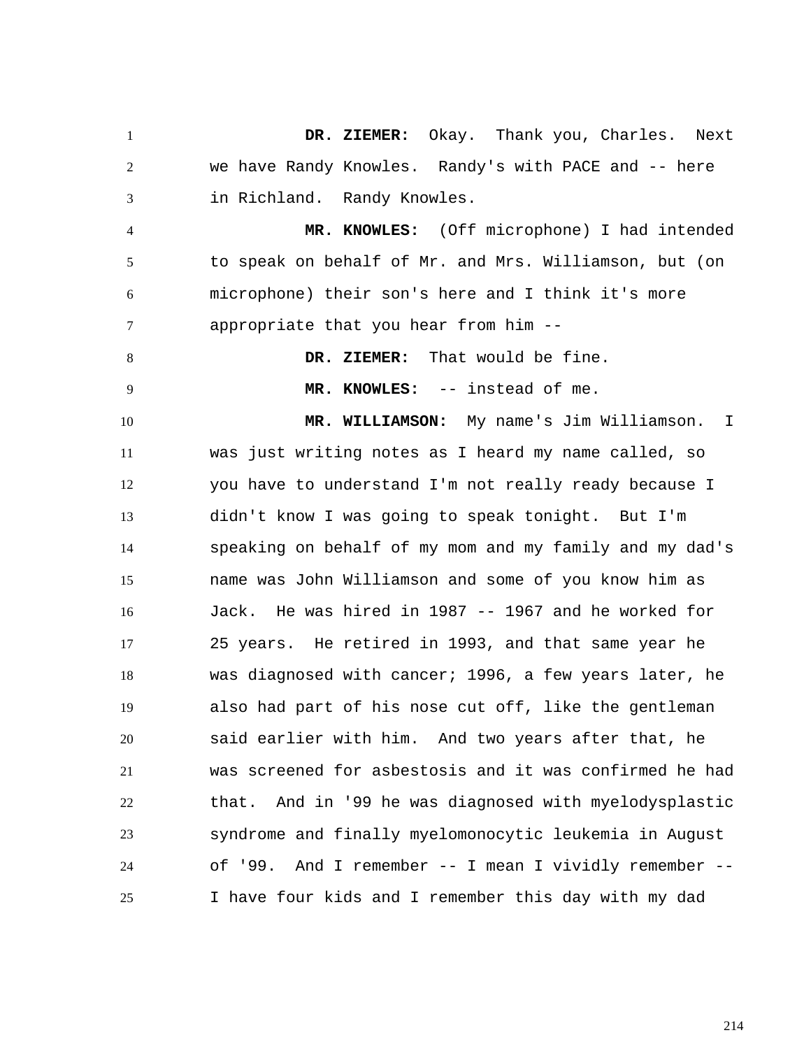**DR. ZIEMER:** Okay. Thank you, Charles. Next we have Randy Knowles. Randy's with PACE and -- here in Richland. Randy Knowles.

**MR. KNOWLES:** (Off microphone) I had intended to speak on behalf of Mr. and Mrs. Williamson, but (on microphone) their son's here and I think it's more appropriate that you hear from him --

**DR. ZIEMER:** That would be fine.

**MR. KNOWLES:** -- instead of me.

**MR. WILLIAMSON:** My name's Jim Williamson. I was just writing notes as I heard my name called, so you have to understand I'm not really ready because I didn't know I was going to speak tonight. But I'm speaking on behalf of my mom and my family and my dad's name was John Williamson and some of you know him as Jack. He was hired in 1987 -- 1967 and he worked for 25 years. He retired in 1993, and that same year he was diagnosed with cancer; 1996, a few years later, he also had part of his nose cut off, like the gentleman said earlier with him. And two years after that, he was screened for asbestosis and it was confirmed he had that. And in '99 he was diagnosed with myelodysplastic syndrome and finally myelomonocytic leukemia in August of '99. And I remember -- I mean I vividly remember -- I have four kids and I remember this day with my dad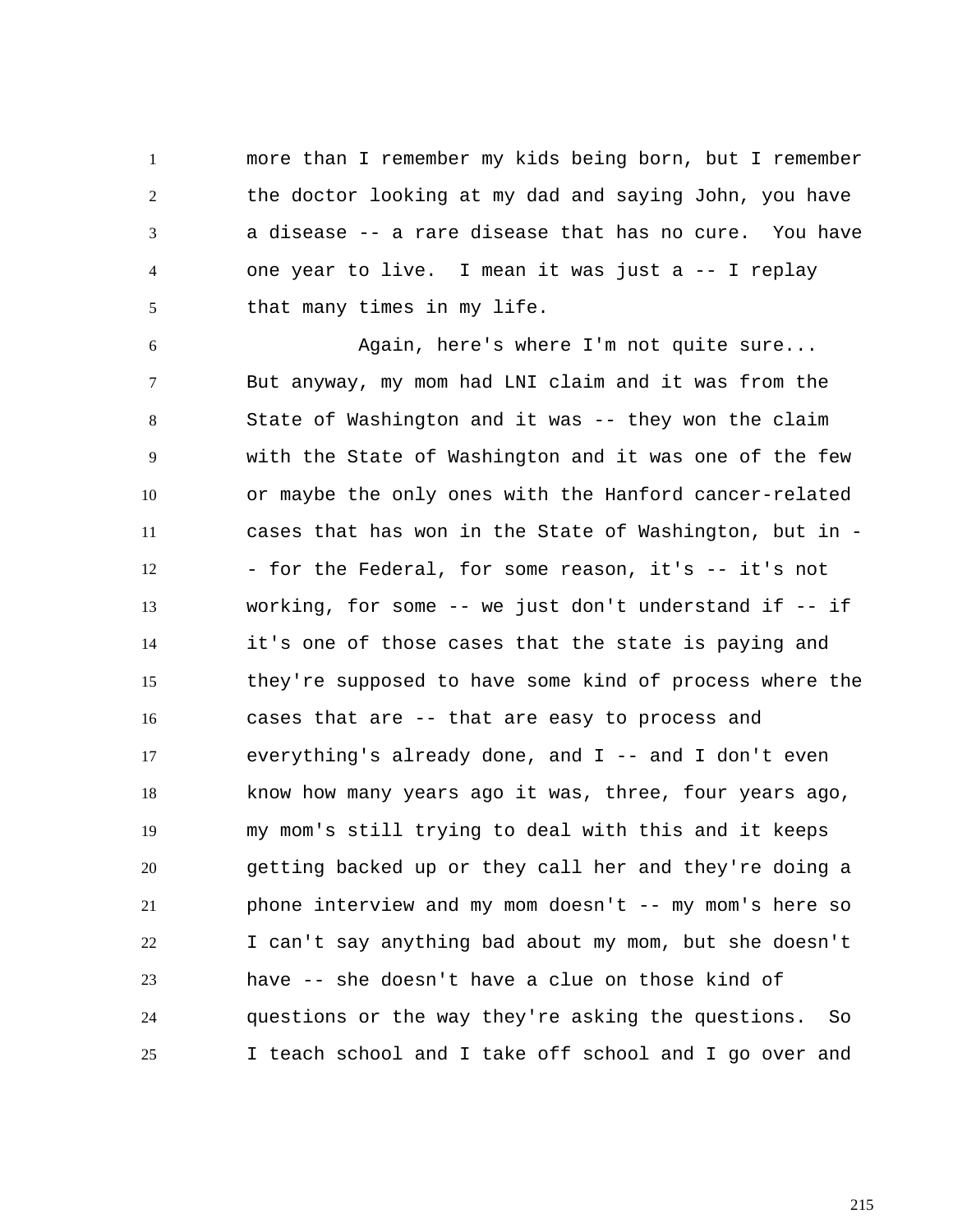more than I remember my kids being born, but I remember the doctor looking at my dad and saying John, you have a disease -- a rare disease that has no cure. You have one year to live. I mean it was just a -- I replay that many times in my life.

Again, here's where I'm not quite sure... But anyway, my mom had LNI claim and it was from the State of Washington and it was -- they won the claim with the State of Washington and it was one of the few or maybe the only ones with the Hanford cancer-related cases that has won in the State of Washington, but in -- for the Federal, for some reason, it's -- it's not working, for some -- we just don't understand if -- if it's one of those cases that the state is paying and they're supposed to have some kind of process where the cases that are -- that are easy to process and everything's already done, and I -- and I don't even know how many years ago it was, three, four years ago, my mom's still trying to deal with this and it keeps getting backed up or they call her and they're doing a phone interview and my mom doesn't -- my mom's here so I can't say anything bad about my mom, but she doesn't have -- she doesn't have a clue on those kind of questions or the way they're asking the questions. So I teach school and I take off school and I go over and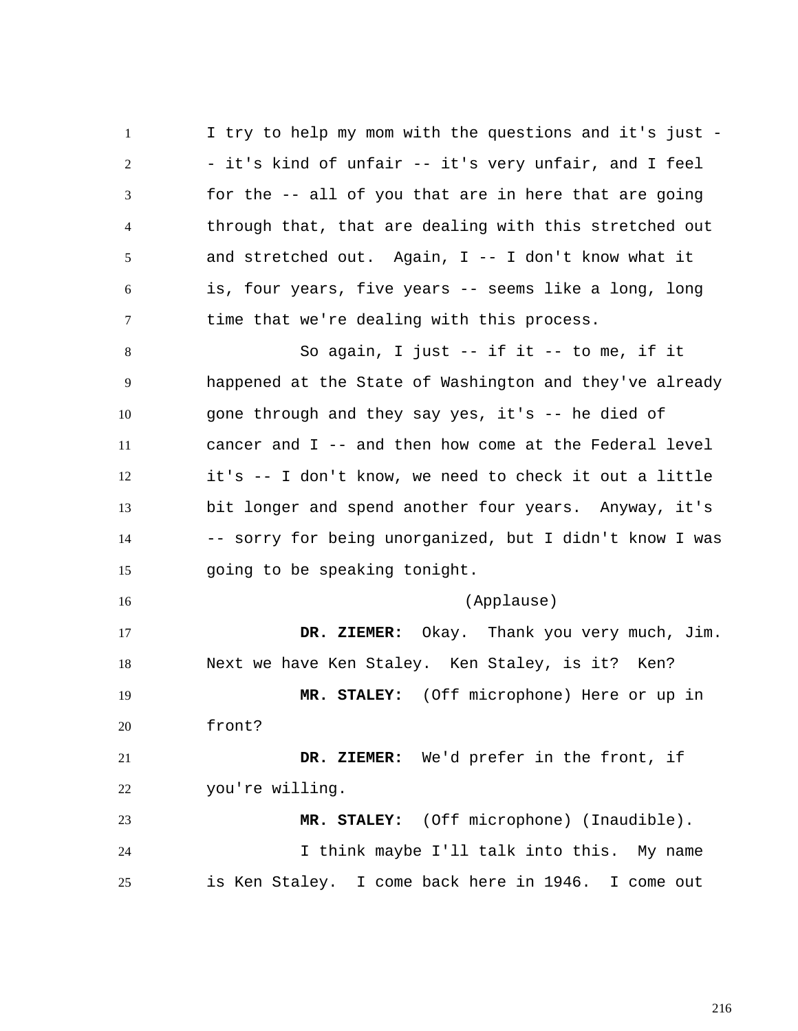I try to help my mom with the questions and it's just -- it's kind of unfair -- it's very unfair, and I feel for the -- all of you that are in here that are going through that, that are dealing with this stretched out and stretched out. Again, I -- I don't know what it is, four years, five years -- seems like a long, long time that we're dealing with this process.

So again, I just -- if it -- to me, if it happened at the State of Washington and they've already gone through and they say yes, it's -- he died of cancer and I -- and then how come at the Federal level it's -- I don't know, we need to check it out a little bit longer and spend another four years. Anyway, it's -- sorry for being unorganized, but I didn't know I was going to be speaking tonight.

(Applause)

**DR. ZIEMER:** Okay. Thank you very much, Jim. Next we have Ken Staley. Ken Staley, is it? Ken?

**MR. STALEY:** (Off microphone) Here or up in front?

**DR. ZIEMER:** We'd prefer in the front, if you're willing.

**MR. STALEY:** (Off microphone) (Inaudible).

I think maybe I'll talk into this. My name is Ken Staley. I come back here in 1946. I come out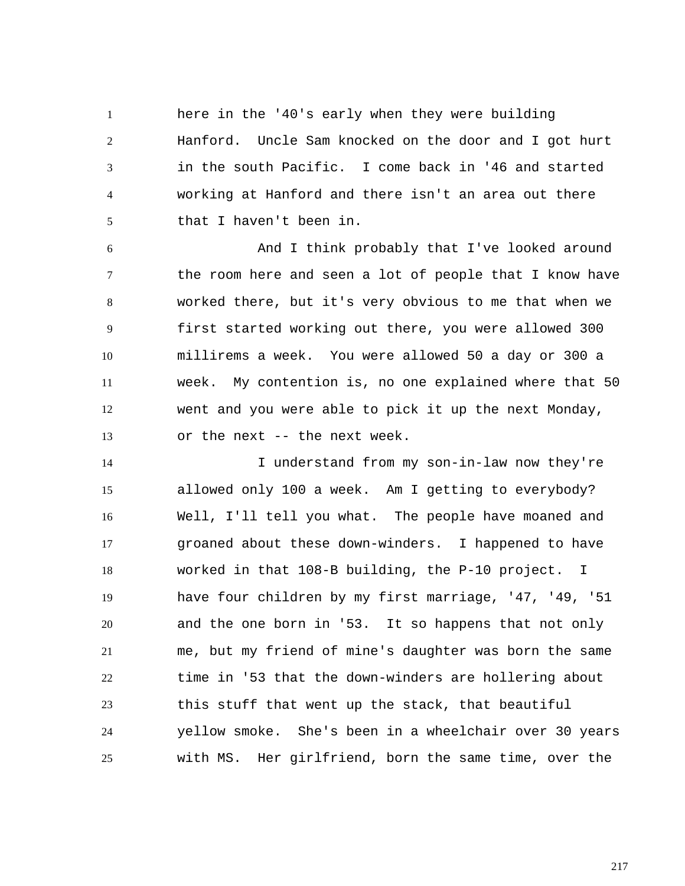here in the '40's early when they were building Hanford. Uncle Sam knocked on the door and I got hurt in the south Pacific. I come back in '46 and started working at Hanford and there isn't an area out there that I haven't been in.

And I think probably that I've looked around the room here and seen a lot of people that I know have worked there, but it's very obvious to me that when we first started working out there, you were allowed 300 millirems a week. You were allowed 50 a day or 300 a week. My contention is, no one explained where that 50 went and you were able to pick it up the next Monday, or the next -- the next week.

I understand from my son-in-law now they're allowed only 100 a week. Am I getting to everybody? Well, I'll tell you what. The people have moaned and groaned about these down-winders. I happened to have worked in that 108-B building, the P-10 project. I have four children by my first marriage, '47, '49, '51 and the one born in '53. It so happens that not only me, but my friend of mine's daughter was born the same time in '53 that the down-winders are hollering about this stuff that went up the stack, that beautiful yellow smoke. She's been in a wheelchair over 30 years with MS. Her girlfriend, born the same time, over the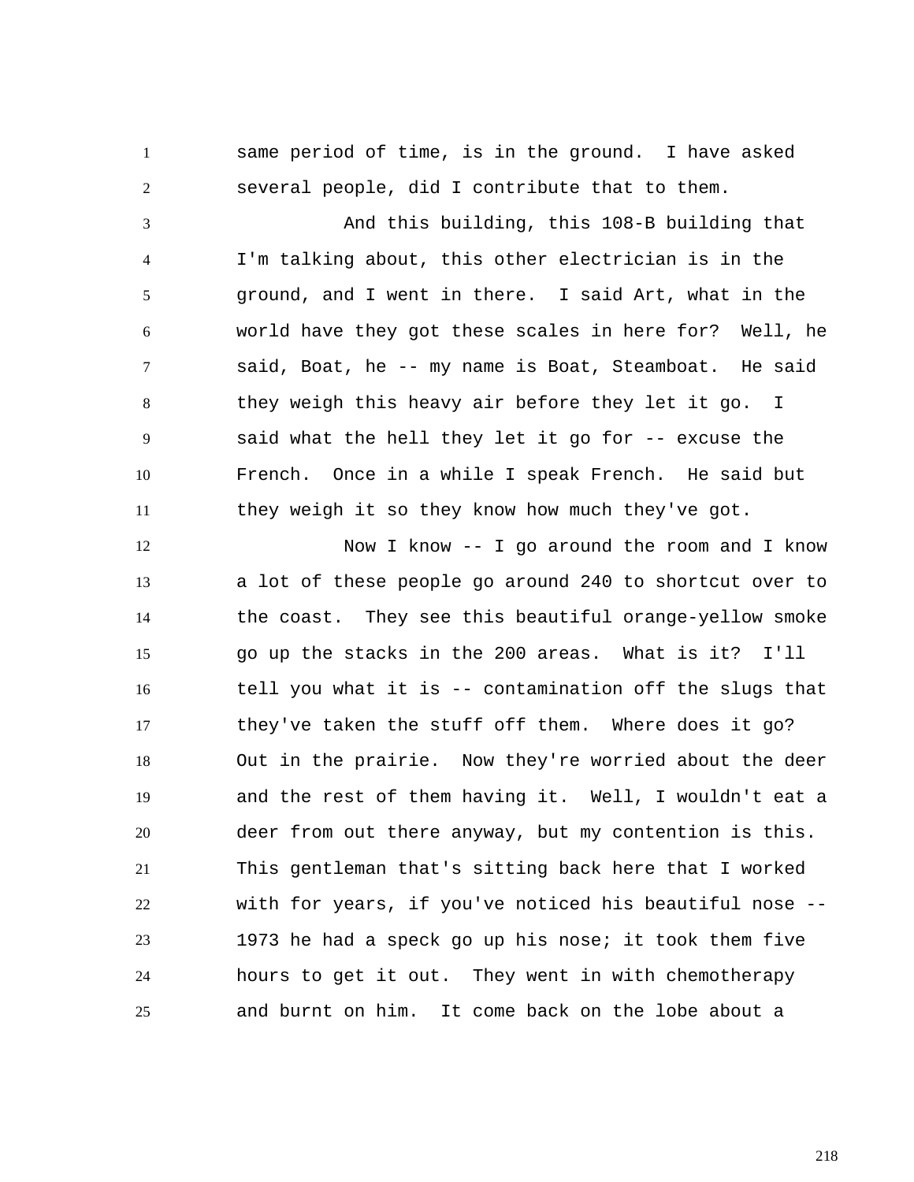same period of time, is in the ground. I have asked several people, did I contribute that to them.

And this building, this 108-B building that I'm talking about, this other electrician is in the ground, and I went in there. I said Art, what in the world have they got these scales in here for? Well, he said, Boat, he -- my name is Boat, Steamboat. He said they weigh this heavy air before they let it go. I said what the hell they let it go for -- excuse the French. Once in a while I speak French. He said but they weigh it so they know how much they've got.

Now I know -- I go around the room and I know a lot of these people go around 240 to shortcut over to the coast. They see this beautiful orange-yellow smoke go up the stacks in the 200 areas. What is it? I'll tell you what it is -- contamination off the slugs that they've taken the stuff off them. Where does it go? Out in the prairie. Now they're worried about the deer and the rest of them having it. Well, I wouldn't eat a deer from out there anyway, but my contention is this. This gentleman that's sitting back here that I worked with for years, if you've noticed his beautiful nose -- 1973 he had a speck go up his nose; it took them five hours to get it out. They went in with chemotherapy and burnt on him. It come back on the lobe about a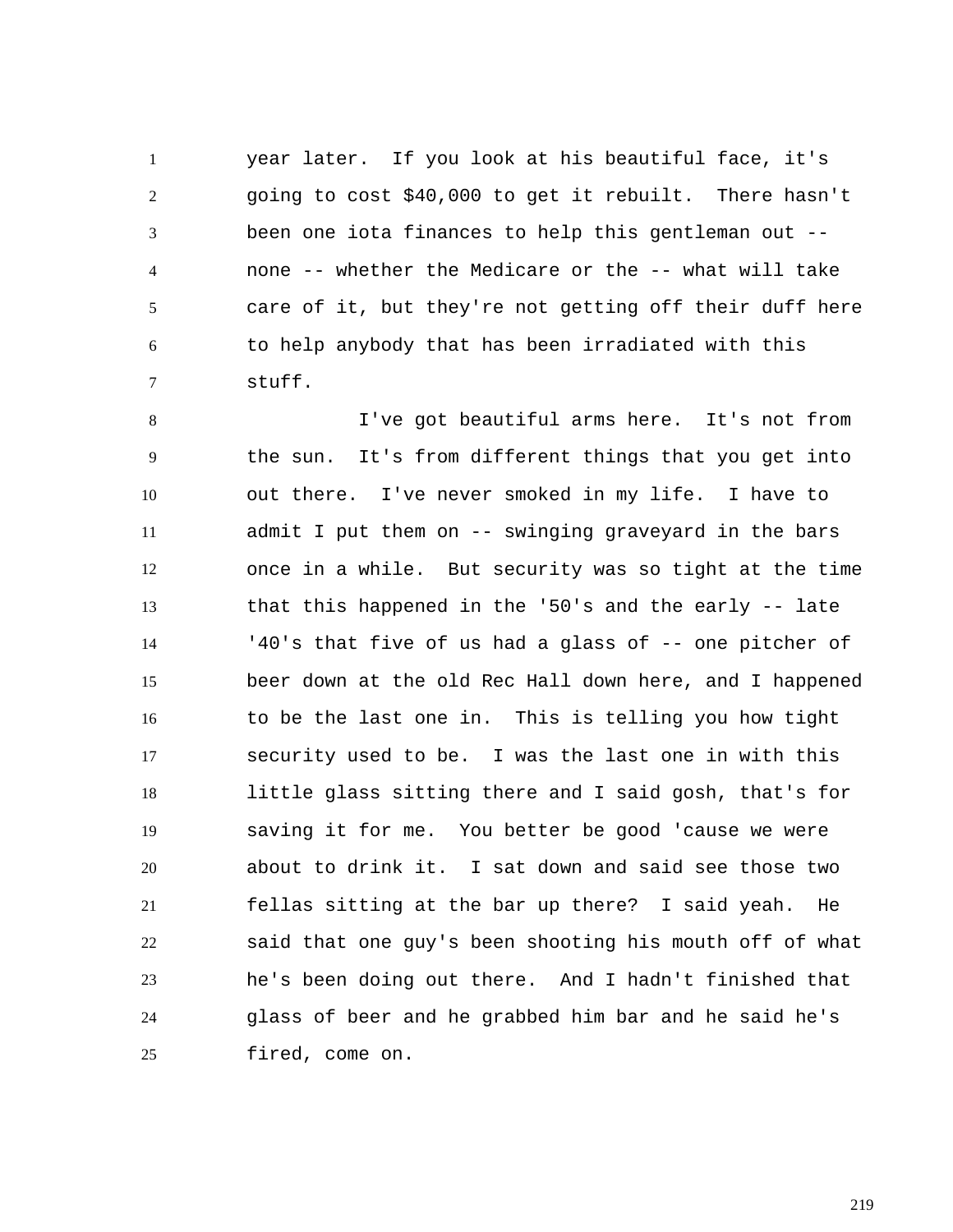year later. If you look at his beautiful face, it's going to cost $40,000 to get it rebuilt. There hasn't been one iota finances to help this gentleman out -- none -- whether the Medicare or the -- what will take care of it, but they're not getting off their duff here to help anybody that has been irradiated with this stuff.

I've got beautiful arms here. It's not from the sun. It's from different things that you get into out there. I've never smoked in my life. I have to admit I put them on -- swinging graveyard in the bars once in a while. But security was so tight at the time that this happened in the '50's and the early -- late '40's that five of us had a glass of -- one pitcher of beer down at the old Rec Hall down here, and I happened to be the last one in. This is telling you how tight security used to be. I was the last one in with this little glass sitting there and I said gosh, that's for saving it for me. You better be good 'cause we were about to drink it. I sat down and said see those two fellas sitting at the bar up there? I said yeah. He said that one guy's been shooting his mouth off of what he's been doing out there. And I hadn't finished that glass of beer and he grabbed him bar and he said he's fired, come on.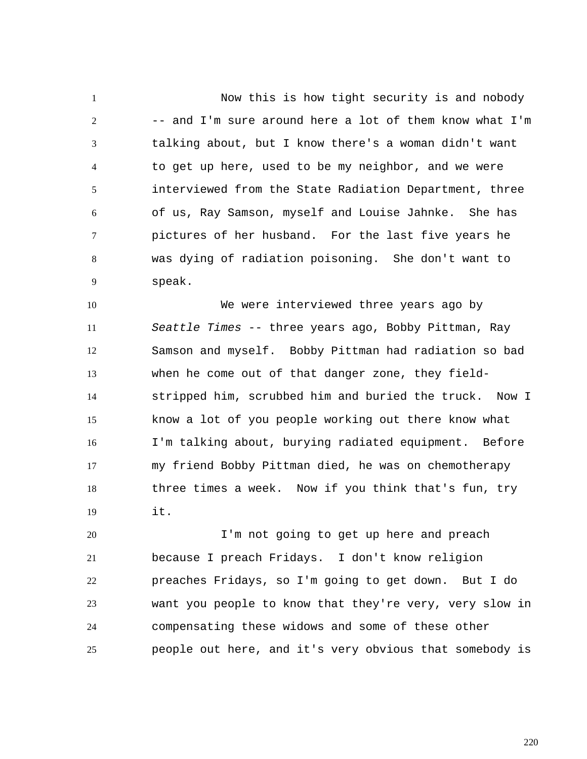Now this is how tight security is and nobody -- and I'm sure around here a lot of them know what I'm talking about, but I know there's a woman didn't want to get up here, used to be my neighbor, and we were interviewed from the State Radiation Department, three of us, Ray Samson, myself and Louise Jahnke. She has pictures of her husband. For the last five years he was dying of radiation poisoning. She don't want to speak.

We were interviewed three years ago by *Seattle Times* -- three years ago, Bobby Pittman, Ray Samson and myself. Bobby Pittman had radiation so bad when he come out of that danger zone, they field-stripped him, scrubbed him and buried the truck. Now I know a lot of you people working out there know what I'm talking about, burying radiated equipment. Before my friend Bobby Pittman died, he was on chemotherapy three times a week. Now if you think that's fun, try it.

I'm not going to get up here and preach because I preach Fridays. I don't know religion preaches Fridays, so I'm going to get down. But I do want you people to know that they're very, very slow in compensating these widows and some of these other people out here, and it's very obvious that somebody is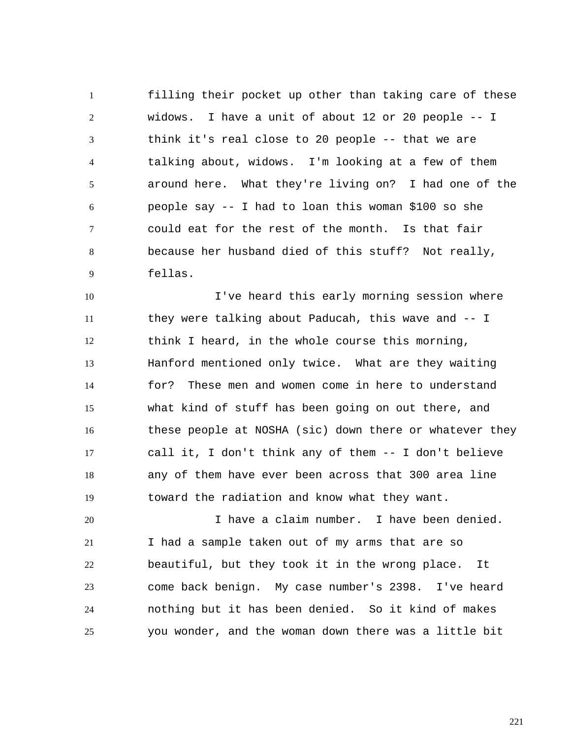filling their pocket up other than taking care of these widows. I have a unit of about 12 or 20 people -- I think it's real close to 20 people -- that we are talking about, widows. I'm looking at a few of them around here. What they're living on? I had one of the people say -- I had to loan this woman $100 so she could eat for the rest of the month. Is that fair because her husband died of this stuff? Not really, fellas.

I've heard this early morning session where they were talking about Paducah, this wave and -- I think I heard, in the whole course this morning, Hanford mentioned only twice. What are they waiting for? These men and women come in here to understand what kind of stuff has been going on out there, and these people at NOSHA (sic) down there or whatever they call it, I don't think any of them -- I don't believe any of them have ever been across that 300 area line toward the radiation and know what they want.

I have a claim number. I have been denied. I had a sample taken out of my arms that are so beautiful, but they took it in the wrong place. It come back benign. My case number's 2398. I've heard nothing but it has been denied. So it kind of makes you wonder, and the woman down there was a little bit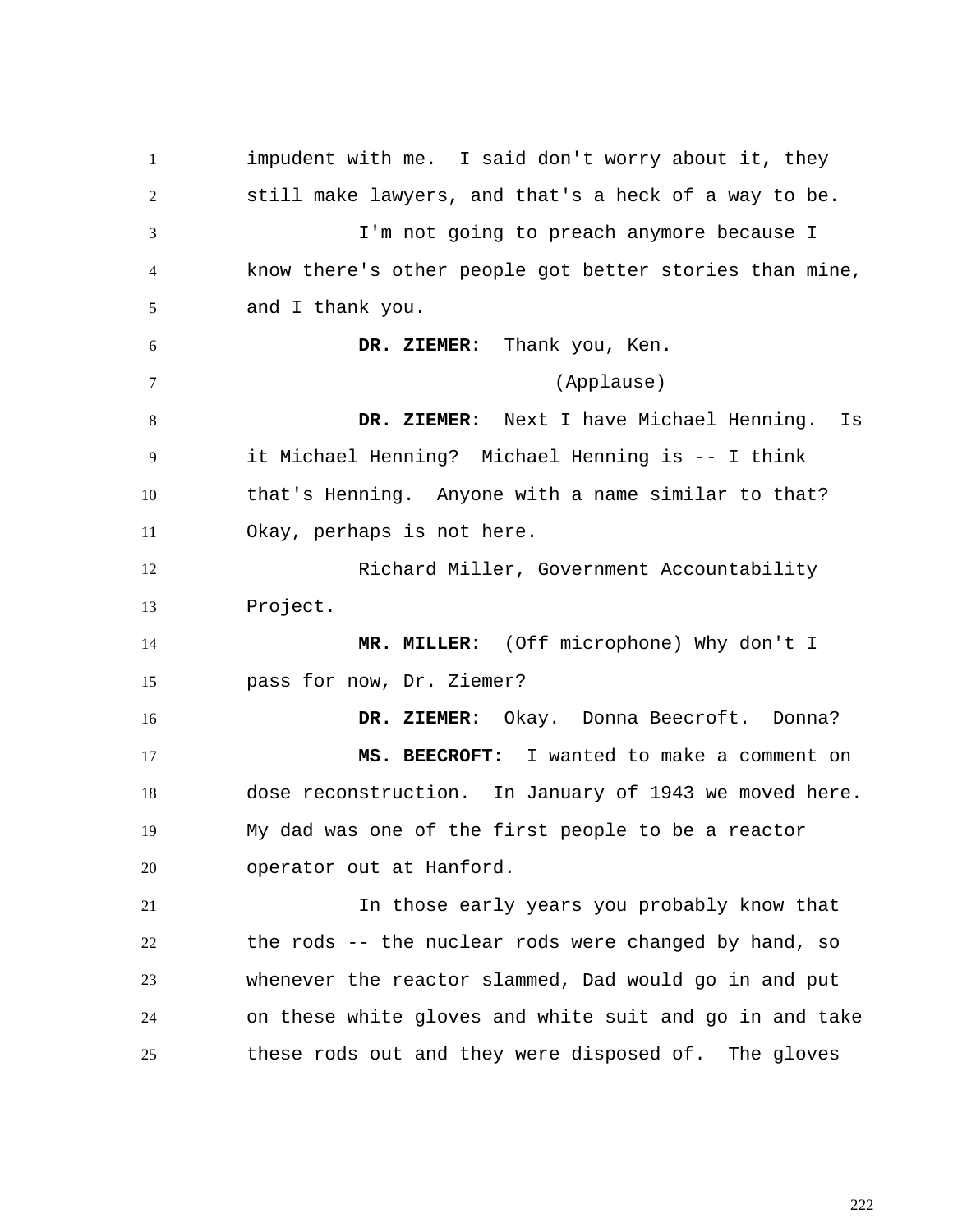impudent with me. I said don't worry about it, they still make lawyers, and that's a heck of a way to be.

I'm not going to preach anymore because I know there's other people got better stories than mine, and I thank you.

**DR. ZIEMER:** Thank you, Ken.

(Applause)

**DR. ZIEMER:** Next I have Michael Henning. Is it Michael Henning? Michael Henning is -- I think that's Henning. Anyone with a name similar to that? Okay, perhaps is not here.

Richard Miller, Government Accountability Project.

**MR. MILLER:** (Off microphone) Why don't I pass for now, Dr. Ziemer?

**DR. ZIEMER:** Okay. Donna Beecroft. Donna?

**MS. BEECROFT:** I wanted to make a comment on dose reconstruction. In January of 1943 we moved here. My dad was one of the first people to be a reactor operator out at Hanford.

In those early years you probably know that the rods -- the nuclear rods were changed by hand, so whenever the reactor slammed, Dad would go in and put on these white gloves and white suit and go in and take these rods out and they were disposed of. The gloves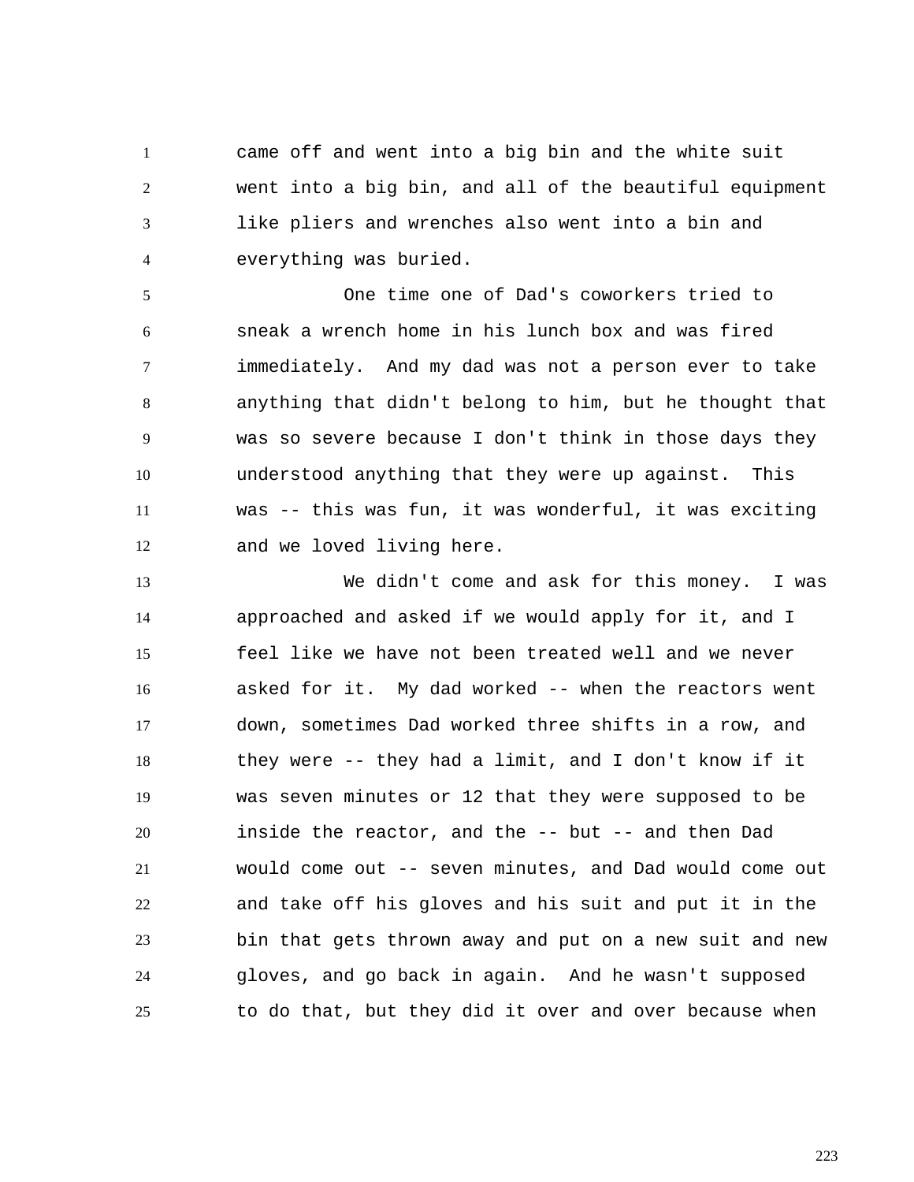came off and went into a big bin and the white suit went into a big bin, and all of the beautiful equipment like pliers and wrenches also went into a bin and everything was buried.

One time one of Dad's coworkers tried to sneak a wrench home in his lunch box and was fired immediately. And my dad was not a person ever to take anything that didn't belong to him, but he thought that was so severe because I don't think in those days they understood anything that they were up against. This was -- this was fun, it was wonderful, it was exciting and we loved living here.

We didn't come and ask for this money. I was approached and asked if we would apply for it, and I feel like we have not been treated well and we never asked for it. My dad worked -- when the reactors went down, sometimes Dad worked three shifts in a row, and they were -- they had a limit, and I don't know if it was seven minutes or 12 that they were supposed to be inside the reactor, and the -- but -- and then Dad would come out -- seven minutes, and Dad would come out and take off his gloves and his suit and put it in the bin that gets thrown away and put on a new suit and new gloves, and go back in again. And he wasn't supposed to do that, but they did it over and over because when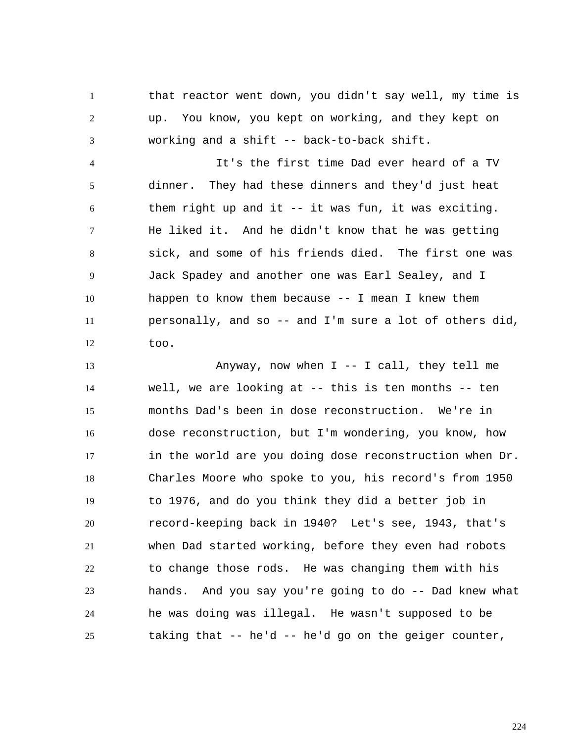that reactor went down, you didn't say well, my time is up. You know, you kept on working, and they kept on working and a shift -- back-to-back shift.

It's the first time Dad ever heard of a TV dinner. They had these dinners and they'd just heat them right up and it -- it was fun, it was exciting. He liked it. And he didn't know that he was getting sick, and some of his friends died. The first one was Jack Spadey and another one was Earl Sealey, and I happen to know them because -- I mean I knew them personally, and so -- and I'm sure a lot of others did, too.

Anyway, now when I -- I call, they tell me well, we are looking at -- this is ten months -- ten months Dad's been in dose reconstruction. We're in dose reconstruction, but I'm wondering, you know, how in the world are you doing dose reconstruction when Dr. Charles Moore who spoke to you, his record's from 1950 to 1976, and do you think they did a better job in record-keeping back in 1940? Let's see, 1943, that's when Dad started working, before they even had robots to change those rods. He was changing them with his hands. And you say you're going to do -- Dad knew what he was doing was illegal. He wasn't supposed to be taking that -- he'd -- he'd go on the geiger counter,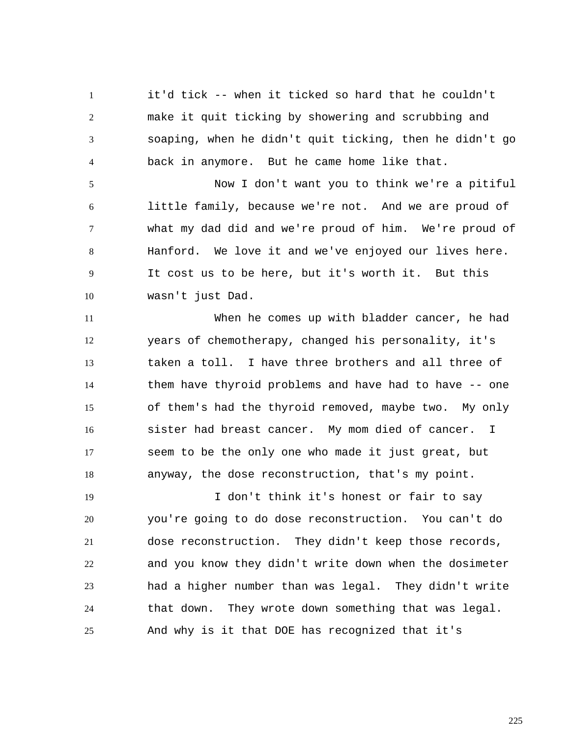it'd tick -- when it ticked so hard that he couldn't make it quit ticking by showering and scrubbing and soaping, when he didn't quit ticking, then he didn't go back in anymore. But he came home like that.

Now I don't want you to think we're a pitiful little family, because we're not. And we are proud of what my dad did and we're proud of him. We're proud of Hanford. We love it and we've enjoyed our lives here. It cost us to be here, but it's worth it. But this wasn't just Dad.

When he comes up with bladder cancer, he had years of chemotherapy, changed his personality, it's taken a toll. I have three brothers and all three of them have thyroid problems and have had to have -- one of them's had the thyroid removed, maybe two. My only sister had breast cancer. My mom died of cancer. I seem to be the only one who made it just great, but anyway, the dose reconstruction, that's my point.

I don't think it's honest or fair to say you're going to do dose reconstruction. You can't do dose reconstruction. They didn't keep those records, and you know they didn't write down when the dosimeter had a higher number than was legal. They didn't write that down. They wrote down something that was legal. And why is it that DOE has recognized that it's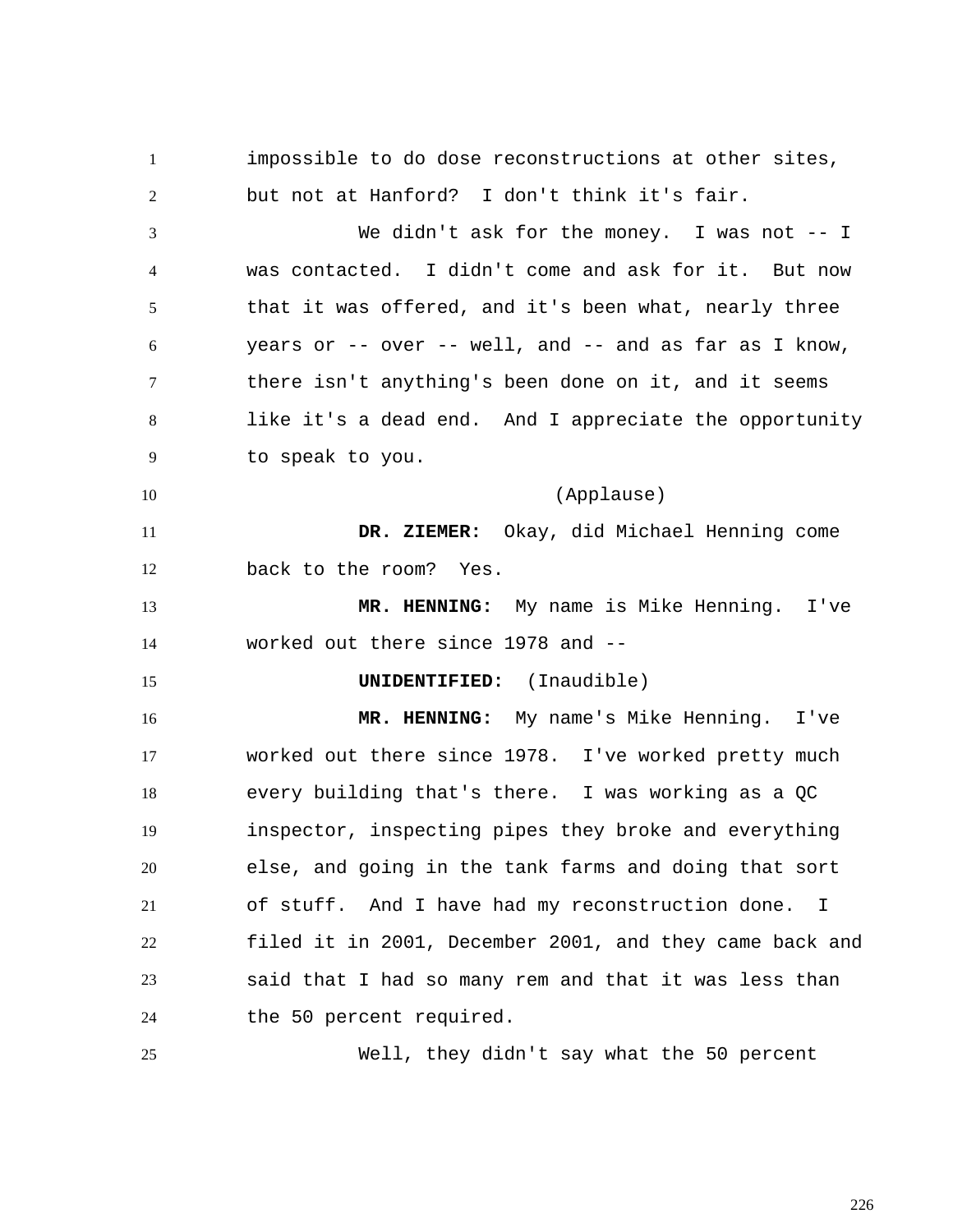impossible to do dose reconstructions at other sites, but not at Hanford? I don't think it's fair.

We didn't ask for the money. I was not -- I was contacted. I didn't come and ask for it. But now that it was offered, and it's been what, nearly three years or -- over -- well, and -- and as far as I know, there isn't anything's been done on it, and it seems like it's a dead end. And I appreciate the opportunity to speak to you.

(Applause)

**DR. ZIEMER:** Okay, did Michael Henning come back to the room? Yes.

**MR. HENNING:** My name is Mike Henning. I've worked out there since 1978 and --

**UNIDENTIFIED:** (Inaudible)

**MR. HENNING:** My name's Mike Henning. I've worked out there since 1978. I've worked pretty much every building that's there. I was working as a QC inspector, inspecting pipes they broke and everything else, and going in the tank farms and doing that sort of stuff. And I have had my reconstruction done. I filed it in 2001, December 2001, and they came back and said that I had so many rem and that it was less than the 50 percent required.

Well, they didn't say what the 50 percent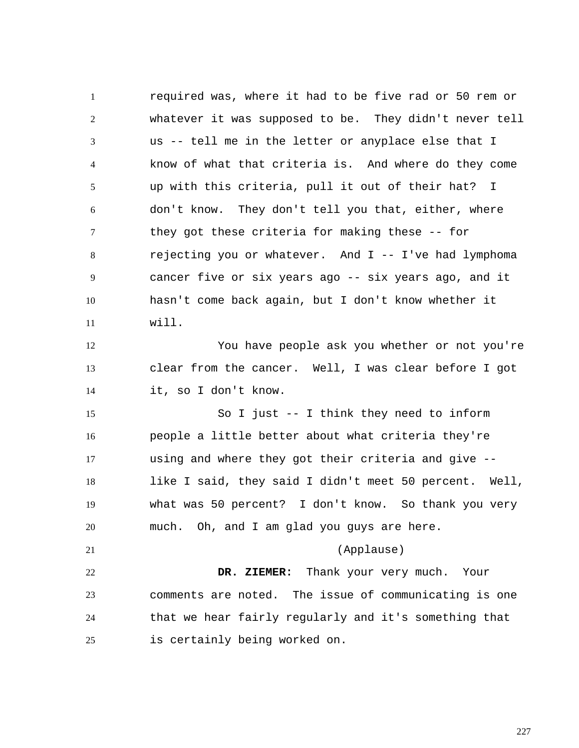required was, where it had to be five rad or 50 rem or whatever it was supposed to be. They didn't never tell us -- tell me in the letter or anyplace else that I know of what that criteria is. And where do they come up with this criteria, pull it out of their hat? I don't know. They don't tell you that, either, where they got these criteria for making these -- for rejecting you or whatever. And I -- I've had lymphoma cancer five or six years ago -- six years ago, and it hasn't come back again, but I don't know whether it will.

You have people ask you whether or not you're clear from the cancer. Well, I was clear before I got it, so I don't know.

So I just -- I think they need to inform people a little better about what criteria they're using and where they got their criteria and give -- like I said, they said I didn't meet 50 percent. Well, what was 50 percent? I don't know. So thank you very much. Oh, and I am glad you guys are here.

(Applause)

**DR. ZIEMER:** Thank your very much. Your comments are noted. The issue of communicating is one that we hear fairly regularly and it's something that is certainly being worked on.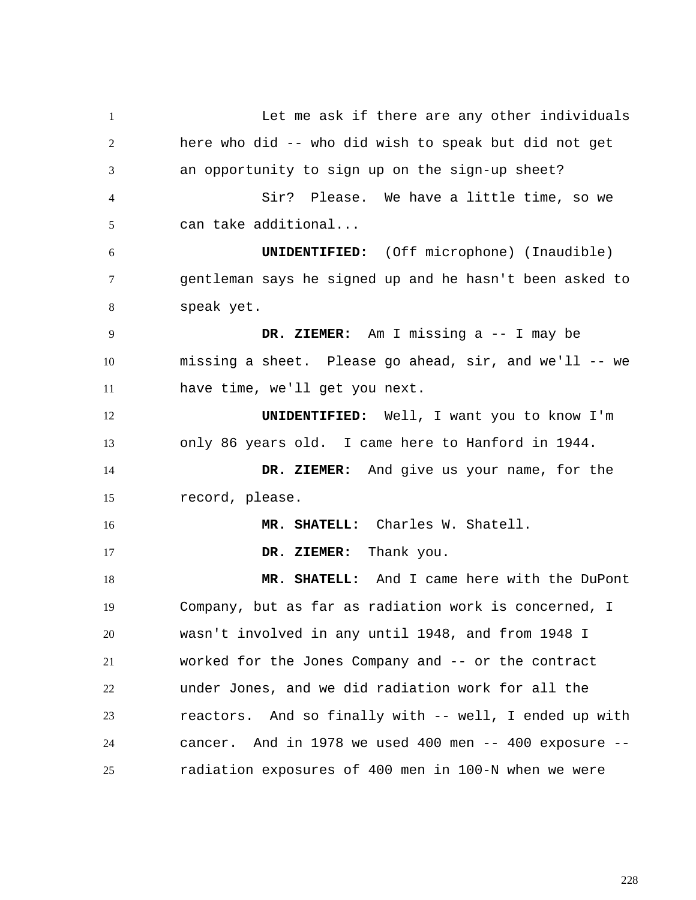Let me ask if there are any other individuals here who did -- who did wish to speak but did not get an opportunity to sign up on the sign-up sheet?

Sir? Please. We have a little time, so we can take additional...

**UNIDENTIFIED:** (Off microphone) (Inaudible) gentleman says he signed up and he hasn't been asked to speak yet.

**DR. ZIEMER:** Am I missing a -- I may be missing a sheet. Please go ahead, sir, and we'll -- we have time, we'll get you next.

**UNIDENTIFIED:** Well, I want you to know I'm only 86 years old. I came here to Hanford in 1944.

**DR. ZIEMER:** And give us your name, for the record, please.

**MR. SHATELL:** Charles W. Shatell.

**DR. ZIEMER:** Thank you.

**MR. SHATELL:** And I came here with the DuPont Company, but as far as radiation work is concerned, I wasn't involved in any until 1948, and from 1948 I worked for the Jones Company and -- or the contract under Jones, and we did radiation work for all the reactors. And so finally with -- well, I ended up with cancer. And in 1978 we used 400 men -- 400 exposure -- radiation exposures of 400 men in 100-N when we were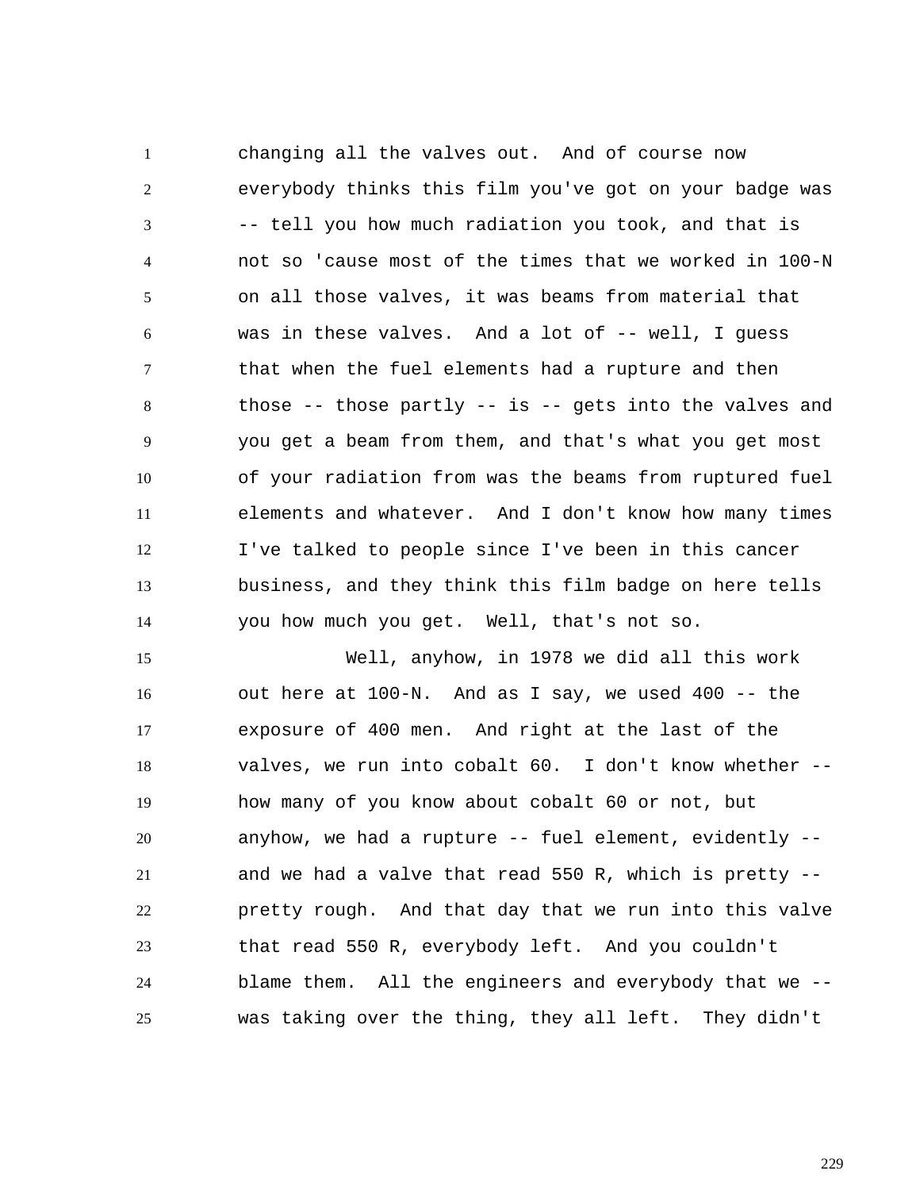changing all the valves out. And of course now everybody thinks this film you've got on your badge was -- tell you how much radiation you took, and that is not so 'cause most of the times that we worked in 100-N on all those valves, it was beams from material that was in these valves. And a lot of -- well, I guess that when the fuel elements had a rupture and then those -- those partly -- is -- gets into the valves and you get a beam from them, and that's what you get most of your radiation from was the beams from ruptured fuel elements and whatever. And I don't know how many times I've talked to people since I've been in this cancer business, and they think this film badge on here tells you how much you get. Well, that's not so.

Well, anyhow, in 1978 we did all this work out here at 100-N. And as I say, we used 400 -- the exposure of 400 men. And right at the last of the valves, we run into cobalt 60. I don't know whether -- how many of you know about cobalt 60 or not, but anyhow, we had a rupture -- fuel element, evidently -- and we had a valve that read 550 R, which is pretty -- pretty rough. And that day that we run into this valve that read 550 R, everybody left. And you couldn't blame them. All the engineers and everybody that we -- was taking over the thing, they all left. They didn't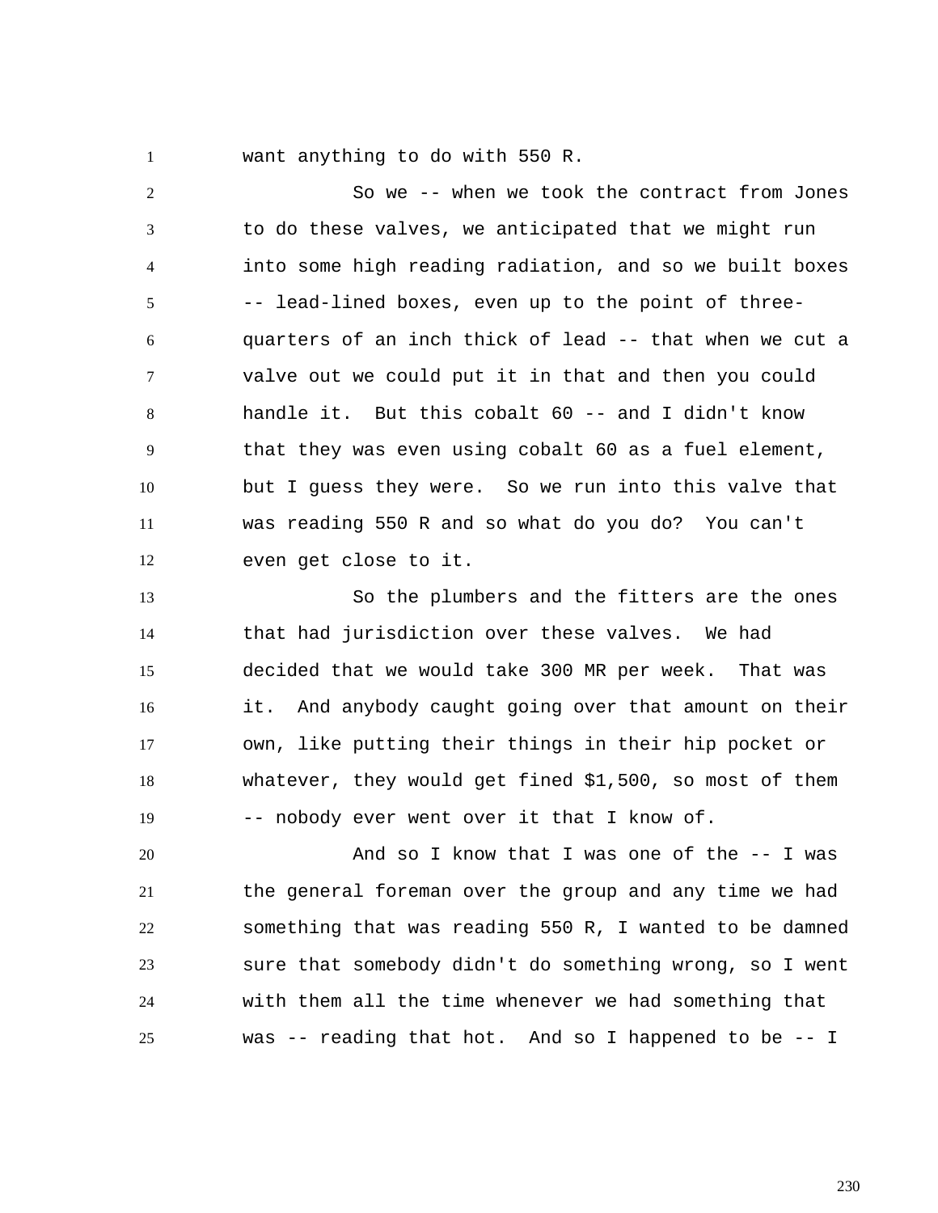want anything to do with 550 R.

So we -- when we took the contract from Jones to do these valves, we anticipated that we might run into some high reading radiation, and so we built boxes -- lead-lined boxes, even up to the point of three-quarters of an inch thick of lead -- that when we cut a valve out we could put it in that and then you could handle it. But this cobalt 60 -- and I didn't know that they was even using cobalt 60 as a fuel element, but I guess they were. So we run into this valve that was reading 550 R and so what do you do? You can't even get close to it.

So the plumbers and the fitters are the ones that had jurisdiction over these valves. We had decided that we would take 300 MR per week. That was it. And anybody caught going over that amount on their own, like putting their things in their hip pocket or whatever, they would get fined $1,500, so most of them -- nobody ever went over it that I know of.

And so I know that I was one of the -- I was the general foreman over the group and any time we had something that was reading 550 R, I wanted to be damned sure that somebody didn't do something wrong, so I went with them all the time whenever we had something that was -- reading that hot. And so I happened to be -- I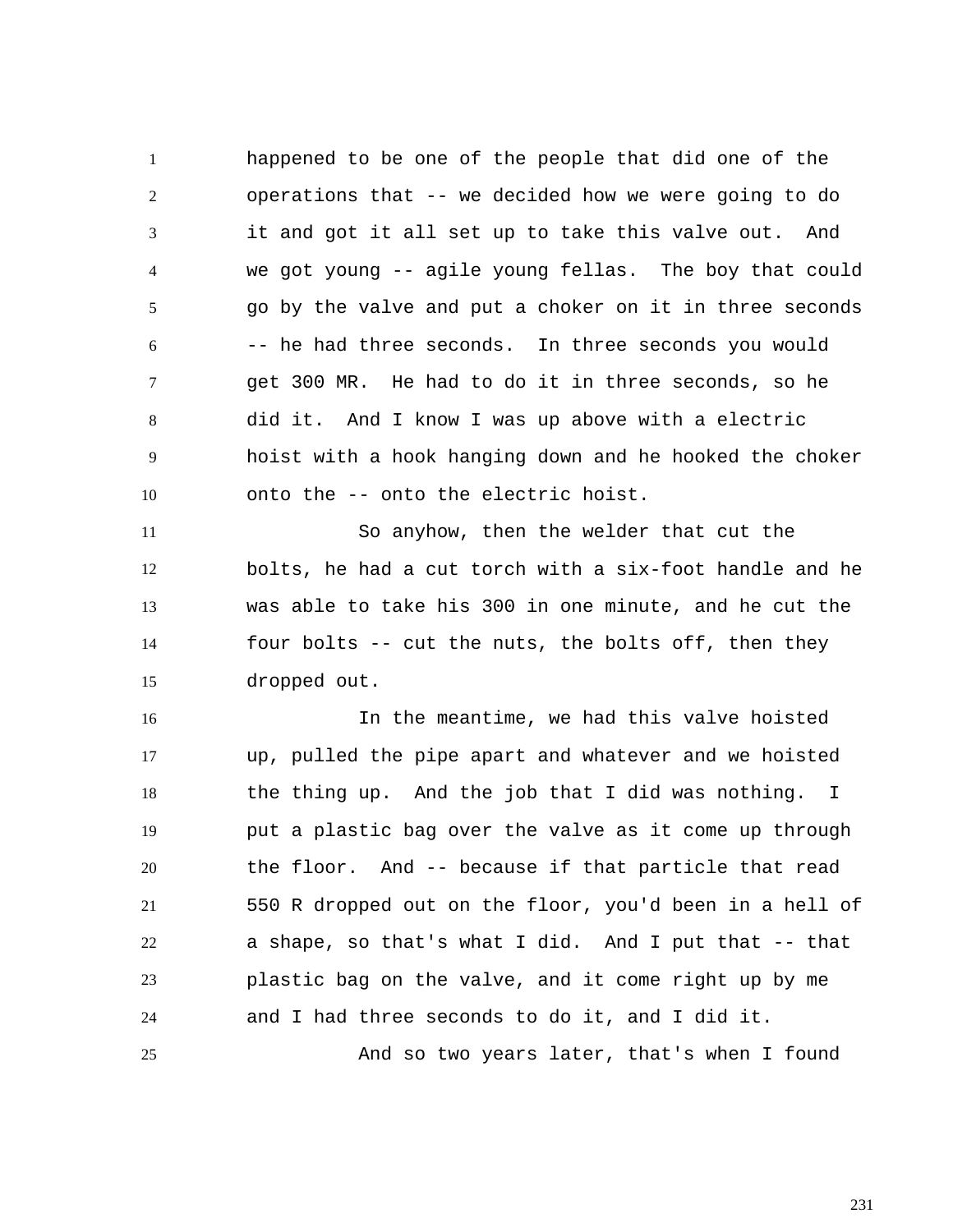happened to be one of the people that did one of the operations that -- we decided how we were going to do it and got it all set up to take this valve out. And we got young -- agile young fellas. The boy that could go by the valve and put a choker on it in three seconds -- he had three seconds. In three seconds you would get 300 MR. He had to do it in three seconds, so he did it. And I know I was up above with a electric hoist with a hook hanging down and he hooked the choker onto the -- onto the electric hoist.

So anyhow, then the welder that cut the bolts, he had a cut torch with a six-foot handle and he was able to take his 300 in one minute, and he cut the four bolts -- cut the nuts, the bolts off, then they dropped out.

In the meantime, we had this valve hoisted up, pulled the pipe apart and whatever and we hoisted the thing up. And the job that I did was nothing. I put a plastic bag over the valve as it come up through the floor. And -- because if that particle that read 550 R dropped out on the floor, you'd been in a hell of a shape, so that's what I did. And I put that -- that plastic bag on the valve, and it come right up by me and I had three seconds to do it, and I did it.

And so two years later, that's when I found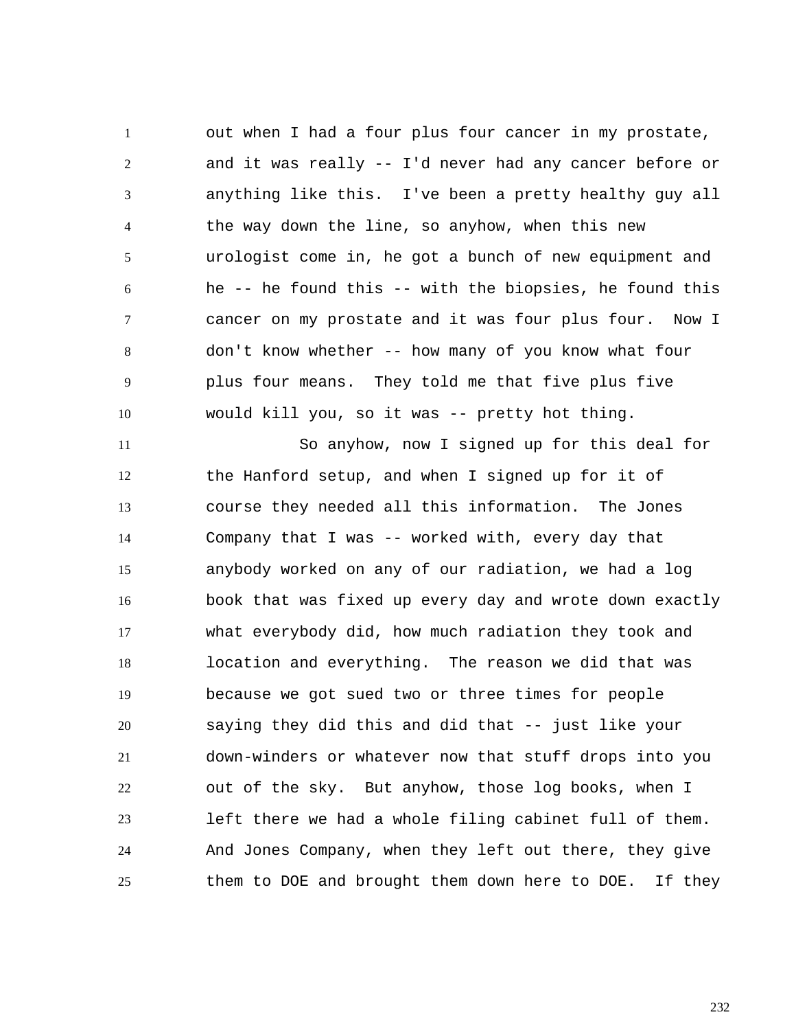out when I had a four plus four cancer in my prostate, and it was really -- I'd never had any cancer before or anything like this. I've been a pretty healthy guy all the way down the line, so anyhow, when this new urologist come in, he got a bunch of new equipment and he -- he found this -- with the biopsies, he found this cancer on my prostate and it was four plus four. Now I don't know whether -- how many of you know what four plus four means. They told me that five plus five would kill you, so it was -- pretty hot thing.

So anyhow, now I signed up for this deal for the Hanford setup, and when I signed up for it of course they needed all this information. The Jones Company that I was -- worked with, every day that anybody worked on any of our radiation, we had a log book that was fixed up every day and wrote down exactly what everybody did, how much radiation they took and location and everything. The reason we did that was because we got sued two or three times for people saying they did this and did that -- just like your down-winders or whatever now that stuff drops into you out of the sky. But anyhow, those log books, when I left there we had a whole filing cabinet full of them. And Jones Company, when they left out there, they give them to DOE and brought them down here to DOE. If they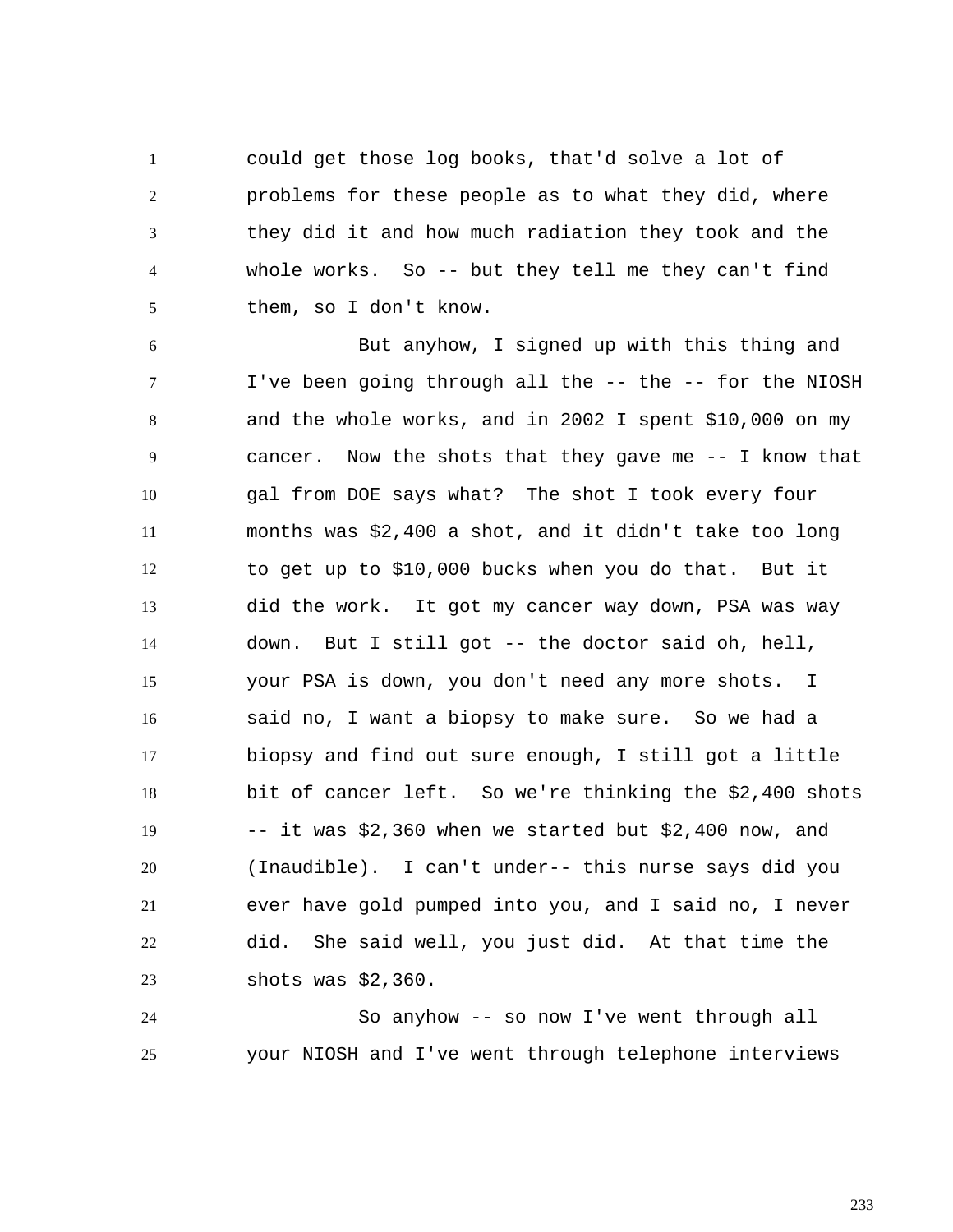could get those log books, that'd solve a lot of problems for these people as to what they did, where they did it and how much radiation they took and the whole works. So -- but they tell me they can't find them, so I don't know.

But anyhow, I signed up with this thing and I've been going through all the -- the -- for the NIOSH and the whole works, and in 2002 I spent $10,000 on my cancer. Now the shots that they gave me -- I know that gal from DOE says what? The shot I took every four months was $2,400 a shot, and it didn't take too long to get up to $10,000 bucks when you do that. But it did the work. It got my cancer way down, PSA was way down. But I still got -- the doctor said oh, hell, your PSA is down, you don't need any more shots. I said no, I want a biopsy to make sure. So we had a biopsy and find out sure enough, I still got a little bit of cancer left. So we're thinking the $2,400 shots -- it was $2,360 when we started but $2,400 now, and (Inaudible). I can't under-- this nurse says did you ever have gold pumped into you, and I said no, I never did. She said well, you just did. At that time the shots was $2,360.

So anyhow -- so now I've went through all your NIOSH and I've went through telephone interviews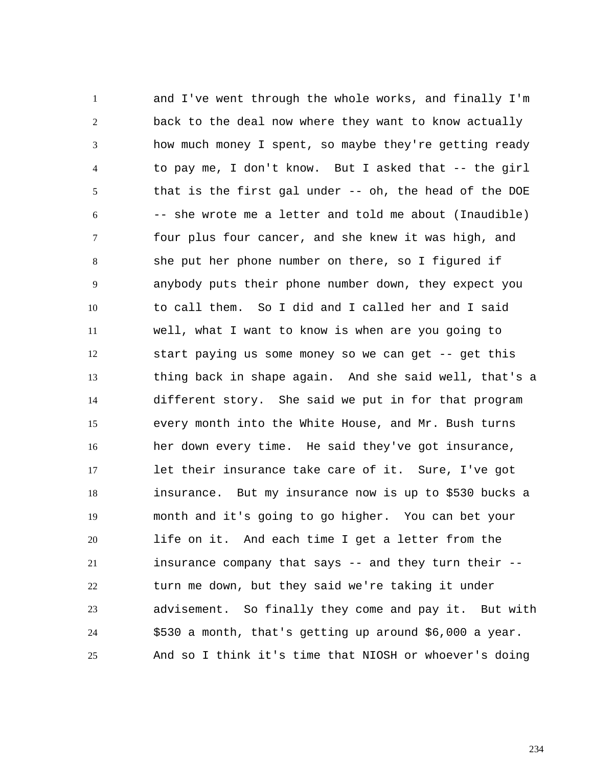and I've went through the whole works, and finally I'm back to the deal now where they want to know actually how much money I spent, so maybe they're getting ready to pay me, I don't know. But I asked that -- the girl that is the first gal under -- oh, the head of the DOE -- she wrote me a letter and told me about (Inaudible) four plus four cancer, and she knew it was high, and she put her phone number on there, so I figured if anybody puts their phone number down, they expect you to call them. So I did and I called her and I said well, what I want to know is when are you going to start paying us some money so we can get -- get this thing back in shape again. And she said well, that's a different story. She said we put in for that program every month into the White House, and Mr. Bush turns her down every time. He said they've got insurance, let their insurance take care of it. Sure, I've got insurance. But my insurance now is up to $530 bucks a month and it's going to go higher. You can bet your life on it. And each time I get a letter from the insurance company that says -- and they turn their -- turn me down, but they said we're taking it under advisement. So finally they come and pay it. But with $530 a month, that's getting up around $6,000 a year. And so I think it's time that NIOSH or whoever's doing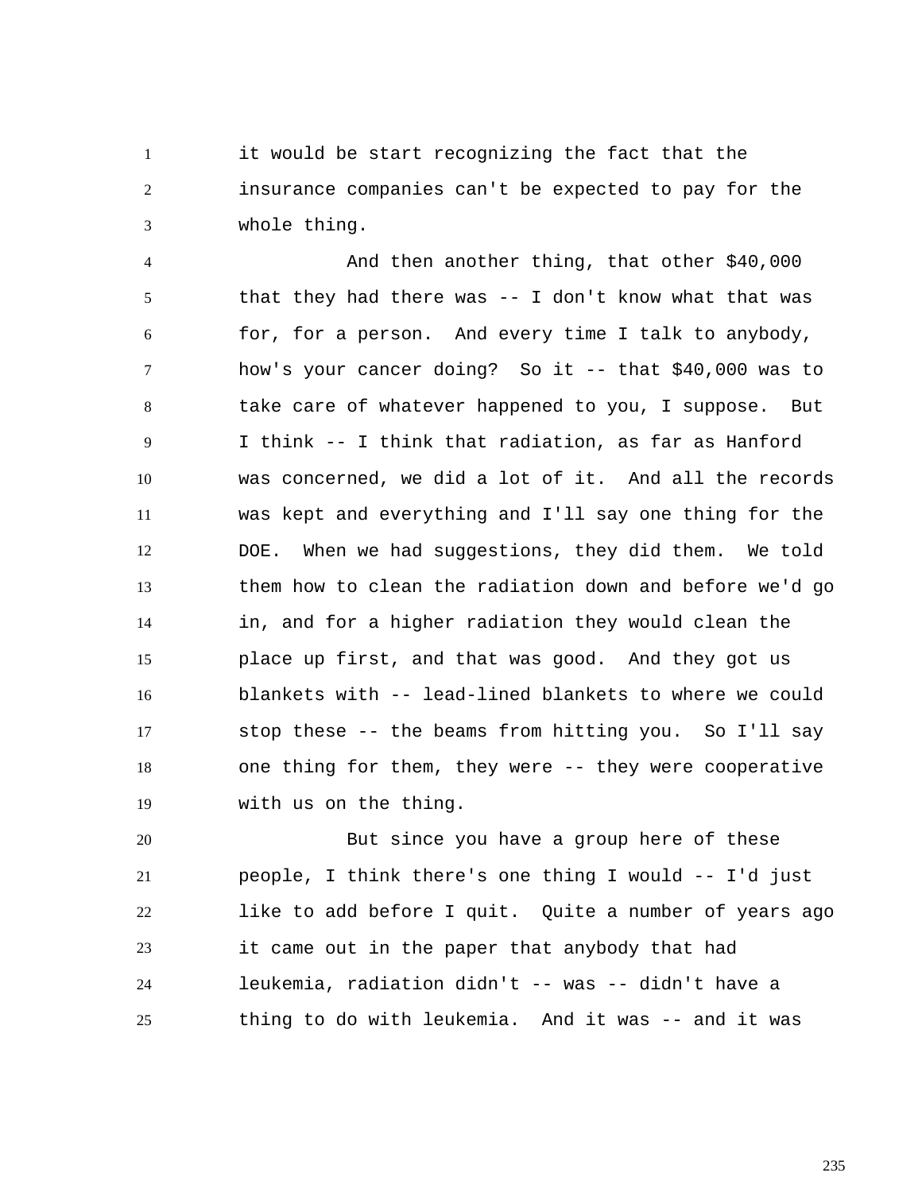it would be start recognizing the fact that the insurance companies can't be expected to pay for the whole thing.

And then another thing, that other $40,000 that they had there was -- I don't know what that was for, for a person. And every time I talk to anybody, how's your cancer doing? So it -- that $40,000 was to take care of whatever happened to you, I suppose. But I think -- I think that radiation, as far as Hanford was concerned, we did a lot of it. And all the records was kept and everything and I'll say one thing for the DOE. When we had suggestions, they did them. We told them how to clean the radiation down and before we'd go in, and for a higher radiation they would clean the place up first, and that was good. And they got us blankets with -- lead-lined blankets to where we could stop these -- the beams from hitting you. So I'll say one thing for them, they were -- they were cooperative with us on the thing.

But since you have a group here of these people, I think there's one thing I would -- I'd just like to add before I quit. Quite a number of years ago it came out in the paper that anybody that had leukemia, radiation didn't -- was -- didn't have a thing to do with leukemia. And it was -- and it was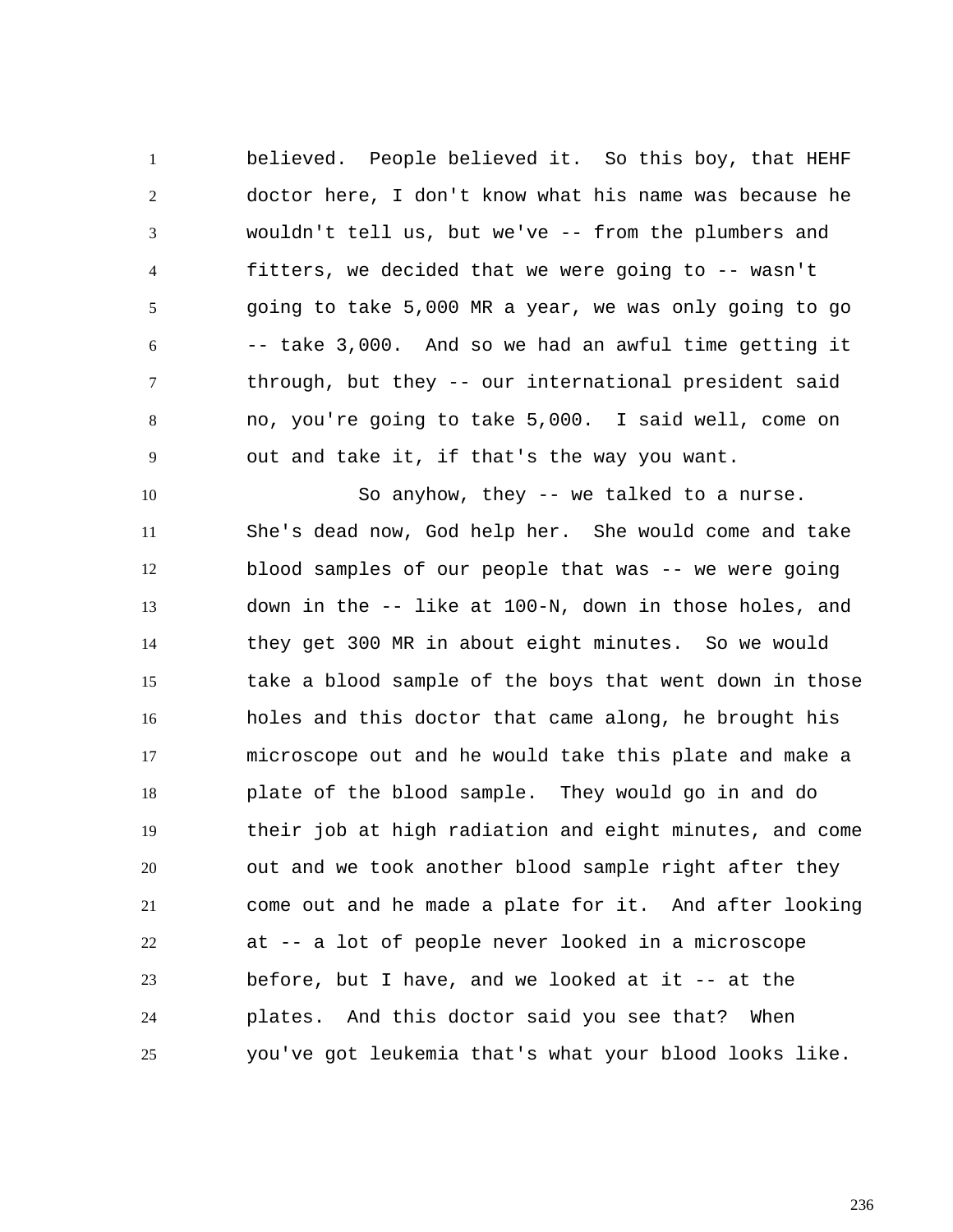believed. People believed it. So this boy, that HEHF doctor here, I don't know what his name was because he wouldn't tell us, but we've -- from the plumbers and fitters, we decided that we were going to -- wasn't going to take 5,000 MR a year, we was only going to go -- take 3,000. And so we had an awful time getting it through, but they -- our international president said no, you're going to take 5,000. I said well, come on out and take it, if that's the way you want.

So anyhow, they -- we talked to a nurse. She's dead now, God help her. She would come and take blood samples of our people that was -- we were going down in the -- like at 100-N, down in those holes, and they get 300 MR in about eight minutes. So we would take a blood sample of the boys that went down in those holes and this doctor that came along, he brought his microscope out and he would take this plate and make a plate of the blood sample. They would go in and do their job at high radiation and eight minutes, and come out and we took another blood sample right after they come out and he made a plate for it. And after looking at -- a lot of people never looked in a microscope before, but I have, and we looked at it -- at the plates. And this doctor said you see that? When you've got leukemia that's what your blood looks like.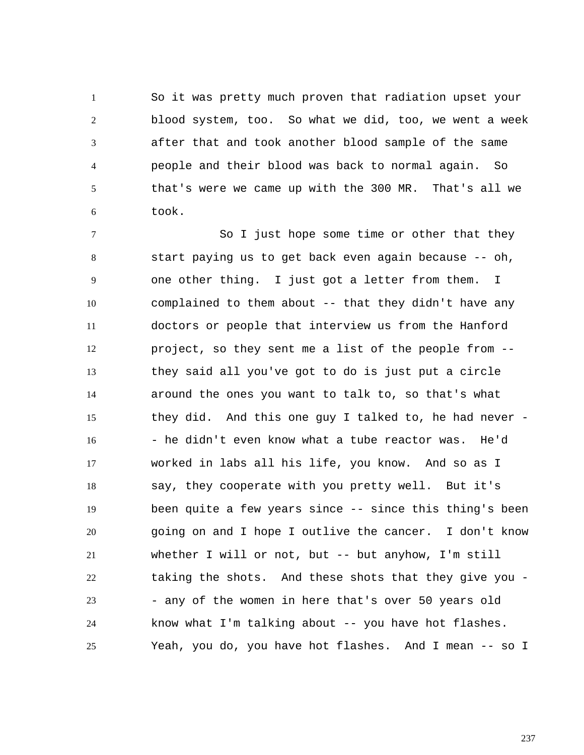So it was pretty much proven that radiation upset your blood system, too. So what we did, too, we went a week after that and took another blood sample of the same people and their blood was back to normal again. So that's were we came up with the 300 MR. That's all we took.

So I just hope some time or other that they start paying us to get back even again because -- oh, one other thing. I just got a letter from them. I complained to them about -- that they didn't have any doctors or people that interview us from the Hanford project, so they sent me a list of the people from -- they said all you've got to do is just put a circle around the ones you want to talk to, so that's what they did. And this one guy I talked to, he had never -- he didn't even know what a tube reactor was. He'd worked in labs all his life, you know. And so as I say, they cooperate with you pretty well. But it's been quite a few years since -- since this thing's been going on and I hope I outlive the cancer. I don't know whether I will or not, but -- but anyhow, I'm still taking the shots. And these shots that they give you -- any of the women in here that's over 50 years old know what I'm talking about -- you have hot flashes. Yeah, you do, you have hot flashes. And I mean -- so I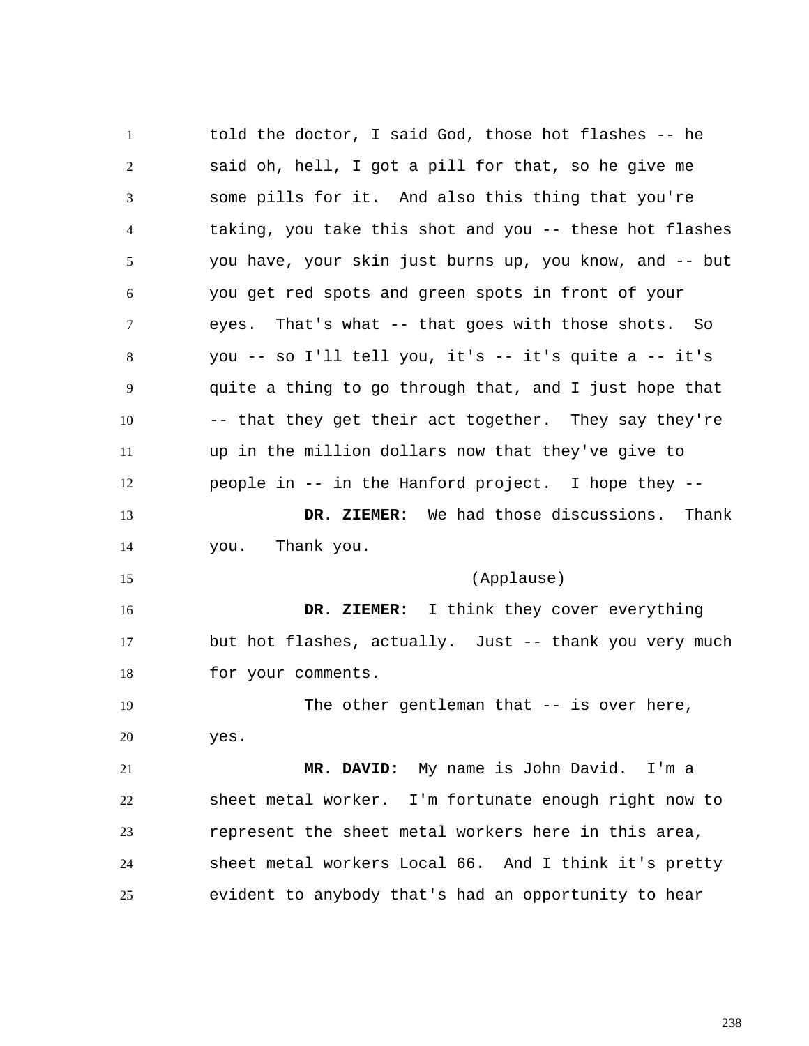told the doctor, I said God, those hot flashes -- he said oh, hell, I got a pill for that, so he give me some pills for it. And also this thing that you're taking, you take this shot and you -- these hot flashes you have, your skin just burns up, you know, and -- but you get red spots and green spots in front of your eyes. That's what -- that goes with those shots. So you -- so I'll tell you, it's -- it's quite a -- it's quite a thing to go through that, and I just hope that -- that they get their act together. They say they're up in the million dollars now that they've give to people in -- in the Hanford project. I hope they --

**DR. ZIEMER:** We had those discussions. Thank you. Thank you.

(Applause)

**DR. ZIEMER:** I think they cover everything but hot flashes, actually. Just -- thank you very much for your comments.

The other gentleman that -- is over here, yes.

**MR. DAVID:** My name is John David. I'm a sheet metal worker. I'm fortunate enough right now to represent the sheet metal workers here in this area, sheet metal workers Local 66. And I think it's pretty evident to anybody that's had an opportunity to hear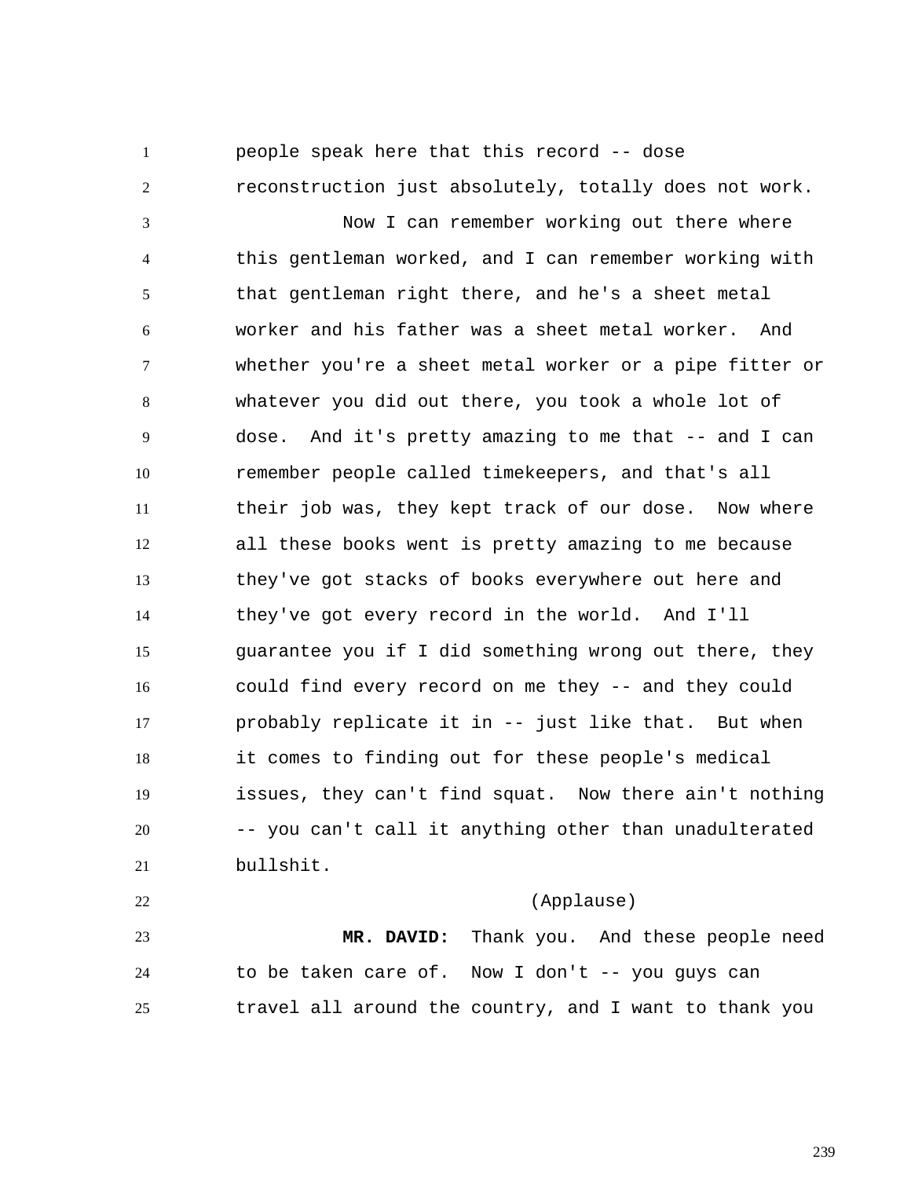people speak here that this record -- dose reconstruction just absolutely, totally does not work.

Now I can remember working out there where this gentleman worked, and I can remember working with that gentleman right there, and he's a sheet metal worker and his father was a sheet metal worker. And whether you're a sheet metal worker or a pipe fitter or whatever you did out there, you took a whole lot of dose. And it's pretty amazing to me that -- and I can remember people called timekeepers, and that's all their job was, they kept track of our dose. Now where all these books went is pretty amazing to me because they've got stacks of books everywhere out here and they've got every record in the world. And I'll guarantee you if I did something wrong out there, they could find every record on me they -- and they could probably replicate it in -- just like that. But when it comes to finding out for these people's medical issues, they can't find squat. Now there ain't nothing -- you can't call it anything other than unadulterated bullshit.

(Applause)

**MR. DAVID:** Thank you. And these people need to be taken care of. Now I don't -- you guys can travel all around the country, and I want to thank you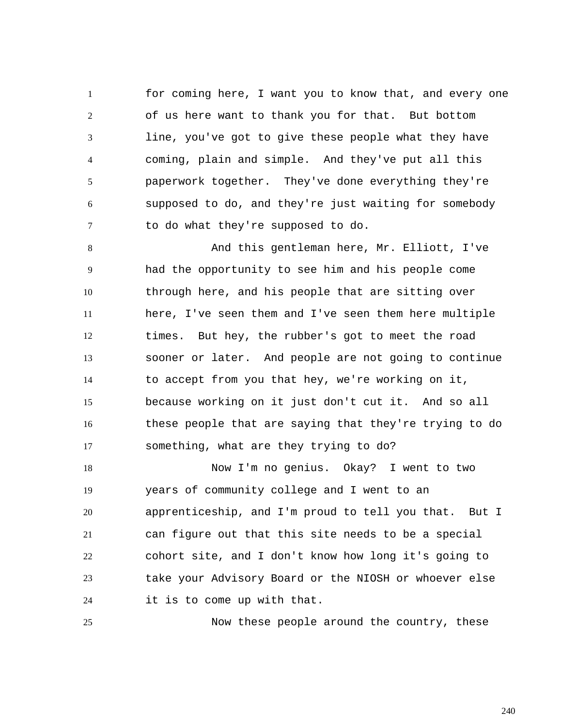for coming here, I want you to know that, and every one of us here want to thank you for that. But bottom line, you've got to give these people what they have coming, plain and simple. And they've put all this paperwork together. They've done everything they're supposed to do, and they're just waiting for somebody to do what they're supposed to do.

And this gentleman here, Mr. Elliott, I've had the opportunity to see him and his people come through here, and his people that are sitting over here, I've seen them and I've seen them here multiple times. But hey, the rubber's got to meet the road sooner or later. And people are not going to continue to accept from you that hey, we're working on it, because working on it just don't cut it. And so all these people that are saying that they're trying to do something, what are they trying to do?

Now I'm no genius. Okay? I went to two years of community college and I went to an apprenticeship, and I'm proud to tell you that. But I can figure out that this site needs to be a special cohort site, and I don't know how long it's going to take your Advisory Board or the NIOSH or whoever else it is to come up with that.

Now these people around the country, these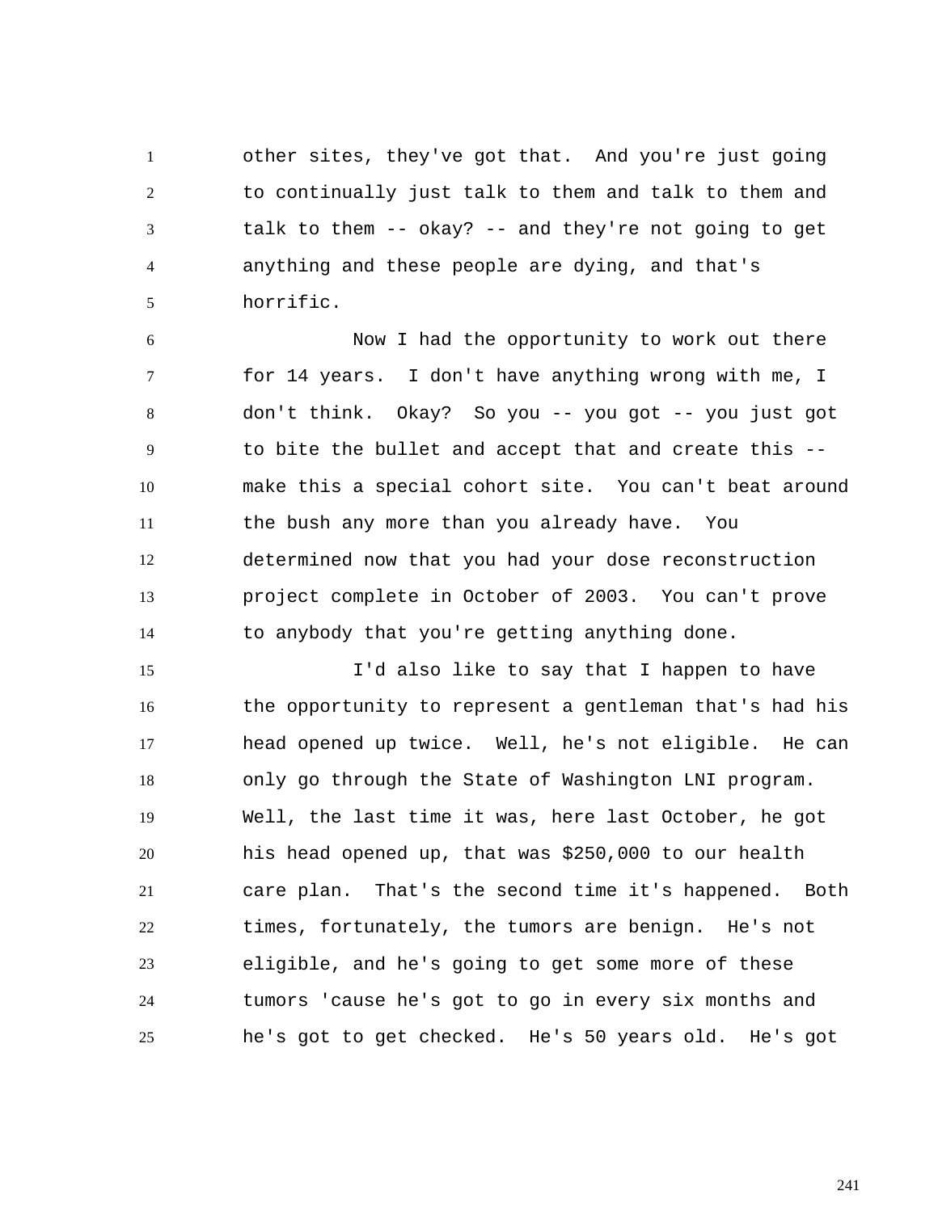other sites, they've got that. And you're just going to continually just talk to them and talk to them and talk to them -- okay? -- and they're not going to get anything and these people are dying, and that's horrific.

Now I had the opportunity to work out there for 14 years. I don't have anything wrong with me, I don't think. Okay? So you -- you got -- you just got to bite the bullet and accept that and create this -- make this a special cohort site. You can't beat around the bush any more than you already have. You determined now that you had your dose reconstruction project complete in October of 2003. You can't prove to anybody that you're getting anything done.

I'd also like to say that I happen to have the opportunity to represent a gentleman that's had his head opened up twice. Well, he's not eligible. He can only go through the State of Washington LNI program. Well, the last time it was, here last October, he got his head opened up, that was $250,000 to our health care plan. That's the second time it's happened. Both times, fortunately, the tumors are benign. He's not eligible, and he's going to get some more of these tumors 'cause he's got to go in every six months and he's got to get checked. He's 50 years old. He's got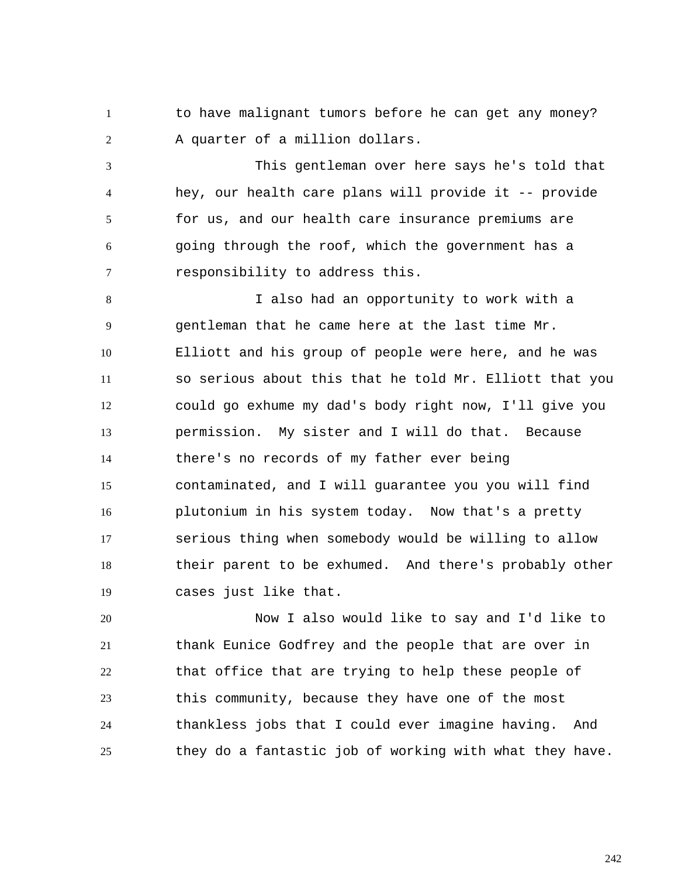to have malignant tumors before he can get any money? A quarter of a million dollars.

This gentleman over here says he's told that hey, our health care plans will provide it -- provide for us, and our health care insurance premiums are going through the roof, which the government has a responsibility to address this.

I also had an opportunity to work with a gentleman that he came here at the last time Mr. Elliott and his group of people were here, and he was so serious about this that he told Mr. Elliott that you could go exhume my dad's body right now, I'll give you permission. My sister and I will do that. Because there's no records of my father ever being contaminated, and I will guarantee you you will find plutonium in his system today. Now that's a pretty serious thing when somebody would be willing to allow their parent to be exhumed. And there's probably other cases just like that.

Now I also would like to say and I'd like to thank Eunice Godfrey and the people that are over in that office that are trying to help these people of this community, because they have one of the most thankless jobs that I could ever imagine having. And they do a fantastic job of working with what they have.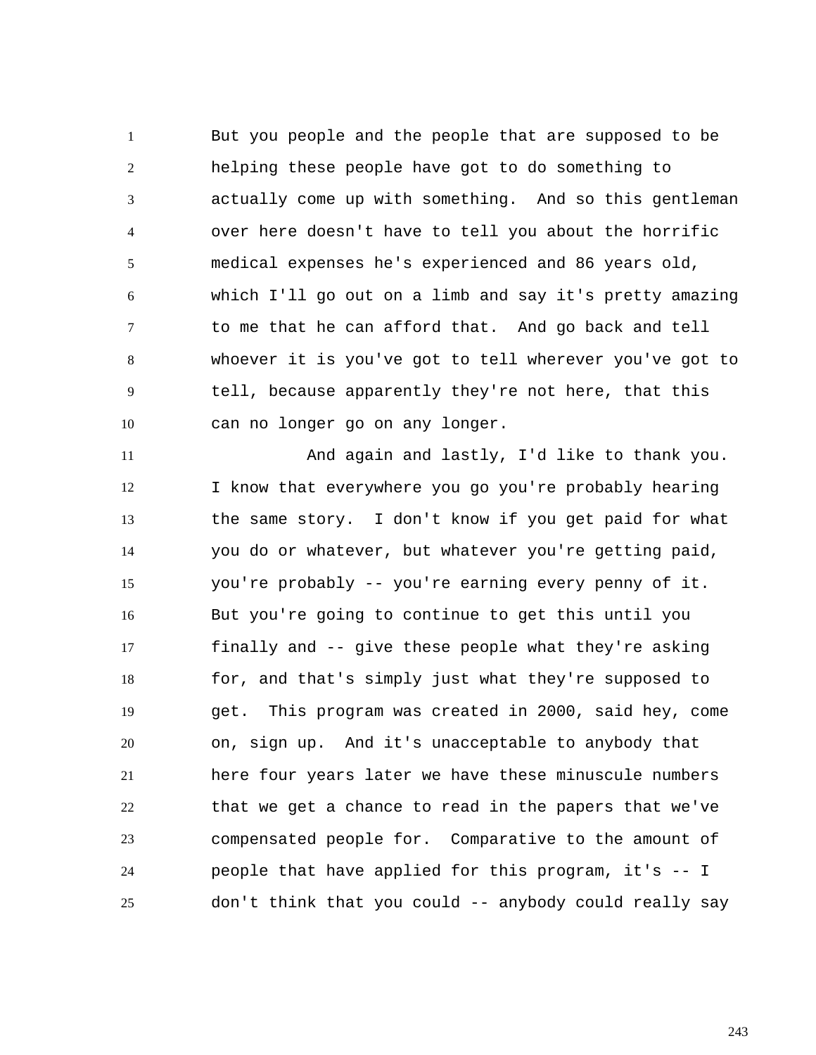But you people and the people that are supposed to be helping these people have got to do something to actually come up with something. And so this gentleman over here doesn't have to tell you about the horrific medical expenses he's experienced and 86 years old, which I'll go out on a limb and say it's pretty amazing to me that he can afford that. And go back and tell whoever it is you've got to tell wherever you've got to tell, because apparently they're not here, that this can no longer go on any longer.

And again and lastly, I'd like to thank you. I know that everywhere you go you're probably hearing the same story. I don't know if you get paid for what you do or whatever, but whatever you're getting paid, you're probably -- you're earning every penny of it. But you're going to continue to get this until you finally and -- give these people what they're asking for, and that's simply just what they're supposed to get. This program was created in 2000, said hey, come on, sign up. And it's unacceptable to anybody that here four years later we have these minuscule numbers that we get a chance to read in the papers that we've compensated people for. Comparative to the amount of people that have applied for this program, it's -- I don't think that you could -- anybody could really say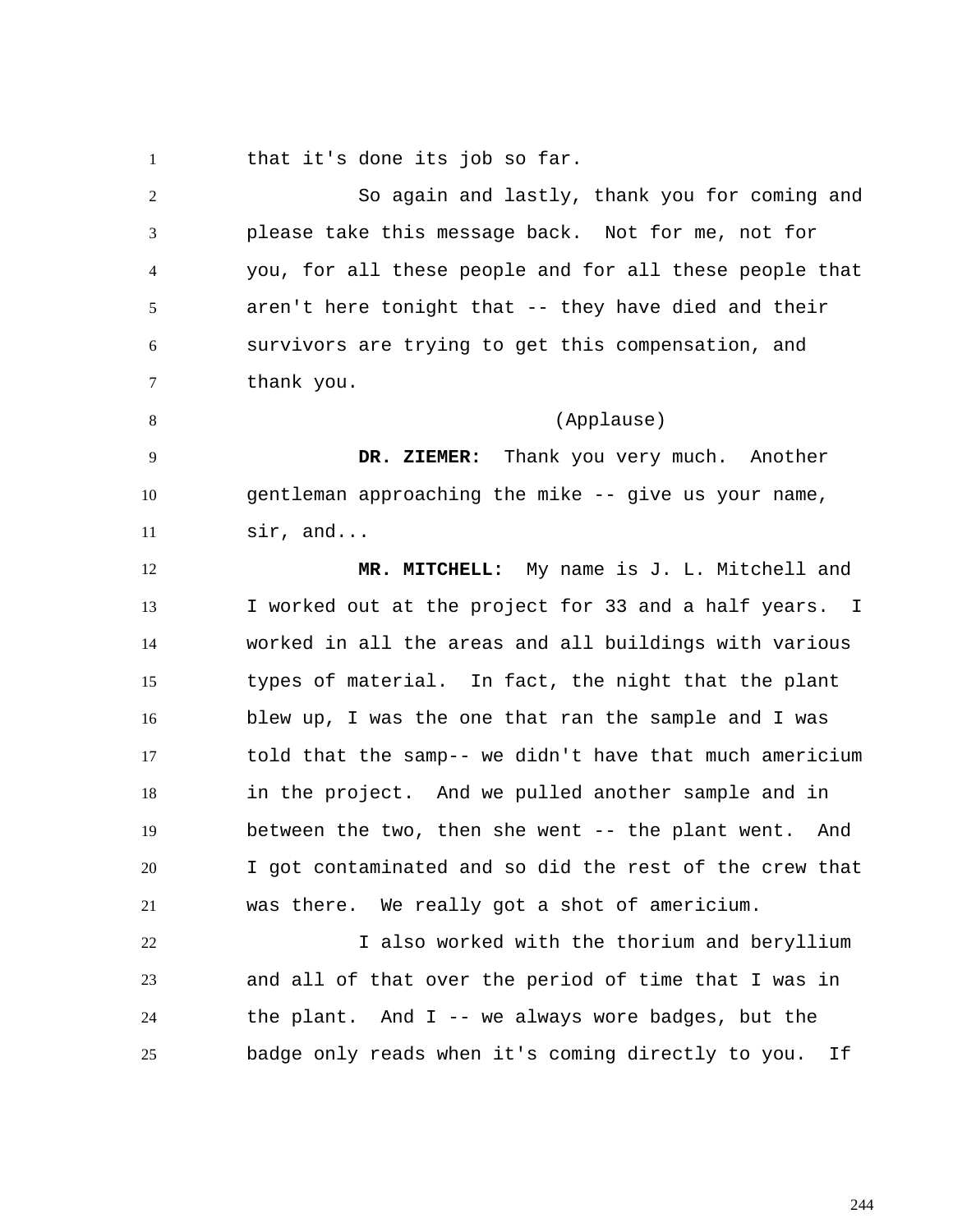that it's done its job so far.

So again and lastly, thank you for coming and please take this message back. Not for me, not for you, for all these people and for all these people that aren't here tonight that -- they have died and their survivors are trying to get this compensation, and thank you.

(Applause)

**DR. ZIEMER:** Thank you very much. Another gentleman approaching the mike -- give us your name, sir, and...

**MR. MITCHELL:** My name is J. L. Mitchell and I worked out at the project for 33 and a half years. I worked in all the areas and all buildings with various types of material. In fact, the night that the plant blew up, I was the one that ran the sample and I was told that the samp-- we didn't have that much americium in the project. And we pulled another sample and in between the two, then she went -- the plant went. And I got contaminated and so did the rest of the crew that was there. We really got a shot of americium.

I also worked with the thorium and beryllium and all of that over the period of time that I was in the plant. And I -- we always wore badges, but the badge only reads when it's coming directly to you. If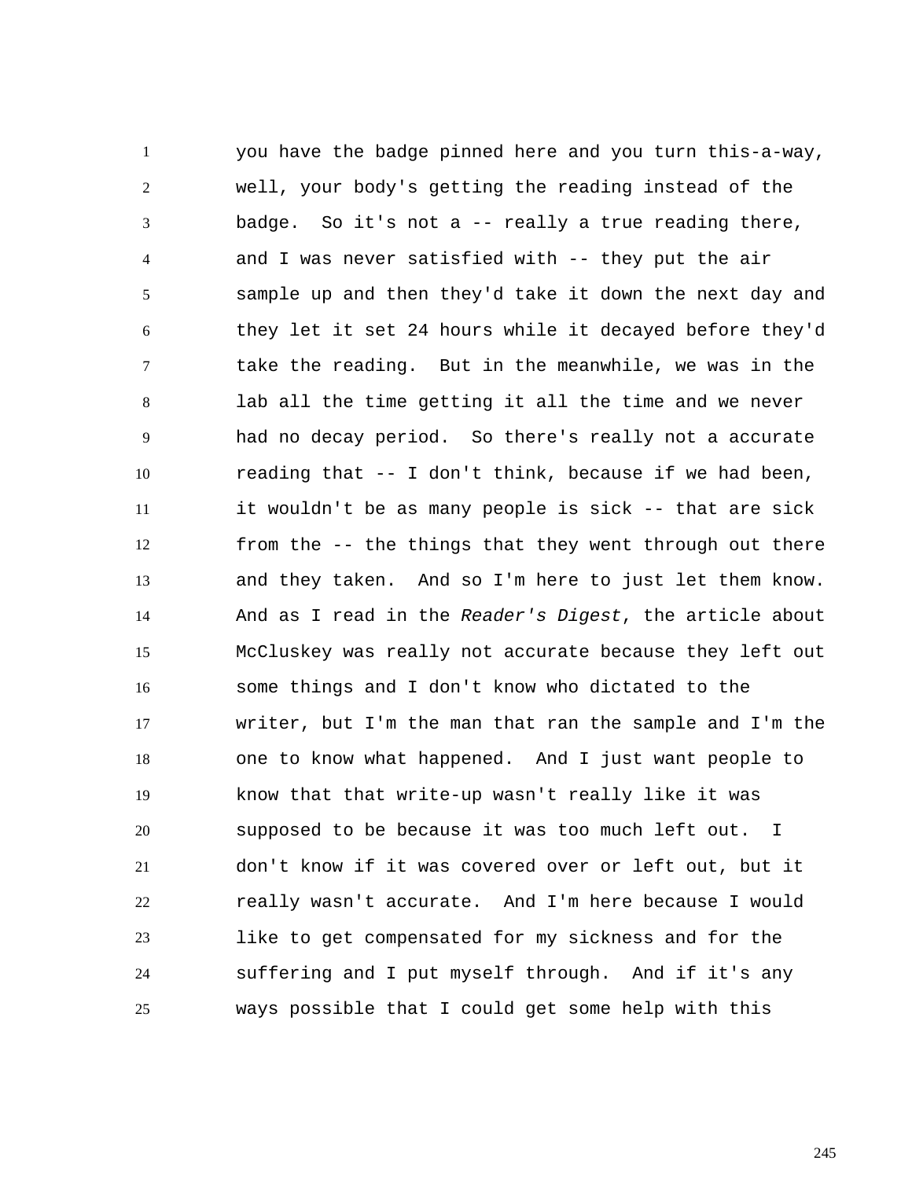you have the badge pinned here and you turn this-a-way, well, your body's getting the reading instead of the badge. So it's not a -- really a true reading there, and I was never satisfied with -- they put the air sample up and then they'd take it down the next day and they let it set 24 hours while it decayed before they'd take the reading. But in the meanwhile, we was in the lab all the time getting it all the time and we never had no decay period. So there's really not a accurate reading that -- I don't think, because if we had been, it wouldn't be as many people is sick -- that are sick from the -- the things that they went through out there and they taken. And so I'm here to just let them know. And as I read in the *Reader's Digest*, the article about McCluskey was really not accurate because they left out some things and I don't know who dictated to the writer, but I'm the man that ran the sample and I'm the one to know what happened. And I just want people to know that that write-up wasn't really like it was supposed to be because it was too much left out. I don't know if it was covered over or left out, but it really wasn't accurate. And I'm here because I would like to get compensated for my sickness and for the suffering and I put myself through. And if it's any ways possible that I could get some help with this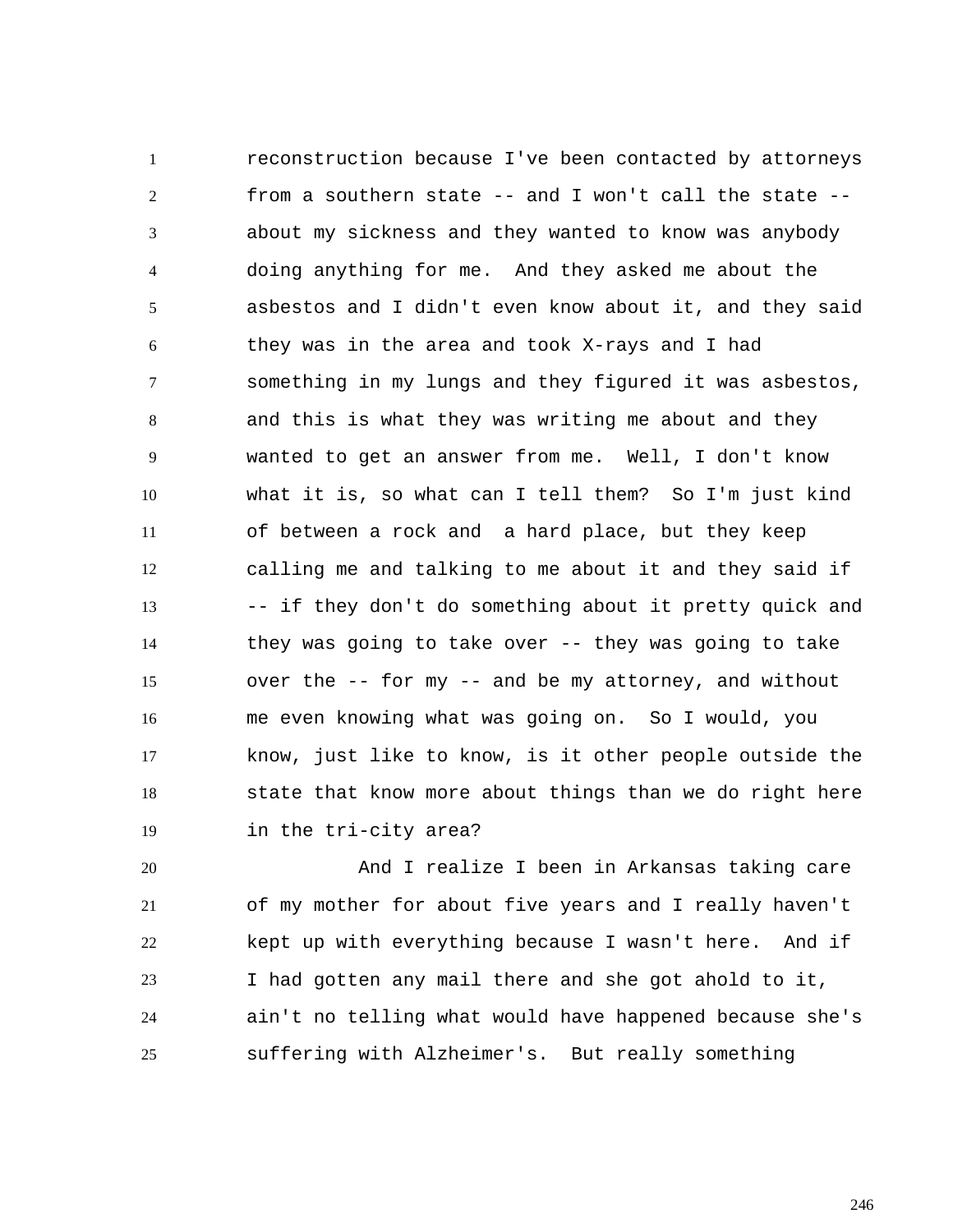reconstruction because I've been contacted by attorneys from a southern state -- and I won't call the state -- about my sickness and they wanted to know was anybody doing anything for me. And they asked me about the asbestos and I didn't even know about it, and they said they was in the area and took X-rays and I had something in my lungs and they figured it was asbestos, and this is what they was writing me about and they wanted to get an answer from me. Well, I don't know what it is, so what can I tell them? So I'm just kind of between a rock and a hard place, but they keep calling me and talking to me about it and they said if -- if they don't do something about it pretty quick and they was going to take over -- they was going to take over the -- for my -- and be my attorney, and without me even knowing what was going on. So I would, you know, just like to know, is it other people outside the state that know more about things than we do right here in the tri-city area?

And I realize I been in Arkansas taking care of my mother for about five years and I really haven't kept up with everything because I wasn't here. And if I had gotten any mail there and she got ahold to it, ain't no telling what would have happened because she's suffering with Alzheimer's. But really something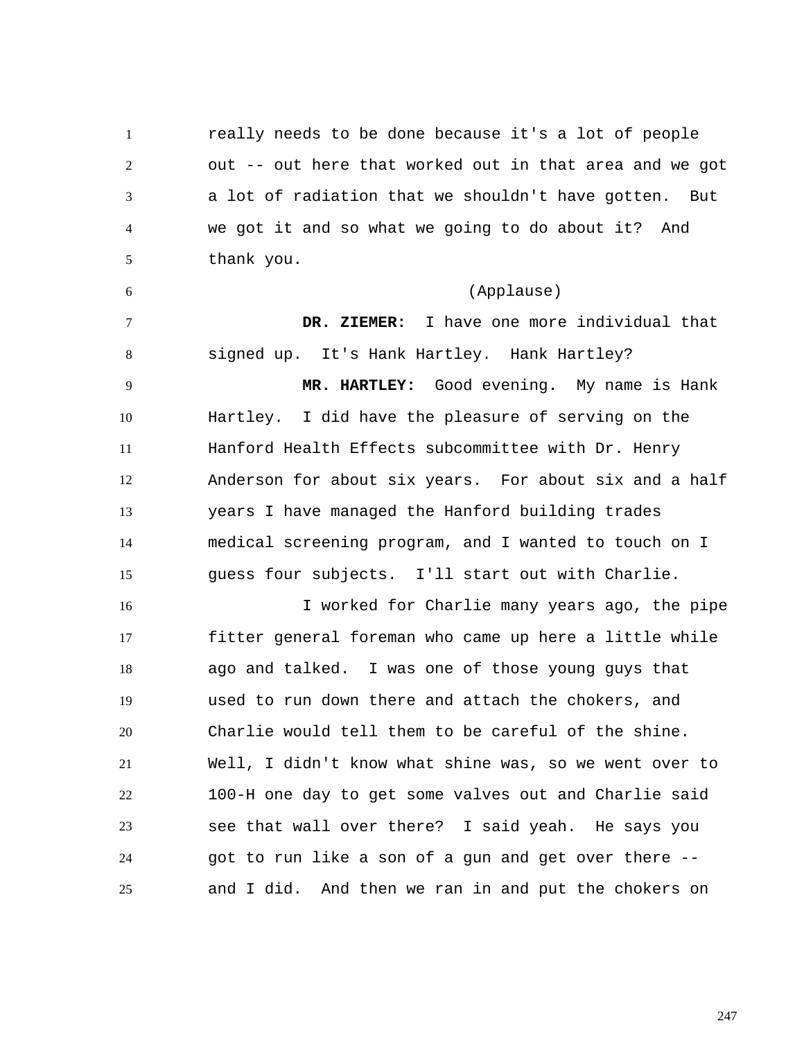really needs to be done because it's a lot of people out -- out here that worked out in that area and we got a lot of radiation that we shouldn't have gotten. But we got it and so what we going to do about it? And thank you.

(Applause)

**DR. ZIEMER:** I have one more individual that signed up. It's Hank Hartley. Hank Hartley?

**MR. HARTLEY:** Good evening. My name is Hank Hartley. I did have the pleasure of serving on the Hanford Health Effects subcommittee with Dr. Henry Anderson for about six years. For about six and a half years I have managed the Hanford building trades medical screening program, and I wanted to touch on I guess four subjects. I'll start out with Charlie.

I worked for Charlie many years ago, the pipe fitter general foreman who came up here a little while ago and talked. I was one of those young guys that used to run down there and attach the chokers, and Charlie would tell them to be careful of the shine. Well, I didn't know what shine was, so we went over to 100-H one day to get some valves out and Charlie said see that wall over there? I said yeah. He says you got to run like a son of a gun and get over there -- and I did. And then we ran in and put the chokers on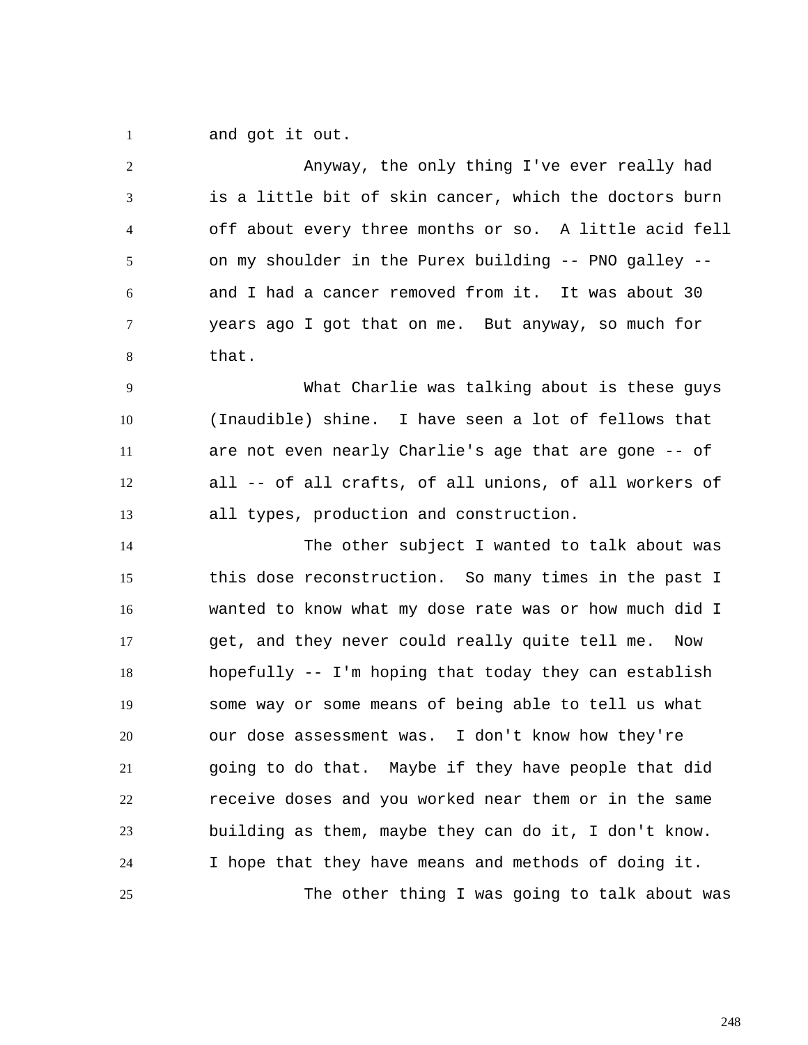and got it out.

Anyway, the only thing I've ever really had is a little bit of skin cancer, which the doctors burn off about every three months or so. A little acid fell on my shoulder in the Purex building -- PNO galley -- and I had a cancer removed from it. It was about 30 years ago I got that on me. But anyway, so much for that.

What Charlie was talking about is these guys (Inaudible) shine. I have seen a lot of fellows that are not even nearly Charlie's age that are gone -- of all -- of all crafts, of all unions, of all workers of all types, production and construction.

The other subject I wanted to talk about was this dose reconstruction. So many times in the past I wanted to know what my dose rate was or how much did I get, and they never could really quite tell me. Now hopefully -- I'm hoping that today they can establish some way or some means of being able to tell us what our dose assessment was. I don't know how they're going to do that. Maybe if they have people that did receive doses and you worked near them or in the same building as them, maybe they can do it, I don't know. I hope that they have means and methods of doing it.

The other thing I was going to talk about was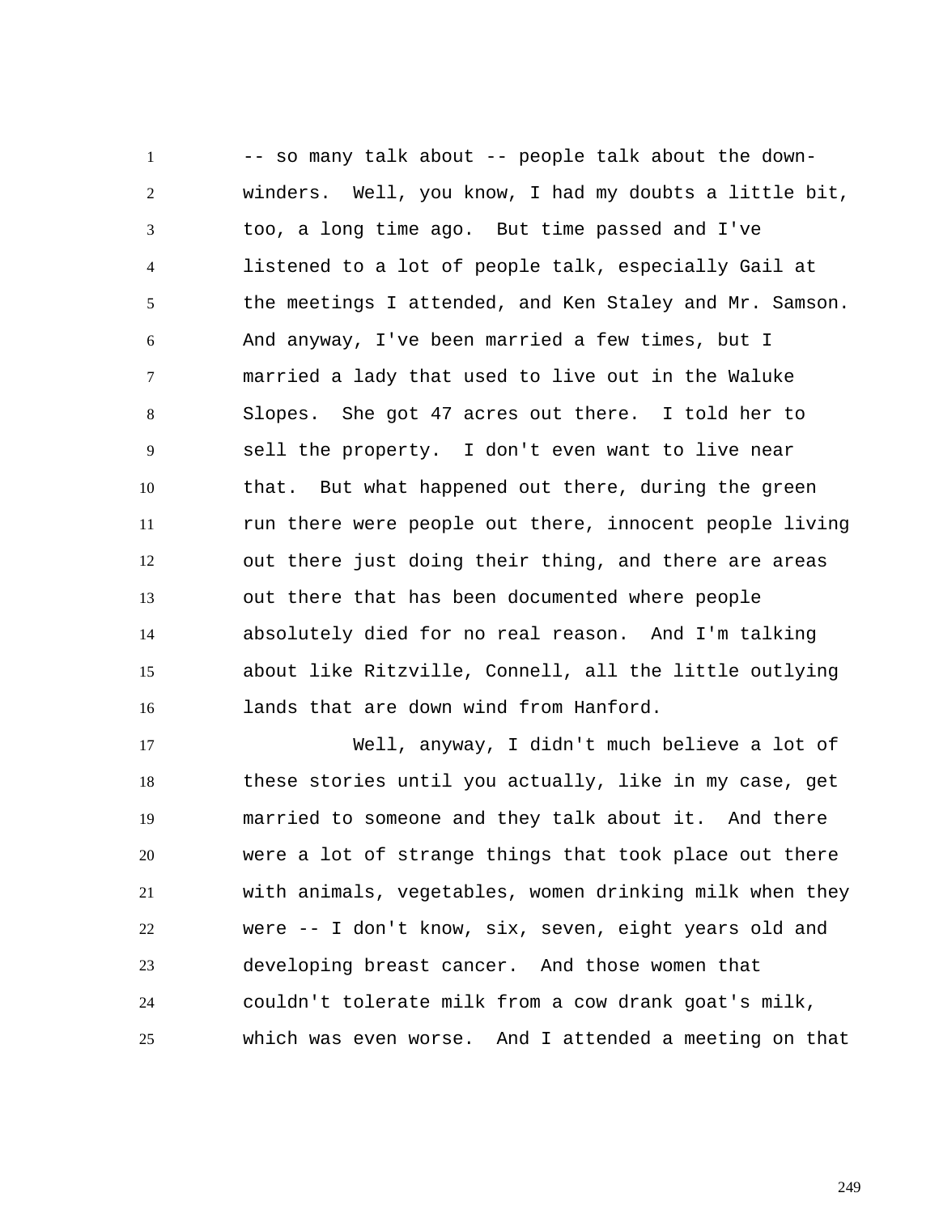-- so many talk about -- people talk about the down-winders. Well, you know, I had my doubts a little bit, too, a long time ago. But time passed and I've listened to a lot of people talk, especially Gail at the meetings I attended, and Ken Staley and Mr. Samson. And anyway, I've been married a few times, but I married a lady that used to live out in the Waluke Slopes. She got 47 acres out there. I told her to sell the property. I don't even want to live near that. But what happened out there, during the green run there were people out there, innocent people living out there just doing their thing, and there are areas out there that has been documented where people absolutely died for no real reason. And I'm talking about like Ritzville, Connell, all the little outlying lands that are down wind from Hanford.

Well, anyway, I didn't much believe a lot of these stories until you actually, like in my case, get married to someone and they talk about it. And there were a lot of strange things that took place out there with animals, vegetables, women drinking milk when they were -- I don't know, six, seven, eight years old and developing breast cancer. And those women that couldn't tolerate milk from a cow drank goat's milk, which was even worse. And I attended a meeting on that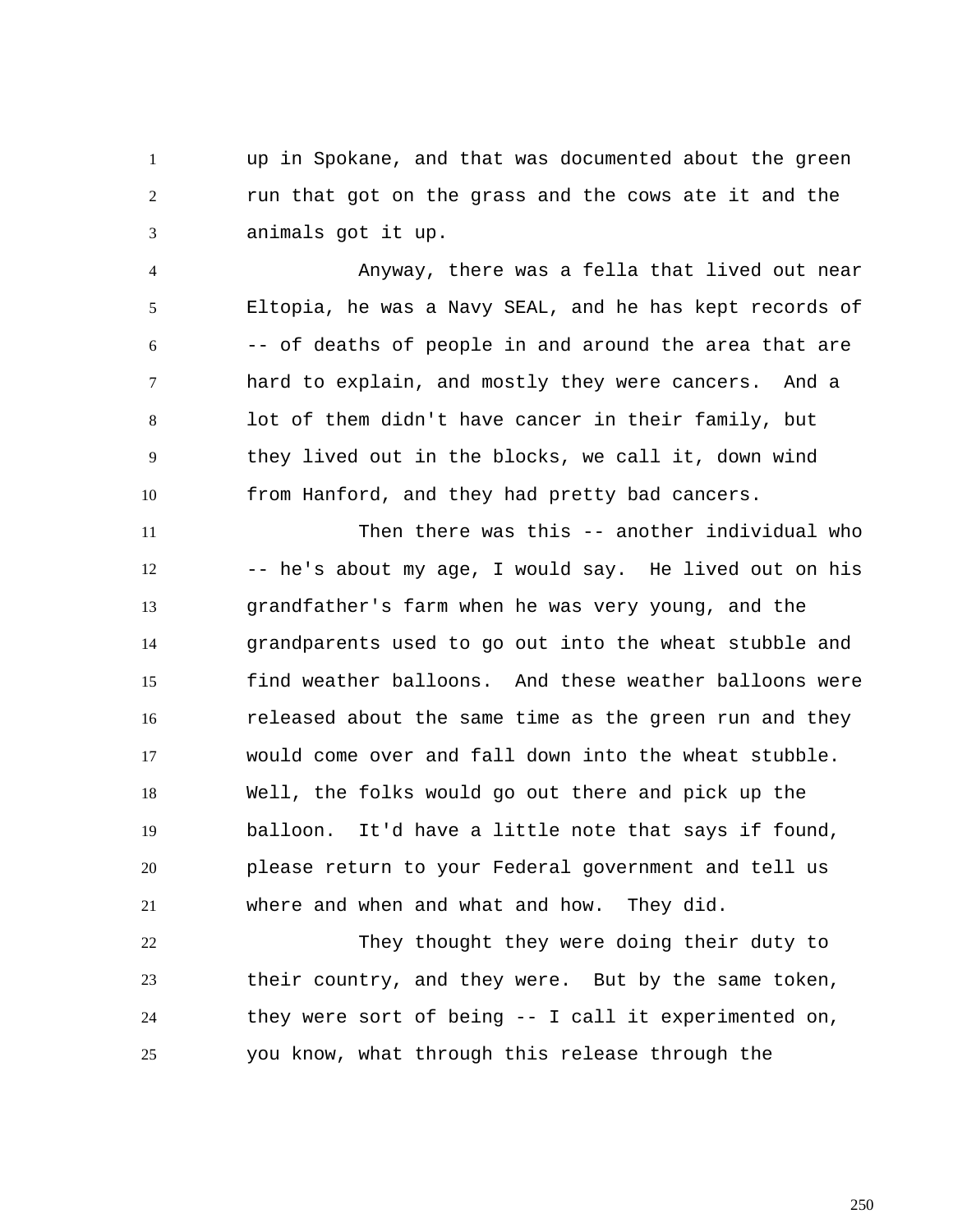up in Spokane, and that was documented about the green run that got on the grass and the cows ate it and the animals got it up.

Anyway, there was a fella that lived out near Eltopia, he was a Navy SEAL, and he has kept records of -- of deaths of people in and around the area that are hard to explain, and mostly they were cancers. And a lot of them didn't have cancer in their family, but they lived out in the blocks, we call it, down wind from Hanford, and they had pretty bad cancers.

Then there was this -- another individual who -- he's about my age, I would say. He lived out on his grandfather's farm when he was very young, and the grandparents used to go out into the wheat stubble and find weather balloons. And these weather balloons were released about the same time as the green run and they would come over and fall down into the wheat stubble. Well, the folks would go out there and pick up the balloon. It'd have a little note that says if found, please return to your Federal government and tell us where and when and what and how. They did.

They thought they were doing their duty to their country, and they were. But by the same token, they were sort of being -- I call it experimented on, you know, what through this release through the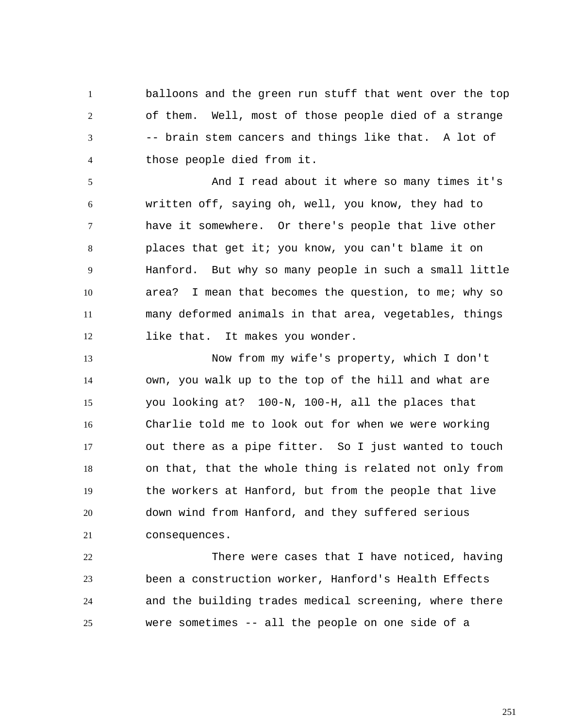balloons and the green run stuff that went over the top of them. Well, most of those people died of a strange -- brain stem cancers and things like that. A lot of those people died from it.

And I read about it where so many times it's written off, saying oh, well, you know, they had to have it somewhere. Or there's people that live other places that get it; you know, you can't blame it on Hanford. But why so many people in such a small little area? I mean that becomes the question, to me; why so many deformed animals in that area, vegetables, things like that. It makes you wonder.

Now from my wife's property, which I don't own, you walk up to the top of the hill and what are you looking at? 100-N, 100-H, all the places that Charlie told me to look out for when we were working out there as a pipe fitter. So I just wanted to touch on that, that the whole thing is related not only from the workers at Hanford, but from the people that live down wind from Hanford, and they suffered serious consequences.

There were cases that I have noticed, having been a construction worker, Hanford's Health Effects and the building trades medical screening, where there were sometimes -- all the people on one side of a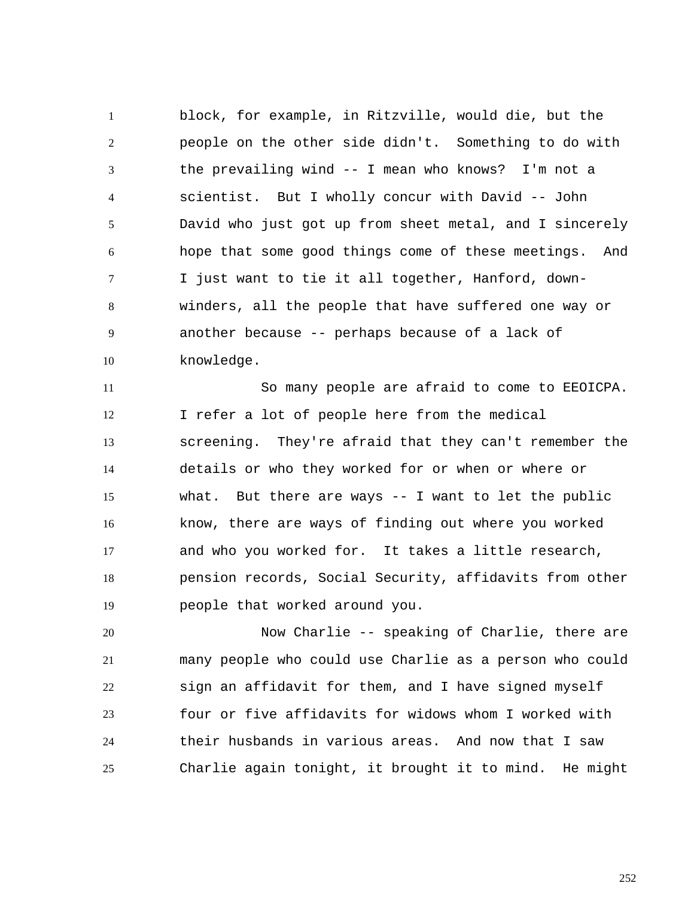block, for example, in Ritzville, would die, but the people on the other side didn't. Something to do with the prevailing wind -- I mean who knows? I'm not a scientist. But I wholly concur with David -- John David who just got up from sheet metal, and I sincerely hope that some good things come of these meetings. And I just want to tie it all together, Hanford, down-winders, all the people that have suffered one way or another because -- perhaps because of a lack of knowledge.

So many people are afraid to come to EEOICPA. I refer a lot of people here from the medical screening. They're afraid that they can't remember the details or who they worked for or when or where or what. But there are ways -- I want to let the public know, there are ways of finding out where you worked and who you worked for. It takes a little research, pension records, Social Security, affidavits from other people that worked around you.

Now Charlie -- speaking of Charlie, there are many people who could use Charlie as a person who could sign an affidavit for them, and I have signed myself four or five affidavits for widows whom I worked with their husbands in various areas. And now that I saw Charlie again tonight, it brought it to mind. He might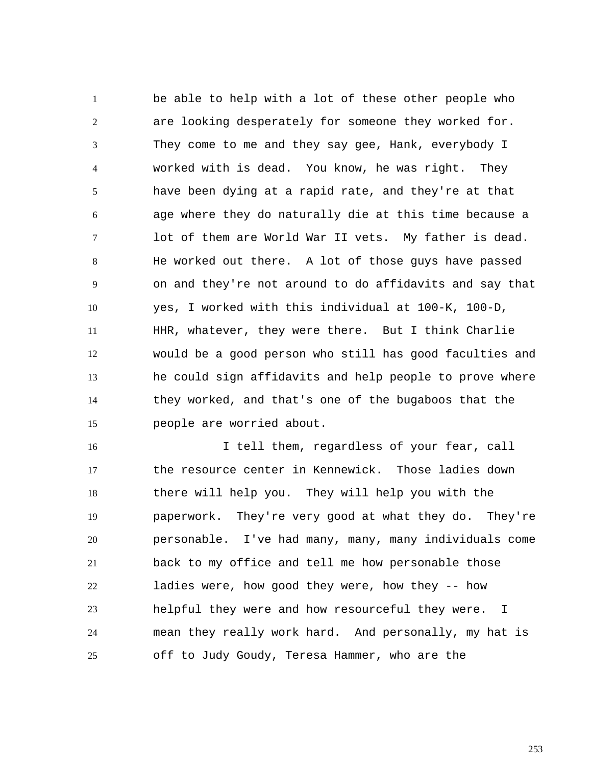be able to help with a lot of these other people who are looking desperately for someone they worked for. They come to me and they say gee, Hank, everybody I worked with is dead. You know, he was right. They have been dying at a rapid rate, and they're at that age where they do naturally die at this time because a lot of them are World War II vets. My father is dead. He worked out there. A lot of those guys have passed on and they're not around to do affidavits and say that yes, I worked with this individual at 100-K, 100-D, HHR, whatever, they were there. But I think Charlie would be a good person who still has good faculties and he could sign affidavits and help people to prove where they worked, and that's one of the bugaboos that the people are worried about.

I tell them, regardless of your fear, call the resource center in Kennewick. Those ladies down there will help you. They will help you with the paperwork. They're very good at what they do. They're personable. I've had many, many, many individuals come back to my office and tell me how personable those ladies were, how good they were, how they -- how helpful they were and how resourceful they were. I mean they really work hard. And personally, my hat is off to Judy Goudy, Teresa Hammer, who are the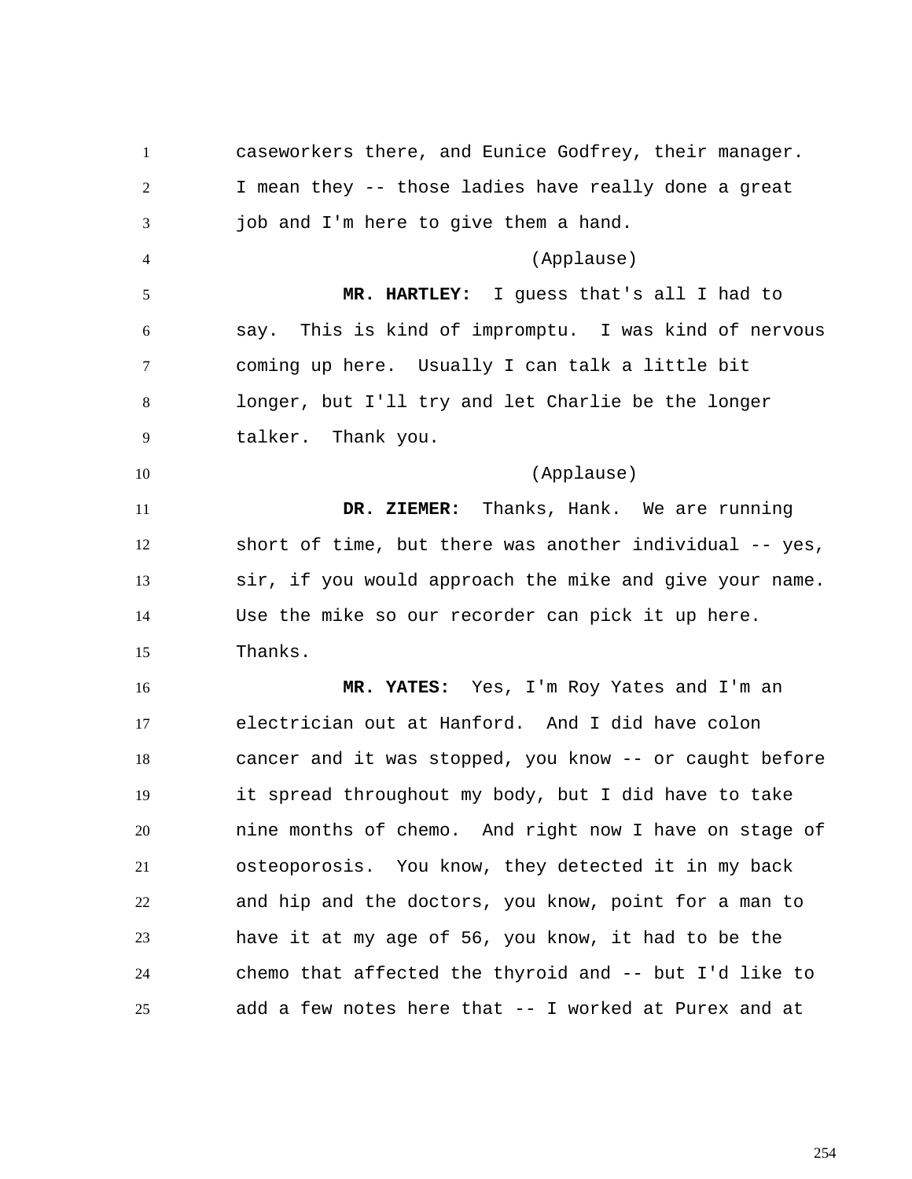caseworkers there, and Eunice Godfrey, their manager. I mean they -- those ladies have really done a great job and I'm here to give them a hand.

(Applause)

**MR. HARTLEY:** I guess that's all I had to say. This is kind of impromptu. I was kind of nervous coming up here. Usually I can talk a little bit longer, but I'll try and let Charlie be the longer talker. Thank you.

(Applause)

**DR. ZIEMER:** Thanks, Hank. We are running short of time, but there was another individual -- yes, sir, if you would approach the mike and give your name. Use the mike so our recorder can pick it up here. Thanks.

**MR. YATES:** Yes, I'm Roy Yates and I'm an electrician out at Hanford. And I did have colon cancer and it was stopped, you know -- or caught before it spread throughout my body, but I did have to take nine months of chemo. And right now I have on stage of osteoporosis. You know, they detected it in my back and hip and the doctors, you know, point for a man to have it at my age of 56, you know, it had to be the chemo that affected the thyroid and -- but I'd like to add a few notes here that -- I worked at Purex and at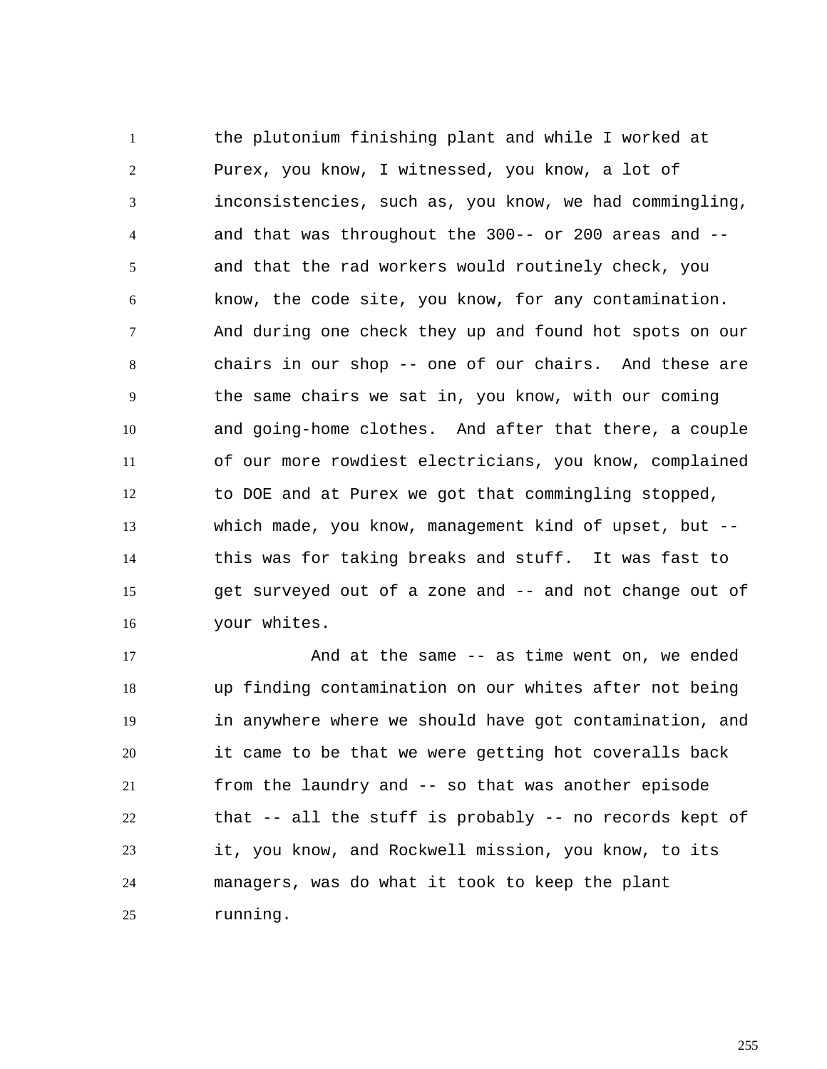the plutonium finishing plant and while I worked at Purex, you know, I witnessed, you know, a lot of inconsistencies, such as, you know, we had commingling, and that was throughout the 300-- or 200 areas and -- and that the rad workers would routinely check, you know, the code site, you know, for any contamination. And during one check they up and found hot spots on our chairs in our shop -- one of our chairs. And these are the same chairs we sat in, you know, with our coming and going-home clothes. And after that there, a couple of our more rowdiest electricians, you know, complained to DOE and at Purex we got that commingling stopped, which made, you know, management kind of upset, but -- this was for taking breaks and stuff. It was fast to get surveyed out of a zone and -- and not change out of your whites.

And at the same -- as time went on, we ended up finding contamination on our whites after not being in anywhere where we should have got contamination, and it came to be that we were getting hot coveralls back from the laundry and -- so that was another episode that -- all the stuff is probably -- no records kept of it, you know, and Rockwell mission, you know, to its managers, was do what it took to keep the plant running.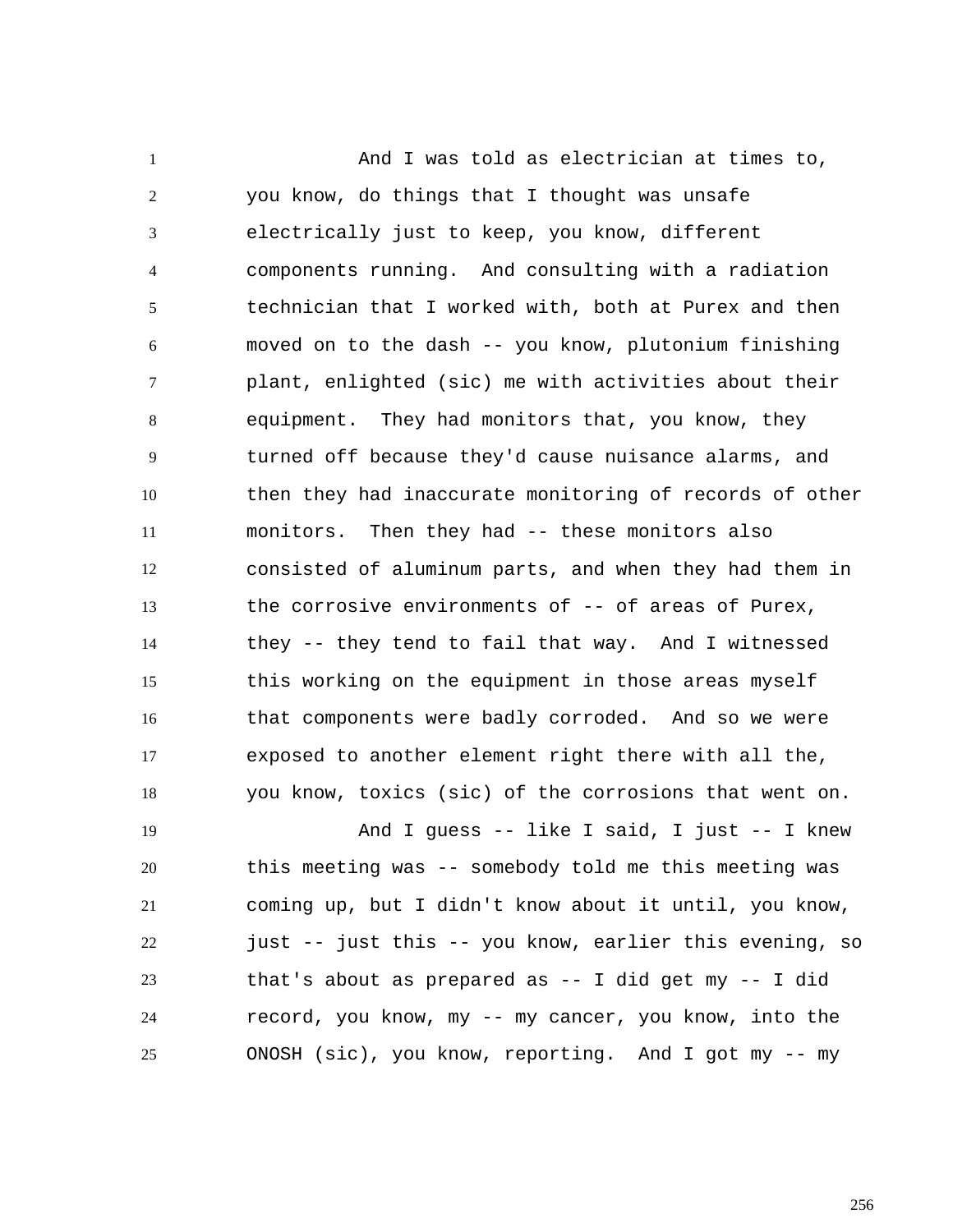And I was told as electrician at times to, you know, do things that I thought was unsafe electrically just to keep, you know, different components running. And consulting with a radiation technician that I worked with, both at Purex and then moved on to the dash -- you know, plutonium finishing plant, enlighted (sic) me with activities about their equipment. They had monitors that, you know, they turned off because they'd cause nuisance alarms, and then they had inaccurate monitoring of records of other monitors. Then they had -- these monitors also consisted of aluminum parts, and when they had them in the corrosive environments of -- of areas of Purex, they -- they tend to fail that way. And I witnessed this working on the equipment in those areas myself that components were badly corroded. And so we were exposed to another element right there with all the, you know, toxics (sic) of the corrosions that went on.

And I guess -- like I said, I just -- I knew this meeting was -- somebody told me this meeting was coming up, but I didn't know about it until, you know, just -- just this -- you know, earlier this evening, so that's about as prepared as -- I did get my -- I did record, you know, my -- my cancer, you know, into the ONOSH (sic), you know, reporting. And I got my -- my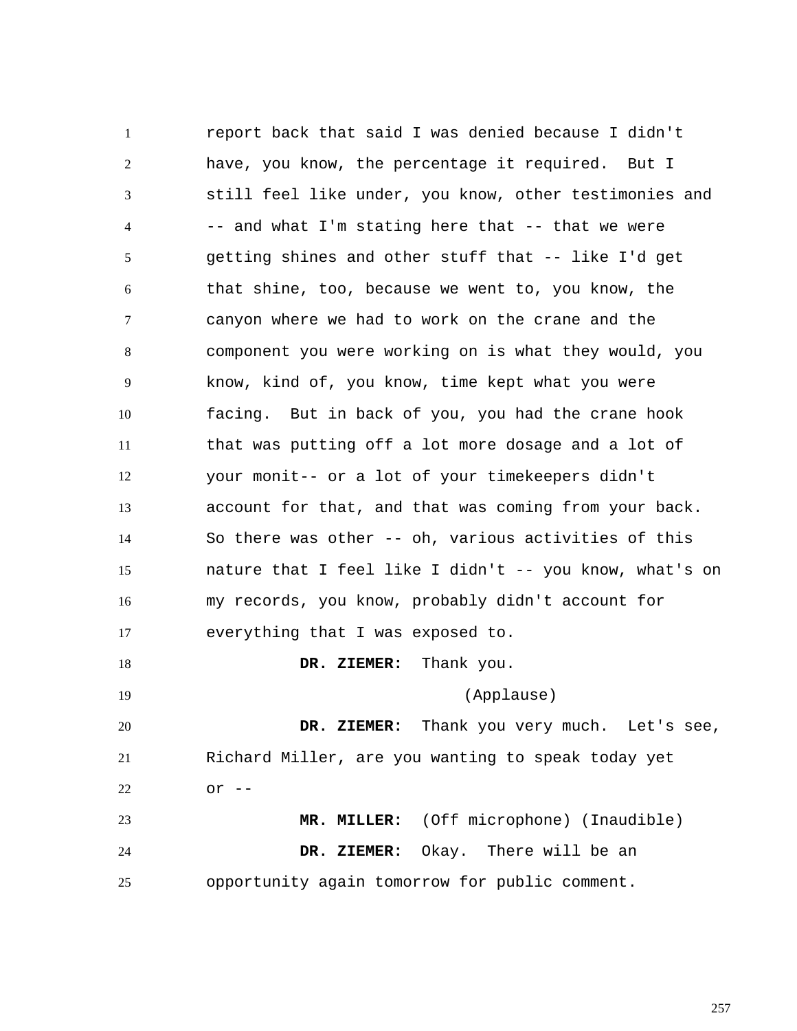report back that said I was denied because I didn't have, you know, the percentage it required. But I still feel like under, you know, other testimonies and -- and what I'm stating here that -- that we were getting shines and other stuff that -- like I'd get that shine, too, because we went to, you know, the canyon where we had to work on the crane and the component you were working on is what they would, you know, kind of, you know, time kept what you were facing. But in back of you, you had the crane hook that was putting off a lot more dosage and a lot of your monit-- or a lot of your timekeepers didn't account for that, and that was coming from your back. So there was other -- oh, various activities of this nature that I feel like I didn't -- you know, what's on my records, you know, probably didn't account for everything that I was exposed to.

**DR. ZIEMER:** Thank you.

(Applause)

**DR. ZIEMER:** Thank you very much. Let's see, Richard Miller, are you wanting to speak today yet or --

**MR. MILLER:** (Off microphone) (Inaudible)

**DR. ZIEMER:** Okay. There will be an opportunity again tomorrow for public comment.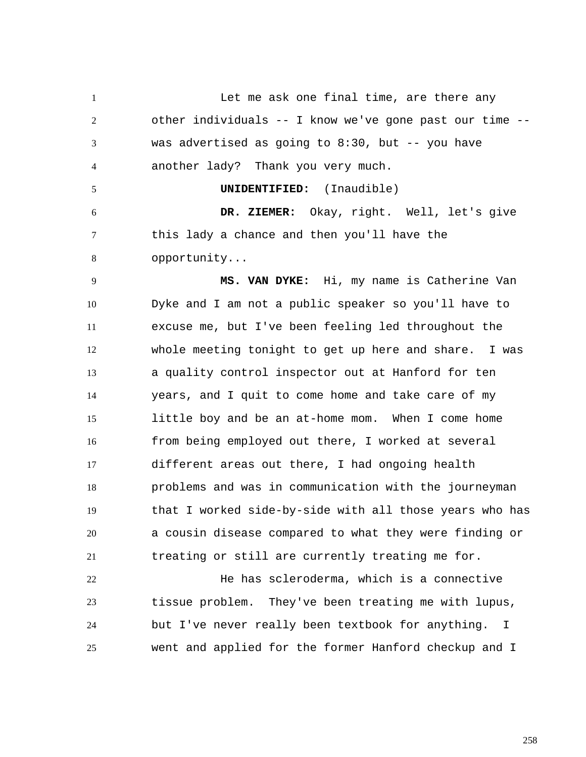Let me ask one final time, are there any other individuals -- I know we've gone past our time -- was advertised as going to 8:30, but -- you have another lady? Thank you very much.

**UNIDENTIFIED:** (Inaudible)

**DR. ZIEMER:** Okay, right. Well, let's give this lady a chance and then you'll have the opportunity...

**MS. VAN DYKE:** Hi, my name is Catherine Van Dyke and I am not a public speaker so you'll have to excuse me, but I've been feeling led throughout the whole meeting tonight to get up here and share. I was a quality control inspector out at Hanford for ten years, and I quit to come home and take care of my little boy and be an at-home mom. When I come home from being employed out there, I worked at several different areas out there, I had ongoing health problems and was in communication with the journeyman that I worked side-by-side with all those years who has a cousin disease compared to what they were finding or treating or still are currently treating me for.

He has scleroderma, which is a connective tissue problem. They've been treating me with lupus, but I've never really been textbook for anything. I went and applied for the former Hanford checkup and I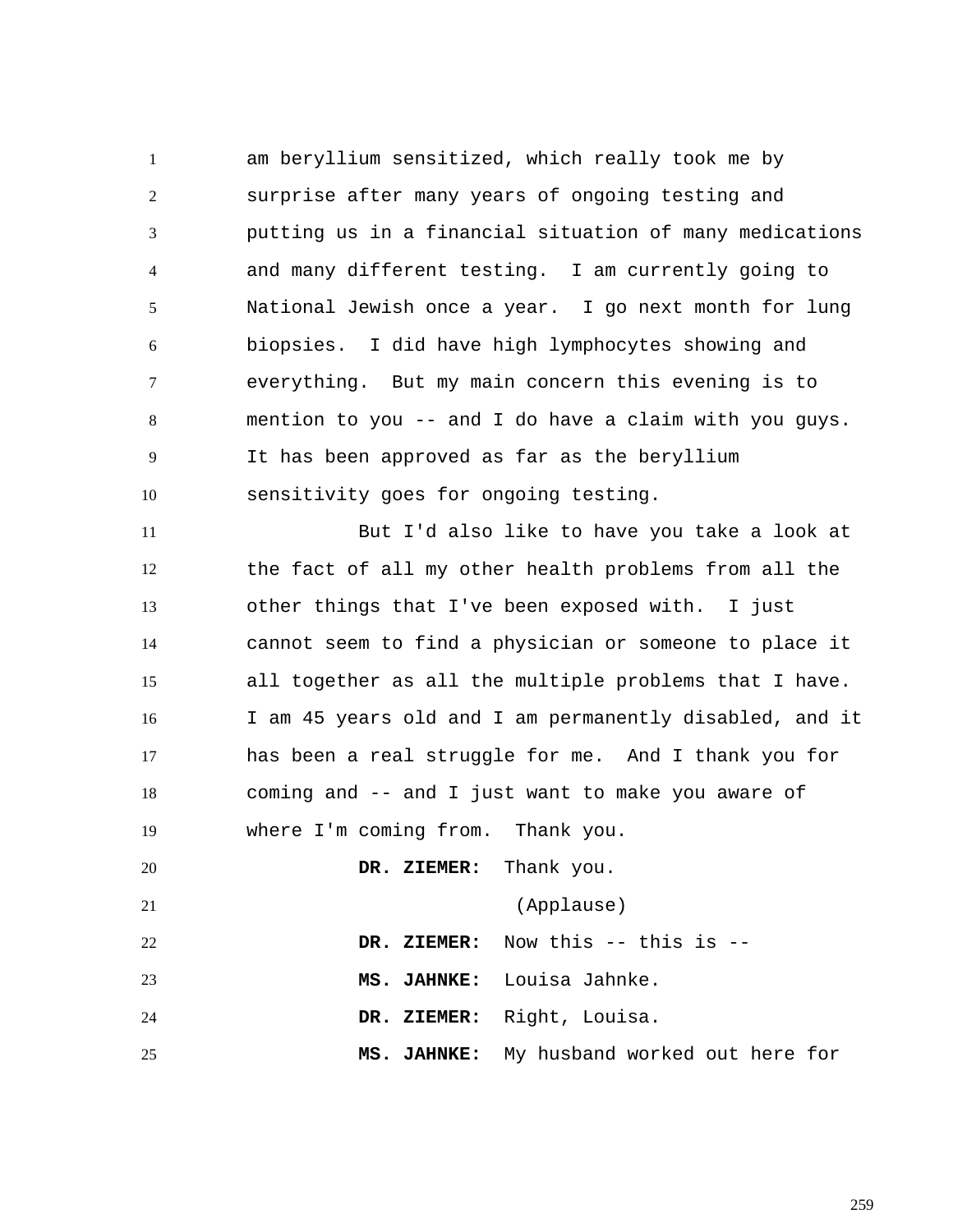am beryllium sensitized, which really took me by surprise after many years of ongoing testing and putting us in a financial situation of many medications and many different testing. I am currently going to National Jewish once a year. I go next month for lung biopsies. I did have high lymphocytes showing and everything. But my main concern this evening is to mention to you -- and I do have a claim with you guys. It has been approved as far as the beryllium sensitivity goes for ongoing testing.

But I'd also like to have you take a look at the fact of all my other health problems from all the other things that I've been exposed with. I just cannot seem to find a physician or someone to place it all together as all the multiple problems that I have. I am 45 years old and I am permanently disabled, and it has been a real struggle for me. And I thank you for coming and -- and I just want to make you aware of where I'm coming from. Thank you.

**DR. ZIEMER:** Thank you.

(Applause)

**DR. ZIEMER:** Now this -- this is --

**MS. JAHNKE:** Louisa Jahnke.

**DR. ZIEMER:** Right, Louisa.

**MS. JAHNKE:** My husband worked out here for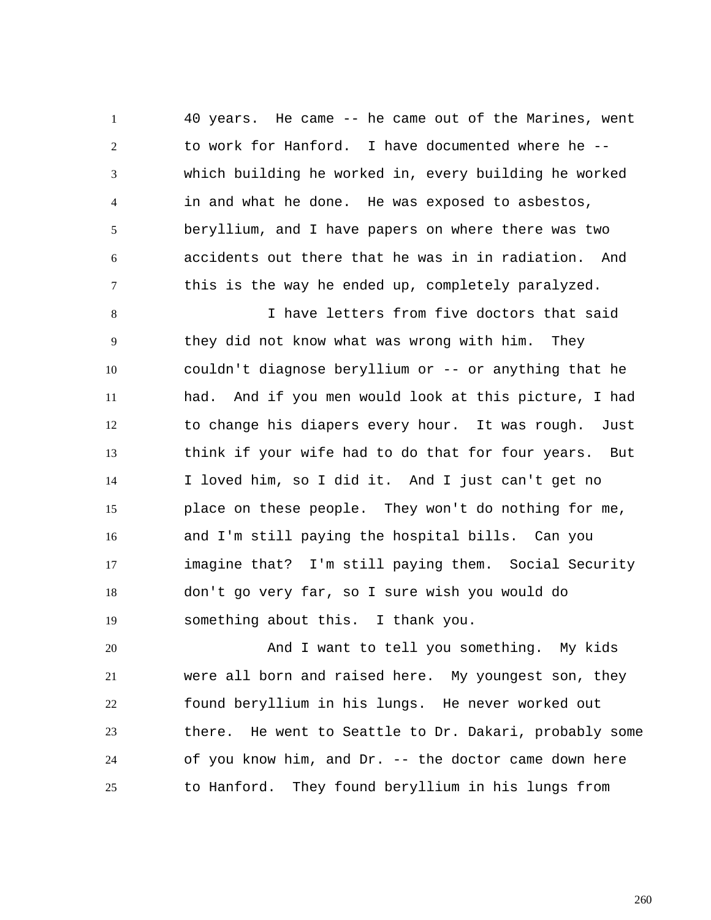40 years. He came -- he came out of the Marines, went to work for Hanford. I have documented where he -- which building he worked in, every building he worked in and what he done. He was exposed to asbestos, beryllium, and I have papers on where there was two accidents out there that he was in in radiation. And this is the way he ended up, completely paralyzed.

I have letters from five doctors that said they did not know what was wrong with him. They couldn't diagnose beryllium or -- or anything that he had. And if you men would look at this picture, I had to change his diapers every hour. It was rough. Just think if your wife had to do that for four years. But I loved him, so I did it. And I just can't get no place on these people. They won't do nothing for me, and I'm still paying the hospital bills. Can you imagine that? I'm still paying them. Social Security don't go very far, so I sure wish you would do something about this. I thank you.

And I want to tell you something. My kids were all born and raised here. My youngest son, they found beryllium in his lungs. He never worked out there. He went to Seattle to Dr. Dakari, probably some of you know him, and Dr. -- the doctor came down here to Hanford. They found beryllium in his lungs from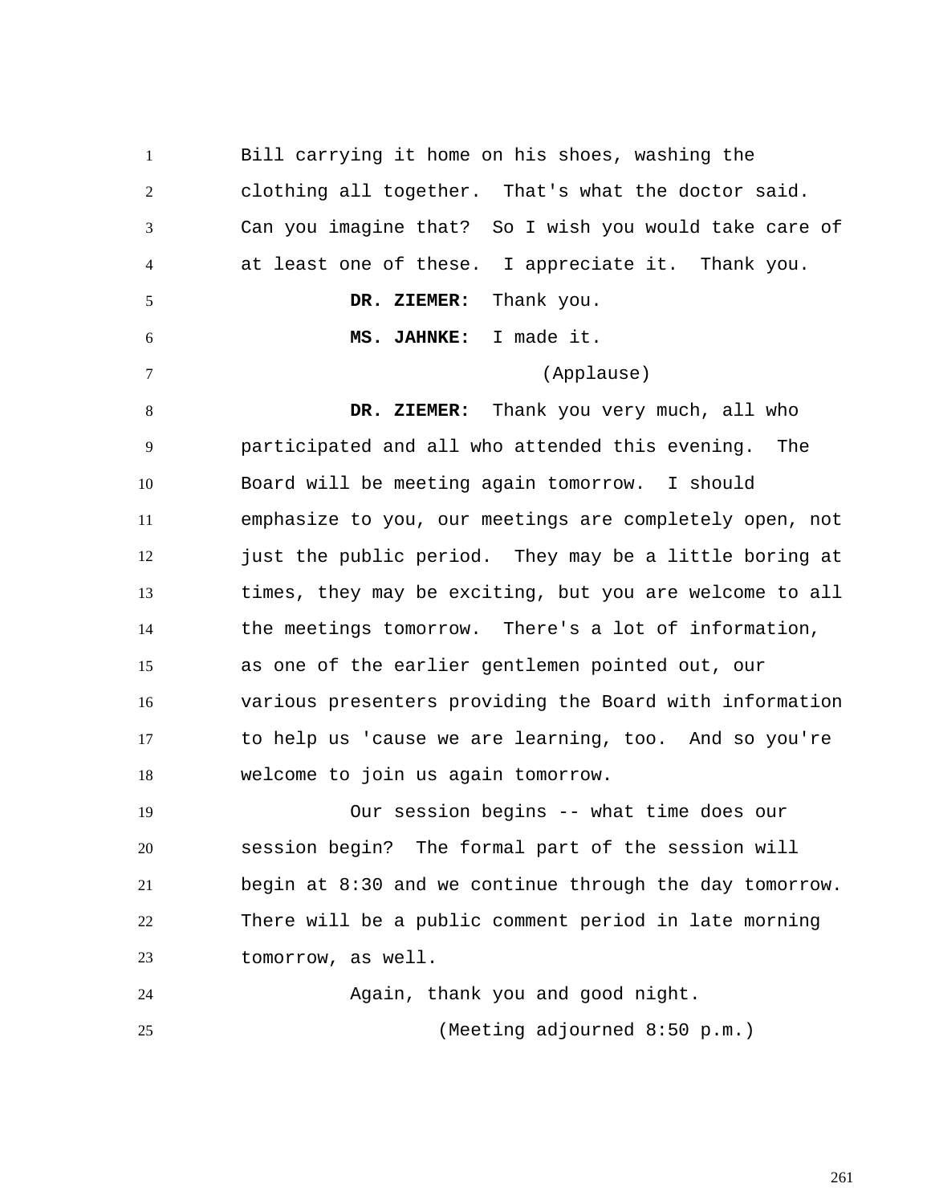Bill carrying it home on his shoes, washing the clothing all together. That's what the doctor said. Can you imagine that? So I wish you would take care of at least one of these. I appreciate it. Thank you.

**DR. ZIEMER:** Thank you.

**MS. JAHNKE:** I made it.

(Applause)

**DR. ZIEMER:** Thank you very much, all who participated and all who attended this evening. The Board will be meeting again tomorrow. I should emphasize to you, our meetings are completely open, not just the public period. They may be a little boring at times, they may be exciting, but you are welcome to all the meetings tomorrow. There's a lot of information, as one of the earlier gentlemen pointed out, our various presenters providing the Board with information to help us 'cause we are learning, too. And so you're welcome to join us again tomorrow.

Our session begins -- what time does our session begin? The formal part of the session will begin at 8:30 and we continue through the day tomorrow. There will be a public comment period in late morning tomorrow, as well.

Again, thank you and good night.

(Meeting adjourned 8:50 p.m.)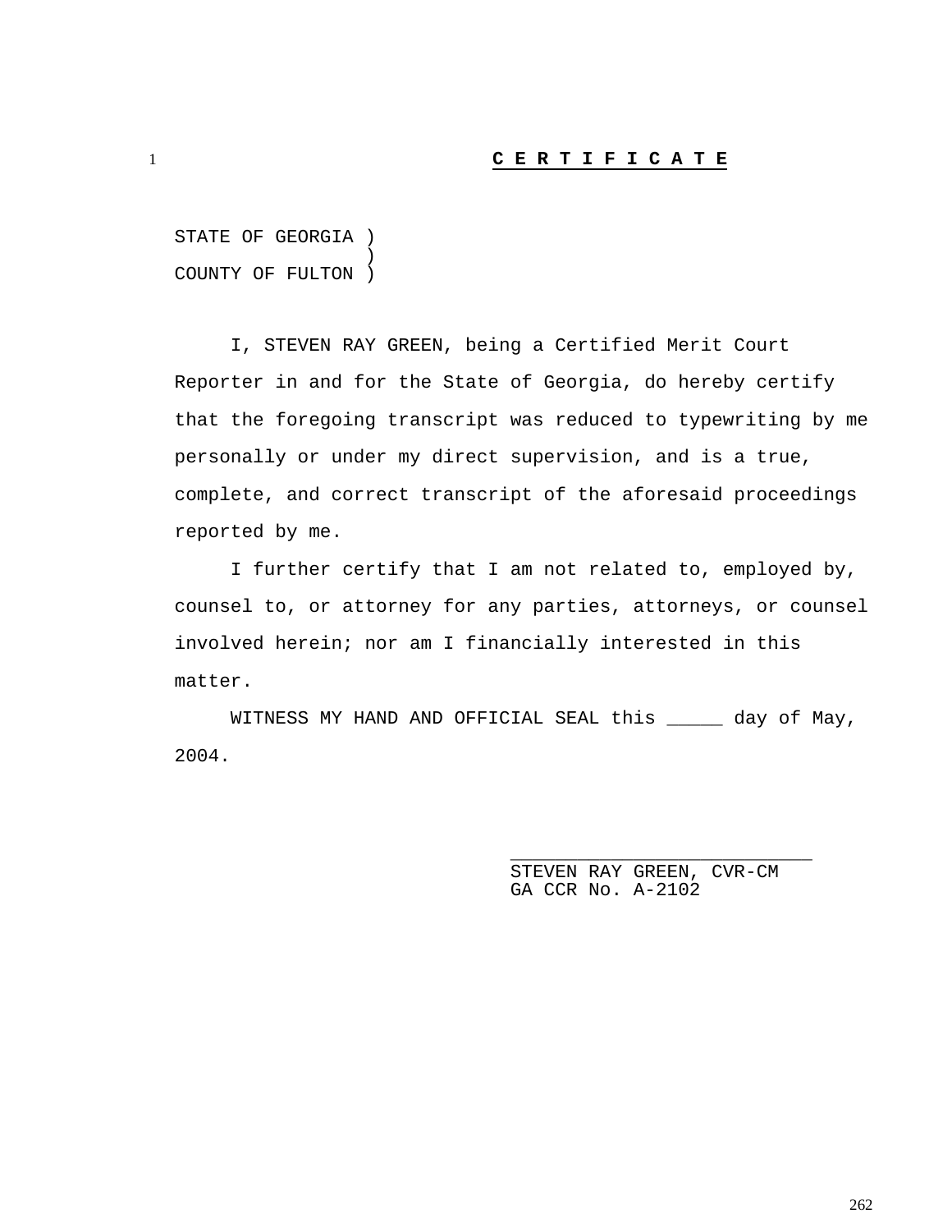# C E R T I F I C A T E

STATE OF GEORGIA )
)
COUNTY OF FULTON )

I, STEVEN RAY GREEN, being a Certified Merit Court Reporter in and for the State of Georgia, do hereby certify that the foregoing transcript was reduced to typewriting by me personally or under my direct supervision, and is a true, complete, and correct transcript of the aforesaid proceedings reported by me.

I further certify that I am not related to, employed by, counsel to, or attorney for any parties, attorneys, or counsel involved herein; nor am I financially interested in this matter.

WITNESS MY HAND AND OFFICIAL SEAL this _____ day of May, 2004.

___________________________
STEVEN RAY GREEN, CVR-CM
GA CCR No. A-2102